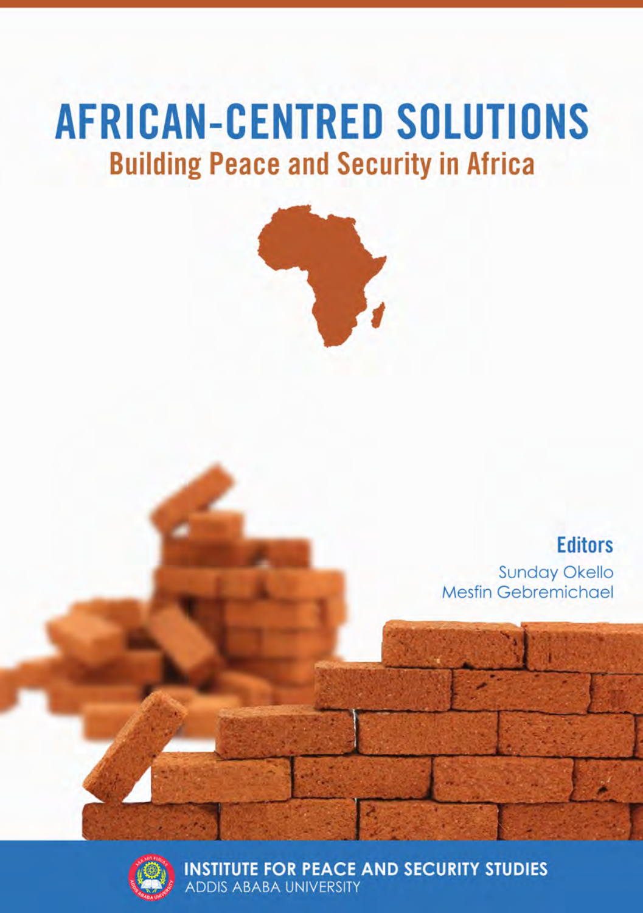# AFRICAN-CENTRED SOLUTIONS

## Building Peace and Security in Africa

**Editors**

Sunday Okello

Mesfin Gebremichael

**INSTITUTE FOR PEACE AND SECURITY STUDIES**

ADDIS ABABA UNIVERSITY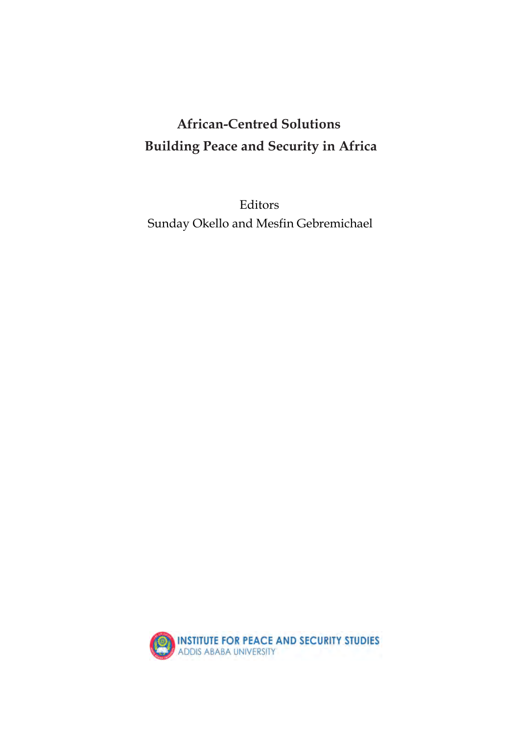# African-Centred Solutions
# Building Peace and Security in Africa

Editors
Sunday Okello and Mesfin Gebremichael

INSTITUTE FOR PEACE AND SECURITY STUDIES
ADDIS ABABA UNIVERSITY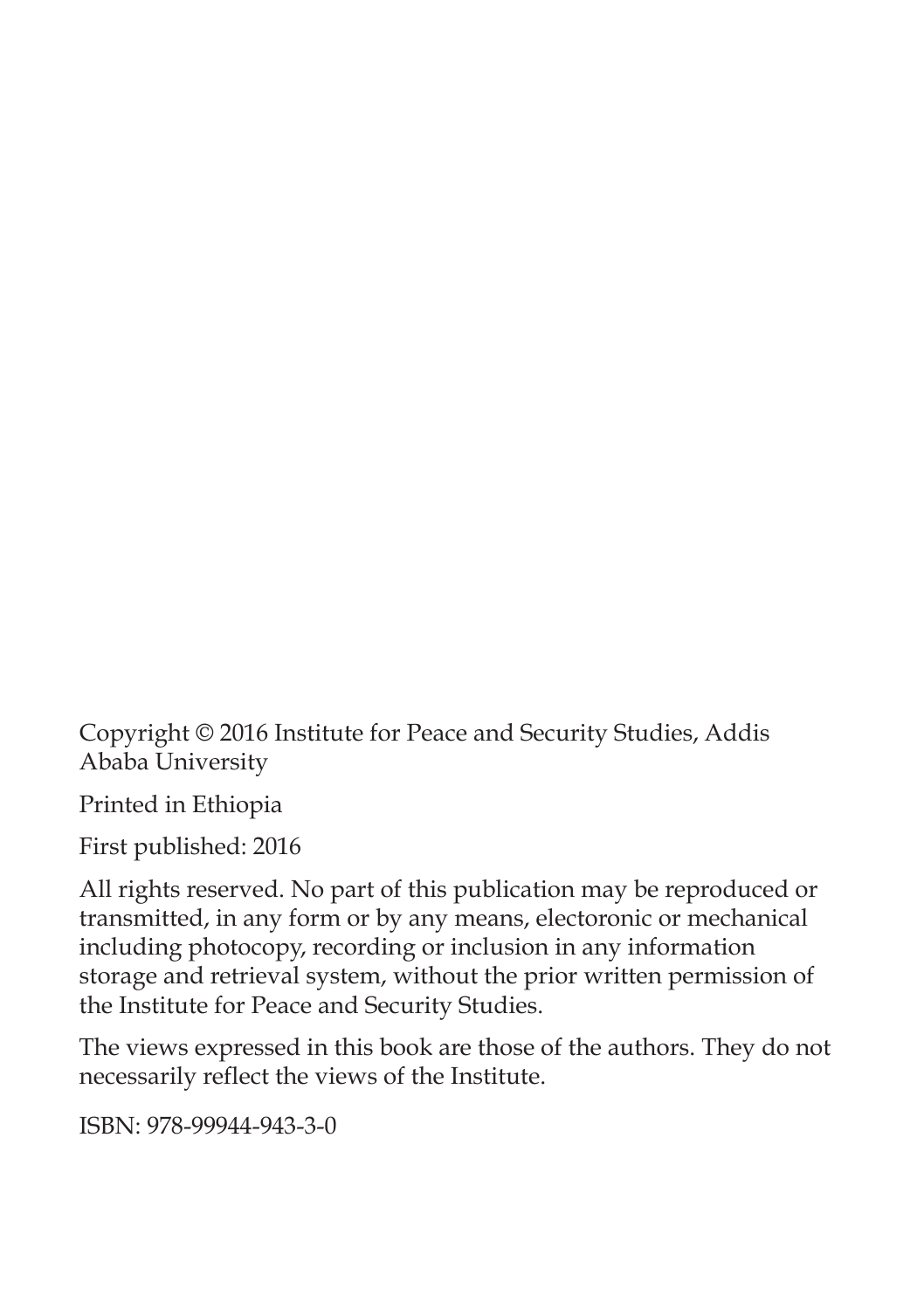Copyright © 2016 Institute for Peace and Security Studies, Addis Ababa University

Printed in Ethiopia

First published: 2016

All rights reserved. No part of this publication may be reproduced or transmitted, in any form or by any means, electoronic or mechanical including photocopy, recording or inclusion in any information storage and retrieval system, without the prior written permission of the Institute for Peace and Security Studies.

The views expressed in this book are those of the authors. They do not necessarily reflect the views of the Institute.

ISBN: 978-99944-943-3-0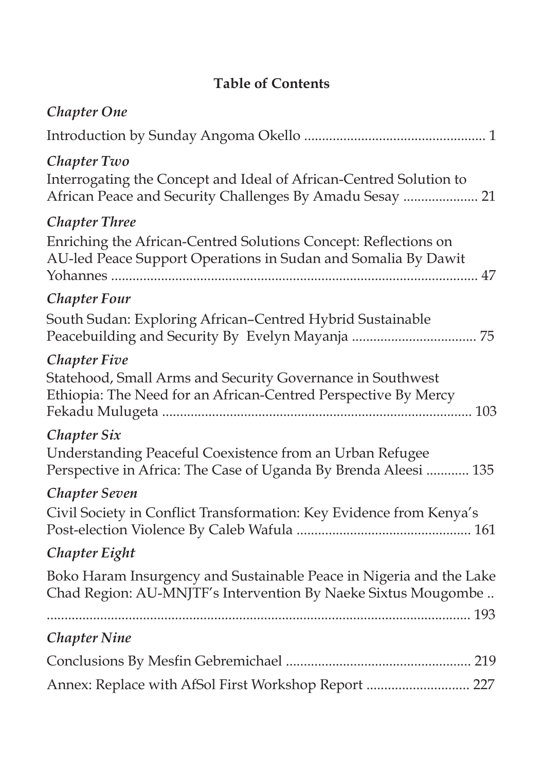# Table of Contents

*Chapter One*

Introduction by Sunday Angoma Okello .................................................. 1

*Chapter Two*

Interrogating the Concept and Ideal of African-Centred Solution to African Peace and Security Challenges By Amadu Sesay .................... 21

*Chapter Three*

Enriching the African-Centred Solutions Concept: Reflections on AU-led Peace Support Operations in Sudan and Somalia By Dawit Yohannes ..................................................................................... 47

*Chapter Four*

South Sudan: Exploring African–Centred Hybrid Sustainable Peacebuilding and Security By Evelyn Mayanja .................................. 75

*Chapter Five*

Statehood, Small Arms and Security Governance in Southwest Ethiopia: The Need for an African-Centred Perspective By Mercy Fekadu Mulugeta ..................................................................... 103

*Chapter Six*

Understanding Peaceful Coexistence from an Urban Refugee Perspective in Africa: The Case of Uganda By Brenda Aleesi ............ 135

*Chapter Seven*

Civil Society in Conflict Transformation: Key Evidence from Kenya's Post-election Violence By Caleb Wafula ................................................ 161

*Chapter Eight*

Boko Haram Insurgency and Sustainable Peace in Nigeria and the Lake Chad Region: AU-MNJTF's Intervention By Naeke Sixtus Mougombe .. ........................................................................................................ 193

*Chapter Nine*

Conclusions By Mesfin Gebremichael .................................................... 219

Annex: Replace with AfSol First Workshop Report ............................ 227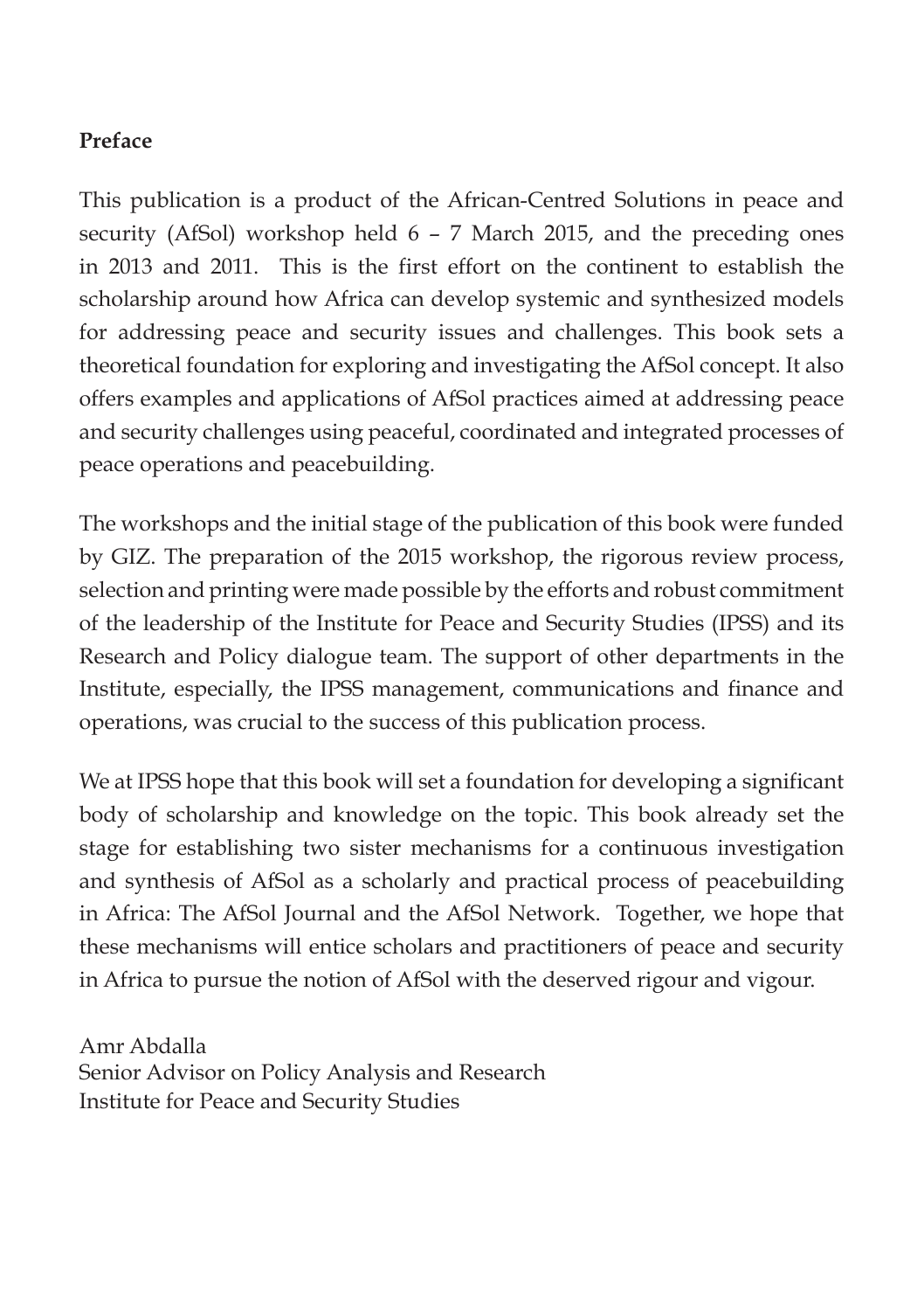**Preface**

This publication is a product of the African-Centred Solutions in peace and security (AfSol) workshop held 6 – 7 March 2015, and the preceding ones in 2013 and 2011. This is the first effort on the continent to establish the scholarship around how Africa can develop systemic and synthesized models for addressing peace and security issues and challenges. This book sets a theoretical foundation for exploring and investigating the AfSol concept. It also offers examples and applications of AfSol practices aimed at addressing peace and security challenges using peaceful, coordinated and integrated processes of peace operations and peacebuilding.

The workshops and the initial stage of the publication of this book were funded by GIZ. The preparation of the 2015 workshop, the rigorous review process, selection and printing were made possible by the efforts and robust commitment of the leadership of the Institute for Peace and Security Studies (IPSS) and its Research and Policy dialogue team. The support of other departments in the Institute, especially, the IPSS management, communications and finance and operations, was crucial to the success of this publication process.

We at IPSS hope that this book will set a foundation for developing a significant body of scholarship and knowledge on the topic. This book already set the stage for establishing two sister mechanisms for a continuous investigation and synthesis of AfSol as a scholarly and practical process of peacebuilding in Africa: The AfSol Journal and the AfSol Network. Together, we hope that these mechanisms will entice scholars and practitioners of peace and security in Africa to pursue the notion of AfSol with the deserved rigour and vigour.

Amr Abdalla
Senior Advisor on Policy Analysis and Research
Institute for Peace and Security Studies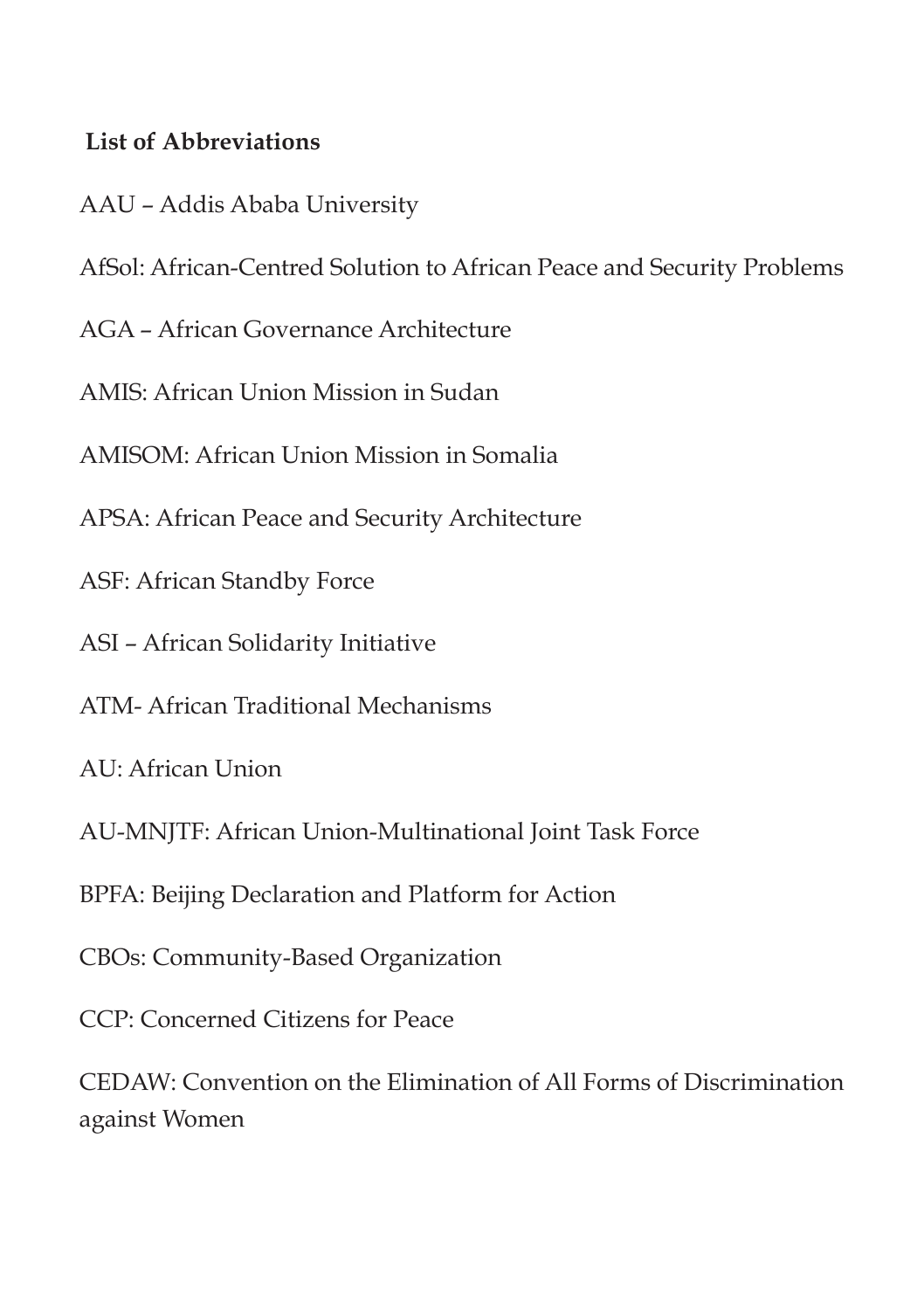## List of Abbreviations

AAU – Addis Ababa University

AfSol: African-Centred Solution to African Peace and Security Problems

AGA – African Governance Architecture

AMIS: African Union Mission in Sudan

AMISOM: African Union Mission in Somalia

APSA: African Peace and Security Architecture

ASF: African Standby Force

ASI – African Solidarity Initiative

ATM- African Traditional Mechanisms

AU: African Union

AU-MNJTF: African Union-Multinational Joint Task Force

BPFA: Beijing Declaration and Platform for Action

CBOs: Community-Based Organization

CCP: Concerned Citizens for Peace

CEDAW: Convention on the Elimination of All Forms of Discrimination against Women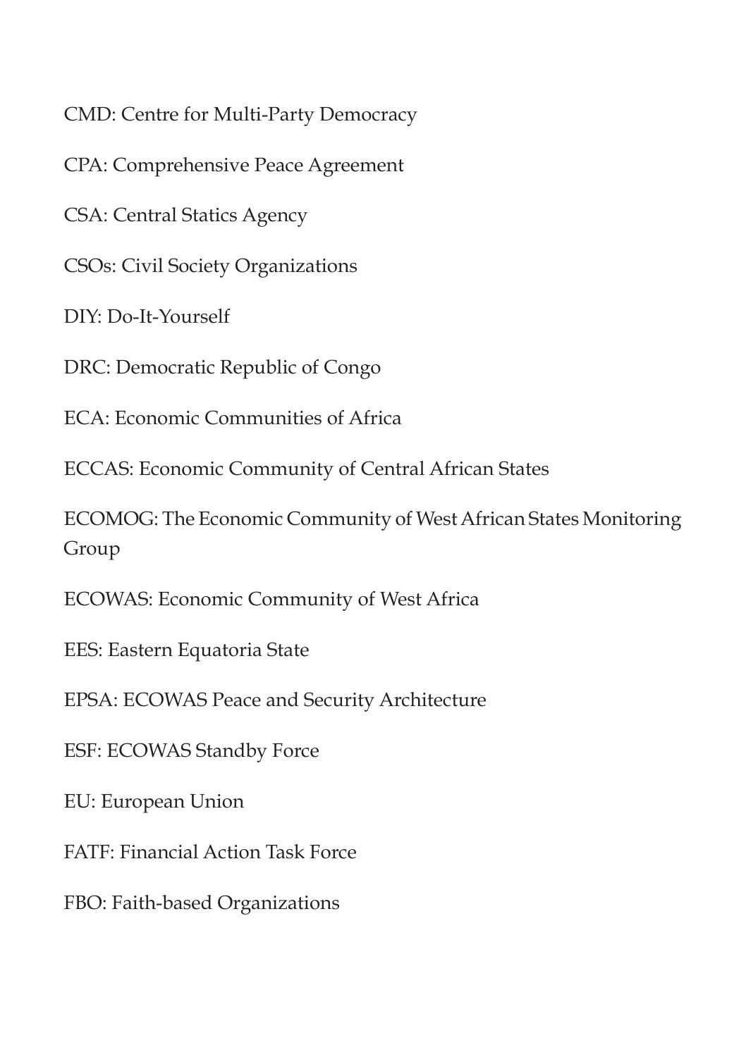CMD: Centre for Multi-Party Democracy

CPA: Comprehensive Peace Agreement

CSA: Central Statics Agency

CSOs: Civil Society Organizations

DIY: Do-It-Yourself

DRC: Democratic Republic of Congo

ECA: Economic Communities of Africa

ECCAS: Economic Community of Central African States

ECOMOG: The Economic Community of West African States Monitoring Group

ECOWAS: Economic Community of West Africa

EES: Eastern Equatoria State

EPSA: ECOWAS Peace and Security Architecture

ESF: ECOWAS Standby Force

EU: European Union

FATF: Financial Action Task Force

FBO: Faith-based Organizations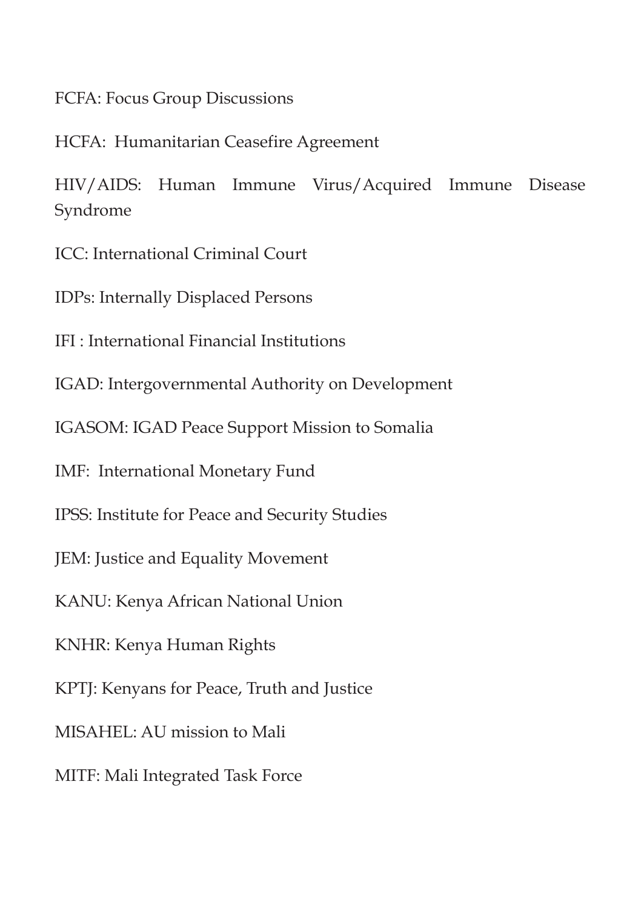FCFA: Focus Group Discussions

HCFA: Humanitarian Ceasefire Agreement

HIV/AIDS: Human Immune Virus/Acquired Immune Disease Syndrome

ICC: International Criminal Court

IDPs: Internally Displaced Persons

IFI : International Financial Institutions

IGAD: Intergovernmental Authority on Development

IGASOM: IGAD Peace Support Mission to Somalia

IMF: International Monetary Fund

IPSS: Institute for Peace and Security Studies

JEM: Justice and Equality Movement

KANU: Kenya African National Union

KNHR: Kenya Human Rights

KPTJ: Kenyans for Peace, Truth and Justice

MISAHEL: AU mission to Mali

MITF: Mali Integrated Task Force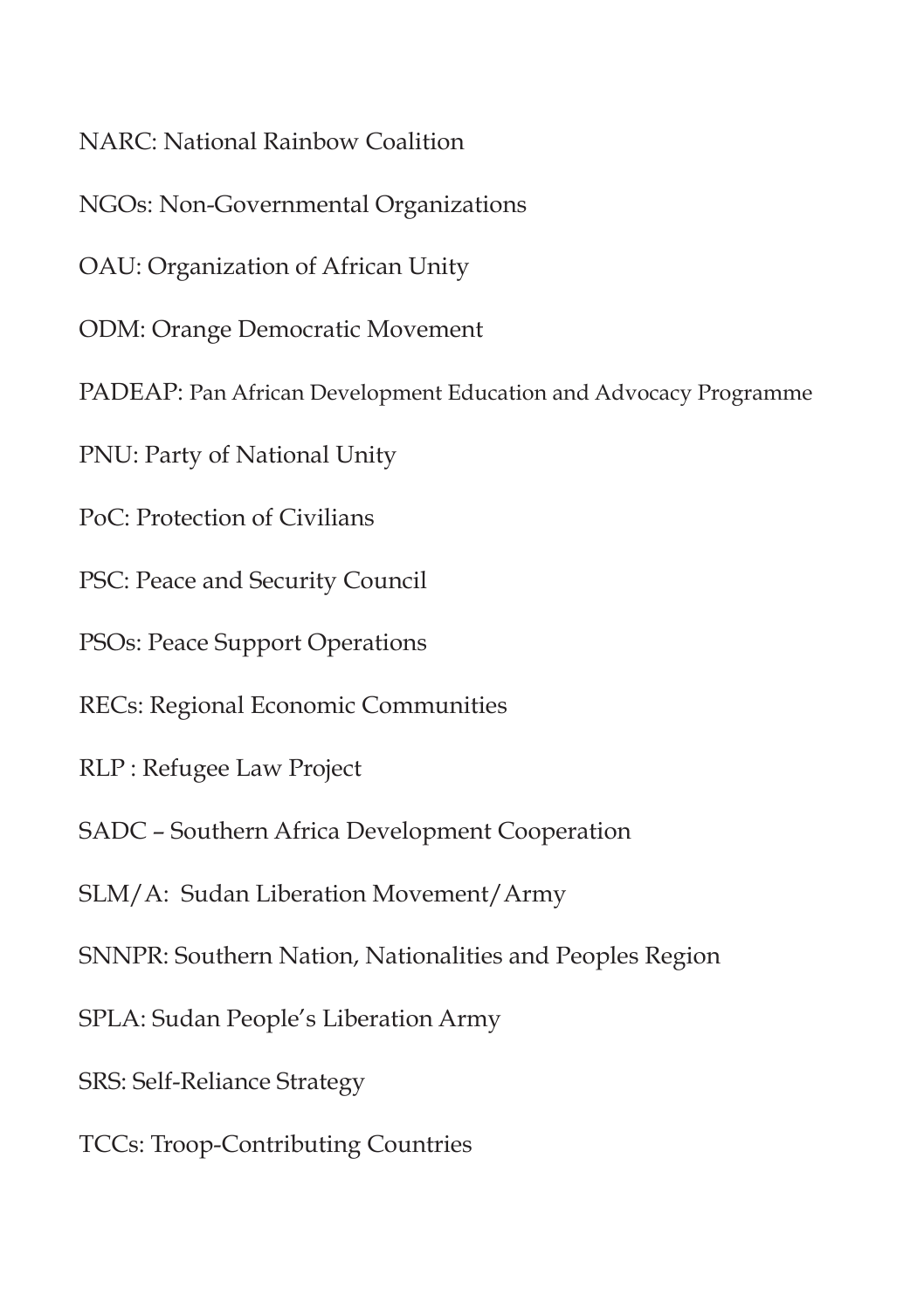NARC: National Rainbow Coalition

NGOs: Non-Governmental Organizations

OAU: Organization of African Unity

ODM: Orange Democratic Movement

PADEAP: Pan African Development Education and Advocacy Programme

PNU: Party of National Unity

PoC: Protection of Civilians

PSC: Peace and Security Council

PSOs: Peace Support Operations

RECs: Regional Economic Communities

RLP : Refugee Law Project

SADC – Southern Africa Development Cooperation

SLM/A:  Sudan Liberation Movement/Army

SNNPR: Southern Nation, Nationalities and Peoples Region

SPLA: Sudan People's Liberation Army

SRS: Self-Reliance Strategy

TCCs: Troop-Contributing Countries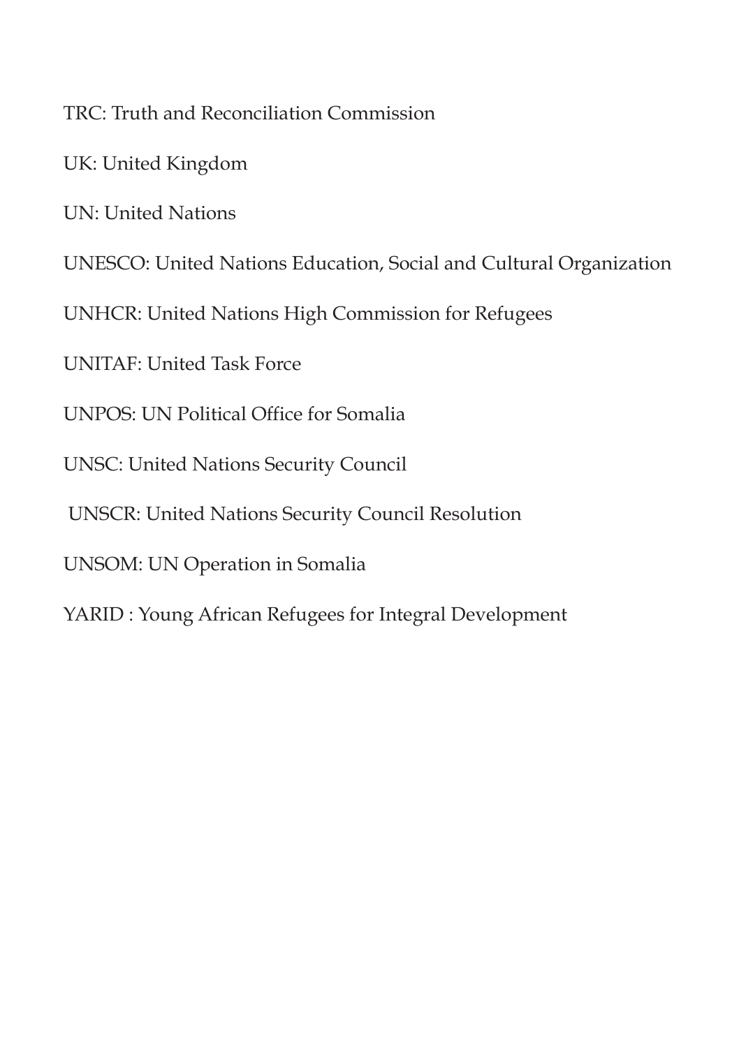TRC: Truth and Reconciliation Commission

UK: United Kingdom

UN: United Nations

UNESCO: United Nations Education, Social and Cultural Organization

UNHCR: United Nations High Commission for Refugees

UNITAF: United Task Force

UNPOS: UN Political Office for Somalia

UNSC: United Nations Security Council

UNSCR: United Nations Security Council Resolution

UNSOM: UN Operation in Somalia

YARID : Young African Refugees for Integral Development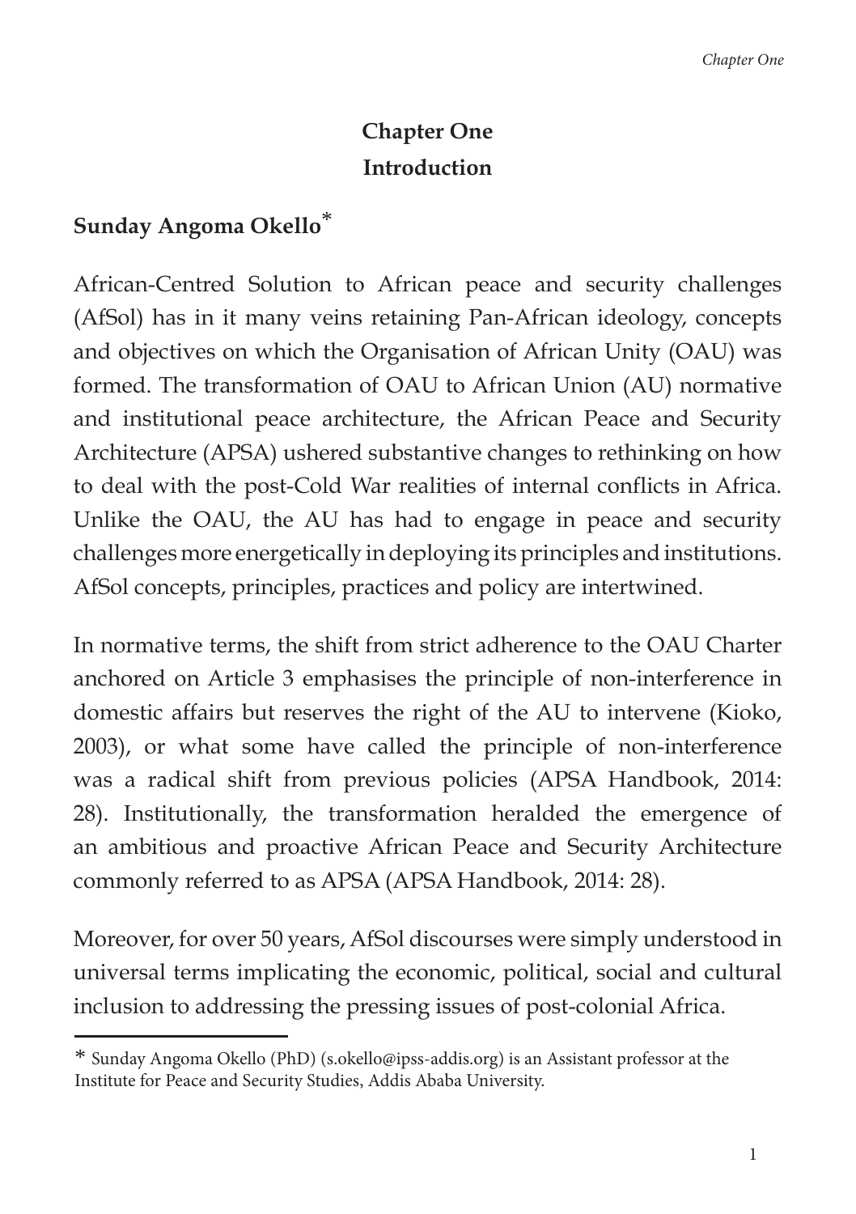# Chapter One
# Introduction

**Sunday Angoma Okello***

African-Centred Solution to African peace and security challenges (AfSol) has in it many veins retaining Pan-African ideology, concepts and objectives on which the Organisation of African Unity (OAU) was formed. The transformation of OAU to African Union (AU) normative and institutional peace architecture, the African Peace and Security Architecture (APSA) ushered substantive changes to rethinking on how to deal with the post-Cold War realities of internal conflicts in Africa. Unlike the OAU, the AU has had to engage in peace and security challenges more energetically in deploying its principles and institutions. AfSol concepts, principles, practices and policy are intertwined.

In normative terms, the shift from strict adherence to the OAU Charter anchored on Article 3 emphasises the principle of non-interference in domestic affairs but reserves the right of the AU to intervene (Kioko, 2003), or what some have called the principle of non-interference was a radical shift from previous policies (APSA Handbook, 2014: 28). Institutionally, the transformation heralded the emergence of an ambitious and proactive African Peace and Security Architecture commonly referred to as APSA (APSA Handbook, 2014: 28).

Moreover, for over 50 years, AfSol discourses were simply understood in universal terms implicating the economic, political, social and cultural inclusion to addressing the pressing issues of post-colonial Africa.

---

* Sunday Angoma Okello (PhD) (s.okello@ipss-addis.org) is an Assistant professor at the Institute for Peace and Security Studies, Addis Ababa University.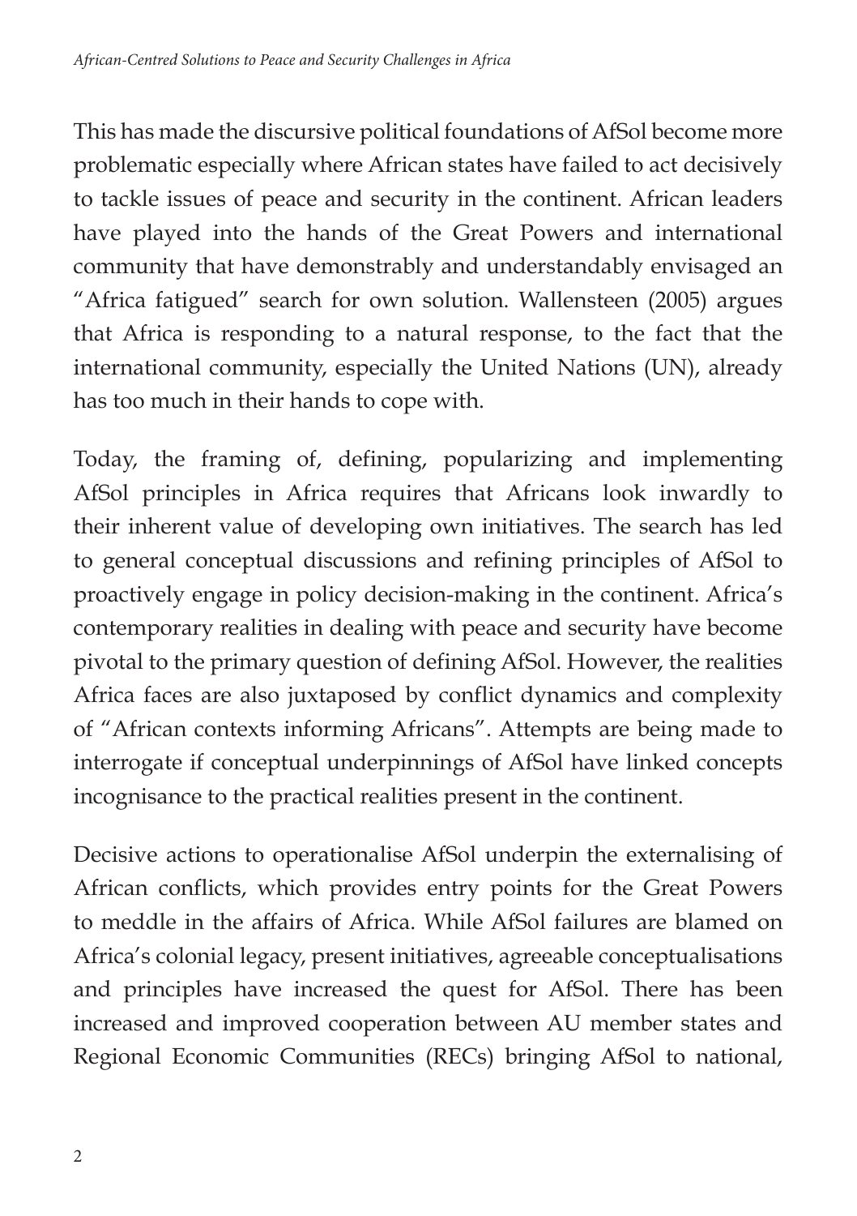This has made the discursive political foundations of AfSol become more problematic especially where African states have failed to act decisively to tackle issues of peace and security in the continent. African leaders have played into the hands of the Great Powers and international community that have demonstrably and understandably envisaged an "Africa fatigued" search for own solution. Wallensteen (2005) argues that Africa is responding to a natural response, to the fact that the international community, especially the United Nations (UN), already has too much in their hands to cope with.

Today, the framing of, defining, popularizing and implementing AfSol principles in Africa requires that Africans look inwardly to their inherent value of developing own initiatives. The search has led to general conceptual discussions and refining principles of AfSol to proactively engage in policy decision-making in the continent. Africa's contemporary realities in dealing with peace and security have become pivotal to the primary question of defining AfSol. However, the realities Africa faces are also juxtaposed by conflict dynamics and complexity of "African contexts informing Africans". Attempts are being made to interrogate if conceptual underpinnings of AfSol have linked concepts incognisance to the practical realities present in the continent.

Decisive actions to operationalise AfSol underpin the externalising of African conflicts, which provides entry points for the Great Powers to meddle in the affairs of Africa. While AfSol failures are blamed on Africa's colonial legacy, present initiatives, agreeable conceptualisations and principles have increased the quest for AfSol. There has been increased and improved cooperation between AU member states and Regional Economic Communities (RECs) bringing AfSol to national,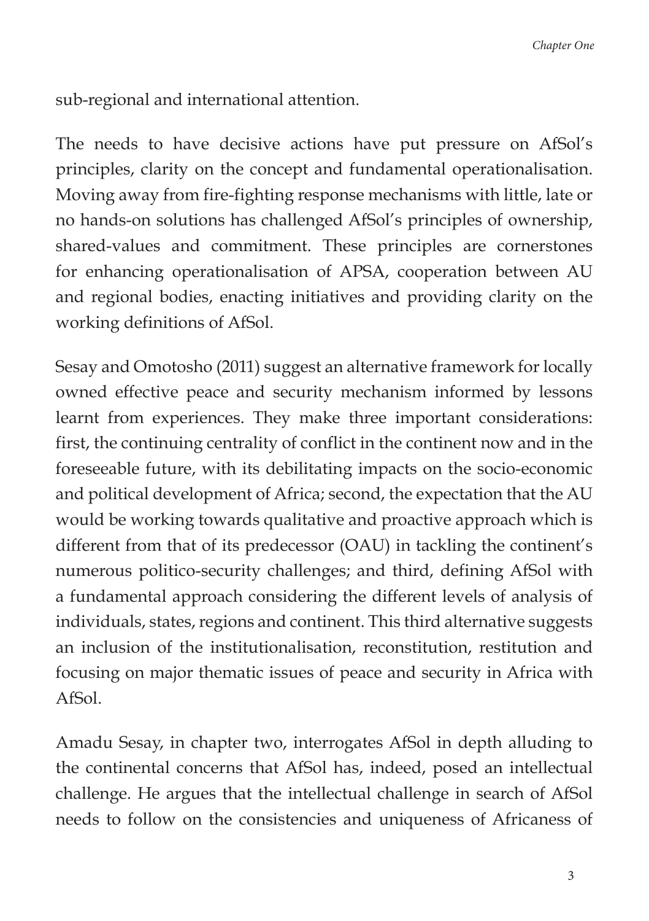sub-regional and international attention.

The needs to have decisive actions have put pressure on AfSol's principles, clarity on the concept and fundamental operationalisation. Moving away from fire-fighting response mechanisms with little, late or no hands-on solutions has challenged AfSol's principles of ownership, shared-values and commitment. These principles are cornerstones for enhancing operationalisation of APSA, cooperation between AU and regional bodies, enacting initiatives and providing clarity on the working definitions of AfSol.

Sesay and Omotosho (2011) suggest an alternative framework for locally owned effective peace and security mechanism informed by lessons learnt from experiences. They make three important considerations: first, the continuing centrality of conflict in the continent now and in the foreseeable future, with its debilitating impacts on the socio-economic and political development of Africa; second, the expectation that the AU would be working towards qualitative and proactive approach which is different from that of its predecessor (OAU) in tackling the continent's numerous politico-security challenges; and third, defining AfSol with a fundamental approach considering the different levels of analysis of individuals, states, regions and continent. This third alternative suggests an inclusion of the institutionalisation, reconstitution, restitution and focusing on major thematic issues of peace and security in Africa with AfSol.

Amadu Sesay, in chapter two, interrogates AfSol in depth alluding to the continental concerns that AfSol has, indeed, posed an intellectual challenge. He argues that the intellectual challenge in search of AfSol needs to follow on the consistencies and uniqueness of Africaness of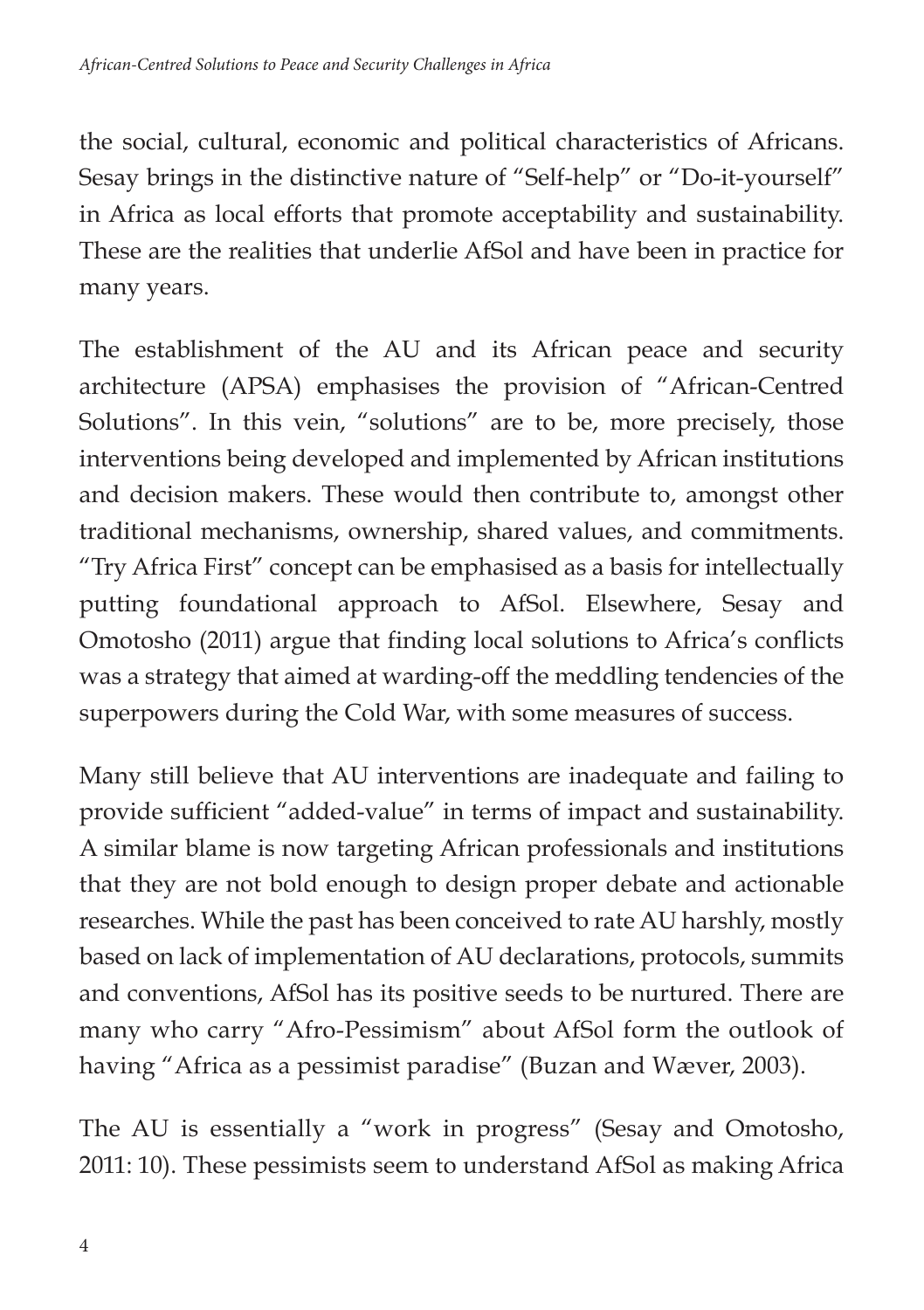the social, cultural, economic and political characteristics of Africans. Sesay brings in the distinctive nature of "Self-help" or "Do-it-yourself" in Africa as local efforts that promote acceptability and sustainability. These are the realities that underlie AfSol and have been in practice for many years.

The establishment of the AU and its African peace and security architecture (APSA) emphasises the provision of "African-Centred Solutions". In this vein, "solutions" are to be, more precisely, those interventions being developed and implemented by African institutions and decision makers. These would then contribute to, amongst other traditional mechanisms, ownership, shared values, and commitments. "Try Africa First" concept can be emphasised as a basis for intellectually putting foundational approach to AfSol. Elsewhere, Sesay and Omotosho (2011) argue that finding local solutions to Africa's conflicts was a strategy that aimed at warding-off the meddling tendencies of the superpowers during the Cold War, with some measures of success.

Many still believe that AU interventions are inadequate and failing to provide sufficient "added-value" in terms of impact and sustainability. A similar blame is now targeting African professionals and institutions that they are not bold enough to design proper debate and actionable researches. While the past has been conceived to rate AU harshly, mostly based on lack of implementation of AU declarations, protocols, summits and conventions, AfSol has its positive seeds to be nurtured. There are many who carry "Afro-Pessimism" about AfSol form the outlook of having "Africa as a pessimist paradise" (Buzan and Wæver, 2003).

The AU is essentially a "work in progress" (Sesay and Omotosho, 2011: 10). These pessimists seem to understand AfSol as making Africa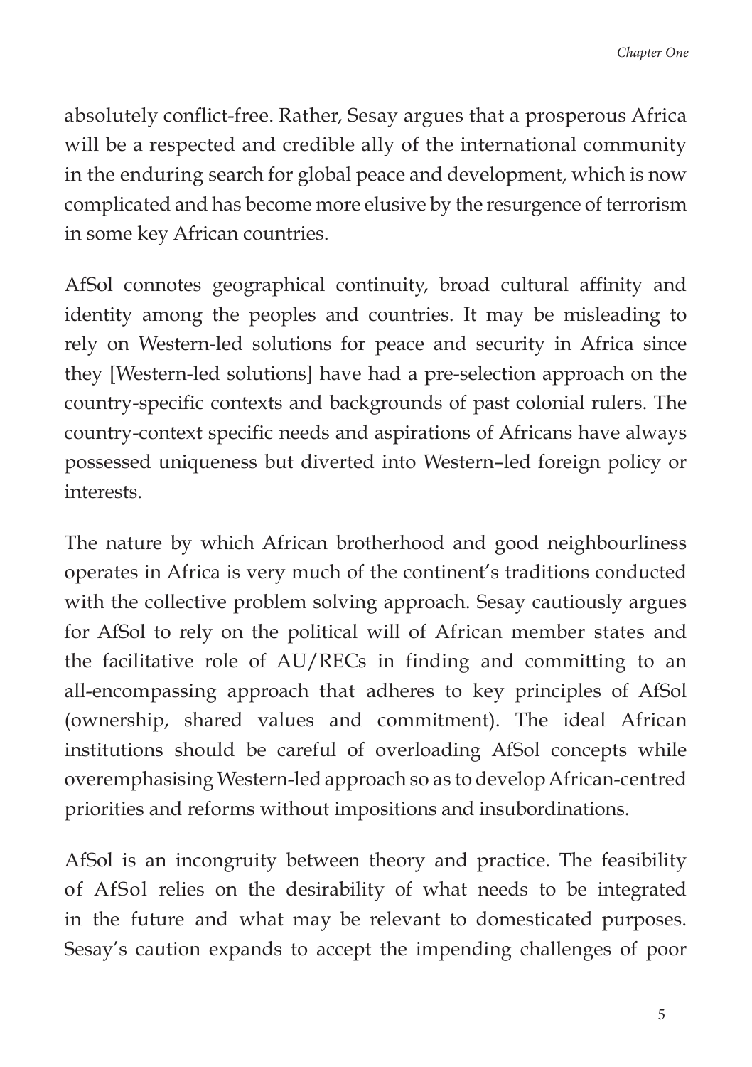absolutely conflict-free. Rather, Sesay argues that a prosperous Africa will be a respected and credible ally of the international community in the enduring search for global peace and development, which is now complicated and has become more elusive by the resurgence of terrorism in some key African countries.

AfSol connotes geographical continuity, broad cultural affinity and identity among the peoples and countries. It may be misleading to rely on Western-led solutions for peace and security in Africa since they [Western-led solutions] have had a pre-selection approach on the country-specific contexts and backgrounds of past colonial rulers. The country-context specific needs and aspirations of Africans have always possessed uniqueness but diverted into Western–led foreign policy or interests.

The nature by which African brotherhood and good neighbourliness operates in Africa is very much of the continent's traditions conducted with the collective problem solving approach. Sesay cautiously argues for AfSol to rely on the political will of African member states and the facilitative role of AU/RECs in finding and committing to an all-encompassing approach that adheres to key principles of AfSol (ownership, shared values and commitment). The ideal African institutions should be careful of overloading AfSol concepts while overemphasising Western-led approach so as to develop African-centred priorities and reforms without impositions and insubordinations.

AfSol is an incongruity between theory and practice. The feasibility of AfSol relies on the desirability of what needs to be integrated in the future and what may be relevant to domesticated purposes. Sesay's caution expands to accept the impending challenges of poor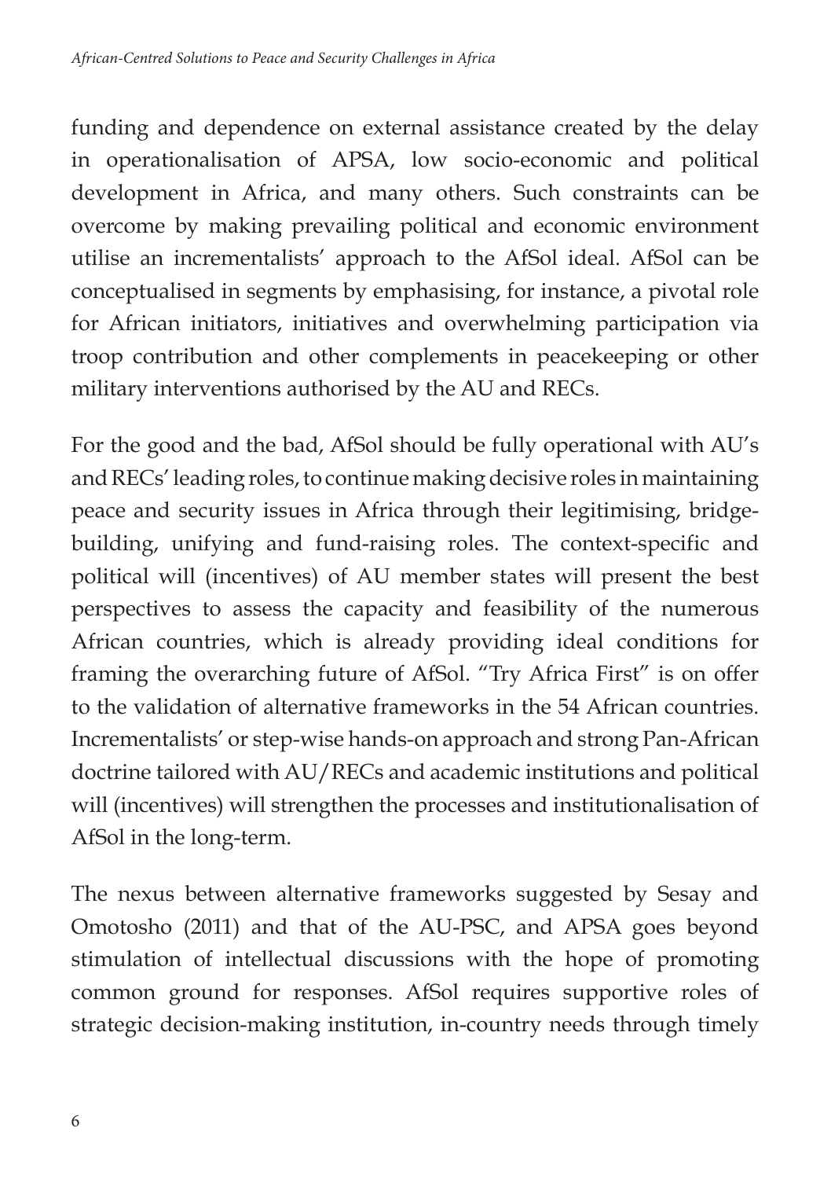funding and dependence on external assistance created by the delay in operationalisation of APSA, low socio-economic and political development in Africa, and many others. Such constraints can be overcome by making prevailing political and economic environment utilise an incrementalists' approach to the AfSol ideal. AfSol can be conceptualised in segments by emphasising, for instance, a pivotal role for African initiators, initiatives and overwhelming participation via troop contribution and other complements in peacekeeping or other military interventions authorised by the AU and RECs.

For the good and the bad, AfSol should be fully operational with AU's and RECs' leading roles, to continue making decisive roles in maintaining peace and security issues in Africa through their legitimising, bridge-building, unifying and fund-raising roles. The context-specific and political will (incentives) of AU member states will present the best perspectives to assess the capacity and feasibility of the numerous African countries, which is already providing ideal conditions for framing the overarching future of AfSol. "Try Africa First" is on offer to the validation of alternative frameworks in the 54 African countries. Incrementalists' or step-wise hands-on approach and strong Pan-African doctrine tailored with AU/RECs and academic institutions and political will (incentives) will strengthen the processes and institutionalisation of AfSol in the long-term.

The nexus between alternative frameworks suggested by Sesay and Omotosho (2011) and that of the AU-PSC, and APSA goes beyond stimulation of intellectual discussions with the hope of promoting common ground for responses. AfSol requires supportive roles of strategic decision-making institution, in-country needs through timely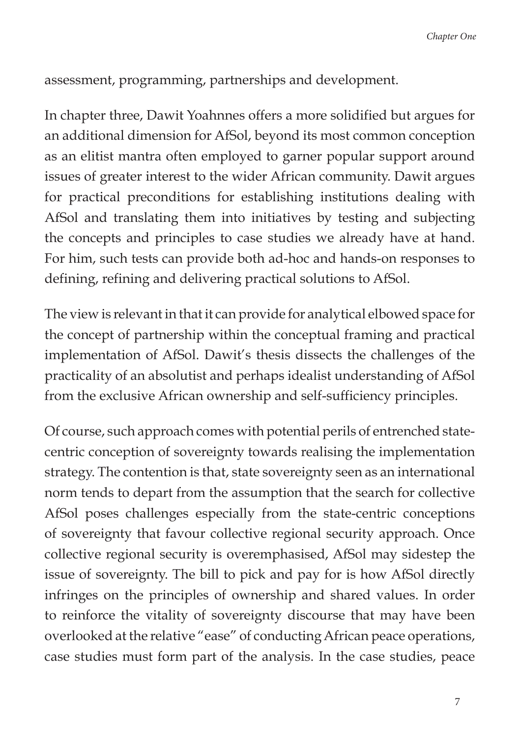assessment, programming, partnerships and development.

In chapter three, Dawit Yoahnnes offers a more solidified but argues for an additional dimension for AfSol, beyond its most common conception as an elitist mantra often employed to garner popular support around issues of greater interest to the wider African community. Dawit argues for practical preconditions for establishing institutions dealing with AfSol and translating them into initiatives by testing and subjecting the concepts and principles to case studies we already have at hand. For him, such tests can provide both ad-hoc and hands-on responses to defining, refining and delivering practical solutions to AfSol.

The view is relevant in that it can provide for analytical elbowed space for the concept of partnership within the conceptual framing and practical implementation of AfSol. Dawit's thesis dissects the challenges of the practicality of an absolutist and perhaps idealist understanding of AfSol from the exclusive African ownership and self-sufficiency principles.

Of course, such approach comes with potential perils of entrenched state-centric conception of sovereignty towards realising the implementation strategy. The contention is that, state sovereignty seen as an international norm tends to depart from the assumption that the search for collective AfSol poses challenges especially from the state-centric conceptions of sovereignty that favour collective regional security approach. Once collective regional security is overemphasised, AfSol may sidestep the issue of sovereignty. The bill to pick and pay for is how AfSol directly infringes on the principles of ownership and shared values. In order to reinforce the vitality of sovereignty discourse that may have been overlooked at the relative "ease" of conducting African peace operations, case studies must form part of the analysis. In the case studies, peace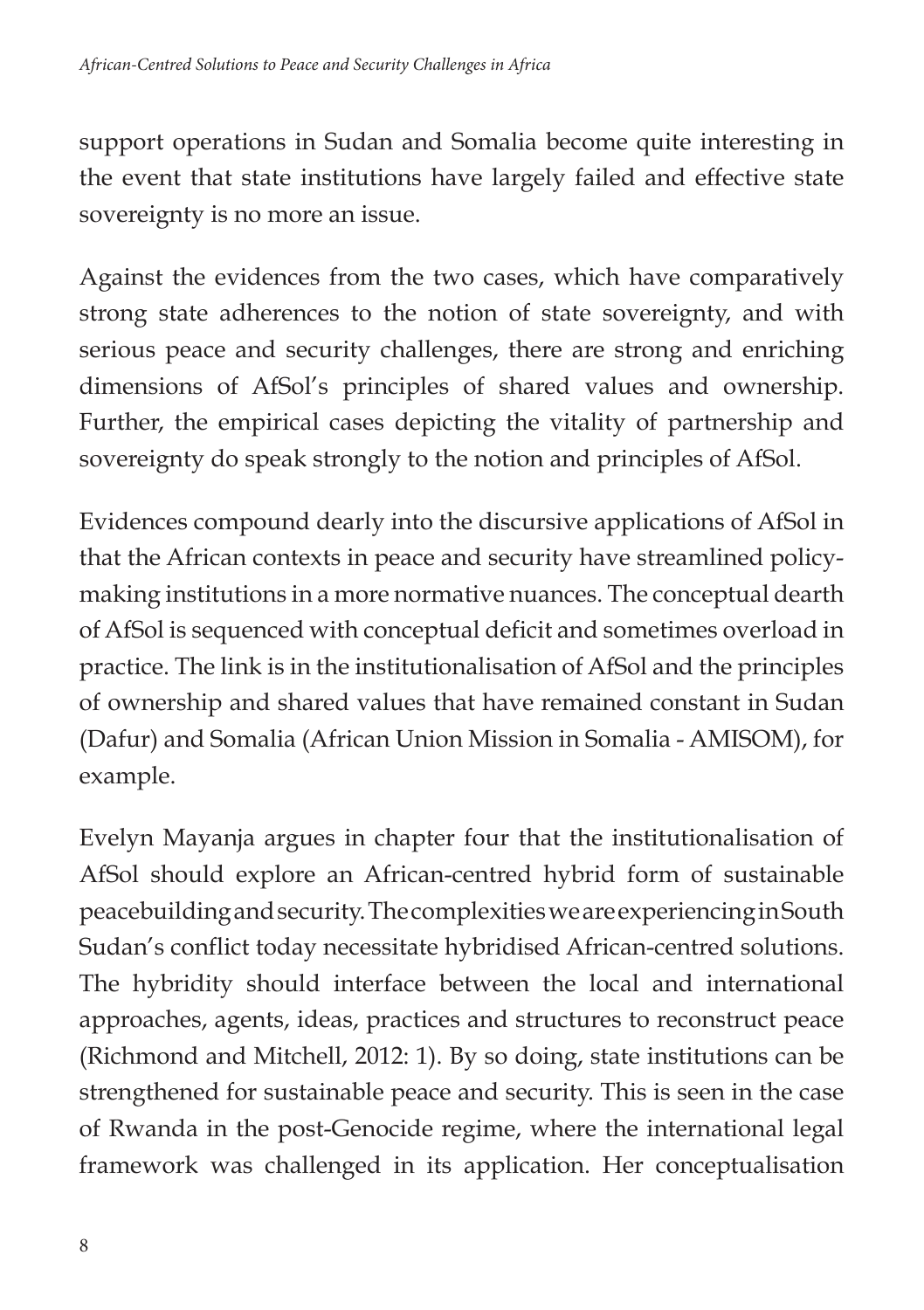support operations in Sudan and Somalia become quite interesting in the event that state institutions have largely failed and effective state sovereignty is no more an issue.

Against the evidences from the two cases, which have comparatively strong state adherences to the notion of state sovereignty, and with serious peace and security challenges, there are strong and enriching dimensions of AfSol's principles of shared values and ownership. Further, the empirical cases depicting the vitality of partnership and sovereignty do speak strongly to the notion and principles of AfSol.

Evidences compound dearly into the discursive applications of AfSol in that the African contexts in peace and security have streamlined policy-making institutions in a more normative nuances. The conceptual dearth of AfSol is sequenced with conceptual deficit and sometimes overload in practice. The link is in the institutionalisation of AfSol and the principles of ownership and shared values that have remained constant in Sudan (Dafur) and Somalia (African Union Mission in Somalia - AMISOM), for example.

Evelyn Mayanja argues in chapter four that the institutionalisation of AfSol should explore an African-centred hybrid form of sustainable peacebuilding and security. The complexities we are experiencing in South Sudan's conflict today necessitate hybridised African-centred solutions. The hybridity should interface between the local and international approaches, agents, ideas, practices and structures to reconstruct peace (Richmond and Mitchell, 2012: 1). By so doing, state institutions can be strengthened for sustainable peace and security. This is seen in the case of Rwanda in the post-Genocide regime, where the international legal framework was challenged in its application. Her conceptualisation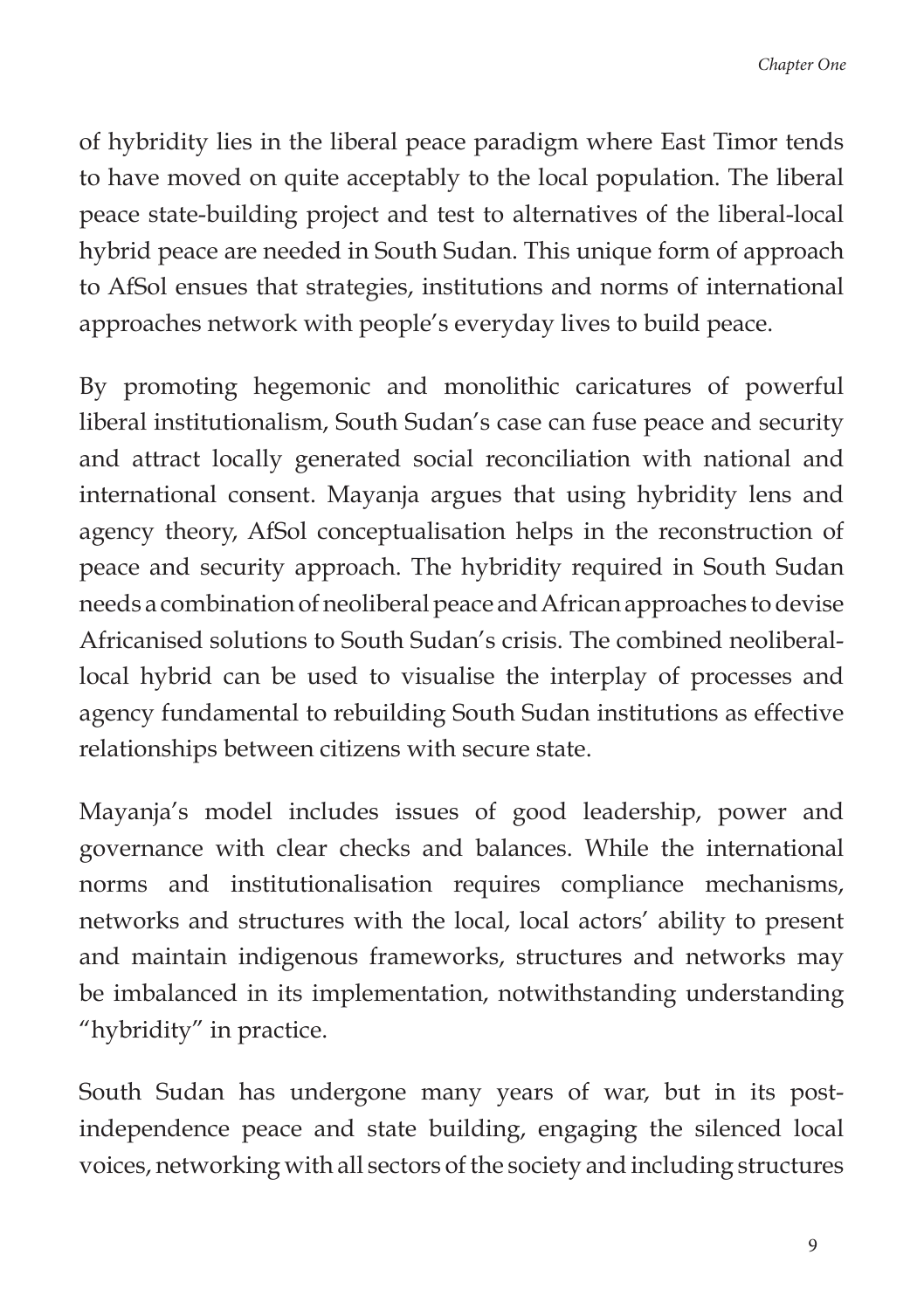of hybridity lies in the liberal peace paradigm where East Timor tends to have moved on quite acceptably to the local population. The liberal peace state-building project and test to alternatives of the liberal-local hybrid peace are needed in South Sudan. This unique form of approach to AfSol ensues that strategies, institutions and norms of international approaches network with people's everyday lives to build peace.

By promoting hegemonic and monolithic caricatures of powerful liberal institutionalism, South Sudan's case can fuse peace and security and attract locally generated social reconciliation with national and international consent. Mayanja argues that using hybridity lens and agency theory, AfSol conceptualisation helps in the reconstruction of peace and security approach. The hybridity required in South Sudan needs a combination of neoliberal peace and African approaches to devise Africanised solutions to South Sudan's crisis. The combined neoliberal-local hybrid can be used to visualise the interplay of processes and agency fundamental to rebuilding South Sudan institutions as effective relationships between citizens with secure state.

Mayanja's model includes issues of good leadership, power and governance with clear checks and balances. While the international norms and institutionalisation requires compliance mechanisms, networks and structures with the local, local actors' ability to present and maintain indigenous frameworks, structures and networks may be imbalanced in its implementation, notwithstanding understanding "hybridity" in practice.

South Sudan has undergone many years of war, but in its post-independence peace and state building, engaging the silenced local voices, networking with all sectors of the society and including structures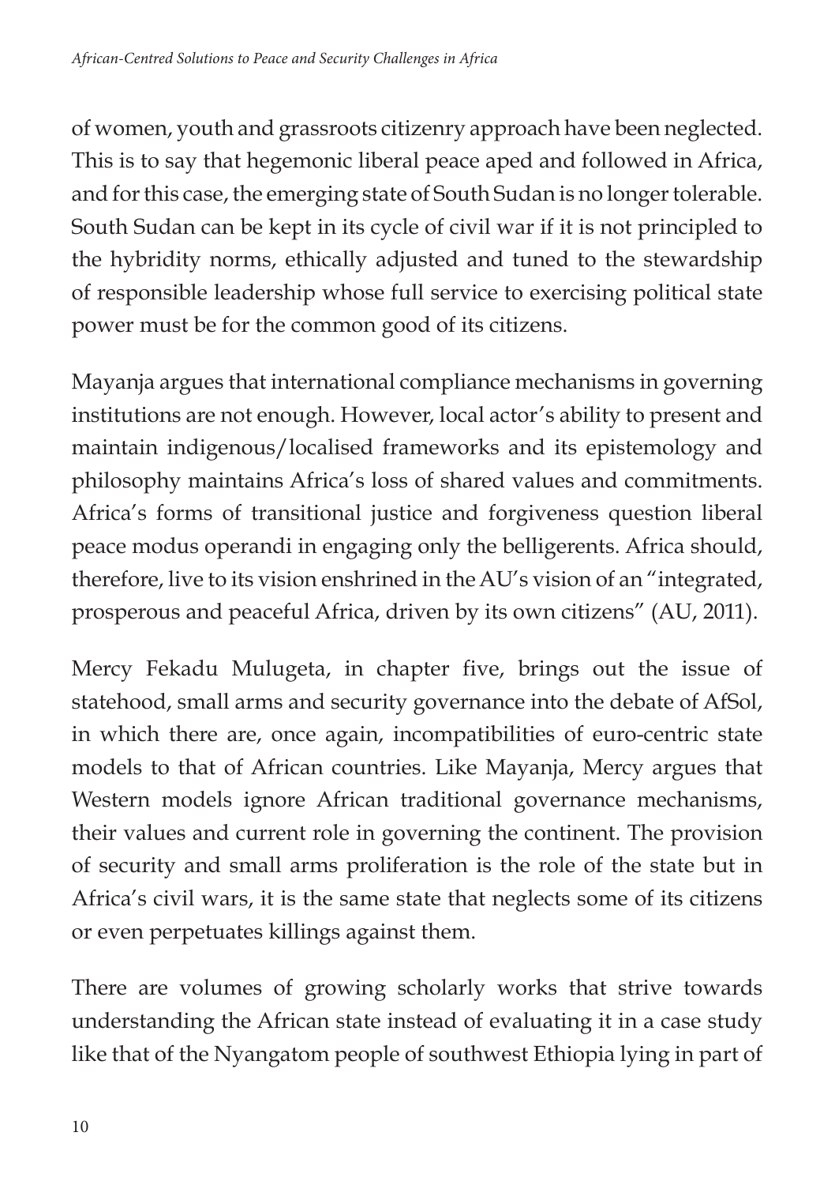of women, youth and grassroots citizenry approach have been neglected. This is to say that hegemonic liberal peace aped and followed in Africa, and for this case, the emerging state of South Sudan is no longer tolerable. South Sudan can be kept in its cycle of civil war if it is not principled to the hybridity norms, ethically adjusted and tuned to the stewardship of responsible leadership whose full service to exercising political state power must be for the common good of its citizens.

Mayanja argues that international compliance mechanisms in governing institutions are not enough. However, local actor's ability to present and maintain indigenous/localised frameworks and its epistemology and philosophy maintains Africa's loss of shared values and commitments. Africa's forms of transitional justice and forgiveness question liberal peace modus operandi in engaging only the belligerents. Africa should, therefore, live to its vision enshrined in the AU's vision of an "integrated, prosperous and peaceful Africa, driven by its own citizens" (AU, 2011).

Mercy Fekadu Mulugeta, in chapter five, brings out the issue of statehood, small arms and security governance into the debate of AfSol, in which there are, once again, incompatibilities of euro-centric state models to that of African countries. Like Mayanja, Mercy argues that Western models ignore African traditional governance mechanisms, their values and current role in governing the continent. The provision of security and small arms proliferation is the role of the state but in Africa's civil wars, it is the same state that neglects some of its citizens or even perpetuates killings against them.

There are volumes of growing scholarly works that strive towards understanding the African state instead of evaluating it in a case study like that of the Nyangatom people of southwest Ethiopia lying in part of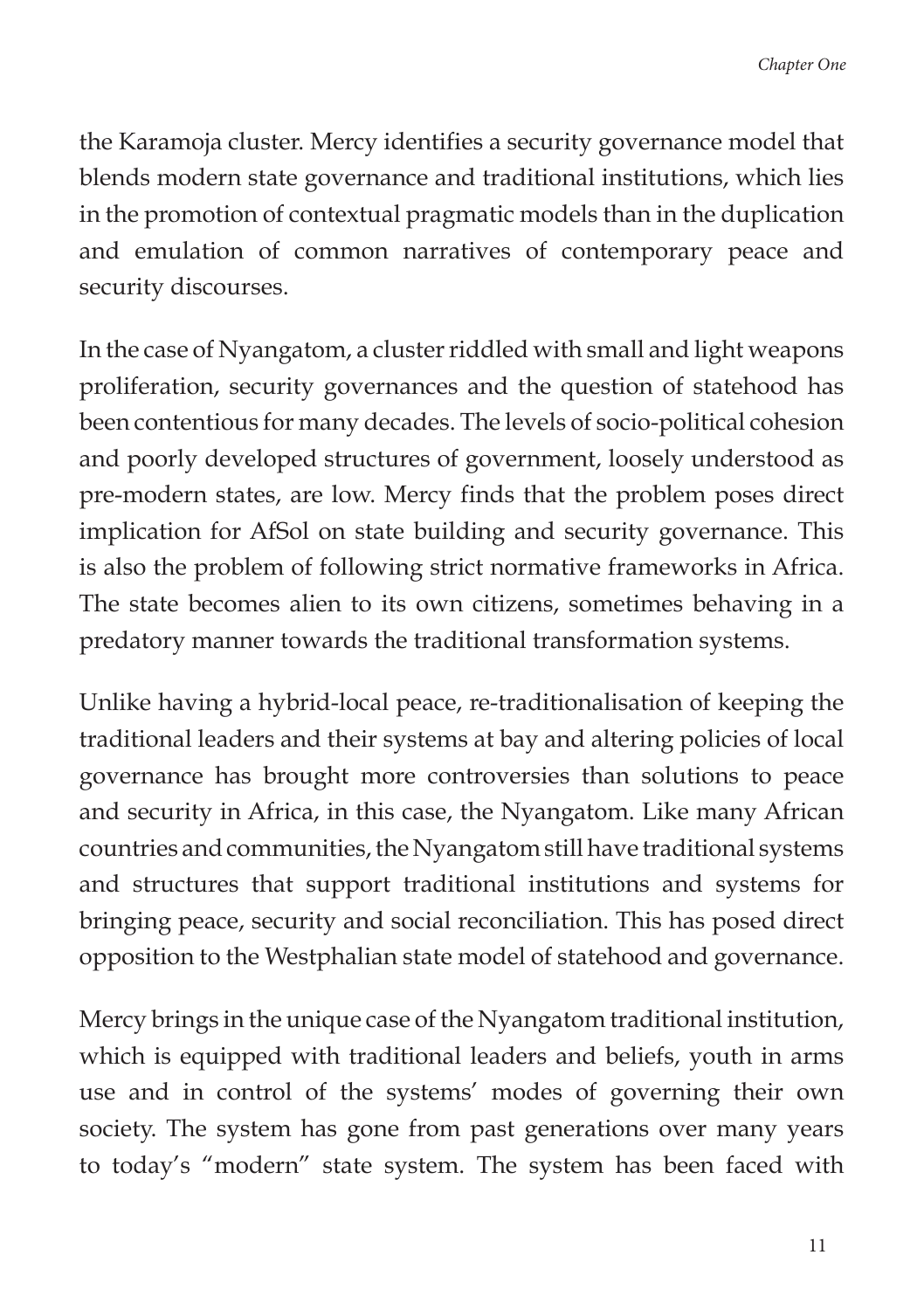the Karamoja cluster. Mercy identifies a security governance model that blends modern state governance and traditional institutions, which lies in the promotion of contextual pragmatic models than in the duplication and emulation of common narratives of contemporary peace and security discourses.

In the case of Nyangatom, a cluster riddled with small and light weapons proliferation, security governances and the question of statehood has been contentious for many decades. The levels of socio-political cohesion and poorly developed structures of government, loosely understood as pre-modern states, are low. Mercy finds that the problem poses direct implication for AfSol on state building and security governance. This is also the problem of following strict normative frameworks in Africa. The state becomes alien to its own citizens, sometimes behaving in a predatory manner towards the traditional transformation systems.

Unlike having a hybrid-local peace, re-traditionalisation of keeping the traditional leaders and their systems at bay and altering policies of local governance has brought more controversies than solutions to peace and security in Africa, in this case, the Nyangatom. Like many African countries and communities, the Nyangatom still have traditional systems and structures that support traditional institutions and systems for bringing peace, security and social reconciliation. This has posed direct opposition to the Westphalian state model of statehood and governance.

Mercy brings in the unique case of the Nyangatom traditional institution, which is equipped with traditional leaders and beliefs, youth in arms use and in control of the systems' modes of governing their own society. The system has gone from past generations over many years to today's "modern" state system. The system has been faced with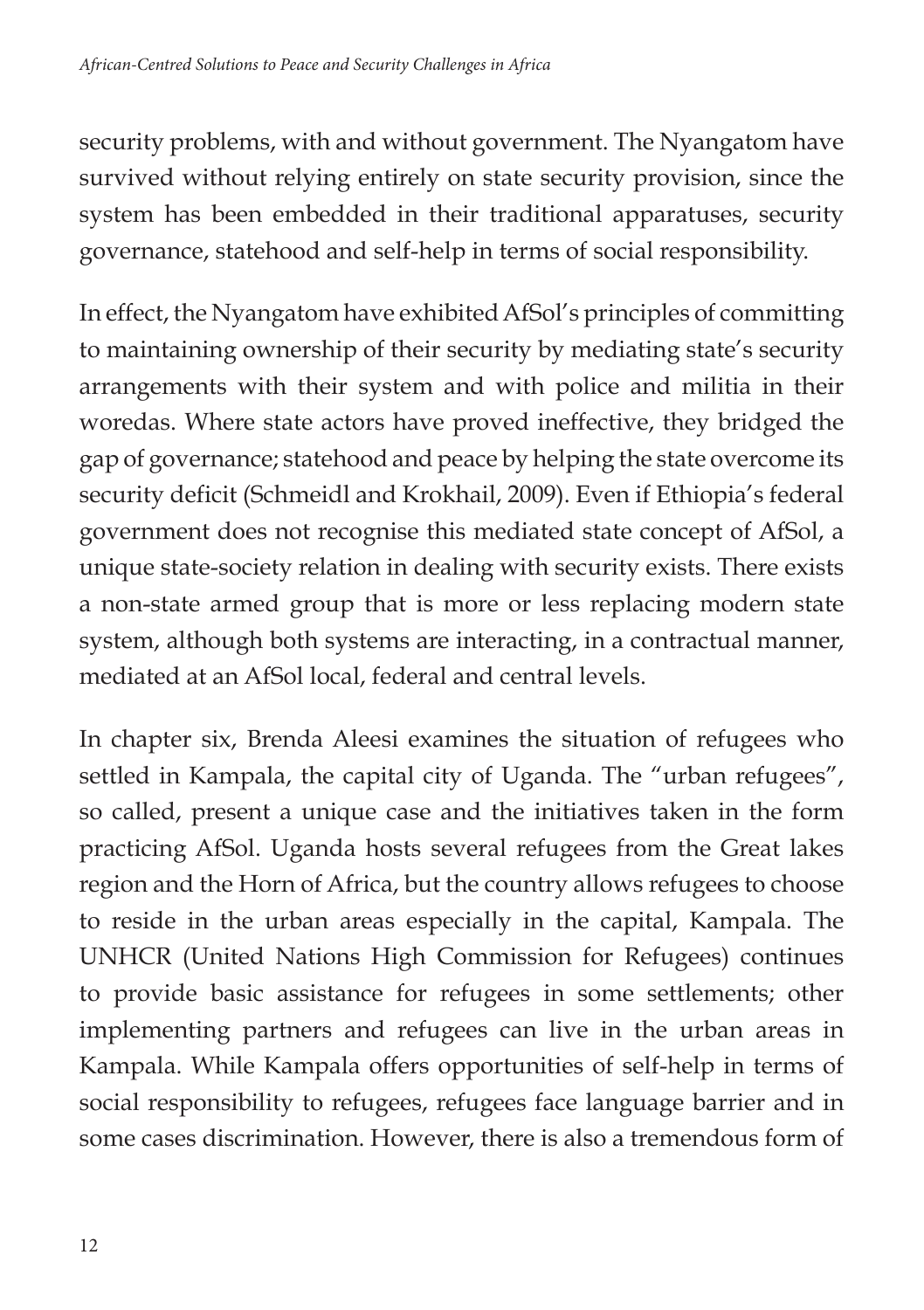security problems, with and without government. The Nyangatom have survived without relying entirely on state security provision, since the system has been embedded in their traditional apparatuses, security governance, statehood and self-help in terms of social responsibility.

In effect, the Nyangatom have exhibited AfSol's principles of committing to maintaining ownership of their security by mediating state's security arrangements with their system and with police and militia in their woredas. Where state actors have proved ineffective, they bridged the gap of governance; statehood and peace by helping the state overcome its security deficit (Schmeidl and Krokhail, 2009). Even if Ethiopia's federal government does not recognise this mediated state concept of AfSol, a unique state-society relation in dealing with security exists. There exists a non-state armed group that is more or less replacing modern state system, although both systems are interacting, in a contractual manner, mediated at an AfSol local, federal and central levels.

In chapter six, Brenda Aleesi examines the situation of refugees who settled in Kampala, the capital city of Uganda. The "urban refugees", so called, present a unique case and the initiatives taken in the form practicing AfSol. Uganda hosts several refugees from the Great lakes region and the Horn of Africa, but the country allows refugees to choose to reside in the urban areas especially in the capital, Kampala. The UNHCR (United Nations High Commission for Refugees) continues to provide basic assistance for refugees in some settlements; other implementing partners and refugees can live in the urban areas in Kampala. While Kampala offers opportunities of self-help in terms of social responsibility to refugees, refugees face language barrier and in some cases discrimination. However, there is also a tremendous form of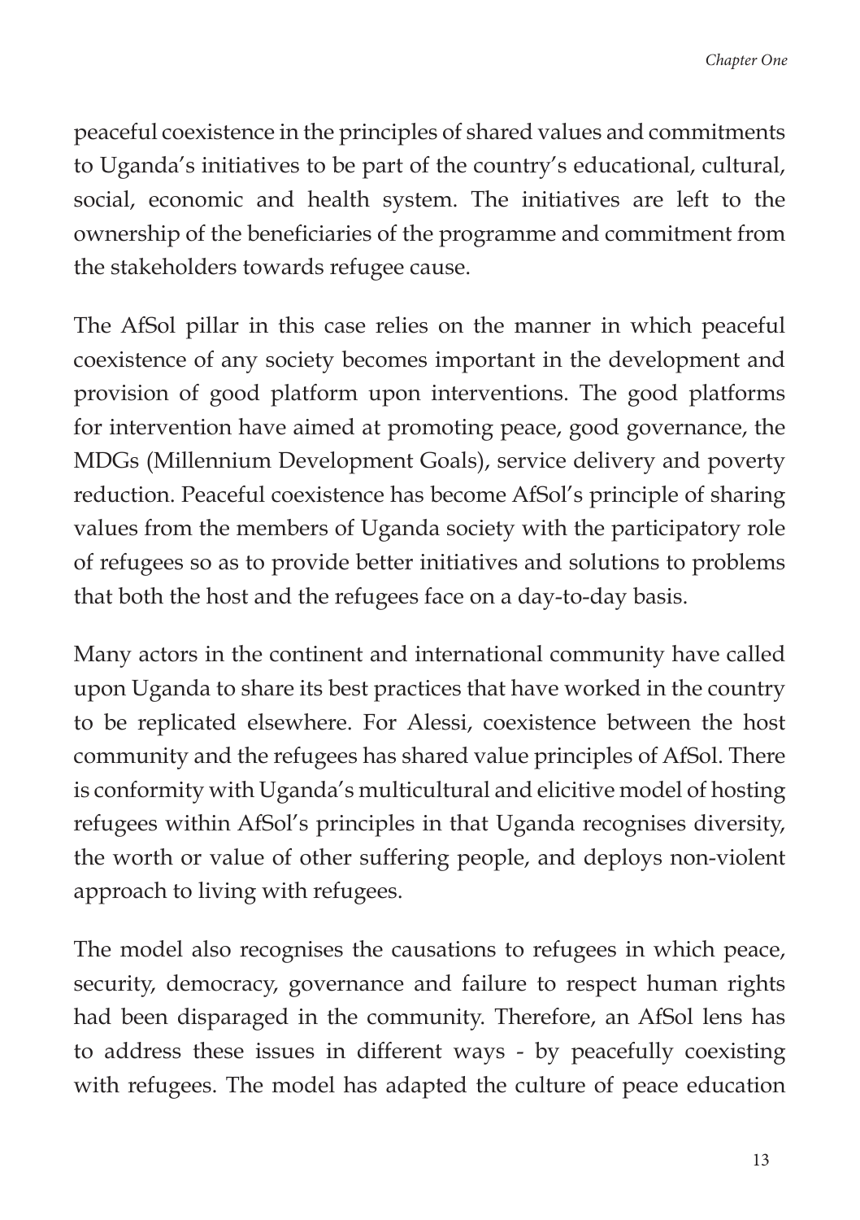peaceful coexistence in the principles of shared values and commitments to Uganda's initiatives to be part of the country's educational, cultural, social, economic and health system. The initiatives are left to the ownership of the beneficiaries of the programme and commitment from the stakeholders towards refugee cause.

The AfSol pillar in this case relies on the manner in which peaceful coexistence of any society becomes important in the development and provision of good platform upon interventions. The good platforms for intervention have aimed at promoting peace, good governance, the MDGs (Millennium Development Goals), service delivery and poverty reduction. Peaceful coexistence has become AfSol's principle of sharing values from the members of Uganda society with the participatory role of refugees so as to provide better initiatives and solutions to problems that both the host and the refugees face on a day-to-day basis.

Many actors in the continent and international community have called upon Uganda to share its best practices that have worked in the country to be replicated elsewhere. For Alessi, coexistence between the host community and the refugees has shared value principles of AfSol. There is conformity with Uganda's multicultural and elicitive model of hosting refugees within AfSol's principles in that Uganda recognises diversity, the worth or value of other suffering people, and deploys non-violent approach to living with refugees.

The model also recognises the causations to refugees in which peace, security, democracy, governance and failure to respect human rights had been disparaged in the community. Therefore, an AfSol lens has to address these issues in different ways - by peacefully coexisting with refugees. The model has adapted the culture of peace education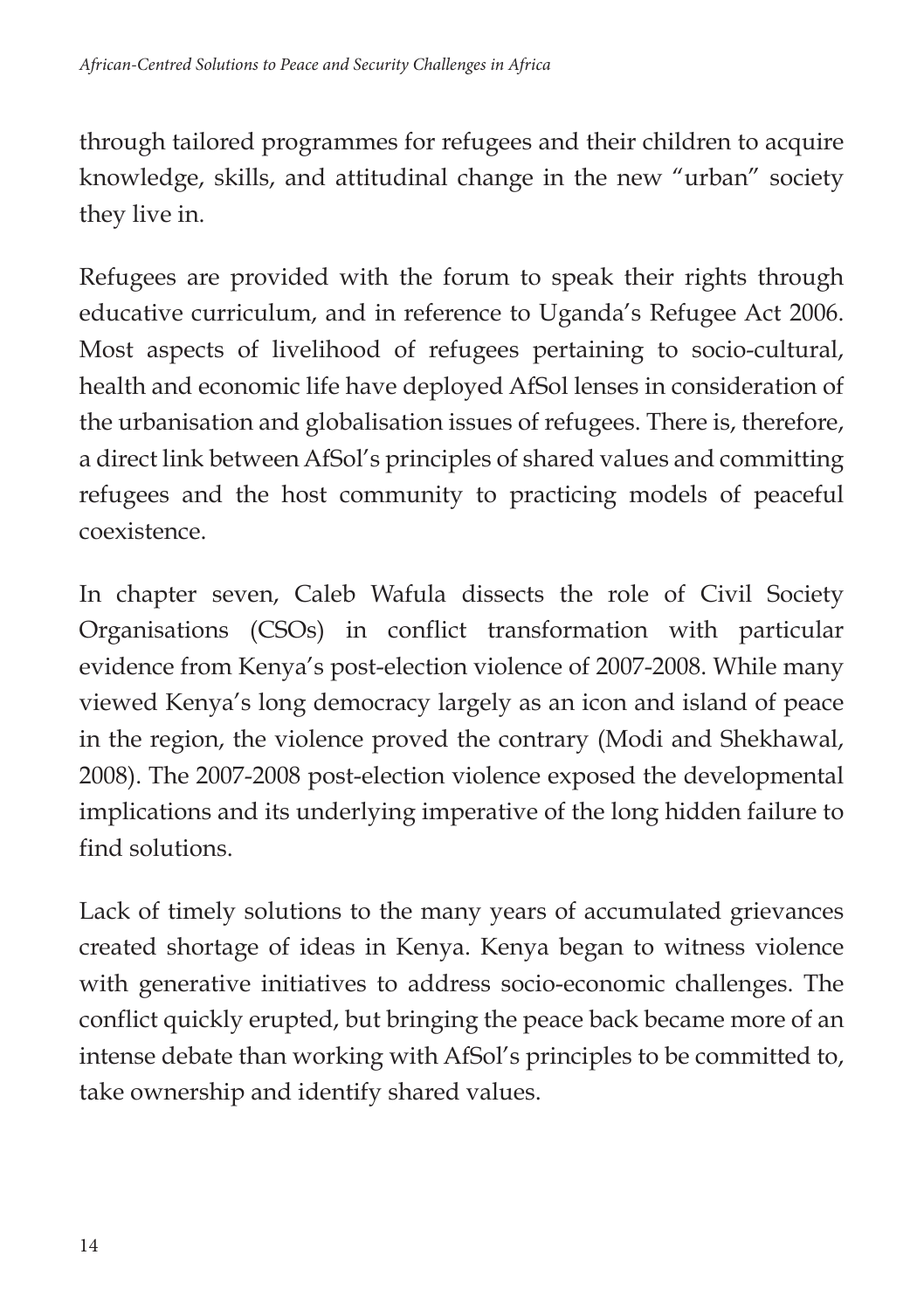through tailored programmes for refugees and their children to acquire knowledge, skills, and attitudinal change in the new "urban" society they live in.

Refugees are provided with the forum to speak their rights through educative curriculum, and in reference to Uganda's Refugee Act 2006. Most aspects of livelihood of refugees pertaining to socio-cultural, health and economic life have deployed AfSol lenses in consideration of the urbanisation and globalisation issues of refugees. There is, therefore, a direct link between AfSol's principles of shared values and committing refugees and the host community to practicing models of peaceful coexistence.

In chapter seven, Caleb Wafula dissects the role of Civil Society Organisations (CSOs) in conflict transformation with particular evidence from Kenya's post-election violence of 2007-2008. While many viewed Kenya's long democracy largely as an icon and island of peace in the region, the violence proved the contrary (Modi and Shekhawal, 2008). The 2007-2008 post-election violence exposed the developmental implications and its underlying imperative of the long hidden failure to find solutions.

Lack of timely solutions to the many years of accumulated grievances created shortage of ideas in Kenya. Kenya began to witness violence with generative initiatives to address socio-economic challenges. The conflict quickly erupted, but bringing the peace back became more of an intense debate than working with AfSol's principles to be committed to, take ownership and identify shared values.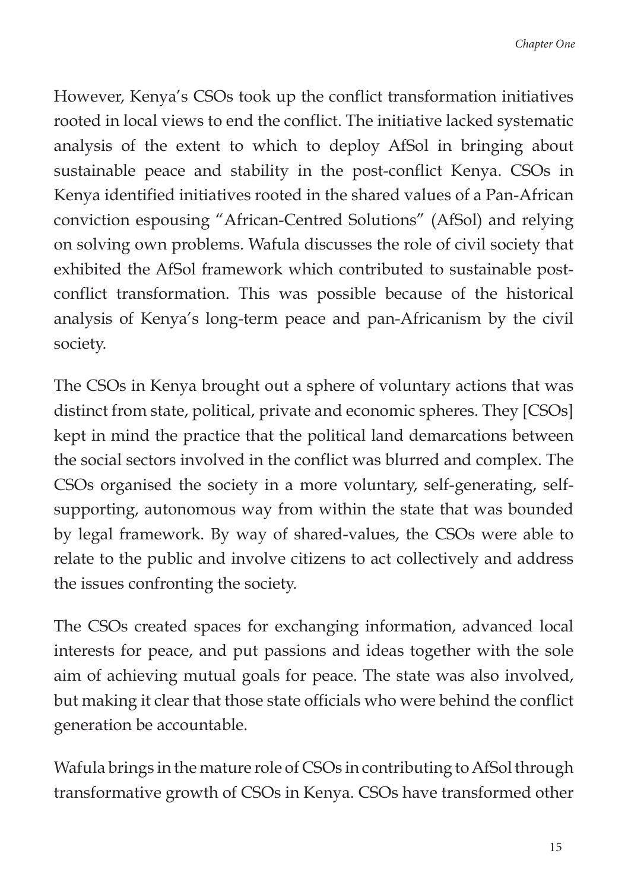However, Kenya's CSOs took up the conflict transformation initiatives rooted in local views to end the conflict. The initiative lacked systematic analysis of the extent to which to deploy AfSol in bringing about sustainable peace and stability in the post-conflict Kenya. CSOs in Kenya identified initiatives rooted in the shared values of a Pan-African conviction espousing "African-Centred Solutions" (AfSol) and relying on solving own problems. Wafula discusses the role of civil society that exhibited the AfSol framework which contributed to sustainable post-conflict transformation. This was possible because of the historical analysis of Kenya's long-term peace and pan-Africanism by the civil society.

The CSOs in Kenya brought out a sphere of voluntary actions that was distinct from state, political, private and economic spheres. They [CSOs] kept in mind the practice that the political land demarcations between the social sectors involved in the conflict was blurred and complex. The CSOs organised the society in a more voluntary, self-generating, self-supporting, autonomous way from within the state that was bounded by legal framework. By way of shared-values, the CSOs were able to relate to the public and involve citizens to act collectively and address the issues confronting the society.

The CSOs created spaces for exchanging information, advanced local interests for peace, and put passions and ideas together with the sole aim of achieving mutual goals for peace. The state was also involved, but making it clear that those state officials who were behind the conflict generation be accountable.

Wafula brings in the mature role of CSOs in contributing to AfSol through transformative growth of CSOs in Kenya. CSOs have transformed other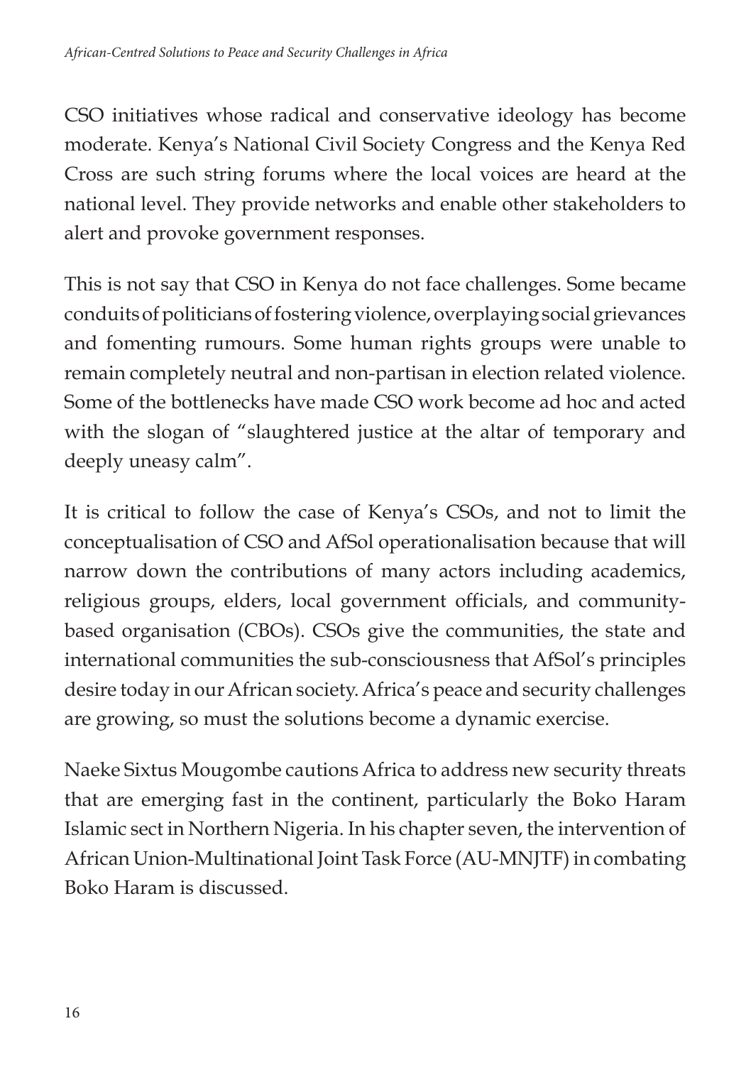CSO initiatives whose radical and conservative ideology has become moderate. Kenya's National Civil Society Congress and the Kenya Red Cross are such string forums where the local voices are heard at the national level. They provide networks and enable other stakeholders to alert and provoke government responses.

This is not say that CSO in Kenya do not face challenges. Some became conduits of politicians of fostering violence, overplaying social grievances and fomenting rumours. Some human rights groups were unable to remain completely neutral and non-partisan in election related violence. Some of the bottlenecks have made CSO work become ad hoc and acted with the slogan of "slaughtered justice at the altar of temporary and deeply uneasy calm".

It is critical to follow the case of Kenya's CSOs, and not to limit the conceptualisation of CSO and AfSol operationalisation because that will narrow down the contributions of many actors including academics, religious groups, elders, local government officials, and community-based organisation (CBOs). CSOs give the communities, the state and international communities the sub-consciousness that AfSol's principles desire today in our African society. Africa's peace and security challenges are growing, so must the solutions become a dynamic exercise.

Naeke Sixtus Mougombe cautions Africa to address new security threats that are emerging fast in the continent, particularly the Boko Haram Islamic sect in Northern Nigeria. In his chapter seven, the intervention of African Union-Multinational Joint Task Force (AU-MNJTF) in combating Boko Haram is discussed.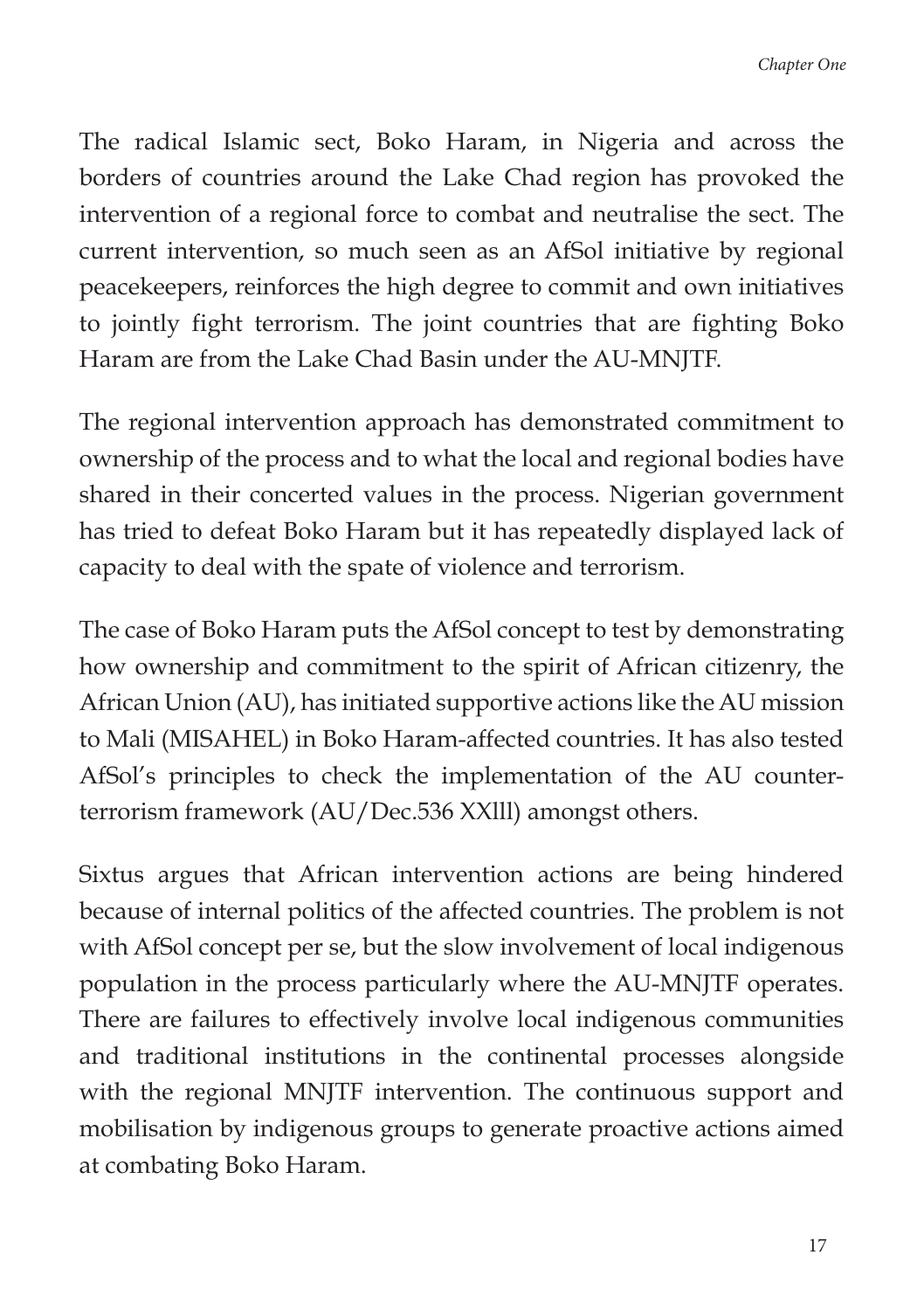The radical Islamic sect, Boko Haram, in Nigeria and across the borders of countries around the Lake Chad region has provoked the intervention of a regional force to combat and neutralise the sect. The current intervention, so much seen as an AfSol initiative by regional peacekeepers, reinforces the high degree to commit and own initiatives to jointly fight terrorism. The joint countries that are fighting Boko Haram are from the Lake Chad Basin under the AU-MNJTF.

The regional intervention approach has demonstrated commitment to ownership of the process and to what the local and regional bodies have shared in their concerted values in the process. Nigerian government has tried to defeat Boko Haram but it has repeatedly displayed lack of capacity to deal with the spate of violence and terrorism.

The case of Boko Haram puts the AfSol concept to test by demonstrating how ownership and commitment to the spirit of African citizenry, the African Union (AU), has initiated supportive actions like the AU mission to Mali (MISAHEL) in Boko Haram-affected countries. It has also tested AfSol's principles to check the implementation of the AU counter-terrorism framework (AU/Dec.536 XXlll) amongst others.

Sixtus argues that African intervention actions are being hindered because of internal politics of the affected countries. The problem is not with AfSol concept per se, but the slow involvement of local indigenous population in the process particularly where the AU-MNJTF operates. There are failures to effectively involve local indigenous communities and traditional institutions in the continental processes alongside with the regional MNJTF intervention. The continuous support and mobilisation by indigenous groups to generate proactive actions aimed at combating Boko Haram.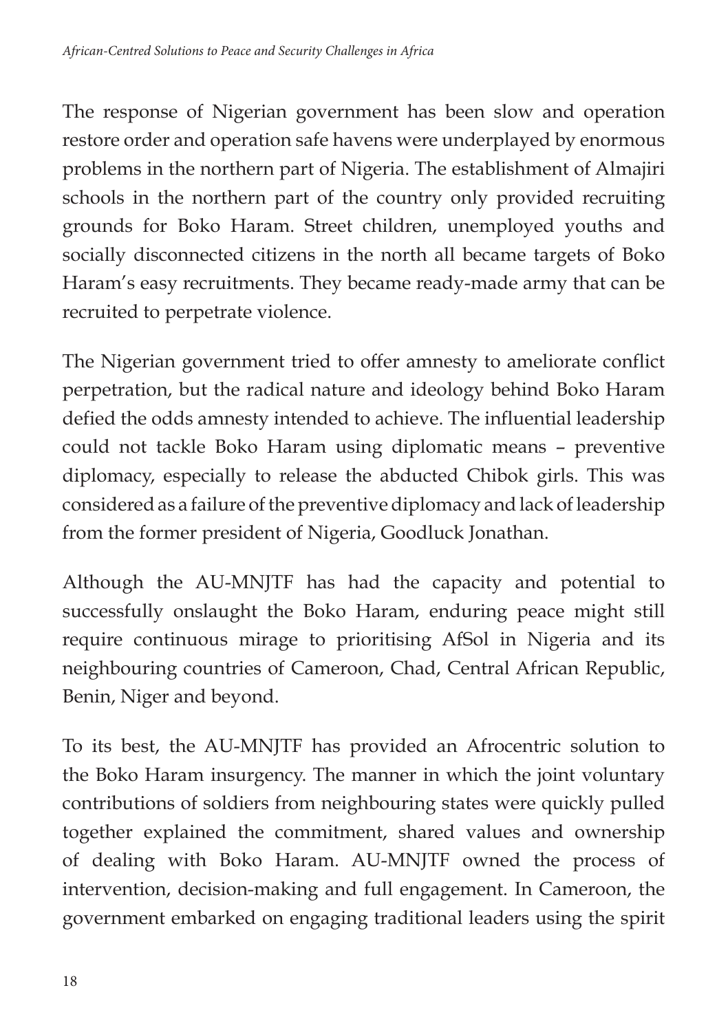The response of Nigerian government has been slow and operation restore order and operation safe havens were underplayed by enormous problems in the northern part of Nigeria. The establishment of Almajiri schools in the northern part of the country only provided recruiting grounds for Boko Haram. Street children, unemployed youths and socially disconnected citizens in the north all became targets of Boko Haram's easy recruitments. They became ready-made army that can be recruited to perpetrate violence.

The Nigerian government tried to offer amnesty to ameliorate conflict perpetration, but the radical nature and ideology behind Boko Haram defied the odds amnesty intended to achieve. The influential leadership could not tackle Boko Haram using diplomatic means – preventive diplomacy, especially to release the abducted Chibok girls. This was considered as a failure of the preventive diplomacy and lack of leadership from the former president of Nigeria, Goodluck Jonathan.

Although the AU-MNJTF has had the capacity and potential to successfully onslaught the Boko Haram, enduring peace might still require continuous mirage to prioritising AfSol in Nigeria and its neighbouring countries of Cameroon, Chad, Central African Republic, Benin, Niger and beyond.

To its best, the AU-MNJTF has provided an Afrocentric solution to the Boko Haram insurgency. The manner in which the joint voluntary contributions of soldiers from neighbouring states were quickly pulled together explained the commitment, shared values and ownership of dealing with Boko Haram. AU-MNJTF owned the process of intervention, decision-making and full engagement. In Cameroon, the government embarked on engaging traditional leaders using the spirit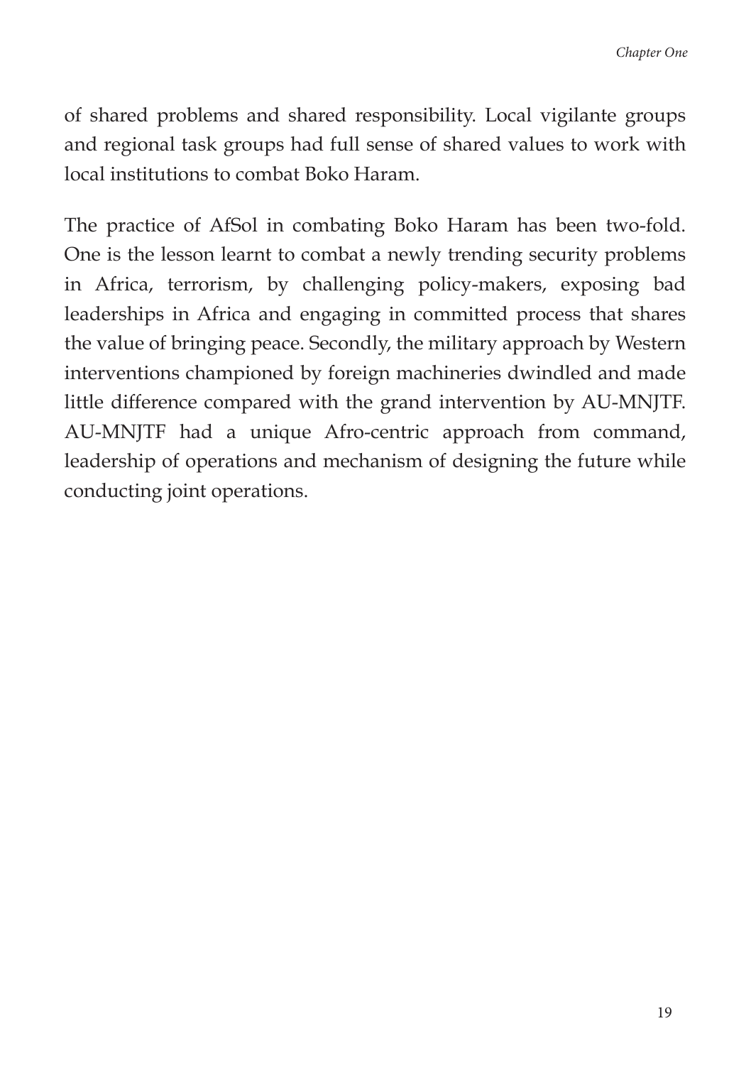of shared problems and shared responsibility. Local vigilante groups and regional task groups had full sense of shared values to work with local institutions to combat Boko Haram.

The practice of AfSol in combating Boko Haram has been two-fold. One is the lesson learnt to combat a newly trending security problems in Africa, terrorism, by challenging policy-makers, exposing bad leaderships in Africa and engaging in committed process that shares the value of bringing peace. Secondly, the military approach by Western interventions championed by foreign machineries dwindled and made little difference compared with the grand intervention by AU-MNJTF. AU-MNJTF had a unique Afro-centric approach from command, leadership of operations and mechanism of designing the future while conducting joint operations.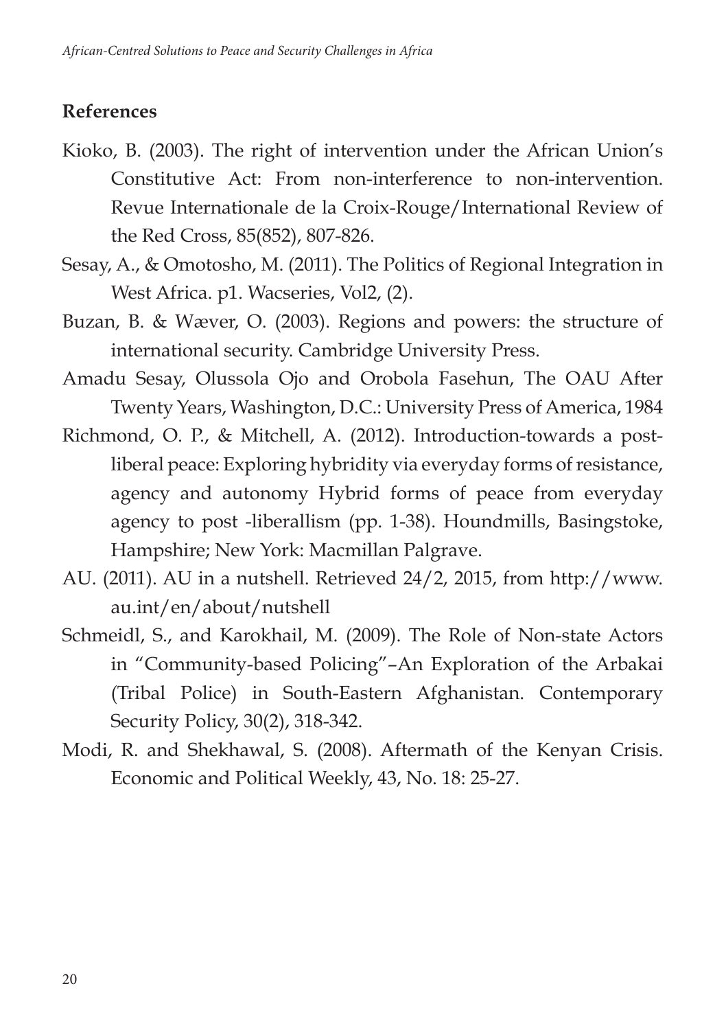## References

Kioko, B. (2003). The right of intervention under the African Union's Constitutive Act: From non-interference to non-intervention. Revue Internationale de la Croix-Rouge/International Review of the Red Cross, 85(852), 807-826.

Sesay, A., & Omotosho, M. (2011). The Politics of Regional Integration in West Africa. p1. Wacseries, Vol2, (2).

Buzan, B. & Wæver, O. (2003). Regions and powers: the structure of international security. Cambridge University Press.

Amadu Sesay, Olussola Ojo and Orobola Fasehun, The OAU After Twenty Years, Washington, D.C.: University Press of America, 1984

Richmond, O. P., & Mitchell, A. (2012). Introduction-towards a post-liberal peace: Exploring hybridity via everyday forms of resistance, agency and autonomy Hybrid forms of peace from everyday agency to post -liberallism (pp. 1-38). Houndmills, Basingstoke, Hampshire; New York: Macmillan Palgrave.

AU. (2011). AU in a nutshell. Retrieved 24/2, 2015, from http://www.au.int/en/about/nutshell

Schmeidl, S., and Karokhail, M. (2009). The Role of Non-state Actors in "Community-based Policing"–An Exploration of the Arbakai (Tribal Police) in South-Eastern Afghanistan. Contemporary Security Policy, 30(2), 318-342.

Modi, R. and Shekhawal, S. (2008). Aftermath of the Kenyan Crisis. Economic and Political Weekly, 43, No. 18: 25-27.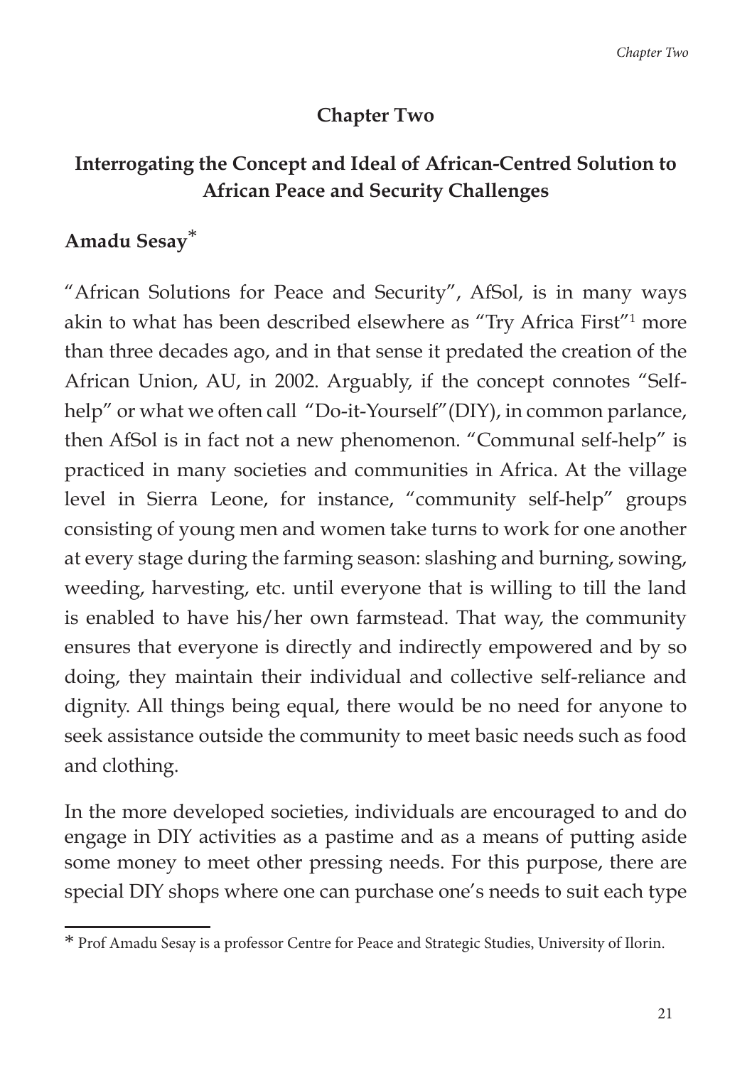## Chapter Two

## Interrogating the Concept and Ideal of African-Centred Solution to African Peace and Security Challenges

**Amadu Sesay***

"African Solutions for Peace and Security", AfSol, is in many ways akin to what has been described elsewhere as "Try Africa First"[1] more than three decades ago, and in that sense it predated the creation of the African Union, AU, in 2002. Arguably, if the concept connotes "Self-help" or what we often call "Do-it-Yourself"(DIY), in common parlance, then AfSol is in fact not a new phenomenon. "Communal self-help" is practiced in many societies and communities in Africa. At the village level in Sierra Leone, for instance, "community self-help" groups consisting of young men and women take turns to work for one another at every stage during the farming season: slashing and burning, sowing, weeding, harvesting, etc. until everyone that is willing to till the land is enabled to have his/her own farmstead. That way, the community ensures that everyone is directly and indirectly empowered and by so doing, they maintain their individual and collective self-reliance and dignity. All things being equal, there would be no need for anyone to seek assistance outside the community to meet basic needs such as food and clothing.

In the more developed societies, individuals are encouraged to and do engage in DIY activities as a pastime and as a means of putting aside some money to meet other pressing needs. For this purpose, there are special DIY shops where one can purchase one's needs to suit each type

---

* Prof Amadu Sesay is a professor Centre for Peace and Strategic Studies, University of Ilorin.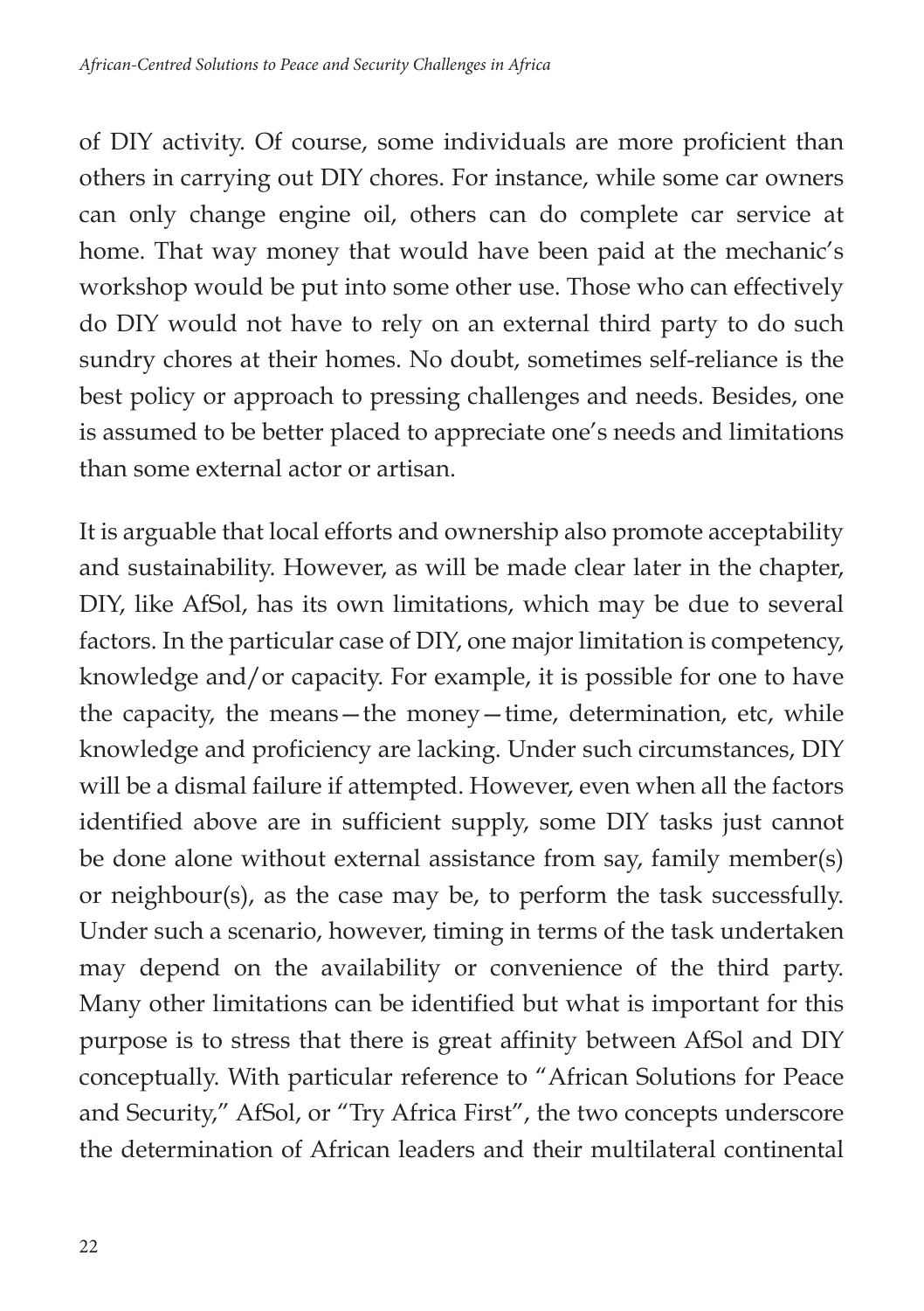of DIY activity. Of course, some individuals are more proficient than others in carrying out DIY chores. For instance, while some car owners can only change engine oil, others can do complete car service at home. That way money that would have been paid at the mechanic's workshop would be put into some other use. Those who can effectively do DIY would not have to rely on an external third party to do such sundry chores at their homes. No doubt, sometimes self-reliance is the best policy or approach to pressing challenges and needs. Besides, one is assumed to be better placed to appreciate one's needs and limitations than some external actor or artisan.

It is arguable that local efforts and ownership also promote acceptability and sustainability. However, as will be made clear later in the chapter, DIY, like AfSol, has its own limitations, which may be due to several factors. In the particular case of DIY, one major limitation is competency, knowledge and/or capacity. For example, it is possible for one to have the capacity, the means—the money—time, determination, etc, while knowledge and proficiency are lacking. Under such circumstances, DIY will be a dismal failure if attempted. However, even when all the factors identified above are in sufficient supply, some DIY tasks just cannot be done alone without external assistance from say, family member(s) or neighbour(s), as the case may be, to perform the task successfully. Under such a scenario, however, timing in terms of the task undertaken may depend on the availability or convenience of the third party. Many other limitations can be identified but what is important for this purpose is to stress that there is great affinity between AfSol and DIY conceptually. With particular reference to "African Solutions for Peace and Security," AfSol, or "Try Africa First", the two concepts underscore the determination of African leaders and their multilateral continental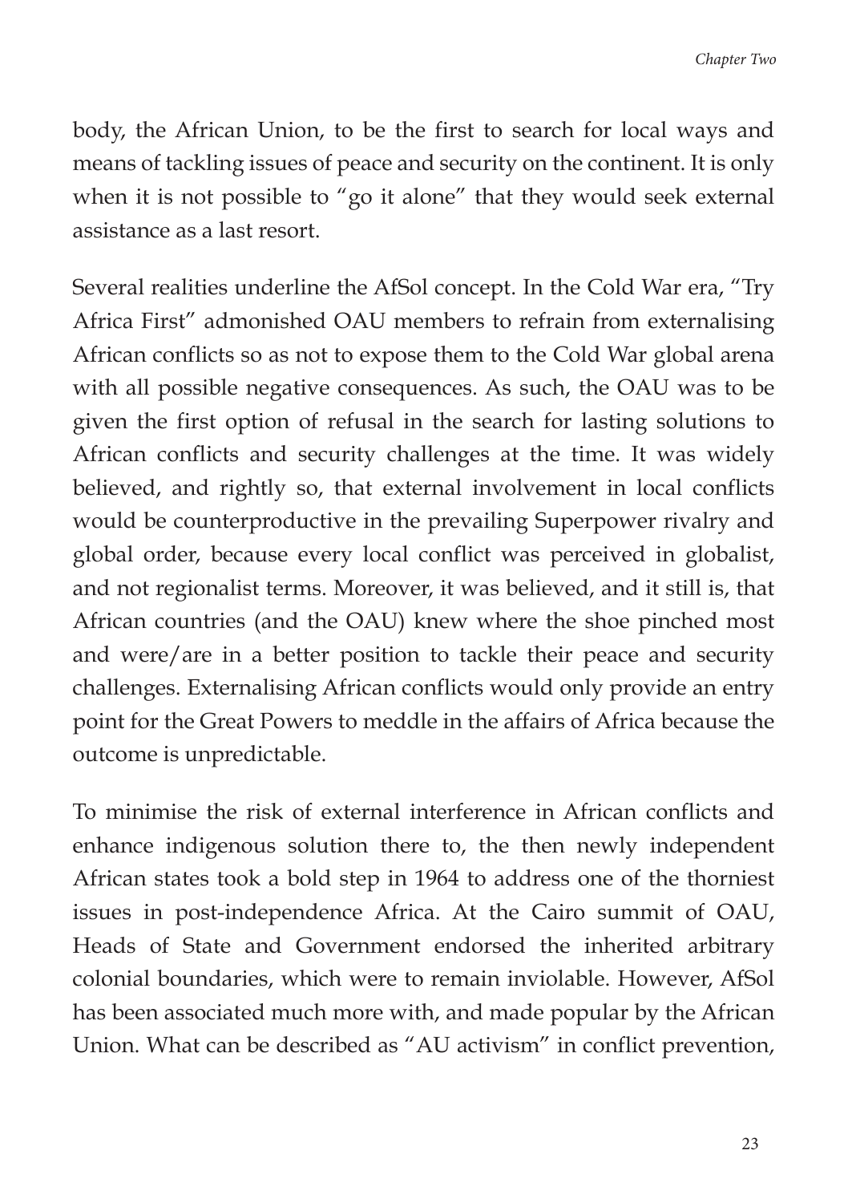body, the African Union, to be the first to search for local ways and means of tackling issues of peace and security on the continent. It is only when it is not possible to "go it alone" that they would seek external assistance as a last resort.

Several realities underline the AfSol concept. In the Cold War era, "Try Africa First" admonished OAU members to refrain from externalising African conflicts so as not to expose them to the Cold War global arena with all possible negative consequences. As such, the OAU was to be given the first option of refusal in the search for lasting solutions to African conflicts and security challenges at the time. It was widely believed, and rightly so, that external involvement in local conflicts would be counterproductive in the prevailing Superpower rivalry and global order, because every local conflict was perceived in globalist, and not regionalist terms. Moreover, it was believed, and it still is, that African countries (and the OAU) knew where the shoe pinched most and were/are in a better position to tackle their peace and security challenges. Externalising African conflicts would only provide an entry point for the Great Powers to meddle in the affairs of Africa because the outcome is unpredictable.

To minimise the risk of external interference in African conflicts and enhance indigenous solution there to, the then newly independent African states took a bold step in 1964 to address one of the thorniest issues in post-independence Africa. At the Cairo summit of OAU, Heads of State and Government endorsed the inherited arbitrary colonial boundaries, which were to remain inviolable. However, AfSol has been associated much more with, and made popular by the African Union. What can be described as "AU activism" in conflict prevention,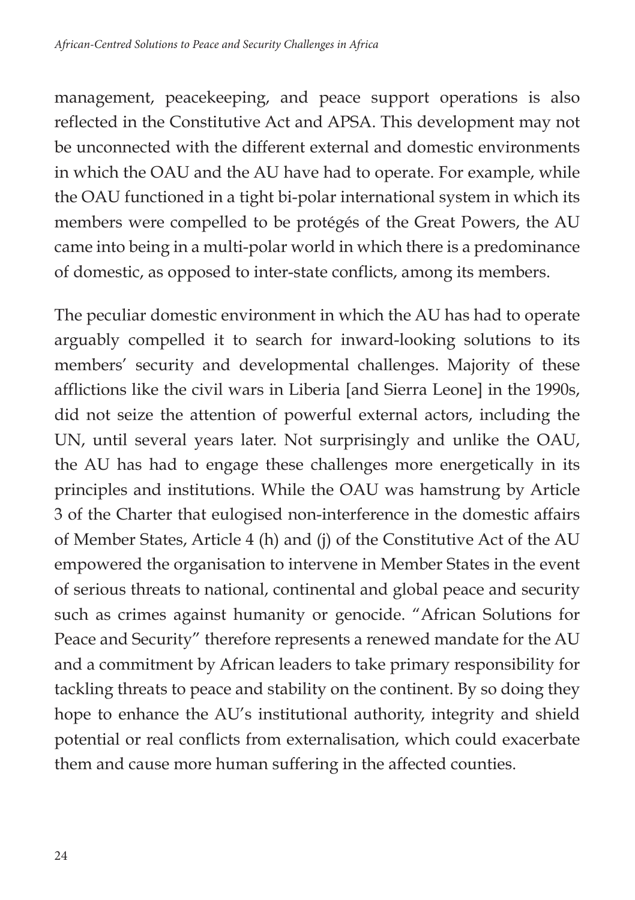management, peacekeeping, and peace support operations is also reflected in the Constitutive Act and APSA. This development may not be unconnected with the different external and domestic environments in which the OAU and the AU have had to operate. For example, while the OAU functioned in a tight bi-polar international system in which its members were compelled to be protégés of the Great Powers, the AU came into being in a multi-polar world in which there is a predominance of domestic, as opposed to inter-state conflicts, among its members.

The peculiar domestic environment in which the AU has had to operate arguably compelled it to search for inward-looking solutions to its members' security and developmental challenges. Majority of these afflictions like the civil wars in Liberia [and Sierra Leone] in the 1990s, did not seize the attention of powerful external actors, including the UN, until several years later. Not surprisingly and unlike the OAU, the AU has had to engage these challenges more energetically in its principles and institutions. While the OAU was hamstrung by Article 3 of the Charter that eulogised non-interference in the domestic affairs of Member States, Article 4 (h) and (j) of the Constitutive Act of the AU empowered the organisation to intervene in Member States in the event of serious threats to national, continental and global peace and security such as crimes against humanity or genocide. "African Solutions for Peace and Security" therefore represents a renewed mandate for the AU and a commitment by African leaders to take primary responsibility for tackling threats to peace and stability on the continent. By so doing they hope to enhance the AU's institutional authority, integrity and shield potential or real conflicts from externalisation, which could exacerbate them and cause more human suffering in the affected counties.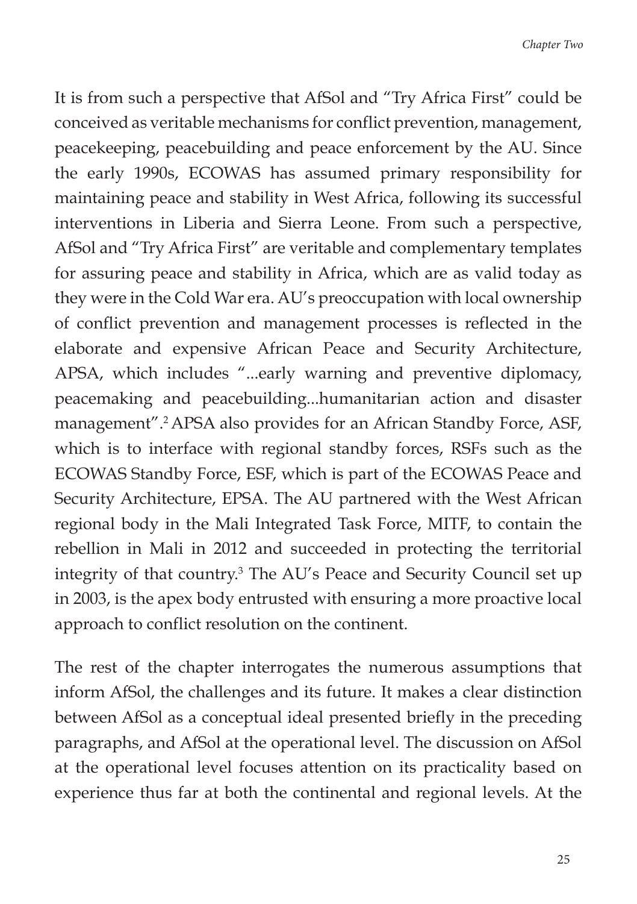It is from such a perspective that AfSol and "Try Africa First" could be conceived as veritable mechanisms for conflict prevention, management, peacekeeping, peacebuilding and peace enforcement by the AU. Since the early 1990s, ECOWAS has assumed primary responsibility for maintaining peace and stability in West Africa, following its successful interventions in Liberia and Sierra Leone. From such a perspective, AfSol and "Try Africa First" are veritable and complementary templates for assuring peace and stability in Africa, which are as valid today as they were in the Cold War era. AU's preoccupation with local ownership of conflict prevention and management processes is reflected in the elaborate and expensive African Peace and Security Architecture, APSA, which includes "...early warning and preventive diplomacy, peacemaking and peacebuilding...humanitarian action and disaster management".[2] APSA also provides for an African Standby Force, ASF, which is to interface with regional standby forces, RSFs such as the ECOWAS Standby Force, ESF, which is part of the ECOWAS Peace and Security Architecture, EPSA. The AU partnered with the West African regional body in the Mali Integrated Task Force, MITF, to contain the rebellion in Mali in 2012 and succeeded in protecting the territorial integrity of that country.[3] The AU's Peace and Security Council set up in 2003, is the apex body entrusted with ensuring a more proactive local approach to conflict resolution on the continent.

The rest of the chapter interrogates the numerous assumptions that inform AfSol, the challenges and its future. It makes a clear distinction between AfSol as a conceptual ideal presented briefly in the preceding paragraphs, and AfSol at the operational level. The discussion on AfSol at the operational level focuses attention on its practicality based on experience thus far at both the continental and regional levels. At the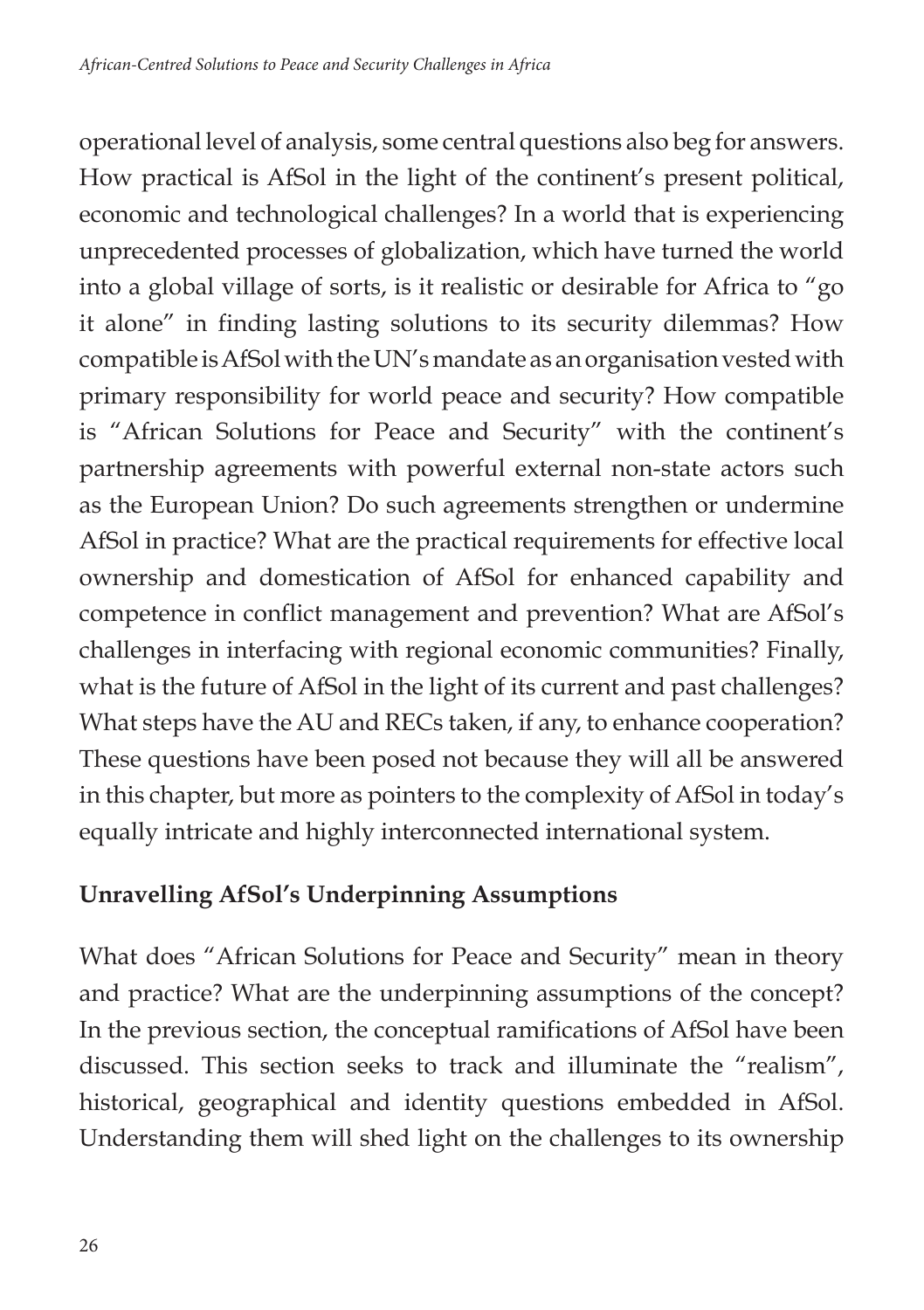operational level of analysis, some central questions also beg for answers. How practical is AfSol in the light of the continent's present political, economic and technological challenges? In a world that is experiencing unprecedented processes of globalization, which have turned the world into a global village of sorts, is it realistic or desirable for Africa to "go it alone" in finding lasting solutions to its security dilemmas? How compatible is AfSol with the UN's mandate as an organisation vested with primary responsibility for world peace and security? How compatible is "African Solutions for Peace and Security" with the continent's partnership agreements with powerful external non-state actors such as the European Union? Do such agreements strengthen or undermine AfSol in practice? What are the practical requirements for effective local ownership and domestication of AfSol for enhanced capability and competence in conflict management and prevention? What are AfSol's challenges in interfacing with regional economic communities? Finally, what is the future of AfSol in the light of its current and past challenges? What steps have the AU and RECs taken, if any, to enhance cooperation? These questions have been posed not because they will all be answered in this chapter, but more as pointers to the complexity of AfSol in today's equally intricate and highly interconnected international system.

## Unravelling AfSol's Underpinning Assumptions

What does "African Solutions for Peace and Security" mean in theory and practice? What are the underpinning assumptions of the concept? In the previous section, the conceptual ramifications of AfSol have been discussed. This section seeks to track and illuminate the "realism", historical, geographical and identity questions embedded in AfSol. Understanding them will shed light on the challenges to its ownership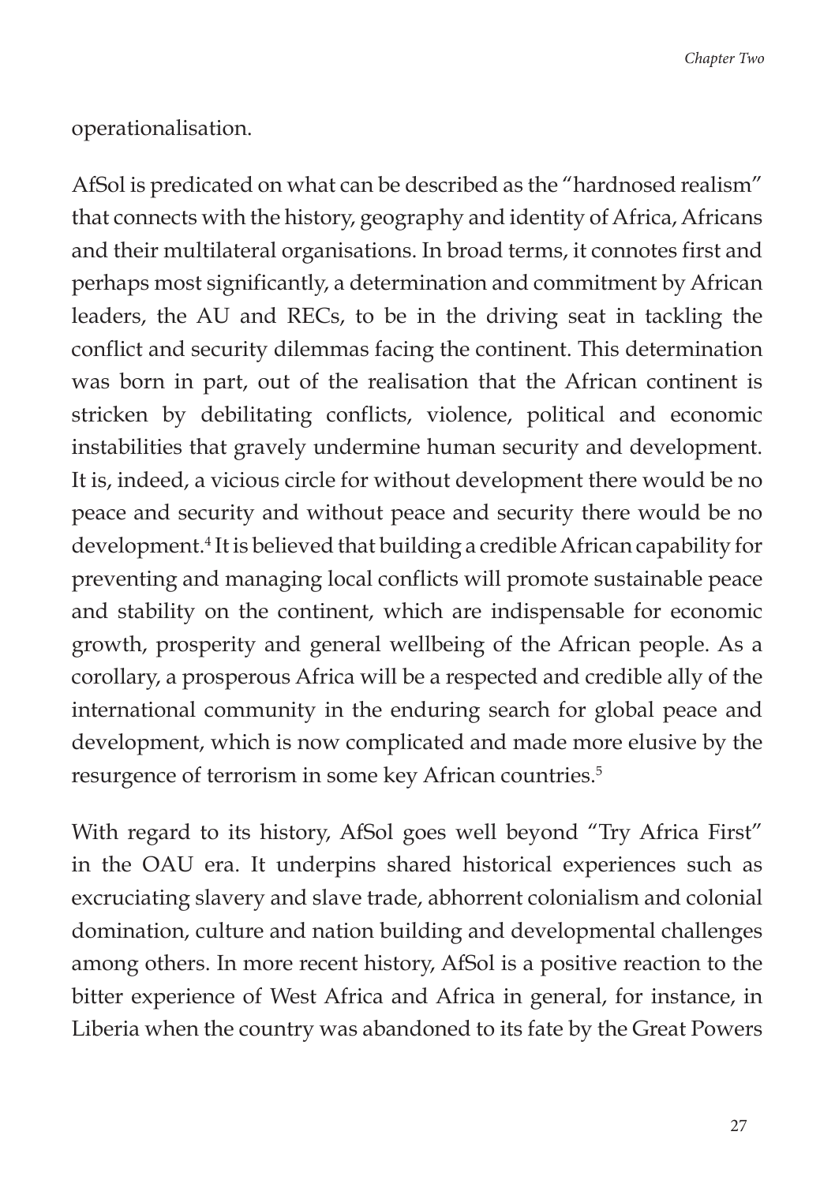operationalisation.

AfSol is predicated on what can be described as the "hardnosed realism" that connects with the history, geography and identity of Africa, Africans and their multilateral organisations. In broad terms, it connotes first and perhaps most significantly, a determination and commitment by African leaders, the AU and RECs, to be in the driving seat in tackling the conflict and security dilemmas facing the continent. This determination was born in part, out of the realisation that the African continent is stricken by debilitating conflicts, violence, political and economic instabilities that gravely undermine human security and development. It is, indeed, a vicious circle for without development there would be no peace and security and without peace and security there would be no development.[4] It is believed that building a credible African capability for preventing and managing local conflicts will promote sustainable peace and stability on the continent, which are indispensable for economic growth, prosperity and general wellbeing of the African people. As a corollary, a prosperous Africa will be a respected and credible ally of the international community in the enduring search for global peace and development, which is now complicated and made more elusive by the resurgence of terrorism in some key African countries.[5]

With regard to its history, AfSol goes well beyond "Try Africa First" in the OAU era. It underpins shared historical experiences such as excruciating slavery and slave trade, abhorrent colonialism and colonial domination, culture and nation building and developmental challenges among others. In more recent history, AfSol is a positive reaction to the bitter experience of West Africa and Africa in general, for instance, in Liberia when the country was abandoned to its fate by the Great Powers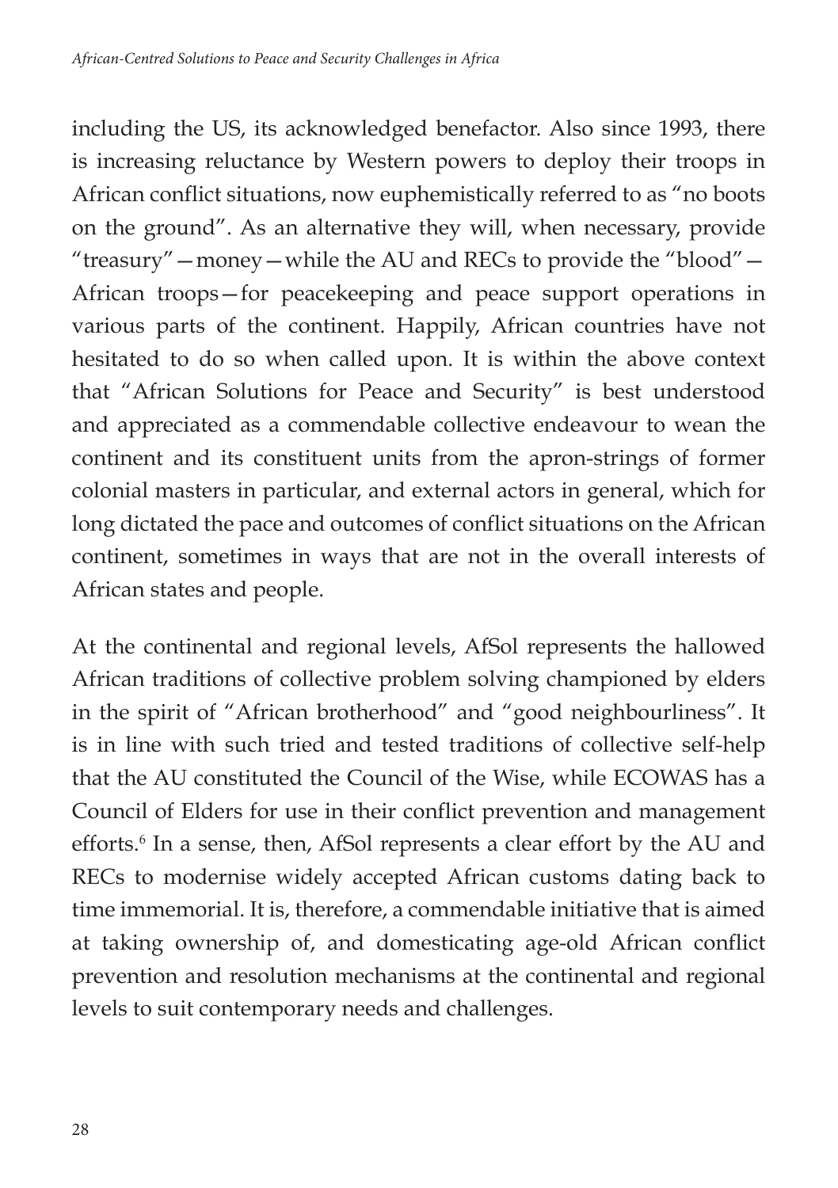including the US, its acknowledged benefactor. Also since 1993, there is increasing reluctance by Western powers to deploy their troops in African conflict situations, now euphemistically referred to as "no boots on the ground". As an alternative they will, when necessary, provide "treasury"—money—while the AU and RECs to provide the "blood"—African troops—for peacekeeping and peace support operations in various parts of the continent. Happily, African countries have not hesitated to do so when called upon. It is within the above context that "African Solutions for Peace and Security" is best understood and appreciated as a commendable collective endeavour to wean the continent and its constituent units from the apron-strings of former colonial masters in particular, and external actors in general, which for long dictated the pace and outcomes of conflict situations on the African continent, sometimes in ways that are not in the overall interests of African states and people.

At the continental and regional levels, AfSol represents the hallowed African traditions of collective problem solving championed by elders in the spirit of "African brotherhood" and "good neighbourliness". It is in line with such tried and tested traditions of collective self-help that the AU constituted the Council of the Wise, while ECOWAS has a Council of Elders for use in their conflict prevention and management efforts.[6] In a sense, then, AfSol represents a clear effort by the AU and RECs to modernise widely accepted African customs dating back to time immemorial. It is, therefore, a commendable initiative that is aimed at taking ownership of, and domesticating age-old African conflict prevention and resolution mechanisms at the continental and regional levels to suit contemporary needs and challenges.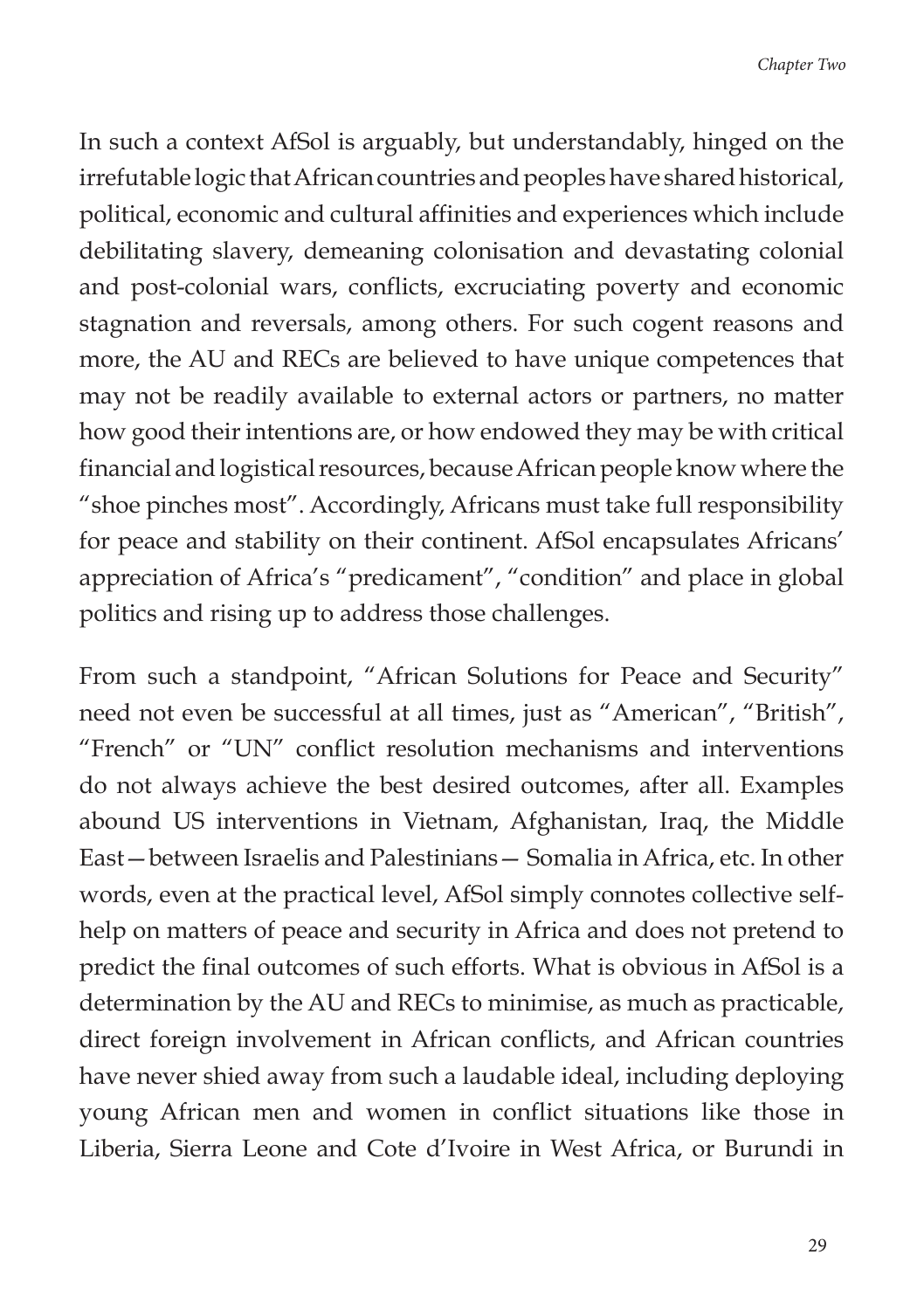In such a context AfSol is arguably, but understandably, hinged on the irrefutable logic that African countries and peoples have shared historical, political, economic and cultural affinities and experiences which include debilitating slavery, demeaning colonisation and devastating colonial and post-colonial wars, conflicts, excruciating poverty and economic stagnation and reversals, among others. For such cogent reasons and more, the AU and RECs are believed to have unique competences that may not be readily available to external actors or partners, no matter how good their intentions are, or how endowed they may be with critical financial and logistical resources, because African people know where the "shoe pinches most". Accordingly, Africans must take full responsibility for peace and stability on their continent. AfSol encapsulates Africans' appreciation of Africa's "predicament", "condition" and place in global politics and rising up to address those challenges.

From such a standpoint, "African Solutions for Peace and Security" need not even be successful at all times, just as "American", "British", "French" or "UN" conflict resolution mechanisms and interventions do not always achieve the best desired outcomes, after all. Examples abound US interventions in Vietnam, Afghanistan, Iraq, the Middle East—between Israelis and Palestinians— Somalia in Africa, etc. In other words, even at the practical level, AfSol simply connotes collective self-help on matters of peace and security in Africa and does not pretend to predict the final outcomes of such efforts. What is obvious in AfSol is a determination by the AU and RECs to minimise, as much as practicable, direct foreign involvement in African conflicts, and African countries have never shied away from such a laudable ideal, including deploying young African men and women in conflict situations like those in Liberia, Sierra Leone and Cote d'Ivoire in West Africa, or Burundi in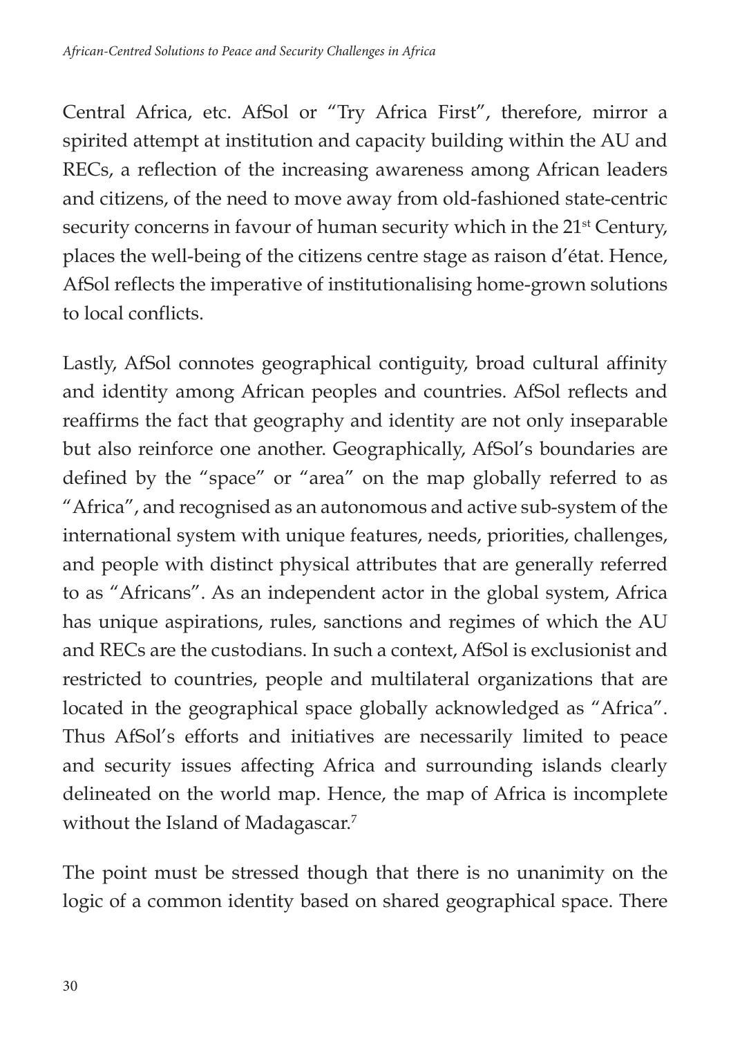Central Africa, etc. AfSol or "Try Africa First", therefore, mirror a spirited attempt at institution and capacity building within the AU and RECs, a reflection of the increasing awareness among African leaders and citizens, of the need to move away from old-fashioned state-centric security concerns in favour of human security which in the 21st Century, places the well-being of the citizens centre stage as raison d'état. Hence, AfSol reflects the imperative of institutionalising home-grown solutions to local conflicts.

Lastly, AfSol connotes geographical contiguity, broad cultural affinity and identity among African peoples and countries. AfSol reflects and reaffirms the fact that geography and identity are not only inseparable but also reinforce one another. Geographically, AfSol's boundaries are defined by the "space" or "area" on the map globally referred to as "Africa", and recognised as an autonomous and active sub-system of the international system with unique features, needs, priorities, challenges, and people with distinct physical attributes that are generally referred to as "Africans". As an independent actor in the global system, Africa has unique aspirations, rules, sanctions and regimes of which the AU and RECs are the custodians. In such a context, AfSol is exclusionist and restricted to countries, people and multilateral organizations that are located in the geographical space globally acknowledged as "Africa". Thus AfSol's efforts and initiatives are necessarily limited to peace and security issues affecting Africa and surrounding islands clearly delineated on the world map. Hence, the map of Africa is incomplete without the Island of Madagascar.[7]

The point must be stressed though that there is no unanimity on the logic of a common identity based on shared geographical space. There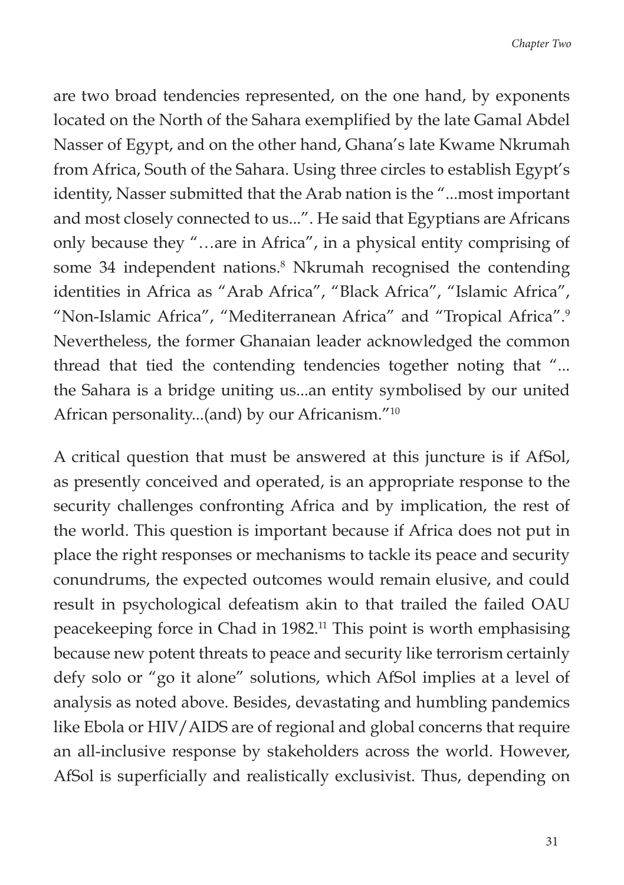are two broad tendencies represented, on the one hand, by exponents located on the North of the Sahara exemplified by the late Gamal Abdel Nasser of Egypt, and on the other hand, Ghana's late Kwame Nkrumah from Africa, South of the Sahara. Using three circles to establish Egypt's identity, Nasser submitted that the Arab nation is the "...most important and most closely connected to us...". He said that Egyptians are Africans only because they "…are in Africa", in a physical entity comprising of some 34 independent nations.[8] Nkrumah recognised the contending identities in Africa as "Arab Africa", "Black Africa", "Islamic Africa", "Non-Islamic Africa", "Mediterranean Africa" and "Tropical Africa".[9] Nevertheless, the former Ghanaian leader acknowledged the common thread that tied the contending tendencies together noting that "... the Sahara is a bridge uniting us...an entity symbolised by our united African personality...(and) by our Africanism."[10]

A critical question that must be answered at this juncture is if AfSol, as presently conceived and operated, is an appropriate response to the security challenges confronting Africa and by implication, the rest of the world. This question is important because if Africa does not put in place the right responses or mechanisms to tackle its peace and security conundrums, the expected outcomes would remain elusive, and could result in psychological defeatism akin to that trailed the failed OAU peacekeeping force in Chad in 1982.[11] This point is worth emphasising because new potent threats to peace and security like terrorism certainly defy solo or "go it alone" solutions, which AfSol implies at a level of analysis as noted above. Besides, devastating and humbling pandemics like Ebola or HIV/AIDS are of regional and global concerns that require an all-inclusive response by stakeholders across the world. However, AfSol is superficially and realistically exclusivist. Thus, depending on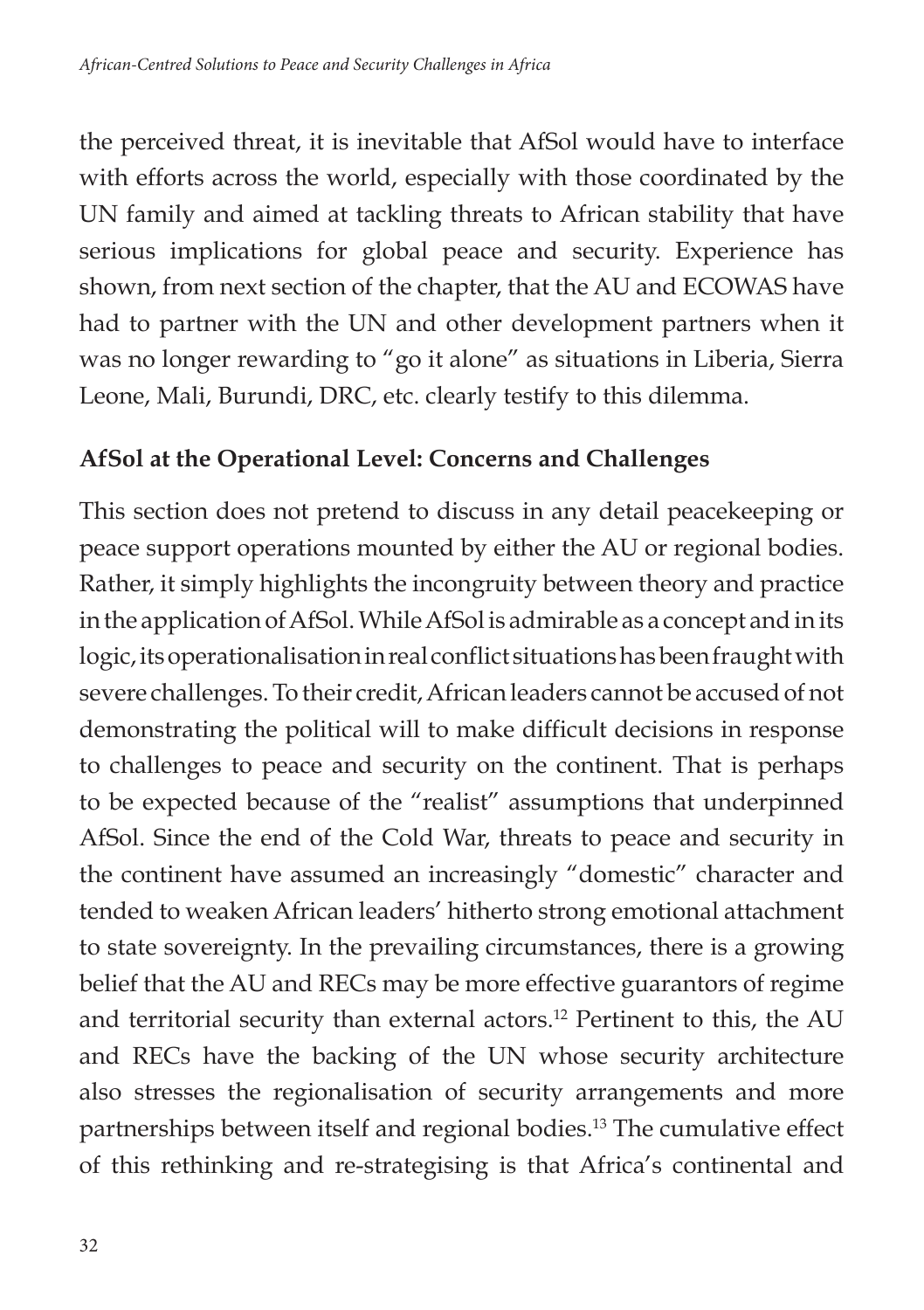the perceived threat, it is inevitable that AfSol would have to interface with efforts across the world, especially with those coordinated by the UN family and aimed at tackling threats to African stability that have serious implications for global peace and security. Experience has shown, from next section of the chapter, that the AU and ECOWAS have had to partner with the UN and other development partners when it was no longer rewarding to "go it alone" as situations in Liberia, Sierra Leone, Mali, Burundi, DRC, etc. clearly testify to this dilemma.

## AfSol at the Operational Level: Concerns and Challenges

This section does not pretend to discuss in any detail peacekeeping or peace support operations mounted by either the AU or regional bodies. Rather, it simply highlights the incongruity between theory and practice in the application of AfSol. While AfSol is admirable as a concept and in its logic, its operationalisation in real conflict situations has been fraught with severe challenges. To their credit, African leaders cannot be accused of not demonstrating the political will to make difficult decisions in response to challenges to peace and security on the continent. That is perhaps to be expected because of the "realist" assumptions that underpinned AfSol. Since the end of the Cold War, threats to peace and security in the continent have assumed an increasingly "domestic" character and tended to weaken African leaders' hitherto strong emotional attachment to state sovereignty. In the prevailing circumstances, there is a growing belief that the AU and RECs may be more effective guarantors of regime and territorial security than external actors.[12] Pertinent to this, the AU and RECs have the backing of the UN whose security architecture also stresses the regionalisation of security arrangements and more partnerships between itself and regional bodies.[13] The cumulative effect of this rethinking and re-strategising is that Africa's continental and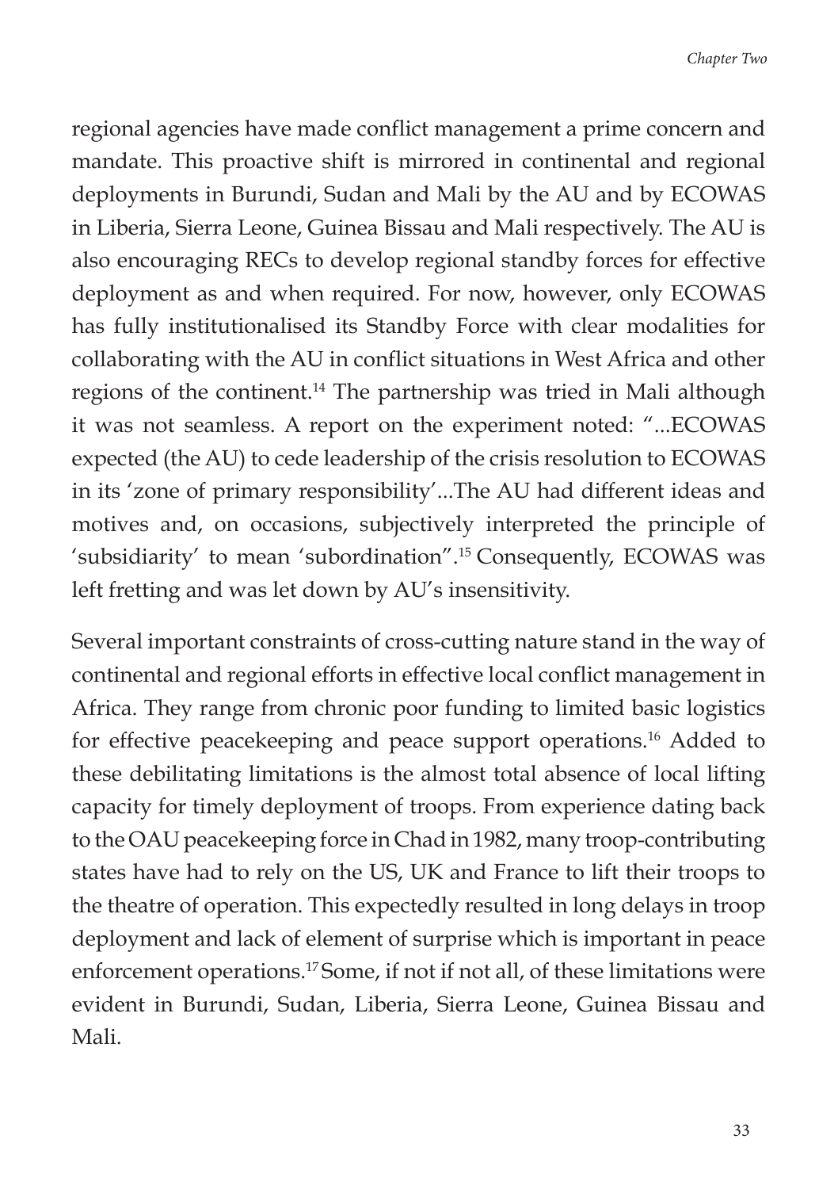regional agencies have made conflict management a prime concern and mandate. This proactive shift is mirrored in continental and regional deployments in Burundi, Sudan and Mali by the AU and by ECOWAS in Liberia, Sierra Leone, Guinea Bissau and Mali respectively. The AU is also encouraging RECs to develop regional standby forces for effective deployment as and when required. For now, however, only ECOWAS has fully institutionalised its Standby Force with clear modalities for collaborating with the AU in conflict situations in West Africa and other regions of the continent.[14] The partnership was tried in Mali although it was not seamless. A report on the experiment noted: "...ECOWAS expected (the AU) to cede leadership of the crisis resolution to ECOWAS in its 'zone of primary responsibility'...The AU had different ideas and motives and, on occasions, subjectively interpreted the principle of 'subsidiarity' to mean 'subordination".[15] Consequently, ECOWAS was left fretting and was let down by AU's insensitivity.

Several important constraints of cross-cutting nature stand in the way of continental and regional efforts in effective local conflict management in Africa. They range from chronic poor funding to limited basic logistics for effective peacekeeping and peace support operations.[16] Added to these debilitating limitations is the almost total absence of local lifting capacity for timely deployment of troops. From experience dating back to the OAU peacekeeping force in Chad in 1982, many troop-contributing states have had to rely on the US, UK and France to lift their troops to the theatre of operation. This expectedly resulted in long delays in troop deployment and lack of element of surprise which is important in peace enforcement operations.[17] Some, if not if not all, of these limitations were evident in Burundi, Sudan, Liberia, Sierra Leone, Guinea Bissau and Mali.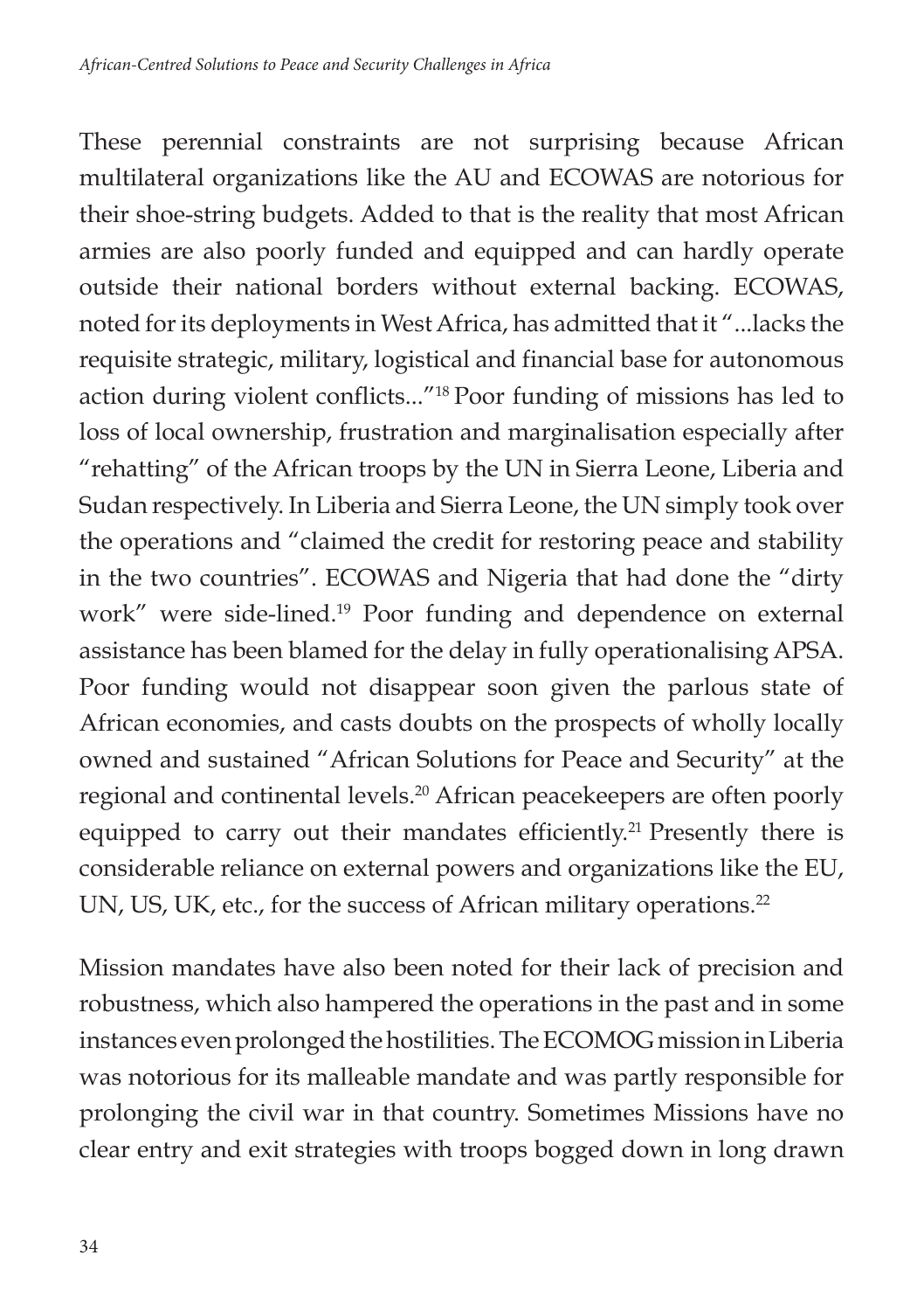These perennial constraints are not surprising because African multilateral organizations like the AU and ECOWAS are notorious for their shoe-string budgets. Added to that is the reality that most African armies are also poorly funded and equipped and can hardly operate outside their national borders without external backing. ECOWAS, noted for its deployments in West Africa, has admitted that it "...lacks the requisite strategic, military, logistical and financial base for autonomous action during violent conflicts..."[18] Poor funding of missions has led to loss of local ownership, frustration and marginalisation especially after "rehatting" of the African troops by the UN in Sierra Leone, Liberia and Sudan respectively. In Liberia and Sierra Leone, the UN simply took over the operations and "claimed the credit for restoring peace and stability in the two countries". ECOWAS and Nigeria that had done the "dirty work" were side-lined.[19] Poor funding and dependence on external assistance has been blamed for the delay in fully operationalising APSA. Poor funding would not disappear soon given the parlous state of African economies, and casts doubts on the prospects of wholly locally owned and sustained "African Solutions for Peace and Security" at the regional and continental levels.[20] African peacekeepers are often poorly equipped to carry out their mandates efficiently.[21] Presently there is considerable reliance on external powers and organizations like the EU, UN, US, UK, etc., for the success of African military operations.[22]

Mission mandates have also been noted for their lack of precision and robustness, which also hampered the operations in the past and in some instances even prolonged the hostilities. The ECOMOG mission in Liberia was notorious for its malleable mandate and was partly responsible for prolonging the civil war in that country. Sometimes Missions have no clear entry and exit strategies with troops bogged down in long drawn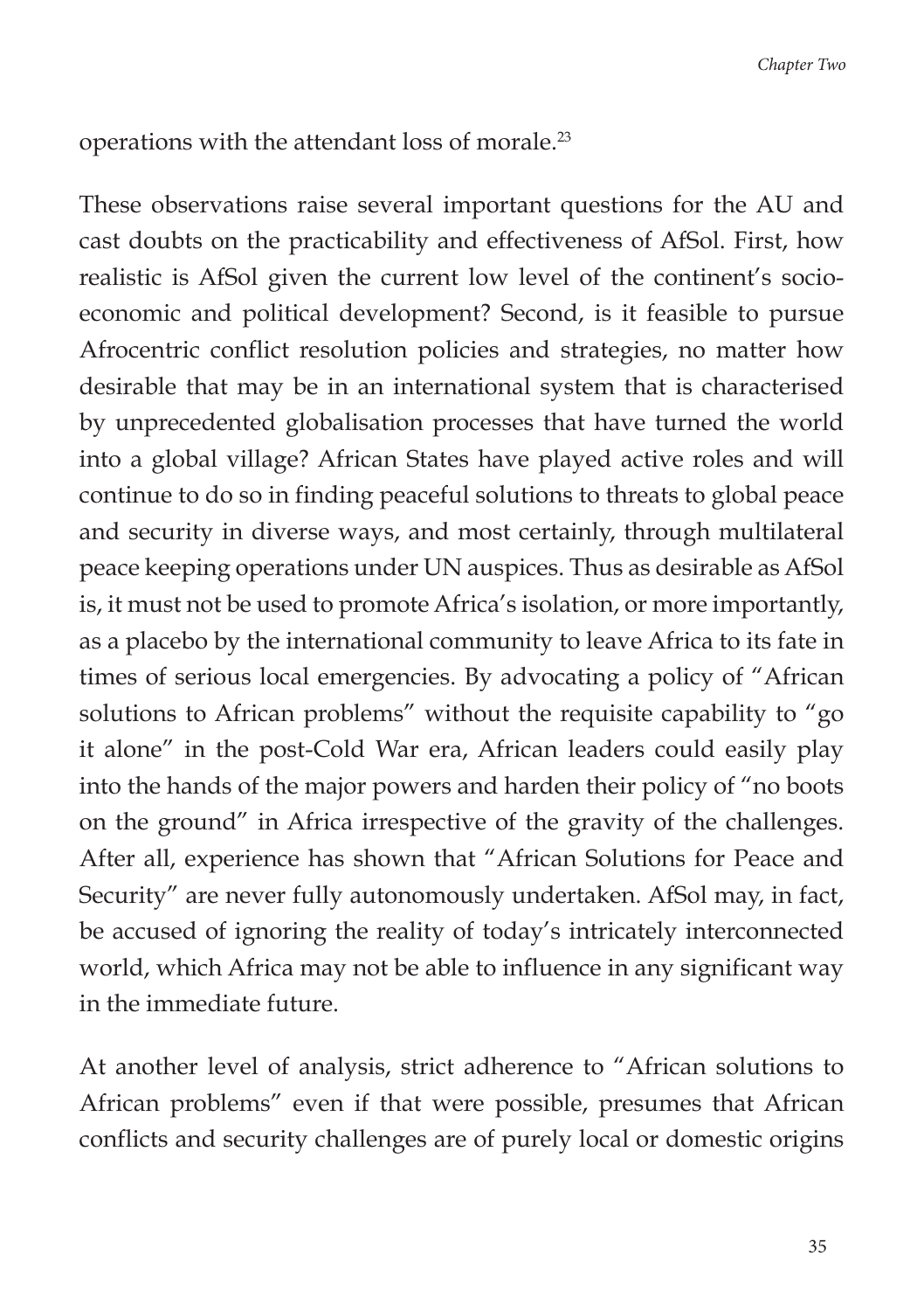operations with the attendant loss of morale.[23]

These observations raise several important questions for the AU and cast doubts on the practicability and effectiveness of AfSol. First, how realistic is AfSol given the current low level of the continent's socio-economic and political development? Second, is it feasible to pursue Afrocentric conflict resolution policies and strategies, no matter how desirable that may be in an international system that is characterised by unprecedented globalisation processes that have turned the world into a global village? African States have played active roles and will continue to do so in finding peaceful solutions to threats to global peace and security in diverse ways, and most certainly, through multilateral peace keeping operations under UN auspices. Thus as desirable as AfSol is, it must not be used to promote Africa's isolation, or more importantly, as a placebo by the international community to leave Africa to its fate in times of serious local emergencies. By advocating a policy of "African solutions to African problems" without the requisite capability to "go it alone" in the post-Cold War era, African leaders could easily play into the hands of the major powers and harden their policy of "no boots on the ground" in Africa irrespective of the gravity of the challenges. After all, experience has shown that "African Solutions for Peace and Security" are never fully autonomously undertaken. AfSol may, in fact, be accused of ignoring the reality of today's intricately interconnected world, which Africa may not be able to influence in any significant way in the immediate future.

At another level of analysis, strict adherence to "African solutions to African problems" even if that were possible, presumes that African conflicts and security challenges are of purely local or domestic origins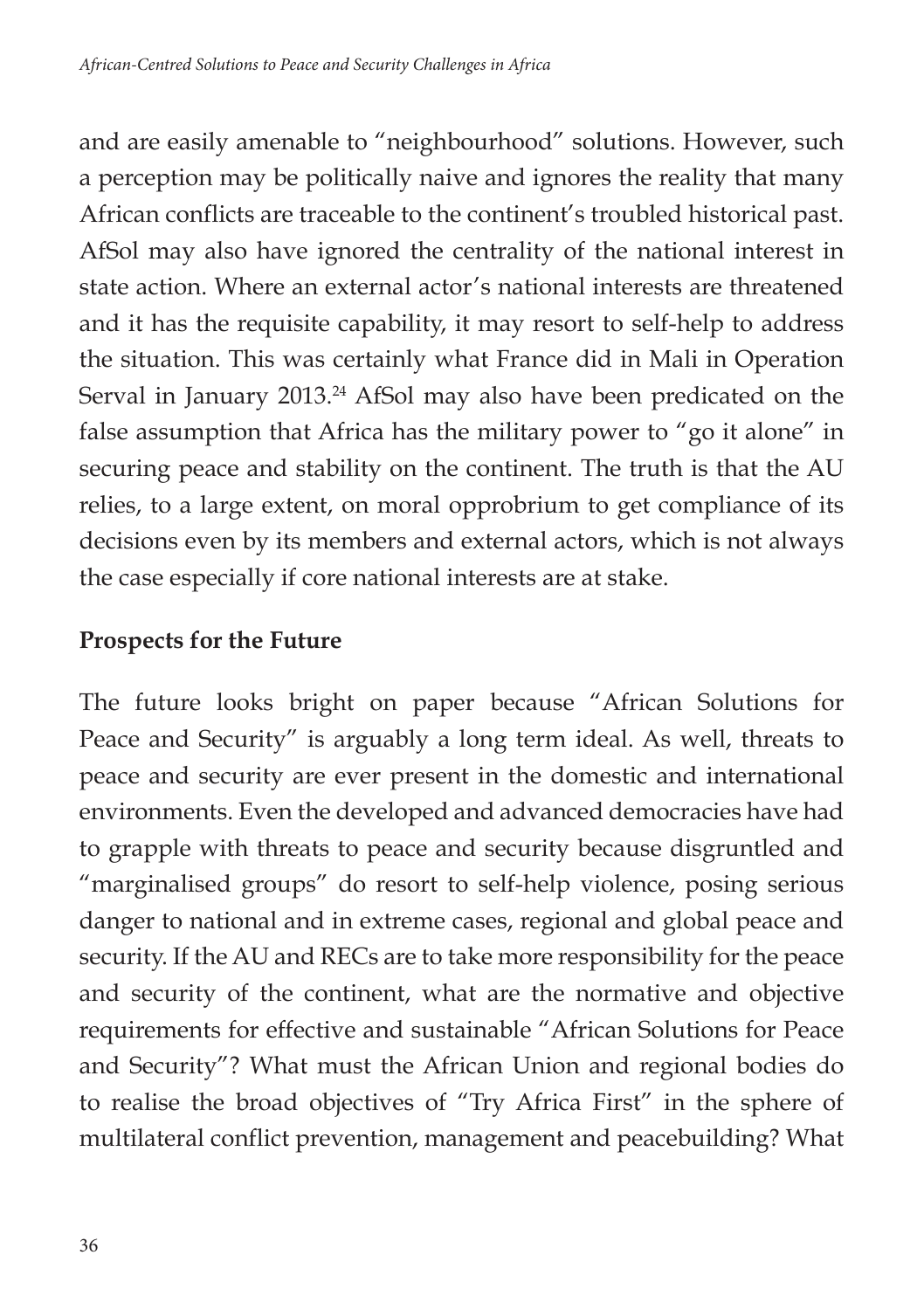and are easily amenable to "neighbourhood" solutions. However, such a perception may be politically naive and ignores the reality that many African conflicts are traceable to the continent's troubled historical past. AfSol may also have ignored the centrality of the national interest in state action. Where an external actor's national interests are threatened and it has the requisite capability, it may resort to self-help to address the situation. This was certainly what France did in Mali in Operation Serval in January 2013.[24] AfSol may also have been predicated on the false assumption that Africa has the military power to "go it alone" in securing peace and stability on the continent. The truth is that the AU relies, to a large extent, on moral opprobrium to get compliance of its decisions even by its members and external actors, which is not always the case especially if core national interests are at stake.

## Prospects for the Future

The future looks bright on paper because "African Solutions for Peace and Security" is arguably a long term ideal. As well, threats to peace and security are ever present in the domestic and international environments. Even the developed and advanced democracies have had to grapple with threats to peace and security because disgruntled and "marginalised groups" do resort to self-help violence, posing serious danger to national and in extreme cases, regional and global peace and security. If the AU and RECs are to take more responsibility for the peace and security of the continent, what are the normative and objective requirements for effective and sustainable "African Solutions for Peace and Security"? What must the African Union and regional bodies do to realise the broad objectives of "Try Africa First" in the sphere of multilateral conflict prevention, management and peacebuilding? What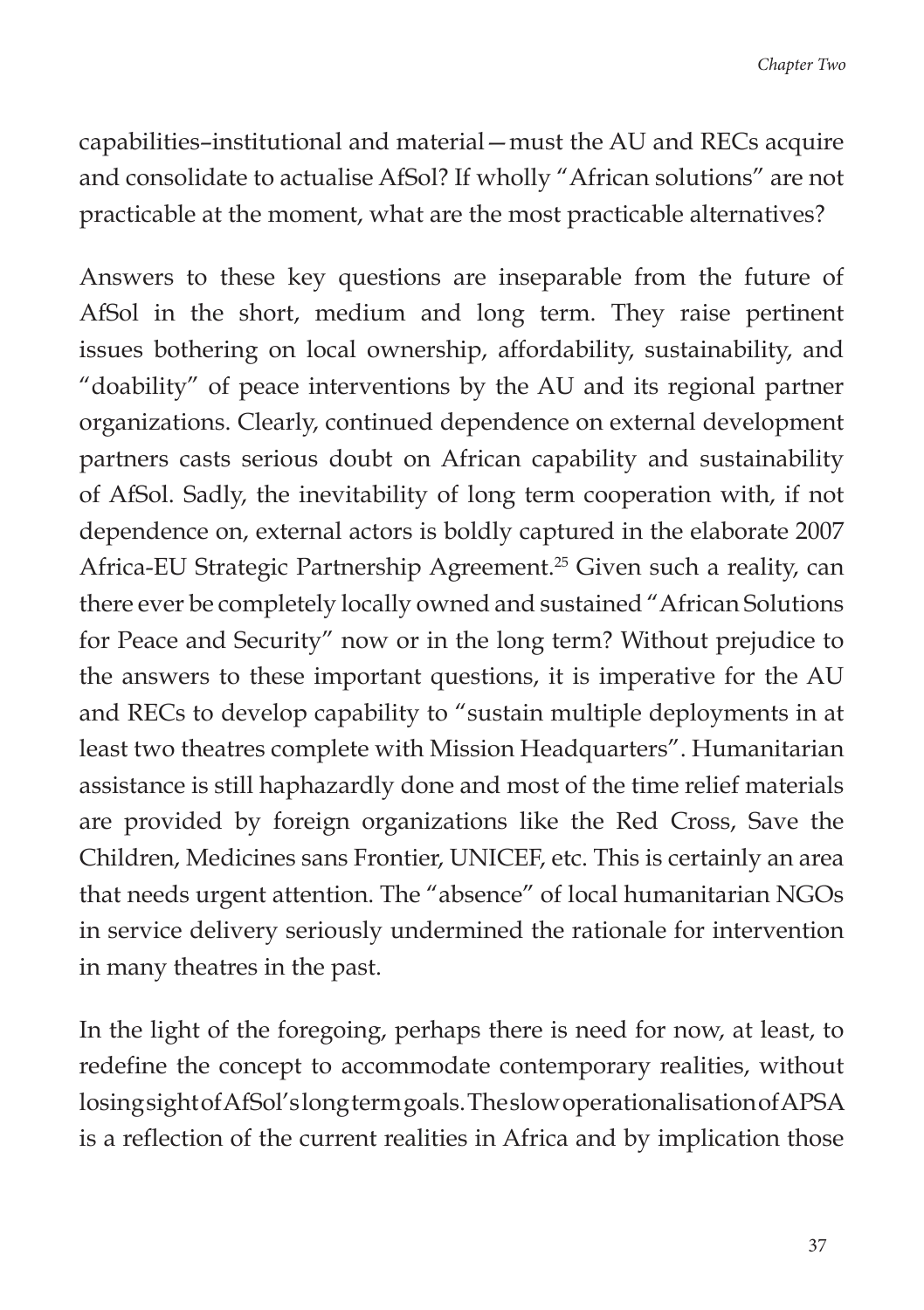capabilities–institutional and material—must the AU and RECs acquire and consolidate to actualise AfSol? If wholly "African solutions" are not practicable at the moment, what are the most practicable alternatives?

Answers to these key questions are inseparable from the future of AfSol in the short, medium and long term. They raise pertinent issues bothering on local ownership, affordability, sustainability, and "doability" of peace interventions by the AU and its regional partner organizations. Clearly, continued dependence on external development partners casts serious doubt on African capability and sustainability of AfSol. Sadly, the inevitability of long term cooperation with, if not dependence on, external actors is boldly captured in the elaborate 2007 Africa-EU Strategic Partnership Agreement.[25] Given such a reality, can there ever be completely locally owned and sustained "African Solutions for Peace and Security" now or in the long term? Without prejudice to the answers to these important questions, it is imperative for the AU and RECs to develop capability to "sustain multiple deployments in at least two theatres complete with Mission Headquarters". Humanitarian assistance is still haphazardly done and most of the time relief materials are provided by foreign organizations like the Red Cross, Save the Children, Medicines sans Frontier, UNICEF, etc. This is certainly an area that needs urgent attention. The "absence" of local humanitarian NGOs in service delivery seriously undermined the rationale for intervention in many theatres in the past.

In the light of the foregoing, perhaps there is need for now, at least, to redefine the concept to accommodate contemporary realities, without losing sight of AfSol's long term goals. The slow operationalisation of APSA is a reflection of the current realities in Africa and by implication those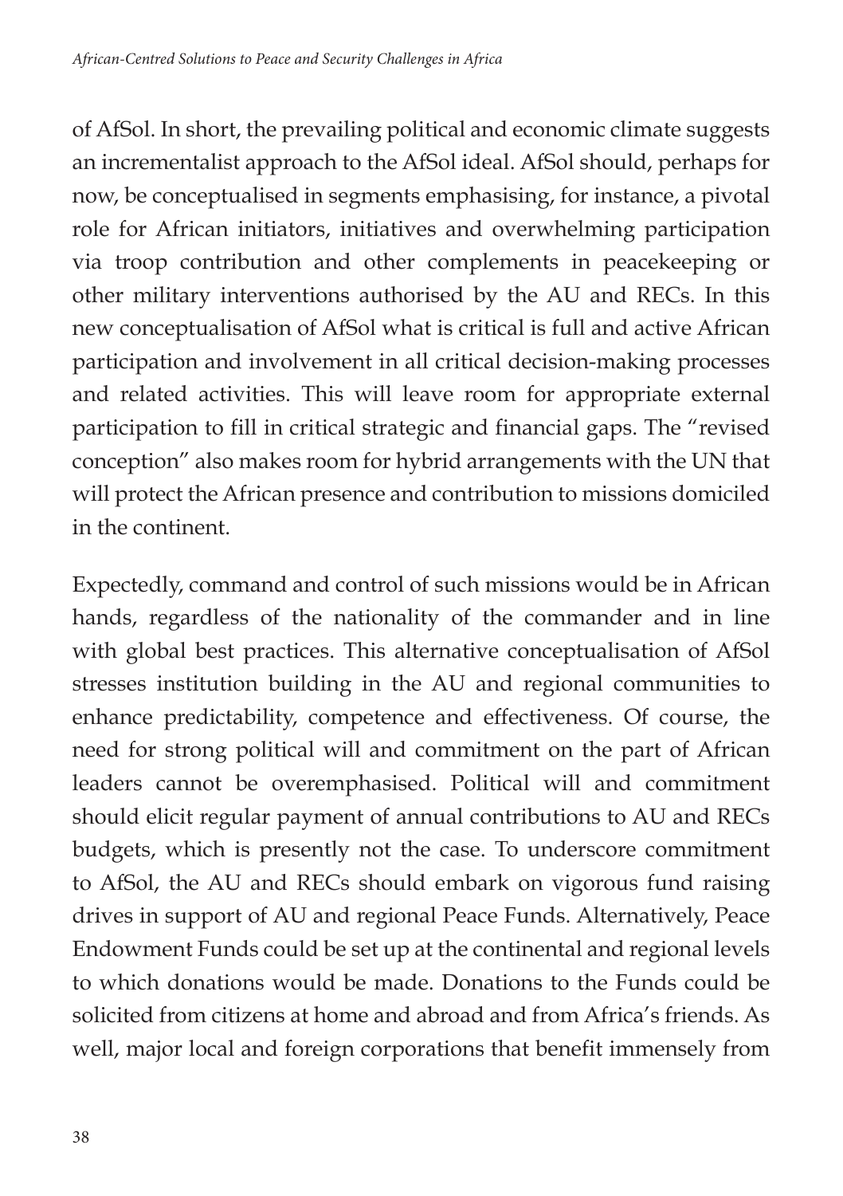of AfSol. In short, the prevailing political and economic climate suggests an incrementalist approach to the AfSol ideal. AfSol should, perhaps for now, be conceptualised in segments emphasising, for instance, a pivotal role for African initiators, initiatives and overwhelming participation via troop contribution and other complements in peacekeeping or other military interventions authorised by the AU and RECs. In this new conceptualisation of AfSol what is critical is full and active African participation and involvement in all critical decision-making processes and related activities. This will leave room for appropriate external participation to fill in critical strategic and financial gaps. The "revised conception" also makes room for hybrid arrangements with the UN that will protect the African presence and contribution to missions domiciled in the continent.

Expectedly, command and control of such missions would be in African hands, regardless of the nationality of the commander and in line with global best practices. This alternative conceptualisation of AfSol stresses institution building in the AU and regional communities to enhance predictability, competence and effectiveness. Of course, the need for strong political will and commitment on the part of African leaders cannot be overemphasised. Political will and commitment should elicit regular payment of annual contributions to AU and RECs budgets, which is presently not the case. To underscore commitment to AfSol, the AU and RECs should embark on vigorous fund raising drives in support of AU and regional Peace Funds. Alternatively, Peace Endowment Funds could be set up at the continental and regional levels to which donations would be made. Donations to the Funds could be solicited from citizens at home and abroad and from Africa's friends. As well, major local and foreign corporations that benefit immensely from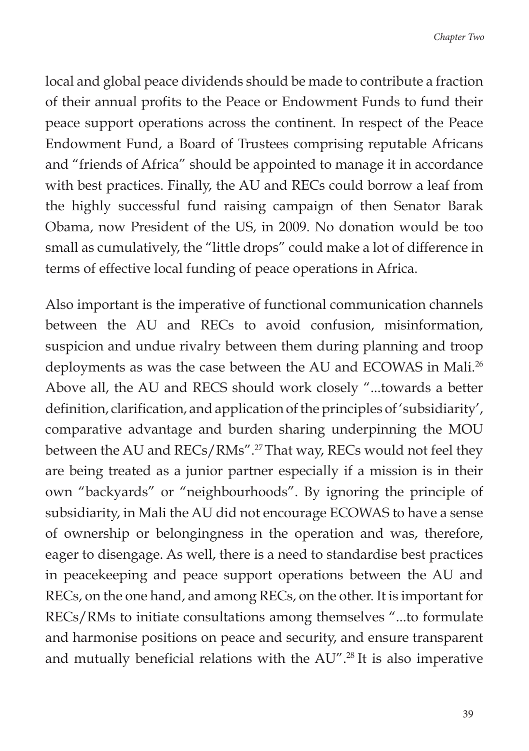local and global peace dividends should be made to contribute a fraction of their annual profits to the Peace or Endowment Funds to fund their peace support operations across the continent. In respect of the Peace Endowment Fund, a Board of Trustees comprising reputable Africans and "friends of Africa" should be appointed to manage it in accordance with best practices. Finally, the AU and RECs could borrow a leaf from the highly successful fund raising campaign of then Senator Barak Obama, now President of the US, in 2009. No donation would be too small as cumulatively, the "little drops" could make a lot of difference in terms of effective local funding of peace operations in Africa.

Also important is the imperative of functional communication channels between the AU and RECs to avoid confusion, misinformation, suspicion and undue rivalry between them during planning and troop deployments as was the case between the AU and ECOWAS in Mali.[26] Above all, the AU and RECS should work closely "...towards a better definition, clarification, and application of the principles of 'subsidiarity', comparative advantage and burden sharing underpinning the MOU between the AU and RECs/RMs".[27] That way, RECs would not feel they are being treated as a junior partner especially if a mission is in their own "backyards" or "neighbourhoods". By ignoring the principle of subsidiarity, in Mali the AU did not encourage ECOWAS to have a sense of ownership or belongingness in the operation and was, therefore, eager to disengage. As well, there is a need to standardise best practices in peacekeeping and peace support operations between the AU and RECs, on the one hand, and among RECs, on the other. It is important for RECs/RMs to initiate consultations among themselves "...to formulate and harmonise positions on peace and security, and ensure transparent and mutually beneficial relations with the AU".[28] It is also imperative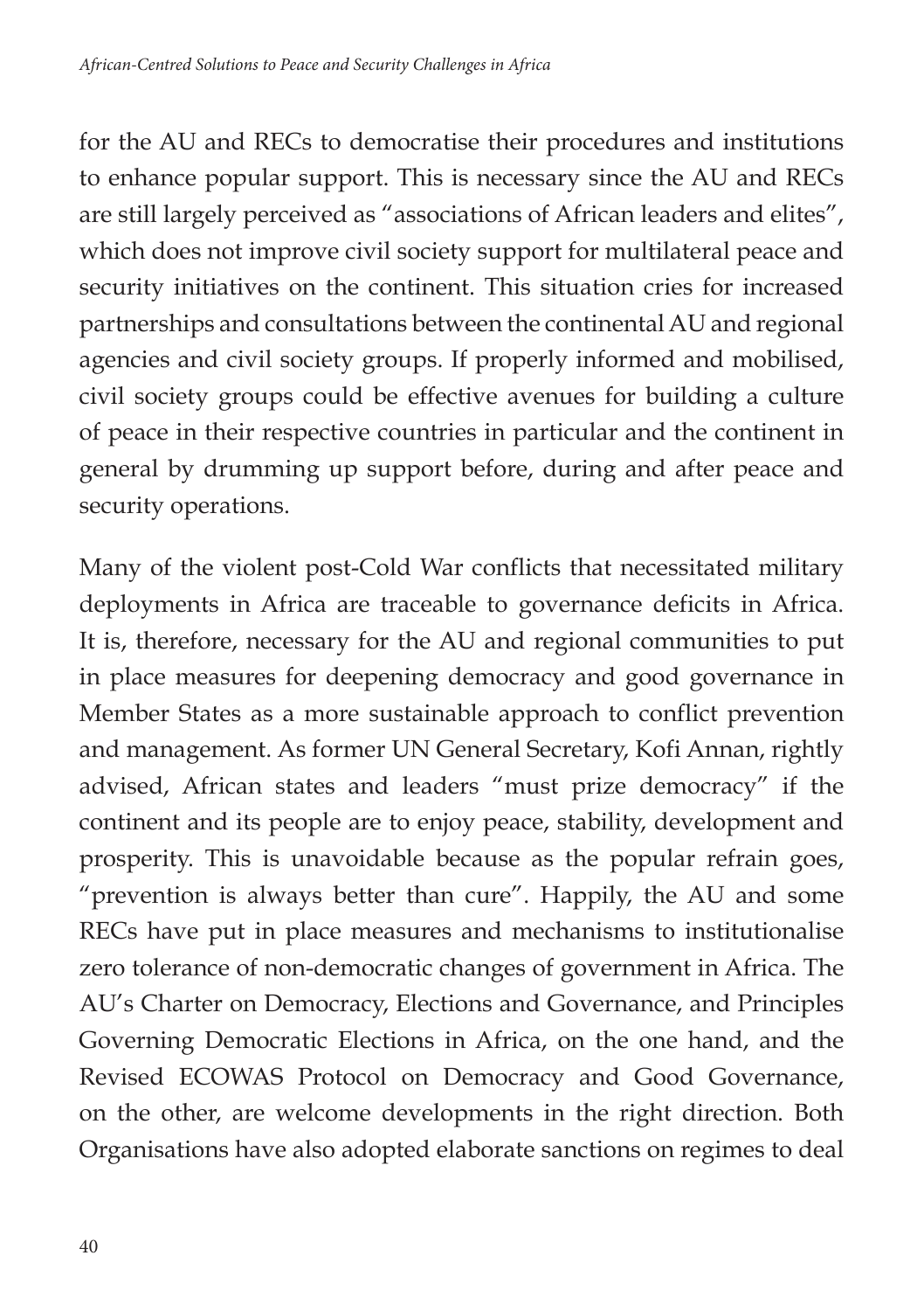for the AU and RECs to democratise their procedures and institutions to enhance popular support. This is necessary since the AU and RECs are still largely perceived as "associations of African leaders and elites", which does not improve civil society support for multilateral peace and security initiatives on the continent. This situation cries for increased partnerships and consultations between the continental AU and regional agencies and civil society groups. If properly informed and mobilised, civil society groups could be effective avenues for building a culture of peace in their respective countries in particular and the continent in general by drumming up support before, during and after peace and security operations.

Many of the violent post-Cold War conflicts that necessitated military deployments in Africa are traceable to governance deficits in Africa. It is, therefore, necessary for the AU and regional communities to put in place measures for deepening democracy and good governance in Member States as a more sustainable approach to conflict prevention and management. As former UN General Secretary, Kofi Annan, rightly advised, African states and leaders "must prize democracy" if the continent and its people are to enjoy peace, stability, development and prosperity. This is unavoidable because as the popular refrain goes, "prevention is always better than cure". Happily, the AU and some RECs have put in place measures and mechanisms to institutionalise zero tolerance of non-democratic changes of government in Africa. The AU's Charter on Democracy, Elections and Governance, and Principles Governing Democratic Elections in Africa, on the one hand, and the Revised ECOWAS Protocol on Democracy and Good Governance, on the other, are welcome developments in the right direction. Both Organisations have also adopted elaborate sanctions on regimes to deal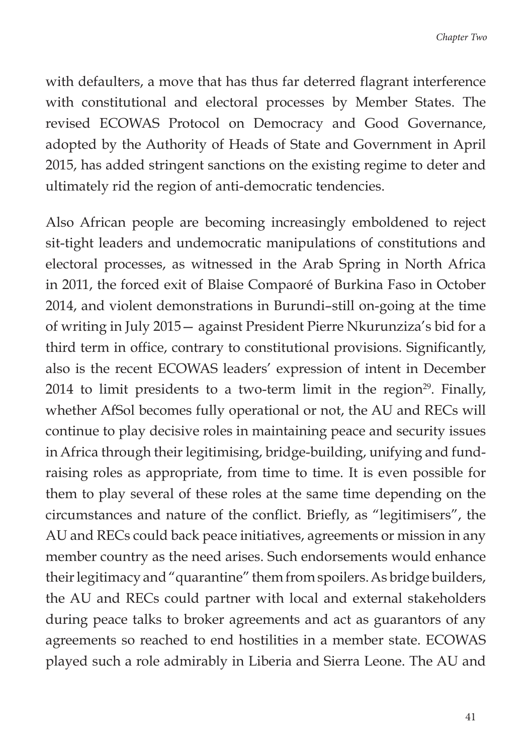with defaulters, a move that has thus far deterred flagrant interference with constitutional and electoral processes by Member States. The revised ECOWAS Protocol on Democracy and Good Governance, adopted by the Authority of Heads of State and Government in April 2015, has added stringent sanctions on the existing regime to deter and ultimately rid the region of anti-democratic tendencies.

Also African people are becoming increasingly emboldened to reject sit-tight leaders and undemocratic manipulations of constitutions and electoral processes, as witnessed in the Arab Spring in North Africa in 2011, the forced exit of Blaise Compaoré of Burkina Faso in October 2014, and violent demonstrations in Burundi–still on-going at the time of writing in July 2015— against President Pierre Nkurunziza's bid for a third term in office, contrary to constitutional provisions. Significantly, also is the recent ECOWAS leaders' expression of intent in December 2014 to limit presidents to a two-term limit in the region[29]. Finally, whether AfSol becomes fully operational or not, the AU and RECs will continue to play decisive roles in maintaining peace and security issues in Africa through their legitimising, bridge-building, unifying and fund-raising roles as appropriate, from time to time. It is even possible for them to play several of these roles at the same time depending on the circumstances and nature of the conflict. Briefly, as "legitimisers", the AU and RECs could back peace initiatives, agreements or mission in any member country as the need arises. Such endorsements would enhance their legitimacy and "quarantine" them from spoilers. As bridge builders, the AU and RECs could partner with local and external stakeholders during peace talks to broker agreements and act as guarantors of any agreements so reached to end hostilities in a member state. ECOWAS played such a role admirably in Liberia and Sierra Leone. The AU and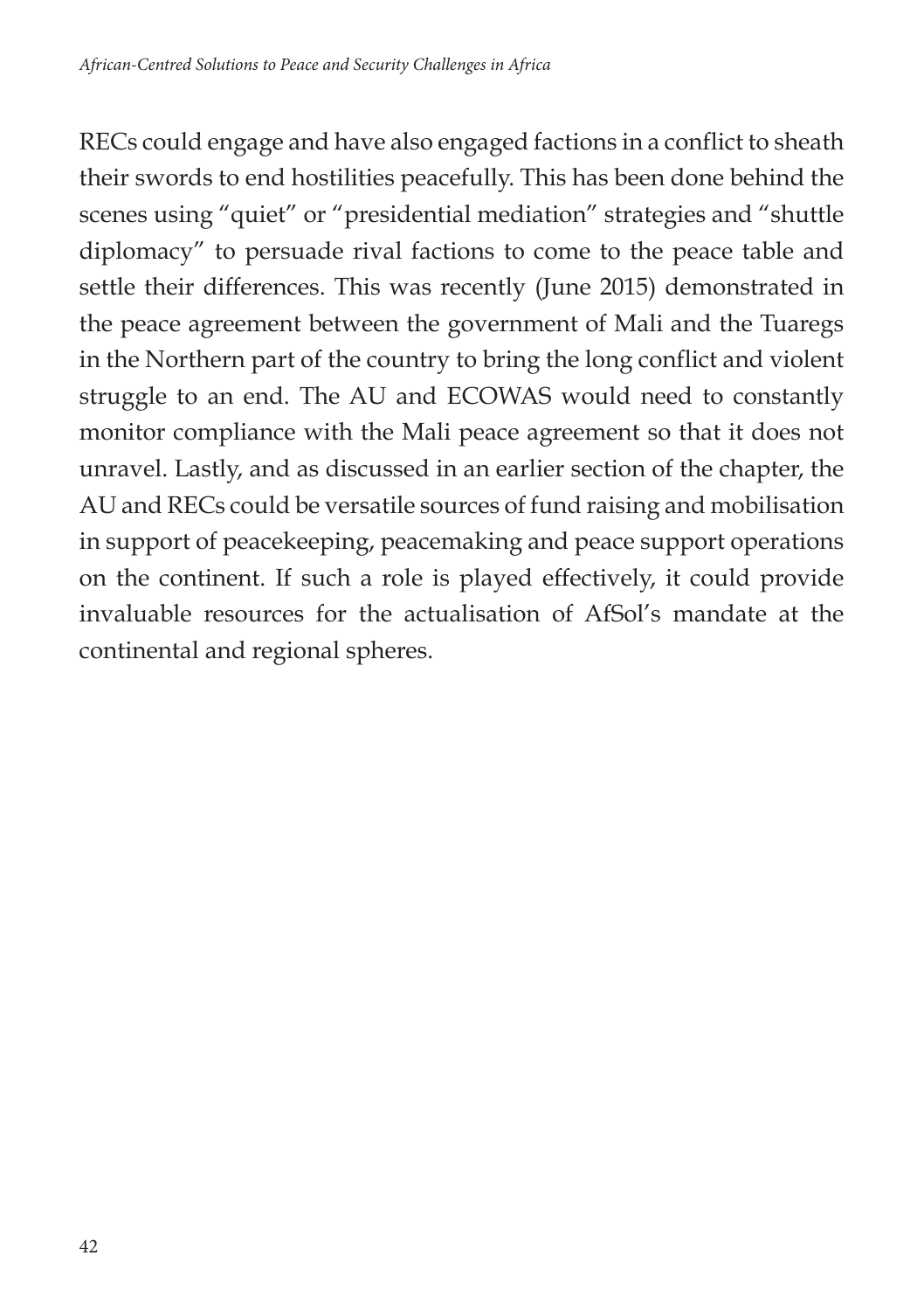RECs could engage and have also engaged factions in a conflict to sheath their swords to end hostilities peacefully. This has been done behind the scenes using "quiet" or "presidential mediation" strategies and "shuttle diplomacy" to persuade rival factions to come to the peace table and settle their differences. This was recently (June 2015) demonstrated in the peace agreement between the government of Mali and the Tuaregs in the Northern part of the country to bring the long conflict and violent struggle to an end. The AU and ECOWAS would need to constantly monitor compliance with the Mali peace agreement so that it does not unravel. Lastly, and as discussed in an earlier section of the chapter, the AU and RECs could be versatile sources of fund raising and mobilisation in support of peacekeeping, peacemaking and peace support operations on the continent. If such a role is played effectively, it could provide invaluable resources for the actualisation of AfSol's mandate at the continental and regional spheres.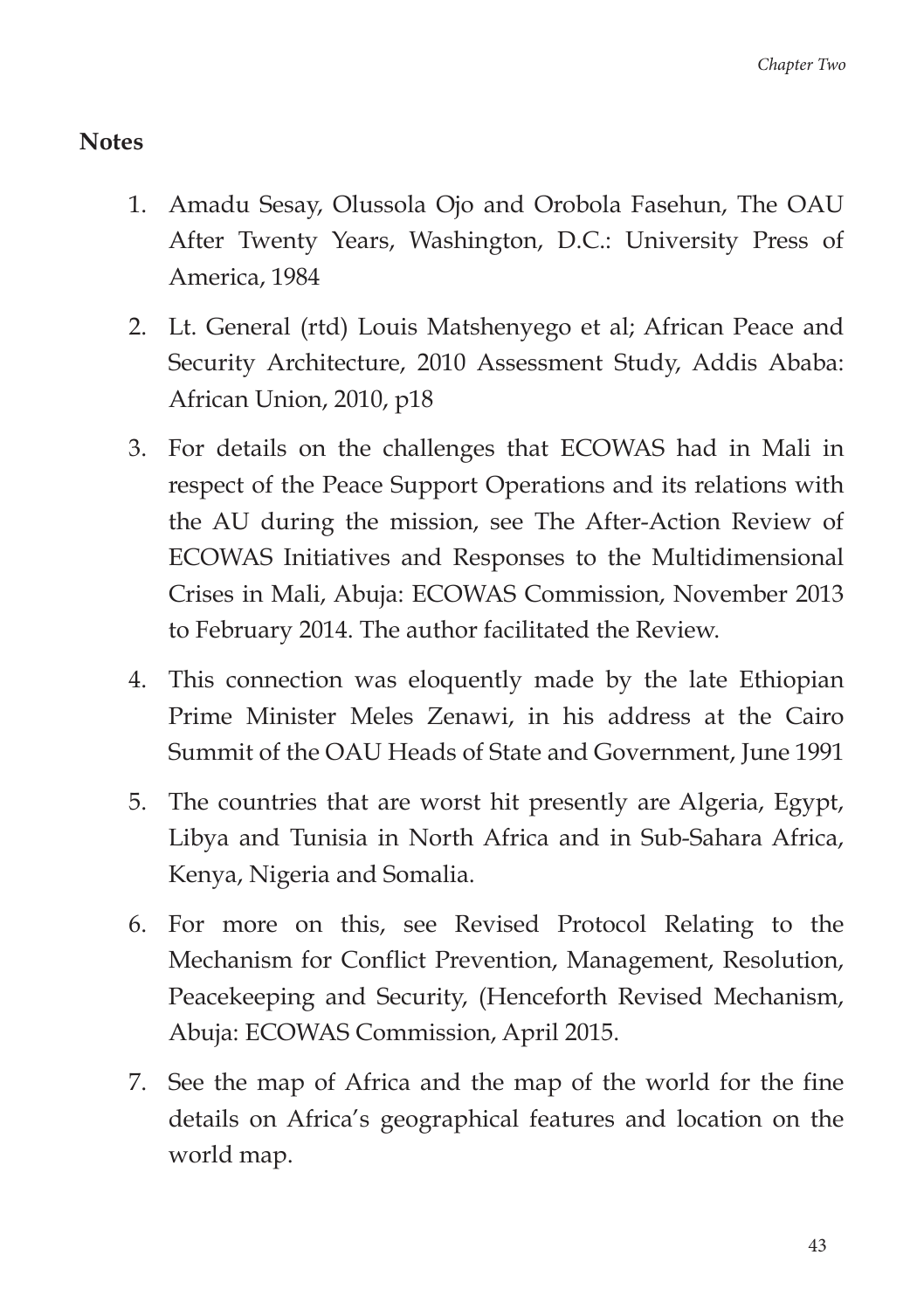## Notes

1. Amadu Sesay, Olussola Ojo and Orobola Fasehun, The OAU After Twenty Years, Washington, D.C.: University Press of America, 1984
2. Lt. General (rtd) Louis Matshenyego et al; African Peace and Security Architecture, 2010 Assessment Study, Addis Ababa: African Union, 2010, p18
3. For details on the challenges that ECOWAS had in Mali in respect of the Peace Support Operations and its relations with the AU during the mission, see The After-Action Review of ECOWAS Initiatives and Responses to the Multidimensional Crises in Mali, Abuja: ECOWAS Commission, November 2013 to February 2014. The author facilitated the Review.
4. This connection was eloquently made by the late Ethiopian Prime Minister Meles Zenawi, in his address at the Cairo Summit of the OAU Heads of State and Government, June 1991
5. The countries that are worst hit presently are Algeria, Egypt, Libya and Tunisia in North Africa and in Sub-Sahara Africa, Kenya, Nigeria and Somalia.
6. For more on this, see Revised Protocol Relating to the Mechanism for Conflict Prevention, Management, Resolution, Peacekeeping and Security, (Henceforth Revised Mechanism, Abuja: ECOWAS Commission, April 2015.
7. See the map of Africa and the map of the world for the fine details on Africa's geographical features and location on the world map.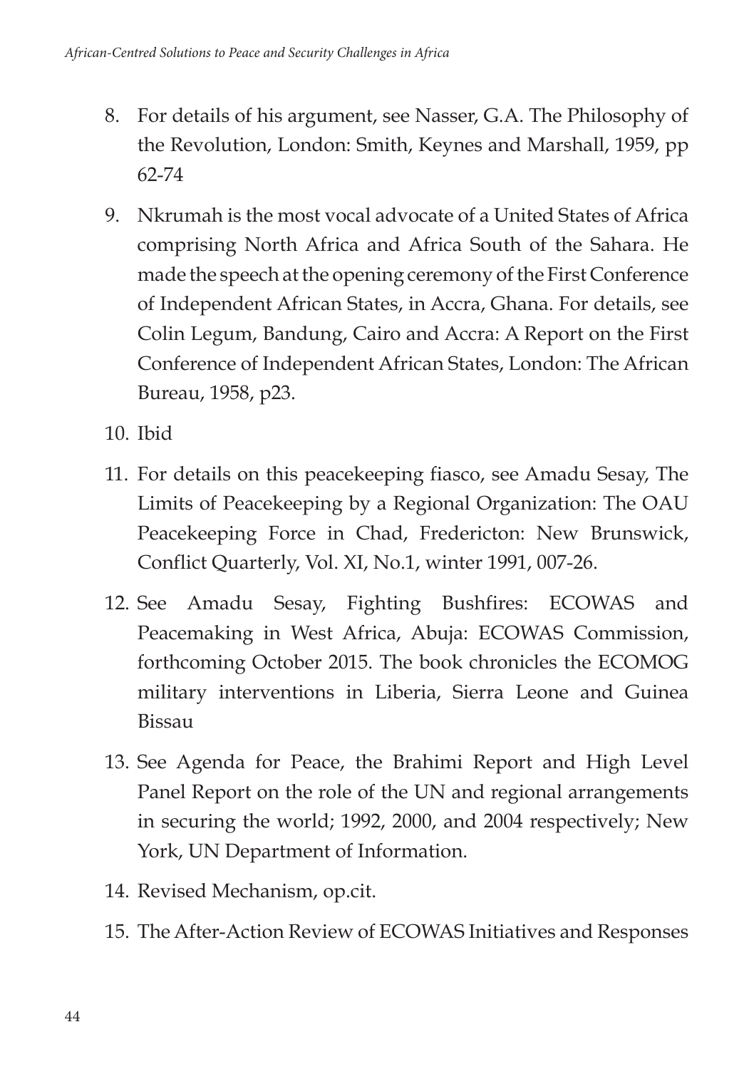8. For details of his argument, see Nasser, G.A. The Philosophy of the Revolution, London: Smith, Keynes and Marshall, 1959, pp 62-74

9. Nkrumah is the most vocal advocate of a United States of Africa comprising North Africa and Africa South of the Sahara. He made the speech at the opening ceremony of the First Conference of Independent African States, in Accra, Ghana. For details, see Colin Legum, Bandung, Cairo and Accra: A Report on the First Conference of Independent African States, London: The African Bureau, 1958, p23.

10. Ibid

11. For details on this peacekeeping fiasco, see Amadu Sesay, The Limits of Peacekeeping by a Regional Organization: The OAU Peacekeeping Force in Chad, Fredericton: New Brunswick, Conflict Quarterly, Vol. XI, No.1, winter 1991, 007-26.

12. See Amadu Sesay, Fighting Bushfires: ECOWAS and Peacemaking in West Africa, Abuja: ECOWAS Commission, forthcoming October 2015. The book chronicles the ECOMOG military interventions in Liberia, Sierra Leone and Guinea Bissau

13. See Agenda for Peace, the Brahimi Report and High Level Panel Report on the role of the UN and regional arrangements in securing the world; 1992, 2000, and 2004 respectively; New York, UN Department of Information.

14. Revised Mechanism, op.cit.

15. The After-Action Review of ECOWAS Initiatives and Responses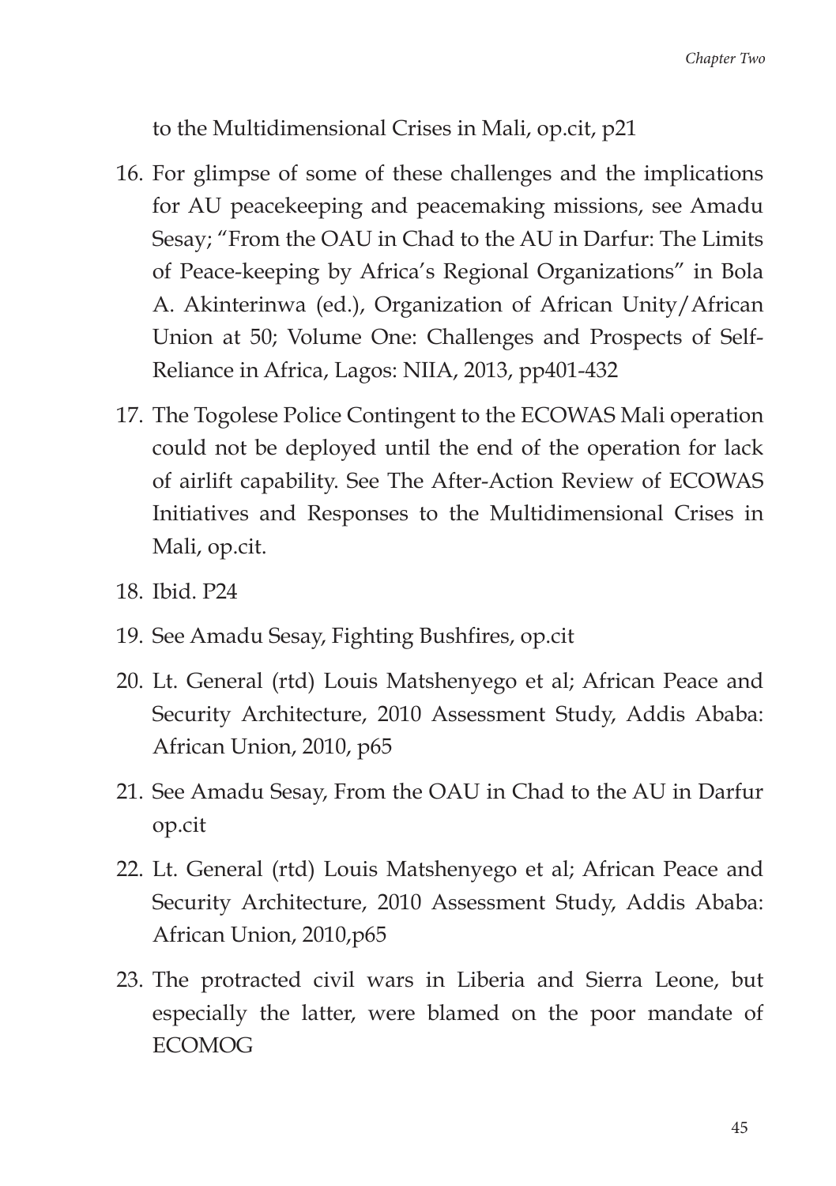to the Multidimensional Crises in Mali, op.cit, p21

16. For glimpse of some of these challenges and the implications for AU peacekeeping and peacemaking missions, see Amadu Sesay; "From the OAU in Chad to the AU in Darfur: The Limits of Peace-keeping by Africa's Regional Organizations" in Bola A. Akinterinwa (ed.), Organization of African Unity/African Union at 50; Volume One: Challenges and Prospects of Self-Reliance in Africa, Lagos: NIIA, 2013, pp401-432
17. The Togolese Police Contingent to the ECOWAS Mali operation could not be deployed until the end of the operation for lack of airlift capability. See The After-Action Review of ECOWAS Initiatives and Responses to the Multidimensional Crises in Mali, op.cit.
18. Ibid. P24
19. See Amadu Sesay, Fighting Bushfires, op.cit
20. Lt. General (rtd) Louis Matshenyego et al; African Peace and Security Architecture, 2010 Assessment Study, Addis Ababa: African Union, 2010, p65
21. See Amadu Sesay, From the OAU in Chad to the AU in Darfur op.cit
22. Lt. General (rtd) Louis Matshenyego et al; African Peace and Security Architecture, 2010 Assessment Study, Addis Ababa: African Union, 2010,p65
23. The protracted civil wars in Liberia and Sierra Leone, but especially the latter, were blamed on the poor mandate of ECOMOG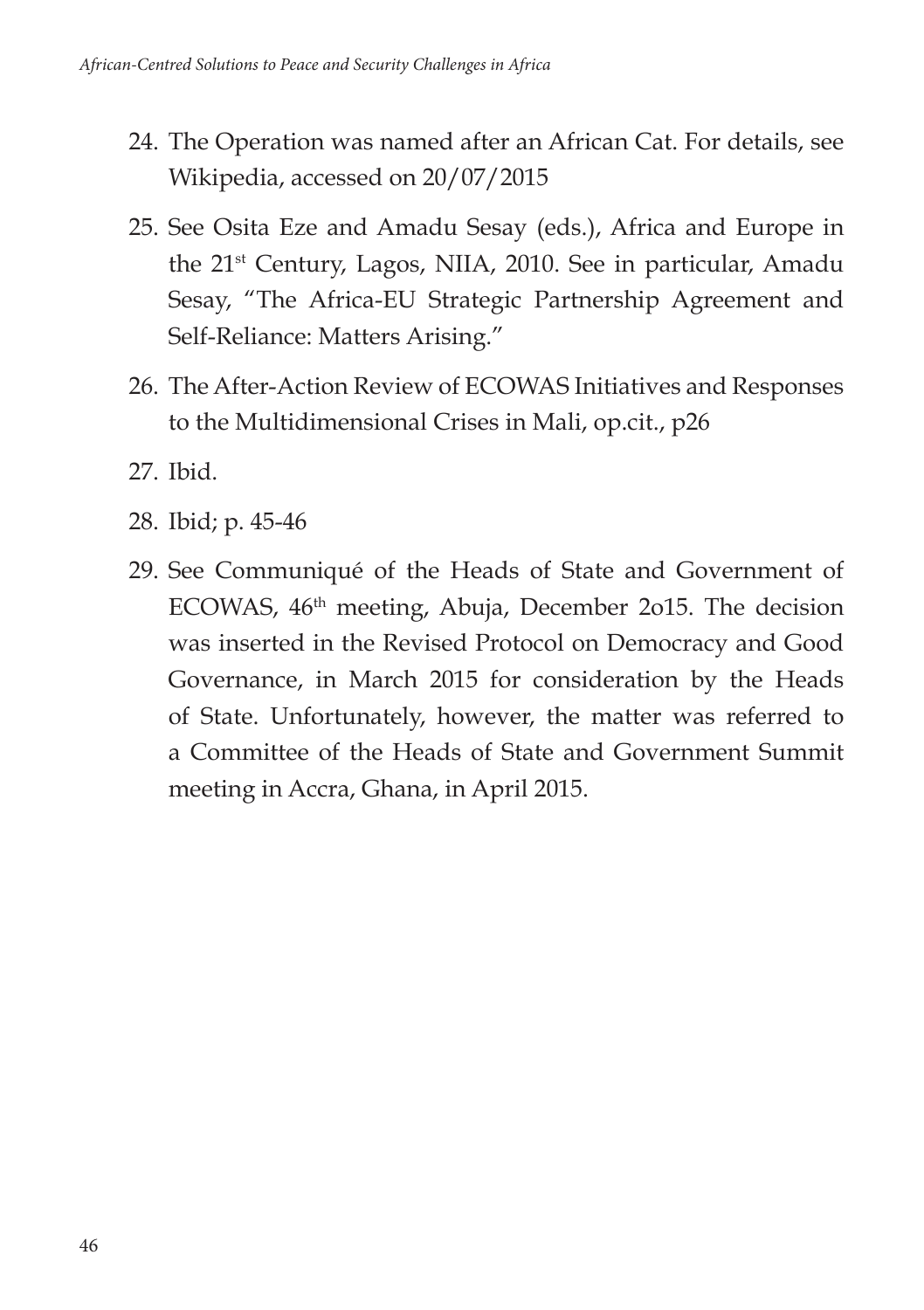24. The Operation was named after an African Cat. For details, see Wikipedia, accessed on 20/07/2015
25. See Osita Eze and Amadu Sesay (eds.), Africa and Europe in the 21st Century, Lagos, NIIA, 2010. See in particular, Amadu Sesay, "The Africa-EU Strategic Partnership Agreement and Self-Reliance: Matters Arising."
26. The After-Action Review of ECOWAS Initiatives and Responses to the Multidimensional Crises in Mali, op.cit., p26
27. Ibid.
28. Ibid; p. 45-46
29. See Communiqué of the Heads of State and Government of ECOWAS, 46th meeting, Abuja, December 2o15. The decision was inserted in the Revised Protocol on Democracy and Good Governance, in March 2015 for consideration by the Heads of State. Unfortunately, however, the matter was referred to a Committee of the Heads of State and Government Summit meeting in Accra, Ghana, in April 2015.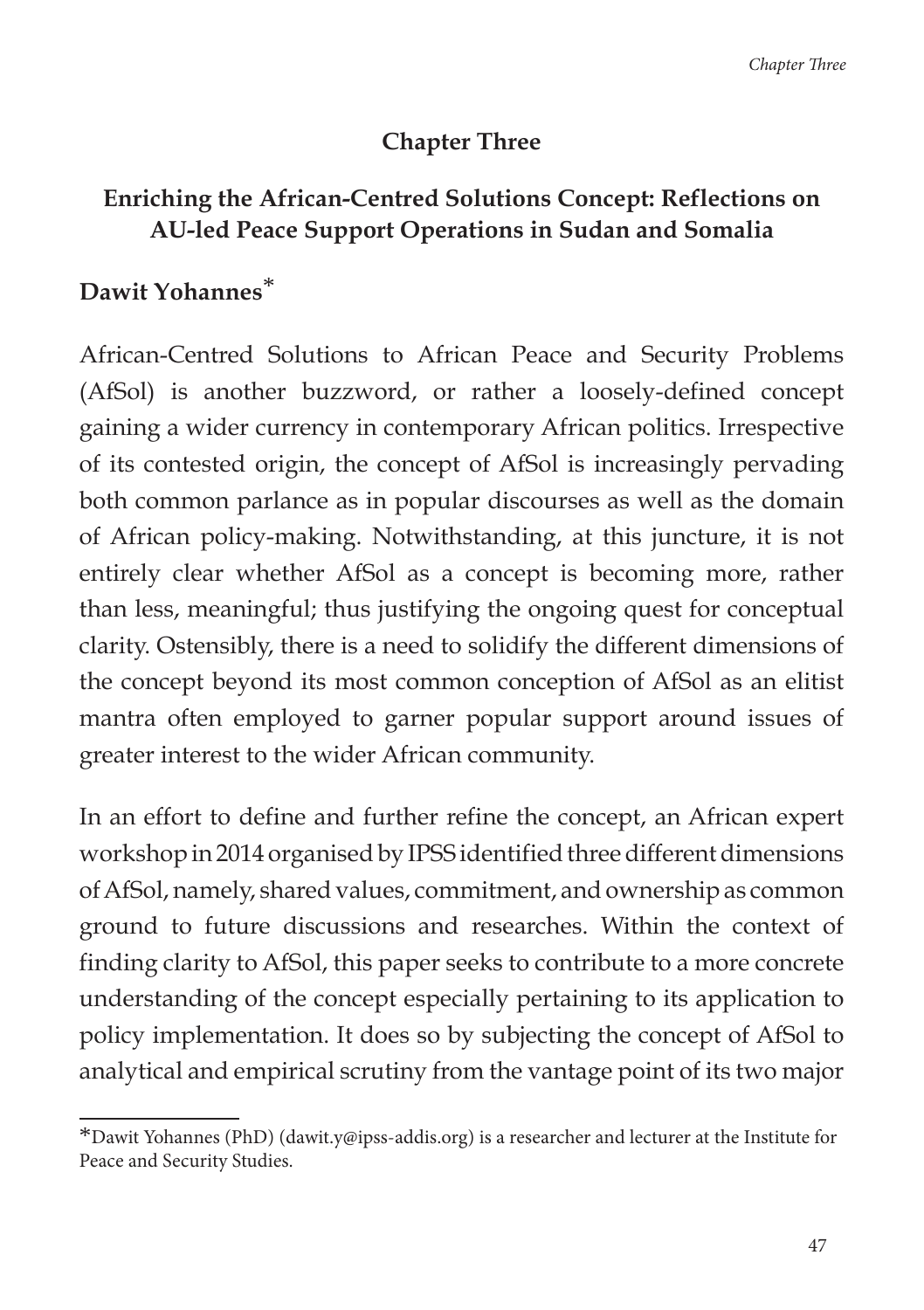## Chapter Three

## Enriching the African-Centred Solutions Concept: Reflections on AU-led Peace Support Operations in Sudan and Somalia

**Dawit Yohannes***

African-Centred Solutions to African Peace and Security Problems (AfSol) is another buzzword, or rather a loosely-defined concept gaining a wider currency in contemporary African politics. Irrespective of its contested origin, the concept of AfSol is increasingly pervading both common parlance as in popular discourses as well as the domain of African policy-making. Notwithstanding, at this juncture, it is not entirely clear whether AfSol as a concept is becoming more, rather than less, meaningful; thus justifying the ongoing quest for conceptual clarity. Ostensibly, there is a need to solidify the different dimensions of the concept beyond its most common conception of AfSol as an elitist mantra often employed to garner popular support around issues of greater interest to the wider African community.

In an effort to define and further refine the concept, an African expert workshop in 2014 organised by IPSS identified three different dimensions of AfSol, namely, shared values, commitment, and ownership as common ground to future discussions and researches. Within the context of finding clarity to AfSol, this paper seeks to contribute to a more concrete understanding of the concept especially pertaining to its application to policy implementation. It does so by subjecting the concept of AfSol to analytical and empirical scrutiny from the vantage point of its two major

---

*Dawit Yohannes (PhD) (dawit.y@ipss-addis.org) is a researcher and lecturer at the Institute for Peace and Security Studies.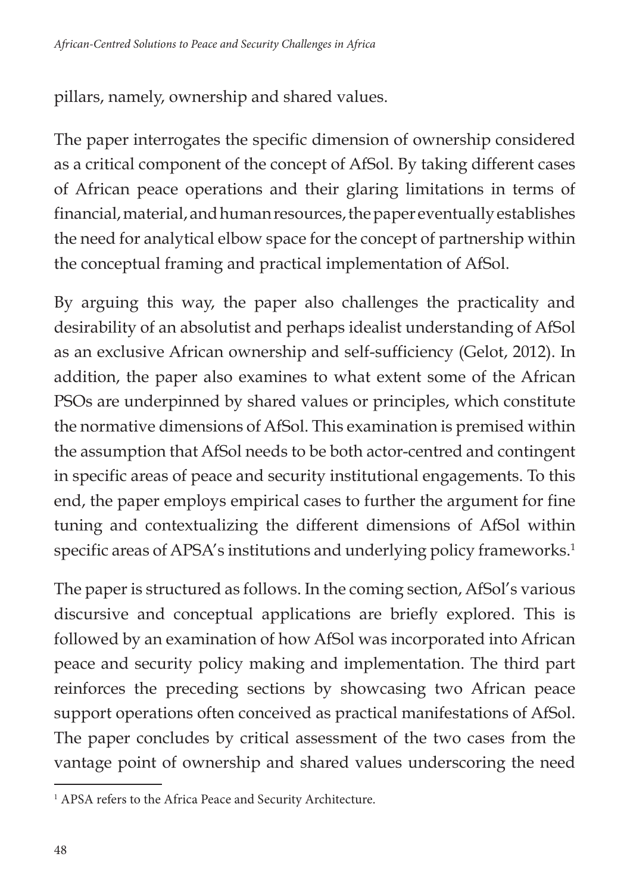pillars, namely, ownership and shared values.

The paper interrogates the specific dimension of ownership considered as a critical component of the concept of AfSol. By taking different cases of African peace operations and their glaring limitations in terms of financial, material, and human resources, the paper eventually establishes the need for analytical elbow space for the concept of partnership within the conceptual framing and practical implementation of AfSol.

By arguing this way, the paper also challenges the practicality and desirability of an absolutist and perhaps idealist understanding of AfSol as an exclusive African ownership and self-sufficiency (Gelot, 2012). In addition, the paper also examines to what extent some of the African PSOs are underpinned by shared values or principles, which constitute the normative dimensions of AfSol. This examination is premised within the assumption that AfSol needs to be both actor-centred and contingent in specific areas of peace and security institutional engagements. To this end, the paper employs empirical cases to further the argument for fine tuning and contextualizing the different dimensions of AfSol within specific areas of APSA's institutions and underlying policy frameworks.[1]

The paper is structured as follows. In the coming section, AfSol's various discursive and conceptual applications are briefly explored. This is followed by an examination of how AfSol was incorporated into African peace and security policy making and implementation. The third part reinforces the preceding sections by showcasing two African peace support operations often conceived as practical manifestations of AfSol. The paper concludes by critical assessment of the two cases from the vantage point of ownership and shared values underscoring the need

[1] APSA refers to the Africa Peace and Security Architecture.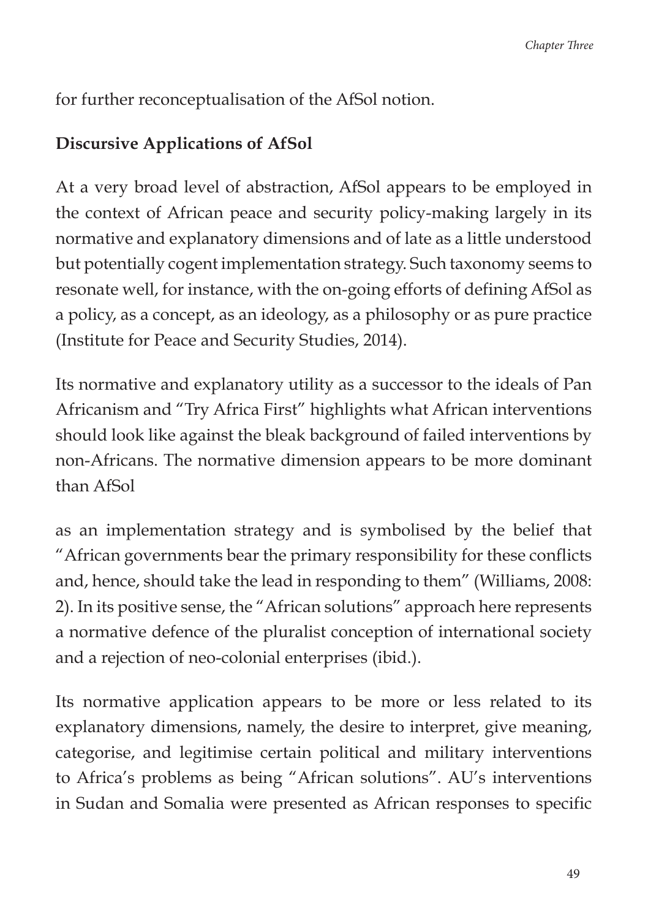for further reconceptualisation of the AfSol notion.

## Discursive Applications of AfSol

At a very broad level of abstraction, AfSol appears to be employed in the context of African peace and security policy-making largely in its normative and explanatory dimensions and of late as a little understood but potentially cogent implementation strategy. Such taxonomy seems to resonate well, for instance, with the on-going efforts of defining AfSol as a policy, as a concept, as an ideology, as a philosophy or as pure practice (Institute for Peace and Security Studies, 2014).

Its normative and explanatory utility as a successor to the ideals of Pan Africanism and "Try Africa First" highlights what African interventions should look like against the bleak background of failed interventions by non-Africans. The normative dimension appears to be more dominant than AfSol

as an implementation strategy and is symbolised by the belief that "African governments bear the primary responsibility for these conflicts and, hence, should take the lead in responding to them" (Williams, 2008: 2). In its positive sense, the "African solutions" approach here represents a normative defence of the pluralist conception of international society and a rejection of neo-colonial enterprises (ibid.).

Its normative application appears to be more or less related to its explanatory dimensions, namely, the desire to interpret, give meaning, categorise, and legitimise certain political and military interventions to Africa's problems as being "African solutions". AU's interventions in Sudan and Somalia were presented as African responses to specific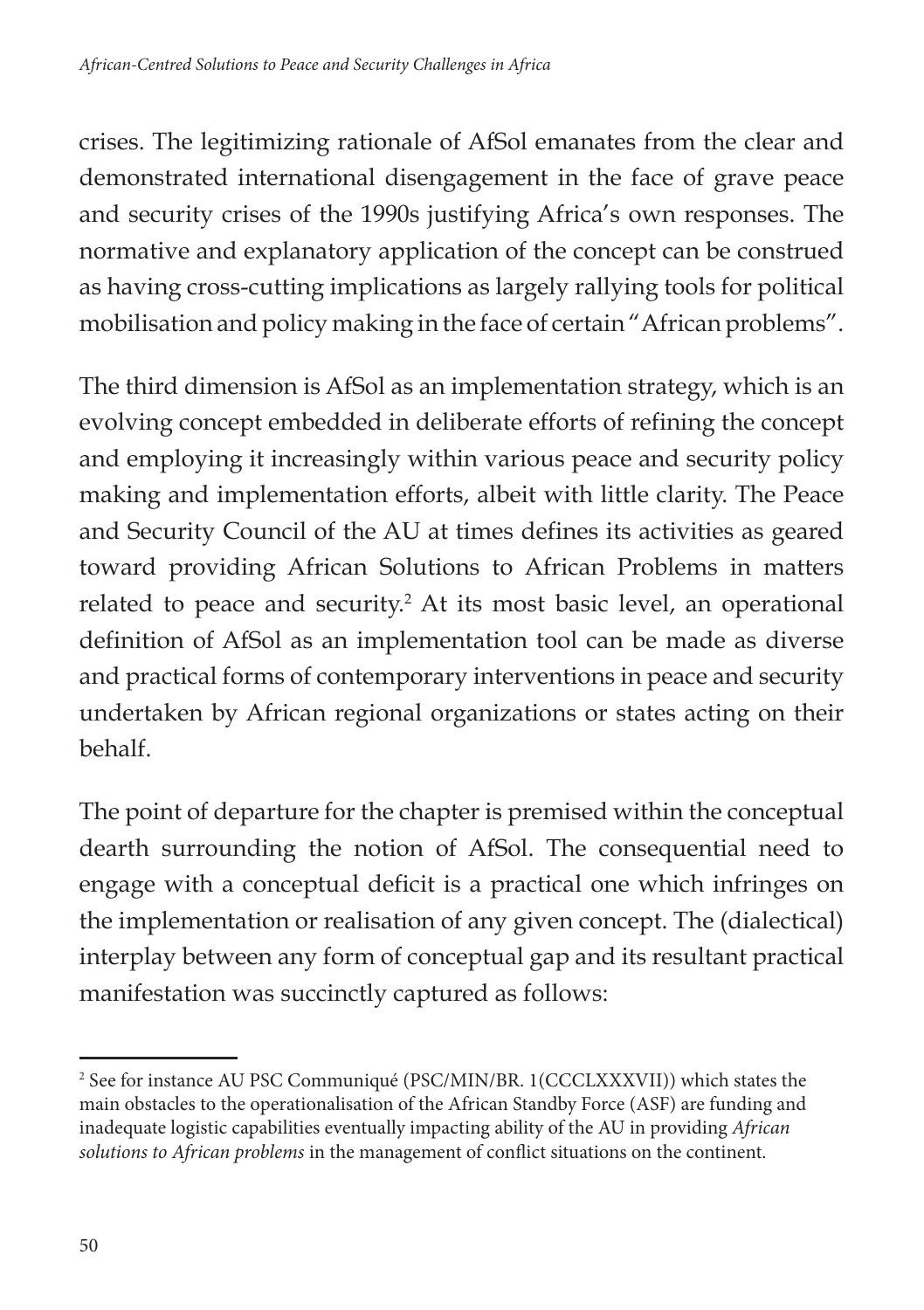crises. The legitimizing rationale of AfSol emanates from the clear and demonstrated international disengagement in the face of grave peace and security crises of the 1990s justifying Africa's own responses. The normative and explanatory application of the concept can be construed as having cross-cutting implications as largely rallying tools for political mobilisation and policy making in the face of certain "African problems".

The third dimension is AfSol as an implementation strategy, which is an evolving concept embedded in deliberate efforts of refining the concept and employing it increasingly within various peace and security policy making and implementation efforts, albeit with little clarity. The Peace and Security Council of the AU at times defines its activities as geared toward providing African Solutions to African Problems in matters related to peace and security.[2] At its most basic level, an operational definition of AfSol as an implementation tool can be made as diverse and practical forms of contemporary interventions in peace and security undertaken by African regional organizations or states acting on their behalf.

The point of departure for the chapter is premised within the conceptual dearth surrounding the notion of AfSol. The consequential need to engage with a conceptual deficit is a practical one which infringes on the implementation or realisation of any given concept. The (dialectical) interplay between any form of conceptual gap and its resultant practical manifestation was succinctly captured as follows:

[2] See for instance AU PSC Communiqué (PSC/MIN/BR. 1(CCCLXXXVII)) which states the main obstacles to the operationalisation of the African Standby Force (ASF) are funding and inadequate logistic capabilities eventually impacting ability of the AU in providing *African solutions to African problems* in the management of conflict situations on the continent.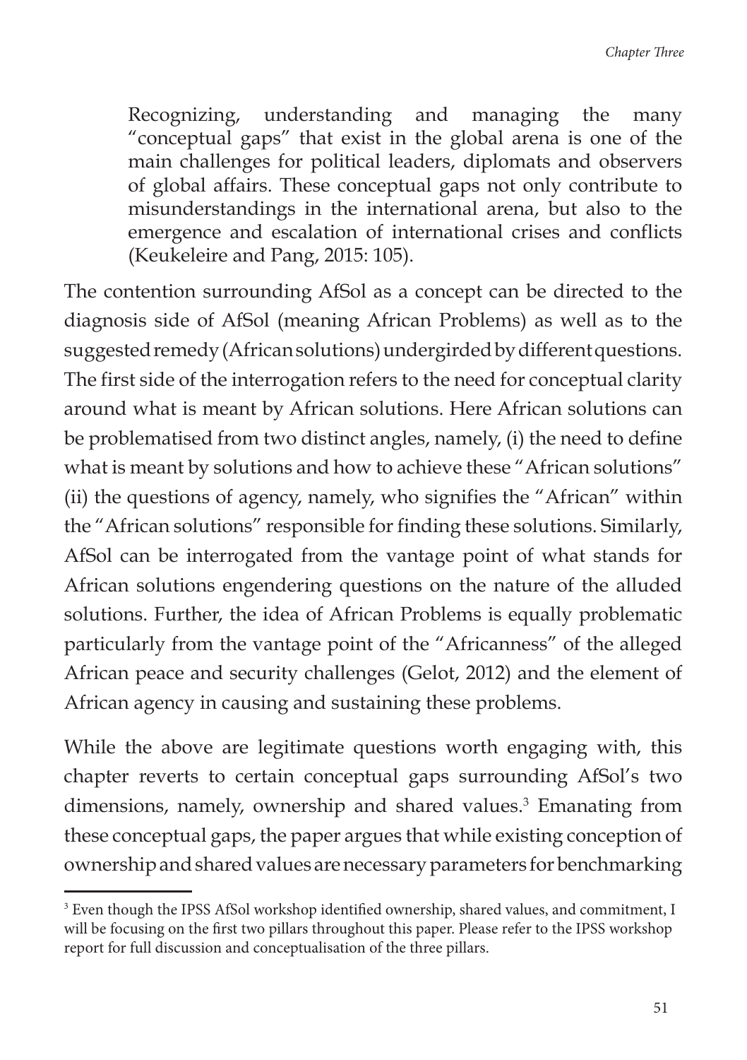> Recognizing, understanding and managing the many "conceptual gaps" that exist in the global arena is one of the main challenges for political leaders, diplomats and observers of global affairs. These conceptual gaps not only contribute to misunderstandings in the international arena, but also to the emergence and escalation of international crises and conflicts (Keukeleire and Pang, 2015: 105).

The contention surrounding AfSol as a concept can be directed to the diagnosis side of AfSol (meaning African Problems) as well as to the suggested remedy (African solutions) undergirded by different questions. The first side of the interrogation refers to the need for conceptual clarity around what is meant by African solutions. Here African solutions can be problematised from two distinct angles, namely, (i) the need to define what is meant by solutions and how to achieve these "African solutions" (ii) the questions of agency, namely, who signifies the "African" within the "African solutions" responsible for finding these solutions. Similarly, AfSol can be interrogated from the vantage point of what stands for African solutions engendering questions on the nature of the alluded solutions. Further, the idea of African Problems is equally problematic particularly from the vantage point of the "Africanness" of the alleged African peace and security challenges (Gelot, 2012) and the element of African agency in causing and sustaining these problems.

While the above are legitimate questions worth engaging with, this chapter reverts to certain conceptual gaps surrounding AfSol's two dimensions, namely, ownership and shared values.[3] Emanating from these conceptual gaps, the paper argues that while existing conception of ownership and shared values are necessary parameters for benchmarking

---

[3] Even though the IPSS AfSol workshop identified ownership, shared values, and commitment, I will be focusing on the first two pillars throughout this paper. Please refer to the IPSS workshop report for full discussion and conceptualisation of the three pillars.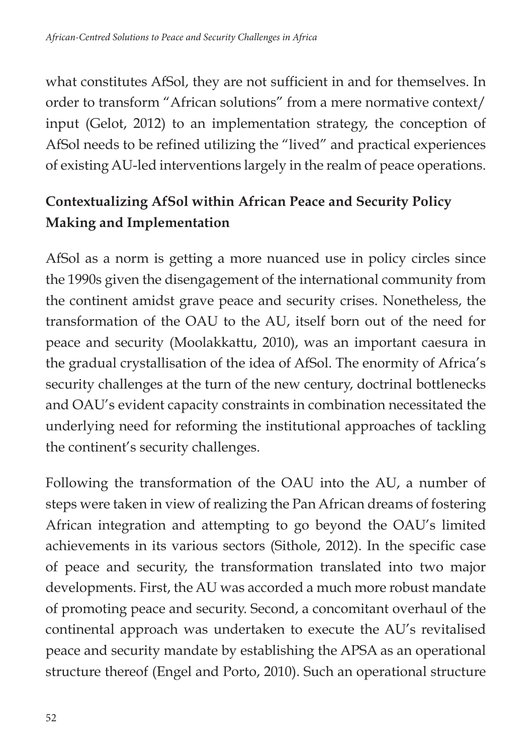what constitutes AfSol, they are not sufficient in and for themselves. In order to transform "African solutions" from a mere normative context/ input (Gelot, 2012) to an implementation strategy, the conception of AfSol needs to be refined utilizing the "lived" and practical experiences of existing AU-led interventions largely in the realm of peace operations.

## Contextualizing AfSol within African Peace and Security Policy Making and Implementation

AfSol as a norm is getting a more nuanced use in policy circles since the 1990s given the disengagement of the international community from the continent amidst grave peace and security crises. Nonetheless, the transformation of the OAU to the AU, itself born out of the need for peace and security (Moolakkattu, 2010), was an important caesura in the gradual crystallisation of the idea of AfSol. The enormity of Africa's security challenges at the turn of the new century, doctrinal bottlenecks and OAU's evident capacity constraints in combination necessitated the underlying need for reforming the institutional approaches of tackling the continent's security challenges.

Following the transformation of the OAU into the AU, a number of steps were taken in view of realizing the Pan African dreams of fostering African integration and attempting to go beyond the OAU's limited achievements in its various sectors (Sithole, 2012). In the specific case of peace and security, the transformation translated into two major developments. First, the AU was accorded a much more robust mandate of promoting peace and security. Second, a concomitant overhaul of the continental approach was undertaken to execute the AU's revitalised peace and security mandate by establishing the APSA as an operational structure thereof (Engel and Porto, 2010). Such an operational structure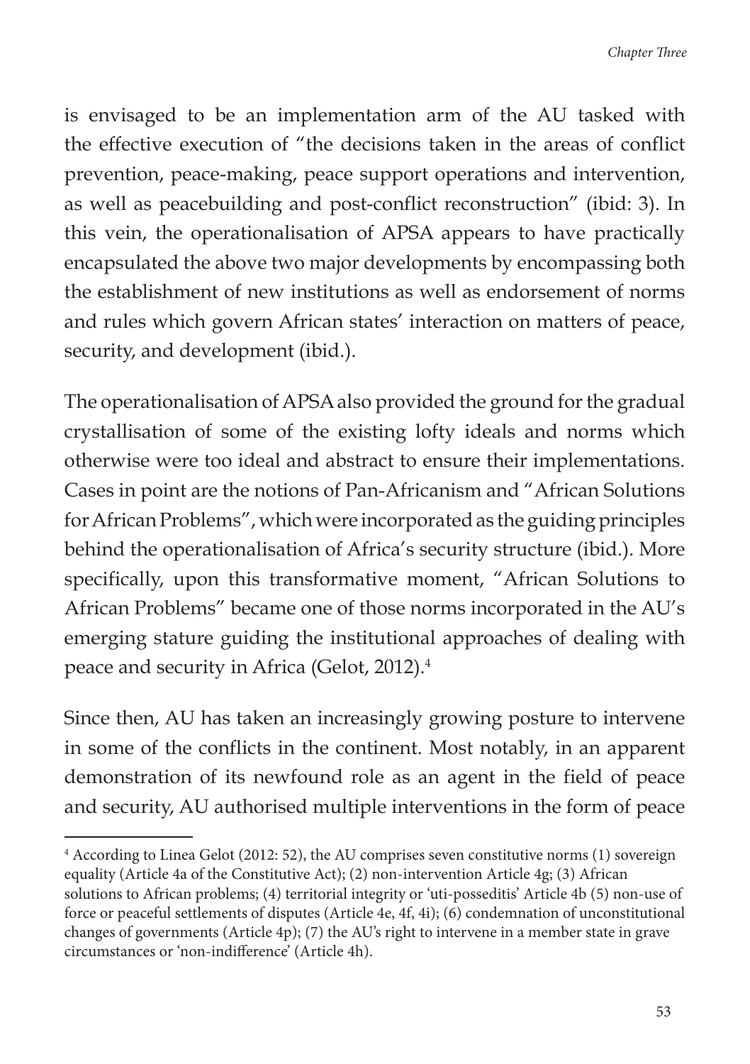is envisaged to be an implementation arm of the AU tasked with the effective execution of "the decisions taken in the areas of conflict prevention, peace-making, peace support operations and intervention, as well as peacebuilding and post-conflict reconstruction" (ibid: 3). In this vein, the operationalisation of APSA appears to have practically encapsulated the above two major developments by encompassing both the establishment of new institutions as well as endorsement of norms and rules which govern African states' interaction on matters of peace, security, and development (ibid.).

The operationalisation of APSA also provided the ground for the gradual crystallisation of some of the existing lofty ideals and norms which otherwise were too ideal and abstract to ensure their implementations. Cases in point are the notions of Pan-Africanism and "African Solutions for African Problems", which were incorporated as the guiding principles behind the operationalisation of Africa's security structure (ibid.). More specifically, upon this transformative moment, "African Solutions to African Problems" became one of those norms incorporated in the AU's emerging stature guiding the institutional approaches of dealing with peace and security in Africa (Gelot, 2012).[4]

Since then, AU has taken an increasingly growing posture to intervene in some of the conflicts in the continent. Most notably, in an apparent demonstration of its newfound role as an agent in the field of peace and security, AU authorised multiple interventions in the form of peace

---

[4] According to Linea Gelot (2012: 52), the AU comprises seven constitutive norms (1) sovereign equality (Article 4a of the Constitutive Act); (2) non-intervention Article 4g; (3) African solutions to African problems; (4) territorial integrity or 'uti-posseditis' Article 4b (5) non-use of force or peaceful settlements of disputes (Article 4e, 4f, 4i); (6) condemnation of unconstitutional changes of governments (Article 4p); (7) the AU's right to intervene in a member state in grave circumstances or 'non-indifference' (Article 4h).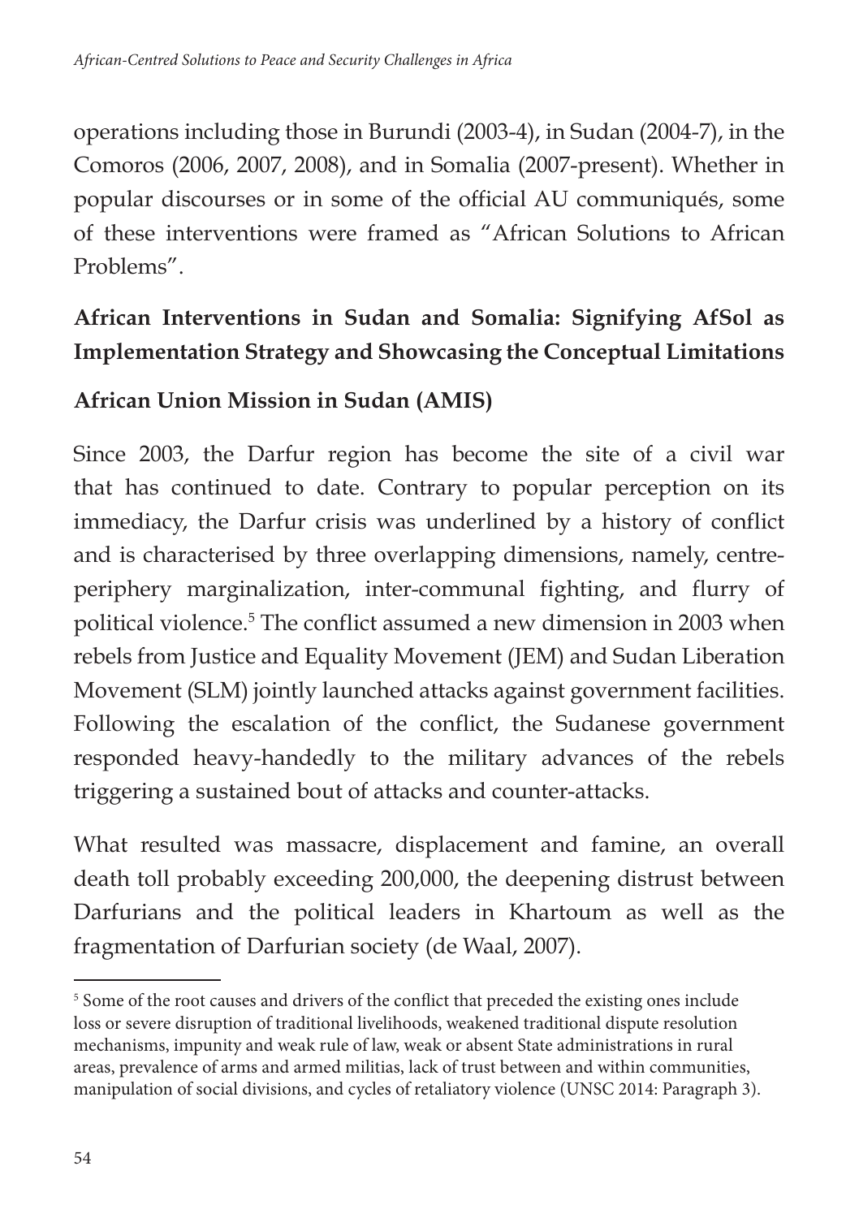operations including those in Burundi (2003-4), in Sudan (2004-7), in the Comoros (2006, 2007, 2008), and in Somalia (2007-present). Whether in popular discourses or in some of the official AU communiqués, some of these interventions were framed as "African Solutions to African Problems".

## African Interventions in Sudan and Somalia: Signifying AfSol as Implementation Strategy and Showcasing the Conceptual Limitations

### African Union Mission in Sudan (AMIS)

Since 2003, the Darfur region has become the site of a civil war that has continued to date. Contrary to popular perception on its immediacy, the Darfur crisis was underlined by a history of conflict and is characterised by three overlapping dimensions, namely, centre-periphery marginalization, inter-communal fighting, and flurry of political violence.[5] The conflict assumed a new dimension in 2003 when rebels from Justice and Equality Movement (JEM) and Sudan Liberation Movement (SLM) jointly launched attacks against government facilities. Following the escalation of the conflict, the Sudanese government responded heavy-handedly to the military advances of the rebels triggering a sustained bout of attacks and counter-attacks.

What resulted was massacre, displacement and famine, an overall death toll probably exceeding 200,000, the deepening distrust between Darfurians and the political leaders in Khartoum as well as the fragmentation of Darfurian society (de Waal, 2007).

---

[5] Some of the root causes and drivers of the conflict that preceded the existing ones include loss or severe disruption of traditional livelihoods, weakened traditional dispute resolution mechanisms, impunity and weak rule of law, weak or absent State administrations in rural areas, prevalence of arms and armed militias, lack of trust between and within communities, manipulation of social divisions, and cycles of retaliatory violence (UNSC 2014: Paragraph 3).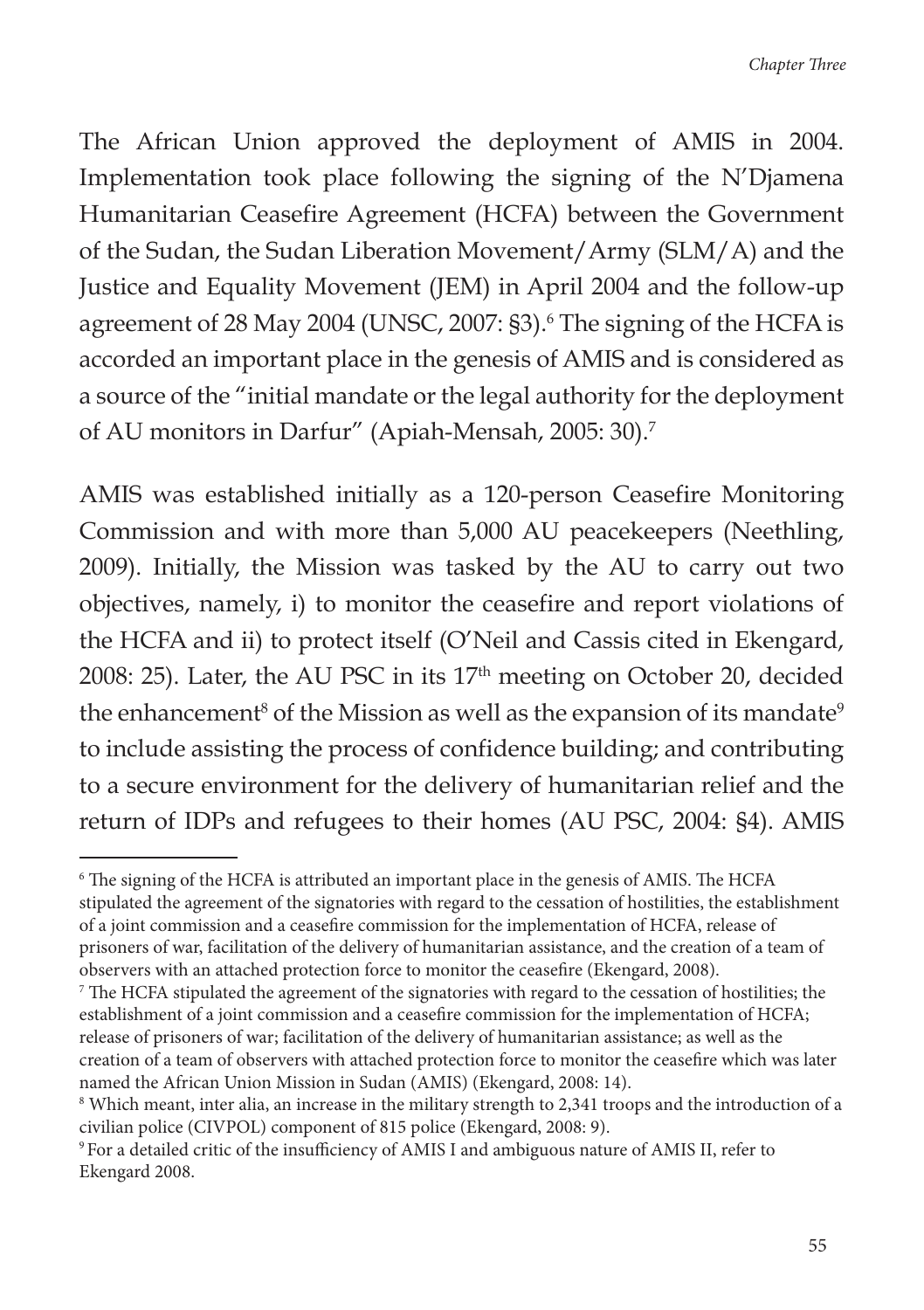The African Union approved the deployment of AMIS in 2004. Implementation took place following the signing of the N'Djamena Humanitarian Ceasefire Agreement (HCFA) between the Government of the Sudan, the Sudan Liberation Movement/Army (SLM/A) and the Justice and Equality Movement (JEM) in April 2004 and the follow-up agreement of 28 May 2004 (UNSC, 2007: §3).[6] The signing of the HCFA is accorded an important place in the genesis of AMIS and is considered as a source of the "initial mandate or the legal authority for the deployment of AU monitors in Darfur" (Apiah-Mensah, 2005: 30).[7]

AMIS was established initially as a 120-person Ceasefire Monitoring Commission and with more than 5,000 AU peacekeepers (Neethling, 2009). Initially, the Mission was tasked by the AU to carry out two objectives, namely, i) to monitor the ceasefire and report violations of the HCFA and ii) to protect itself (O'Neil and Cassis cited in Ekengard, 2008: 25). Later, the AU PSC in its 17th meeting on October 20, decided the enhancement[8] of the Mission as well as the expansion of its mandate[9] to include assisting the process of confidence building; and contributing to a secure environment for the delivery of humanitarian relief and the return of IDPs and refugees to their homes (AU PSC, 2004: §4). AMIS

---

[6] The signing of the HCFA is attributed an important place in the genesis of AMIS. The HCFA stipulated the agreement of the signatories with regard to the cessation of hostilities, the establishment of a joint commission and a ceasefire commission for the implementation of HCFA, release of prisoners of war, facilitation of the delivery of humanitarian assistance, and the creation of a team of observers with an attached protection force to monitor the ceasefire (Ekengard, 2008).

[7] The HCFA stipulated the agreement of the signatories with regard to the cessation of hostilities; the establishment of a joint commission and a ceasefire commission for the implementation of HCFA; release of prisoners of war; facilitation of the delivery of humanitarian assistance; as well as the creation of a team of observers with attached protection force to monitor the ceasefire which was later named the African Union Mission in Sudan (AMIS) (Ekengard, 2008: 14).

[8] Which meant, inter alia, an increase in the military strength to 2,341 troops and the introduction of a civilian police (CIVPOL) component of 815 police (Ekengard, 2008: 9).

[9] For a detailed critic of the insufficiency of AMIS I and ambiguous nature of AMIS II, refer to Ekengard 2008.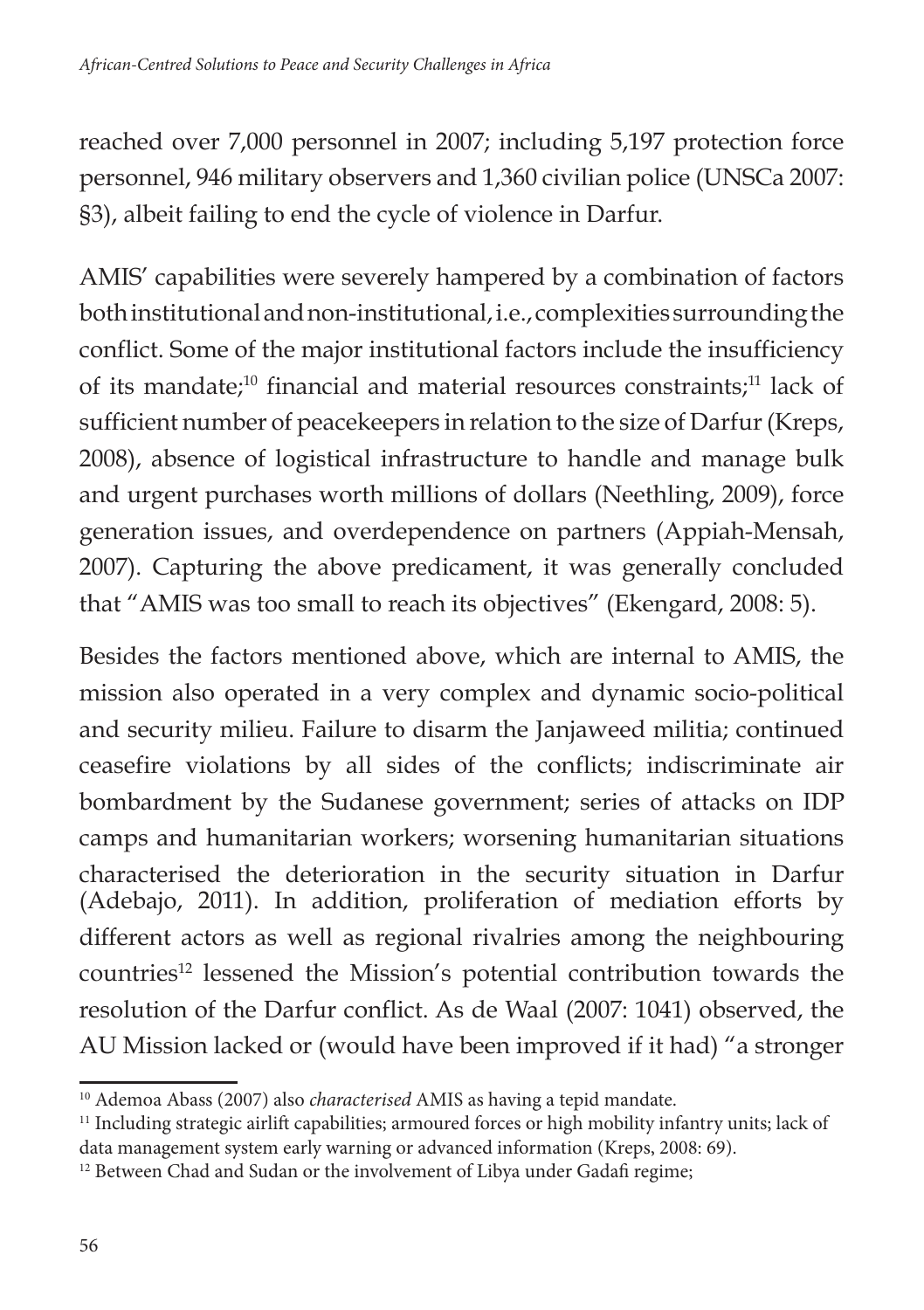reached over 7,000 personnel in 2007; including 5,197 protection force personnel, 946 military observers and 1,360 civilian police (UNSCa 2007: §3), albeit failing to end the cycle of violence in Darfur.

AMIS' capabilities were severely hampered by a combination of factors both institutional and non-institutional, i.e., complexities surrounding the conflict. Some of the major institutional factors include the insufficiency of its mandate;[10] financial and material resources constraints;[11] lack of sufficient number of peacekeepers in relation to the size of Darfur (Kreps, 2008), absence of logistical infrastructure to handle and manage bulk and urgent purchases worth millions of dollars (Neethling, 2009), force generation issues, and overdependence on partners (Appiah-Mensah, 2007). Capturing the above predicament, it was generally concluded that "AMIS was too small to reach its objectives" (Ekengard, 2008: 5).

Besides the factors mentioned above, which are internal to AMIS, the mission also operated in a very complex and dynamic socio-political and security milieu. Failure to disarm the Janjaweed militia; continued ceasefire violations by all sides of the conflicts; indiscriminate air bombardment by the Sudanese government; series of attacks on IDP camps and humanitarian workers; worsening humanitarian situations characterised the deterioration in the security situation in Darfur (Adebajo, 2011). In addition, proliferation of mediation efforts by different actors as well as regional rivalries among the neighbouring countries[12] lessened the Mission's potential contribution towards the resolution of the Darfur conflict. As de Waal (2007: 1041) observed, the AU Mission lacked or (would have been improved if it had) "a stronger

---

[10] Ademoa Abass (2007) also *characterised* AMIS as having a tepid mandate.

[11] Including strategic airlift capabilities; armoured forces or high mobility infantry units; lack of data management system early warning or advanced information (Kreps, 2008: 69).

[12] Between Chad and Sudan or the involvement of Libya under Gadafi regime;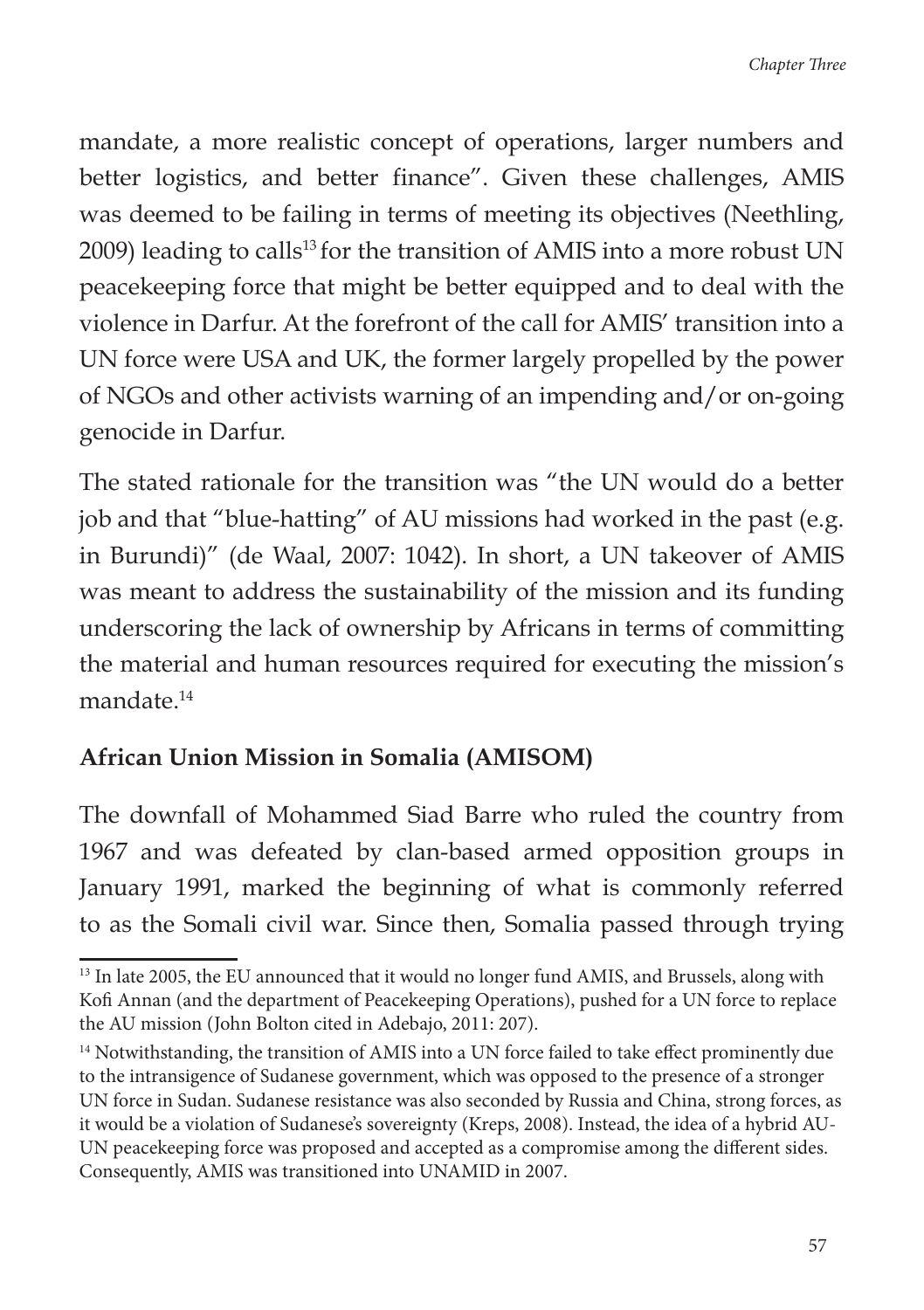mandate, a more realistic concept of operations, larger numbers and better logistics, and better finance". Given these challenges, AMIS was deemed to be failing in terms of meeting its objectives (Neethling, 2009) leading to calls[13] for the transition of AMIS into a more robust UN peacekeeping force that might be better equipped and to deal with the violence in Darfur. At the forefront of the call for AMIS' transition into a UN force were USA and UK, the former largely propelled by the power of NGOs and other activists warning of an impending and/or on-going genocide in Darfur.

The stated rationale for the transition was "the UN would do a better job and that "blue-hatting" of AU missions had worked in the past (e.g. in Burundi)" (de Waal, 2007: 1042). In short, a UN takeover of AMIS was meant to address the sustainability of the mission and its funding underscoring the lack of ownership by Africans in terms of committing the material and human resources required for executing the mission's mandate.[14]

**African Union Mission in Somalia (AMISOM)**

The downfall of Mohammed Siad Barre who ruled the country from 1967 and was defeated by clan-based armed opposition groups in January 1991, marked the beginning of what is commonly referred to as the Somali civil war. Since then, Somalia passed through trying

[13] In late 2005, the EU announced that it would no longer fund AMIS, and Brussels, along with Kofi Annan (and the department of Peacekeeping Operations), pushed for a UN force to replace the AU mission (John Bolton cited in Adebajo, 2011: 207).

[14] Notwithstanding, the transition of AMIS into a UN force failed to take effect prominently due to the intransigence of Sudanese government, which was opposed to the presence of a stronger UN force in Sudan. Sudanese resistance was also seconded by Russia and China, strong forces, as it would be a violation of Sudanese's sovereignty (Kreps, 2008). Instead, the idea of a hybrid AU-UN peacekeeping force was proposed and accepted as a compromise among the different sides. Consequently, AMIS was transitioned into UNAMID in 2007.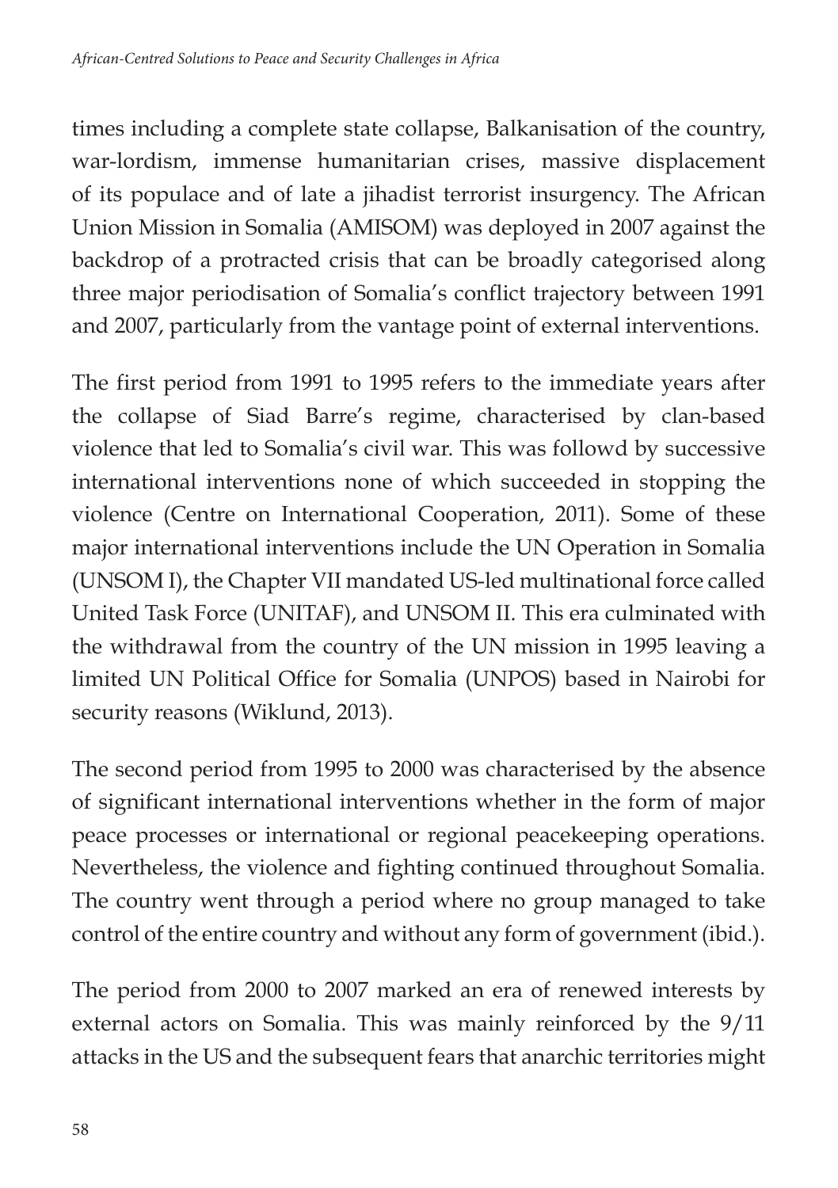times including a complete state collapse, Balkanisation of the country, war-lordism, immense humanitarian crises, massive displacement of its populace and of late a jihadist terrorist insurgency. The African Union Mission in Somalia (AMISOM) was deployed in 2007 against the backdrop of a protracted crisis that can be broadly categorised along three major periodisation of Somalia's conflict trajectory between 1991 and 2007, particularly from the vantage point of external interventions.

The first period from 1991 to 1995 refers to the immediate years after the collapse of Siad Barre's regime, characterised by clan-based violence that led to Somalia's civil war. This was followd by successive international interventions none of which succeeded in stopping the violence (Centre on International Cooperation, 2011). Some of these major international interventions include the UN Operation in Somalia (UNSOM I), the Chapter VII mandated US-led multinational force called United Task Force (UNITAF), and UNSOM II. This era culminated with the withdrawal from the country of the UN mission in 1995 leaving a limited UN Political Office for Somalia (UNPOS) based in Nairobi for security reasons (Wiklund, 2013).

The second period from 1995 to 2000 was characterised by the absence of significant international interventions whether in the form of major peace processes or international or regional peacekeeping operations. Nevertheless, the violence and fighting continued throughout Somalia. The country went through a period where no group managed to take control of the entire country and without any form of government (ibid.).

The period from 2000 to 2007 marked an era of renewed interests by external actors on Somalia. This was mainly reinforced by the 9/11 attacks in the US and the subsequent fears that anarchic territories might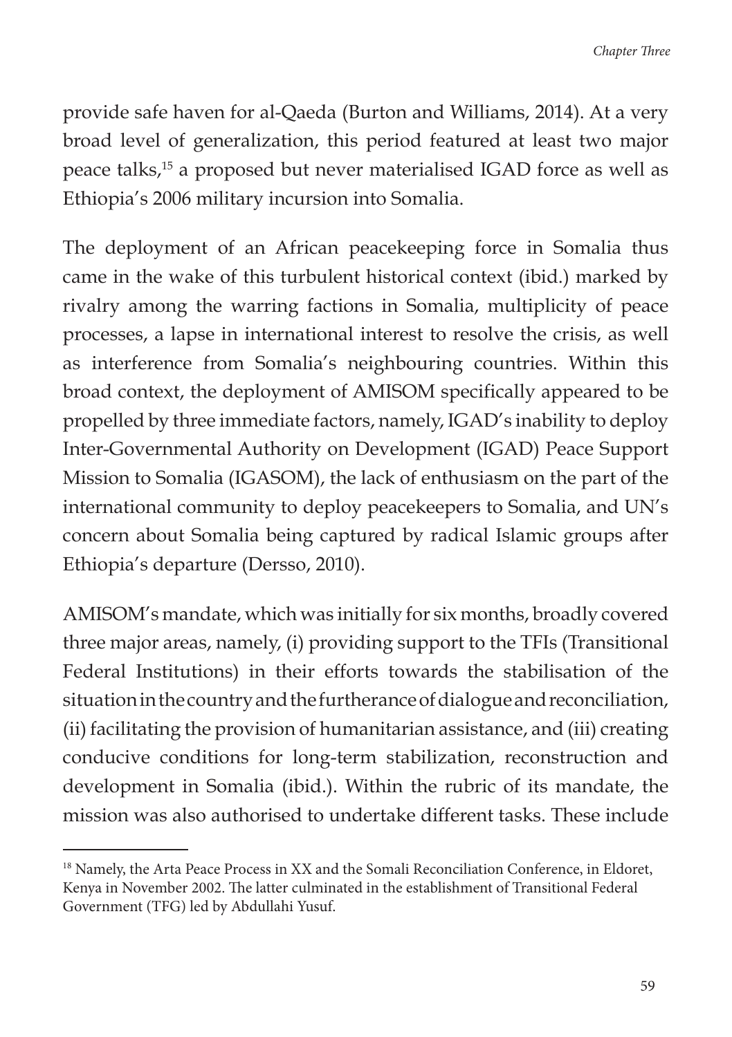provide safe haven for al-Qaeda (Burton and Williams, 2014). At a very broad level of generalization, this period featured at least two major peace talks,[15] a proposed but never materialised IGAD force as well as Ethiopia's 2006 military incursion into Somalia.

The deployment of an African peacekeeping force in Somalia thus came in the wake of this turbulent historical context (ibid.) marked by rivalry among the warring factions in Somalia, multiplicity of peace processes, a lapse in international interest to resolve the crisis, as well as interference from Somalia's neighbouring countries. Within this broad context, the deployment of AMISOM specifically appeared to be propelled by three immediate factors, namely, IGAD's inability to deploy Inter-Governmental Authority on Development (IGAD) Peace Support Mission to Somalia (IGASOM), the lack of enthusiasm on the part of the international community to deploy peacekeepers to Somalia, and UN's concern about Somalia being captured by radical Islamic groups after Ethiopia's departure (Dersso, 2010).

AMISOM's mandate, which was initially for six months, broadly covered three major areas, namely, (i) providing support to the TFIs (Transitional Federal Institutions) in their efforts towards the stabilisation of the situation in the country and the furtherance of dialogue and reconciliation, (ii) facilitating the provision of humanitarian assistance, and (iii) creating conducive conditions for long-term stabilization, reconstruction and development in Somalia (ibid.). Within the rubric of its mandate, the mission was also authorised to undertake different tasks. These include

---

[18] Namely, the Arta Peace Process in XX and the Somali Reconciliation Conference, in Eldoret, Kenya in November 2002. The latter culminated in the establishment of Transitional Federal Government (TFG) led by Abdullahi Yusuf.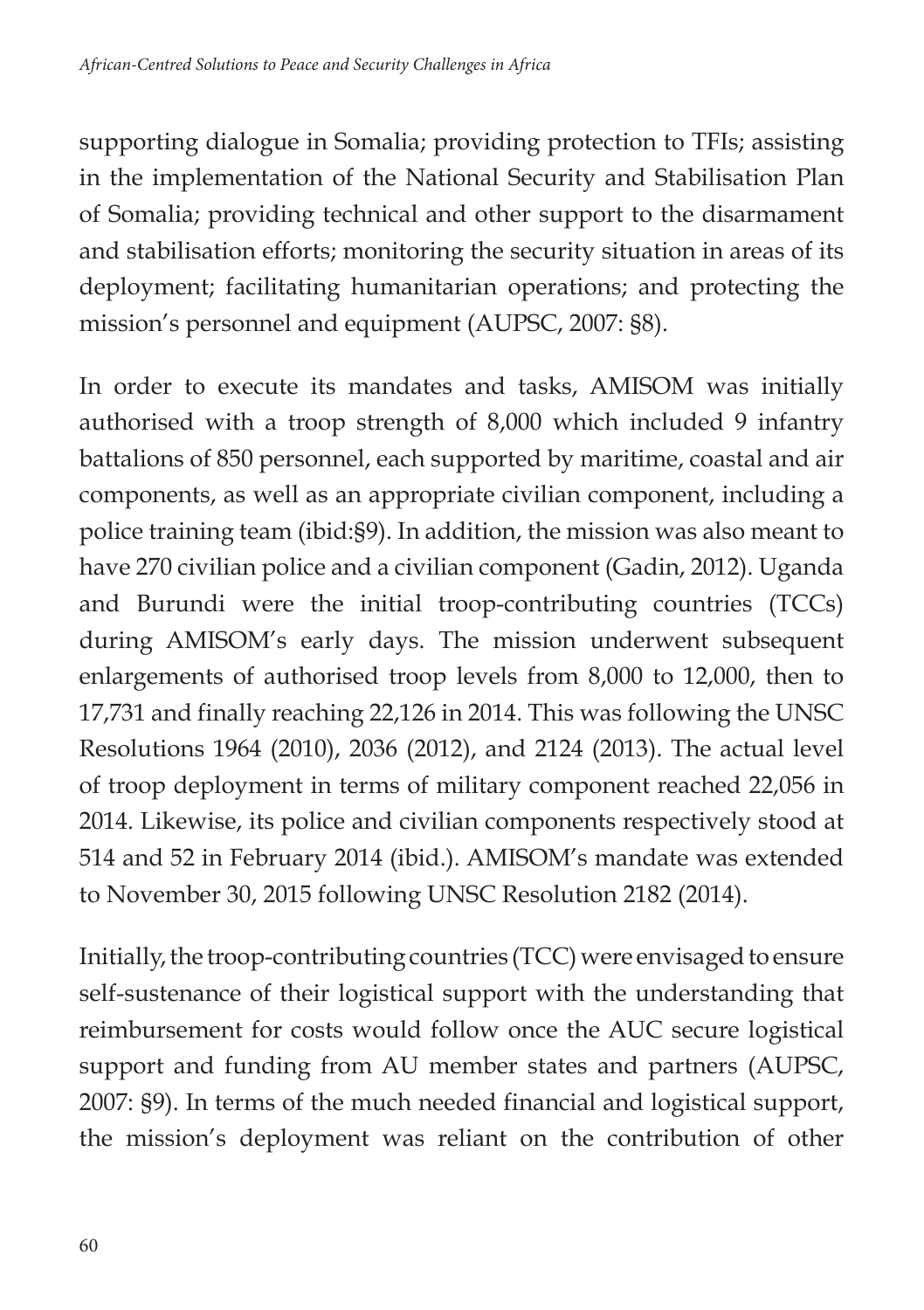supporting dialogue in Somalia; providing protection to TFIs; assisting in the implementation of the National Security and Stabilisation Plan of Somalia; providing technical and other support to the disarmament and stabilisation efforts; monitoring the security situation in areas of its deployment; facilitating humanitarian operations; and protecting the mission's personnel and equipment (AUPSC, 2007: §8).

In order to execute its mandates and tasks, AMISOM was initially authorised with a troop strength of 8,000 which included 9 infantry battalions of 850 personnel, each supported by maritime, coastal and air components, as well as an appropriate civilian component, including a police training team (ibid:§9). In addition, the mission was also meant to have 270 civilian police and a civilian component (Gadin, 2012). Uganda and Burundi were the initial troop-contributing countries (TCCs) during AMISOM's early days. The mission underwent subsequent enlargements of authorised troop levels from 8,000 to 12,000, then to 17,731 and finally reaching 22,126 in 2014. This was following the UNSC Resolutions 1964 (2010), 2036 (2012), and 2124 (2013). The actual level of troop deployment in terms of military component reached 22,056 in 2014. Likewise, its police and civilian components respectively stood at 514 and 52 in February 2014 (ibid.). AMISOM's mandate was extended to November 30, 2015 following UNSC Resolution 2182 (2014).

Initially, the troop-contributing countries (TCC) were envisaged to ensure self-sustenance of their logistical support with the understanding that reimbursement for costs would follow once the AUC secure logistical support and funding from AU member states and partners (AUPSC, 2007: §9). In terms of the much needed financial and logistical support, the mission's deployment was reliant on the contribution of other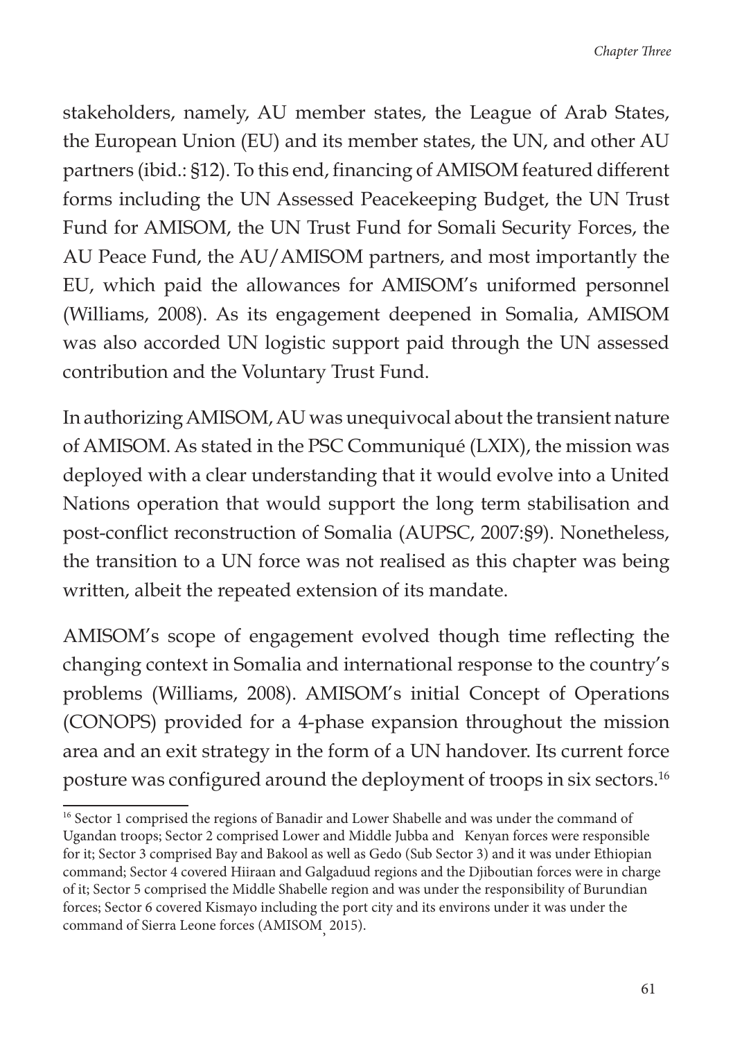stakeholders, namely, AU member states, the League of Arab States, the European Union (EU) and its member states, the UN, and other AU partners (ibid.: §12). To this end, financing of AMISOM featured different forms including the UN Assessed Peacekeeping Budget, the UN Trust Fund for AMISOM, the UN Trust Fund for Somali Security Forces, the AU Peace Fund, the AU/AMISOM partners, and most importantly the EU, which paid the allowances for AMISOM's uniformed personnel (Williams, 2008). As its engagement deepened in Somalia, AMISOM was also accorded UN logistic support paid through the UN assessed contribution and the Voluntary Trust Fund.

In authorizing AMISOM, AU was unequivocal about the transient nature of AMISOM. As stated in the PSC Communiqué (LXIX), the mission was deployed with a clear understanding that it would evolve into a United Nations operation that would support the long term stabilisation and post-conflict reconstruction of Somalia (AUPSC, 2007:§9). Nonetheless, the transition to a UN force was not realised as this chapter was being written, albeit the repeated extension of its mandate.

AMISOM's scope of engagement evolved though time reflecting the changing context in Somalia and international response to the country's problems (Williams, 2008). AMISOM's initial Concept of Operations (CONOPS) provided for a 4-phase expansion throughout the mission area and an exit strategy in the form of a UN handover. Its current force posture was configured around the deployment of troops in six sectors.[16]

[16] Sector 1 comprised the regions of Banadir and Lower Shabelle and was under the command of Ugandan troops; Sector 2 comprised Lower and Middle Jubba and Kenyan forces were responsible for it; Sector 3 comprised Bay and Bakool as well as Gedo (Sub Sector 3) and it was under Ethiopian command; Sector 4 covered Hiiraan and Galgaduud regions and the Djiboutian forces were in charge of it; Sector 5 comprised the Middle Shabelle region and was under the responsibility of Burundian forces; Sector 6 covered Kismayo including the port city and its environs under it was under the command of Sierra Leone forces (AMISOM, 2015).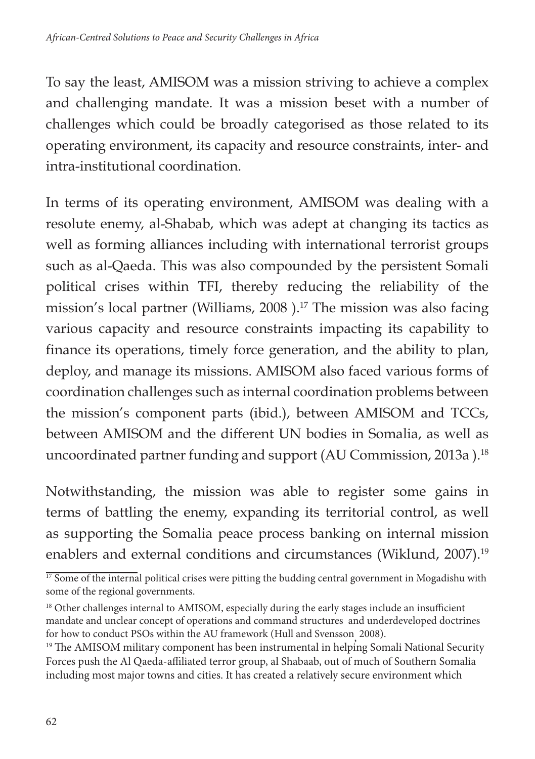To say the least, AMISOM was a mission striving to achieve a complex and challenging mandate. It was a mission beset with a number of challenges which could be broadly categorised as those related to its operating environment, its capacity and resource constraints, inter- and intra-institutional coordination.

In terms of its operating environment, AMISOM was dealing with a resolute enemy, al-Shabab, which was adept at changing its tactics as well as forming alliances including with international terrorist groups such as al-Qaeda. This was also compounded by the persistent Somali political crises within TFI, thereby reducing the reliability of the mission's local partner (Williams, 2008 ).[17] The mission was also facing various capacity and resource constraints impacting its capability to finance its operations, timely force generation, and the ability to plan, deploy, and manage its missions. AMISOM also faced various forms of coordination challenges such as internal coordination problems between the mission's component parts (ibid.), between AMISOM and TCCs, between AMISOM and the different UN bodies in Somalia, as well as uncoordinated partner funding and support (AU Commission, 2013a ).[18]

Notwithstanding, the mission was able to register some gains in terms of battling the enemy, expanding its territorial control, as well as supporting the Somalia peace process banking on internal mission enablers and external conditions and circumstances (Wiklund, 2007).[19]

---

[17] Some of the internal political crises were pitting the budding central government in Mogadishu with some of the regional governments.

[18] Other challenges internal to AMISOM, especially during the early stages include an insufficient mandate and unclear concept of operations and command structures and underdeveloped doctrines for how to conduct PSOs within the AU framework (Hull and Svensson, 2008).

[19] The AMISOM military component has been instrumental in helping Somali National Security Forces push the Al Qaeda-affiliated terror group, al Shabaab, out of much of Southern Somalia including most major towns and cities. It has created a relatively secure environment which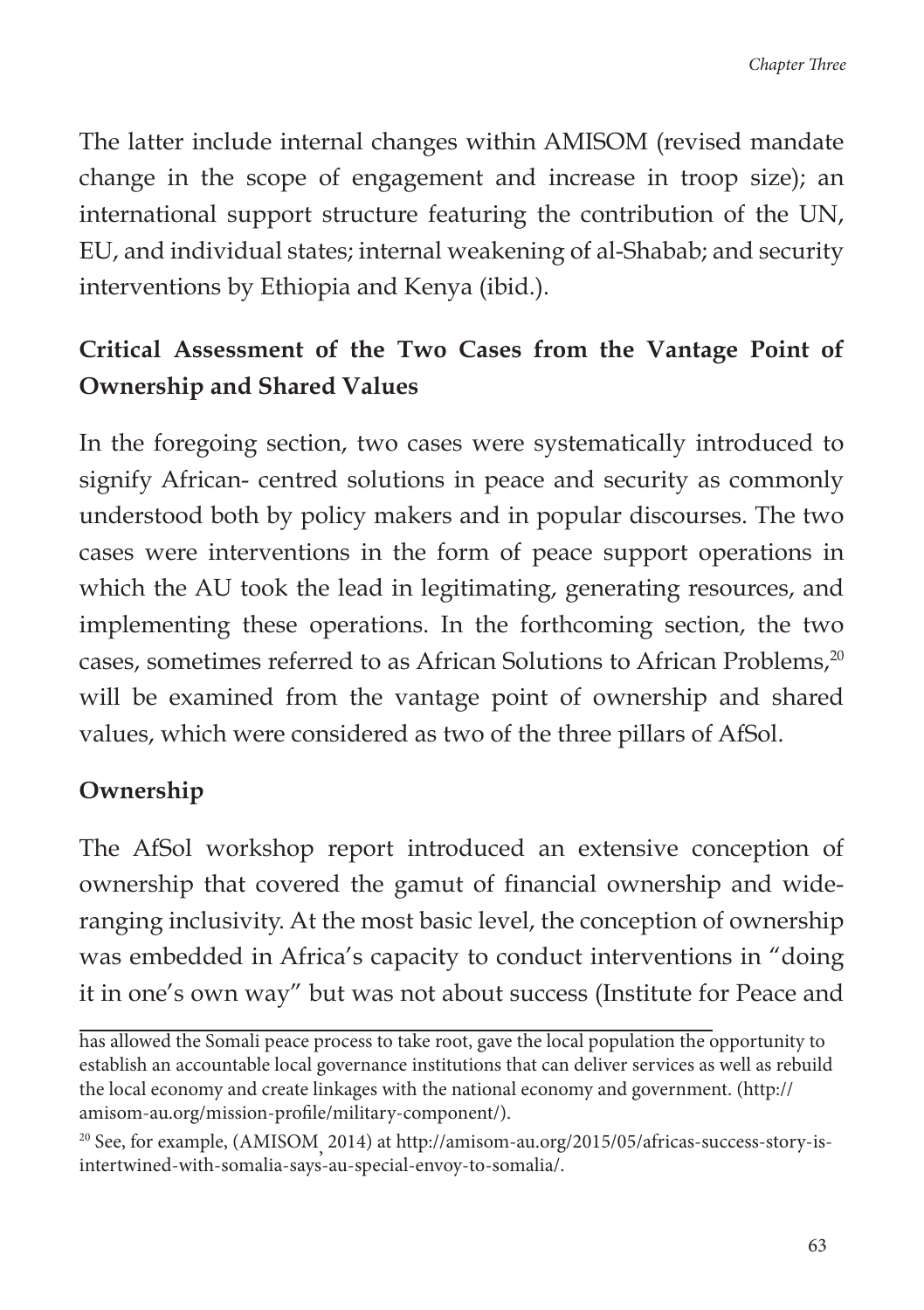The latter include internal changes within AMISOM (revised mandate change in the scope of engagement and increase in troop size); an international support structure featuring the contribution of the UN, EU, and individual states; internal weakening of al-Shabab; and security interventions by Ethiopia and Kenya (ibid.).

## Critical Assessment of the Two Cases from the Vantage Point of Ownership and Shared Values

In the foregoing section, two cases were systematically introduced to signify African- centred solutions in peace and security as commonly understood both by policy makers and in popular discourses. The two cases were interventions in the form of peace support operations in which the AU took the lead in legitimating, generating resources, and implementing these operations. In the forthcoming section, the two cases, sometimes referred to as African Solutions to African Problems,[20] will be examined from the vantage point of ownership and shared values, which were considered as two of the three pillars of AfSol.

### Ownership

The AfSol workshop report introduced an extensive conception of ownership that covered the gamut of financial ownership and wide-ranging inclusivity. At the most basic level, the conception of ownership was embedded in Africa's capacity to conduct interventions in "doing it in one's own way" but was not about success (Institute for Peace and

---

has allowed the Somali peace process to take root, gave the local population the opportunity to establish an accountable local governance institutions that can deliver services as well as rebuild the local economy and create linkages with the national economy and government. (http://amisom-au.org/mission-profile/military-component/).

[20] See, for example, (AMISOM, 2014) at http://amisom-au.org/2015/05/africas-success-story-is-intertwined-with-somalia-says-au-special-envoy-to-somalia/.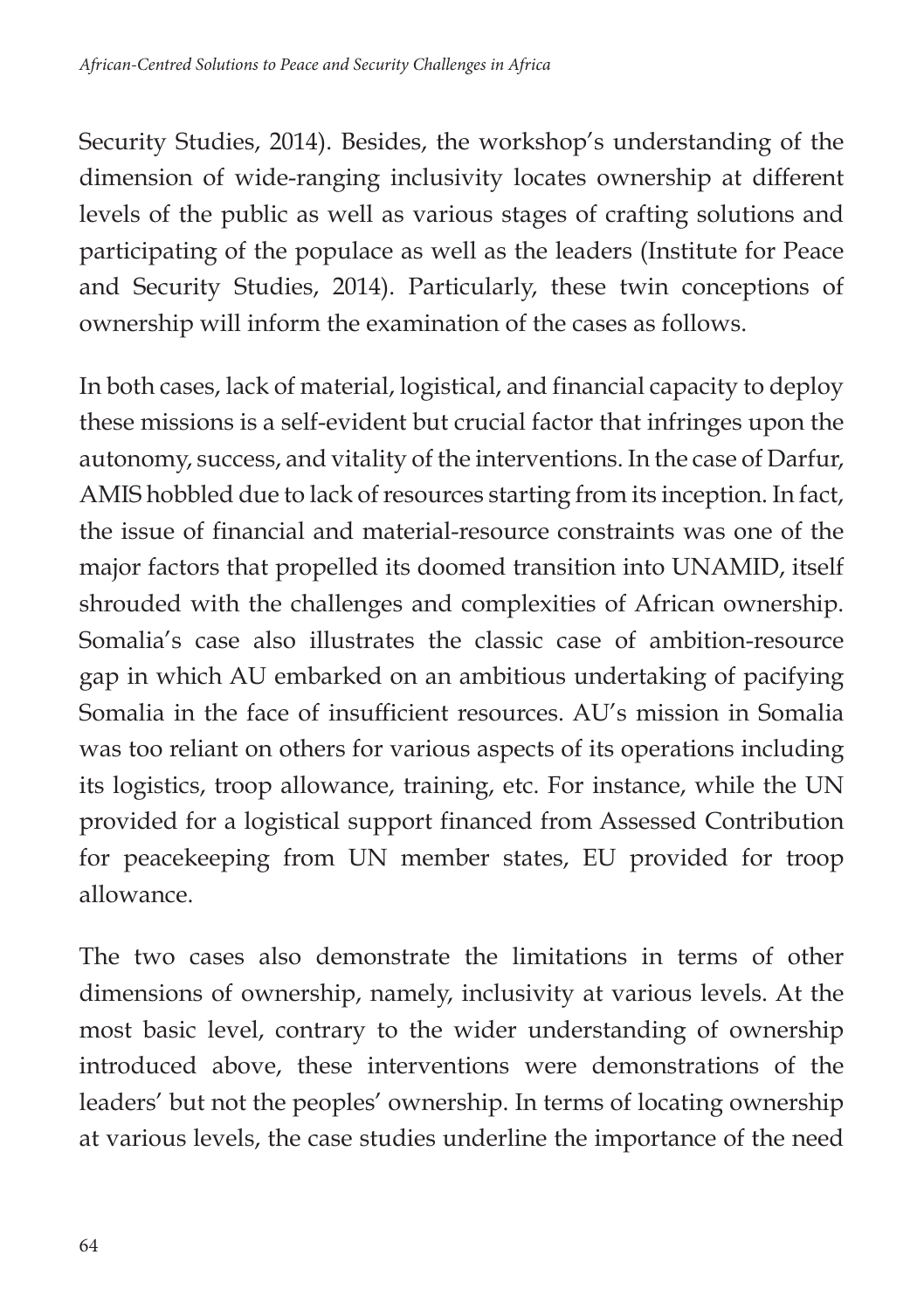Security Studies, 2014). Besides, the workshop's understanding of the dimension of wide-ranging inclusivity locates ownership at different levels of the public as well as various stages of crafting solutions and participating of the populace as well as the leaders (Institute for Peace and Security Studies, 2014). Particularly, these twin conceptions of ownership will inform the examination of the cases as follows.

In both cases, lack of material, logistical, and financial capacity to deploy these missions is a self-evident but crucial factor that infringes upon the autonomy, success, and vitality of the interventions. In the case of Darfur, AMIS hobbled due to lack of resources starting from its inception. In fact, the issue of financial and material-resource constraints was one of the major factors that propelled its doomed transition into UNAMID, itself shrouded with the challenges and complexities of African ownership. Somalia's case also illustrates the classic case of ambition-resource gap in which AU embarked on an ambitious undertaking of pacifying Somalia in the face of insufficient resources. AU's mission in Somalia was too reliant on others for various aspects of its operations including its logistics, troop allowance, training, etc. For instance, while the UN provided for a logistical support financed from Assessed Contribution for peacekeeping from UN member states, EU provided for troop allowance.

The two cases also demonstrate the limitations in terms of other dimensions of ownership, namely, inclusivity at various levels. At the most basic level, contrary to the wider understanding of ownership introduced above, these interventions were demonstrations of the leaders' but not the peoples' ownership. In terms of locating ownership at various levels, the case studies underline the importance of the need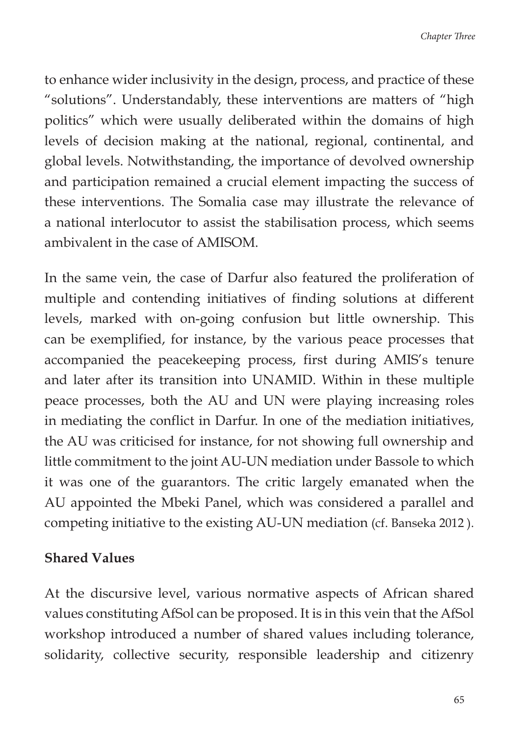to enhance wider inclusivity in the design, process, and practice of these "solutions". Understandably, these interventions are matters of "high politics" which were usually deliberated within the domains of high levels of decision making at the national, regional, continental, and global levels. Notwithstanding, the importance of devolved ownership and participation remained a crucial element impacting the success of these interventions. The Somalia case may illustrate the relevance of a national interlocutor to assist the stabilisation process, which seems ambivalent in the case of AMISOM.

In the same vein, the case of Darfur also featured the proliferation of multiple and contending initiatives of finding solutions at different levels, marked with on-going confusion but little ownership. This can be exemplified, for instance, by the various peace processes that accompanied the peacekeeping process, first during AMIS's tenure and later after its transition into UNAMID. Within in these multiple peace processes, both the AU and UN were playing increasing roles in mediating the conflict in Darfur. In one of the mediation initiatives, the AU was criticised for instance, for not showing full ownership and little commitment to the joint AU-UN mediation under Bassole to which it was one of the guarantors. The critic largely emanated when the AU appointed the Mbeki Panel, which was considered a parallel and competing initiative to the existing AU-UN mediation (cf. Banseka 2012 ).

## Shared Values

At the discursive level, various normative aspects of African shared values constituting AfSol can be proposed. It is in this vein that the AfSol workshop introduced a number of shared values including tolerance, solidarity, collective security, responsible leadership and citizenry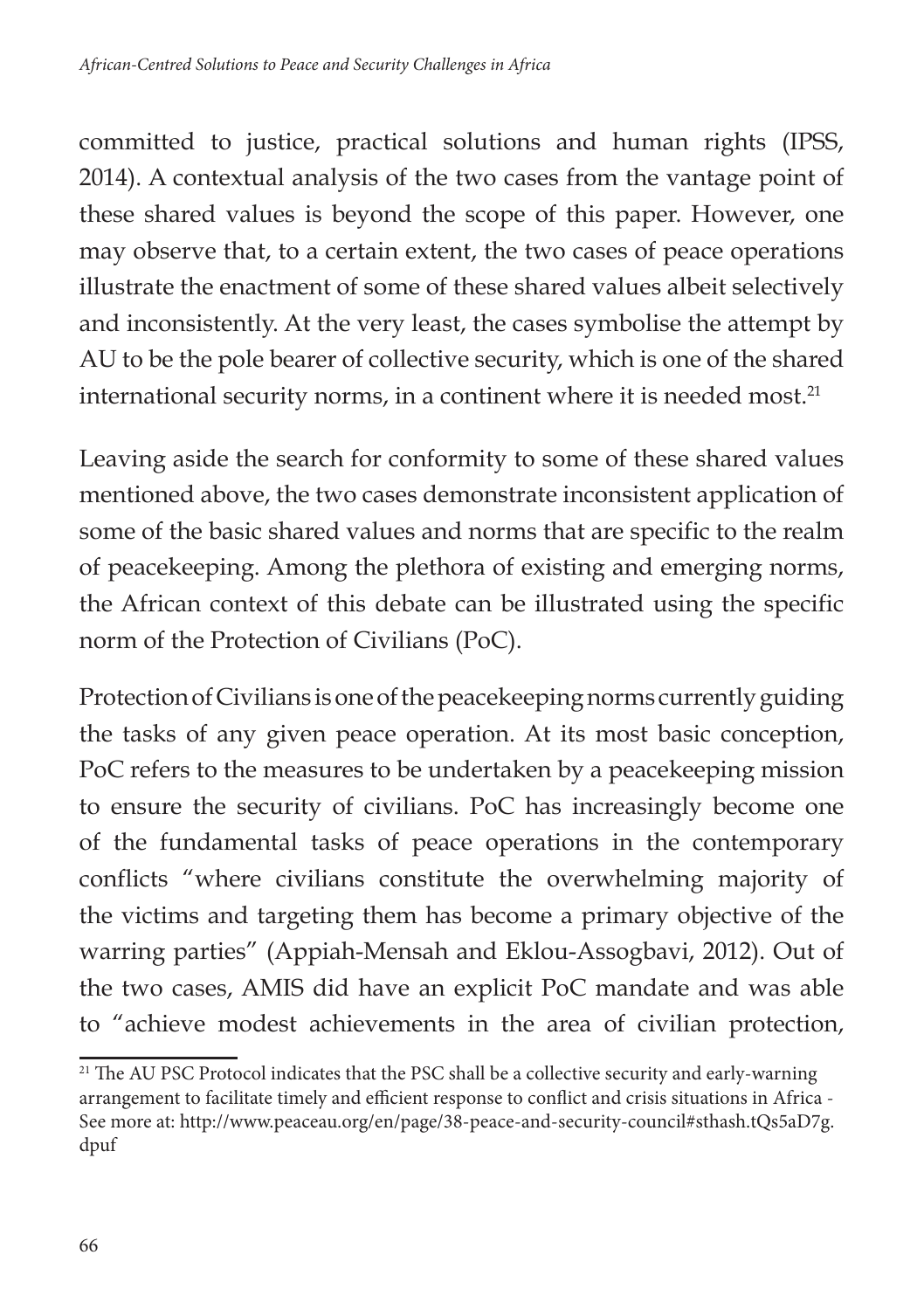committed to justice, practical solutions and human rights (IPSS, 2014). A contextual analysis of the two cases from the vantage point of these shared values is beyond the scope of this paper. However, one may observe that, to a certain extent, the two cases of peace operations illustrate the enactment of some of these shared values albeit selectively and inconsistently. At the very least, the cases symbolise the attempt by AU to be the pole bearer of collective security, which is one of the shared international security norms, in a continent where it is needed most.[21]

Leaving aside the search for conformity to some of these shared values mentioned above, the two cases demonstrate inconsistent application of some of the basic shared values and norms that are specific to the realm of peacekeeping. Among the plethora of existing and emerging norms, the African context of this debate can be illustrated using the specific norm of the Protection of Civilians (PoC).

Protection of Civilians is one of the peacekeeping norms currently guiding the tasks of any given peace operation. At its most basic conception, PoC refers to the measures to be undertaken by a peacekeeping mission to ensure the security of civilians. PoC has increasingly become one of the fundamental tasks of peace operations in the contemporary conflicts "where civilians constitute the overwhelming majority of the victims and targeting them has become a primary objective of the warring parties" (Appiah-Mensah and Eklou-Assogbavi, 2012). Out of the two cases, AMIS did have an explicit PoC mandate and was able to "achieve modest achievements in the area of civilian protection,

[21] The AU PSC Protocol indicates that the PSC shall be a collective security and early-warning arrangement to facilitate timely and efficient response to conflict and crisis situations in Africa - See more at: http://www.peaceau.org/en/page/38-peace-and-security-council#sthash.tQs5aD7g.dpuf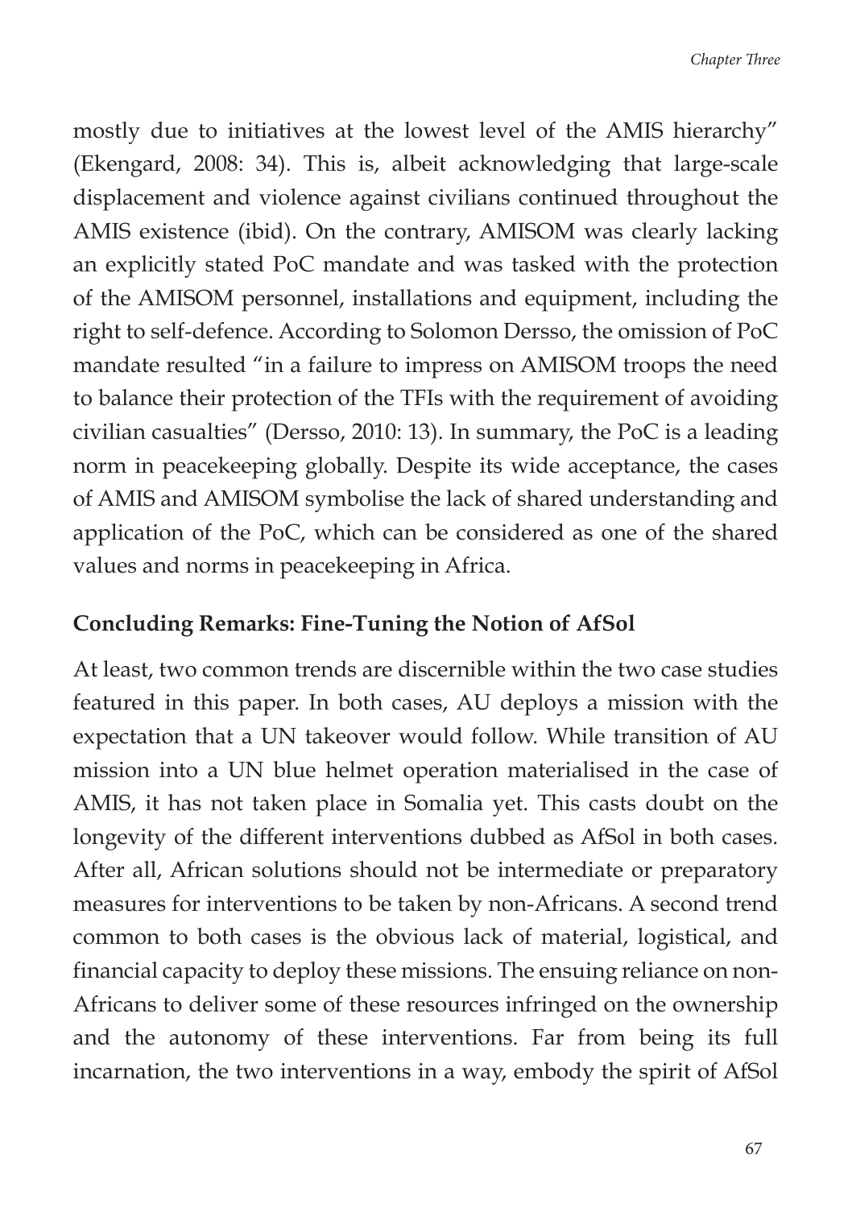mostly due to initiatives at the lowest level of the AMIS hierarchy" (Ekengard, 2008: 34). This is, albeit acknowledging that large-scale displacement and violence against civilians continued throughout the AMIS existence (ibid). On the contrary, AMISOM was clearly lacking an explicitly stated PoC mandate and was tasked with the protection of the AMISOM personnel, installations and equipment, including the right to self-defence. According to Solomon Dersso, the omission of PoC mandate resulted "in a failure to impress on AMISOM troops the need to balance their protection of the TFIs with the requirement of avoiding civilian casualties" (Dersso, 2010: 13). In summary, the PoC is a leading norm in peacekeeping globally. Despite its wide acceptance, the cases of AMIS and AMISOM symbolise the lack of shared understanding and application of the PoC, which can be considered as one of the shared values and norms in peacekeeping in Africa.

## Concluding Remarks: Fine-Tuning the Notion of AfSol

At least, two common trends are discernible within the two case studies featured in this paper. In both cases, AU deploys a mission with the expectation that a UN takeover would follow. While transition of AU mission into a UN blue helmet operation materialised in the case of AMIS, it has not taken place in Somalia yet. This casts doubt on the longevity of the different interventions dubbed as AfSol in both cases. After all, African solutions should not be intermediate or preparatory measures for interventions to be taken by non-Africans. A second trend common to both cases is the obvious lack of material, logistical, and financial capacity to deploy these missions. The ensuing reliance on non-Africans to deliver some of these resources infringed on the ownership and the autonomy of these interventions. Far from being its full incarnation, the two interventions in a way, embody the spirit of AfSol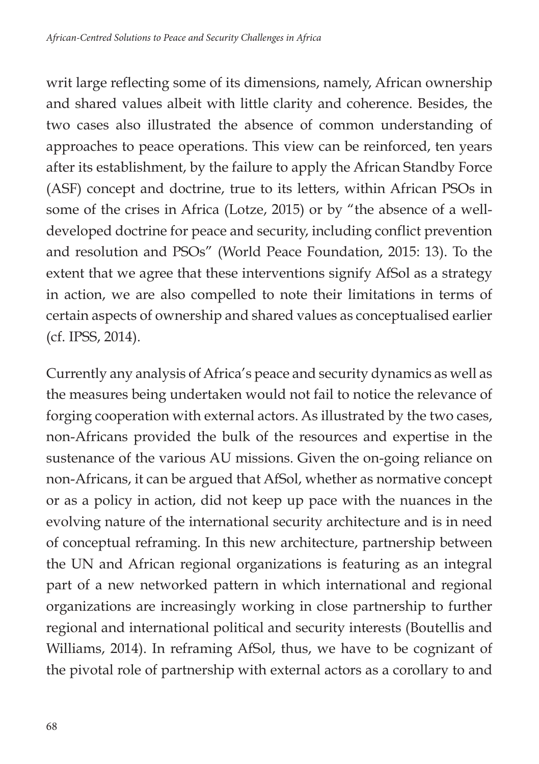writ large reflecting some of its dimensions, namely, African ownership and shared values albeit with little clarity and coherence. Besides, the two cases also illustrated the absence of common understanding of approaches to peace operations. This view can be reinforced, ten years after its establishment, by the failure to apply the African Standby Force (ASF) concept and doctrine, true to its letters, within African PSOs in some of the crises in Africa (Lotze, 2015) or by "the absence of a well-developed doctrine for peace and security, including conflict prevention and resolution and PSOs" (World Peace Foundation, 2015: 13). To the extent that we agree that these interventions signify AfSol as a strategy in action, we are also compelled to note their limitations in terms of certain aspects of ownership and shared values as conceptualised earlier (cf. IPSS, 2014).

Currently any analysis of Africa's peace and security dynamics as well as the measures being undertaken would not fail to notice the relevance of forging cooperation with external actors. As illustrated by the two cases, non-Africans provided the bulk of the resources and expertise in the sustenance of the various AU missions. Given the on-going reliance on non-Africans, it can be argued that AfSol, whether as normative concept or as a policy in action, did not keep up pace with the nuances in the evolving nature of the international security architecture and is in need of conceptual reframing. In this new architecture, partnership between the UN and African regional organizations is featuring as an integral part of a new networked pattern in which international and regional organizations are increasingly working in close partnership to further regional and international political and security interests (Boutellis and Williams, 2014). In reframing AfSol, thus, we have to be cognizant of the pivotal role of partnership with external actors as a corollary to and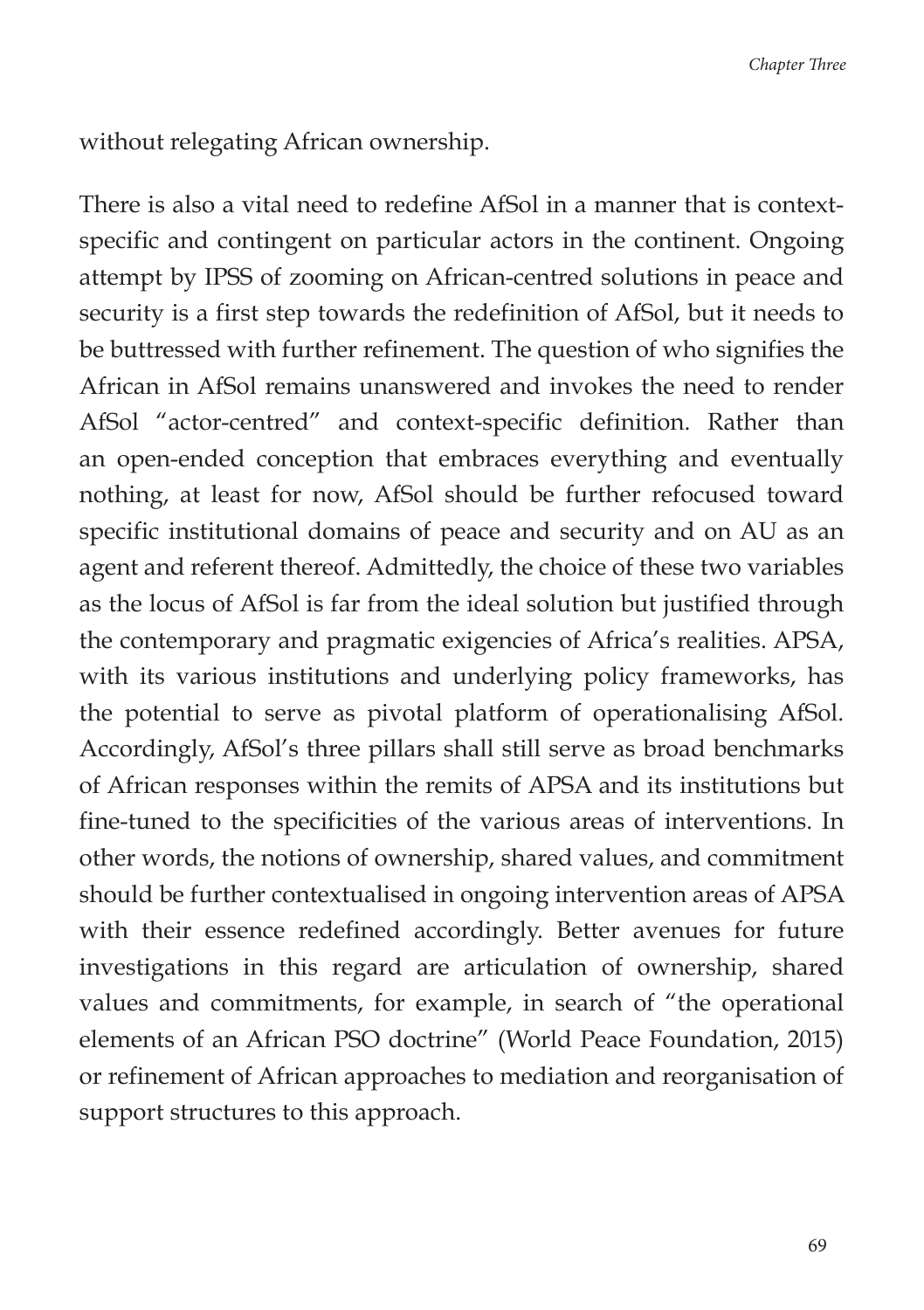without relegating African ownership.

There is also a vital need to redefine AfSol in a manner that is context-specific and contingent on particular actors in the continent. Ongoing attempt by IPSS of zooming on African-centred solutions in peace and security is a first step towards the redefinition of AfSol, but it needs to be buttressed with further refinement. The question of who signifies the African in AfSol remains unanswered and invokes the need to render AfSol "actor-centred" and context-specific definition. Rather than an open-ended conception that embraces everything and eventually nothing, at least for now, AfSol should be further refocused toward specific institutional domains of peace and security and on AU as an agent and referent thereof. Admittedly, the choice of these two variables as the locus of AfSol is far from the ideal solution but justified through the contemporary and pragmatic exigencies of Africa's realities. APSA, with its various institutions and underlying policy frameworks, has the potential to serve as pivotal platform of operationalising AfSol. Accordingly, AfSol's three pillars shall still serve as broad benchmarks of African responses within the remits of APSA and its institutions but fine-tuned to the specificities of the various areas of interventions. In other words, the notions of ownership, shared values, and commitment should be further contextualised in ongoing intervention areas of APSA with their essence redefined accordingly. Better avenues for future investigations in this regard are articulation of ownership, shared values and commitments, for example, in search of "the operational elements of an African PSO doctrine" (World Peace Foundation, 2015) or refinement of African approaches to mediation and reorganisation of support structures to this approach.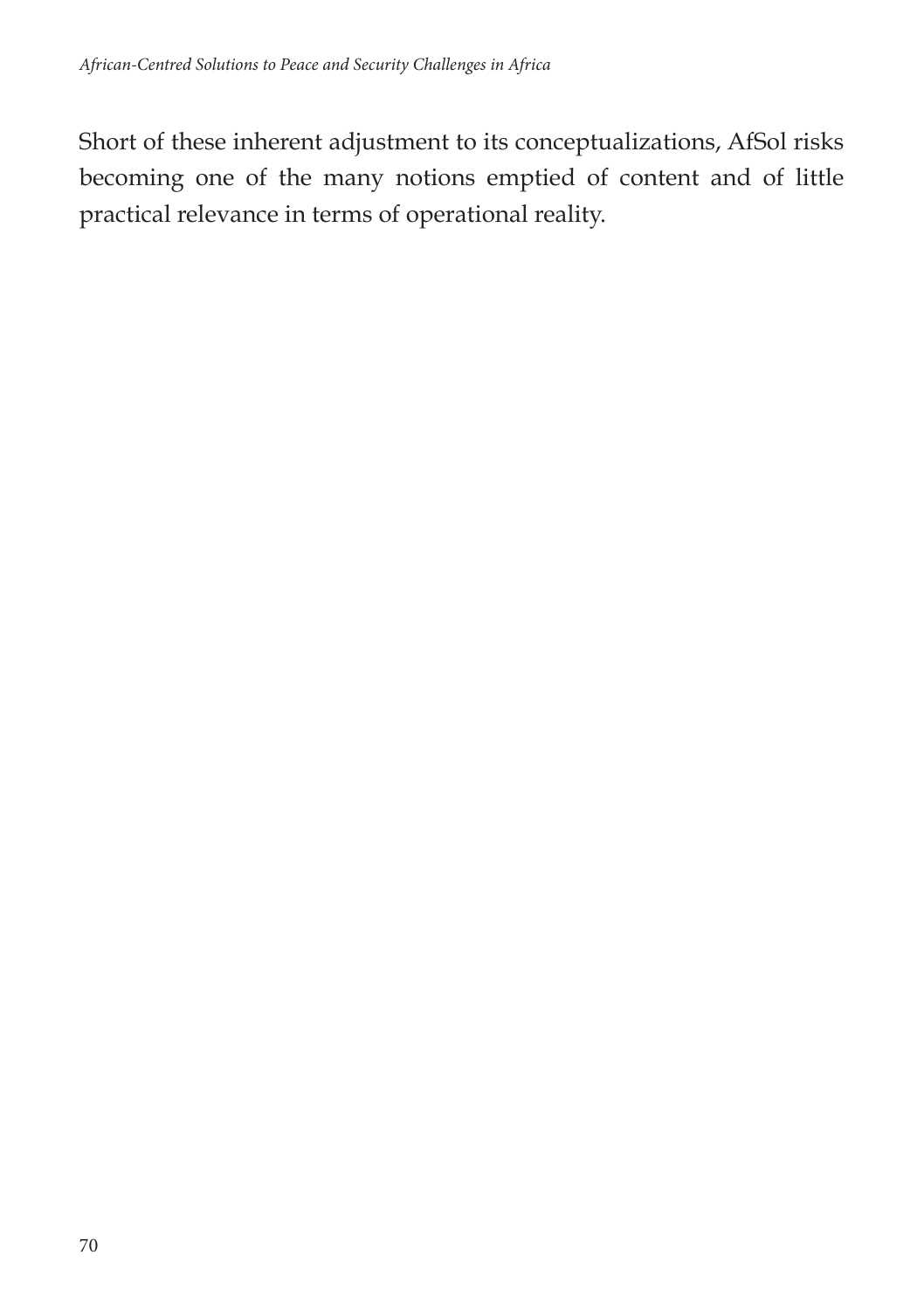Short of these inherent adjustment to its conceptualizations, AfSol risks becoming one of the many notions emptied of content and of little practical relevance in terms of operational reality.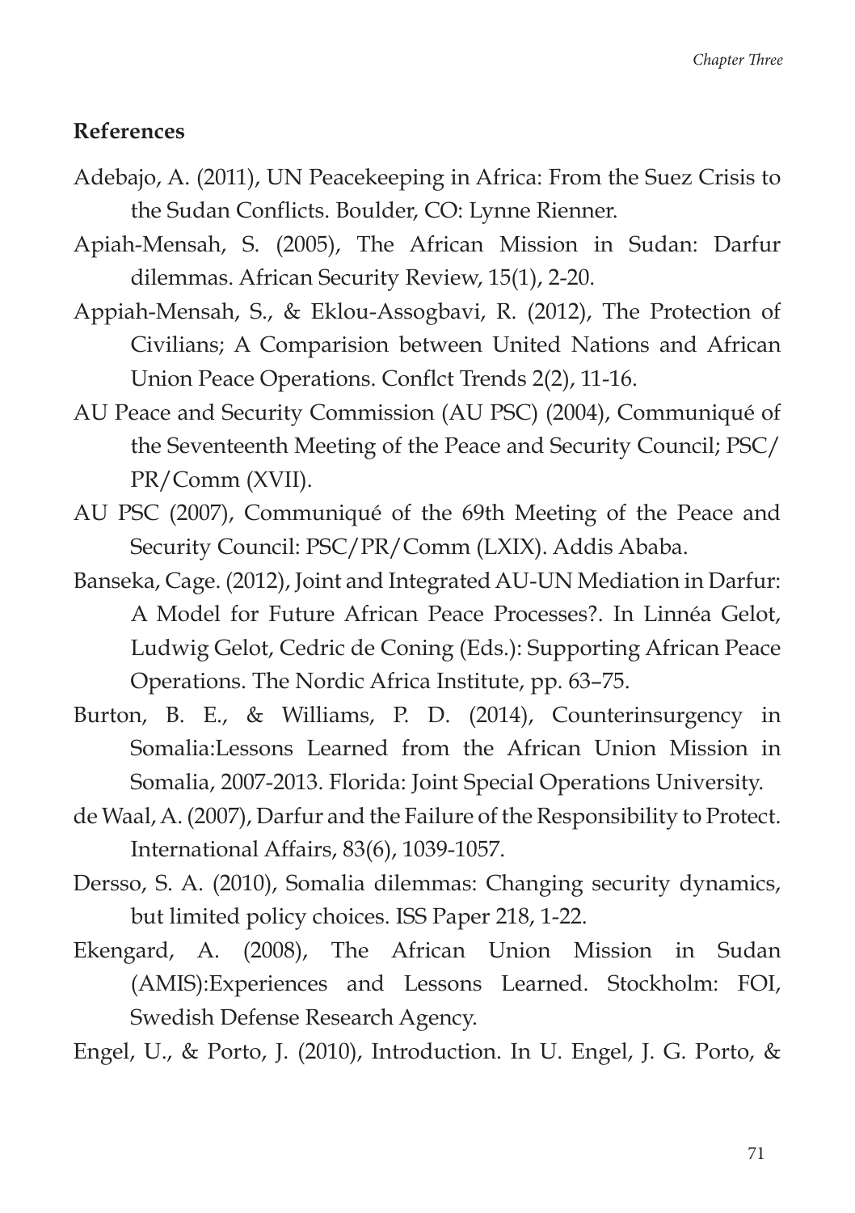## References

Adebajo, A. (2011), UN Peacekeeping in Africa: From the Suez Crisis to the Sudan Conflicts. Boulder, CO: Lynne Rienner.

Apiah-Mensah, S. (2005), The African Mission in Sudan: Darfur dilemmas. African Security Review, 15(1), 2-20.

Appiah-Mensah, S., & Eklou-Assogbavi, R. (2012), The Protection of Civilians; A Comparision between United Nations and African Union Peace Operations. Conflct Trends 2(2), 11-16.

AU Peace and Security Commission (AU PSC) (2004), Communiqué of the Seventeenth Meeting of the Peace and Security Council; PSC/PR/Comm (XVII).

AU PSC (2007), Communiqué of the 69th Meeting of the Peace and Security Council: PSC/PR/Comm (LXIX). Addis Ababa.

Banseka, Cage. (2012), Joint and Integrated AU-UN Mediation in Darfur: A Model for Future African Peace Processes?. In Linnéa Gelot, Ludwig Gelot, Cedric de Coning (Eds.): Supporting African Peace Operations. The Nordic Africa Institute, pp. 63–75.

Burton, B. E., & Williams, P. D. (2014), Counterinsurgency in Somalia:Lessons Learned from the African Union Mission in Somalia, 2007-2013. Florida: Joint Special Operations University.

de Waal, A. (2007), Darfur and the Failure of the Responsibility to Protect. International Affairs, 83(6), 1039-1057.

Dersso, S. A. (2010), Somalia dilemmas: Changing security dynamics, but limited policy choices. ISS Paper 218, 1-22.

Ekengard, A. (2008), The African Union Mission in Sudan (AMIS):Experiences and Lessons Learned. Stockholm: FOI, Swedish Defense Research Agency.

Engel, U., & Porto, J. (2010), Introduction. In U. Engel, J. G. Porto, &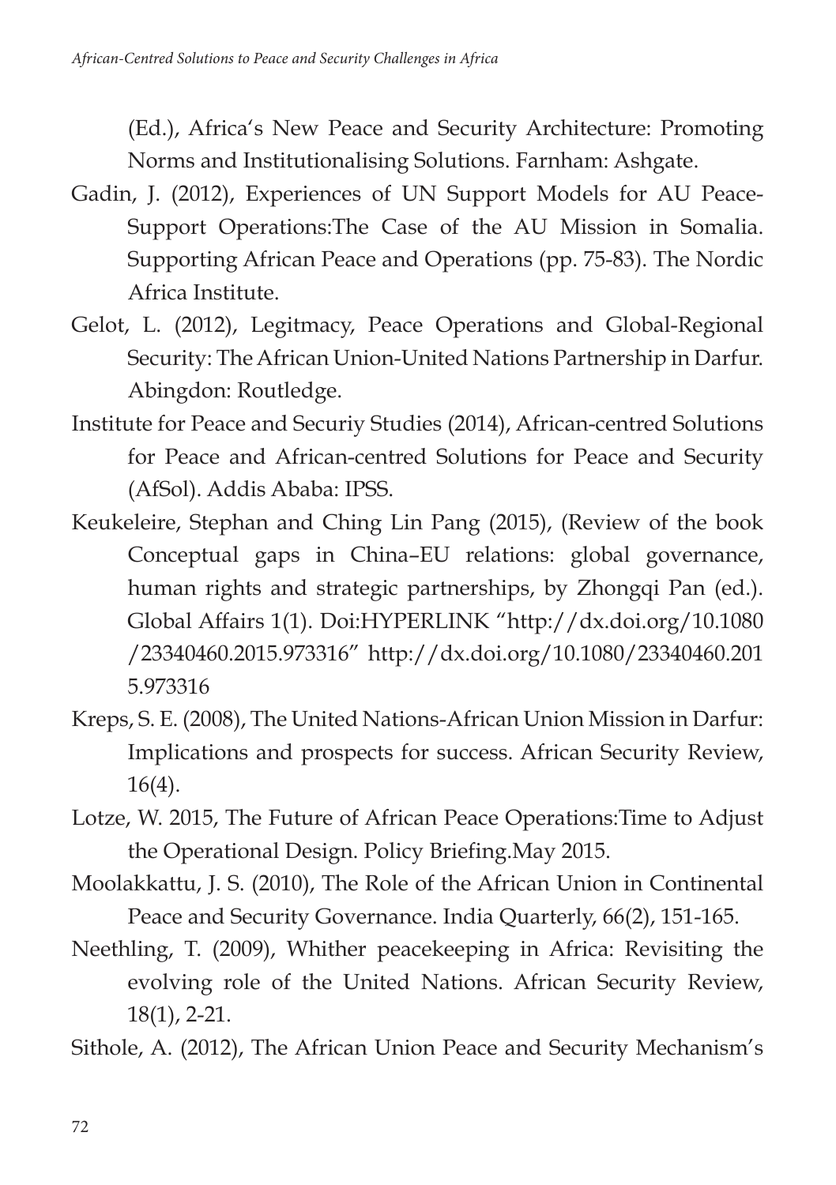(Ed.), Africa's New Peace and Security Architecture: Promoting Norms and Institutionalising Solutions. Farnham: Ashgate.

Gadin, J. (2012), Experiences of UN Support Models for AU Peace-Support Operations:The Case of the AU Mission in Somalia. Supporting African Peace and Operations (pp. 75-83). The Nordic Africa Institute.

Gelot, L. (2012), Legitmacy, Peace Operations and Global-Regional Security: The African Union-United Nations Partnership in Darfur. Abingdon: Routledge.

Institute for Peace and Securiy Studies (2014), African-centred Solutions for Peace and African-centred Solutions for Peace and Security (AfSol). Addis Ababa: IPSS.

Keukeleire, Stephan and Ching Lin Pang (2015), (Review of the book Conceptual gaps in China–EU relations: global governance, human rights and strategic partnerships, by Zhongqi Pan (ed.). Global Affairs 1(1). Doi:HYPERLINK "http://dx.doi.org/10.1080/23340460.2015.973316" http://dx.doi.org/10.1080/23340460.2015.973316

Kreps, S. E. (2008), The United Nations-African Union Mission in Darfur: Implications and prospects for success. African Security Review, 16(4).

Lotze, W. 2015, The Future of African Peace Operations:Time to Adjust the Operational Design. Policy Briefing.May 2015.

Moolakkattu, J. S. (2010), The Role of the African Union in Continental Peace and Security Governance. India Quarterly, 66(2), 151-165.

Neethling, T. (2009), Whither peacekeeping in Africa: Revisiting the evolving role of the United Nations. African Security Review, 18(1), 2-21.

Sithole, A. (2012), The African Union Peace and Security Mechanism's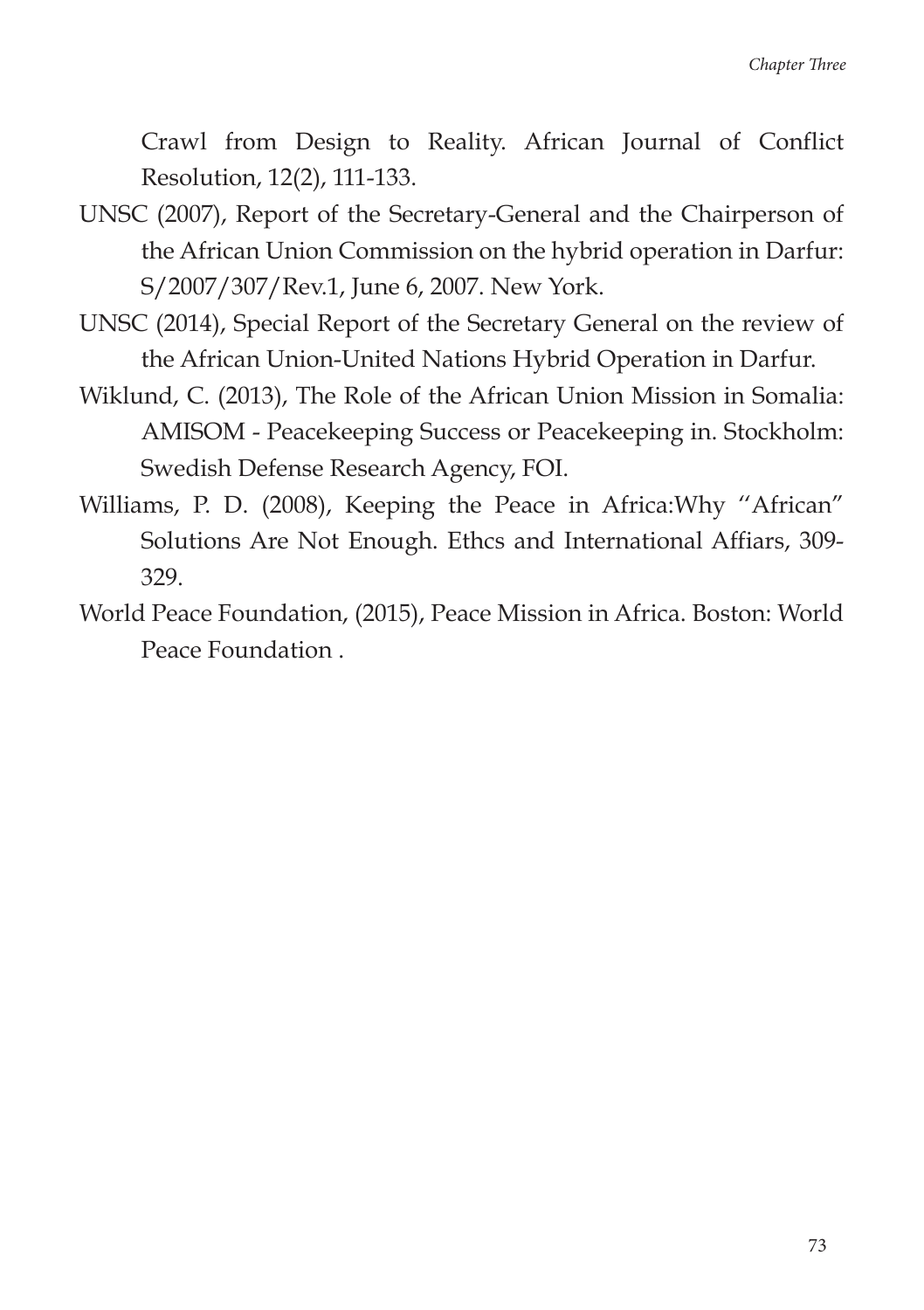Crawl from Design to Reality. African Journal of Conflict Resolution, 12(2), 111-133.

UNSC (2007), Report of the Secretary-General and the Chairperson of the African Union Commission on the hybrid operation in Darfur: S/2007/307/Rev.1, June 6, 2007. New York.

UNSC (2014), Special Report of the Secretary General on the review of the African Union-United Nations Hybrid Operation in Darfur.

Wiklund, C. (2013), The Role of the African Union Mission in Somalia: AMISOM - Peacekeeping Success or Peacekeeping in. Stockholm: Swedish Defense Research Agency, FOI.

Williams, P. D. (2008), Keeping the Peace in Africa:Why ''African" Solutions Are Not Enough. Ethcs and International Affiars, 309-329.

World Peace Foundation, (2015), Peace Mission in Africa. Boston: World Peace Foundation .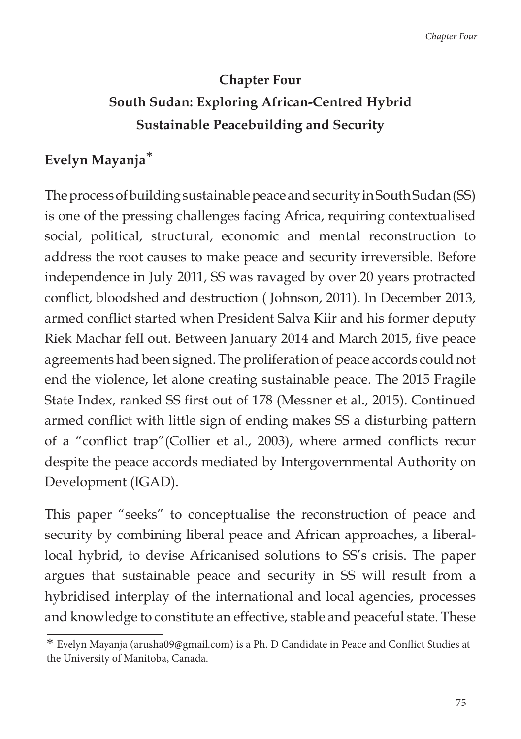# Chapter Four

# South Sudan: Exploring African-Centred Hybrid Sustainable Peacebuilding and Security

## Evelyn Mayanja*

The process of building sustainable peace and security in South Sudan (SS) is one of the pressing challenges facing Africa, requiring contextualised social, political, structural, economic and mental reconstruction to address the root causes to make peace and security irreversible. Before independence in July 2011, SS was ravaged by over 20 years protracted conflict, bloodshed and destruction ( Johnson, 2011). In December 2013, armed conflict started when President Salva Kiir and his former deputy Riek Machar fell out. Between January 2014 and March 2015, five peace agreements had been signed. The proliferation of peace accords could not end the violence, let alone creating sustainable peace. The 2015 Fragile State Index, ranked SS first out of 178 (Messner et al., 2015). Continued armed conflict with little sign of ending makes SS a disturbing pattern of a "conflict trap"(Collier et al., 2003), where armed conflicts recur despite the peace accords mediated by Intergovernmental Authority on Development (IGAD).

This paper "seeks" to conceptualise the reconstruction of peace and security by combining liberal peace and African approaches, a liberal-local hybrid, to devise Africanised solutions to SS's crisis. The paper argues that sustainable peace and security in SS will result from a hybridised interplay of the international and local agencies, processes and knowledge to constitute an effective, stable and peaceful state. These

* Evelyn Mayanja (arusha09@gmail.com) is a Ph. D Candidate in Peace and Conflict Studies at the University of Manitoba, Canada.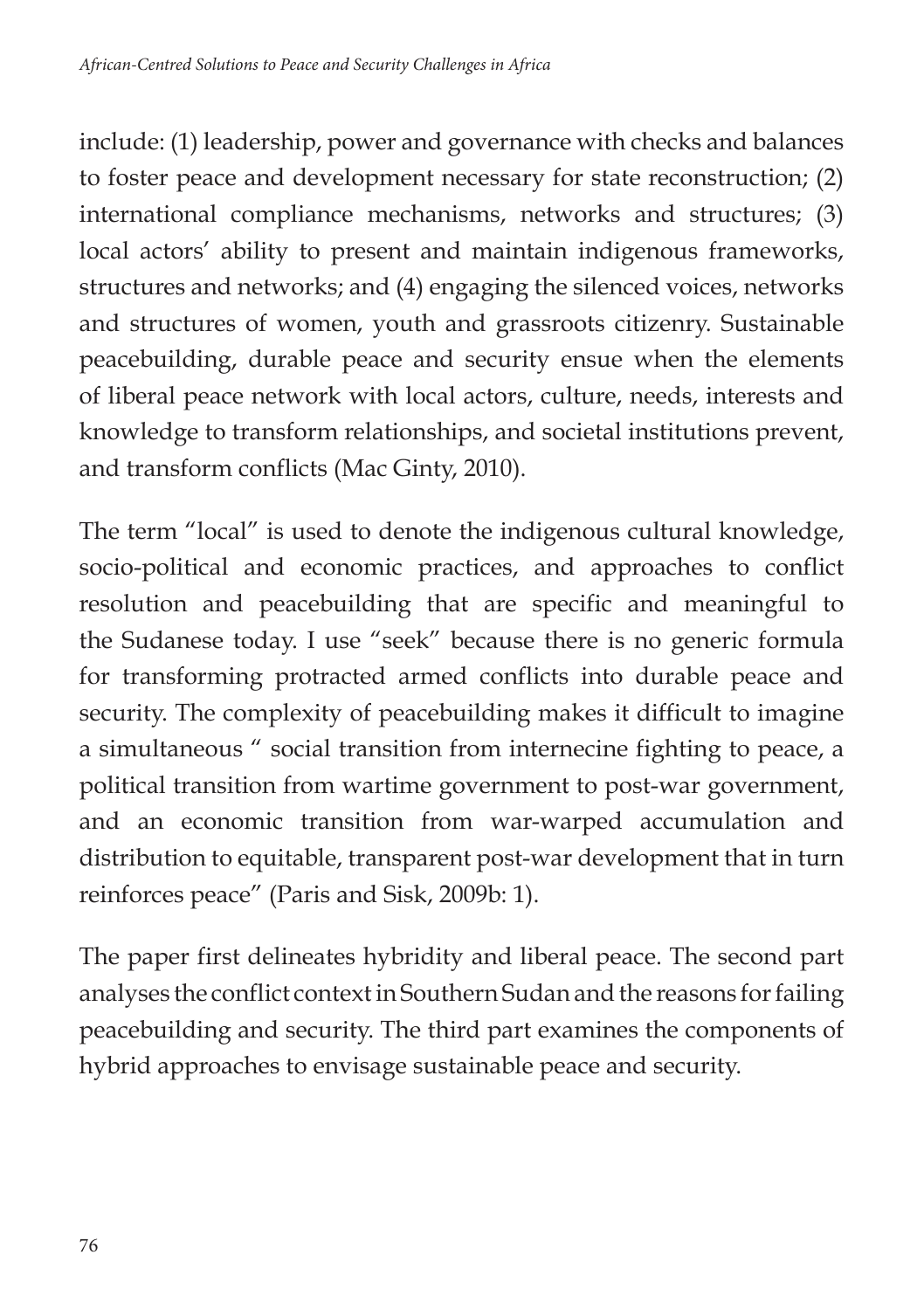include: (1) leadership, power and governance with checks and balances to foster peace and development necessary for state reconstruction; (2) international compliance mechanisms, networks and structures; (3) local actors' ability to present and maintain indigenous frameworks, structures and networks; and (4) engaging the silenced voices, networks and structures of women, youth and grassroots citizenry. Sustainable peacebuilding, durable peace and security ensue when the elements of liberal peace network with local actors, culture, needs, interests and knowledge to transform relationships, and societal institutions prevent, and transform conflicts (Mac Ginty, 2010).

The term "local" is used to denote the indigenous cultural knowledge, socio-political and economic practices, and approaches to conflict resolution and peacebuilding that are specific and meaningful to the Sudanese today. I use "seek" because there is no generic formula for transforming protracted armed conflicts into durable peace and security. The complexity of peacebuilding makes it difficult to imagine a simultaneous " social transition from internecine fighting to peace, a political transition from wartime government to post-war government, and an economic transition from war-warped accumulation and distribution to equitable, transparent post-war development that in turn reinforces peace" (Paris and Sisk, 2009b: 1).

The paper first delineates hybridity and liberal peace. The second part analyses the conflict context in Southern Sudan and the reasons for failing peacebuilding and security. The third part examines the components of hybrid approaches to envisage sustainable peace and security.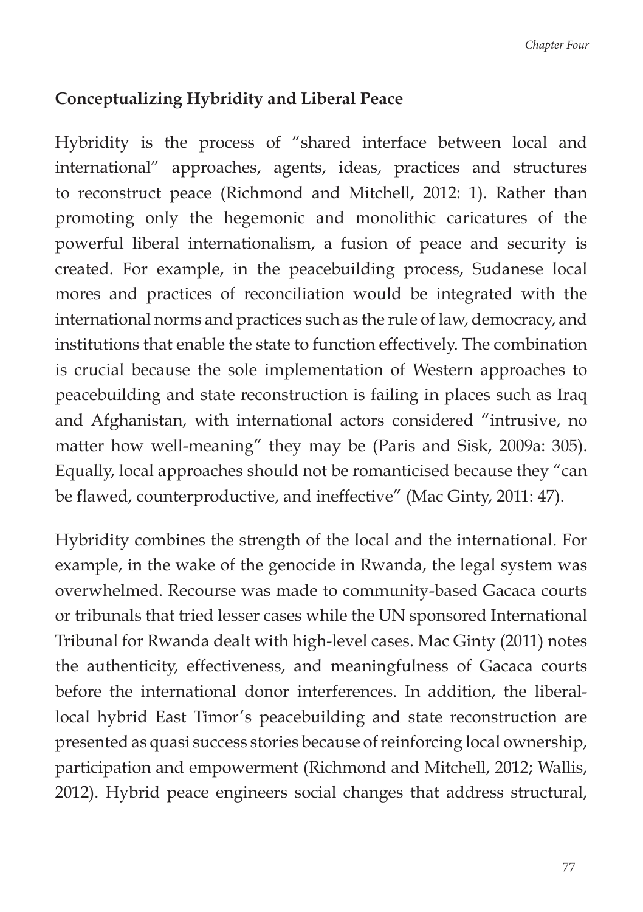## Conceptualizing Hybridity and Liberal Peace

Hybridity is the process of "shared interface between local and international" approaches, agents, ideas, practices and structures to reconstruct peace (Richmond and Mitchell, 2012: 1). Rather than promoting only the hegemonic and monolithic caricatures of the powerful liberal internationalism, a fusion of peace and security is created. For example, in the peacebuilding process, Sudanese local mores and practices of reconciliation would be integrated with the international norms and practices such as the rule of law, democracy, and institutions that enable the state to function effectively. The combination is crucial because the sole implementation of Western approaches to peacebuilding and state reconstruction is failing in places such as Iraq and Afghanistan, with international actors considered "intrusive, no matter how well-meaning" they may be (Paris and Sisk, 2009a: 305). Equally, local approaches should not be romanticised because they "can be flawed, counterproductive, and ineffective" (Mac Ginty, 2011: 47).

Hybridity combines the strength of the local and the international. For example, in the wake of the genocide in Rwanda, the legal system was overwhelmed. Recourse was made to community-based Gacaca courts or tribunals that tried lesser cases while the UN sponsored International Tribunal for Rwanda dealt with high-level cases. Mac Ginty (2011) notes the authenticity, effectiveness, and meaningfulness of Gacaca courts before the international donor interferences. In addition, the liberal-local hybrid East Timor's peacebuilding and state reconstruction are presented as quasi success stories because of reinforcing local ownership, participation and empowerment (Richmond and Mitchell, 2012; Wallis, 2012). Hybrid peace engineers social changes that address structural,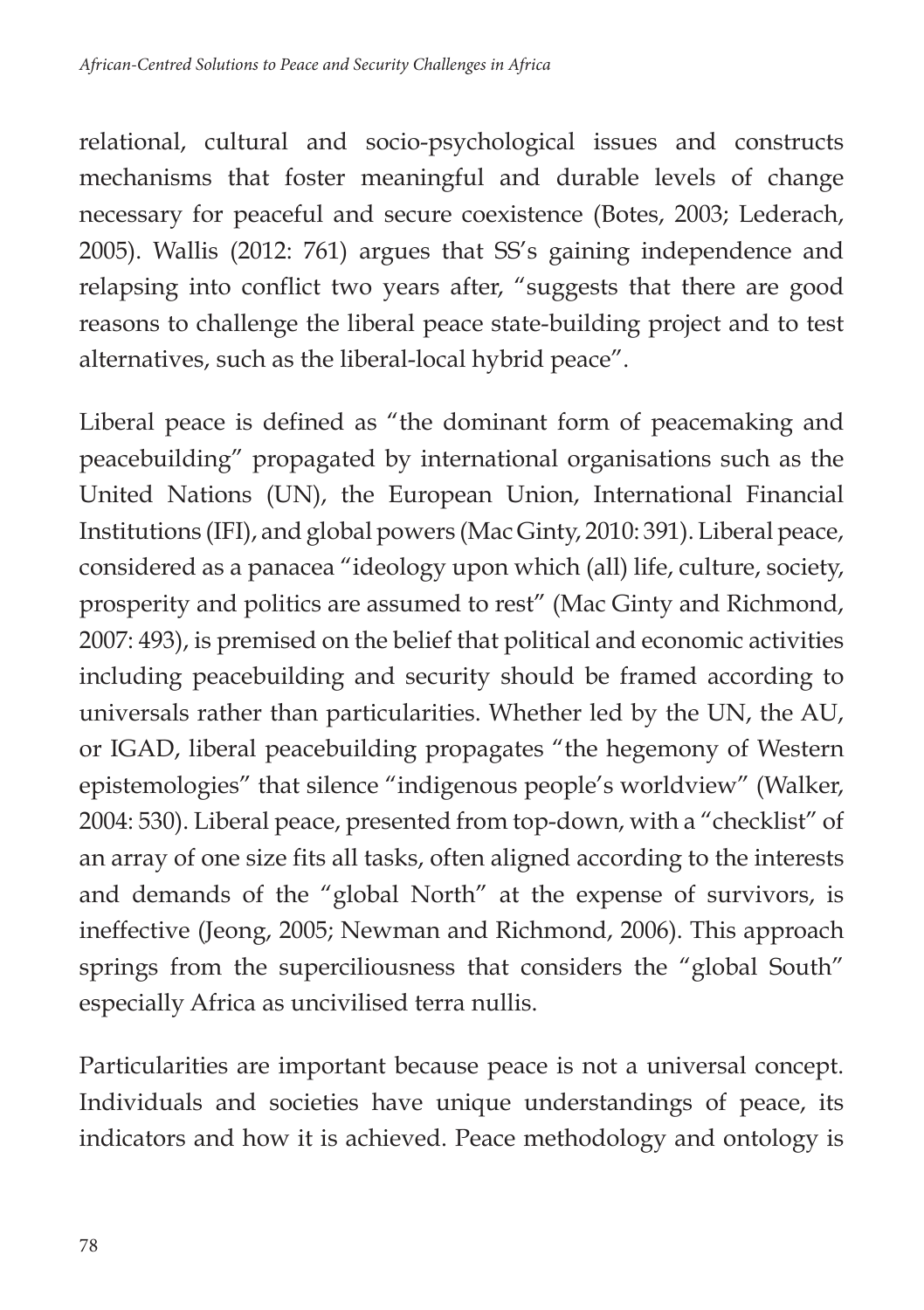relational, cultural and socio-psychological issues and constructs mechanisms that foster meaningful and durable levels of change necessary for peaceful and secure coexistence (Botes, 2003; Lederach, 2005). Wallis (2012: 761) argues that SS's gaining independence and relapsing into conflict two years after, "suggests that there are good reasons to challenge the liberal peace state-building project and to test alternatives, such as the liberal-local hybrid peace".

Liberal peace is defined as "the dominant form of peacemaking and peacebuilding" propagated by international organisations such as the United Nations (UN), the European Union, International Financial Institutions (IFI), and global powers (Mac Ginty, 2010: 391). Liberal peace, considered as a panacea "ideology upon which (all) life, culture, society, prosperity and politics are assumed to rest" (Mac Ginty and Richmond, 2007: 493), is premised on the belief that political and economic activities including peacebuilding and security should be framed according to universals rather than particularities. Whether led by the UN, the AU, or IGAD, liberal peacebuilding propagates "the hegemony of Western epistemologies" that silence "indigenous people's worldview" (Walker, 2004: 530). Liberal peace, presented from top-down, with a "checklist" of an array of one size fits all tasks, often aligned according to the interests and demands of the "global North" at the expense of survivors, is ineffective (Jeong, 2005; Newman and Richmond, 2006). This approach springs from the superciliousness that considers the "global South" especially Africa as uncivilised terra nullis.

Particularities are important because peace is not a universal concept. Individuals and societies have unique understandings of peace, its indicators and how it is achieved. Peace methodology and ontology is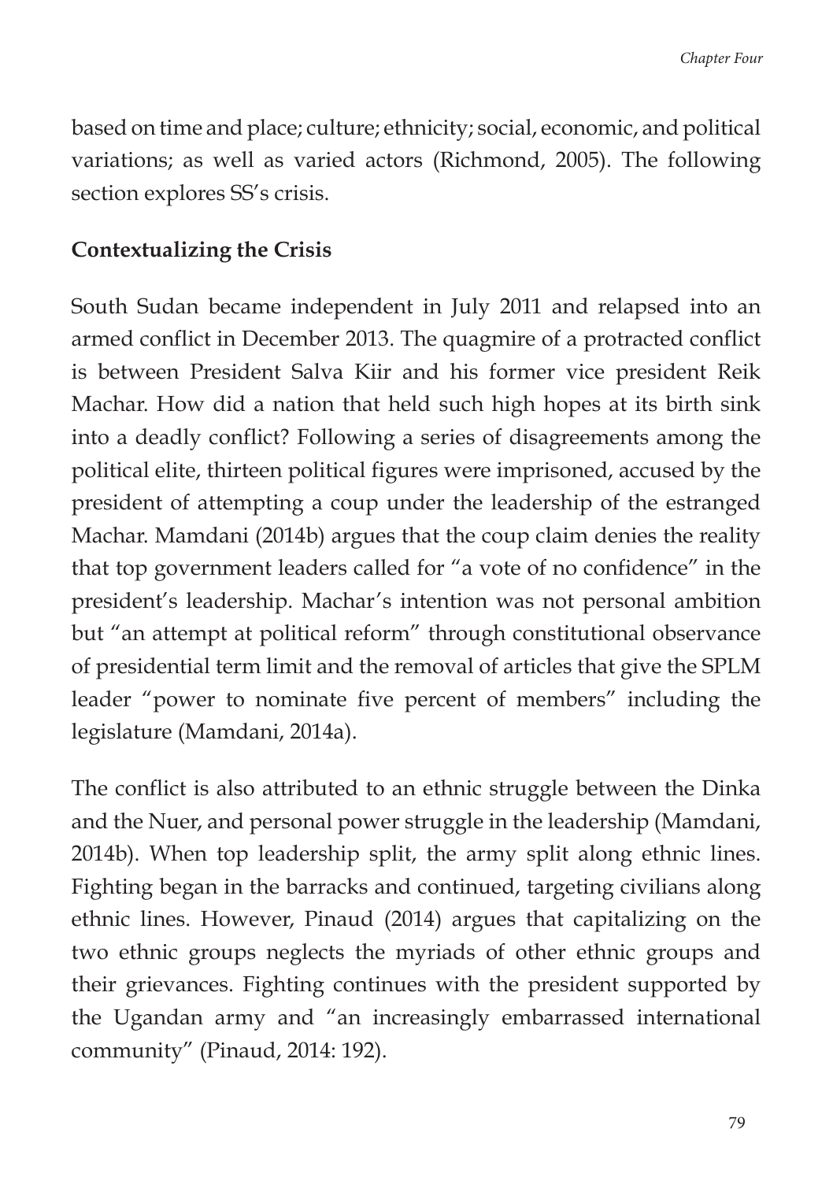based on time and place; culture; ethnicity; social, economic, and political variations; as well as varied actors (Richmond, 2005). The following section explores SS's crisis.

## Contextualizing the Crisis

South Sudan became independent in July 2011 and relapsed into an armed conflict in December 2013. The quagmire of a protracted conflict is between President Salva Kiir and his former vice president Reik Machar. How did a nation that held such high hopes at its birth sink into a deadly conflict? Following a series of disagreements among the political elite, thirteen political figures were imprisoned, accused by the president of attempting a coup under the leadership of the estranged Machar. Mamdani (2014b) argues that the coup claim denies the reality that top government leaders called for "a vote of no confidence" in the president's leadership. Machar's intention was not personal ambition but "an attempt at political reform" through constitutional observance of presidential term limit and the removal of articles that give the SPLM leader "power to nominate five percent of members" including the legislature (Mamdani, 2014a).

The conflict is also attributed to an ethnic struggle between the Dinka and the Nuer, and personal power struggle in the leadership (Mamdani, 2014b). When top leadership split, the army split along ethnic lines. Fighting began in the barracks and continued, targeting civilians along ethnic lines. However, Pinaud (2014) argues that capitalizing on the two ethnic groups neglects the myriads of other ethnic groups and their grievances. Fighting continues with the president supported by the Ugandan army and "an increasingly embarrassed international community" (Pinaud, 2014: 192).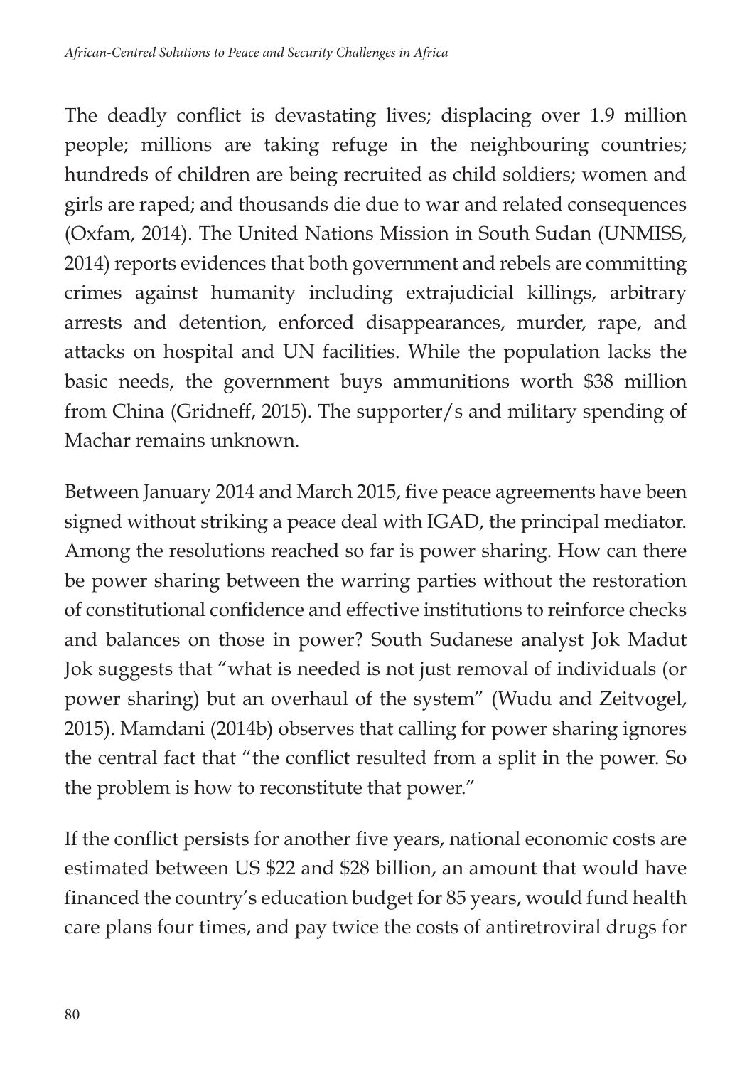The deadly conflict is devastating lives; displacing over 1.9 million people; millions are taking refuge in the neighbouring countries; hundreds of children are being recruited as child soldiers; women and girls are raped; and thousands die due to war and related consequences (Oxfam, 2014). The United Nations Mission in South Sudan (UNMISS, 2014) reports evidences that both government and rebels are committing crimes against humanity including extrajudicial killings, arbitrary arrests and detention, enforced disappearances, murder, rape, and attacks on hospital and UN facilities. While the population lacks the basic needs, the government buys ammunitions worth $38 million from China (Gridneff, 2015). The supporter/s and military spending of Machar remains unknown.

Between January 2014 and March 2015, five peace agreements have been signed without striking a peace deal with IGAD, the principal mediator. Among the resolutions reached so far is power sharing. How can there be power sharing between the warring parties without the restoration of constitutional confidence and effective institutions to reinforce checks and balances on those in power? South Sudanese analyst Jok Madut Jok suggests that "what is needed is not just removal of individuals (or power sharing) but an overhaul of the system" (Wudu and Zeitvogel, 2015). Mamdani (2014b) observes that calling for power sharing ignores the central fact that "the conflict resulted from a split in the power. So the problem is how to reconstitute that power."

If the conflict persists for another five years, national economic costs are estimated between US $22 and $28 billion, an amount that would have financed the country's education budget for 85 years, would fund health care plans four times, and pay twice the costs of antiretroviral drugs for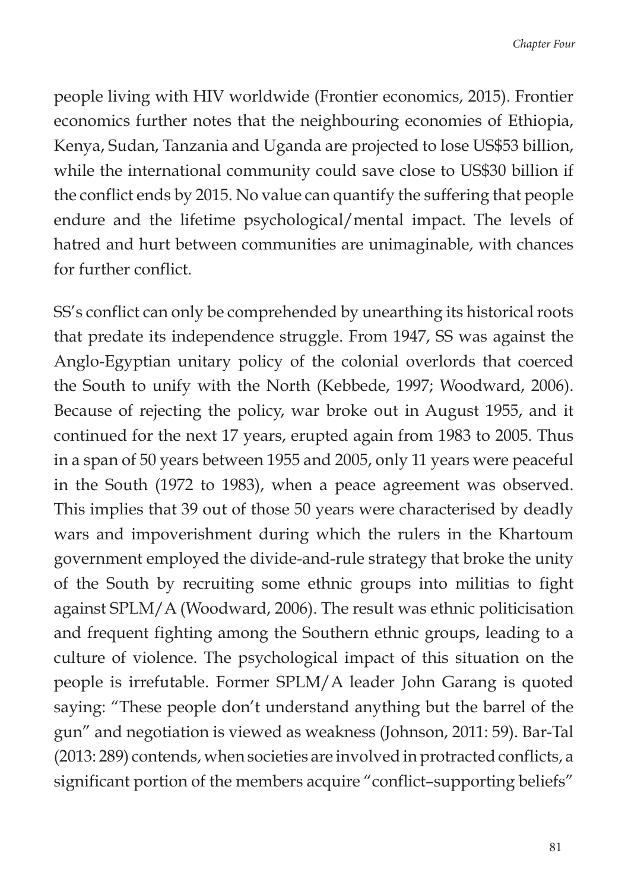people living with HIV worldwide (Frontier economics, 2015). Frontier economics further notes that the neighbouring economies of Ethiopia, Kenya, Sudan, Tanzania and Uganda are projected to lose US$53 billion, while the international community could save close to US$30 billion if the conflict ends by 2015. No value can quantify the suffering that people endure and the lifetime psychological/mental impact. The levels of hatred and hurt between communities are unimaginable, with chances for further conflict.

SS's conflict can only be comprehended by unearthing its historical roots that predate its independence struggle. From 1947, SS was against the Anglo-Egyptian unitary policy of the colonial overlords that coerced the South to unify with the North (Kebbede, 1997; Woodward, 2006). Because of rejecting the policy, war broke out in August 1955, and it continued for the next 17 years, erupted again from 1983 to 2005. Thus in a span of 50 years between 1955 and 2005, only 11 years were peaceful in the South (1972 to 1983), when a peace agreement was observed. This implies that 39 out of those 50 years were characterised by deadly wars and impoverishment during which the rulers in the Khartoum government employed the divide-and-rule strategy that broke the unity of the South by recruiting some ethnic groups into militias to fight against SPLM/A (Woodward, 2006). The result was ethnic politicisation and frequent fighting among the Southern ethnic groups, leading to a culture of violence. The psychological impact of this situation on the people is irrefutable. Former SPLM/A leader John Garang is quoted saying: "These people don't understand anything but the barrel of the gun" and negotiation is viewed as weakness (Johnson, 2011: 59). Bar-Tal (2013: 289) contends, when societies are involved in protracted conflicts, a significant portion of the members acquire "conflict–supporting beliefs"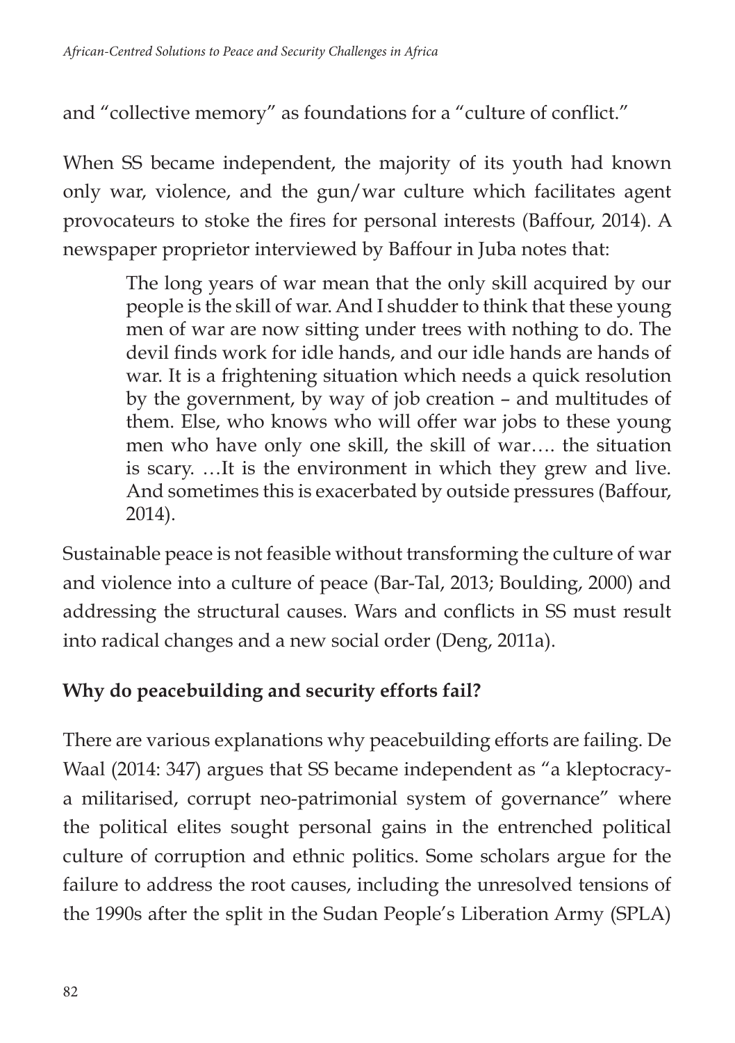and "collective memory" as foundations for a "culture of conflict."

When SS became independent, the majority of its youth had known only war, violence, and the gun/war culture which facilitates agent provocateurs to stoke the fires for personal interests (Baffour, 2014). A newspaper proprietor interviewed by Baffour in Juba notes that:

> The long years of war mean that the only skill acquired by our people is the skill of war. And I shudder to think that these young men of war are now sitting under trees with nothing to do. The devil finds work for idle hands, and our idle hands are hands of war. It is a frightening situation which needs a quick resolution by the government, by way of job creation – and multitudes of them. Else, who knows who will offer war jobs to these young men who have only one skill, the skill of war…. the situation is scary. …It is the environment in which they grew and live. And sometimes this is exacerbated by outside pressures (Baffour, 2014).

Sustainable peace is not feasible without transforming the culture of war and violence into a culture of peace (Bar-Tal, 2013; Boulding, 2000) and addressing the structural causes. Wars and conflicts in SS must result into radical changes and a new social order (Deng, 2011a).

**Why do peacebuilding and security efforts fail?**

There are various explanations why peacebuilding efforts are failing. De Waal (2014: 347) argues that SS became independent as "a kleptocracy-a militarised, corrupt neo-patrimonial system of governance" where the political elites sought personal gains in the entrenched political culture of corruption and ethnic politics. Some scholars argue for the failure to address the root causes, including the unresolved tensions of the 1990s after the split in the Sudan People's Liberation Army (SPLA)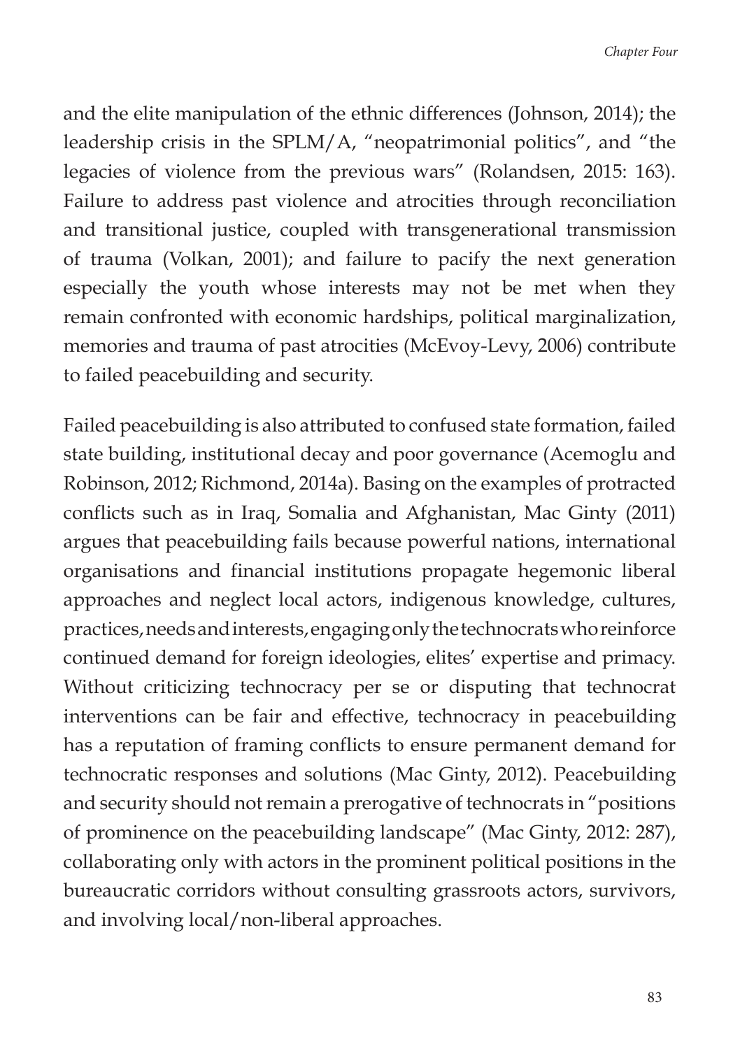and the elite manipulation of the ethnic differences (Johnson, 2014); the leadership crisis in the SPLM/A, "neopatrimonial politics", and "the legacies of violence from the previous wars" (Rolandsen, 2015: 163). Failure to address past violence and atrocities through reconciliation and transitional justice, coupled with transgenerational transmission of trauma (Volkan, 2001); and failure to pacify the next generation especially the youth whose interests may not be met when they remain confronted with economic hardships, political marginalization, memories and trauma of past atrocities (McEvoy-Levy, 2006) contribute to failed peacebuilding and security.

Failed peacebuilding is also attributed to confused state formation, failed state building, institutional decay and poor governance (Acemoglu and Robinson, 2012; Richmond, 2014a). Basing on the examples of protracted conflicts such as in Iraq, Somalia and Afghanistan, Mac Ginty (2011) argues that peacebuilding fails because powerful nations, international organisations and financial institutions propagate hegemonic liberal approaches and neglect local actors, indigenous knowledge, cultures, practices, needs and interests, engaging only the technocrats who reinforce continued demand for foreign ideologies, elites' expertise and primacy. Without criticizing technocracy per se or disputing that technocrat interventions can be fair and effective, technocracy in peacebuilding has a reputation of framing conflicts to ensure permanent demand for technocratic responses and solutions (Mac Ginty, 2012). Peacebuilding and security should not remain a prerogative of technocrats in "positions of prominence on the peacebuilding landscape" (Mac Ginty, 2012: 287), collaborating only with actors in the prominent political positions in the bureaucratic corridors without consulting grassroots actors, survivors, and involving local/non-liberal approaches.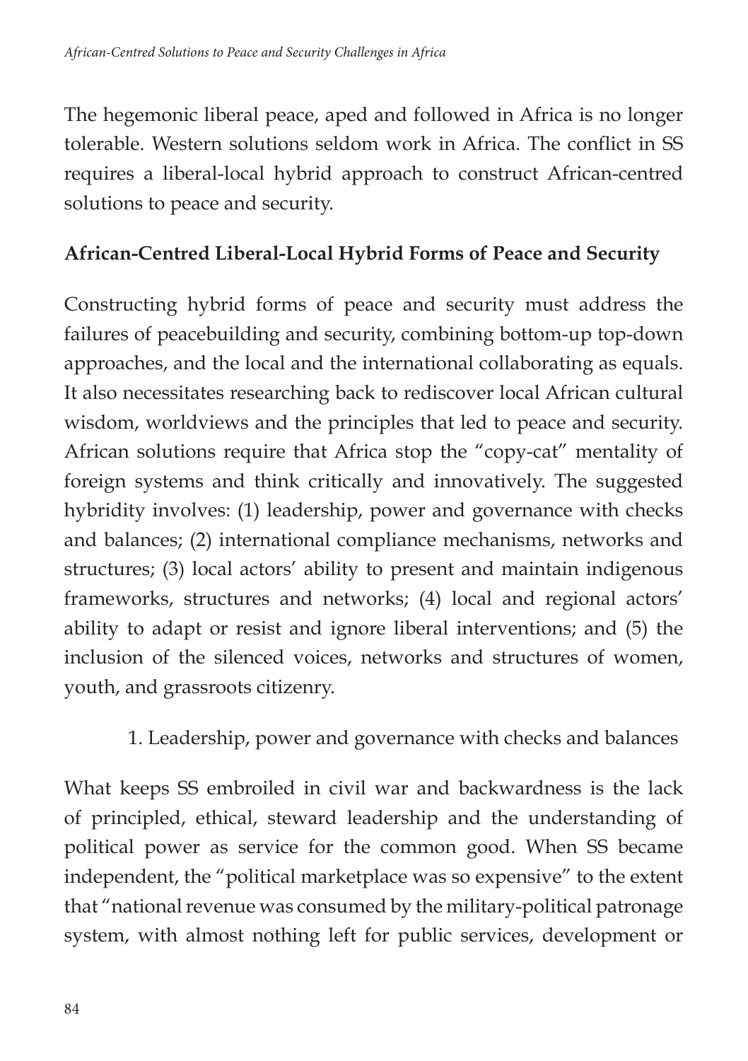The hegemonic liberal peace, aped and followed in Africa is no longer tolerable. Western solutions seldom work in Africa. The conflict in SS requires a liberal-local hybrid approach to construct African-centred solutions to peace and security.

## African-Centred Liberal-Local Hybrid Forms of Peace and Security

Constructing hybrid forms of peace and security must address the failures of peacebuilding and security, combining bottom-up top-down approaches, and the local and the international collaborating as equals. It also necessitates researching back to rediscover local African cultural wisdom, worldviews and the principles that led to peace and security. African solutions require that Africa stop the "copy-cat" mentality of foreign systems and think critically and innovatively. The suggested hybridity involves: (1) leadership, power and governance with checks and balances; (2) international compliance mechanisms, networks and structures; (3) local actors' ability to present and maintain indigenous frameworks, structures and networks; (4) local and regional actors' ability to adapt or resist and ignore liberal interventions; and (5) the inclusion of the silenced voices, networks and structures of women, youth, and grassroots citizenry.

### 1. Leadership, power and governance with checks and balances

What keeps SS embroiled in civil war and backwardness is the lack of principled, ethical, steward leadership and the understanding of political power as service for the common good. When SS became independent, the "political marketplace was so expensive" to the extent that "national revenue was consumed by the military-political patronage system, with almost nothing left for public services, development or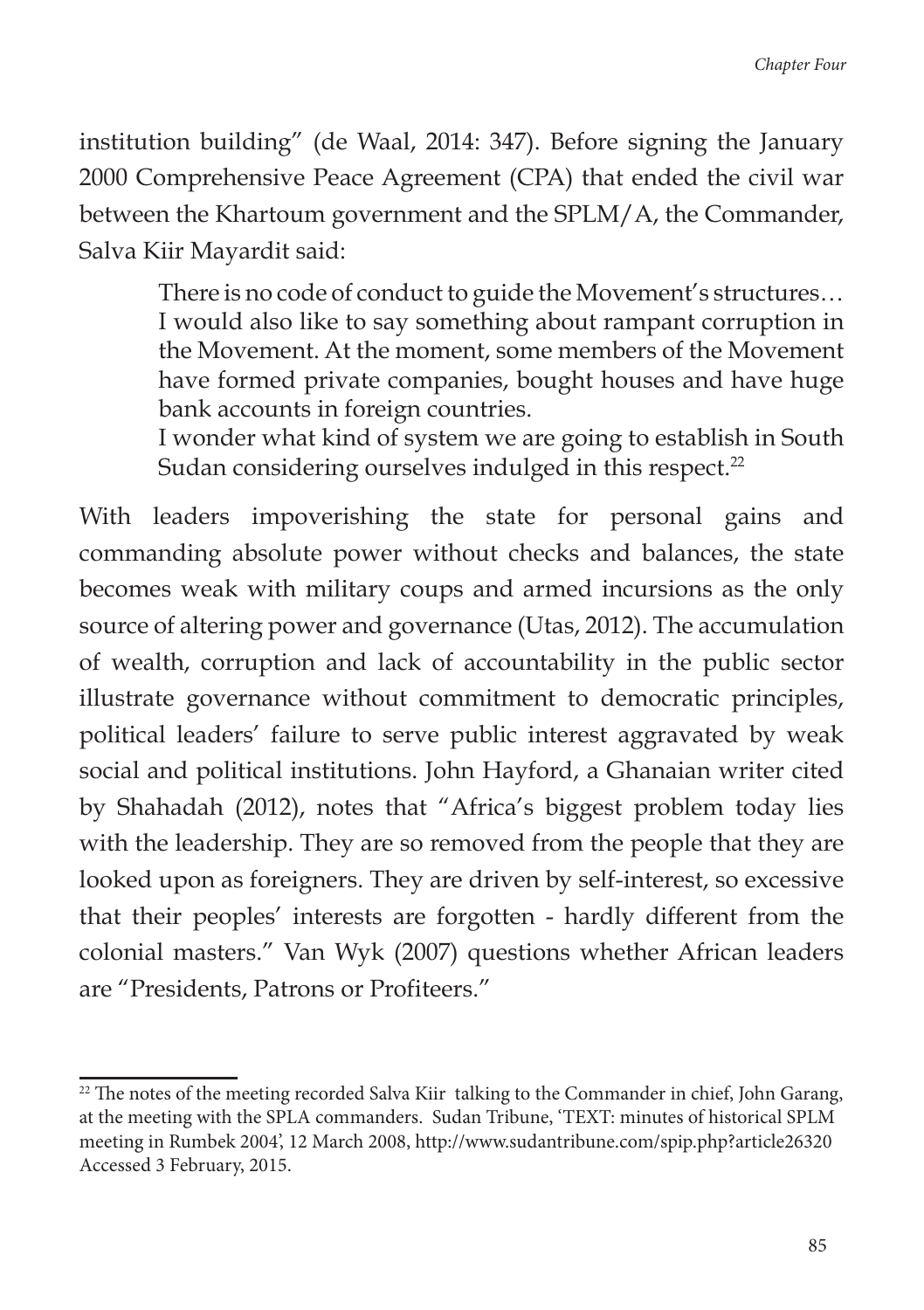institution building" (de Waal, 2014: 347). Before signing the January 2000 Comprehensive Peace Agreement (CPA) that ended the civil war between the Khartoum government and the SPLM/A, the Commander, Salva Kiir Mayardit said:

> There is no code of conduct to guide the Movement's structures… I would also like to say something about rampant corruption in the Movement. At the moment, some members of the Movement have formed private companies, bought houses and have huge bank accounts in foreign countries.
>
> I wonder what kind of system we are going to establish in South Sudan considering ourselves indulged in this respect.[22]

With leaders impoverishing the state for personal gains and commanding absolute power without checks and balances, the state becomes weak with military coups and armed incursions as the only source of altering power and governance (Utas, 2012). The accumulation of wealth, corruption and lack of accountability in the public sector illustrate governance without commitment to democratic principles, political leaders' failure to serve public interest aggravated by weak social and political institutions. John Hayford, a Ghanaian writer cited by Shahadah (2012), notes that "Africa's biggest problem today lies with the leadership. They are so removed from the people that they are looked upon as foreigners. They are driven by self-interest, so excessive that their peoples' interests are forgotten - hardly different from the colonial masters." Van Wyk (2007) questions whether African leaders are "Presidents, Patrons or Profiteers."

[22] The notes of the meeting recorded Salva Kiir talking to the Commander in chief, John Garang, at the meeting with the SPLA commanders. Sudan Tribune, 'TEXT: minutes of historical SPLM meeting in Rumbek 2004', 12 March 2008, http://www.sudantribune.com/spip.php?article26320 Accessed 3 February, 2015.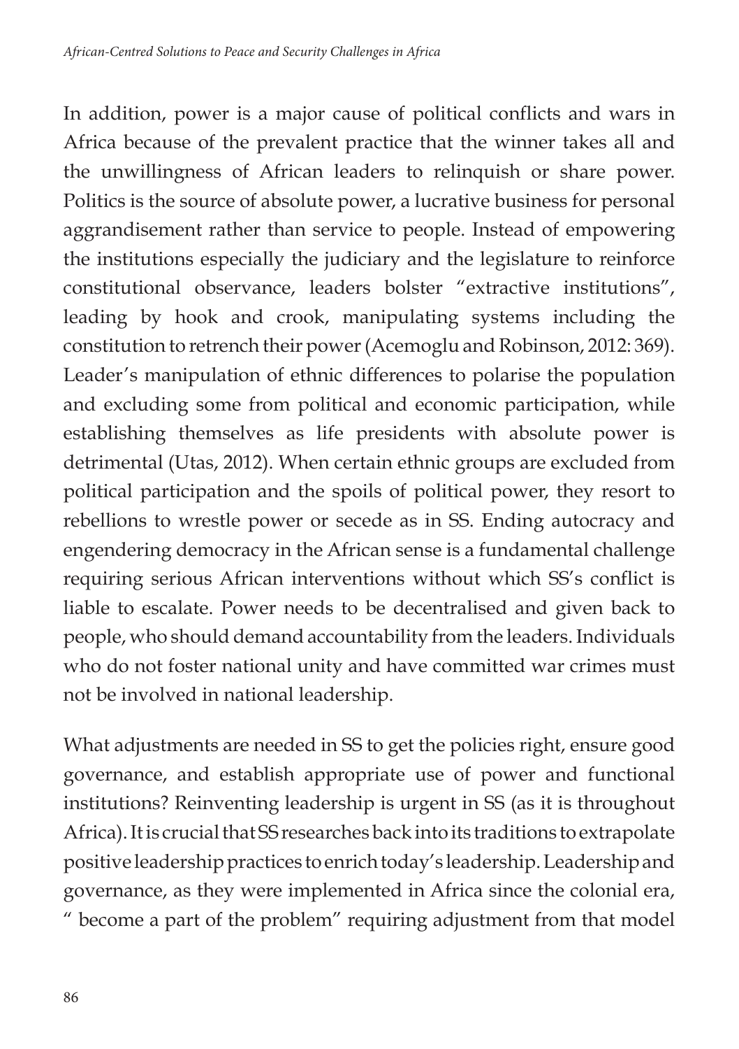In addition, power is a major cause of political conflicts and wars in Africa because of the prevalent practice that the winner takes all and the unwillingness of African leaders to relinquish or share power. Politics is the source of absolute power, a lucrative business for personal aggrandisement rather than service to people. Instead of empowering the institutions especially the judiciary and the legislature to reinforce constitutional observance, leaders bolster "extractive institutions", leading by hook and crook, manipulating systems including the constitution to retrench their power (Acemoglu and Robinson, 2012: 369). Leader's manipulation of ethnic differences to polarise the population and excluding some from political and economic participation, while establishing themselves as life presidents with absolute power is detrimental (Utas, 2012). When certain ethnic groups are excluded from political participation and the spoils of political power, they resort to rebellions to wrestle power or secede as in SS. Ending autocracy and engendering democracy in the African sense is a fundamental challenge requiring serious African interventions without which SS's conflict is liable to escalate. Power needs to be decentralised and given back to people, who should demand accountability from the leaders. Individuals who do not foster national unity and have committed war crimes must not be involved in national leadership.

What adjustments are needed in SS to get the policies right, ensure good governance, and establish appropriate use of power and functional institutions? Reinventing leadership is urgent in SS (as it is throughout Africa). It is crucial that SS researches back into its traditions to extrapolate positive leadership practices to enrich today's leadership. Leadership and governance, as they were implemented in Africa since the colonial era, " become a part of the problem" requiring adjustment from that model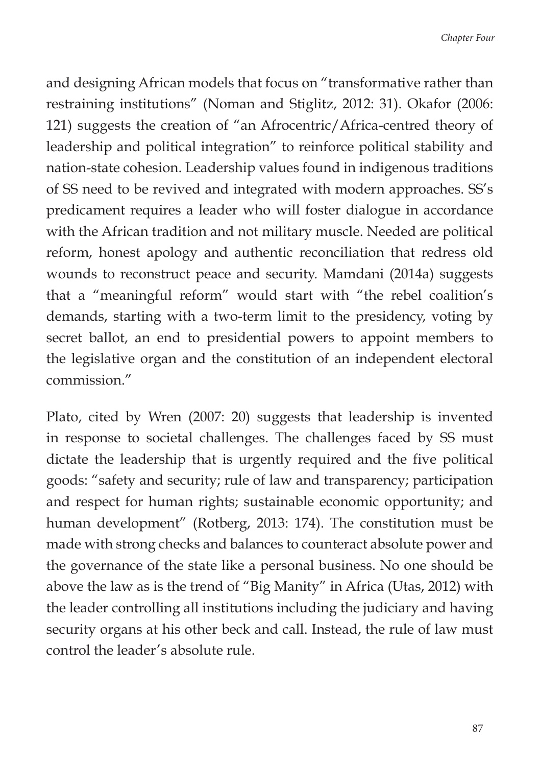and designing African models that focus on "transformative rather than restraining institutions" (Noman and Stiglitz, 2012: 31). Okafor (2006: 121) suggests the creation of "an Afrocentric/Africa-centred theory of leadership and political integration" to reinforce political stability and nation-state cohesion. Leadership values found in indigenous traditions of SS need to be revived and integrated with modern approaches. SS's predicament requires a leader who will foster dialogue in accordance with the African tradition and not military muscle. Needed are political reform, honest apology and authentic reconciliation that redress old wounds to reconstruct peace and security. Mamdani (2014a) suggests that a "meaningful reform" would start with "the rebel coalition's demands, starting with a two-term limit to the presidency, voting by secret ballot, an end to presidential powers to appoint members to the legislative organ and the constitution of an independent electoral commission."

Plato, cited by Wren (2007: 20) suggests that leadership is invented in response to societal challenges. The challenges faced by SS must dictate the leadership that is urgently required and the five political goods: "safety and security; rule of law and transparency; participation and respect for human rights; sustainable economic opportunity; and human development" (Rotberg, 2013: 174). The constitution must be made with strong checks and balances to counteract absolute power and the governance of the state like a personal business. No one should be above the law as is the trend of "Big Manity" in Africa (Utas, 2012) with the leader controlling all institutions including the judiciary and having security organs at his other beck and call. Instead, the rule of law must control the leader's absolute rule.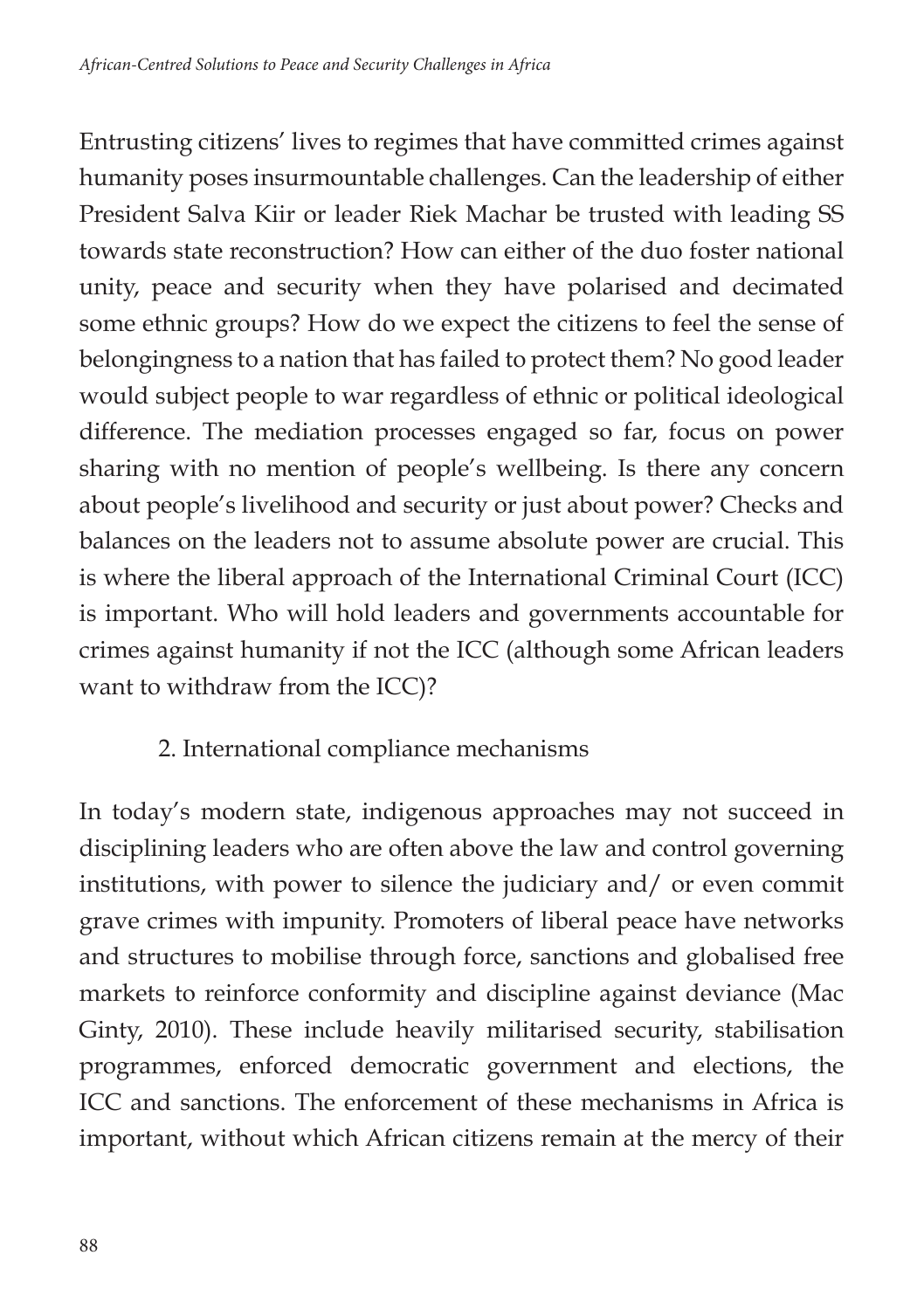Entrusting citizens' lives to regimes that have committed crimes against humanity poses insurmountable challenges. Can the leadership of either President Salva Kiir or leader Riek Machar be trusted with leading SS towards state reconstruction? How can either of the duo foster national unity, peace and security when they have polarised and decimated some ethnic groups? How do we expect the citizens to feel the sense of belongingness to a nation that has failed to protect them? No good leader would subject people to war regardless of ethnic or political ideological difference. The mediation processes engaged so far, focus on power sharing with no mention of people's wellbeing. Is there any concern about people's livelihood and security or just about power? Checks and balances on the leaders not to assume absolute power are crucial. This is where the liberal approach of the International Criminal Court (ICC) is important. Who will hold leaders and governments accountable for crimes against humanity if not the ICC (although some African leaders want to withdraw from the ICC)?

2. International compliance mechanisms

In today's modern state, indigenous approaches may not succeed in disciplining leaders who are often above the law and control governing institutions, with power to silence the judiciary and/ or even commit grave crimes with impunity. Promoters of liberal peace have networks and structures to mobilise through force, sanctions and globalised free markets to reinforce conformity and discipline against deviance (Mac Ginty, 2010). These include heavily militarised security, stabilisation programmes, enforced democratic government and elections, the ICC and sanctions. The enforcement of these mechanisms in Africa is important, without which African citizens remain at the mercy of their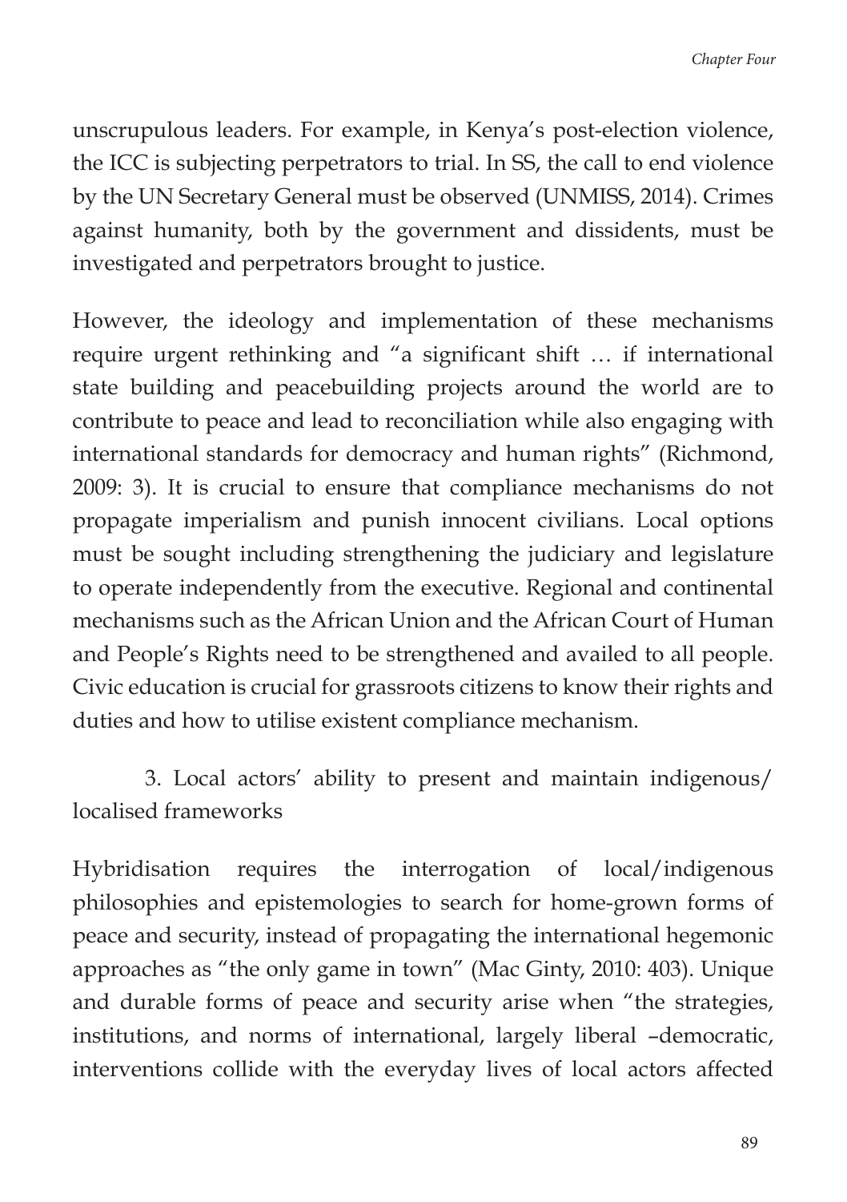unscrupulous leaders. For example, in Kenya's post-election violence, the ICC is subjecting perpetrators to trial. In SS, the call to end violence by the UN Secretary General must be observed (UNMISS, 2014). Crimes against humanity, both by the government and dissidents, must be investigated and perpetrators brought to justice.

However, the ideology and implementation of these mechanisms require urgent rethinking and "a significant shift … if international state building and peacebuilding projects around the world are to contribute to peace and lead to reconciliation while also engaging with international standards for democracy and human rights" (Richmond, 2009: 3). It is crucial to ensure that compliance mechanisms do not propagate imperialism and punish innocent civilians. Local options must be sought including strengthening the judiciary and legislature to operate independently from the executive. Regional and continental mechanisms such as the African Union and the African Court of Human and People's Rights need to be strengthened and availed to all people. Civic education is crucial for grassroots citizens to know their rights and duties and how to utilise existent compliance mechanism.

3. Local actors' ability to present and maintain indigenous/ localised frameworks

Hybridisation requires the interrogation of local/indigenous philosophies and epistemologies to search for home-grown forms of peace and security, instead of propagating the international hegemonic approaches as "the only game in town" (Mac Ginty, 2010: 403). Unique and durable forms of peace and security arise when "the strategies, institutions, and norms of international, largely liberal –democratic, interventions collide with the everyday lives of local actors affected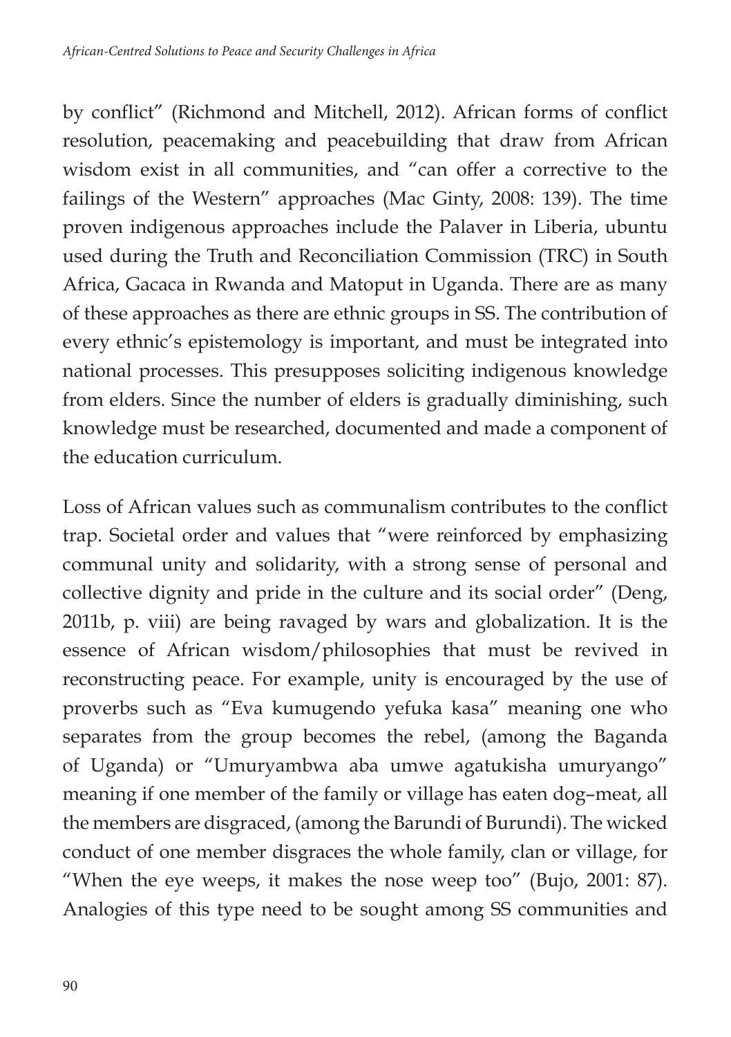by conflict" (Richmond and Mitchell, 2012). African forms of conflict resolution, peacemaking and peacebuilding that draw from African wisdom exist in all communities, and "can offer a corrective to the failings of the Western" approaches (Mac Ginty, 2008: 139). The time proven indigenous approaches include the Palaver in Liberia, ubuntu used during the Truth and Reconciliation Commission (TRC) in South Africa, Gacaca in Rwanda and Matoput in Uganda. There are as many of these approaches as there are ethnic groups in SS. The contribution of every ethnic's epistemology is important, and must be integrated into national processes. This presupposes soliciting indigenous knowledge from elders. Since the number of elders is gradually diminishing, such knowledge must be researched, documented and made a component of the education curriculum.

Loss of African values such as communalism contributes to the conflict trap. Societal order and values that "were reinforced by emphasizing communal unity and solidarity, with a strong sense of personal and collective dignity and pride in the culture and its social order" (Deng, 2011b, p. viii) are being ravaged by wars and globalization. It is the essence of African wisdom/philosophies that must be revived in reconstructing peace. For example, unity is encouraged by the use of proverbs such as "Eva kumugendo yefuka kasa" meaning one who separates from the group becomes the rebel, (among the Baganda of Uganda) or "Umuryambwa aba umwe agatukisha umuryango" meaning if one member of the family or village has eaten dog–meat, all the members are disgraced, (among the Barundi of Burundi). The wicked conduct of one member disgraces the whole family, clan or village, for "When the eye weeps, it makes the nose weep too" (Bujo, 2001: 87). Analogies of this type need to be sought among SS communities and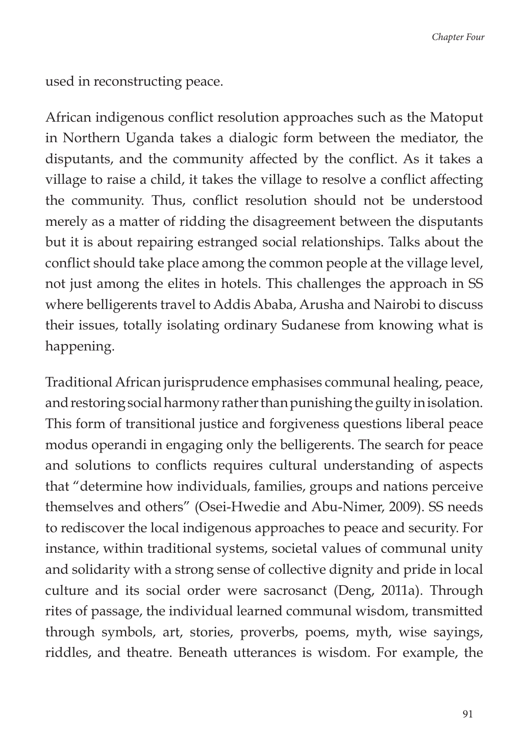used in reconstructing peace.

African indigenous conflict resolution approaches such as the Matoput in Northern Uganda takes a dialogic form between the mediator, the disputants, and the community affected by the conflict. As it takes a village to raise a child, it takes the village to resolve a conflict affecting the community. Thus, conflict resolution should not be understood merely as a matter of ridding the disagreement between the disputants but it is about repairing estranged social relationships. Talks about the conflict should take place among the common people at the village level, not just among the elites in hotels. This challenges the approach in SS where belligerents travel to Addis Ababa, Arusha and Nairobi to discuss their issues, totally isolating ordinary Sudanese from knowing what is happening.

Traditional African jurisprudence emphasises communal healing, peace, and restoring social harmony rather than punishing the guilty in isolation. This form of transitional justice and forgiveness questions liberal peace modus operandi in engaging only the belligerents. The search for peace and solutions to conflicts requires cultural understanding of aspects that "determine how individuals, families, groups and nations perceive themselves and others" (Osei-Hwedie and Abu-Nimer, 2009). SS needs to rediscover the local indigenous approaches to peace and security. For instance, within traditional systems, societal values of communal unity and solidarity with a strong sense of collective dignity and pride in local culture and its social order were sacrosanct (Deng, 2011a). Through rites of passage, the individual learned communal wisdom, transmitted through symbols, art, stories, proverbs, poems, myth, wise sayings, riddles, and theatre. Beneath utterances is wisdom. For example, the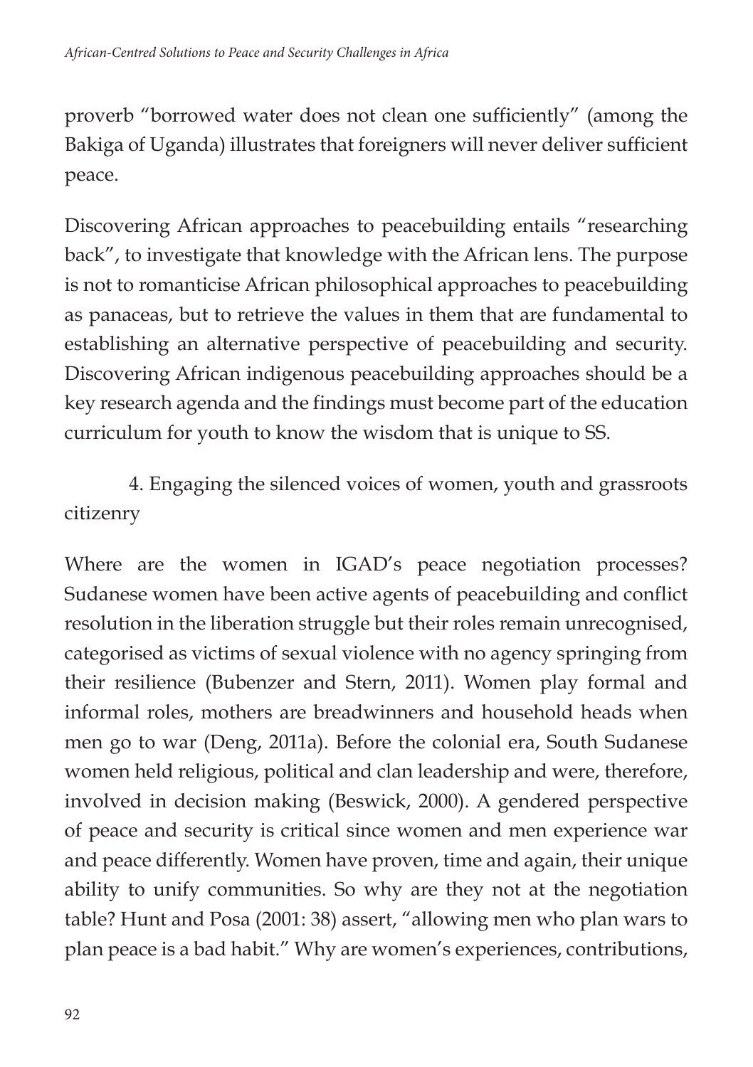proverb “borrowed water does not clean one sufficiently” (among the Bakiga of Uganda) illustrates that foreigners will never deliver sufficient peace.

Discovering African approaches to peacebuilding entails “researching back”, to investigate that knowledge with the African lens. The purpose is not to romanticise African philosophical approaches to peacebuilding as panaceas, but to retrieve the values in them that are fundamental to establishing an alternative perspective of peacebuilding and security. Discovering African indigenous peacebuilding approaches should be a key research agenda and the findings must become part of the education curriculum for youth to know the wisdom that is unique to SS.

4. Engaging the silenced voices of women, youth and grassroots citizenry

Where are the women in IGAD’s peace negotiation processes? Sudanese women have been active agents of peacebuilding and conflict resolution in the liberation struggle but their roles remain unrecognised, categorised as victims of sexual violence with no agency springing from their resilience (Bubenzer and Stern, 2011). Women play formal and informal roles, mothers are breadwinners and household heads when men go to war (Deng, 2011a). Before the colonial era, South Sudanese women held religious, political and clan leadership and were, therefore, involved in decision making (Beswick, 2000). A gendered perspective of peace and security is critical since women and men experience war and peace differently. Women have proven, time and again, their unique ability to unify communities. So why are they not at the negotiation table? Hunt and Posa (2001: 38) assert, “allowing men who plan wars to plan peace is a bad habit.” Why are women’s experiences, contributions,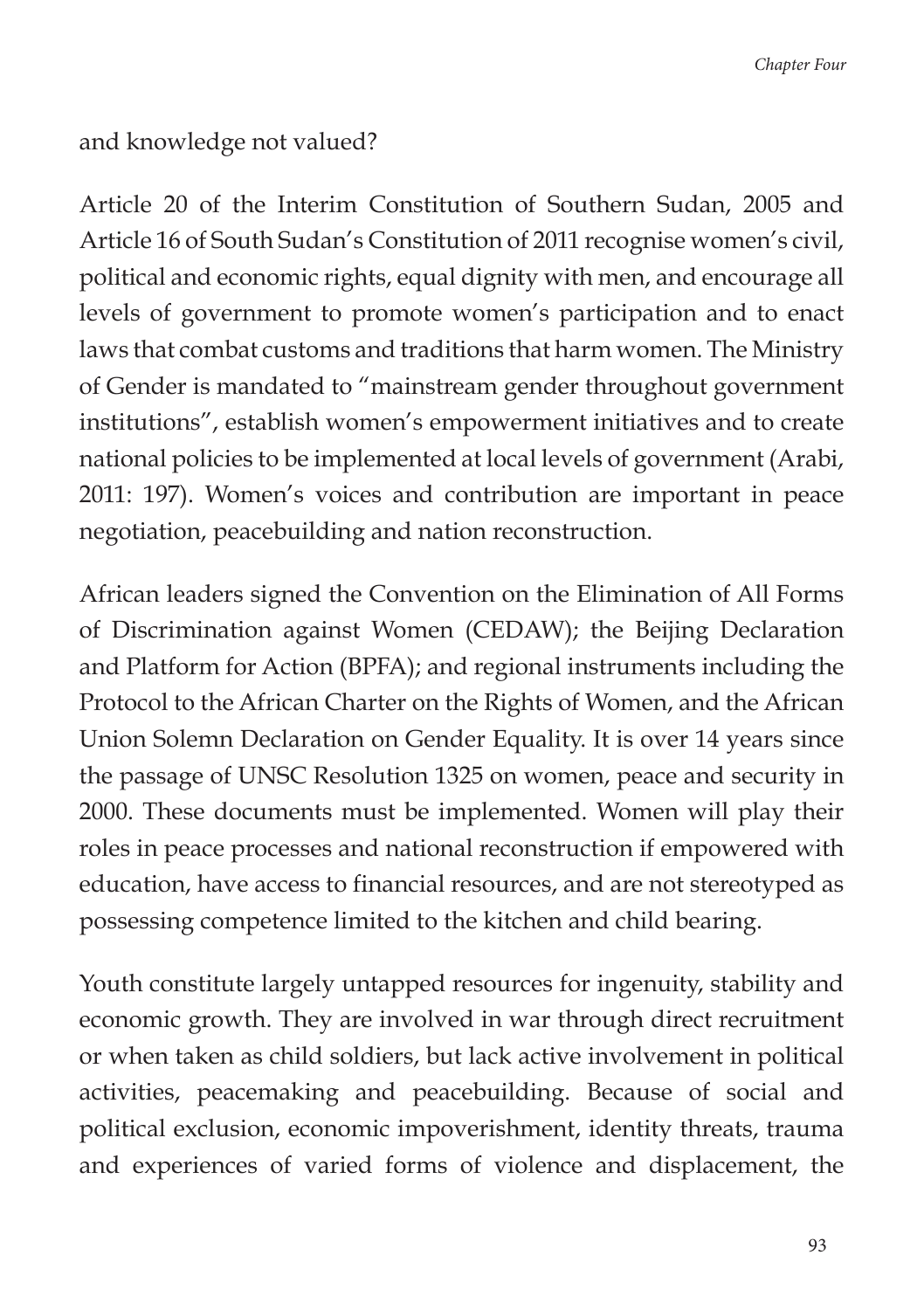and knowledge not valued?

Article 20 of the Interim Constitution of Southern Sudan, 2005 and Article 16 of South Sudan's Constitution of 2011 recognise women's civil, political and economic rights, equal dignity with men, and encourage all levels of government to promote women's participation and to enact laws that combat customs and traditions that harm women. The Ministry of Gender is mandated to "mainstream gender throughout government institutions", establish women's empowerment initiatives and to create national policies to be implemented at local levels of government (Arabi, 2011: 197). Women's voices and contribution are important in peace negotiation, peacebuilding and nation reconstruction.

African leaders signed the Convention on the Elimination of All Forms of Discrimination against Women (CEDAW); the Beijing Declaration and Platform for Action (BPFA); and regional instruments including the Protocol to the African Charter on the Rights of Women, and the African Union Solemn Declaration on Gender Equality. It is over 14 years since the passage of UNSC Resolution 1325 on women, peace and security in 2000. These documents must be implemented. Women will play their roles in peace processes and national reconstruction if empowered with education, have access to financial resources, and are not stereotyped as possessing competence limited to the kitchen and child bearing.

Youth constitute largely untapped resources for ingenuity, stability and economic growth. They are involved in war through direct recruitment or when taken as child soldiers, but lack active involvement in political activities, peacemaking and peacebuilding. Because of social and political exclusion, economic impoverishment, identity threats, trauma and experiences of varied forms of violence and displacement, the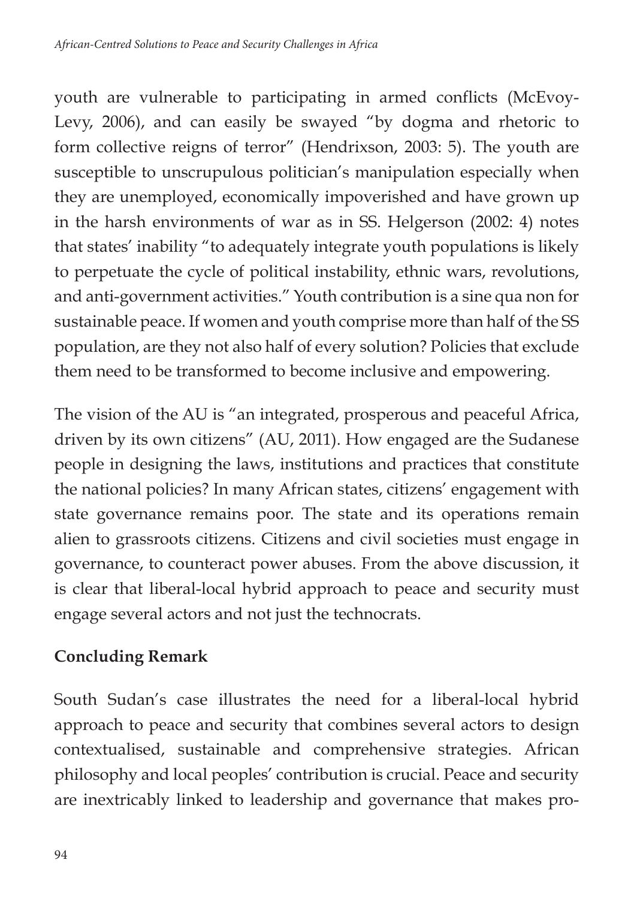youth are vulnerable to participating in armed conflicts (McEvoy-Levy, 2006), and can easily be swayed "by dogma and rhetoric to form collective reigns of terror" (Hendrixson, 2003: 5). The youth are susceptible to unscrupulous politician's manipulation especially when they are unemployed, economically impoverished and have grown up in the harsh environments of war as in SS. Helgerson (2002: 4) notes that states' inability "to adequately integrate youth populations is likely to perpetuate the cycle of political instability, ethnic wars, revolutions, and anti-government activities." Youth contribution is a sine qua non for sustainable peace. If women and youth comprise more than half of the SS population, are they not also half of every solution? Policies that exclude them need to be transformed to become inclusive and empowering.

The vision of the AU is "an integrated, prosperous and peaceful Africa, driven by its own citizens" (AU, 2011). How engaged are the Sudanese people in designing the laws, institutions and practices that constitute the national policies? In many African states, citizens' engagement with state governance remains poor. The state and its operations remain alien to grassroots citizens. Citizens and civil societies must engage in governance, to counteract power abuses. From the above discussion, it is clear that liberal-local hybrid approach to peace and security must engage several actors and not just the technocrats.

## Concluding Remark

South Sudan's case illustrates the need for a liberal-local hybrid approach to peace and security that combines several actors to design contextualised, sustainable and comprehensive strategies. African philosophy and local peoples' contribution is crucial. Peace and security are inextricably linked to leadership and governance that makes pro-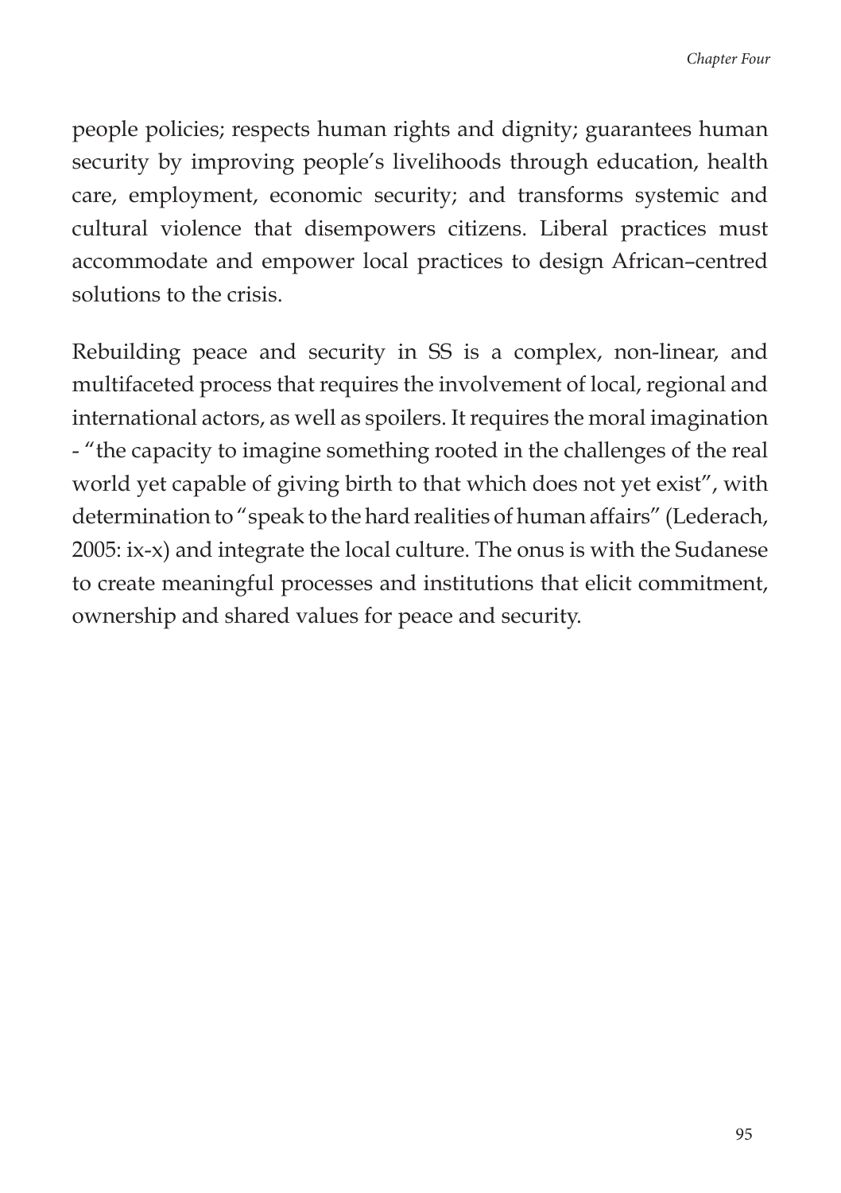people policies; respects human rights and dignity; guarantees human security by improving people's livelihoods through education, health care, employment, economic security; and transforms systemic and cultural violence that disempowers citizens. Liberal practices must accommodate and empower local practices to design African–centred solutions to the crisis.

Rebuilding peace and security in SS is a complex, non-linear, and multifaceted process that requires the involvement of local, regional and international actors, as well as spoilers. It requires the moral imagination - "the capacity to imagine something rooted in the challenges of the real world yet capable of giving birth to that which does not yet exist", with determination to "speak to the hard realities of human affairs" (Lederach, 2005: ix-x) and integrate the local culture. The onus is with the Sudanese to create meaningful processes and institutions that elicit commitment, ownership and shared values for peace and security.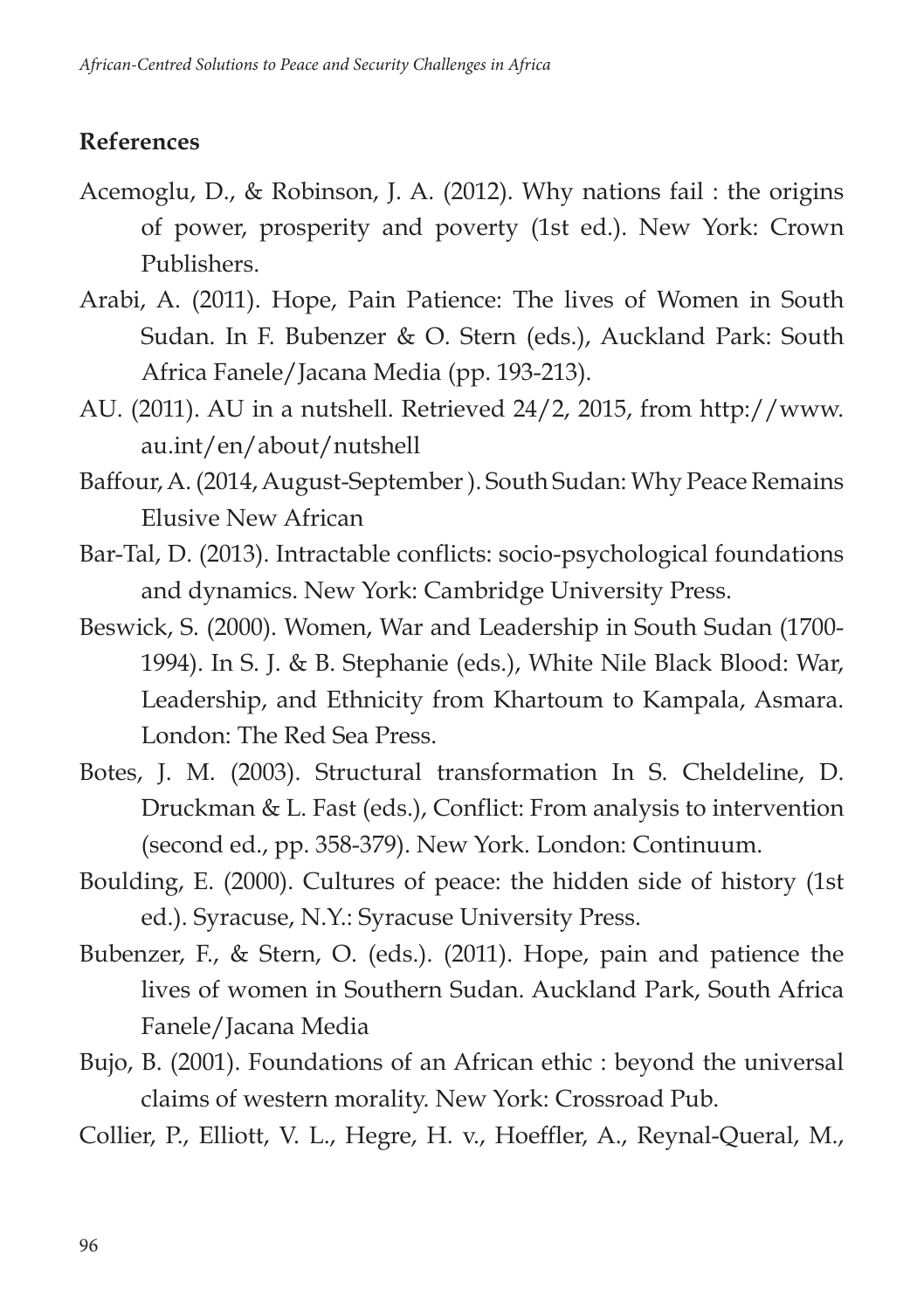## References

Acemoglu, D., & Robinson, J. A. (2012). Why nations fail : the origins of power, prosperity and poverty (1st ed.). New York: Crown Publishers.

Arabi, A. (2011). Hope, Pain Patience: The lives of Women in South Sudan. In F. Bubenzer & O. Stern (eds.), Auckland Park: South Africa Fanele/Jacana Media (pp. 193-213).

AU. (2011). AU in a nutshell. Retrieved 24/2, 2015, from http://www.au.int/en/about/nutshell

Baffour, A. (2014, August-September ). South Sudan: Why Peace Remains Elusive New African

Bar-Tal, D. (2013). Intractable conflicts: socio-psychological foundations and dynamics. New York: Cambridge University Press.

Beswick, S. (2000). Women, War and Leadership in South Sudan (1700-1994). In S. J. & B. Stephanie (eds.), White Nile Black Blood: War, Leadership, and Ethnicity from Khartoum to Kampala, Asmara. London: The Red Sea Press.

Botes, J. M. (2003). Structural transformation In S. Cheldeline, D. Druckman & L. Fast (eds.), Conflict: From analysis to intervention (second ed., pp. 358-379). New York. London: Continuum.

Boulding, E. (2000). Cultures of peace: the hidden side of history (1st ed.). Syracuse, N.Y.: Syracuse University Press.

Bubenzer, F., & Stern, O. (eds.). (2011). Hope, pain and patience the lives of women in Southern Sudan. Auckland Park, South Africa Fanele/Jacana Media

Bujo, B. (2001). Foundations of an African ethic : beyond the universal claims of western morality. New York: Crossroad Pub.

Collier, P., Elliott, V. L., Hegre, H. v., Hoeffler, A., Reynal-Queral, M.,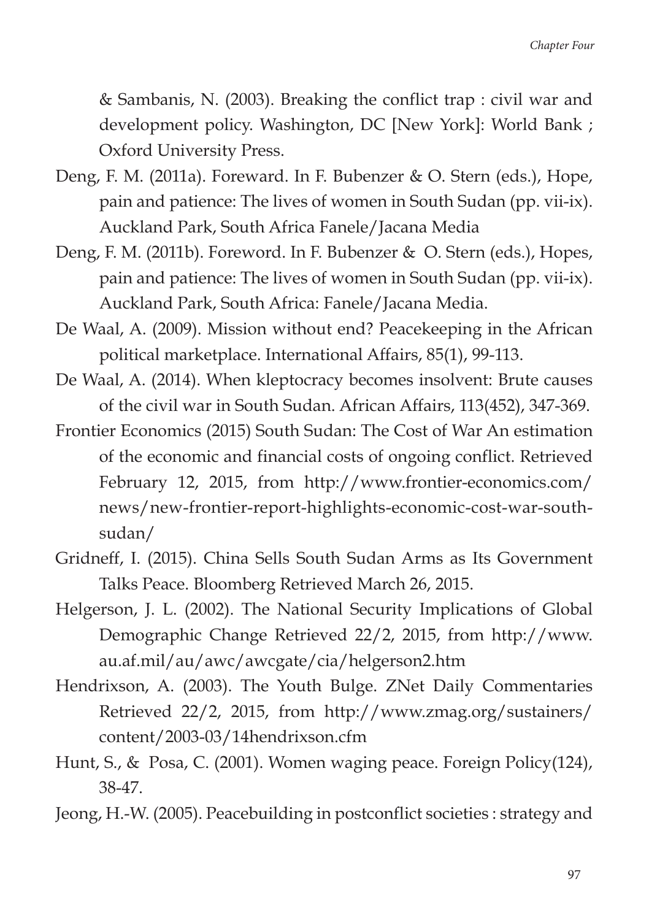& Sambanis, N. (2003). Breaking the conflict trap : civil war and development policy. Washington, DC [New York]: World Bank ; Oxford University Press.

Deng, F. M. (2011a). Foreward. In F. Bubenzer & O. Stern (eds.), Hope, pain and patience: The lives of women in South Sudan (pp. vii-ix). Auckland Park, South Africa Fanele/Jacana Media

Deng, F. M. (2011b). Foreword. In F. Bubenzer & O. Stern (eds.), Hopes, pain and patience: The lives of women in South Sudan (pp. vii-ix). Auckland Park, South Africa: Fanele/Jacana Media.

De Waal, A. (2009). Mission without end? Peacekeeping in the African political marketplace. International Affairs, 85(1), 99-113.

De Waal, A. (2014). When kleptocracy becomes insolvent: Brute causes of the civil war in South Sudan. African Affairs, 113(452), 347-369.

Frontier Economics (2015) South Sudan: The Cost of War An estimation of the economic and financial costs of ongoing conflict. Retrieved February 12, 2015, from http://www.frontier-economics.com/news/new-frontier-report-highlights-economic-cost-war-south-sudan/

Gridneff, I. (2015). China Sells South Sudan Arms as Its Government Talks Peace. Bloomberg Retrieved March 26, 2015.

Helgerson, J. L. (2002). The National Security Implications of Global Demographic Change Retrieved 22/2, 2015, from http://www.au.af.mil/au/awc/awcgate/cia/helgerson2.htm

Hendrixson, A. (2003). The Youth Bulge. ZNet Daily Commentaries Retrieved 22/2, 2015, from http://www.zmag.org/sustainers/content/2003-03/14hendrixson.cfm

Hunt, S., & Posa, C. (2001). Women waging peace. Foreign Policy(124), 38-47.

Jeong, H.-W. (2005). Peacebuilding in postconflict societies : strategy and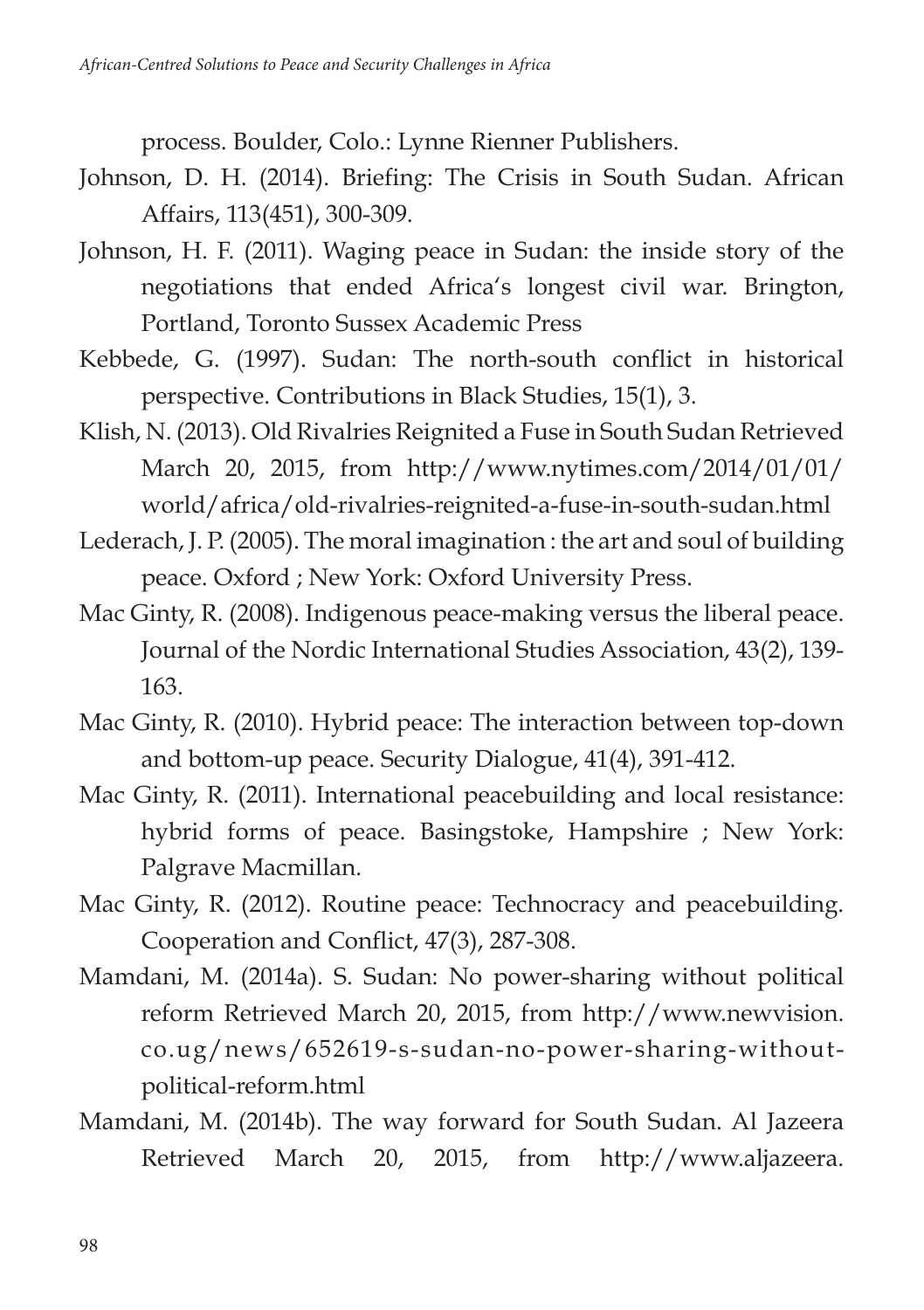process. Boulder, Colo.: Lynne Rienner Publishers.

Johnson, D. H. (2014). Briefing: The Crisis in South Sudan. African Affairs, 113(451), 300-309.

Johnson, H. F. (2011). Waging peace in Sudan: the inside story of the negotiations that ended Africa's longest civil war. Brington, Portland, Toronto Sussex Academic Press

Kebbede, G. (1997). Sudan: The north-south conflict in historical perspective. Contributions in Black Studies, 15(1), 3.

Klish, N. (2013). Old Rivalries Reignited a Fuse in South Sudan Retrieved March 20, 2015, from http://www.nytimes.com/2014/01/01/world/africa/old-rivalries-reignited-a-fuse-in-south-sudan.html

Lederach, J. P. (2005). The moral imagination : the art and soul of building peace. Oxford ; New York: Oxford University Press.

Mac Ginty, R. (2008). Indigenous peace-making versus the liberal peace. Journal of the Nordic International Studies Association, 43(2), 139-163.

Mac Ginty, R. (2010). Hybrid peace: The interaction between top-down and bottom-up peace. Security Dialogue, 41(4), 391-412.

Mac Ginty, R. (2011). International peacebuilding and local resistance: hybrid forms of peace. Basingstoke, Hampshire ; New York: Palgrave Macmillan.

Mac Ginty, R. (2012). Routine peace: Technocracy and peacebuilding. Cooperation and Conflict, 47(3), 287-308.

Mamdani, M. (2014a). S. Sudan: No power-sharing without political reform Retrieved March 20, 2015, from http://www.newvision.co.ug/news/652619-s-sudan-no-power-sharing-without-political-reform.html

Mamdani, M. (2014b). The way forward for South Sudan. Al Jazeera Retrieved March 20, 2015, from http://www.aljazeera.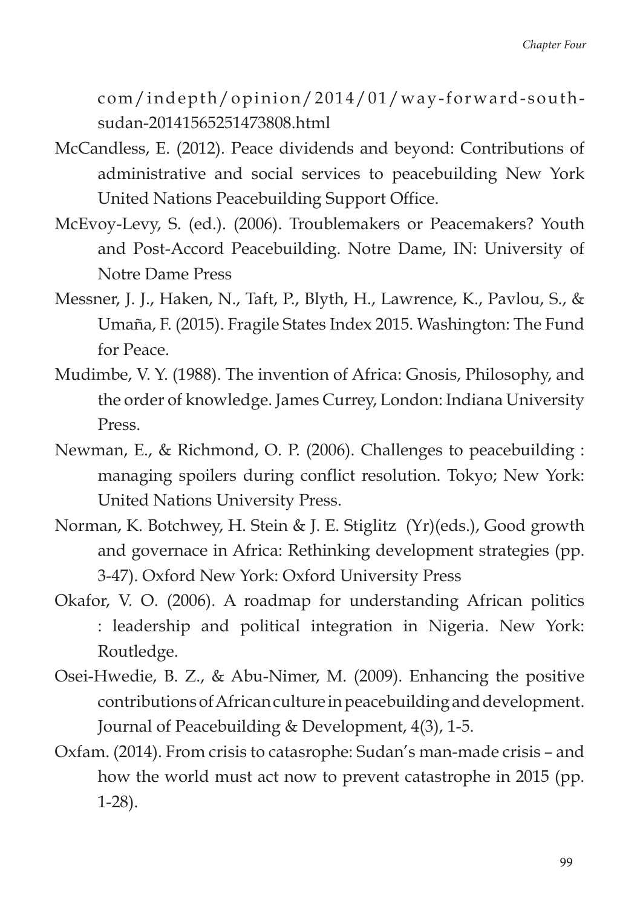com/indepth/opinion/2014/01/way-forward-south-sudan-20141565251473808.html

McCandless, E. (2012). Peace dividends and beyond: Contributions of administrative and social services to peacebuilding New York United Nations Peacebuilding Support Office.

McEvoy-Levy, S. (ed.). (2006). Troublemakers or Peacemakers? Youth and Post-Accord Peacebuilding. Notre Dame, IN: University of Notre Dame Press

Messner, J. J., Haken, N., Taft, P., Blyth, H., Lawrence, K., Pavlou, S., & Umaña, F. (2015). Fragile States Index 2015. Washington: The Fund for Peace.

Mudimbe, V. Y. (1988). The invention of Africa: Gnosis, Philosophy, and the order of knowledge. James Currey, London: Indiana University Press.

Newman, E., & Richmond, O. P. (2006). Challenges to peacebuilding : managing spoilers during conflict resolution. Tokyo; New York: United Nations University Press.

Norman, K. Botchwey, H. Stein & J. E. Stiglitz (Yr)(eds.), Good growth and governace in Africa: Rethinking development strategies (pp. 3-47). Oxford New York: Oxford University Press

Okafor, V. O. (2006). A roadmap for understanding African politics : leadership and political integration in Nigeria. New York: Routledge.

Osei-Hwedie, B. Z., & Abu-Nimer, M. (2009). Enhancing the positive contributions of African culture in peacebuilding and development. Journal of Peacebuilding & Development, 4(3), 1-5.

Oxfam. (2014). From crisis to catasrophe: Sudan's man-made crisis – and how the world must act now to prevent catastrophe in 2015 (pp. 1-28).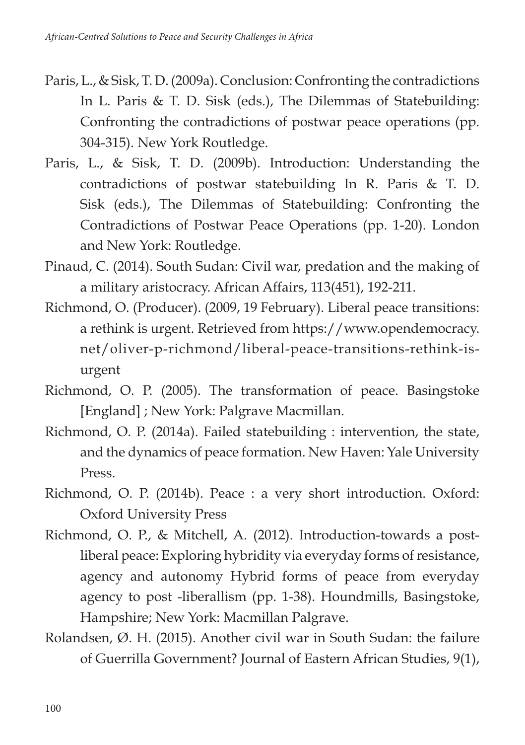Paris, L., & Sisk, T. D. (2009a). Conclusion: Confronting the contradictions In L. Paris & T. D. Sisk (eds.), The Dilemmas of Statebuilding: Confronting the contradictions of postwar peace operations (pp. 304-315). New York Routledge.

Paris, L., & Sisk, T. D. (2009b). Introduction: Understanding the contradictions of postwar statebuilding In R. Paris & T. D. Sisk (eds.), The Dilemmas of Statebuilding: Confronting the Contradictions of Postwar Peace Operations (pp. 1-20). London and New York: Routledge.

Pinaud, C. (2014). South Sudan: Civil war, predation and the making of a military aristocracy. African Affairs, 113(451), 192-211.

Richmond, O. (Producer). (2009, 19 February). Liberal peace transitions: a rethink is urgent. Retrieved from https://www.opendemocracy.net/oliver-p-richmond/liberal-peace-transitions-rethink-is-urgent

Richmond, O. P. (2005). The transformation of peace. Basingstoke [England] ; New York: Palgrave Macmillan.

Richmond, O. P. (2014a). Failed statebuilding : intervention, the state, and the dynamics of peace formation. New Haven: Yale University Press.

Richmond, O. P. (2014b). Peace : a very short introduction. Oxford: Oxford University Press

Richmond, O. P., & Mitchell, A. (2012). Introduction-towards a post-liberal peace: Exploring hybridity via everyday forms of resistance, agency and autonomy Hybrid forms of peace from everyday agency to post -liberallism (pp. 1-38). Houndmills, Basingstoke, Hampshire; New York: Macmillan Palgrave.

Rolandsen, Ø. H. (2015). Another civil war in South Sudan: the failure of Guerrilla Government? Journal of Eastern African Studies, 9(1),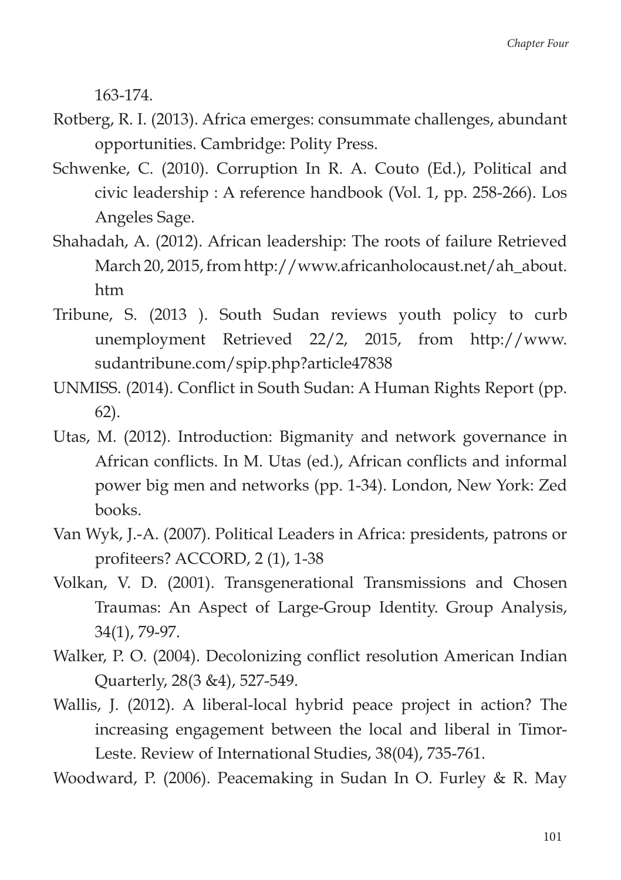163-174.

Rotberg, R. I. (2013). Africa emerges: consummate challenges, abundant opportunities. Cambridge: Polity Press.

Schwenke, C. (2010). Corruption In R. A. Couto (Ed.), Political and civic leadership : A reference handbook (Vol. 1, pp. 258-266). Los Angeles Sage.

Shahadah, A. (2012). African leadership: The roots of failure Retrieved March 20, 2015, from http://www.africanholocaust.net/ah_about.htm

Tribune, S. (2013 ). South Sudan reviews youth policy to curb unemployment Retrieved 22/2, 2015, from http://www.sudantribune.com/spip.php?article47838

UNMISS. (2014). Conflict in South Sudan: A Human Rights Report (pp. 62).

Utas, M. (2012). Introduction: Bigmanity and network governance in African conflicts. In M. Utas (ed.), African conflicts and informal power big men and networks (pp. 1-34). London, New York: Zed books.

Van Wyk, J.-A. (2007). Political Leaders in Africa: presidents, patrons or profiteers? ACCORD, 2 (1), 1-38

Volkan, V. D. (2001). Transgenerational Transmissions and Chosen Traumas: An Aspect of Large-Group Identity. Group Analysis, 34(1), 79-97.

Walker, P. O. (2004). Decolonizing conflict resolution American Indian Quarterly, 28(3 &4), 527-549.

Wallis, J. (2012). A liberal-local hybrid peace project in action? The increasing engagement between the local and liberal in Timor-Leste. Review of International Studies, 38(04), 735-761.

Woodward, P. (2006). Peacemaking in Sudan In O. Furley & R. May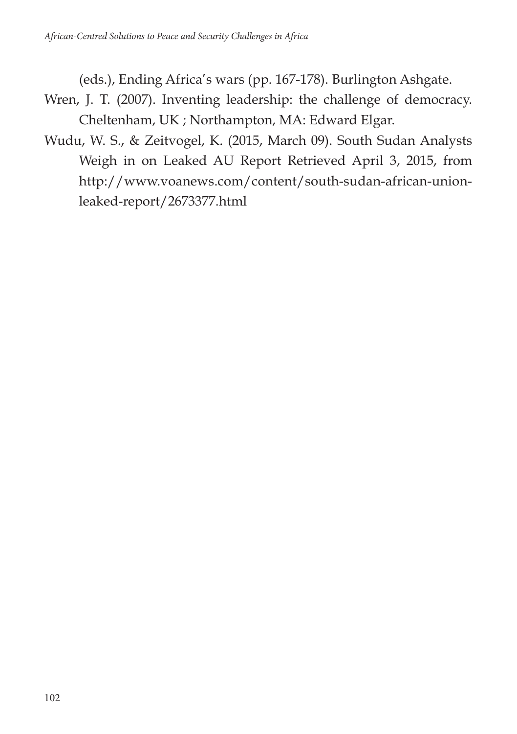(eds.), Ending Africa's wars (pp. 167-178). Burlington Ashgate.

Wren, J. T. (2007). Inventing leadership: the challenge of democracy. Cheltenham, UK ; Northampton, MA: Edward Elgar.

Wudu, W. S., & Zeitvogel, K. (2015, March 09). South Sudan Analysts Weigh in on Leaked AU Report Retrieved April 3, 2015, from http://www.voanews.com/content/south-sudan-african-union-leaked-report/2673377.html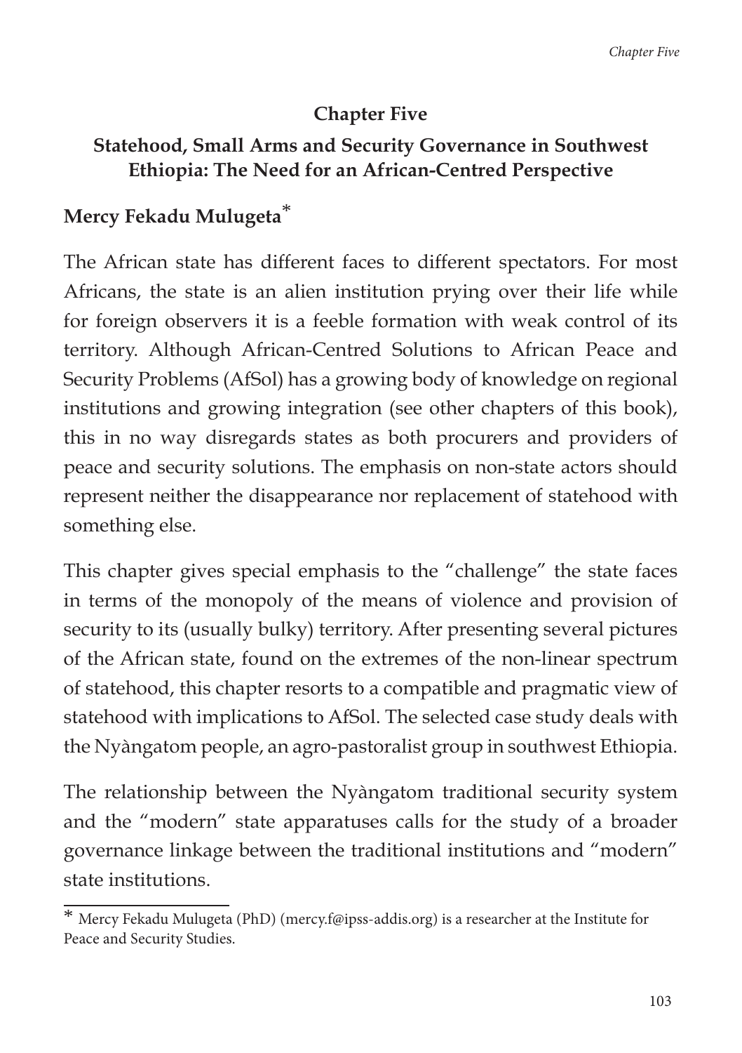# Chapter Five

## Statehood, Small Arms and Security Governance in Southwest Ethiopia: The Need for an African-Centred Perspective

**Mercy Fekadu Mulugeta***

The African state has different faces to different spectators. For most Africans, the state is an alien institution prying over their life while for foreign observers it is a feeble formation with weak control of its territory. Although African-Centred Solutions to African Peace and Security Problems (AfSol) has a growing body of knowledge on regional institutions and growing integration (see other chapters of this book), this in no way disregards states as both procurers and providers of peace and security solutions. The emphasis on non-state actors should represent neither the disappearance nor replacement of statehood with something else.

This chapter gives special emphasis to the "challenge" the state faces in terms of the monopoly of the means of violence and provision of security to its (usually bulky) territory. After presenting several pictures of the African state, found on the extremes of the non-linear spectrum of statehood, this chapter resorts to a compatible and pragmatic view of statehood with implications to AfSol. The selected case study deals with the Nyàngatom people, an agro-pastoralist group in southwest Ethiopia.

The relationship between the Nyàngatom traditional security system and the "modern" state apparatuses calls for the study of a broader governance linkage between the traditional institutions and "modern" state institutions.

---

* Mercy Fekadu Mulugeta (PhD) (mercy.f@ipss-addis.org) is a researcher at the Institute for Peace and Security Studies.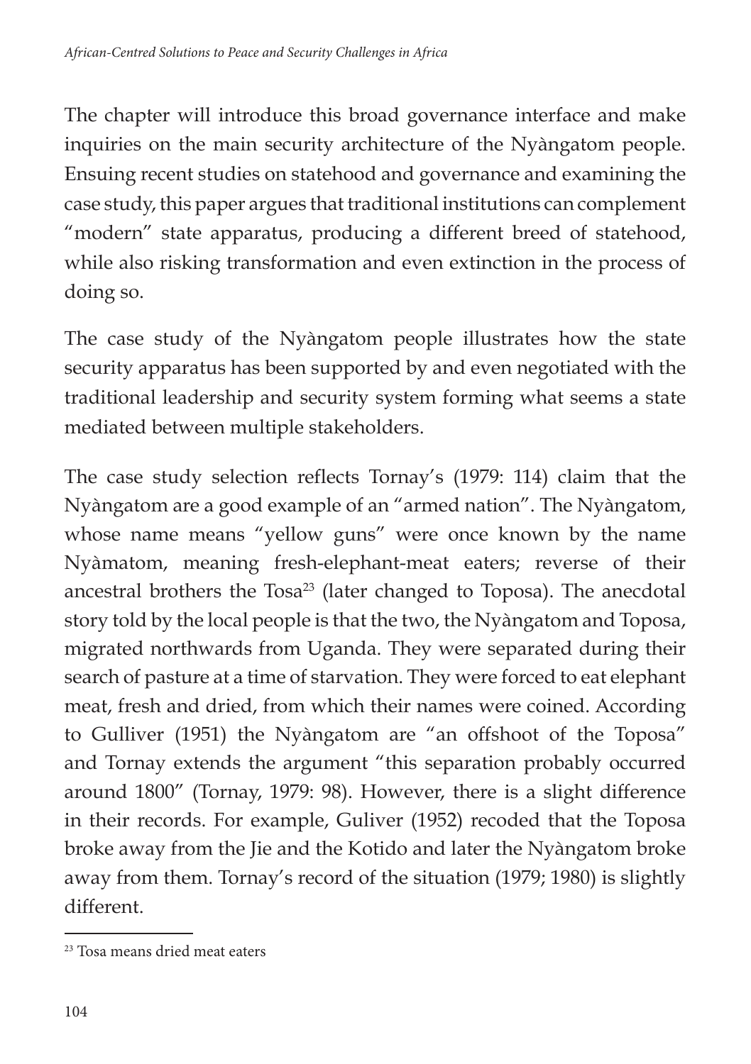The chapter will introduce this broad governance interface and make inquiries on the main security architecture of the Nyàngatom people. Ensuing recent studies on statehood and governance and examining the case study, this paper argues that traditional institutions can complement "modern" state apparatus, producing a different breed of statehood, while also risking transformation and even extinction in the process of doing so.

The case study of the Nyàngatom people illustrates how the state security apparatus has been supported by and even negotiated with the traditional leadership and security system forming what seems a state mediated between multiple stakeholders.

The case study selection reflects Tornay's (1979: 114) claim that the Nyàngatom are a good example of an "armed nation". The Nyàngatom, whose name means "yellow guns" were once known by the name Nyàmatom, meaning fresh-elephant-meat eaters; reverse of their ancestral brothers the Tosa[23] (later changed to Toposa). The anecdotal story told by the local people is that the two, the Nyàngatom and Toposa, migrated northwards from Uganda. They were separated during their search of pasture at a time of starvation. They were forced to eat elephant meat, fresh and dried, from which their names were coined. According to Gulliver (1951) the Nyàngatom are "an offshoot of the Toposa" and Tornay extends the argument "this separation probably occurred around 1800" (Tornay, 1979: 98). However, there is a slight difference in their records. For example, Guliver (1952) recoded that the Toposa broke away from the Jie and the Kotido and later the Nyàngatom broke away from them. Tornay's record of the situation (1979; 1980) is slightly different.

[23] Tosa means dried meat eaters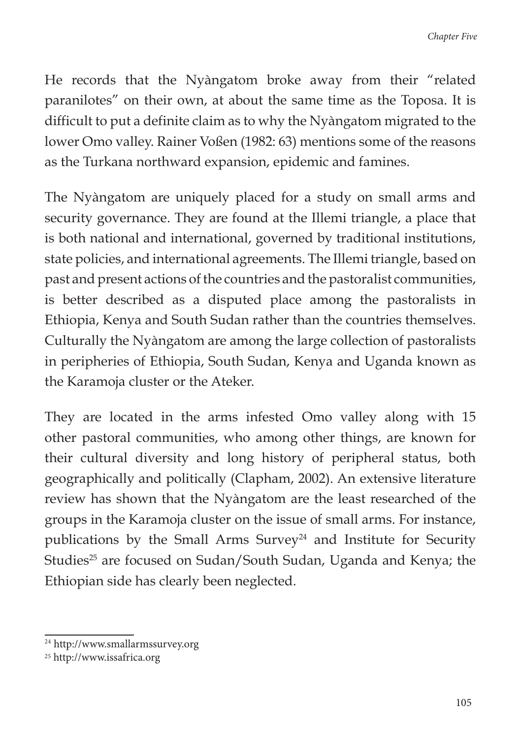He records that the Nyàngatom broke away from their "related paranilotes" on their own, at about the same time as the Toposa. It is difficult to put a definite claim as to why the Nyàngatom migrated to the lower Omo valley. Rainer Voßen (1982: 63) mentions some of the reasons as the Turkana northward expansion, epidemic and famines.

The Nyàngatom are uniquely placed for a study on small arms and security governance. They are found at the Illemi triangle, a place that is both national and international, governed by traditional institutions, state policies, and international agreements. The Illemi triangle, based on past and present actions of the countries and the pastoralist communities, is better described as a disputed place among the pastoralists in Ethiopia, Kenya and South Sudan rather than the countries themselves. Culturally the Nyàngatom are among the large collection of pastoralists in peripheries of Ethiopia, South Sudan, Kenya and Uganda known as the Karamoja cluster or the Ateker.

They are located in the arms infested Omo valley along with 15 other pastoral communities, who among other things, are known for their cultural diversity and long history of peripheral status, both geographically and politically (Clapham, 2002). An extensive literature review has shown that the Nyàngatom are the least researched of the groups in the Karamoja cluster on the issue of small arms. For instance, publications by the Small Arms Survey[24] and Institute for Security Studies[25] are focused on Sudan/South Sudan, Uganda and Kenya; the Ethiopian side has clearly been neglected.

---

[24] http://www.smallarmssurvey.org

[25] http://www.issafrica.org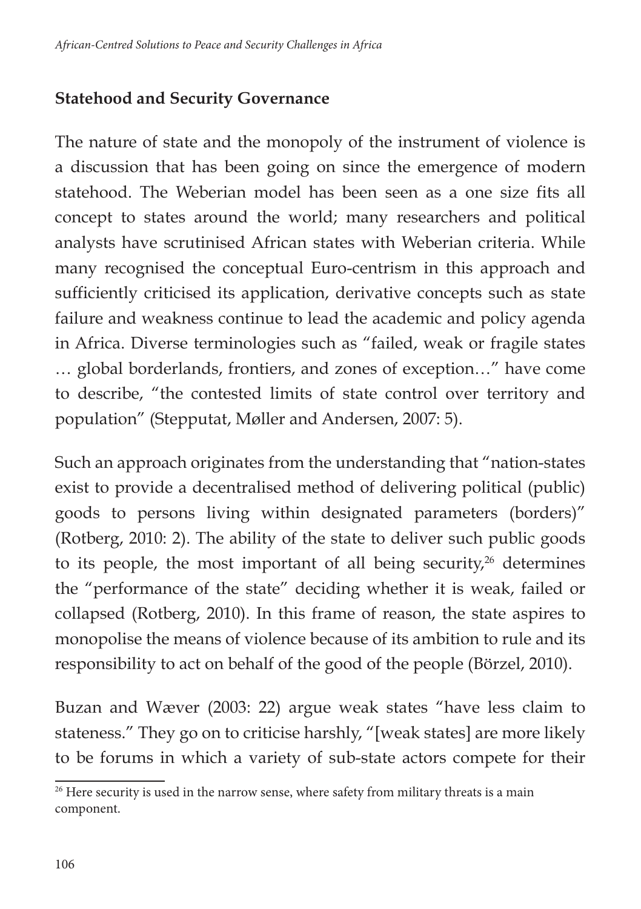## Statehood and Security Governance

The nature of state and the monopoly of the instrument of violence is a discussion that has been going on since the emergence of modern statehood. The Weberian model has been seen as a one size fits all concept to states around the world; many researchers and political analysts have scrutinised African states with Weberian criteria. While many recognised the conceptual Euro-centrism in this approach and sufficiently criticised its application, derivative concepts such as state failure and weakness continue to lead the academic and policy agenda in Africa. Diverse terminologies such as "failed, weak or fragile states … global borderlands, frontiers, and zones of exception…" have come to describe, "the contested limits of state control over territory and population" (Stepputat, Møller and Andersen, 2007: 5).

Such an approach originates from the understanding that "nation-states exist to provide a decentralised method of delivering political (public) goods to persons living within designated parameters (borders)" (Rotberg, 2010: 2). The ability of the state to deliver such public goods to its people, the most important of all being security,[26] determines the "performance of the state" deciding whether it is weak, failed or collapsed (Rotberg, 2010). In this frame of reason, the state aspires to monopolise the means of violence because of its ambition to rule and its responsibility to act on behalf of the good of the people (Börzel, 2010).

Buzan and Wæver (2003: 22) argue weak states "have less claim to stateness." They go on to criticise harshly, "[weak states] are more likely to be forums in which a variety of sub-state actors compete for their

[26] Here security is used in the narrow sense, where safety from military threats is a main component.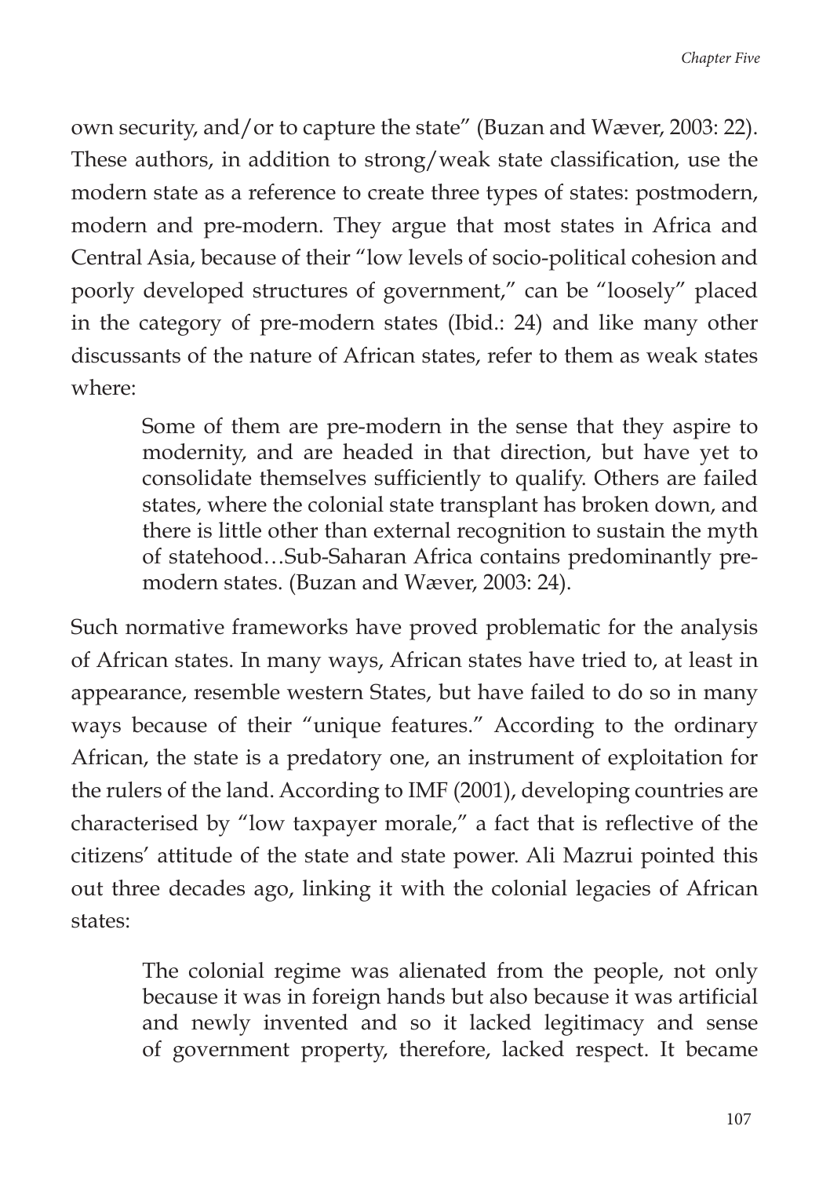own security, and/or to capture the state" (Buzan and Wæver, 2003: 22). These authors, in addition to strong/weak state classification, use the modern state as a reference to create three types of states: postmodern, modern and pre-modern. They argue that most states in Africa and Central Asia, because of their "low levels of socio-political cohesion and poorly developed structures of government," can be "loosely" placed in the category of pre-modern states (Ibid.: 24) and like many other discussants of the nature of African states, refer to them as weak states where:

> Some of them are pre-modern in the sense that they aspire to modernity, and are headed in that direction, but have yet to consolidate themselves sufficiently to qualify. Others are failed states, where the colonial state transplant has broken down, and there is little other than external recognition to sustain the myth of statehood…Sub-Saharan Africa contains predominantly pre-modern states. (Buzan and Wæver, 2003: 24).

Such normative frameworks have proved problematic for the analysis of African states. In many ways, African states have tried to, at least in appearance, resemble western States, but have failed to do so in many ways because of their "unique features." According to the ordinary African, the state is a predatory one, an instrument of exploitation for the rulers of the land. According to IMF (2001), developing countries are characterised by "low taxpayer morale," a fact that is reflective of the citizens' attitude of the state and state power. Ali Mazrui pointed this out three decades ago, linking it with the colonial legacies of African states:

> The colonial regime was alienated from the people, not only because it was in foreign hands but also because it was artificial and newly invented and so it lacked legitimacy and sense of government property, therefore, lacked respect. It became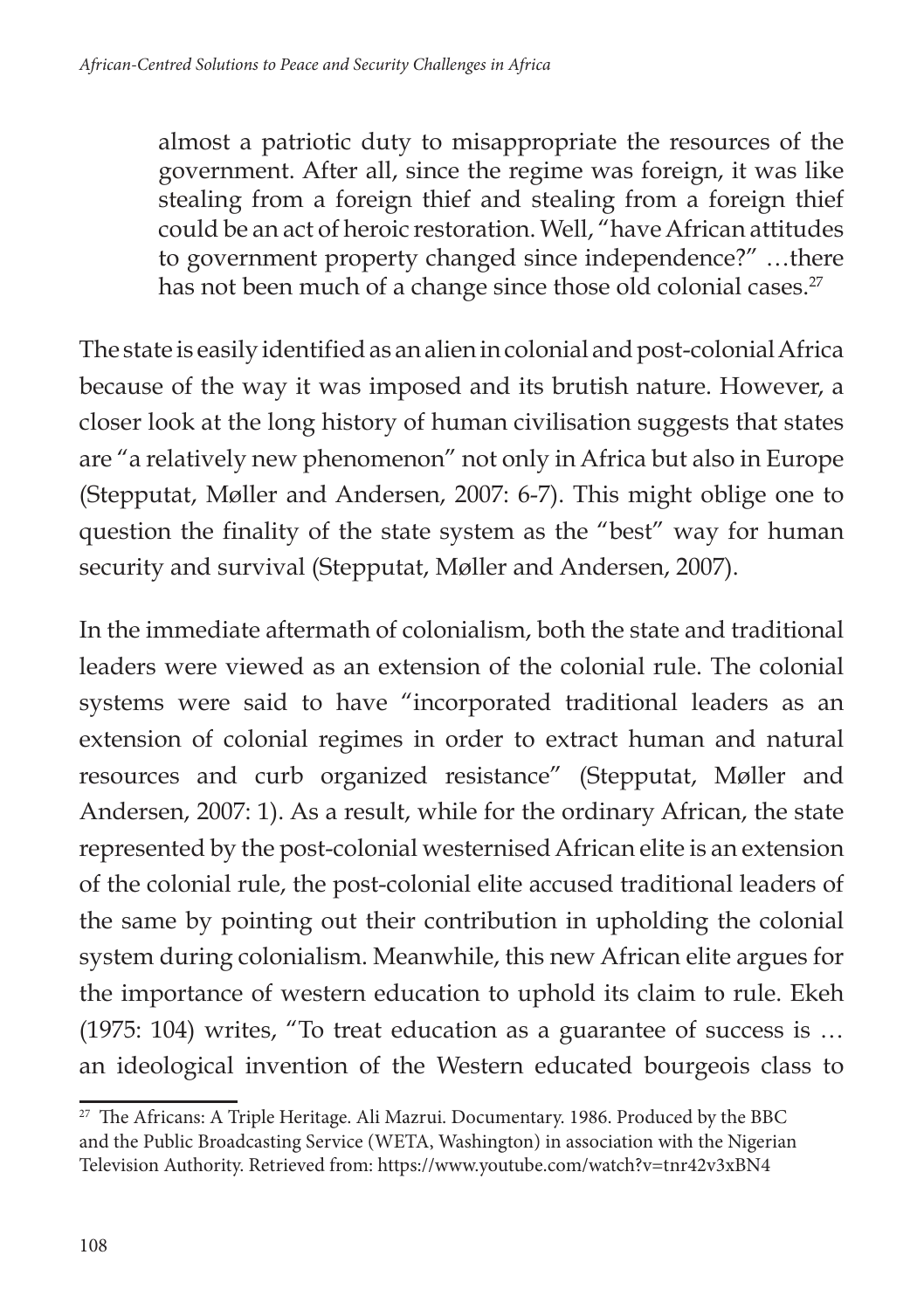> almost a patriotic duty to misappropriate the resources of the government. After all, since the regime was foreign, it was like stealing from a foreign thief and stealing from a foreign thief could be an act of heroic restoration. Well, "have African attitudes to government property changed since independence?" …there has not been much of a change since those old colonial cases.[27]

The state is easily identified as an alien in colonial and post-colonial Africa because of the way it was imposed and its brutish nature. However, a closer look at the long history of human civilisation suggests that states are "a relatively new phenomenon" not only in Africa but also in Europe (Stepputat, Møller and Andersen, 2007: 6-7). This might oblige one to question the finality of the state system as the "best" way for human security and survival (Stepputat, Møller and Andersen, 2007).

In the immediate aftermath of colonialism, both the state and traditional leaders were viewed as an extension of the colonial rule. The colonial systems were said to have "incorporated traditional leaders as an extension of colonial regimes in order to extract human and natural resources and curb organized resistance" (Stepputat, Møller and Andersen, 2007: 1). As a result, while for the ordinary African, the state represented by the post-colonial westernised African elite is an extension of the colonial rule, the post-colonial elite accused traditional leaders of the same by pointing out their contribution in upholding the colonial system during colonialism. Meanwhile, this new African elite argues for the importance of western education to uphold its claim to rule. Ekeh (1975: 104) writes, "To treat education as a guarantee of success is … an ideological invention of the Western educated bourgeois class to

[27] The Africans: A Triple Heritage. Ali Mazrui. Documentary. 1986. Produced by the BBC and the Public Broadcasting Service (WETA, Washington) in association with the Nigerian Television Authority. Retrieved from: https://www.youtube.com/watch?v=tnr42v3xBN4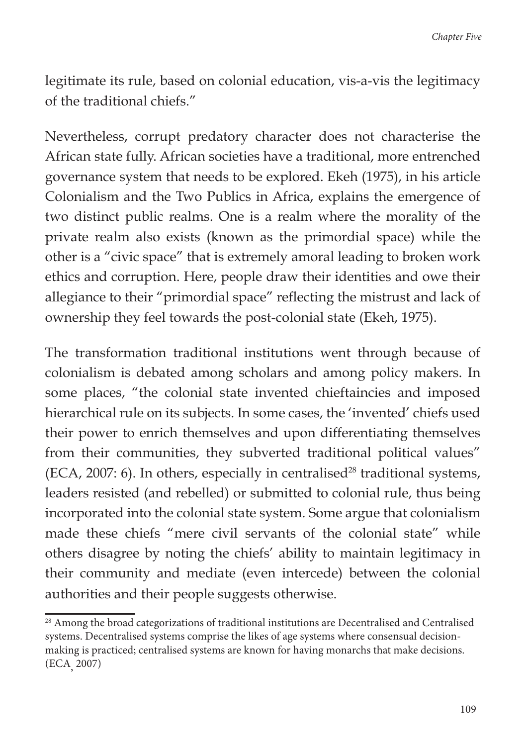legitimate its rule, based on colonial education, vis-a-vis the legitimacy of the traditional chiefs."

Nevertheless, corrupt predatory character does not characterise the African state fully. African societies have a traditional, more entrenched governance system that needs to be explored. Ekeh (1975), in his article Colonialism and the Two Publics in Africa, explains the emergence of two distinct public realms. One is a realm where the morality of the private realm also exists (known as the primordial space) while the other is a "civic space" that is extremely amoral leading to broken work ethics and corruption. Here, people draw their identities and owe their allegiance to their "primordial space" reflecting the mistrust and lack of ownership they feel towards the post-colonial state (Ekeh, 1975).

The transformation traditional institutions went through because of colonialism is debated among scholars and among policy makers. In some places, "the colonial state invented chieftaincies and imposed hierarchical rule on its subjects. In some cases, the 'invented' chiefs used their power to enrich themselves and upon differentiating themselves from their communities, they subverted traditional political values" (ECA, 2007: 6). In others, especially in centralised[28] traditional systems, leaders resisted (and rebelled) or submitted to colonial rule, thus being incorporated into the colonial state system. Some argue that colonialism made these chiefs "mere civil servants of the colonial state" while others disagree by noting the chiefs' ability to maintain legitimacy in their community and mediate (even intercede) between the colonial authorities and their people suggests otherwise.

[28] Among the broad categorizations of traditional institutions are Decentralised and Centralised systems. Decentralised systems comprise the likes of age systems where consensual decision-making is practiced; centralised systems are known for having monarchs that make decisions. (ECA, 2007)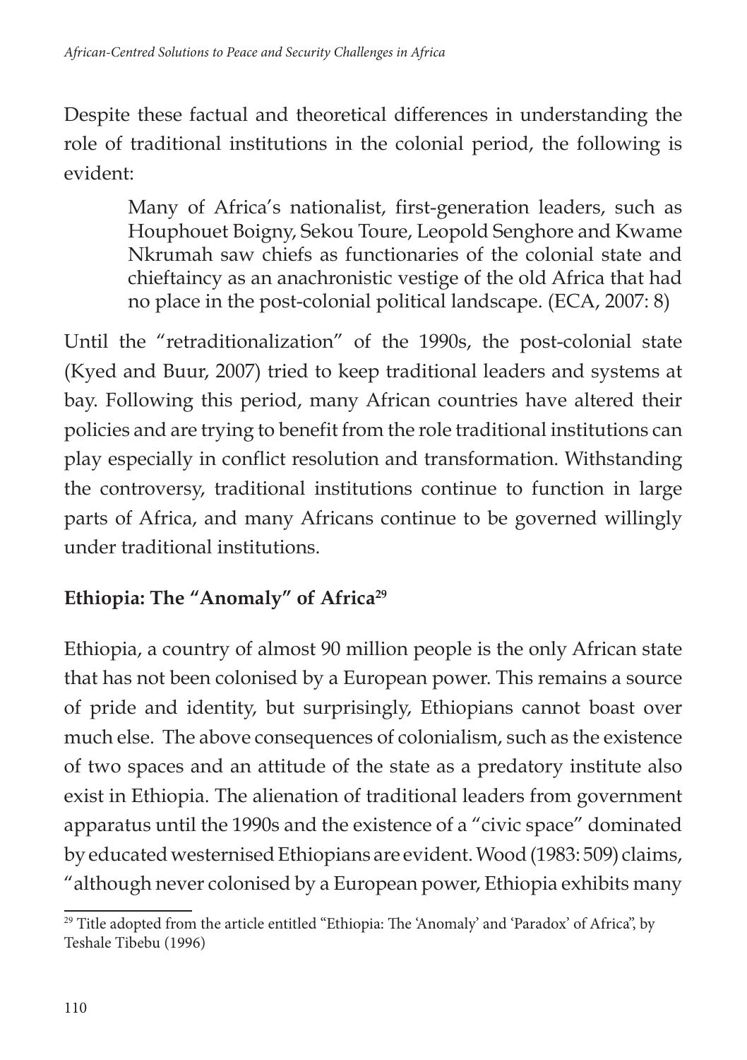Despite these factual and theoretical differences in understanding the role of traditional institutions in the colonial period, the following is evident:

> Many of Africa's nationalist, first-generation leaders, such as Houphouet Boigny, Sekou Toure, Leopold Senghore and Kwame Nkrumah saw chiefs as functionaries of the colonial state and chieftaincy as an anachronistic vestige of the old Africa that had no place in the post-colonial political landscape. (ECA, 2007: 8)

Until the "retraditionalization" of the 1990s, the post-colonial state (Kyed and Buur, 2007) tried to keep traditional leaders and systems at bay. Following this period, many African countries have altered their policies and are trying to benefit from the role traditional institutions can play especially in conflict resolution and transformation. Withstanding the controversy, traditional institutions continue to function in large parts of Africa, and many Africans continue to be governed willingly under traditional institutions.

## Ethiopia: The "Anomaly" of Africa[29]

Ethiopia, a country of almost 90 million people is the only African state that has not been colonised by a European power. This remains a source of pride and identity, but surprisingly, Ethiopians cannot boast over much else. The above consequences of colonialism, such as the existence of two spaces and an attitude of the state as a predatory institute also exist in Ethiopia. The alienation of traditional leaders from government apparatus until the 1990s and the existence of a "civic space" dominated by educated westernised Ethiopians are evident. Wood (1983: 509) claims, "although never colonised by a European power, Ethiopia exhibits many

[29] Title adopted from the article entitled "Ethiopia: The 'Anomaly' and 'Paradox' of Africa", by Teshale Tibebu (1996)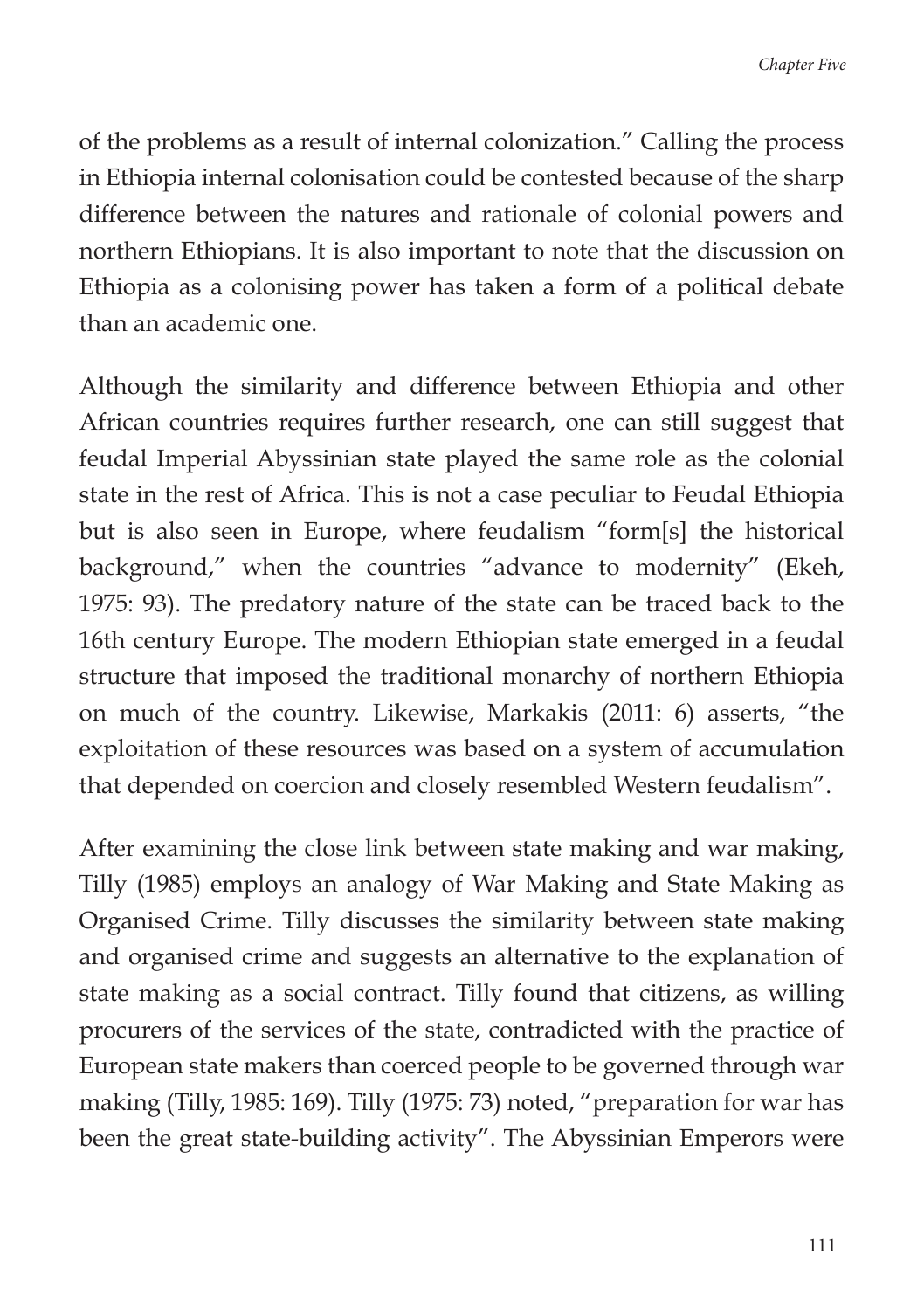of the problems as a result of internal colonization." Calling the process in Ethiopia internal colonisation could be contested because of the sharp difference between the natures and rationale of colonial powers and northern Ethiopians. It is also important to note that the discussion on Ethiopia as a colonising power has taken a form of a political debate than an academic one.

Although the similarity and difference between Ethiopia and other African countries requires further research, one can still suggest that feudal Imperial Abyssinian state played the same role as the colonial state in the rest of Africa. This is not a case peculiar to Feudal Ethiopia but is also seen in Europe, where feudalism "form[s] the historical background," when the countries "advance to modernity" (Ekeh, 1975: 93). The predatory nature of the state can be traced back to the 16th century Europe. The modern Ethiopian state emerged in a feudal structure that imposed the traditional monarchy of northern Ethiopia on much of the country. Likewise, Markakis (2011: 6) asserts, "the exploitation of these resources was based on a system of accumulation that depended on coercion and closely resembled Western feudalism".

After examining the close link between state making and war making, Tilly (1985) employs an analogy of War Making and State Making as Organised Crime. Tilly discusses the similarity between state making and organised crime and suggests an alternative to the explanation of state making as a social contract. Tilly found that citizens, as willing procurers of the services of the state, contradicted with the practice of European state makers than coerced people to be governed through war making (Tilly, 1985: 169). Tilly (1975: 73) noted, "preparation for war has been the great state-building activity". The Abyssinian Emperors were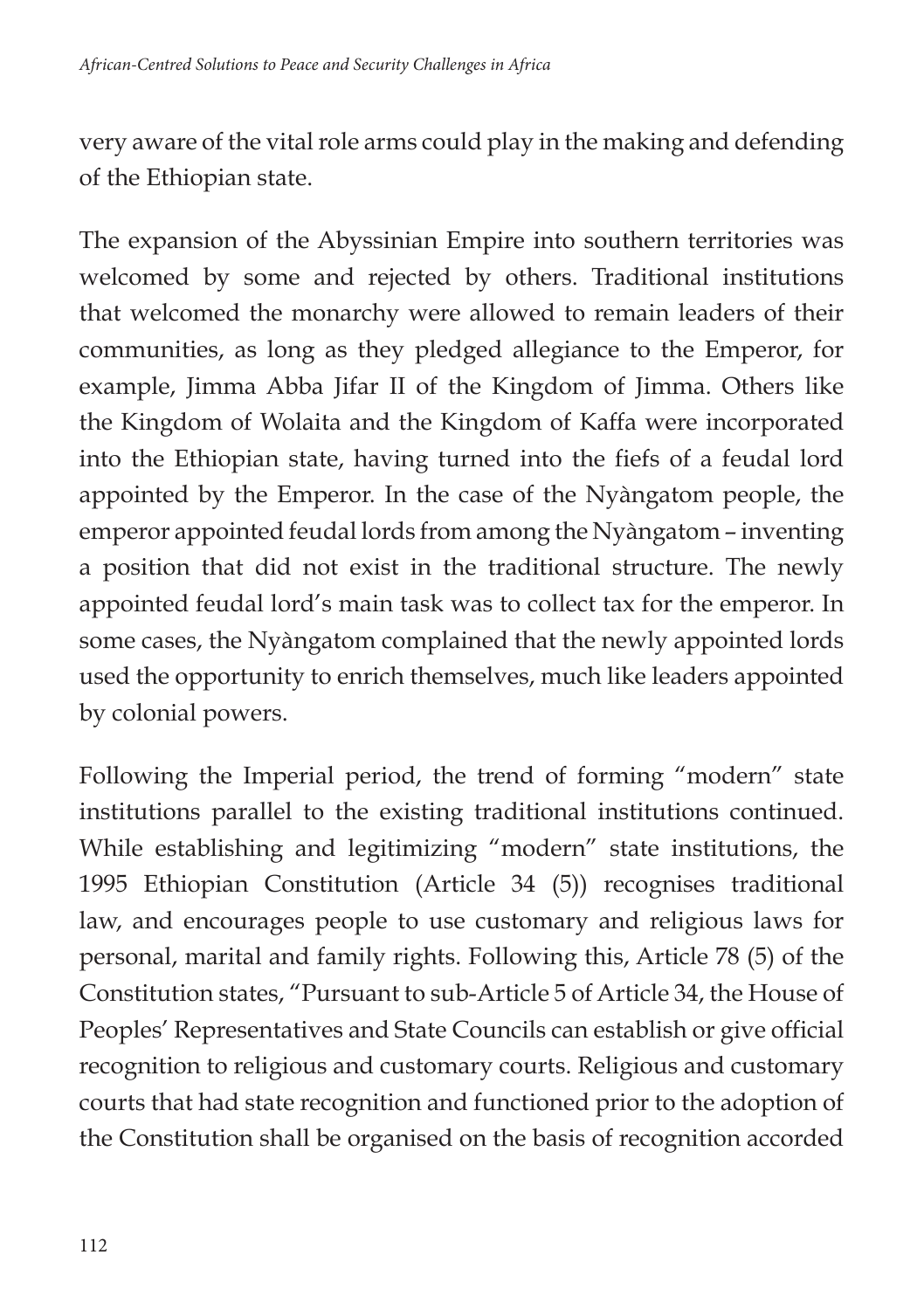very aware of the vital role arms could play in the making and defending of the Ethiopian state.

The expansion of the Abyssinian Empire into southern territories was welcomed by some and rejected by others. Traditional institutions that welcomed the monarchy were allowed to remain leaders of their communities, as long as they pledged allegiance to the Emperor, for example, Jimma Abba Jifar II of the Kingdom of Jimma. Others like the Kingdom of Wolaita and the Kingdom of Kaffa were incorporated into the Ethiopian state, having turned into the fiefs of a feudal lord appointed by the Emperor. In the case of the Nyàngatom people, the emperor appointed feudal lords from among the Nyàngatom – inventing a position that did not exist in the traditional structure. The newly appointed feudal lord's main task was to collect tax for the emperor. In some cases, the Nyàngatom complained that the newly appointed lords used the opportunity to enrich themselves, much like leaders appointed by colonial powers.

Following the Imperial period, the trend of forming "modern" state institutions parallel to the existing traditional institutions continued. While establishing and legitimizing "modern" state institutions, the 1995 Ethiopian Constitution (Article 34 (5)) recognises traditional law, and encourages people to use customary and religious laws for personal, marital and family rights. Following this, Article 78 (5) of the Constitution states, "Pursuant to sub-Article 5 of Article 34, the House of Peoples' Representatives and State Councils can establish or give official recognition to religious and customary courts. Religious and customary courts that had state recognition and functioned prior to the adoption of the Constitution shall be organised on the basis of recognition accorded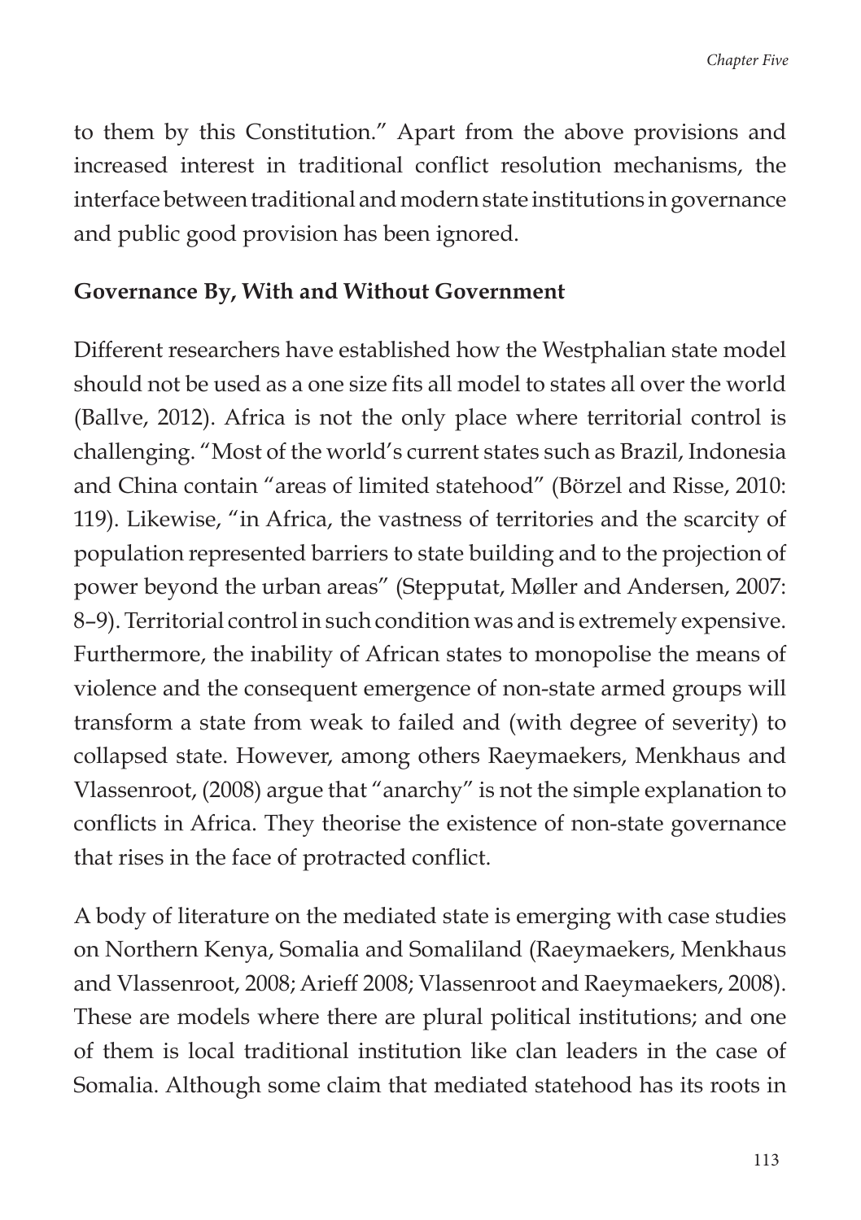to them by this Constitution." Apart from the above provisions and increased interest in traditional conflict resolution mechanisms, the interface between traditional and modern state institutions in governance and public good provision has been ignored.

## Governance By, With and Without Government

Different researchers have established how the Westphalian state model should not be used as a one size fits all model to states all over the world (Ballve, 2012). Africa is not the only place where territorial control is challenging. "Most of the world's current states such as Brazil, Indonesia and China contain "areas of limited statehood" (Börzel and Risse, 2010: 119). Likewise, "in Africa, the vastness of territories and the scarcity of population represented barriers to state building and to the projection of power beyond the urban areas" (Stepputat, Møller and Andersen, 2007: 8–9). Territorial control in such condition was and is extremely expensive. Furthermore, the inability of African states to monopolise the means of violence and the consequent emergence of non-state armed groups will transform a state from weak to failed and (with degree of severity) to collapsed state. However, among others Raeymaekers, Menkhaus and Vlassenroot, (2008) argue that "anarchy" is not the simple explanation to conflicts in Africa. They theorise the existence of non-state governance that rises in the face of protracted conflict.

A body of literature on the mediated state is emerging with case studies on Northern Kenya, Somalia and Somaliland (Raeymaekers, Menkhaus and Vlassenroot, 2008; Arieff 2008; Vlassenroot and Raeymaekers, 2008). These are models where there are plural political institutions; and one of them is local traditional institution like clan leaders in the case of Somalia. Although some claim that mediated statehood has its roots in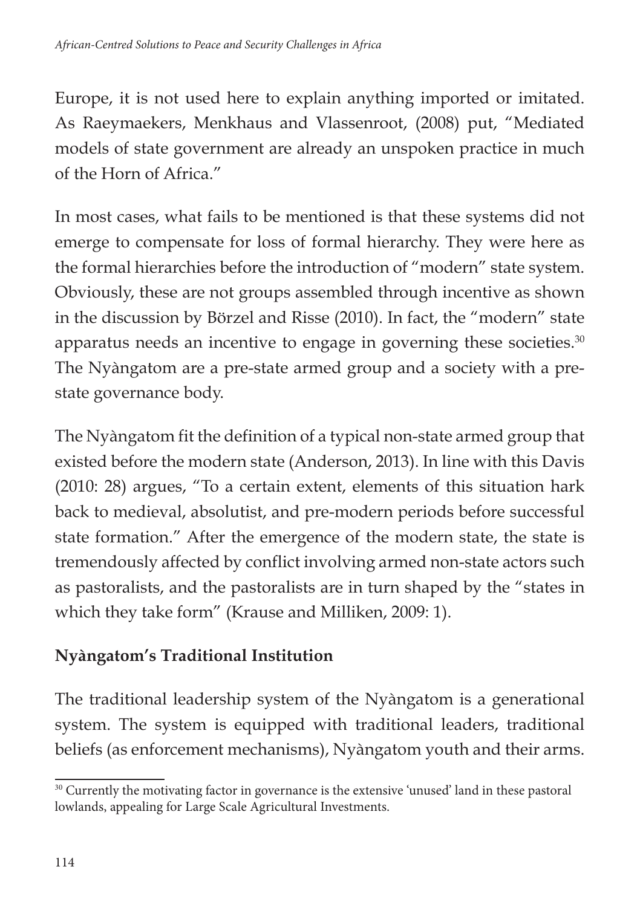Europe, it is not used here to explain anything imported or imitated. As Raeymaekers, Menkhaus and Vlassenroot, (2008) put, "Mediated models of state government are already an unspoken practice in much of the Horn of Africa."

In most cases, what fails to be mentioned is that these systems did not emerge to compensate for loss of formal hierarchy. They were here as the formal hierarchies before the introduction of "modern" state system. Obviously, these are not groups assembled through incentive as shown in the discussion by Börzel and Risse (2010). In fact, the "modern" state apparatus needs an incentive to engage in governing these societies.[30] The Nyàngatom are a pre-state armed group and a society with a pre-state governance body.

The Nyàngatom fit the definition of a typical non-state armed group that existed before the modern state (Anderson, 2013). In line with this Davis (2010: 28) argues, "To a certain extent, elements of this situation hark back to medieval, absolutist, and pre-modern periods before successful state formation." After the emergence of the modern state, the state is tremendously affected by conflict involving armed non-state actors such as pastoralists, and the pastoralists are in turn shaped by the "states in which they take form" (Krause and Milliken, 2009: 1).

## Nyàngatom's Traditional Institution

The traditional leadership system of the Nyàngatom is a generational system. The system is equipped with traditional leaders, traditional beliefs (as enforcement mechanisms), Nyàngatom youth and their arms.

[30] Currently the motivating factor in governance is the extensive 'unused' land in these pastoral lowlands, appealing for Large Scale Agricultural Investments.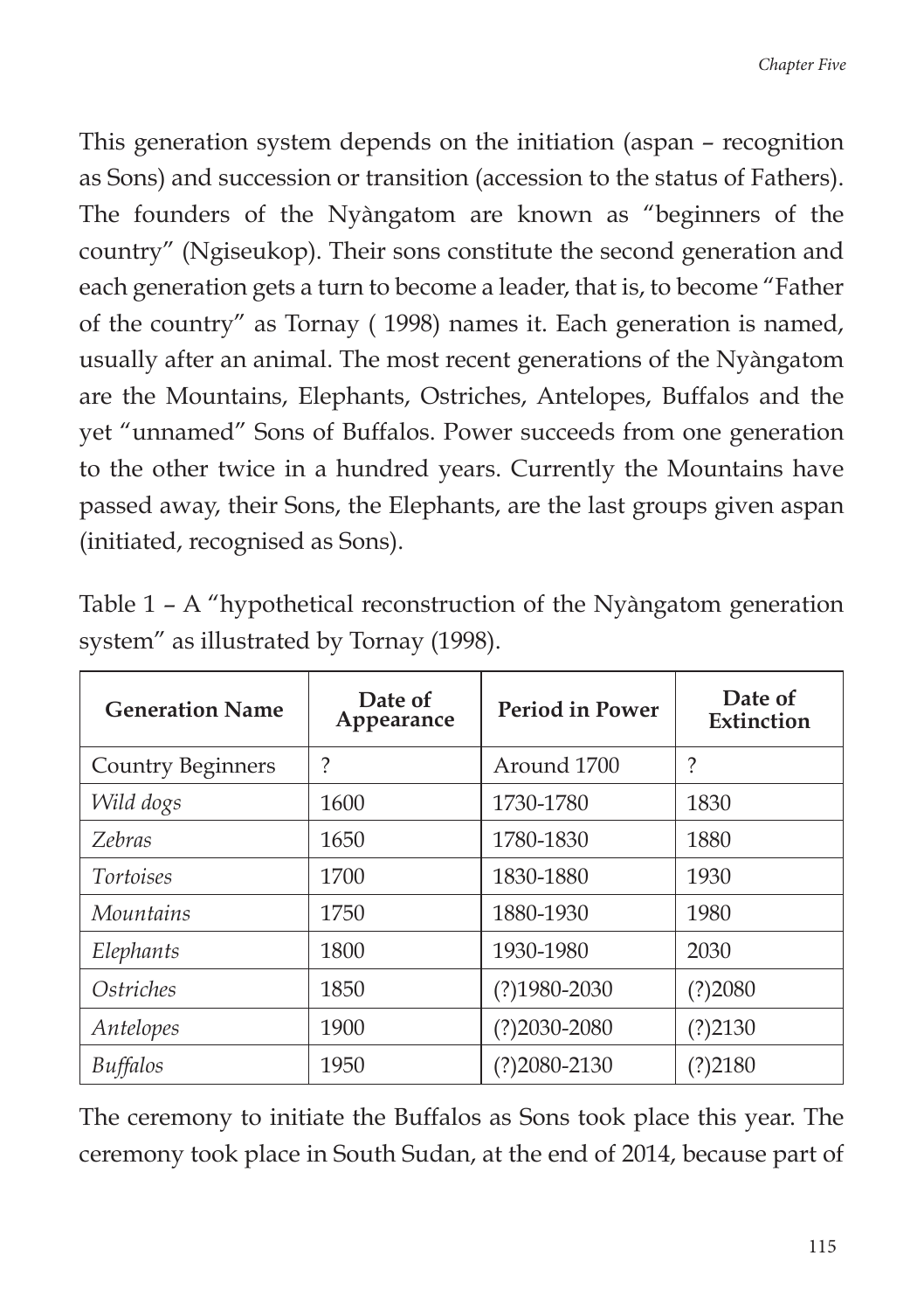This generation system depends on the initiation (aspan – recognition as Sons) and succession or transition (accession to the status of Fathers). The founders of the Nyàngatom are known as "beginners of the country" (Ngiseukop). Their sons constitute the second generation and each generation gets a turn to become a leader, that is, to become "Father of the country" as Tornay ( 1998) names it. Each generation is named, usually after an animal. The most recent generations of the Nyàngatom are the Mountains, Elephants, Ostriches, Antelopes, Buffalos and the yet "unnamed" Sons of Buffalos. Power succeeds from one generation to the other twice in a hundred years. Currently the Mountains have passed away, their Sons, the Elephants, are the last groups given aspan (initiated, recognised as Sons).

Table 1 – A "hypothetical reconstruction of the Nyàngatom generation system" as illustrated by Tornay (1998).

| Generation Name | Date of Appearance | Period in Power | Date of Extinction |
|---|---|---|---|
| Country Beginners | ? | Around 1700 | ? |
| *Wild dogs* | 1600 | 1730-1780 | 1830 |
| *Zebras* | 1650 | 1780-1830 | 1880 |
| *Tortoises* | 1700 | 1830-1880 | 1930 |
| *Mountains* | 1750 | 1880-1930 | 1980 |
| *Elephants* | 1800 | 1930-1980 | 2030 |
| *Ostriches* | 1850 | (?)1980-2030 | (?)2080 |
| *Antelopes* | 1900 | (?)2030-2080 | (?)2130 |
| *Buffalos* | 1950 | (?)2080-2130 | (?)2180 |

The ceremony to initiate the Buffalos as Sons took place this year. The ceremony took place in South Sudan, at the end of 2014, because part of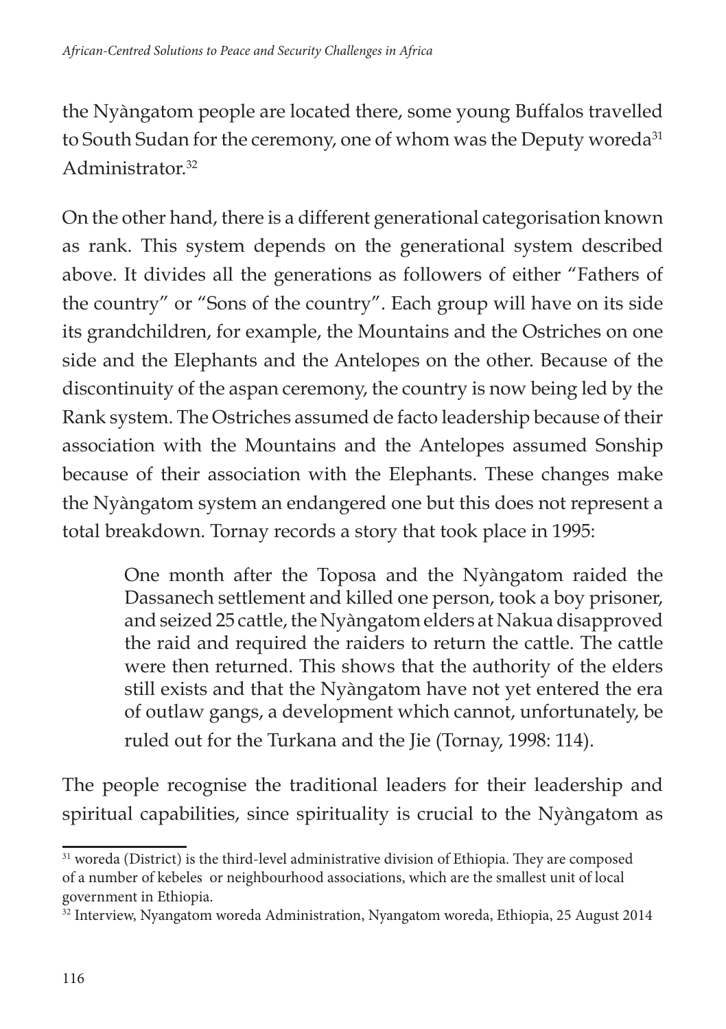the Nyàngatom people are located there, some young Buffalos travelled to South Sudan for the ceremony, one of whom was the Deputy woreda[31] Administrator.[32]

On the other hand, there is a different generational categorisation known as rank. This system depends on the generational system described above. It divides all the generations as followers of either "Fathers of the country" or "Sons of the country". Each group will have on its side its grandchildren, for example, the Mountains and the Ostriches on one side and the Elephants and the Antelopes on the other. Because of the discontinuity of the aspan ceremony, the country is now being led by the Rank system. The Ostriches assumed de facto leadership because of their association with the Mountains and the Antelopes assumed Sonship because of their association with the Elephants. These changes make the Nyàngatom system an endangered one but this does not represent a total breakdown. Tornay records a story that took place in 1995:

> One month after the Toposa and the Nyàngatom raided the Dassanech settlement and killed one person, took a boy prisoner, and seized 25 cattle, the Nyàngatom elders at Nakua disapproved the raid and required the raiders to return the cattle. The cattle were then returned. This shows that the authority of the elders still exists and that the Nyàngatom have not yet entered the era of outlaw gangs, a development which cannot, unfortunately, be ruled out for the Turkana and the Jie (Tornay, 1998: 114).

The people recognise the traditional leaders for their leadership and spiritual capabilities, since spirituality is crucial to the Nyàngatom as

---

[31] woreda (District) is the third-level administrative division of Ethiopia. They are composed of a number of kebeles or neighbourhood associations, which are the smallest unit of local government in Ethiopia.

[32] Interview, Nyangatom woreda Administration, Nyangatom woreda, Ethiopia, 25 August 2014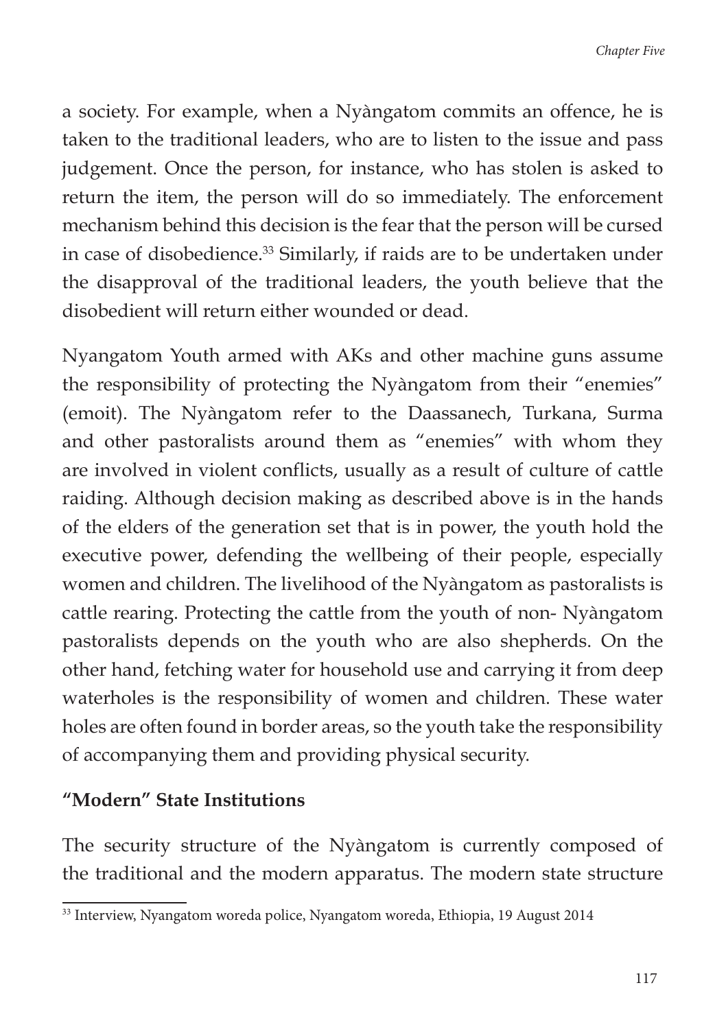a society. For example, when a Nyàngatom commits an offence, he is taken to the traditional leaders, who are to listen to the issue and pass judgement. Once the person, for instance, who has stolen is asked to return the item, the person will do so immediately. The enforcement mechanism behind this decision is the fear that the person will be cursed in case of disobedience.[33] Similarly, if raids are to be undertaken under the disapproval of the traditional leaders, the youth believe that the disobedient will return either wounded or dead.

Nyangatom Youth armed with AKs and other machine guns assume the responsibility of protecting the Nyàngatom from their "enemies" (emoit). The Nyàngatom refer to the Daassanech, Turkana, Surma and other pastoralists around them as "enemies" with whom they are involved in violent conflicts, usually as a result of culture of cattle raiding. Although decision making as described above is in the hands of the elders of the generation set that is in power, the youth hold the executive power, defending the wellbeing of their people, especially women and children. The livelihood of the Nyàngatom as pastoralists is cattle rearing. Protecting the cattle from the youth of non- Nyàngatom pastoralists depends on the youth who are also shepherds. On the other hand, fetching water for household use and carrying it from deep waterholes is the responsibility of women and children. These water holes are often found in border areas, so the youth take the responsibility of accompanying them and providing physical security.

### "Modern" State Institutions

The security structure of the Nyàngatom is currently composed of the traditional and the modern apparatus. The modern state structure

[33] Interview, Nyangatom woreda police, Nyangatom woreda, Ethiopia, 19 August 2014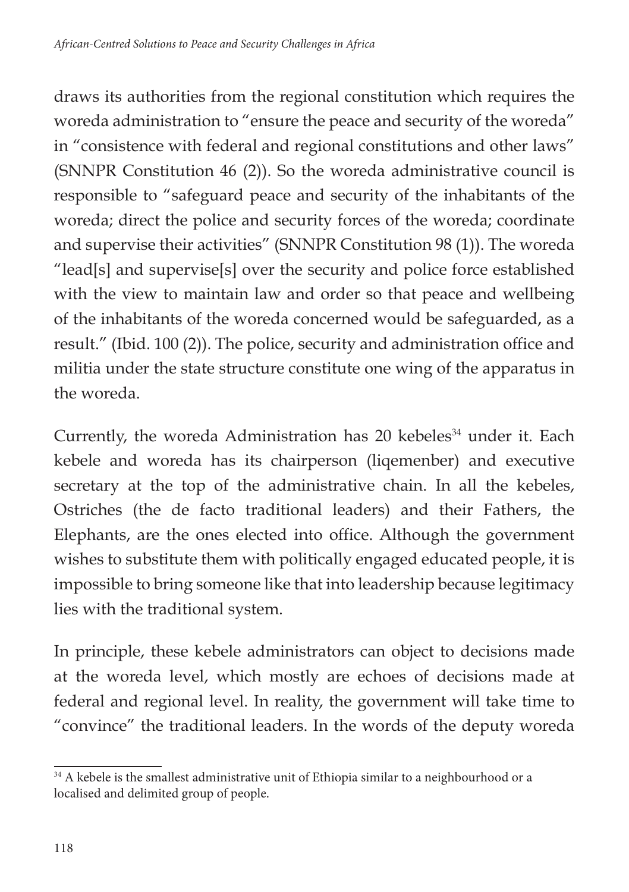draws its authorities from the regional constitution which requires the woreda administration to "ensure the peace and security of the woreda" in "consistence with federal and regional constitutions and other laws" (SNNPR Constitution 46 (2)). So the woreda administrative council is responsible to "safeguard peace and security of the inhabitants of the woreda; direct the police and security forces of the woreda; coordinate and supervise their activities" (SNNPR Constitution 98 (1)). The woreda "lead[s] and supervise[s] over the security and police force established with the view to maintain law and order so that peace and wellbeing of the inhabitants of the woreda concerned would be safeguarded, as a result." (Ibid. 100 (2)). The police, security and administration office and militia under the state structure constitute one wing of the apparatus in the woreda.

Currently, the woreda Administration has 20 kebeles[34] under it. Each kebele and woreda has its chairperson (liqemenber) and executive secretary at the top of the administrative chain. In all the kebeles, Ostriches (the de facto traditional leaders) and their Fathers, the Elephants, are the ones elected into office. Although the government wishes to substitute them with politically engaged educated people, it is impossible to bring someone like that into leadership because legitimacy lies with the traditional system.

In principle, these kebele administrators can object to decisions made at the woreda level, which mostly are echoes of decisions made at federal and regional level. In reality, the government will take time to "convince" the traditional leaders. In the words of the deputy woreda

[34] A kebele is the smallest administrative unit of Ethiopia similar to a neighbourhood or a localised and delimited group of people.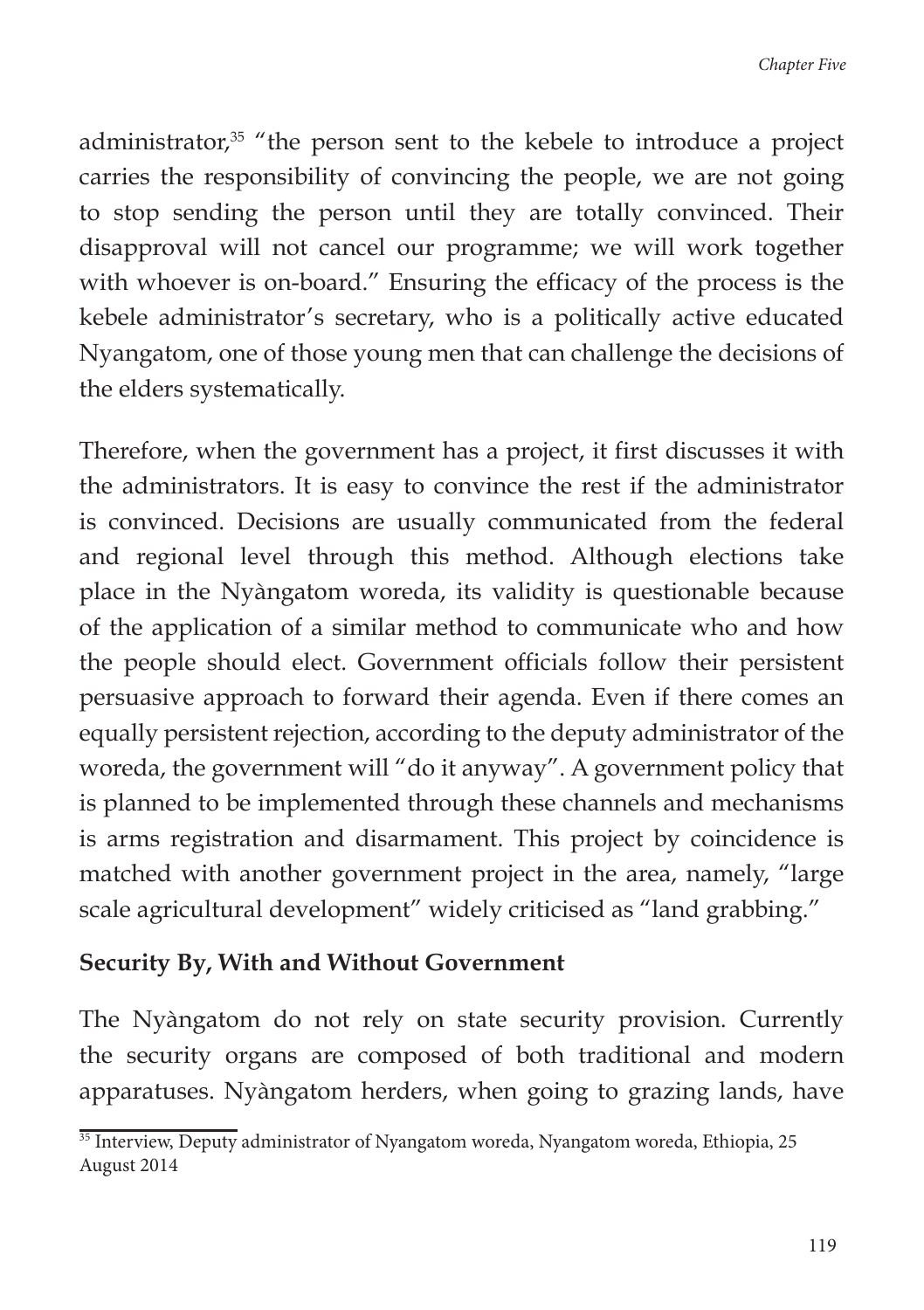administrator,[35] "the person sent to the kebele to introduce a project carries the responsibility of convincing the people, we are not going to stop sending the person until they are totally convinced. Their disapproval will not cancel our programme; we will work together with whoever is on-board." Ensuring the efficacy of the process is the kebele administrator's secretary, who is a politically active educated Nyangatom, one of those young men that can challenge the decisions of the elders systematically.

Therefore, when the government has a project, it first discusses it with the administrators. It is easy to convince the rest if the administrator is convinced. Decisions are usually communicated from the federal and regional level through this method. Although elections take place in the Nyàngatom woreda, its validity is questionable because of the application of a similar method to communicate who and how the people should elect. Government officials follow their persistent persuasive approach to forward their agenda. Even if there comes an equally persistent rejection, according to the deputy administrator of the woreda, the government will "do it anyway". A government policy that is planned to be implemented through these channels and mechanisms is arms registration and disarmament. This project by coincidence is matched with another government project in the area, namely, "large scale agricultural development" widely criticised as "land grabbing."

**Security By, With and Without Government**

The Nyàngatom do not rely on state security provision. Currently the security organs are composed of both traditional and modern apparatuses. Nyàngatom herders, when going to grazing lands, have

[35] Interview, Deputy administrator of Nyangatom woreda, Nyangatom woreda, Ethiopia, 25 August 2014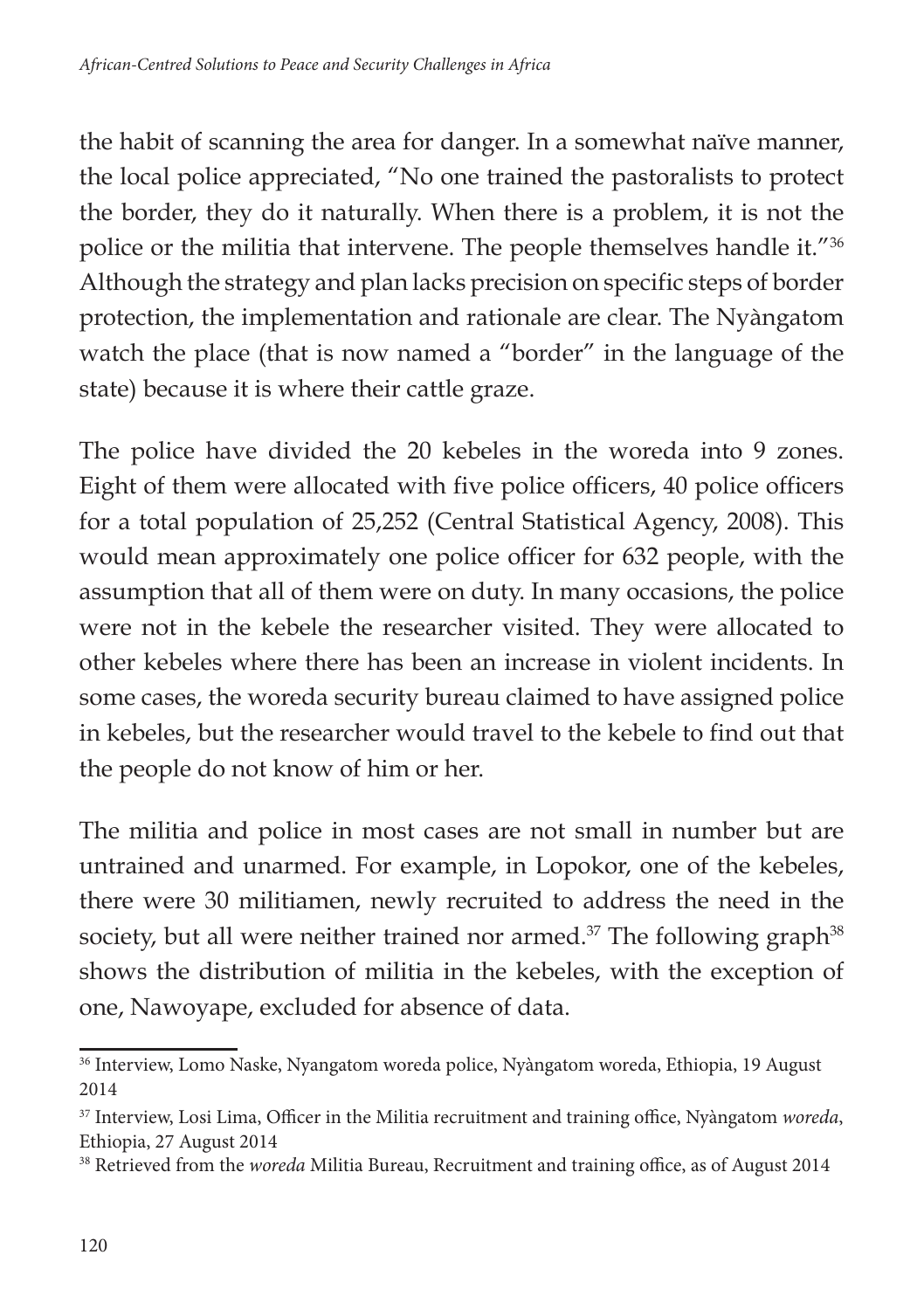the habit of scanning the area for danger. In a somewhat naïve manner, the local police appreciated, "No one trained the pastoralists to protect the border, they do it naturally. When there is a problem, it is not the police or the militia that intervene. The people themselves handle it."[36] Although the strategy and plan lacks precision on specific steps of border protection, the implementation and rationale are clear. The Nyàngatom watch the place (that is now named a "border" in the language of the state) because it is where their cattle graze.

The police have divided the 20 kebeles in the woreda into 9 zones. Eight of them were allocated with five police officers, 40 police officers for a total population of 25,252 (Central Statistical Agency, 2008). This would mean approximately one police officer for 632 people, with the assumption that all of them were on duty. In many occasions, the police were not in the kebele the researcher visited. They were allocated to other kebeles where there has been an increase in violent incidents. In some cases, the woreda security bureau claimed to have assigned police in kebeles, but the researcher would travel to the kebele to find out that the people do not know of him or her.

The militia and police in most cases are not small in number but are untrained and unarmed. For example, in Lopokor, one of the kebeles, there were 30 militiamen, newly recruited to address the need in the society, but all were neither trained nor armed.[37] The following graph[38] shows the distribution of militia in the kebeles, with the exception of one, Nawoyape, excluded for absence of data.

---

[36] Interview, Lomo Naske, Nyangatom woreda police, Nyàngatom woreda, Ethiopia, 19 August 2014

[37] Interview, Losi Lima, Officer in the Militia recruitment and training office, Nyàngatom *woreda*, Ethiopia, 27 August 2014

[38] Retrieved from the *woreda* Militia Bureau, Recruitment and training office, as of August 2014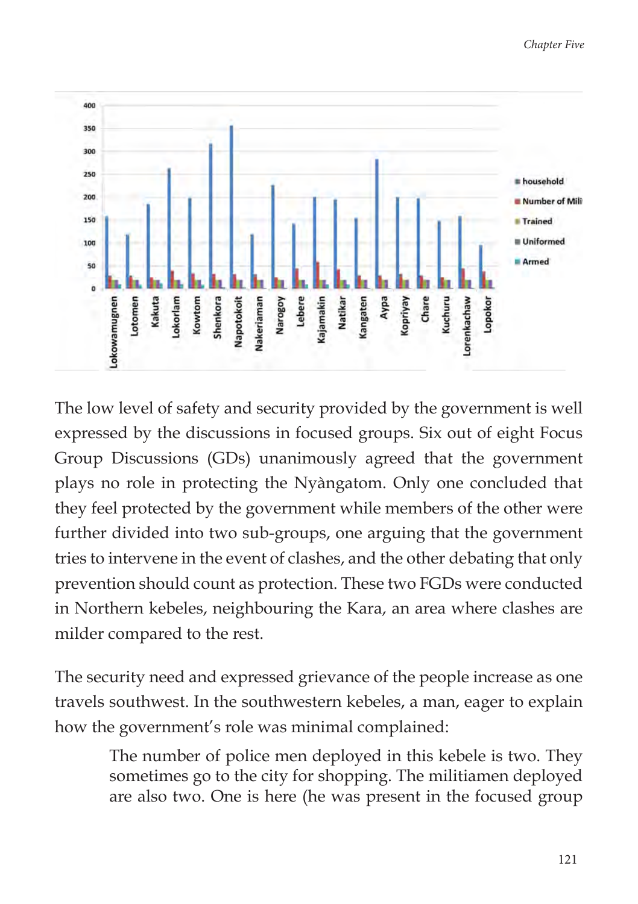The low level of safety and security provided by the government is well expressed by the discussions in focused groups. Six out of eight Focus Group Discussions (GDs) unanimously agreed that the government plays no role in protecting the Nyàngatom. Only one concluded that they feel protected by the government while members of the other were further divided into two sub-groups, one arguing that the government tries to intervene in the event of clashes, and the other debating that only prevention should count as protection. These two FGDs were conducted in Northern kebeles, neighbouring the Kara, an area where clashes are milder compared to the rest.

The security need and expressed grievance of the people increase as one travels southwest. In the southwestern kebeles, a man, eager to explain how the government's role was minimal complained:

> The number of police men deployed in this kebele is two. They sometimes go to the city for shopping. The militiamen deployed are also two. One is here (he was present in the focused group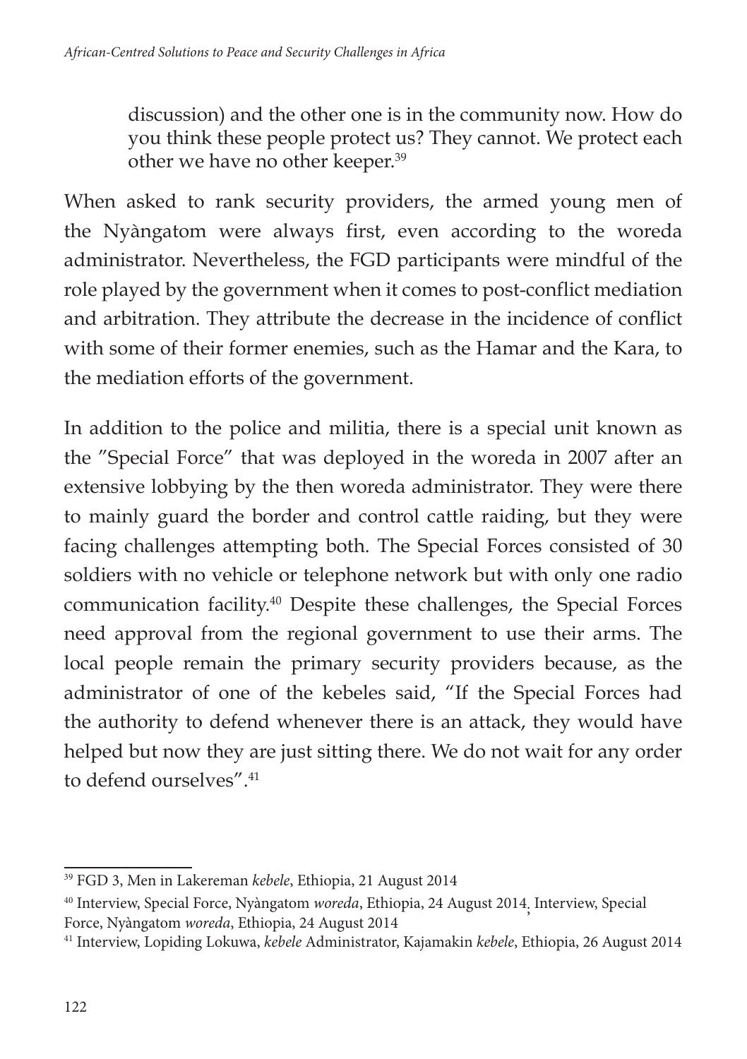> discussion) and the other one is in the community now. How do you think these people protect us? They cannot. We protect each other we have no other keeper.[39]

When asked to rank security providers, the armed young men of the Nyàngatom were always first, even according to the woreda administrator. Nevertheless, the FGD participants were mindful of the role played by the government when it comes to post-conflict mediation and arbitration. They attribute the decrease in the incidence of conflict with some of their former enemies, such as the Hamar and the Kara, to the mediation efforts of the government.

In addition to the police and militia, there is a special unit known as the "Special Force" that was deployed in the woreda in 2007 after an extensive lobbying by the then woreda administrator. They were there to mainly guard the border and control cattle raiding, but they were facing challenges attempting both. The Special Forces consisted of 30 soldiers with no vehicle or telephone network but with only one radio communication facility.[40] Despite these challenges, the Special Forces need approval from the regional government to use their arms. The local people remain the primary security providers because, as the administrator of one of the kebeles said, "If the Special Forces had the authority to defend whenever there is an attack, they would have helped but now they are just sitting there. We do not wait for any order to defend ourselves".[41]

---

[39] FGD 3, Men in Lakereman *kebele*, Ethiopia, 21 August 2014

[40] Interview, Special Force, Nyàngatom *woreda*, Ethiopia, 24 August 2014; Interview, Special Force, Nyàngatom *woreda*, Ethiopia, 24 August 2014

[41] Interview, Lopiding Lokuwa, *kebele* Administrator, Kajamakin *kebele*, Ethiopia, 26 August 2014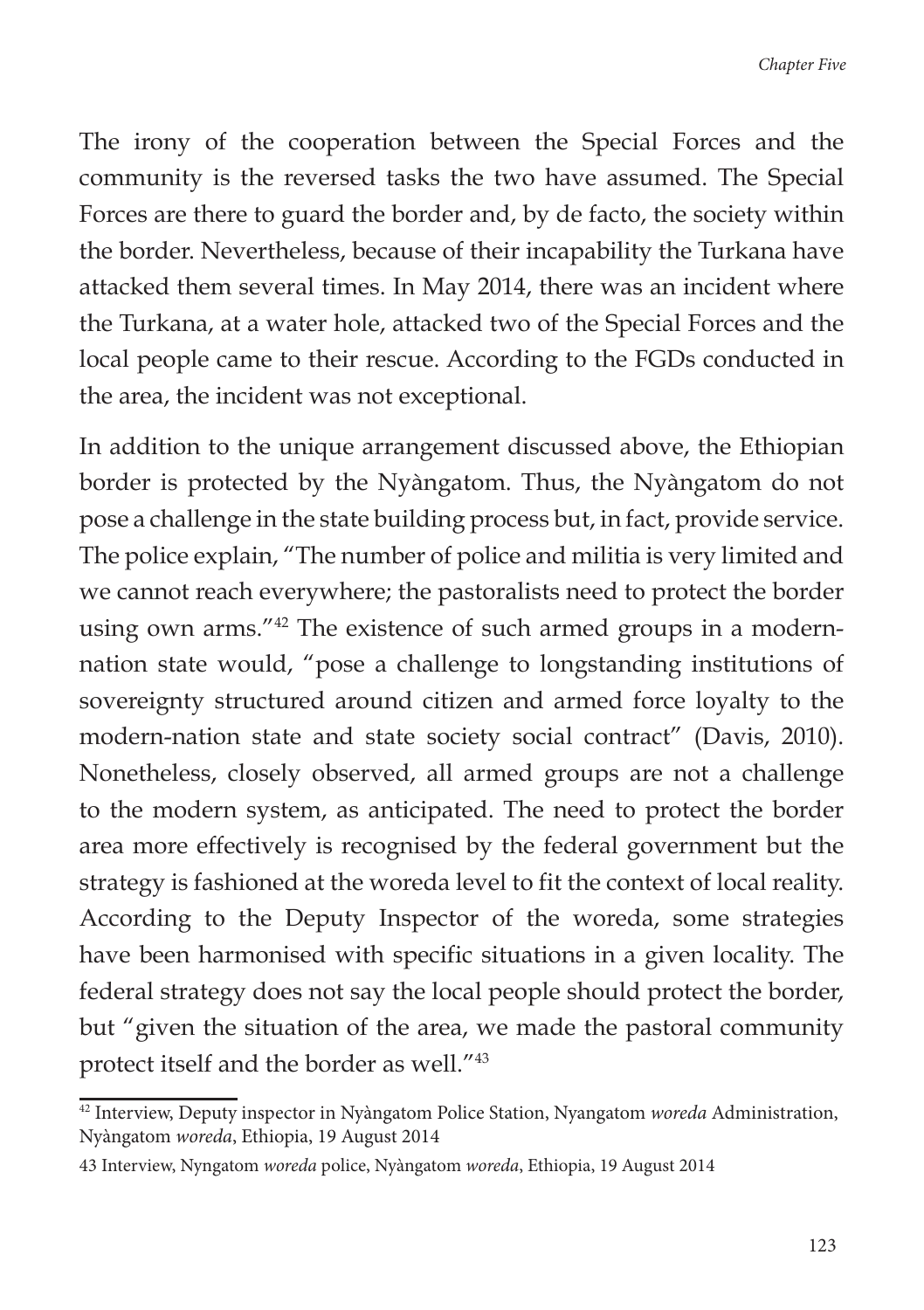The irony of the cooperation between the Special Forces and the community is the reversed tasks the two have assumed. The Special Forces are there to guard the border and, by de facto, the society within the border. Nevertheless, because of their incapability the Turkana have attacked them several times. In May 2014, there was an incident where the Turkana, at a water hole, attacked two of the Special Forces and the local people came to their rescue. According to the FGDs conducted in the area, the incident was not exceptional.

In addition to the unique arrangement discussed above, the Ethiopian border is protected by the Nyàngatom. Thus, the Nyàngatom do not pose a challenge in the state building process but, in fact, provide service. The police explain, "The number of police and militia is very limited and we cannot reach everywhere; the pastoralists need to protect the border using own arms."[42] The existence of such armed groups in a modern-nation state would, "pose a challenge to longstanding institutions of sovereignty structured around citizen and armed force loyalty to the modern-nation state and state society social contract" (Davis, 2010). Nonetheless, closely observed, all armed groups are not a challenge to the modern system, as anticipated. The need to protect the border area more effectively is recognised by the federal government but the strategy is fashioned at the woreda level to fit the context of local reality. According to the Deputy Inspector of the woreda, some strategies have been harmonised with specific situations in a given locality. The federal strategy does not say the local people should protect the border, but "given the situation of the area, we made the pastoral community protect itself and the border as well."[43]

---

[42] Interview, Deputy inspector in Nyàngatom Police Station, Nyangatom *woreda* Administration, Nyàngatom *woreda*, Ethiopia, 19 August 2014

43 Interview, Nyngatom *woreda* police, Nyàngatom *woreda*, Ethiopia, 19 August 2014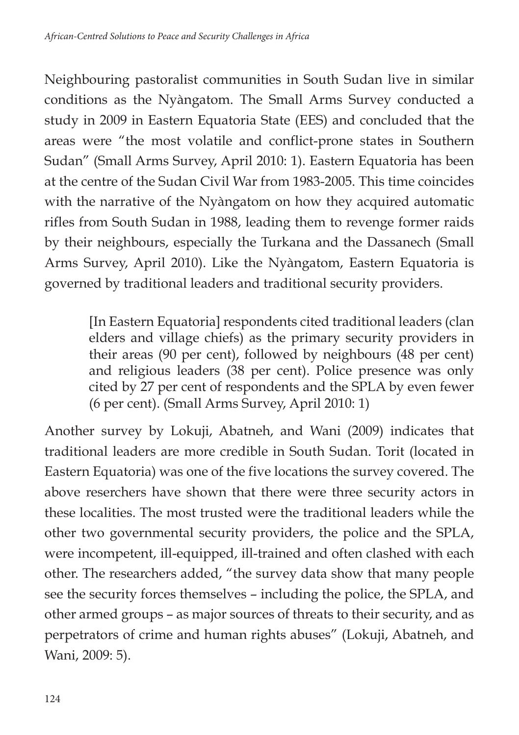Neighbouring pastoralist communities in South Sudan live in similar conditions as the Nyàngatom. The Small Arms Survey conducted a study in 2009 in Eastern Equatoria State (EES) and concluded that the areas were "the most volatile and conflict-prone states in Southern Sudan" (Small Arms Survey, April 2010: 1). Eastern Equatoria has been at the centre of the Sudan Civil War from 1983-2005. This time coincides with the narrative of the Nyàngatom on how they acquired automatic rifles from South Sudan in 1988, leading them to revenge former raids by their neighbours, especially the Turkana and the Dassanech (Small Arms Survey, April 2010). Like the Nyàngatom, Eastern Equatoria is governed by traditional leaders and traditional security providers.

> [In Eastern Equatoria] respondents cited traditional leaders (clan elders and village chiefs) as the primary security providers in their areas (90 per cent), followed by neighbours (48 per cent) and religious leaders (38 per cent). Police presence was only cited by 27 per cent of respondents and the SPLA by even fewer (6 per cent). (Small Arms Survey, April 2010: 1)

Another survey by Lokuji, Abatneh, and Wani (2009) indicates that traditional leaders are more credible in South Sudan. Torit (located in Eastern Equatoria) was one of the five locations the survey covered. The above reserchers have shown that there were three security actors in these localities. The most trusted were the traditional leaders while the other two governmental security providers, the police and the SPLA, were incompetent, ill-equipped, ill-trained and often clashed with each other. The researchers added, "the survey data show that many people see the security forces themselves – including the police, the SPLA, and other armed groups – as major sources of threats to their security, and as perpetrators of crime and human rights abuses" (Lokuji, Abatneh, and Wani, 2009: 5).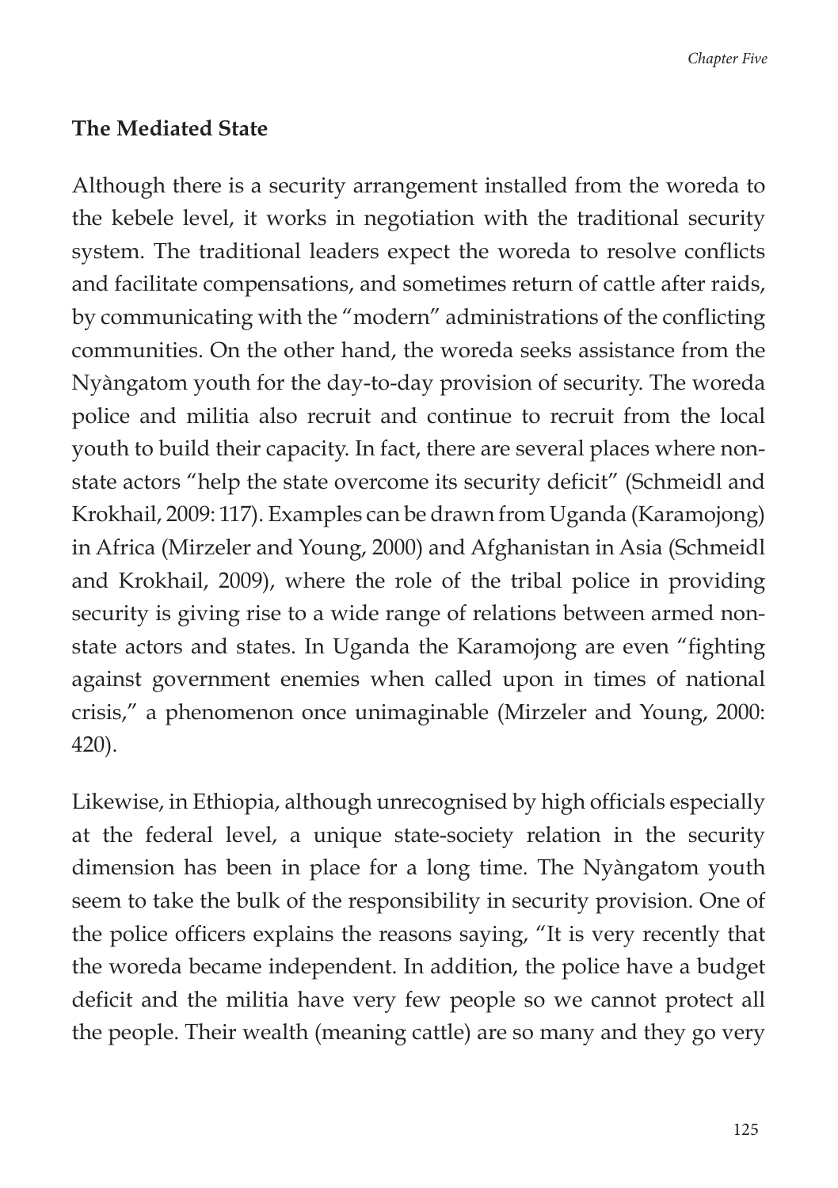## The Mediated State

Although there is a security arrangement installed from the woreda to the kebele level, it works in negotiation with the traditional security system. The traditional leaders expect the woreda to resolve conflicts and facilitate compensations, and sometimes return of cattle after raids, by communicating with the "modern" administrations of the conflicting communities. On the other hand, the woreda seeks assistance from the Nyàngatom youth for the day-to-day provision of security. The woreda police and militia also recruit and continue to recruit from the local youth to build their capacity. In fact, there are several places where non-state actors "help the state overcome its security deficit" (Schmeidl and Krokhail, 2009: 117). Examples can be drawn from Uganda (Karamojong) in Africa (Mirzeler and Young, 2000) and Afghanistan in Asia (Schmeidl and Krokhail, 2009), where the role of the tribal police in providing security is giving rise to a wide range of relations between armed non-state actors and states. In Uganda the Karamojong are even "fighting against government enemies when called upon in times of national crisis," a phenomenon once unimaginable (Mirzeler and Young, 2000: 420).

Likewise, in Ethiopia, although unrecognised by high officials especially at the federal level, a unique state-society relation in the security dimension has been in place for a long time. The Nyàngatom youth seem to take the bulk of the responsibility in security provision. One of the police officers explains the reasons saying, "It is very recently that the woreda became independent. In addition, the police have a budget deficit and the militia have very few people so we cannot protect all the people. Their wealth (meaning cattle) are so many and they go very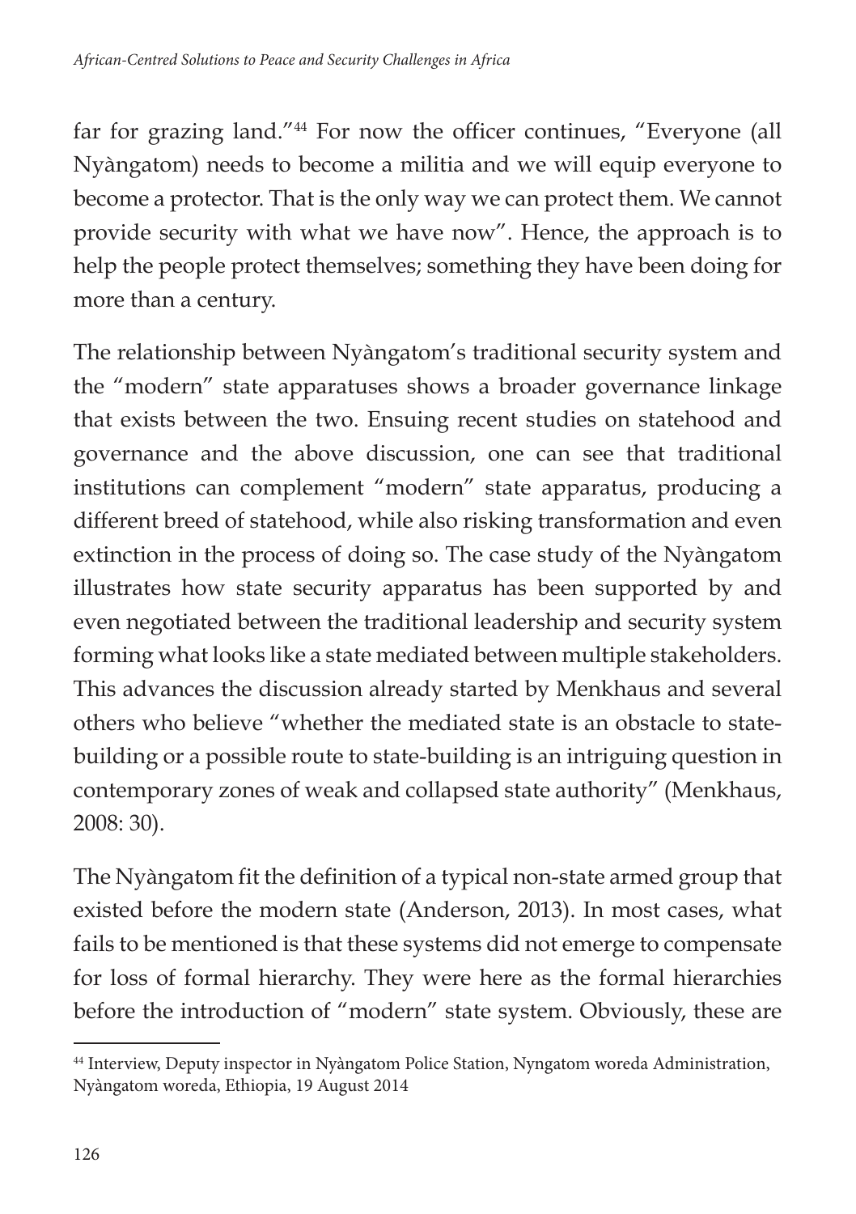far for grazing land."[44] For now the officer continues, "Everyone (all Nyàngatom) needs to become a militia and we will equip everyone to become a protector. That is the only way we can protect them. We cannot provide security with what we have now". Hence, the approach is to help the people protect themselves; something they have been doing for more than a century.

The relationship between Nyàngatom's traditional security system and the "modern" state apparatuses shows a broader governance linkage that exists between the two. Ensuing recent studies on statehood and governance and the above discussion, one can see that traditional institutions can complement "modern" state apparatus, producing a different breed of statehood, while also risking transformation and even extinction in the process of doing so. The case study of the Nyàngatom illustrates how state security apparatus has been supported by and even negotiated between the traditional leadership and security system forming what looks like a state mediated between multiple stakeholders. This advances the discussion already started by Menkhaus and several others who believe "whether the mediated state is an obstacle to state-building or a possible route to state-building is an intriguing question in contemporary zones of weak and collapsed state authority" (Menkhaus, 2008: 30).

The Nyàngatom fit the definition of a typical non-state armed group that existed before the modern state (Anderson, 2013). In most cases, what fails to be mentioned is that these systems did not emerge to compensate for loss of formal hierarchy. They were here as the formal hierarchies before the introduction of "modern" state system. Obviously, these are

---

[44] Interview, Deputy inspector in Nyàngatom Police Station, Nyngatom woreda Administration, Nyàngatom woreda, Ethiopia, 19 August 2014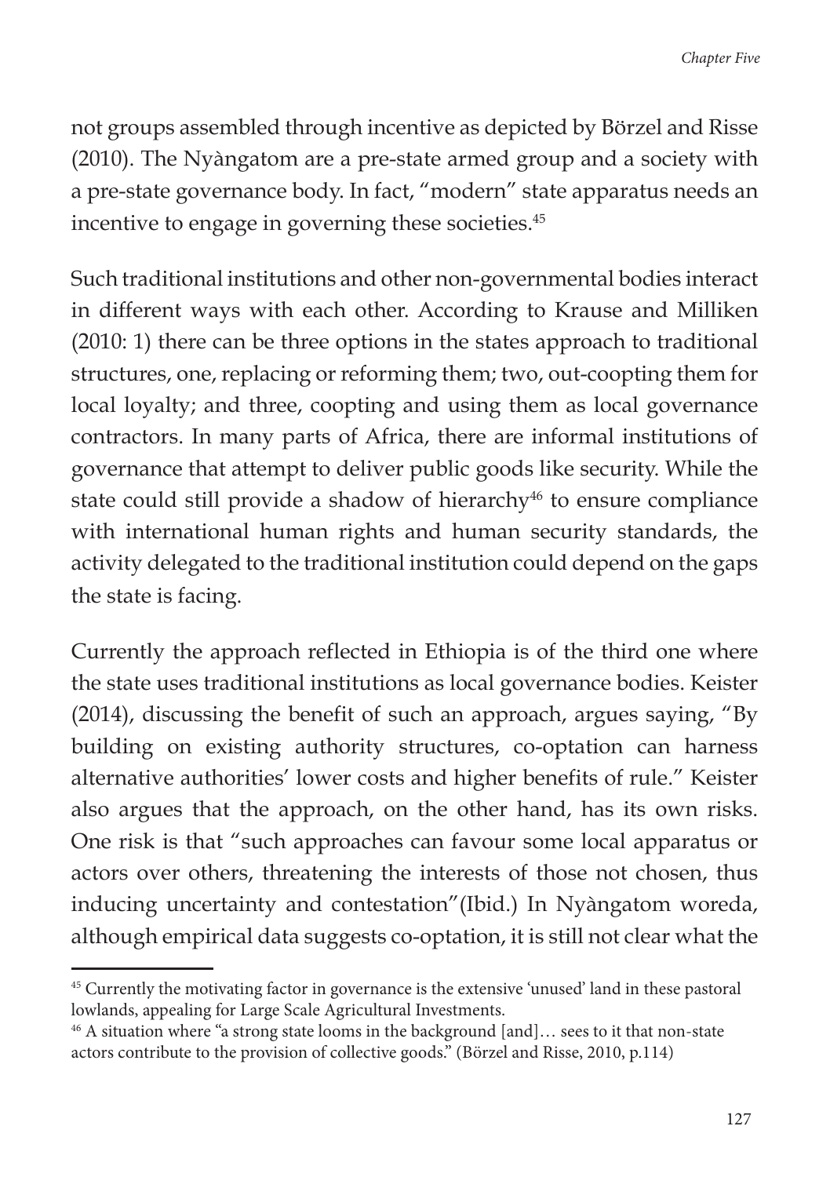not groups assembled through incentive as depicted by Börzel and Risse (2010). The Nyàngatom are a pre-state armed group and a society with a pre-state governance body. In fact, "modern" state apparatus needs an incentive to engage in governing these societies.[45]

Such traditional institutions and other non-governmental bodies interact in different ways with each other. According to Krause and Milliken (2010: 1) there can be three options in the states approach to traditional structures, one, replacing or reforming them; two, out-coopting them for local loyalty; and three, coopting and using them as local governance contractors. In many parts of Africa, there are informal institutions of governance that attempt to deliver public goods like security. While the state could still provide a shadow of hierarchy[46] to ensure compliance with international human rights and human security standards, the activity delegated to the traditional institution could depend on the gaps the state is facing.

Currently the approach reflected in Ethiopia is of the third one where the state uses traditional institutions as local governance bodies. Keister (2014), discussing the benefit of such an approach, argues saying, "By building on existing authority structures, co-optation can harness alternative authorities' lower costs and higher benefits of rule." Keister also argues that the approach, on the other hand, has its own risks. One risk is that "such approaches can favour some local apparatus or actors over others, threatening the interests of those not chosen, thus inducing uncertainty and contestation"(Ibid.) In Nyàngatom woreda, although empirical data suggests co-optation, it is still not clear what the

---

[45] Currently the motivating factor in governance is the extensive 'unused' land in these pastoral lowlands, appealing for Large Scale Agricultural Investments.

[46] A situation where "a strong state looms in the background [and]… sees to it that non-state actors contribute to the provision of collective goods." (Börzel and Risse, 2010, p.114)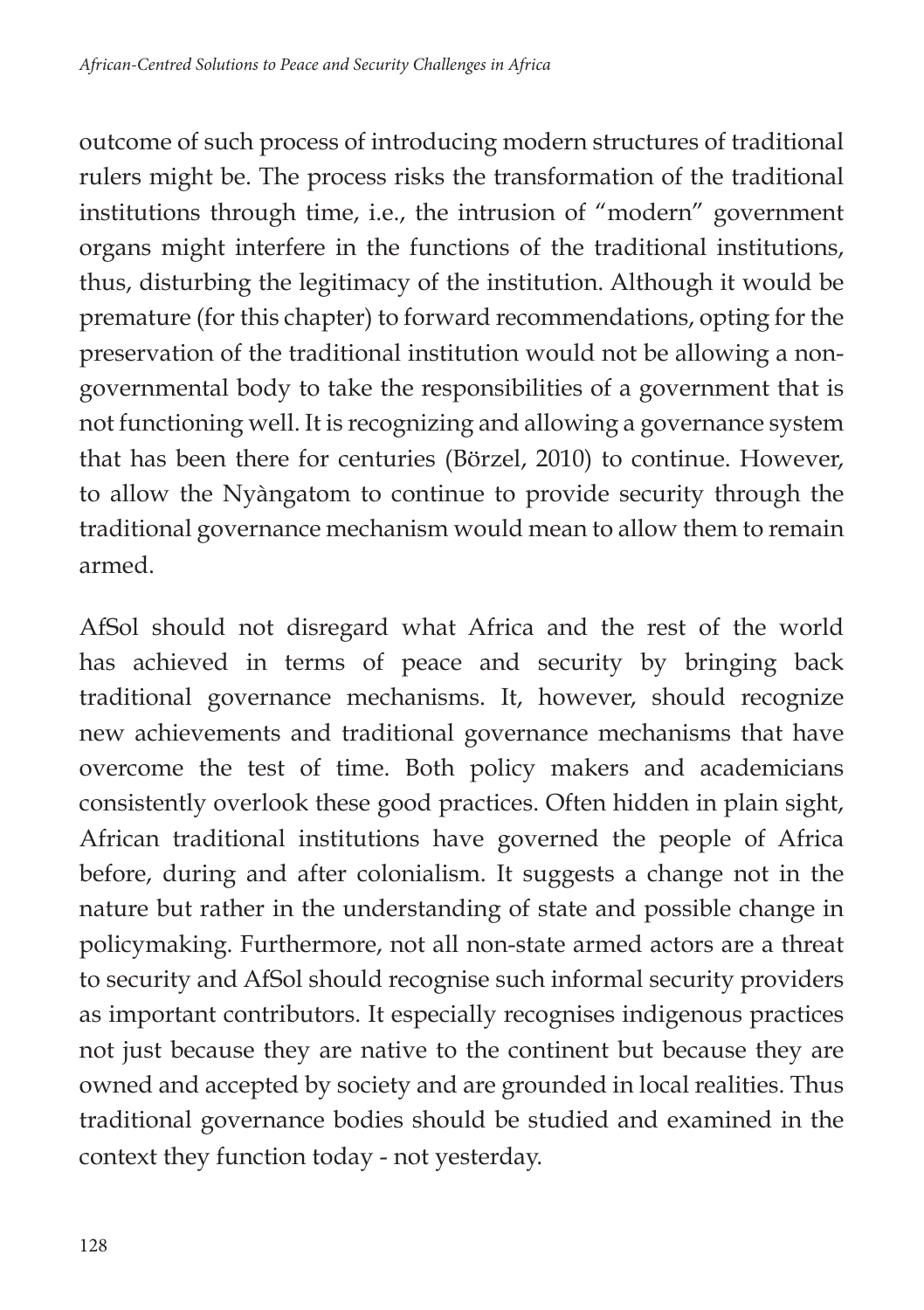outcome of such process of introducing modern structures of traditional rulers might be. The process risks the transformation of the traditional institutions through time, i.e., the intrusion of "modern" government organs might interfere in the functions of the traditional institutions, thus, disturbing the legitimacy of the institution. Although it would be premature (for this chapter) to forward recommendations, opting for the preservation of the traditional institution would not be allowing a non-governmental body to take the responsibilities of a government that is not functioning well. It is recognizing and allowing a governance system that has been there for centuries (Börzel, 2010) to continue. However, to allow the Nyàngatom to continue to provide security through the traditional governance mechanism would mean to allow them to remain armed.

AfSol should not disregard what Africa and the rest of the world has achieved in terms of peace and security by bringing back traditional governance mechanisms. It, however, should recognize new achievements and traditional governance mechanisms that have overcome the test of time. Both policy makers and academicians consistently overlook these good practices. Often hidden in plain sight, African traditional institutions have governed the people of Africa before, during and after colonialism. It suggests a change not in the nature but rather in the understanding of state and possible change in policymaking. Furthermore, not all non-state armed actors are a threat to security and AfSol should recognise such informal security providers as important contributors. It especially recognises indigenous practices not just because they are native to the continent but because they are owned and accepted by society and are grounded in local realities. Thus traditional governance bodies should be studied and examined in the context they function today - not yesterday.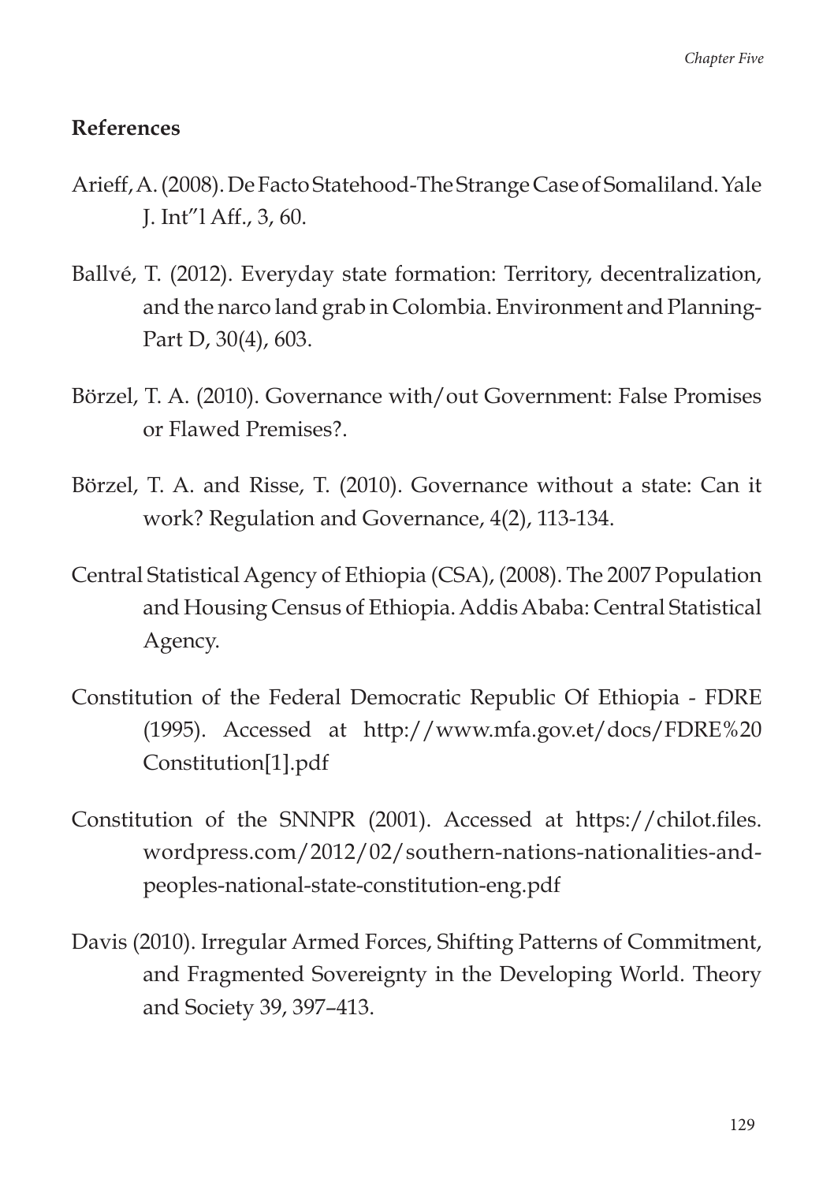**References**

Arieff, A. (2008). De Facto Statehood-The Strange Case of Somaliland. Yale J. Int"l Aff., 3, 60.

Ballvé, T. (2012). Everyday state formation: Territory, decentralization, and the narco land grab in Colombia. Environment and Planning-Part D, 30(4), 603.

Börzel, T. A. (2010). Governance with/out Government: False Promises or Flawed Premises?.

Börzel, T. A. and Risse, T. (2010). Governance without a state: Can it work? Regulation and Governance, 4(2), 113-134.

Central Statistical Agency of Ethiopia (CSA), (2008). The 2007 Population and Housing Census of Ethiopia. Addis Ababa: Central Statistical Agency.

Constitution of the Federal Democratic Republic Of Ethiopia - FDRE (1995). Accessed at http://www.mfa.gov.et/docs/FDRE%20 Constitution[1].pdf

Constitution of the SNNPR (2001). Accessed at https://chilot.files.wordpress.com/2012/02/southern-nations-nationalities-and-peoples-national-state-constitution-eng.pdf

Davis (2010). Irregular Armed Forces, Shifting Patterns of Commitment, and Fragmented Sovereignty in the Developing World. Theory and Society 39, 397–413.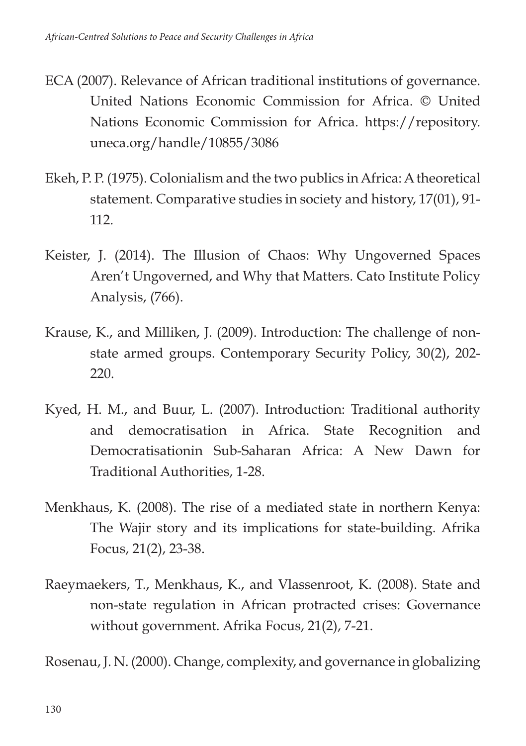ECA (2007). Relevance of African traditional institutions of governance. United Nations Economic Commission for Africa. © United Nations Economic Commission for Africa. https://repository.uneca.org/handle/10855/3086

Ekeh, P. P. (1975). Colonialism and the two publics in Africa: A theoretical statement. Comparative studies in society and history, 17(01), 91-112.

Keister, J. (2014). The Illusion of Chaos: Why Ungoverned Spaces Aren't Ungoverned, and Why that Matters. Cato Institute Policy Analysis, (766).

Krause, K., and Milliken, J. (2009). Introduction: The challenge of non-state armed groups. Contemporary Security Policy, 30(2), 202-220.

Kyed, H. M., and Buur, L. (2007). Introduction: Traditional authority and democratisation in Africa. State Recognition and Democratisationin Sub-Saharan Africa: A New Dawn for Traditional Authorities, 1-28.

Menkhaus, K. (2008). The rise of a mediated state in northern Kenya: The Wajir story and its implications for state-building. Afrika Focus, 21(2), 23-38.

Raeymaekers, T., Menkhaus, K., and Vlassenroot, K. (2008). State and non-state regulation in African protracted crises: Governance without government. Afrika Focus, 21(2), 7-21.

Rosenau, J. N. (2000). Change, complexity, and governance in globalizing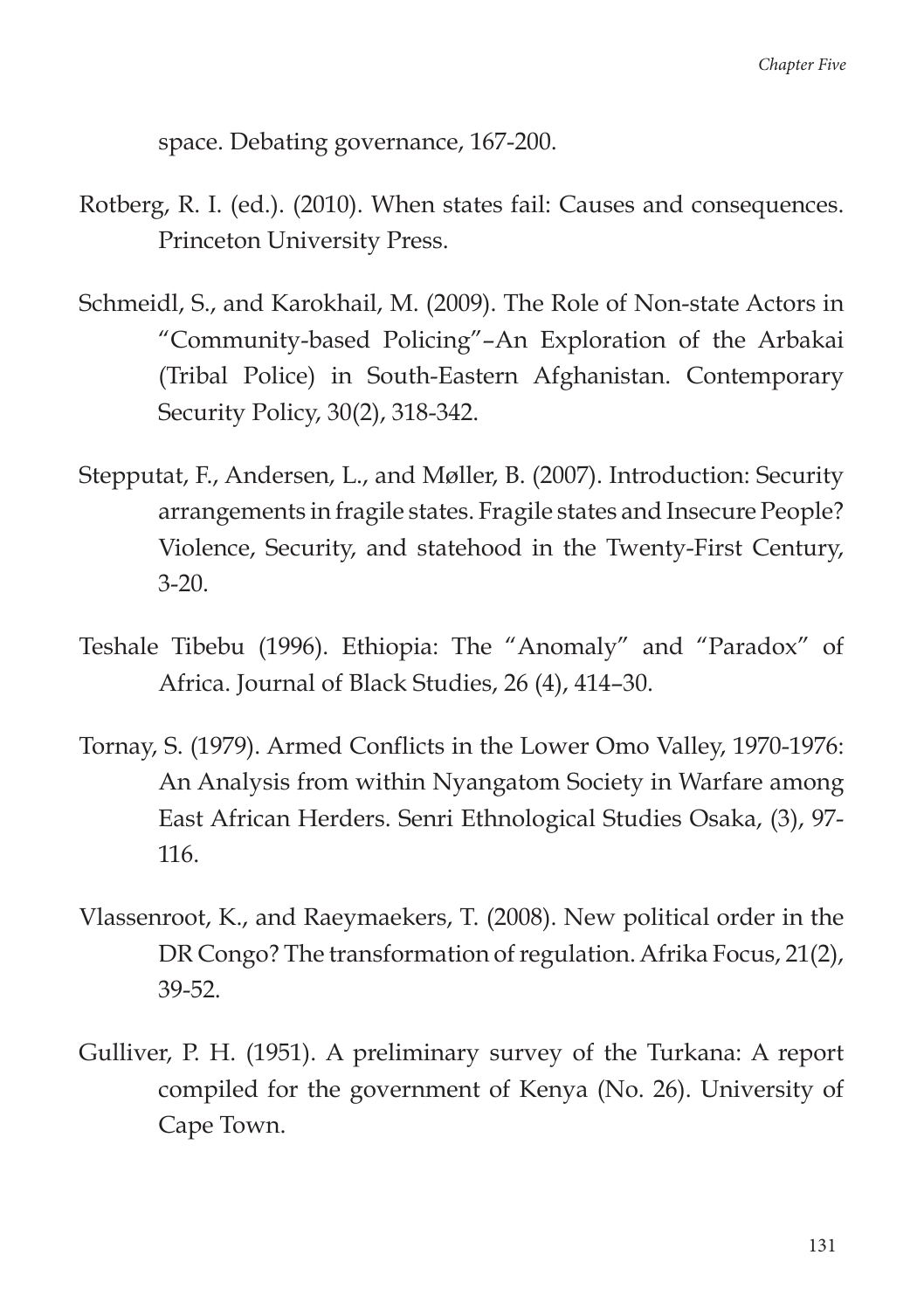space. Debating governance, 167-200.

Rotberg, R. I. (ed.). (2010). When states fail: Causes and consequences. Princeton University Press.

Schmeidl, S., and Karokhail, M. (2009). The Role of Non-state Actors in "Community-based Policing"–An Exploration of the Arbakai (Tribal Police) in South-Eastern Afghanistan. Contemporary Security Policy, 30(2), 318-342.

Stepputat, F., Andersen, L., and Møller, B. (2007). Introduction: Security arrangements in fragile states. Fragile states and Insecure People? Violence, Security, and statehood in the Twenty-First Century, 3-20.

Teshale Tibebu (1996). Ethiopia: The "Anomaly" and "Paradox" of Africa. Journal of Black Studies, 26 (4), 414–30.

Tornay, S. (1979). Armed Conflicts in the Lower Omo Valley, 1970-1976: An Analysis from within Nyangatom Society in Warfare among East African Herders. Senri Ethnological Studies Osaka, (3), 97-116.

Vlassenroot, K., and Raeymaekers, T. (2008). New political order in the DR Congo? The transformation of regulation. Afrika Focus, 21(2), 39-52.

Gulliver, P. H. (1951). A preliminary survey of the Turkana: A report compiled for the government of Kenya (No. 26). University of Cape Town.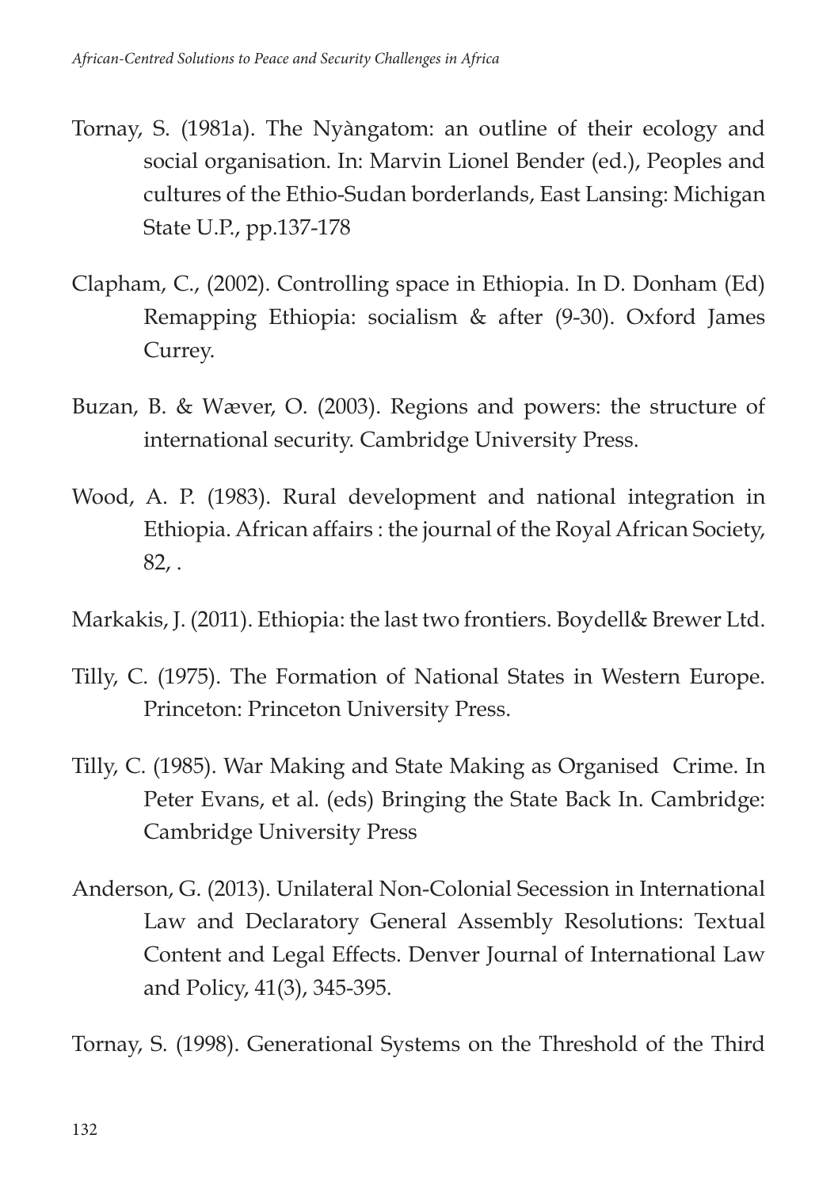Tornay, S. (1981a). The Nyàngatom: an outline of their ecology and social organisation. In: Marvin Lionel Bender (ed.), Peoples and cultures of the Ethio-Sudan borderlands, East Lansing: Michigan State U.P., pp.137-178

Clapham, C., (2002). Controlling space in Ethiopia. In D. Donham (Ed) Remapping Ethiopia: socialism & after (9-30). Oxford James Currey.

Buzan, B. & Wæver, O. (2003). Regions and powers: the structure of international security. Cambridge University Press.

Wood, A. P. (1983). Rural development and national integration in Ethiopia. African affairs : the journal of the Royal African Society, 82, .

Markakis, J. (2011). Ethiopia: the last two frontiers. Boydell& Brewer Ltd.

Tilly, C. (1975). The Formation of National States in Western Europe. Princeton: Princeton University Press.

Tilly, C. (1985). War Making and State Making as Organised Crime. In Peter Evans, et al. (eds) Bringing the State Back In. Cambridge: Cambridge University Press

Anderson, G. (2013). Unilateral Non-Colonial Secession in International Law and Declaratory General Assembly Resolutions: Textual Content and Legal Effects. Denver Journal of International Law and Policy, 41(3), 345-395.

Tornay, S. (1998). Generational Systems on the Threshold of the Third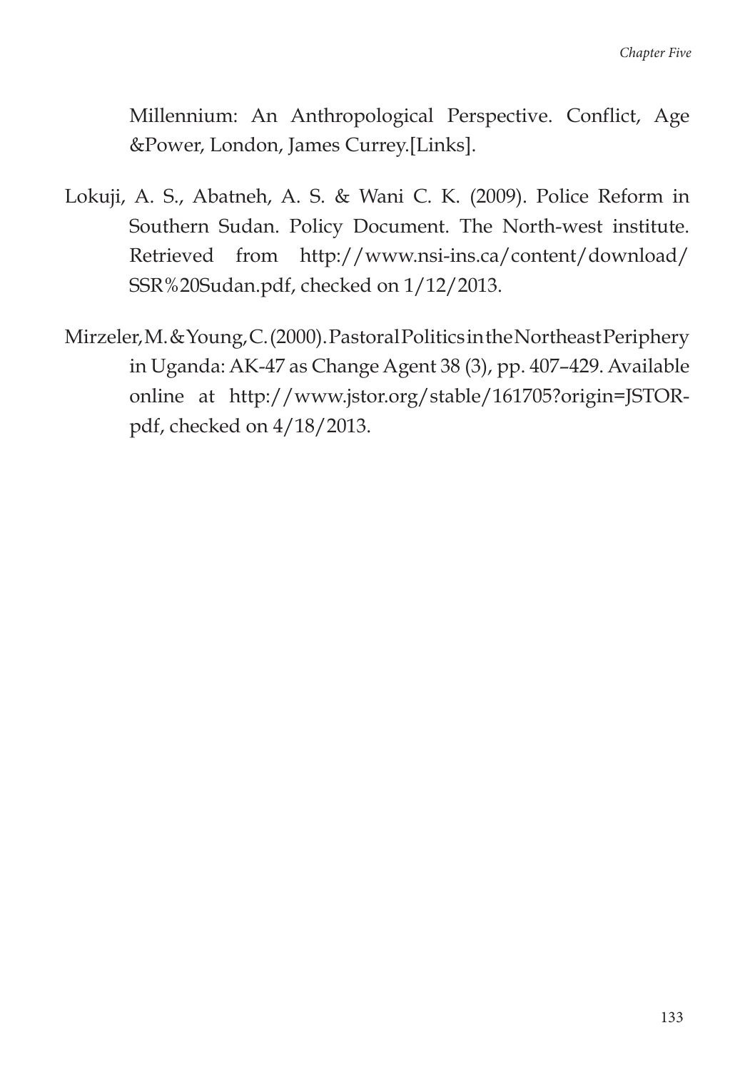Millennium: An Anthropological Perspective. Conflict, Age &Power, London, James Currey.[Links].

Lokuji, A. S., Abatneh, A. S. & Wani C. K. (2009). Police Reform in Southern Sudan. Policy Document. The North-west institute. Retrieved from http://www.nsi-ins.ca/content/download/SSR%20Sudan.pdf, checked on 1/12/2013.

Mirzeler, M. & Young, C. (2000). Pastoral Politics in the Northeast Periphery in Uganda: AK-47 as Change Agent 38 (3), pp. 407–429. Available online at http://www.jstor.org/stable/161705?origin=JSTOR-pdf, checked on 4/18/2013.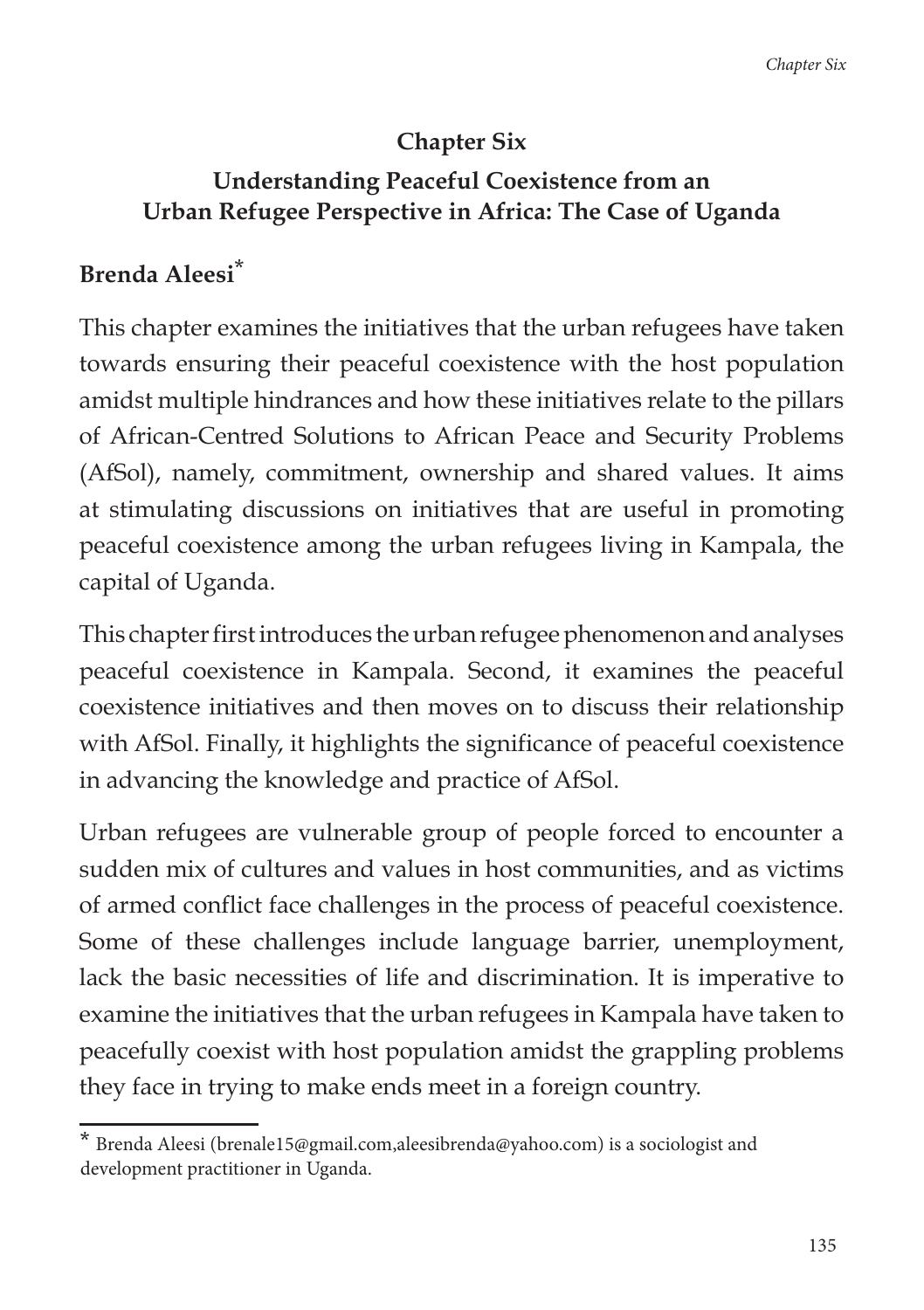# Chapter Six

## Understanding Peaceful Coexistence from an Urban Refugee Perspective in Africa: The Case of Uganda

**Brenda Aleesi***

This chapter examines the initiatives that the urban refugees have taken towards ensuring their peaceful coexistence with the host population amidst multiple hindrances and how these initiatives relate to the pillars of African-Centred Solutions to African Peace and Security Problems (AfSol), namely, commitment, ownership and shared values. It aims at stimulating discussions on initiatives that are useful in promoting peaceful coexistence among the urban refugees living in Kampala, the capital of Uganda.

This chapter first introduces the urban refugee phenomenon and analyses peaceful coexistence in Kampala. Second, it examines the peaceful coexistence initiatives and then moves on to discuss their relationship with AfSol. Finally, it highlights the significance of peaceful coexistence in advancing the knowledge and practice of AfSol.

Urban refugees are vulnerable group of people forced to encounter a sudden mix of cultures and values in host communities, and as victims of armed conflict face challenges in the process of peaceful coexistence. Some of these challenges include language barrier, unemployment, lack the basic necessities of life and discrimination. It is imperative to examine the initiatives that the urban refugees in Kampala have taken to peacefully coexist with host population amidst the grappling problems they face in trying to make ends meet in a foreign country.

---

* Brenda Aleesi (brenale15@gmail.com,aleesibrenda@yahoo.com) is a sociologist and development practitioner in Uganda.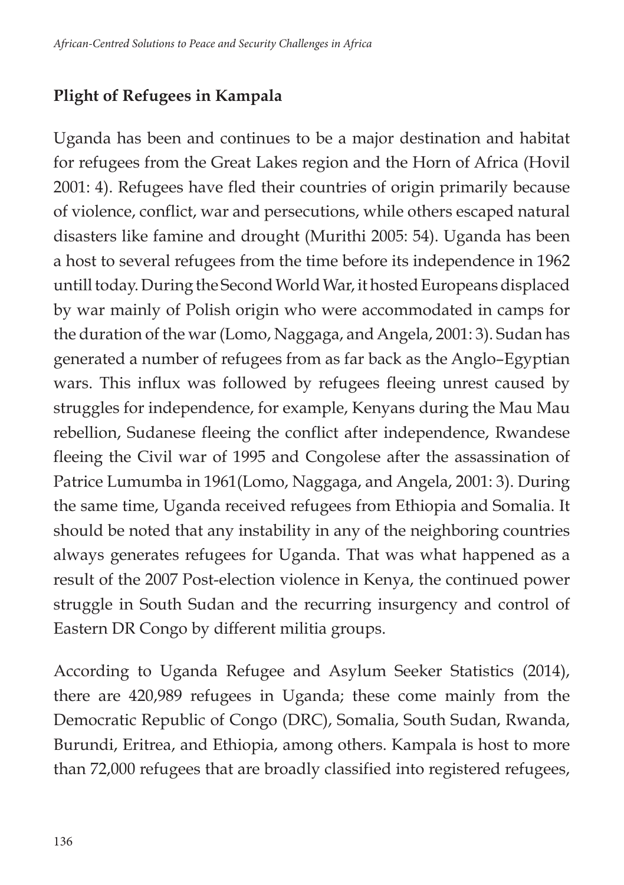## Plight of Refugees in Kampala

Uganda has been and continues to be a major destination and habitat for refugees from the Great Lakes region and the Horn of Africa (Hovil 2001: 4). Refugees have fled their countries of origin primarily because of violence, conflict, war and persecutions, while others escaped natural disasters like famine and drought (Murithi 2005: 54). Uganda has been a host to several refugees from the time before its independence in 1962 untill today. During the Second World War, it hosted Europeans displaced by war mainly of Polish origin who were accommodated in camps for the duration of the war (Lomo, Naggaga, and Angela, 2001: 3). Sudan has generated a number of refugees from as far back as the Anglo–Egyptian wars. This influx was followed by refugees fleeing unrest caused by struggles for independence, for example, Kenyans during the Mau Mau rebellion, Sudanese fleeing the conflict after independence, Rwandese fleeing the Civil war of 1995 and Congolese after the assassination of Patrice Lumumba in 1961(Lomo, Naggaga, and Angela, 2001: 3). During the same time, Uganda received refugees from Ethiopia and Somalia. It should be noted that any instability in any of the neighboring countries always generates refugees for Uganda. That was what happened as a result of the 2007 Post-election violence in Kenya, the continued power struggle in South Sudan and the recurring insurgency and control of Eastern DR Congo by different militia groups.

According to Uganda Refugee and Asylum Seeker Statistics (2014), there are 420,989 refugees in Uganda; these come mainly from the Democratic Republic of Congo (DRC), Somalia, South Sudan, Rwanda, Burundi, Eritrea, and Ethiopia, among others. Kampala is host to more than 72,000 refugees that are broadly classified into registered refugees,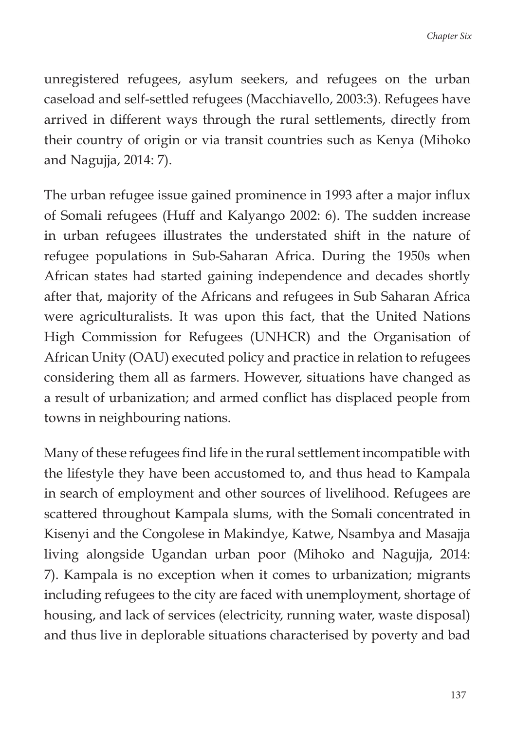unregistered refugees, asylum seekers, and refugees on the urban caseload and self-settled refugees (Macchiavello, 2003:3). Refugees have arrived in different ways through the rural settlements, directly from their country of origin or via transit countries such as Kenya (Mihoko and Nagujja, 2014: 7).

The urban refugee issue gained prominence in 1993 after a major influx of Somali refugees (Huff and Kalyango 2002: 6). The sudden increase in urban refugees illustrates the understated shift in the nature of refugee populations in Sub-Saharan Africa. During the 1950s when African states had started gaining independence and decades shortly after that, majority of the Africans and refugees in Sub Saharan Africa were agriculturalists. It was upon this fact, that the United Nations High Commission for Refugees (UNHCR) and the Organisation of African Unity (OAU) executed policy and practice in relation to refugees considering them all as farmers. However, situations have changed as a result of urbanization; and armed conflict has displaced people from towns in neighbouring nations.

Many of these refugees find life in the rural settlement incompatible with the lifestyle they have been accustomed to, and thus head to Kampala in search of employment and other sources of livelihood. Refugees are scattered throughout Kampala slums, with the Somali concentrated in Kisenyi and the Congolese in Makindye, Katwe, Nsambya and Masajja living alongside Ugandan urban poor (Mihoko and Nagujja, 2014: 7). Kampala is no exception when it comes to urbanization; migrants including refugees to the city are faced with unemployment, shortage of housing, and lack of services (electricity, running water, waste disposal) and thus live in deplorable situations characterised by poverty and bad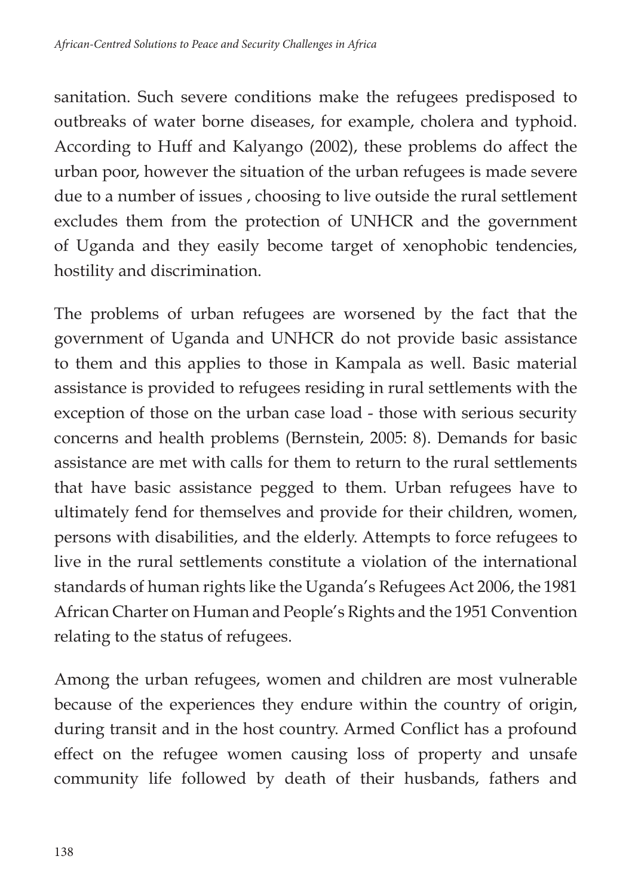sanitation. Such severe conditions make the refugees predisposed to outbreaks of water borne diseases, for example, cholera and typhoid. According to Huff and Kalyango (2002), these problems do affect the urban poor, however the situation of the urban refugees is made severe due to a number of issues , choosing to live outside the rural settlement excludes them from the protection of UNHCR and the government of Uganda and they easily become target of xenophobic tendencies, hostility and discrimination.

The problems of urban refugees are worsened by the fact that the government of Uganda and UNHCR do not provide basic assistance to them and this applies to those in Kampala as well. Basic material assistance is provided to refugees residing in rural settlements with the exception of those on the urban case load - those with serious security concerns and health problems (Bernstein, 2005: 8). Demands for basic assistance are met with calls for them to return to the rural settlements that have basic assistance pegged to them. Urban refugees have to ultimately fend for themselves and provide for their children, women, persons with disabilities, and the elderly. Attempts to force refugees to live in the rural settlements constitute a violation of the international standards of human rights like the Uganda's Refugees Act 2006, the 1981 African Charter on Human and People's Rights and the 1951 Convention relating to the status of refugees.

Among the urban refugees, women and children are most vulnerable because of the experiences they endure within the country of origin, during transit and in the host country. Armed Conflict has a profound effect on the refugee women causing loss of property and unsafe community life followed by death of their husbands, fathers and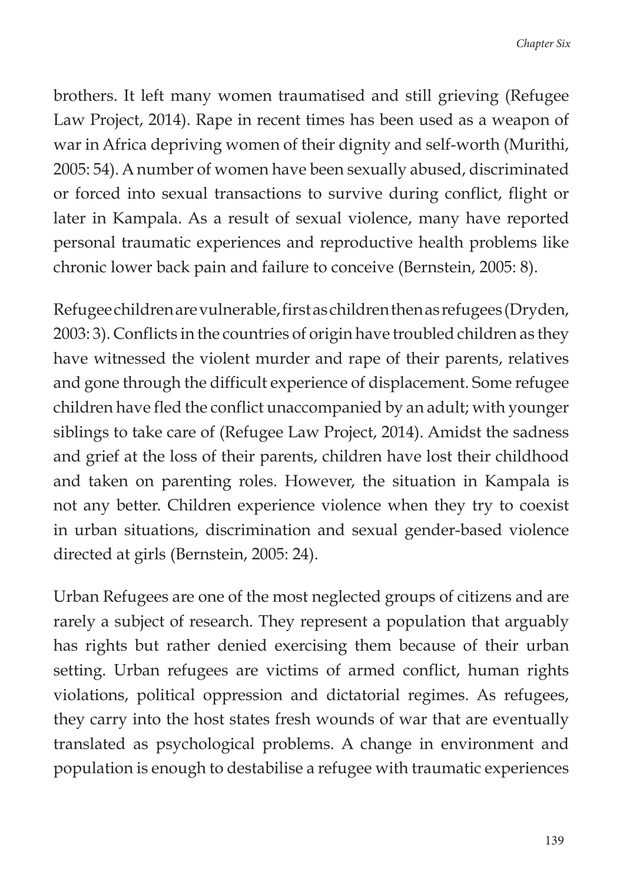brothers. It left many women traumatised and still grieving (Refugee Law Project, 2014). Rape in recent times has been used as a weapon of war in Africa depriving women of their dignity and self-worth (Murithi, 2005: 54). A number of women have been sexually abused, discriminated or forced into sexual transactions to survive during conflict, flight or later in Kampala. As a result of sexual violence, many have reported personal traumatic experiences and reproductive health problems like chronic lower back pain and failure to conceive (Bernstein, 2005: 8).

Refugee children are vulnerable, first as children then as refugees (Dryden, 2003: 3). Conflicts in the countries of origin have troubled children as they have witnessed the violent murder and rape of their parents, relatives and gone through the difficult experience of displacement. Some refugee children have fled the conflict unaccompanied by an adult; with younger siblings to take care of (Refugee Law Project, 2014). Amidst the sadness and grief at the loss of their parents, children have lost their childhood and taken on parenting roles. However, the situation in Kampala is not any better. Children experience violence when they try to coexist in urban situations, discrimination and sexual gender-based violence directed at girls (Bernstein, 2005: 24).

Urban Refugees are one of the most neglected groups of citizens and are rarely a subject of research. They represent a population that arguably has rights but rather denied exercising them because of their urban setting. Urban refugees are victims of armed conflict, human rights violations, political oppression and dictatorial regimes. As refugees, they carry into the host states fresh wounds of war that are eventually translated as psychological problems. A change in environment and population is enough to destabilise a refugee with traumatic experiences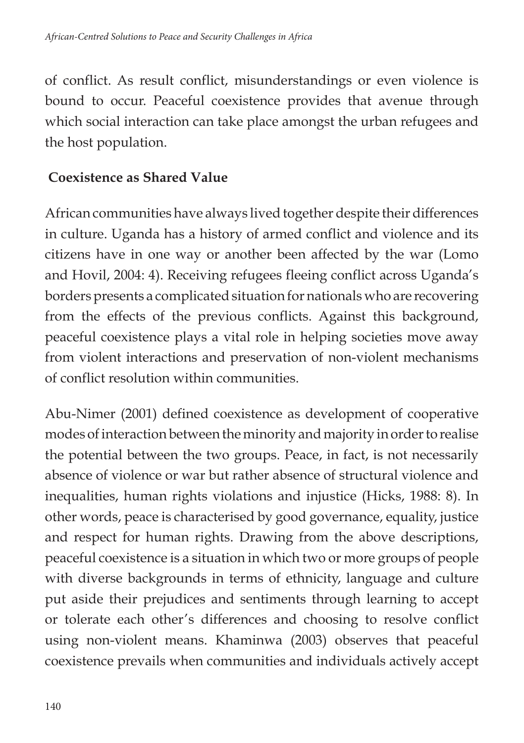of conflict. As result conflict, misunderstandings or even violence is bound to occur. Peaceful coexistence provides that avenue through which social interaction can take place amongst the urban refugees and the host population.

## Coexistence as Shared Value

African communities have always lived together despite their differences in culture. Uganda has a history of armed conflict and violence and its citizens have in one way or another been affected by the war (Lomo and Hovil, 2004: 4). Receiving refugees fleeing conflict across Uganda's borders presents a complicated situation for nationals who are recovering from the effects of the previous conflicts. Against this background, peaceful coexistence plays a vital role in helping societies move away from violent interactions and preservation of non-violent mechanisms of conflict resolution within communities.

Abu-Nimer (2001) defined coexistence as development of cooperative modes of interaction between the minority and majority in order to realise the potential between the two groups. Peace, in fact, is not necessarily absence of violence or war but rather absence of structural violence and inequalities, human rights violations and injustice (Hicks, 1988: 8). In other words, peace is characterised by good governance, equality, justice and respect for human rights. Drawing from the above descriptions, peaceful coexistence is a situation in which two or more groups of people with diverse backgrounds in terms of ethnicity, language and culture put aside their prejudices and sentiments through learning to accept or tolerate each other's differences and choosing to resolve conflict using non-violent means. Khaminwa (2003) observes that peaceful coexistence prevails when communities and individuals actively accept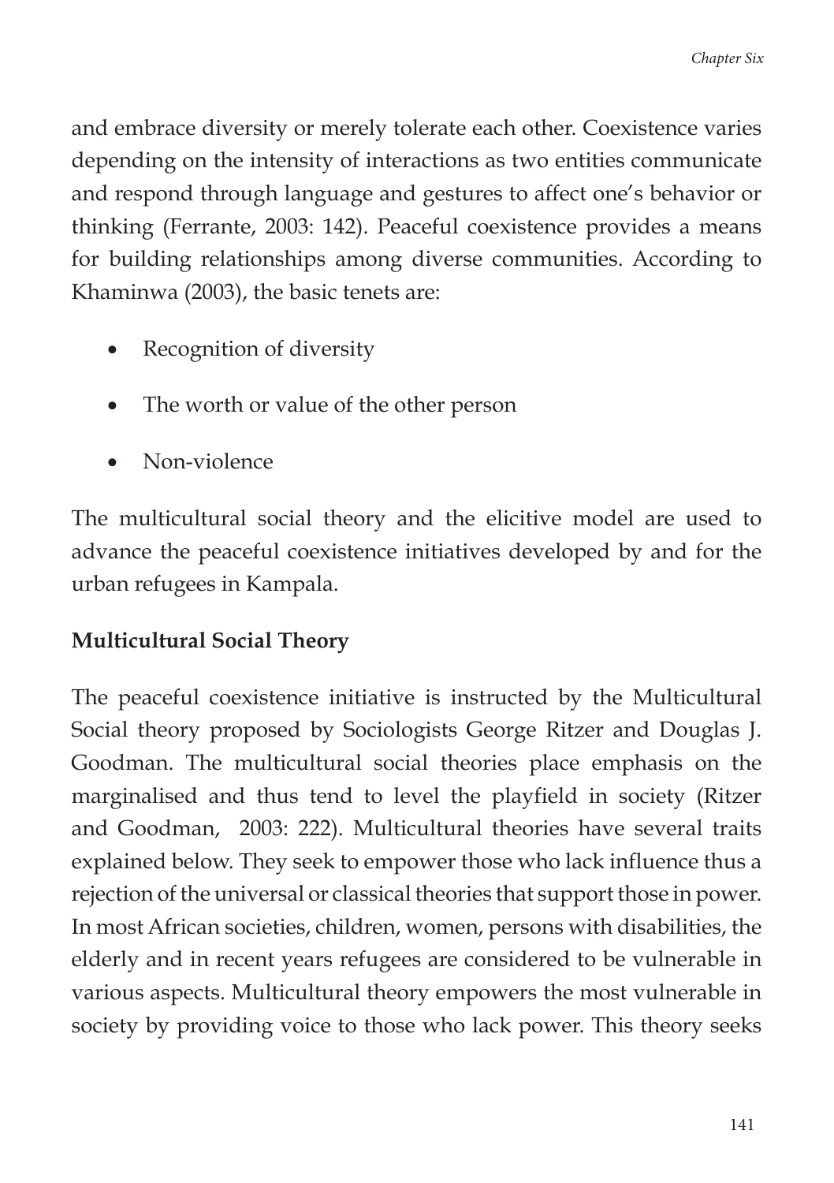and embrace diversity or merely tolerate each other. Coexistence varies depending on the intensity of interactions as two entities communicate and respond through language and gestures to affect one's behavior or thinking (Ferrante, 2003: 142). Peaceful coexistence provides a means for building relationships among diverse communities. According to Khaminwa (2003), the basic tenets are:

- Recognition of diversity
- The worth or value of the other person
- Non-violence

The multicultural social theory and the elicitive model are used to advance the peaceful coexistence initiatives developed by and for the urban refugees in Kampala.

**Multicultural Social Theory**

The peaceful coexistence initiative is instructed by the Multicultural Social theory proposed by Sociologists George Ritzer and Douglas J. Goodman. The multicultural social theories place emphasis on the marginalised and thus tend to level the playfield in society (Ritzer and Goodman, 2003: 222). Multicultural theories have several traits explained below. They seek to empower those who lack influence thus a rejection of the universal or classical theories that support those in power. In most African societies, children, women, persons with disabilities, the elderly and in recent years refugees are considered to be vulnerable in various aspects. Multicultural theory empowers the most vulnerable in society by providing voice to those who lack power. This theory seeks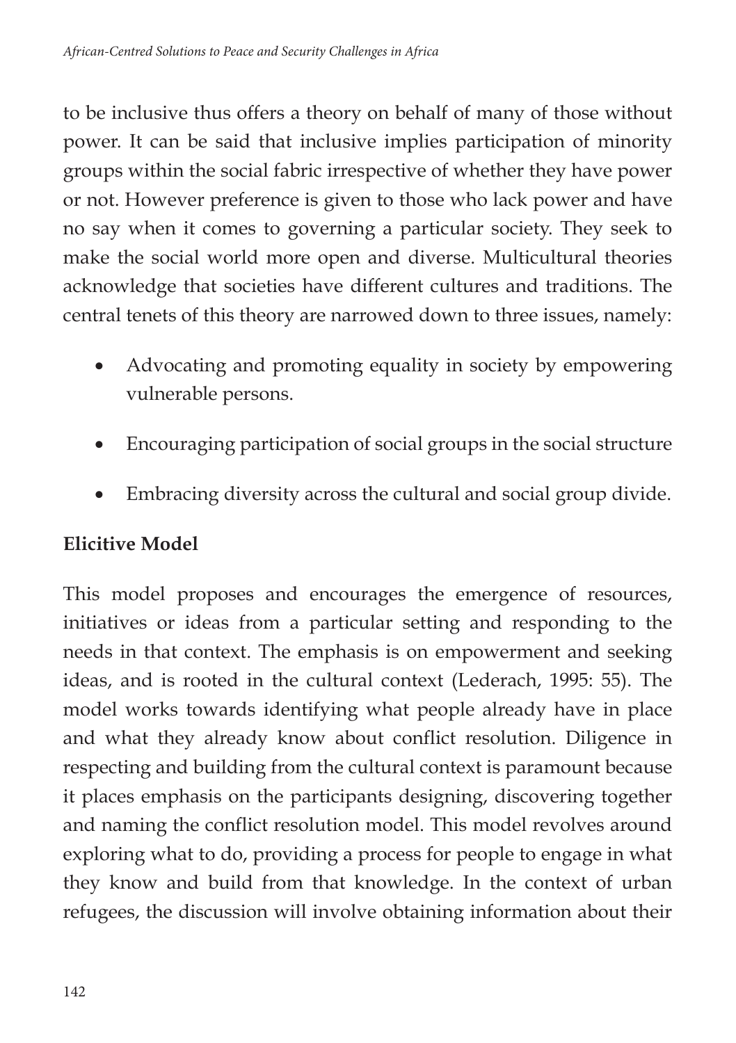to be inclusive thus offers a theory on behalf of many of those without power. It can be said that inclusive implies participation of minority groups within the social fabric irrespective of whether they have power or not. However preference is given to those who lack power and have no say when it comes to governing a particular society. They seek to make the social world more open and diverse. Multicultural theories acknowledge that societies have different cultures and traditions. The central tenets of this theory are narrowed down to three issues, namely:

- Advocating and promoting equality in society by empowering vulnerable persons.
- Encouraging participation of social groups in the social structure
- Embracing diversity across the cultural and social group divide.

**Elicitive Model**

This model proposes and encourages the emergence of resources, initiatives or ideas from a particular setting and responding to the needs in that context. The emphasis is on empowerment and seeking ideas, and is rooted in the cultural context (Lederach, 1995: 55). The model works towards identifying what people already have in place and what they already know about conflict resolution. Diligence in respecting and building from the cultural context is paramount because it places emphasis on the participants designing, discovering together and naming the conflict resolution model. This model revolves around exploring what to do, providing a process for people to engage in what they know and build from that knowledge. In the context of urban refugees, the discussion will involve obtaining information about their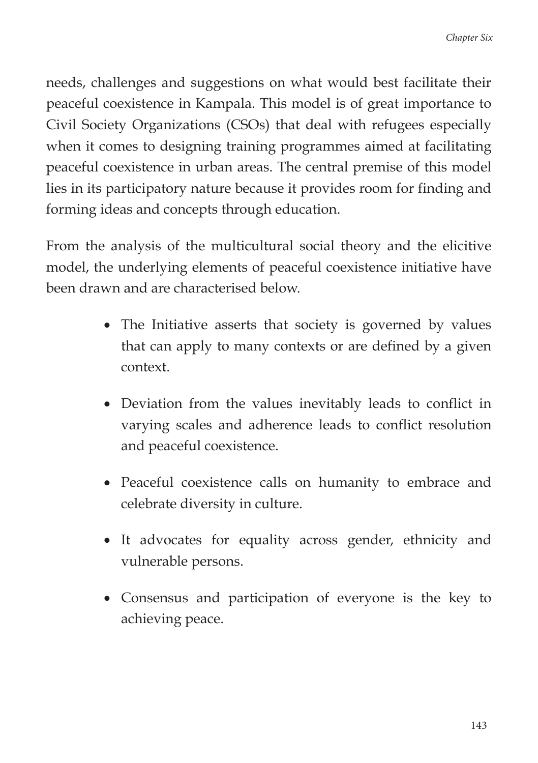needs, challenges and suggestions on what would best facilitate their peaceful coexistence in Kampala. This model is of great importance to Civil Society Organizations (CSOs) that deal with refugees especially when it comes to designing training programmes aimed at facilitating peaceful coexistence in urban areas. The central premise of this model lies in its participatory nature because it provides room for finding and forming ideas and concepts through education.

From the analysis of the multicultural social theory and the elicitive model, the underlying elements of peaceful coexistence initiative have been drawn and are characterised below.

- The Initiative asserts that society is governed by values that can apply to many contexts or are defined by a given context.
- Deviation from the values inevitably leads to conflict in varying scales and adherence leads to conflict resolution and peaceful coexistence.
- Peaceful coexistence calls on humanity to embrace and celebrate diversity in culture.
- It advocates for equality across gender, ethnicity and vulnerable persons.
- Consensus and participation of everyone is the key to achieving peace.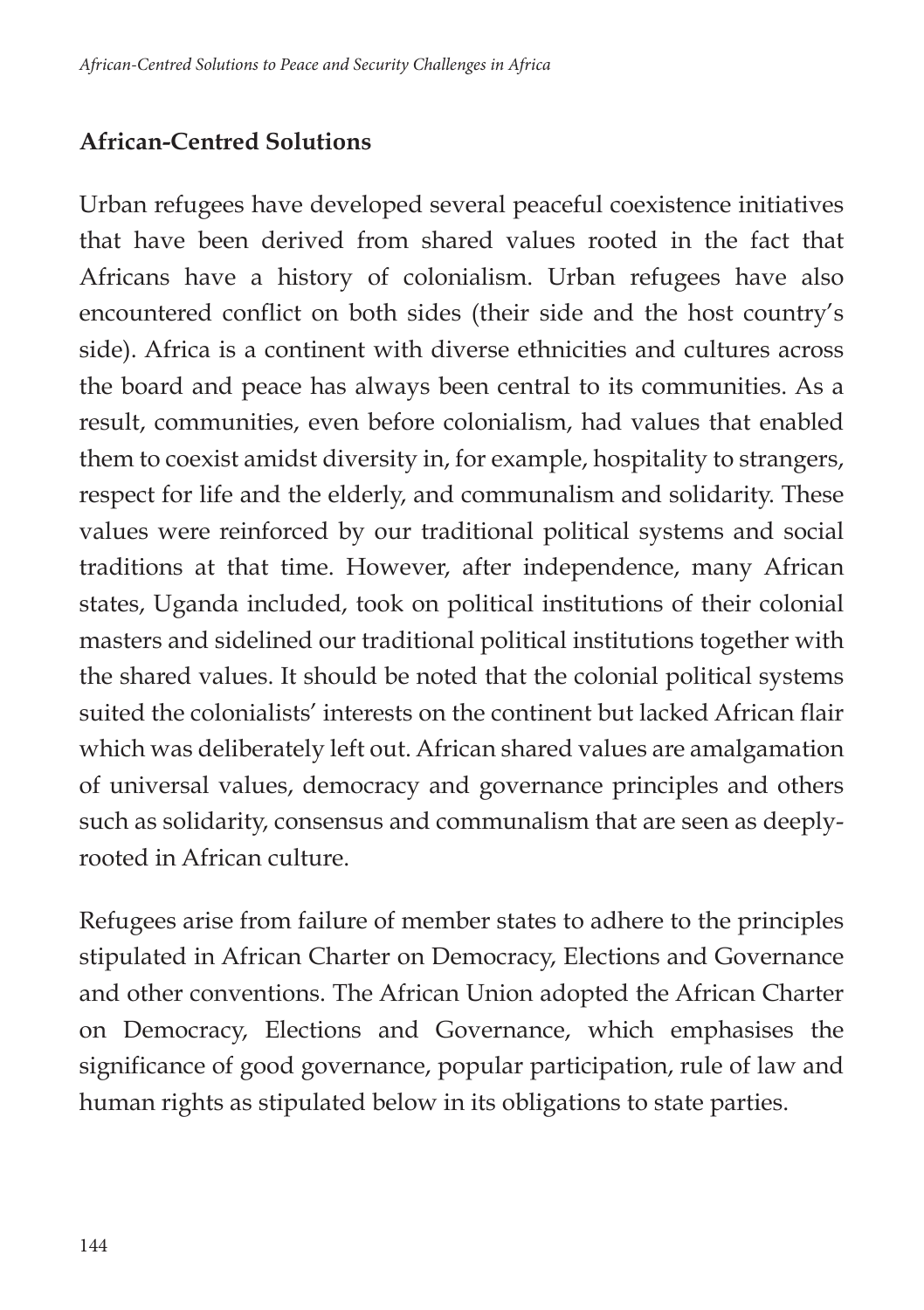## African-Centred Solutions

Urban refugees have developed several peaceful coexistence initiatives that have been derived from shared values rooted in the fact that Africans have a history of colonialism. Urban refugees have also encountered conflict on both sides (their side and the host country's side). Africa is a continent with diverse ethnicities and cultures across the board and peace has always been central to its communities. As a result, communities, even before colonialism, had values that enabled them to coexist amidst diversity in, for example, hospitality to strangers, respect for life and the elderly, and communalism and solidarity. These values were reinforced by our traditional political systems and social traditions at that time. However, after independence, many African states, Uganda included, took on political institutions of their colonial masters and sidelined our traditional political institutions together with the shared values. It should be noted that the colonial political systems suited the colonialists' interests on the continent but lacked African flair which was deliberately left out. African shared values are amalgamation of universal values, democracy and governance principles and others such as solidarity, consensus and communalism that are seen as deeply-rooted in African culture.

Refugees arise from failure of member states to adhere to the principles stipulated in African Charter on Democracy, Elections and Governance and other conventions. The African Union adopted the African Charter on Democracy, Elections and Governance, which emphasises the significance of good governance, popular participation, rule of law and human rights as stipulated below in its obligations to state parties.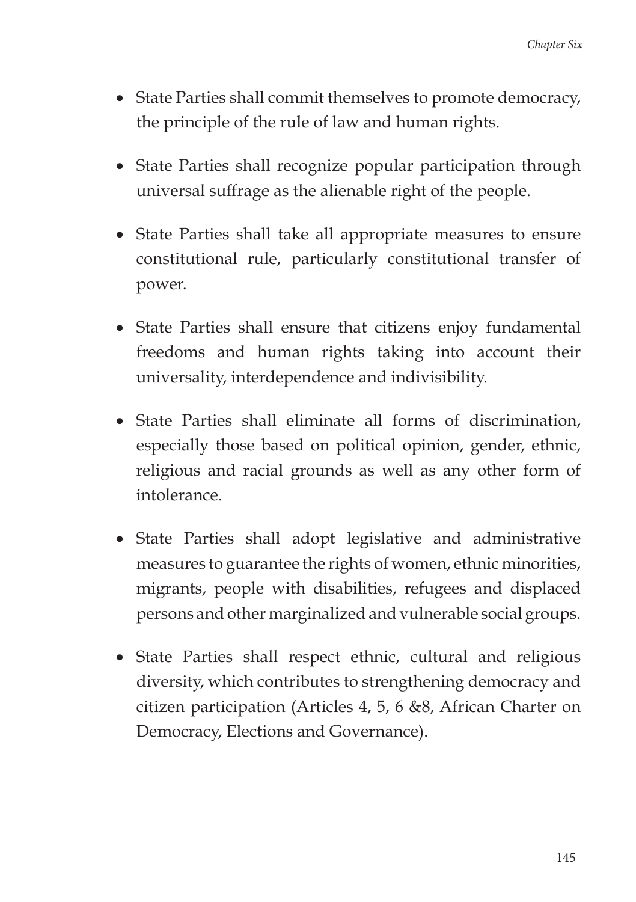- State Parties shall commit themselves to promote democracy, the principle of the rule of law and human rights.
- State Parties shall recognize popular participation through universal suffrage as the alienable right of the people.
- State Parties shall take all appropriate measures to ensure constitutional rule, particularly constitutional transfer of power.
- State Parties shall ensure that citizens enjoy fundamental freedoms and human rights taking into account their universality, interdependence and indivisibility.
- State Parties shall eliminate all forms of discrimination, especially those based on political opinion, gender, ethnic, religious and racial grounds as well as any other form of intolerance.
- State Parties shall adopt legislative and administrative measures to guarantee the rights of women, ethnic minorities, migrants, people with disabilities, refugees and displaced persons and other marginalized and vulnerable social groups.
- State Parties shall respect ethnic, cultural and religious diversity, which contributes to strengthening democracy and citizen participation (Articles 4, 5, 6 &8, African Charter on Democracy, Elections and Governance).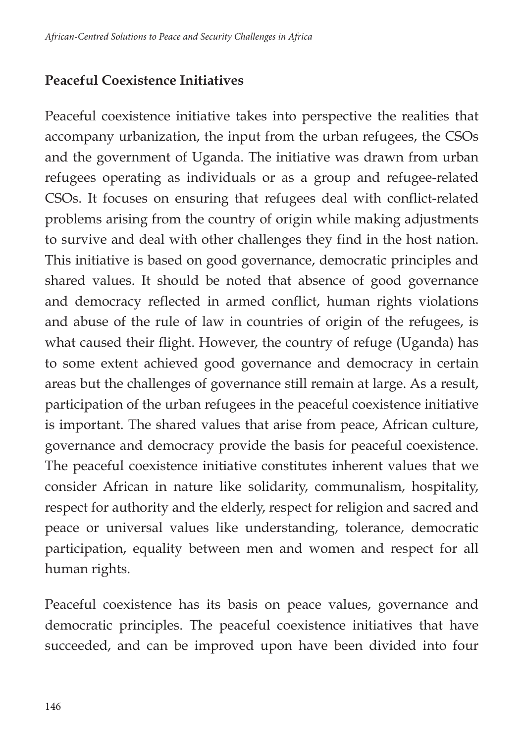## Peaceful Coexistence Initiatives

Peaceful coexistence initiative takes into perspective the realities that accompany urbanization, the input from the urban refugees, the CSOs and the government of Uganda. The initiative was drawn from urban refugees operating as individuals or as a group and refugee-related CSOs. It focuses on ensuring that refugees deal with conflict-related problems arising from the country of origin while making adjustments to survive and deal with other challenges they find in the host nation. This initiative is based on good governance, democratic principles and shared values. It should be noted that absence of good governance and democracy reflected in armed conflict, human rights violations and abuse of the rule of law in countries of origin of the refugees, is what caused their flight. However, the country of refuge (Uganda) has to some extent achieved good governance and democracy in certain areas but the challenges of governance still remain at large. As a result, participation of the urban refugees in the peaceful coexistence initiative is important. The shared values that arise from peace, African culture, governance and democracy provide the basis for peaceful coexistence. The peaceful coexistence initiative constitutes inherent values that we consider African in nature like solidarity, communalism, hospitality, respect for authority and the elderly, respect for religion and sacred and peace or universal values like understanding, tolerance, democratic participation, equality between men and women and respect for all human rights.

Peaceful coexistence has its basis on peace values, governance and democratic principles. The peaceful coexistence initiatives that have succeeded, and can be improved upon have been divided into four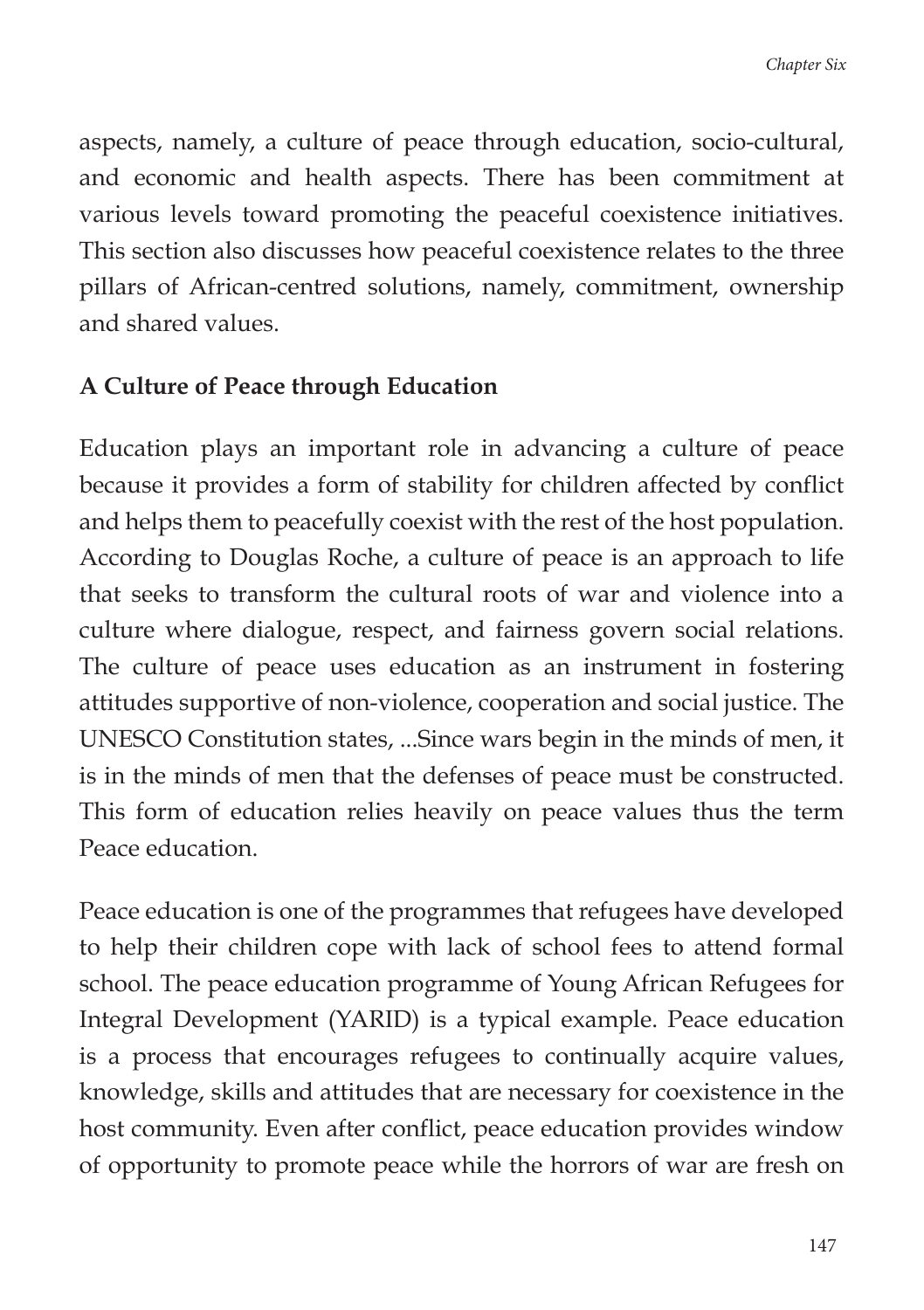aspects, namely, a culture of peace through education, socio-cultural, and economic and health aspects. There has been commitment at various levels toward promoting the peaceful coexistence initiatives. This section also discusses how peaceful coexistence relates to the three pillars of African-centred solutions, namely, commitment, ownership and shared values.

### A Culture of Peace through Education

Education plays an important role in advancing a culture of peace because it provides a form of stability for children affected by conflict and helps them to peacefully coexist with the rest of the host population. According to Douglas Roche, a culture of peace is an approach to life that seeks to transform the cultural roots of war and violence into a culture where dialogue, respect, and fairness govern social relations. The culture of peace uses education as an instrument in fostering attitudes supportive of non-violence, cooperation and social justice. The UNESCO Constitution states, ...Since wars begin in the minds of men, it is in the minds of men that the defenses of peace must be constructed. This form of education relies heavily on peace values thus the term Peace education.

Peace education is one of the programmes that refugees have developed to help their children cope with lack of school fees to attend formal school. The peace education programme of Young African Refugees for Integral Development (YARID) is a typical example. Peace education is a process that encourages refugees to continually acquire values, knowledge, skills and attitudes that are necessary for coexistence in the host community. Even after conflict, peace education provides window of opportunity to promote peace while the horrors of war are fresh on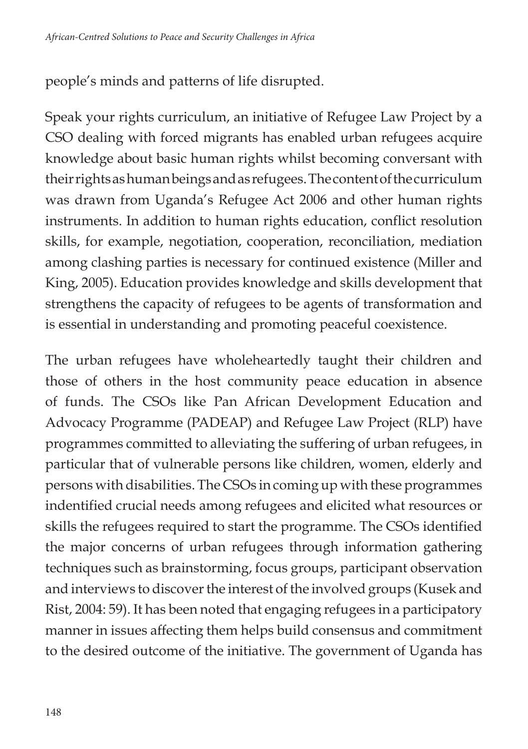people's minds and patterns of life disrupted.

Speak your rights curriculum, an initiative of Refugee Law Project by a CSO dealing with forced migrants has enabled urban refugees acquire knowledge about basic human rights whilst becoming conversant with their rights as human beings and as refugees. The content of the curriculum was drawn from Uganda's Refugee Act 2006 and other human rights instruments. In addition to human rights education, conflict resolution skills, for example, negotiation, cooperation, reconciliation, mediation among clashing parties is necessary for continued existence (Miller and King, 2005). Education provides knowledge and skills development that strengthens the capacity of refugees to be agents of transformation and is essential in understanding and promoting peaceful coexistence.

The urban refugees have wholeheartedly taught their children and those of others in the host community peace education in absence of funds. The CSOs like Pan African Development Education and Advocacy Programme (PADEAP) and Refugee Law Project (RLP) have programmes committed to alleviating the suffering of urban refugees, in particular that of vulnerable persons like children, women, elderly and persons with disabilities. The CSOs in coming up with these programmes indentified crucial needs among refugees and elicited what resources or skills the refugees required to start the programme. The CSOs identified the major concerns of urban refugees through information gathering techniques such as brainstorming, focus groups, participant observation and interviews to discover the interest of the involved groups (Kusek and Rist, 2004: 59). It has been noted that engaging refugees in a participatory manner in issues affecting them helps build consensus and commitment to the desired outcome of the initiative. The government of Uganda has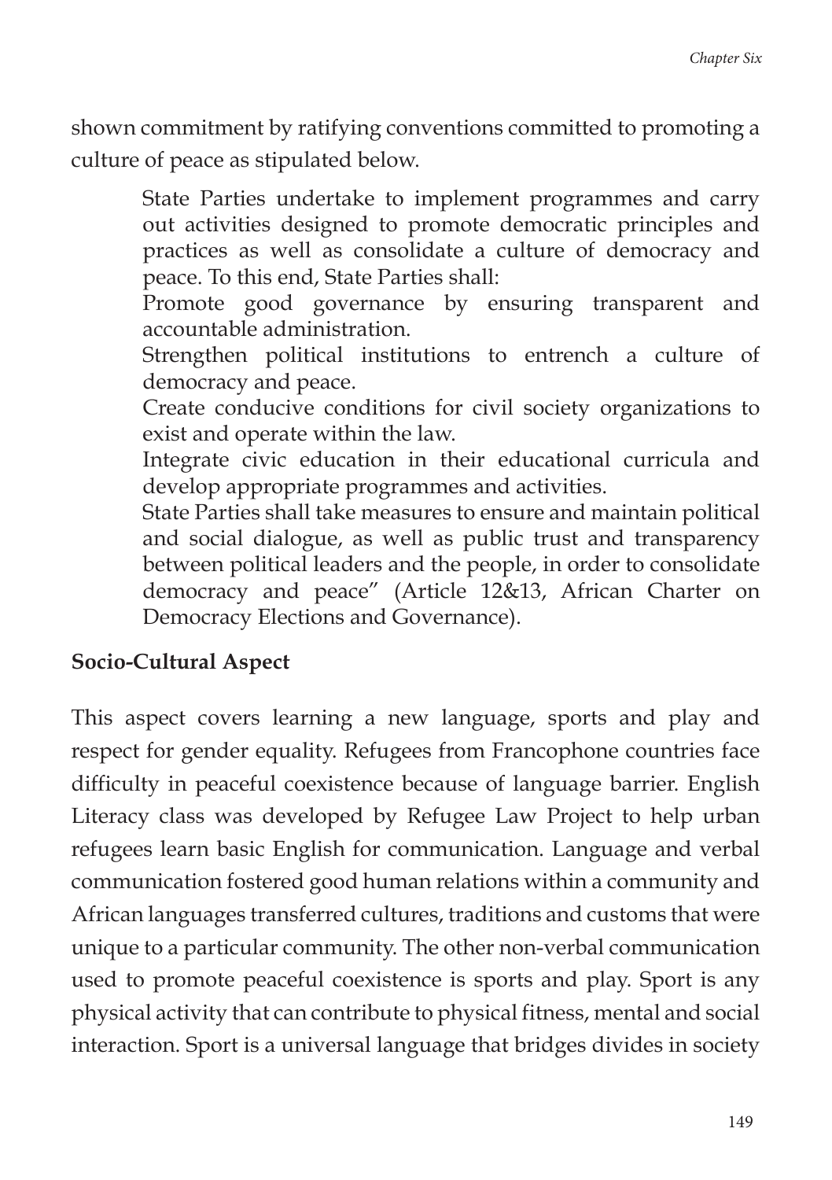shown commitment by ratifying conventions committed to promoting a culture of peace as stipulated below.

> State Parties undertake to implement programmes and carry out activities designed to promote democratic principles and practices as well as consolidate a culture of democracy and peace. To this end, State Parties shall:
>
> Promote good governance by ensuring transparent and accountable administration.
>
> Strengthen political institutions to entrench a culture of democracy and peace.
>
> Create conducive conditions for civil society organizations to exist and operate within the law.
>
> Integrate civic education in their educational curricula and develop appropriate programmes and activities.
>
> State Parties shall take measures to ensure and maintain political and social dialogue, as well as public trust and transparency between political leaders and the people, in order to consolidate democracy and peace" (Article 12&13, African Charter on Democracy Elections and Governance).

**Socio-Cultural Aspect**

This aspect covers learning a new language, sports and play and respect for gender equality. Refugees from Francophone countries face difficulty in peaceful coexistence because of language barrier. English Literacy class was developed by Refugee Law Project to help urban refugees learn basic English for communication. Language and verbal communication fostered good human relations within a community and African languages transferred cultures, traditions and customs that were unique to a particular community. The other non-verbal communication used to promote peaceful coexistence is sports and play. Sport is any physical activity that can contribute to physical fitness, mental and social interaction. Sport is a universal language that bridges divides in society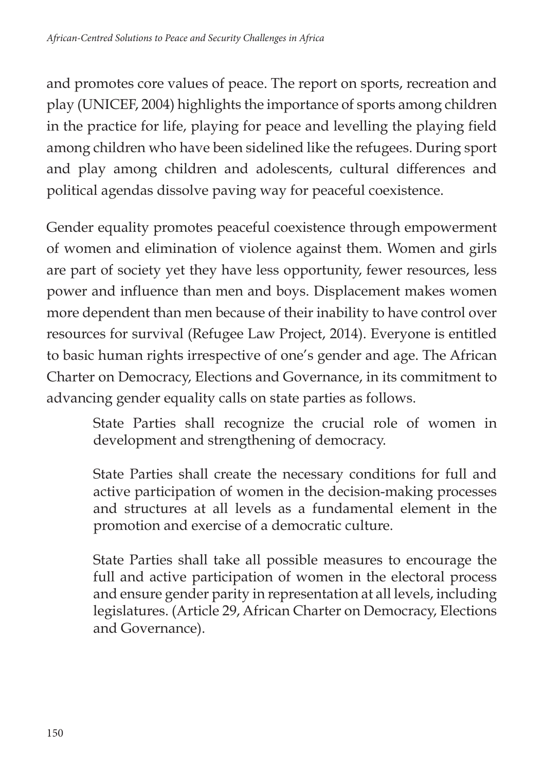and promotes core values of peace. The report on sports, recreation and play (UNICEF, 2004) highlights the importance of sports among children in the practice for life, playing for peace and levelling the playing field among children who have been sidelined like the refugees. During sport and play among children and adolescents, cultural differences and political agendas dissolve paving way for peaceful coexistence.

Gender equality promotes peaceful coexistence through empowerment of women and elimination of violence against them. Women and girls are part of society yet they have less opportunity, fewer resources, less power and influence than men and boys. Displacement makes women more dependent than men because of their inability to have control over resources for survival (Refugee Law Project, 2014). Everyone is entitled to basic human rights irrespective of one's gender and age. The African Charter on Democracy, Elections and Governance, in its commitment to advancing gender equality calls on state parties as follows.

> State Parties shall recognize the crucial role of women in development and strengthening of democracy.
>
> State Parties shall create the necessary conditions for full and active participation of women in the decision-making processes and structures at all levels as a fundamental element in the promotion and exercise of a democratic culture.
>
> State Parties shall take all possible measures to encourage the full and active participation of women in the electoral process and ensure gender parity in representation at all levels, including legislatures. (Article 29, African Charter on Democracy, Elections and Governance).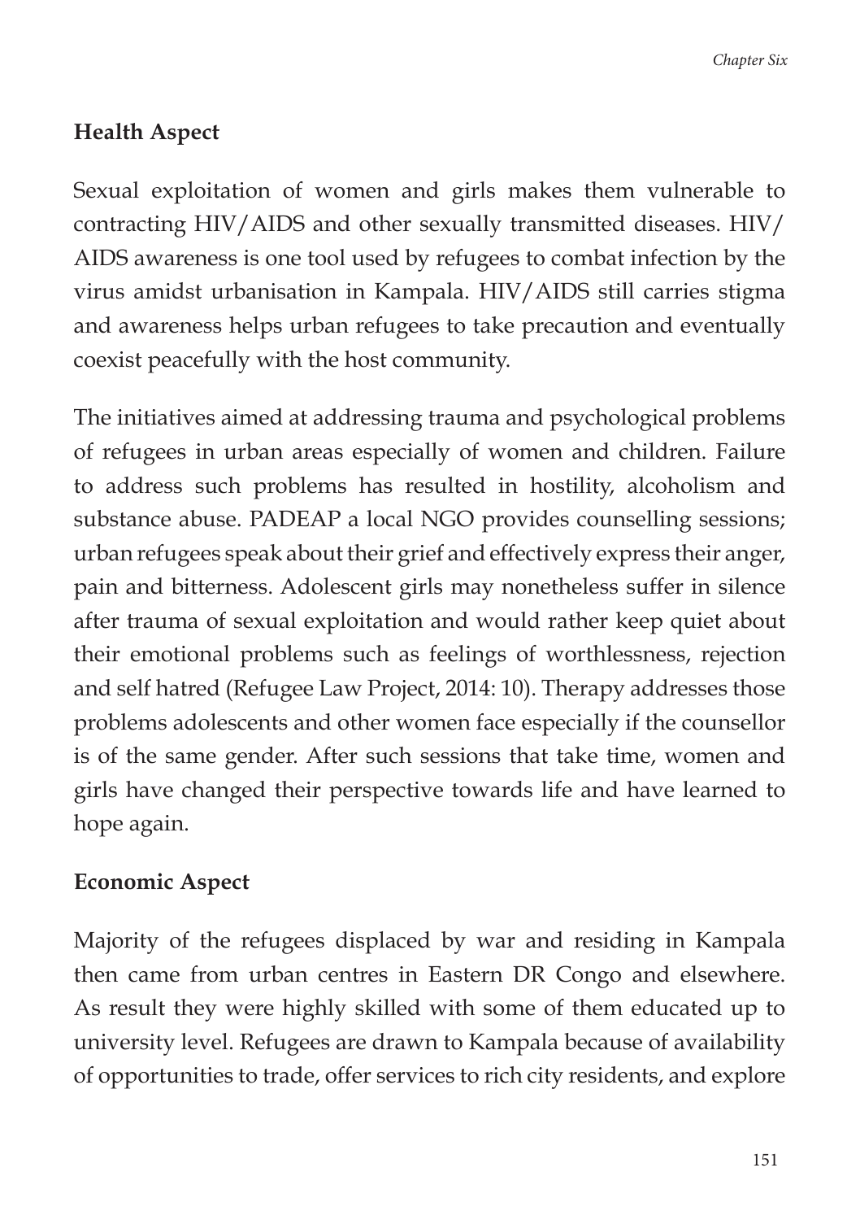**Health Aspect**

Sexual exploitation of women and girls makes them vulnerable to contracting HIV/AIDS and other sexually transmitted diseases. HIV/AIDS awareness is one tool used by refugees to combat infection by the virus amidst urbanisation in Kampala. HIV/AIDS still carries stigma and awareness helps urban refugees to take precaution and eventually coexist peacefully with the host community.

The initiatives aimed at addressing trauma and psychological problems of refugees in urban areas especially of women and children. Failure to address such problems has resulted in hostility, alcoholism and substance abuse. PADEAP a local NGO provides counselling sessions; urban refugees speak about their grief and effectively express their anger, pain and bitterness. Adolescent girls may nonetheless suffer in silence after trauma of sexual exploitation and would rather keep quiet about their emotional problems such as feelings of worthlessness, rejection and self hatred (Refugee Law Project, 2014: 10). Therapy addresses those problems adolescents and other women face especially if the counsellor is of the same gender. After such sessions that take time, women and girls have changed their perspective towards life and have learned to hope again.

**Economic Aspect**

Majority of the refugees displaced by war and residing in Kampala then came from urban centres in Eastern DR Congo and elsewhere. As result they were highly skilled with some of them educated up to university level. Refugees are drawn to Kampala because of availability of opportunities to trade, offer services to rich city residents, and explore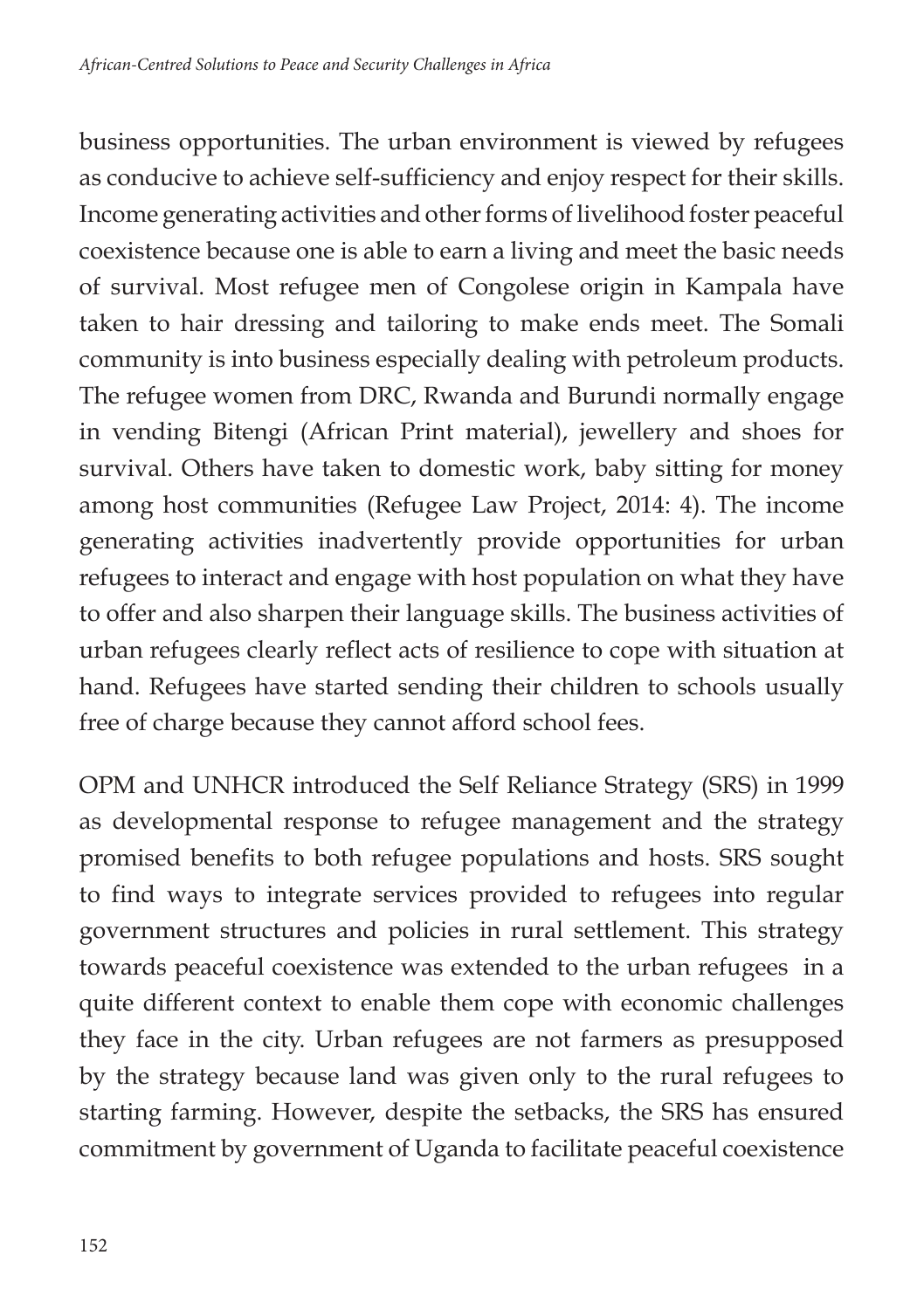business opportunities. The urban environment is viewed by refugees as conducive to achieve self-sufficiency and enjoy respect for their skills. Income generating activities and other forms of livelihood foster peaceful coexistence because one is able to earn a living and meet the basic needs of survival. Most refugee men of Congolese origin in Kampala have taken to hair dressing and tailoring to make ends meet. The Somali community is into business especially dealing with petroleum products. The refugee women from DRC, Rwanda and Burundi normally engage in vending Bitengi (African Print material), jewellery and shoes for survival. Others have taken to domestic work, baby sitting for money among host communities (Refugee Law Project, 2014: 4). The income generating activities inadvertently provide opportunities for urban refugees to interact and engage with host population on what they have to offer and also sharpen their language skills. The business activities of urban refugees clearly reflect acts of resilience to cope with situation at hand. Refugees have started sending their children to schools usually free of charge because they cannot afford school fees.

OPM and UNHCR introduced the Self Reliance Strategy (SRS) in 1999 as developmental response to refugee management and the strategy promised benefits to both refugee populations and hosts. SRS sought to find ways to integrate services provided to refugees into regular government structures and policies in rural settlement. This strategy towards peaceful coexistence was extended to the urban refugees in a quite different context to enable them cope with economic challenges they face in the city. Urban refugees are not farmers as presupposed by the strategy because land was given only to the rural refugees to starting farming. However, despite the setbacks, the SRS has ensured commitment by government of Uganda to facilitate peaceful coexistence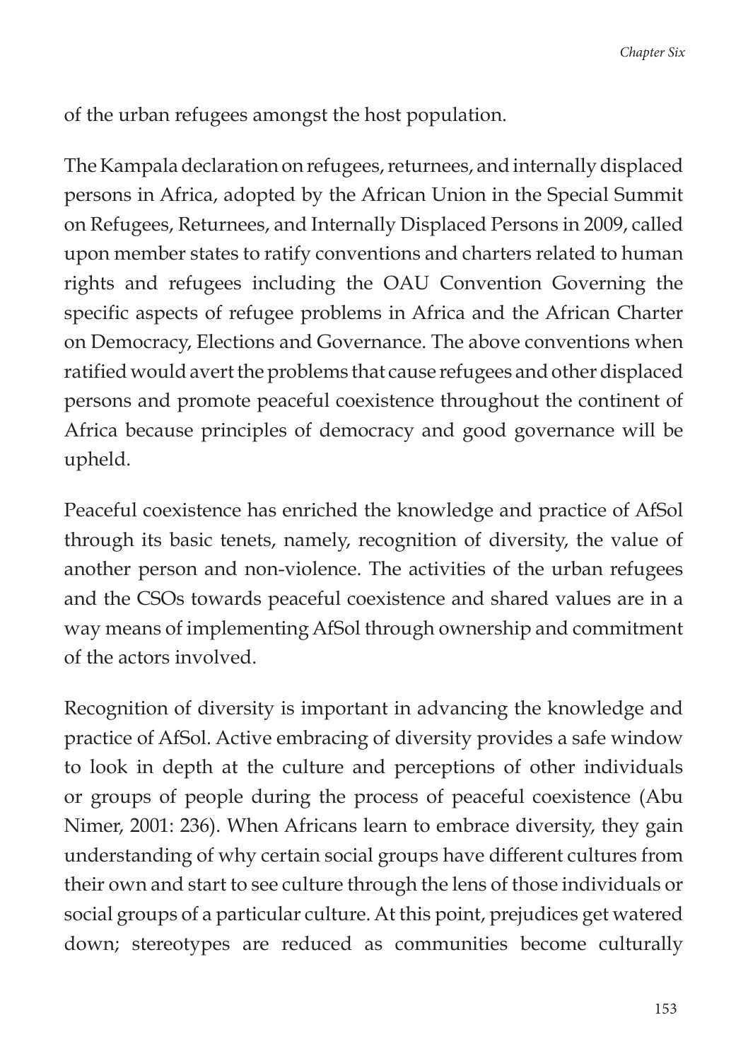of the urban refugees amongst the host population.

The Kampala declaration on refugees, returnees, and internally displaced persons in Africa, adopted by the African Union in the Special Summit on Refugees, Returnees, and Internally Displaced Persons in 2009, called upon member states to ratify conventions and charters related to human rights and refugees including the OAU Convention Governing the specific aspects of refugee problems in Africa and the African Charter on Democracy, Elections and Governance. The above conventions when ratified would avert the problems that cause refugees and other displaced persons and promote peaceful coexistence throughout the continent of Africa because principles of democracy and good governance will be upheld.

Peaceful coexistence has enriched the knowledge and practice of AfSol through its basic tenets, namely, recognition of diversity, the value of another person and non-violence. The activities of the urban refugees and the CSOs towards peaceful coexistence and shared values are in a way means of implementing AfSol through ownership and commitment of the actors involved.

Recognition of diversity is important in advancing the knowledge and practice of AfSol. Active embracing of diversity provides a safe window to look in depth at the culture and perceptions of other individuals or groups of people during the process of peaceful coexistence (Abu Nimer, 2001: 236). When Africans learn to embrace diversity, they gain understanding of why certain social groups have different cultures from their own and start to see culture through the lens of those individuals or social groups of a particular culture. At this point, prejudices get watered down; stereotypes are reduced as communities become culturally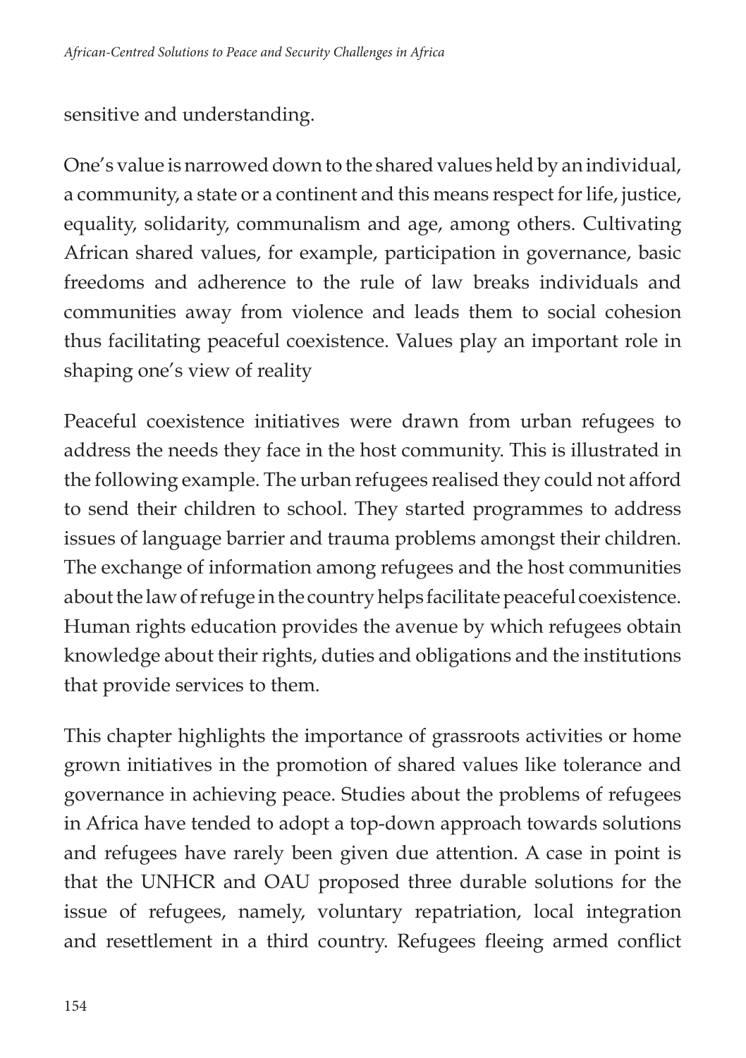sensitive and understanding.

One's value is narrowed down to the shared values held by an individual, a community, a state or a continent and this means respect for life, justice, equality, solidarity, communalism and age, among others. Cultivating African shared values, for example, participation in governance, basic freedoms and adherence to the rule of law breaks individuals and communities away from violence and leads them to social cohesion thus facilitating peaceful coexistence. Values play an important role in shaping one's view of reality

Peaceful coexistence initiatives were drawn from urban refugees to address the needs they face in the host community. This is illustrated in the following example. The urban refugees realised they could not afford to send their children to school. They started programmes to address issues of language barrier and trauma problems amongst their children. The exchange of information among refugees and the host communities about the law of refuge in the country helps facilitate peaceful coexistence. Human rights education provides the avenue by which refugees obtain knowledge about their rights, duties and obligations and the institutions that provide services to them.

This chapter highlights the importance of grassroots activities or home grown initiatives in the promotion of shared values like tolerance and governance in achieving peace. Studies about the problems of refugees in Africa have tended to adopt a top-down approach towards solutions and refugees have rarely been given due attention. A case in point is that the UNHCR and OAU proposed three durable solutions for the issue of refugees, namely, voluntary repatriation, local integration and resettlement in a third country. Refugees fleeing armed conflict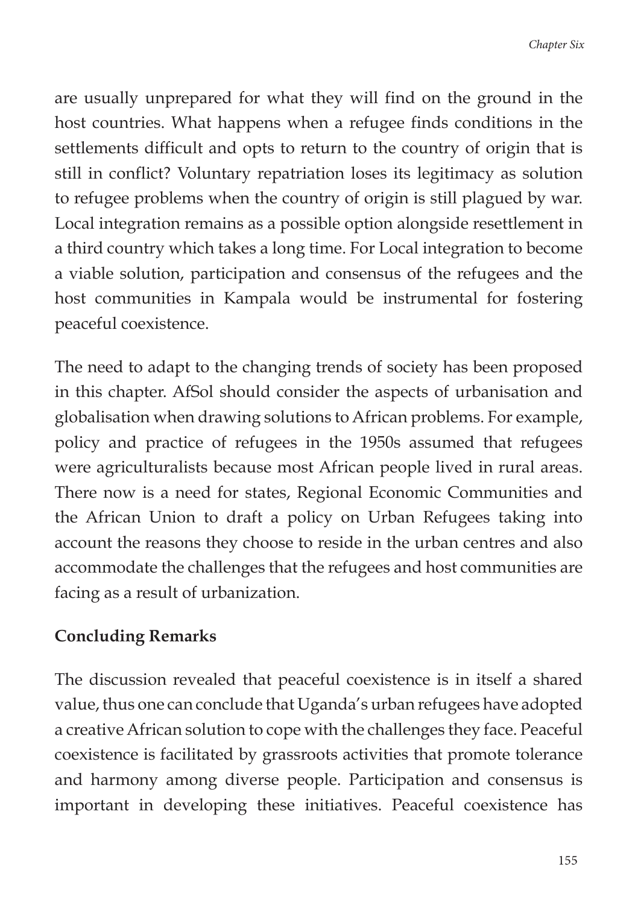are usually unprepared for what they will find on the ground in the host countries. What happens when a refugee finds conditions in the settlements difficult and opts to return to the country of origin that is still in conflict? Voluntary repatriation loses its legitimacy as solution to refugee problems when the country of origin is still plagued by war. Local integration remains as a possible option alongside resettlement in a third country which takes a long time. For Local integration to become a viable solution, participation and consensus of the refugees and the host communities in Kampala would be instrumental for fostering peaceful coexistence.

The need to adapt to the changing trends of society has been proposed in this chapter. AfSol should consider the aspects of urbanisation and globalisation when drawing solutions to African problems. For example, policy and practice of refugees in the 1950s assumed that refugees were agriculturalists because most African people lived in rural areas. There now is a need for states, Regional Economic Communities and the African Union to draft a policy on Urban Refugees taking into account the reasons they choose to reside in the urban centres and also accommodate the challenges that the refugees and host communities are facing as a result of urbanization.

## Concluding Remarks

The discussion revealed that peaceful coexistence is in itself a shared value, thus one can conclude that Uganda's urban refugees have adopted a creative African solution to cope with the challenges they face. Peaceful coexistence is facilitated by grassroots activities that promote tolerance and harmony among diverse people. Participation and consensus is important in developing these initiatives. Peaceful coexistence has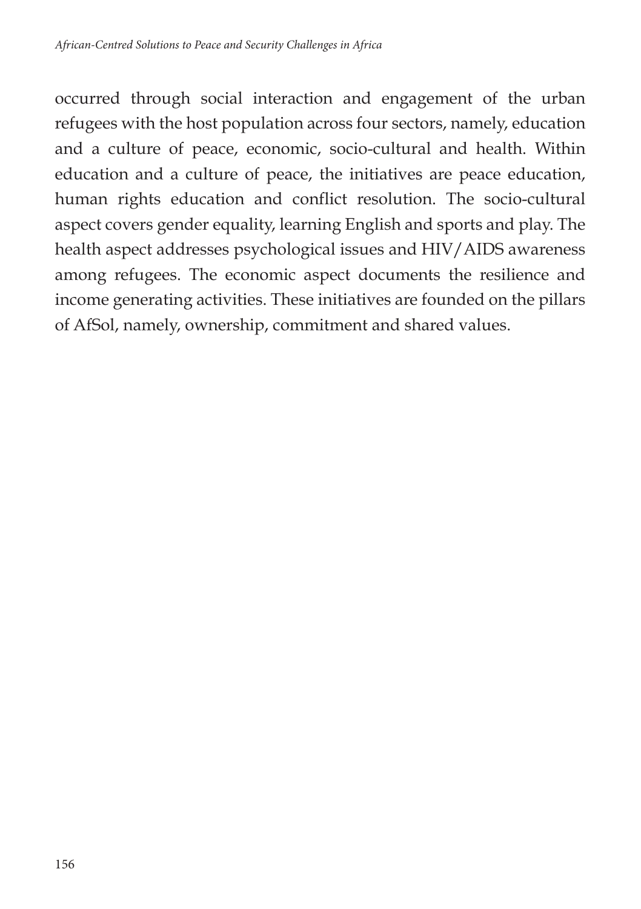occurred through social interaction and engagement of the urban refugees with the host population across four sectors, namely, education and a culture of peace, economic, socio-cultural and health. Within education and a culture of peace, the initiatives are peace education, human rights education and conflict resolution. The socio-cultural aspect covers gender equality, learning English and sports and play. The health aspect addresses psychological issues and HIV/AIDS awareness among refugees. The economic aspect documents the resilience and income generating activities. These initiatives are founded on the pillars of AfSol, namely, ownership, commitment and shared values.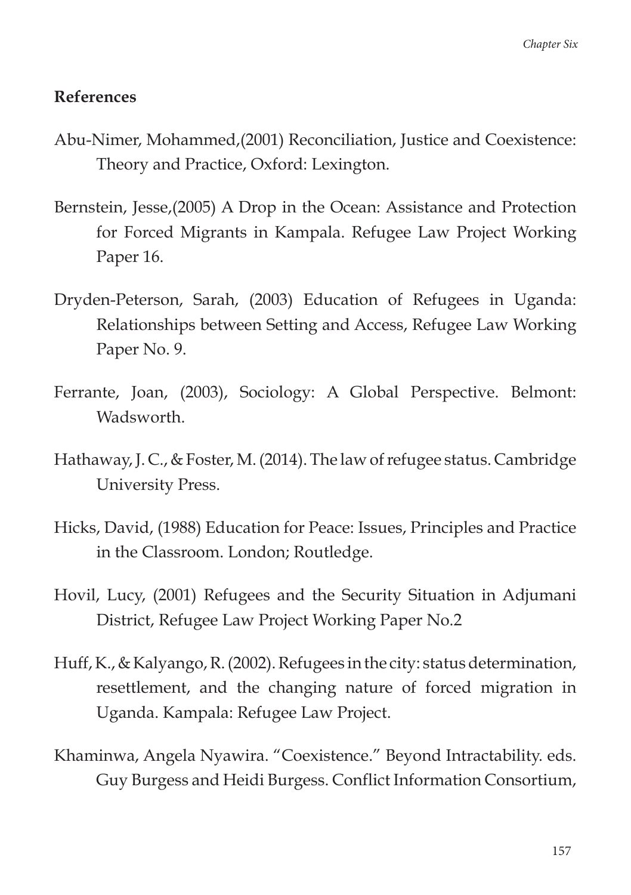**References**

Abu-Nimer, Mohammed,(2001) Reconciliation, Justice and Coexistence: Theory and Practice, Oxford: Lexington.

Bernstein, Jesse,(2005) A Drop in the Ocean: Assistance and Protection for Forced Migrants in Kampala. Refugee Law Project Working Paper 16.

Dryden-Peterson, Sarah, (2003) Education of Refugees in Uganda: Relationships between Setting and Access, Refugee Law Working Paper No. 9.

Ferrante, Joan, (2003), Sociology: A Global Perspective. Belmont: Wadsworth.

Hathaway, J. C., & Foster, M. (2014). The law of refugee status. Cambridge University Press.

Hicks, David, (1988) Education for Peace: Issues, Principles and Practice in the Classroom. London; Routledge.

Hovil, Lucy, (2001) Refugees and the Security Situation in Adjumani District, Refugee Law Project Working Paper No.2

Huff, K., & Kalyango, R. (2002). Refugees in the city: status determination, resettlement, and the changing nature of forced migration in Uganda. Kampala: Refugee Law Project.

Khaminwa, Angela Nyawira. "Coexistence." Beyond Intractability. eds. Guy Burgess and Heidi Burgess. Conflict Information Consortium,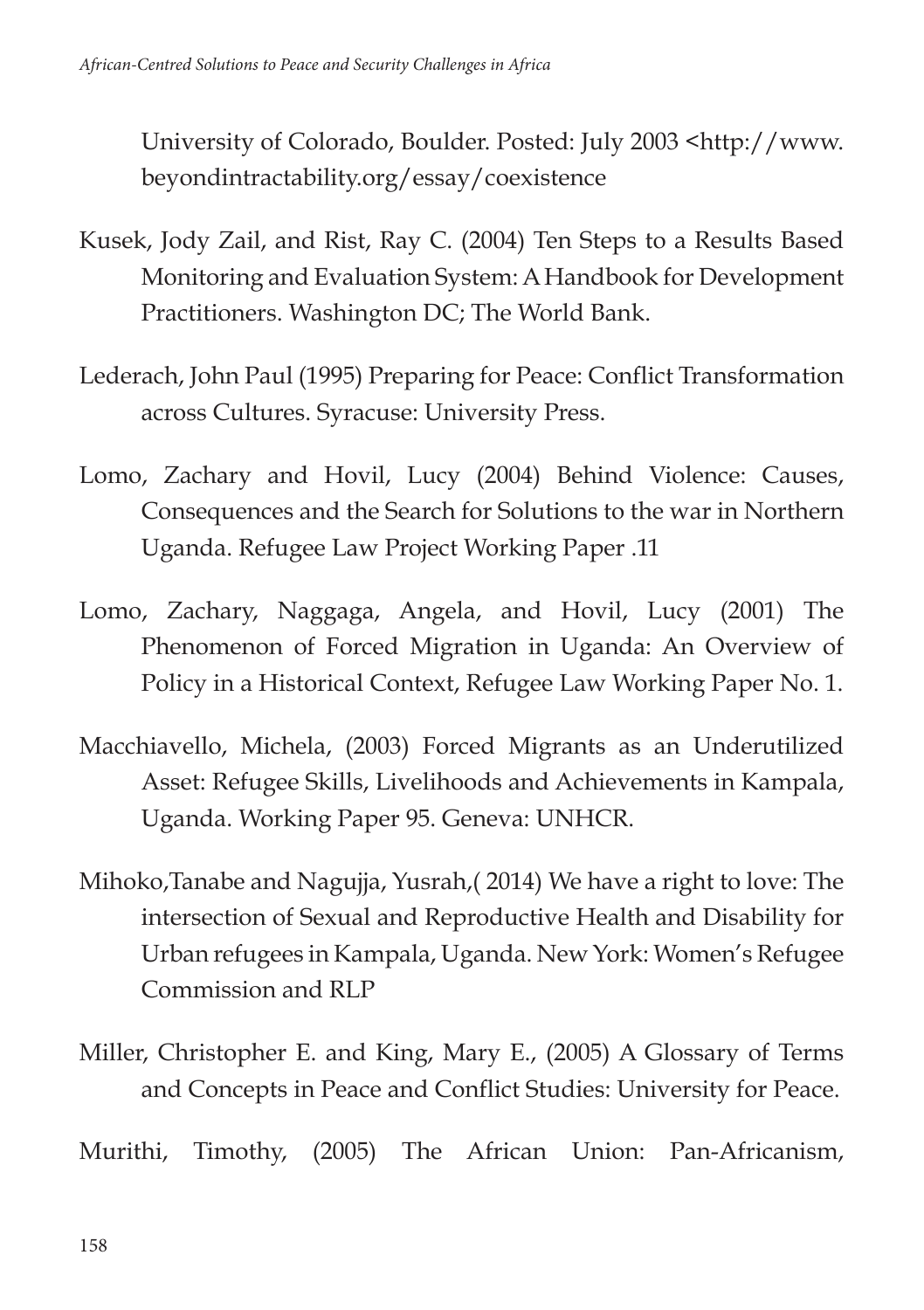University of Colorado, Boulder. Posted: July 2003 <http://www.beyondintractability.org/essay/coexistence

Kusek, Jody Zail, and Rist, Ray C. (2004) Ten Steps to a Results Based Monitoring and Evaluation System: A Handbook for Development Practitioners. Washington DC; The World Bank.

Lederach, John Paul (1995) Preparing for Peace: Conflict Transformation across Cultures. Syracuse: University Press.

Lomo, Zachary and Hovil, Lucy (2004) Behind Violence: Causes, Consequences and the Search for Solutions to the war in Northern Uganda. Refugee Law Project Working Paper .11

Lomo, Zachary, Naggaga, Angela, and Hovil, Lucy (2001) The Phenomenon of Forced Migration in Uganda: An Overview of Policy in a Historical Context, Refugee Law Working Paper No. 1.

Macchiavello, Michela, (2003) Forced Migrants as an Underutilized Asset: Refugee Skills, Livelihoods and Achievements in Kampala, Uganda. Working Paper 95. Geneva: UNHCR.

Mihoko,Tanabe and Nagujja, Yusrah,( 2014) We have a right to love: The intersection of Sexual and Reproductive Health and Disability for Urban refugees in Kampala, Uganda. New York: Women's Refugee Commission and RLP

Miller, Christopher E. and King, Mary E., (2005) A Glossary of Terms and Concepts in Peace and Conflict Studies: University for Peace.

Murithi, Timothy, (2005) The African Union: Pan-Africanism,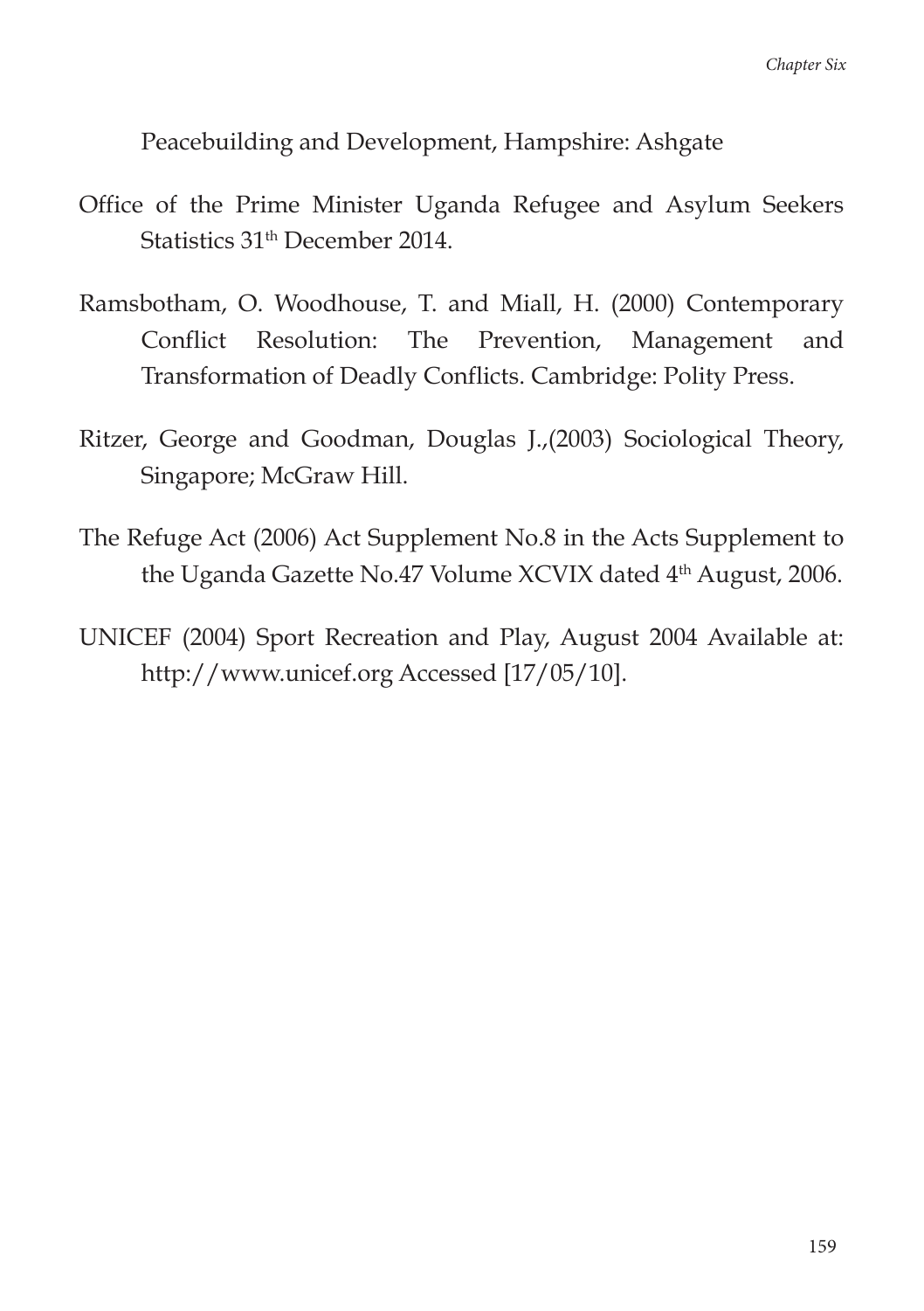Peacebuilding and Development, Hampshire: Ashgate

Office of the Prime Minister Uganda Refugee and Asylum Seekers Statistics 31th December 2014.

Ramsbotham, O. Woodhouse, T. and Miall, H. (2000) Contemporary Conflict Resolution: The Prevention, Management and Transformation of Deadly Conflicts. Cambridge: Polity Press.

Ritzer, George and Goodman, Douglas J.,(2003) Sociological Theory, Singapore; McGraw Hill.

The Refuge Act (2006) Act Supplement No.8 in the Acts Supplement to the Uganda Gazette No.47 Volume XCVIX dated 4th August, 2006.

UNICEF (2004) Sport Recreation and Play, August 2004 Available at: http://www.unicef.org Accessed [17/05/10].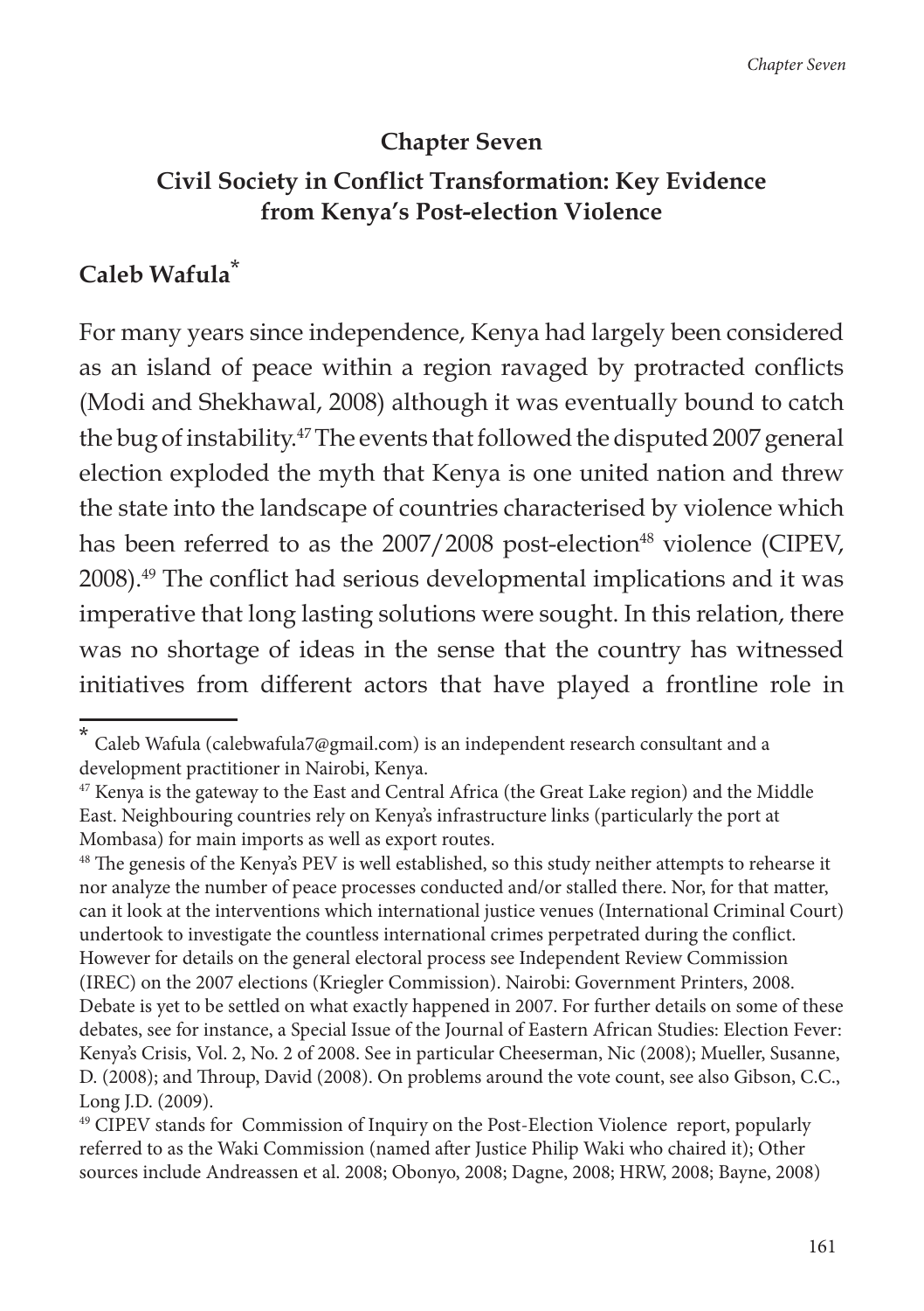# Chapter Seven

## Civil Society in Conflict Transformation: Key Evidence from Kenya's Post-election Violence

### Caleb Wafula*

For many years since independence, Kenya had largely been considered as an island of peace within a region ravaged by protracted conflicts (Modi and Shekhawal, 2008) although it was eventually bound to catch the bug of instability.[47] The events that followed the disputed 2007 general election exploded the myth that Kenya is one united nation and threw the state into the landscape of countries characterised by violence which has been referred to as the 2007/2008 post-election[48] violence (CIPEV, 2008).[49] The conflict had serious developmental implications and it was imperative that long lasting solutions were sought. In this relation, there was no shortage of ideas in the sense that the country has witnessed initiatives from different actors that have played a frontline role in

---

* Caleb Wafula (calebwafula7@gmail.com) is an independent research consultant and a development practitioner in Nairobi, Kenya.

[47] Kenya is the gateway to the East and Central Africa (the Great Lake region) and the Middle East. Neighbouring countries rely on Kenya's infrastructure links (particularly the port at Mombasa) for main imports as well as export routes.

[48] The genesis of the Kenya's PEV is well established, so this study neither attempts to rehearse it nor analyze the number of peace processes conducted and/or stalled there. Nor, for that matter, can it look at the interventions which international justice venues (International Criminal Court) undertook to investigate the countless international crimes perpetrated during the conflict. However for details on the general electoral process see Independent Review Commission (IREC) on the 2007 elections (Kriegler Commission). Nairobi: Government Printers, 2008. Debate is yet to be settled on what exactly happened in 2007. For further details on some of these debates, see for instance, a Special Issue of the Journal of Eastern African Studies: Election Fever: Kenya's Crisis, Vol. 2, No. 2 of 2008. See in particular Cheeserman, Nic (2008); Mueller, Susanne, D. (2008); and Throup, David (2008). On problems around the vote count, see also Gibson, C.C., Long J.D. (2009).

[49] CIPEV stands for Commission of Inquiry on the Post-Election Violence report, popularly referred to as the Waki Commission (named after Justice Philip Waki who chaired it); Other sources include Andreassen et al. 2008; Obonyo, 2008; Dagne, 2008; HRW, 2008; Bayne, 2008)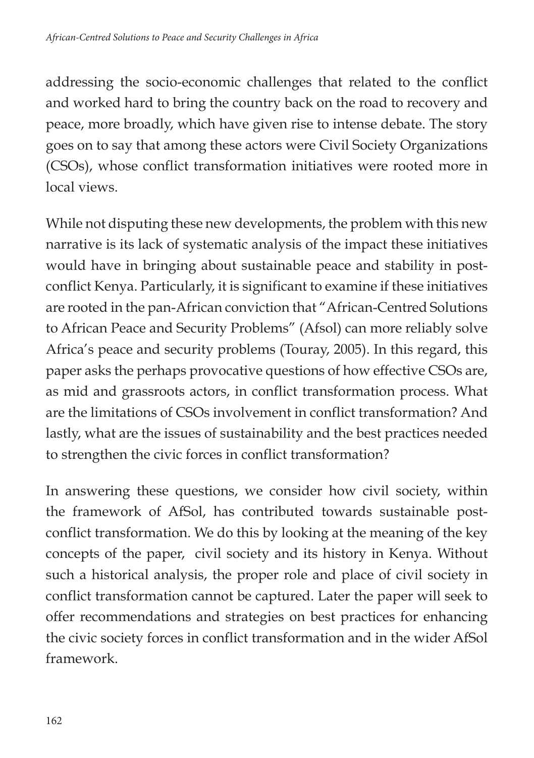addressing the socio-economic challenges that related to the conflict and worked hard to bring the country back on the road to recovery and peace, more broadly, which have given rise to intense debate. The story goes on to say that among these actors were Civil Society Organizations (CSOs), whose conflict transformation initiatives were rooted more in local views.

While not disputing these new developments, the problem with this new narrative is its lack of systematic analysis of the impact these initiatives would have in bringing about sustainable peace and stability in post-conflict Kenya. Particularly, it is significant to examine if these initiatives are rooted in the pan-African conviction that "African-Centred Solutions to African Peace and Security Problems" (Afsol) can more reliably solve Africa's peace and security problems (Touray, 2005). In this regard, this paper asks the perhaps provocative questions of how effective CSOs are, as mid and grassroots actors, in conflict transformation process. What are the limitations of CSOs involvement in conflict transformation? And lastly, what are the issues of sustainability and the best practices needed to strengthen the civic forces in conflict transformation?

In answering these questions, we consider how civil society, within the framework of AfSol, has contributed towards sustainable post-conflict transformation. We do this by looking at the meaning of the key concepts of the paper, civil society and its history in Kenya. Without such a historical analysis, the proper role and place of civil society in conflict transformation cannot be captured. Later the paper will seek to offer recommendations and strategies on best practices for enhancing the civic society forces in conflict transformation and in the wider AfSol framework.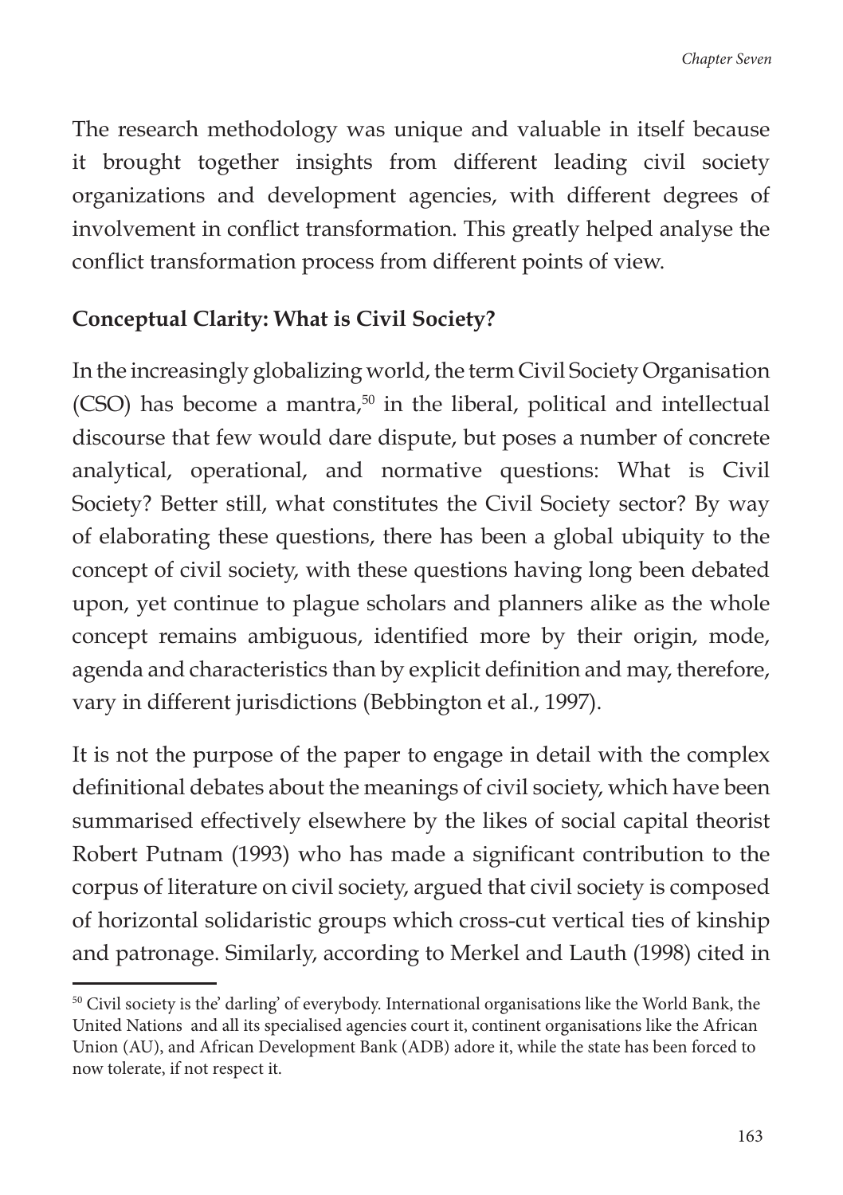The research methodology was unique and valuable in itself because it brought together insights from different leading civil society organizations and development agencies, with different degrees of involvement in conflict transformation. This greatly helped analyse the conflict transformation process from different points of view.

**Conceptual Clarity: What is Civil Society?**

In the increasingly globalizing world, the term Civil Society Organisation (CSO) has become a mantra,[50] in the liberal, political and intellectual discourse that few would dare dispute, but poses a number of concrete analytical, operational, and normative questions: What is Civil Society? Better still, what constitutes the Civil Society sector? By way of elaborating these questions, there has been a global ubiquity to the concept of civil society, with these questions having long been debated upon, yet continue to plague scholars and planners alike as the whole concept remains ambiguous, identified more by their origin, mode, agenda and characteristics than by explicit definition and may, therefore, vary in different jurisdictions (Bebbington et al., 1997).

It is not the purpose of the paper to engage in detail with the complex definitional debates about the meanings of civil society, which have been summarised effectively elsewhere by the likes of social capital theorist Robert Putnam (1993) who has made a significant contribution to the corpus of literature on civil society, argued that civil society is composed of horizontal solidaristic groups which cross-cut vertical ties of kinship and patronage. Similarly, according to Merkel and Lauth (1998) cited in

[50] Civil society is the' darling' of everybody. International organisations like the World Bank, the United Nations and all its specialised agencies court it, continent organisations like the African Union (AU), and African Development Bank (ADB) adore it, while the state has been forced to now tolerate, if not respect it.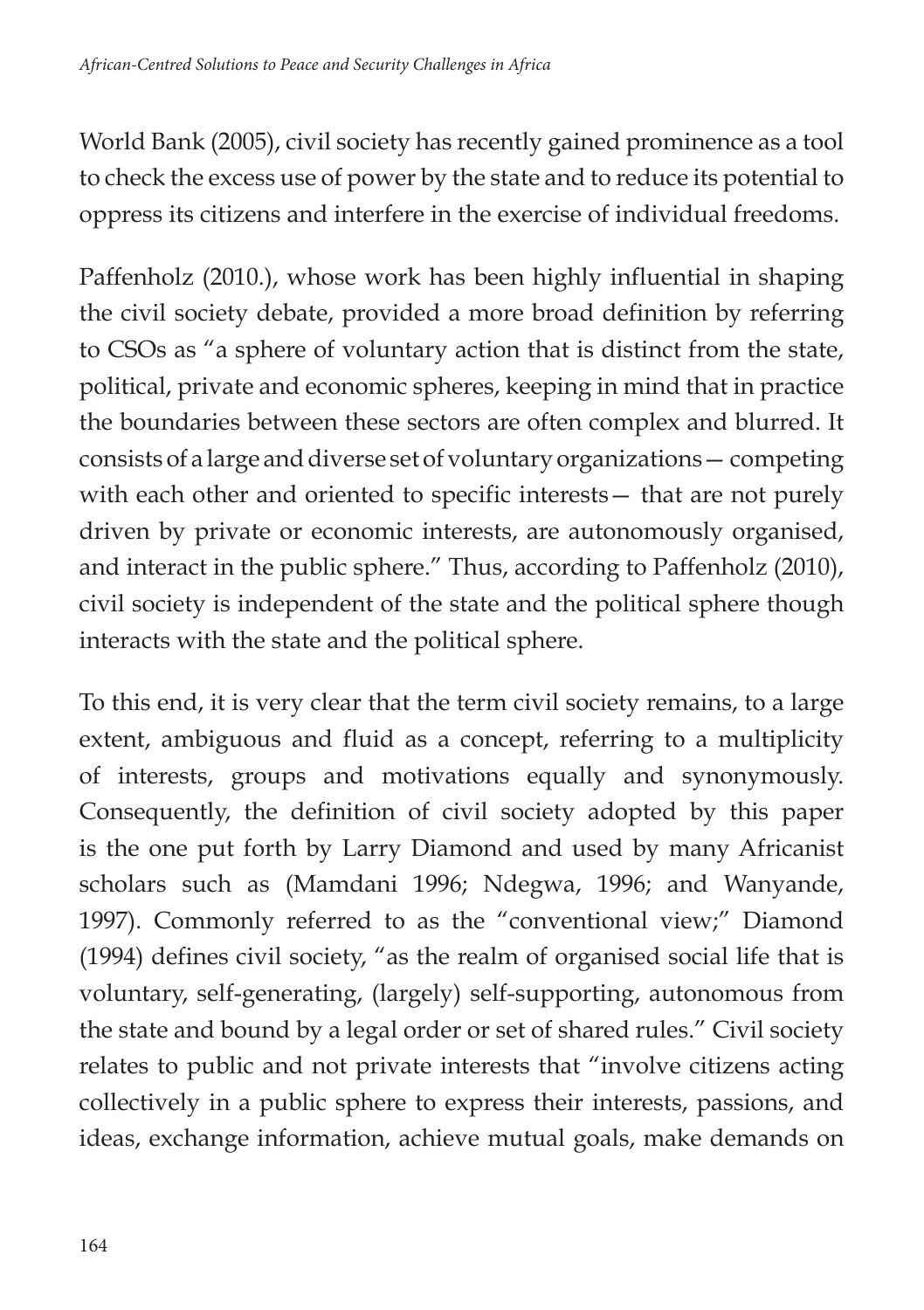World Bank (2005), civil society has recently gained prominence as a tool to check the excess use of power by the state and to reduce its potential to oppress its citizens and interfere in the exercise of individual freedoms.

Paffenholz (2010.), whose work has been highly influential in shaping the civil society debate, provided a more broad definition by referring to CSOs as "a sphere of voluntary action that is distinct from the state, political, private and economic spheres, keeping in mind that in practice the boundaries between these sectors are often complex and blurred. It consists of a large and diverse set of voluntary organizations— competing with each other and oriented to specific interests— that are not purely driven by private or economic interests, are autonomously organised, and interact in the public sphere." Thus, according to Paffenholz (2010), civil society is independent of the state and the political sphere though interacts with the state and the political sphere.

To this end, it is very clear that the term civil society remains, to a large extent, ambiguous and fluid as a concept, referring to a multiplicity of interests, groups and motivations equally and synonymously. Consequently, the definition of civil society adopted by this paper is the one put forth by Larry Diamond and used by many Africanist scholars such as (Mamdani 1996; Ndegwa, 1996; and Wanyande, 1997). Commonly referred to as the "conventional view;" Diamond (1994) defines civil society, "as the realm of organised social life that is voluntary, self-generating, (largely) self-supporting, autonomous from the state and bound by a legal order or set of shared rules." Civil society relates to public and not private interests that "involve citizens acting collectively in a public sphere to express their interests, passions, and ideas, exchange information, achieve mutual goals, make demands on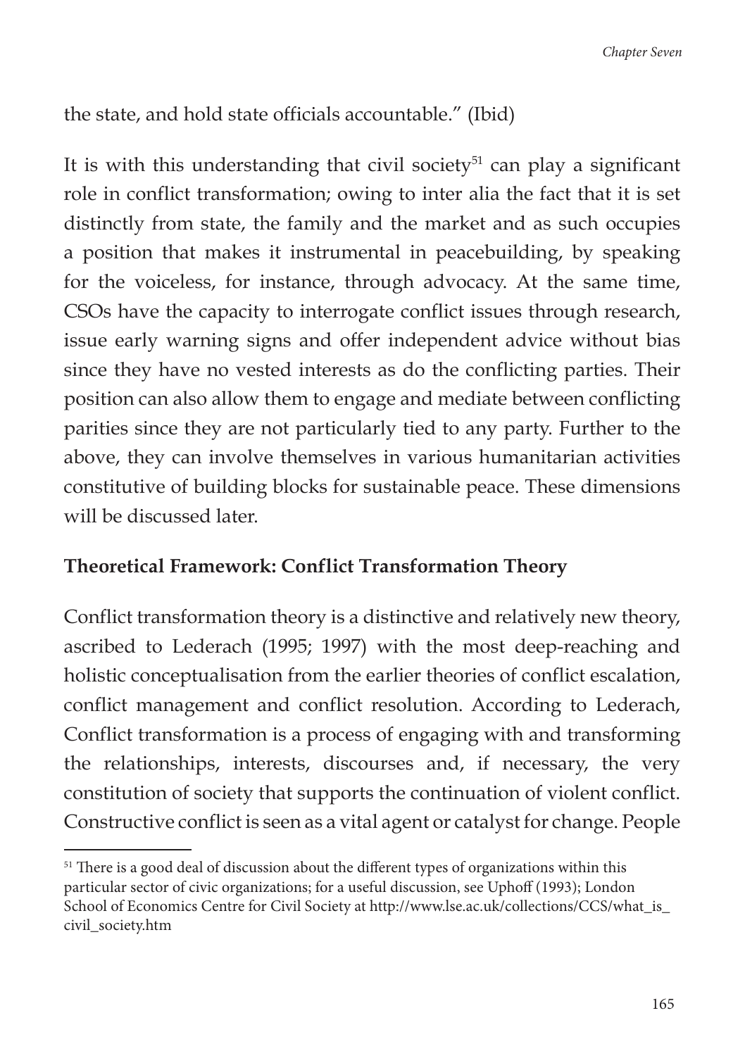the state, and hold state officials accountable." (Ibid)

It is with this understanding that civil society[51] can play a significant role in conflict transformation; owing to inter alia the fact that it is set distinctly from state, the family and the market and as such occupies a position that makes it instrumental in peacebuilding, by speaking for the voiceless, for instance, through advocacy. At the same time, CSOs have the capacity to interrogate conflict issues through research, issue early warning signs and offer independent advice without bias since they have no vested interests as do the conflicting parties. Their position can also allow them to engage and mediate between conflicting parities since they are not particularly tied to any party. Further to the above, they can involve themselves in various humanitarian activities constitutive of building blocks for sustainable peace. These dimensions will be discussed later.

**Theoretical Framework: Conflict Transformation Theory**

Conflict transformation theory is a distinctive and relatively new theory, ascribed to Lederach (1995; 1997) with the most deep-reaching and holistic conceptualisation from the earlier theories of conflict escalation, conflict management and conflict resolution. According to Lederach, Conflict transformation is a process of engaging with and transforming the relationships, interests, discourses and, if necessary, the very constitution of society that supports the continuation of violent conflict. Constructive conflict is seen as a vital agent or catalyst for change. People

---

[51] There is a good deal of discussion about the different types of organizations within this particular sector of civic organizations; for a useful discussion, see Uphoff (1993); London School of Economics Centre for Civil Society at http://www.lse.ac.uk/collections/CCS/what_is_civil_society.htm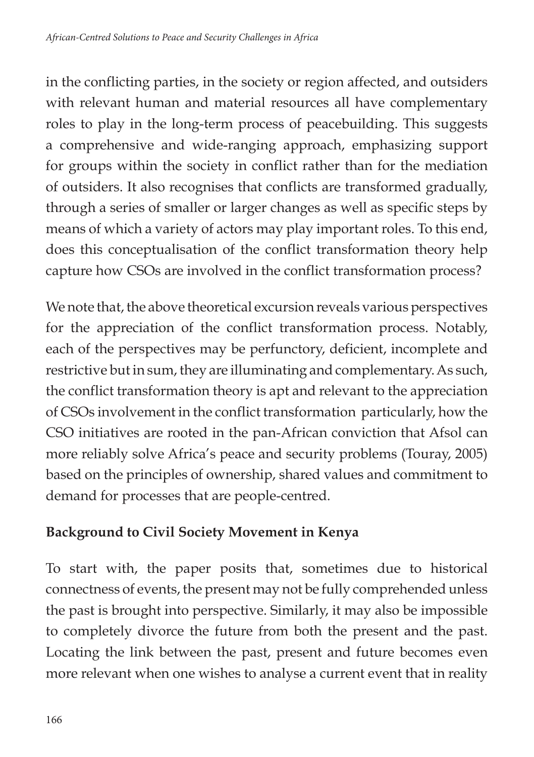in the conflicting parties, in the society or region affected, and outsiders with relevant human and material resources all have complementary roles to play in the long-term process of peacebuilding. This suggests a comprehensive and wide-ranging approach, emphasizing support for groups within the society in conflict rather than for the mediation of outsiders. It also recognises that conflicts are transformed gradually, through a series of smaller or larger changes as well as specific steps by means of which a variety of actors may play important roles. To this end, does this conceptualisation of the conflict transformation theory help capture how CSOs are involved in the conflict transformation process?

We note that, the above theoretical excursion reveals various perspectives for the appreciation of the conflict transformation process. Notably, each of the perspectives may be perfunctory, deficient, incomplete and restrictive but in sum, they are illuminating and complementary. As such, the conflict transformation theory is apt and relevant to the appreciation of CSOs involvement in the conflict transformation particularly, how the CSO initiatives are rooted in the pan-African conviction that Afsol can more reliably solve Africa's peace and security problems (Touray, 2005) based on the principles of ownership, shared values and commitment to demand for processes that are people-centred.

## Background to Civil Society Movement in Kenya

To start with, the paper posits that, sometimes due to historical connectness of events, the present may not be fully comprehended unless the past is brought into perspective. Similarly, it may also be impossible to completely divorce the future from both the present and the past. Locating the link between the past, present and future becomes even more relevant when one wishes to analyse a current event that in reality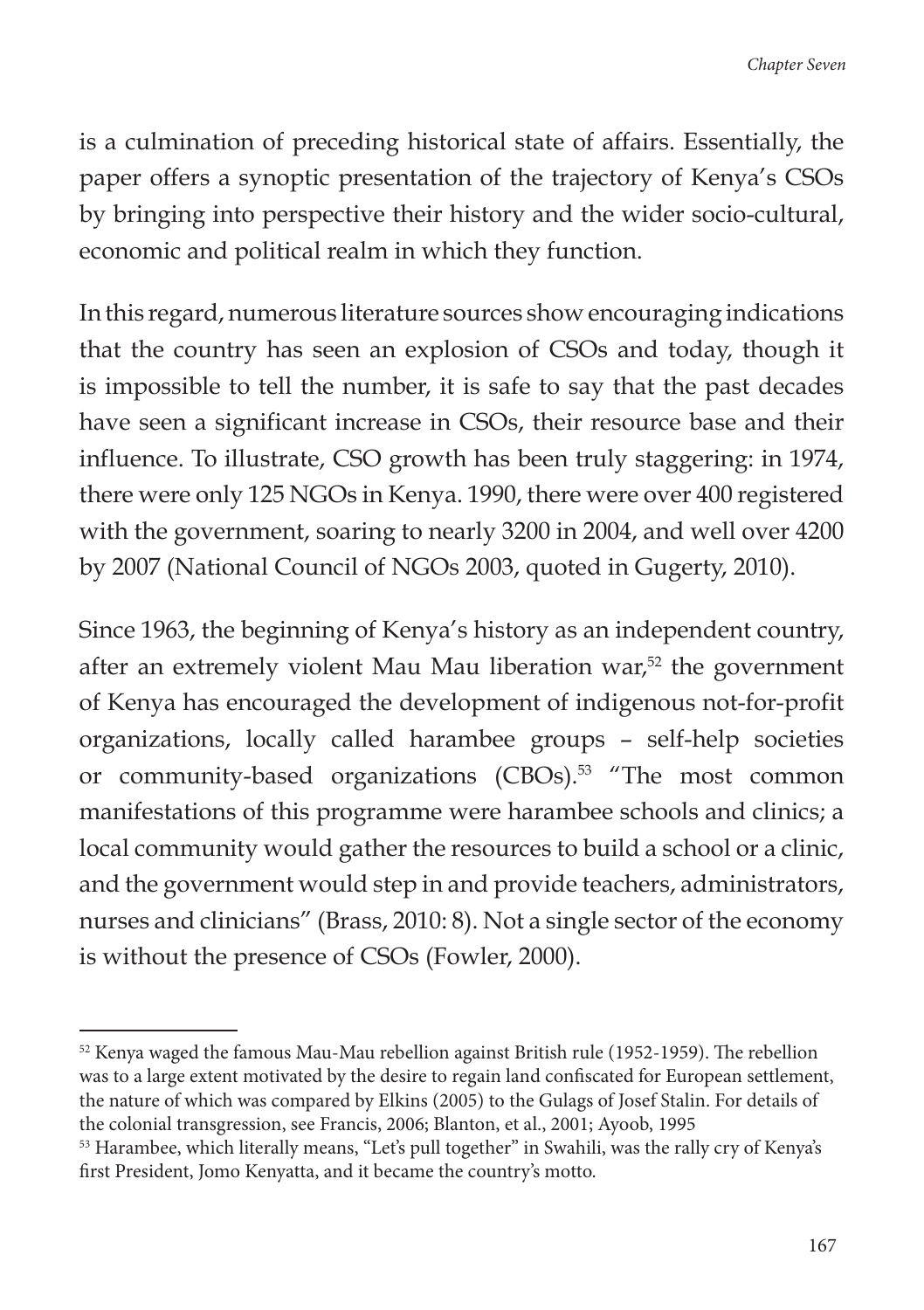is a culmination of preceding historical state of affairs. Essentially, the paper offers a synoptic presentation of the trajectory of Kenya's CSOs by bringing into perspective their history and the wider socio-cultural, economic and political realm in which they function.

In this regard, numerous literature sources show encouraging indications that the country has seen an explosion of CSOs and today, though it is impossible to tell the number, it is safe to say that the past decades have seen a significant increase in CSOs, their resource base and their influence. To illustrate, CSO growth has been truly staggering: in 1974, there were only 125 NGOs in Kenya. 1990, there were over 400 registered with the government, soaring to nearly 3200 in 2004, and well over 4200 by 2007 (National Council of NGOs 2003, quoted in Gugerty, 2010).

Since 1963, the beginning of Kenya's history as an independent country, after an extremely violent Mau Mau liberation war,[52] the government of Kenya has encouraged the development of indigenous not-for-profit organizations, locally called harambee groups – self-help societies or community-based organizations (CBOs).[53] "The most common manifestations of this programme were harambee schools and clinics; a local community would gather the resources to build a school or a clinic, and the government would step in and provide teachers, administrators, nurses and clinicians" (Brass, 2010: 8). Not a single sector of the economy is without the presence of CSOs (Fowler, 2000).

---

[52] Kenya waged the famous Mau-Mau rebellion against British rule (1952-1959). The rebellion was to a large extent motivated by the desire to regain land confiscated for European settlement, the nature of which was compared by Elkins (2005) to the Gulags of Josef Stalin. For details of the colonial transgression, see Francis, 2006; Blanton, et al., 2001; Ayoob, 1995

[53] Harambee, which literally means, "Let's pull together" in Swahili, was the rally cry of Kenya's first President, Jomo Kenyatta, and it became the country's motto.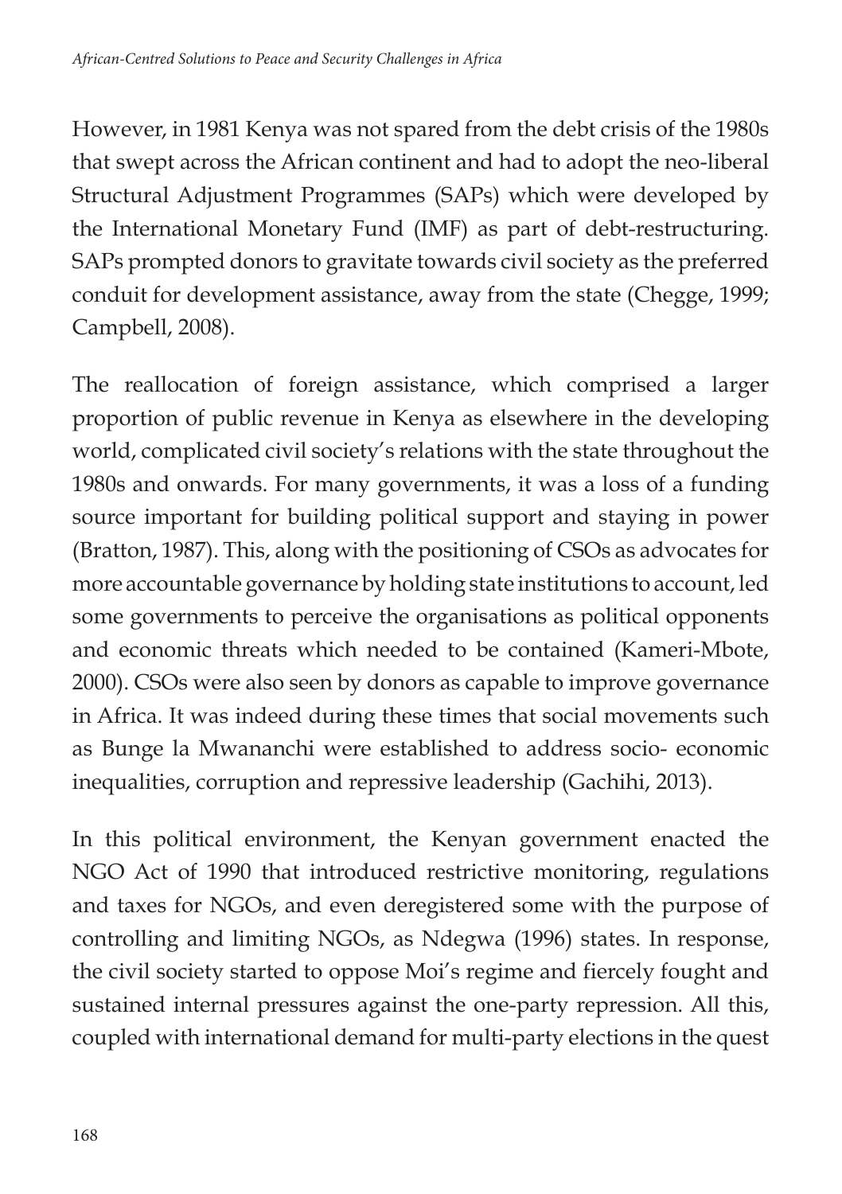However, in 1981 Kenya was not spared from the debt crisis of the 1980s that swept across the African continent and had to adopt the neo-liberal Structural Adjustment Programmes (SAPs) which were developed by the International Monetary Fund (IMF) as part of debt-restructuring. SAPs prompted donors to gravitate towards civil society as the preferred conduit for development assistance, away from the state (Chegge, 1999; Campbell, 2008).

The reallocation of foreign assistance, which comprised a larger proportion of public revenue in Kenya as elsewhere in the developing world, complicated civil society's relations with the state throughout the 1980s and onwards. For many governments, it was a loss of a funding source important for building political support and staying in power (Bratton, 1987). This, along with the positioning of CSOs as advocates for more accountable governance by holding state institutions to account, led some governments to perceive the organisations as political opponents and economic threats which needed to be contained (Kameri-Mbote, 2000). CSOs were also seen by donors as capable to improve governance in Africa. It was indeed during these times that social movements such as Bunge la Mwananchi were established to address socio- economic inequalities, corruption and repressive leadership (Gachihi, 2013).

In this political environment, the Kenyan government enacted the NGO Act of 1990 that introduced restrictive monitoring, regulations and taxes for NGOs, and even deregistered some with the purpose of controlling and limiting NGOs, as Ndegwa (1996) states. In response, the civil society started to oppose Moi's regime and fiercely fought and sustained internal pressures against the one-party repression. All this, coupled with international demand for multi-party elections in the quest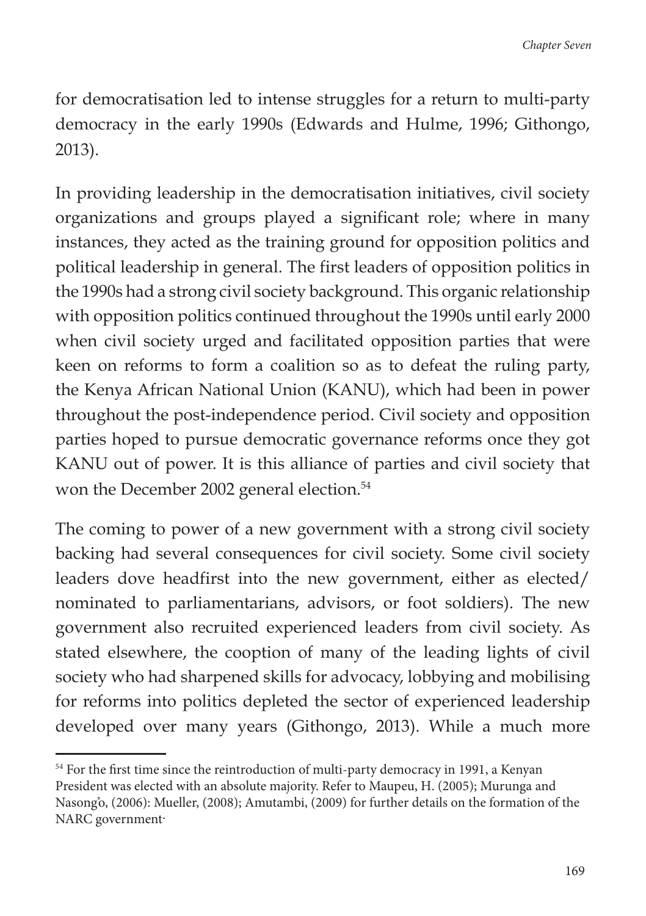for democratisation led to intense struggles for a return to multi-party democracy in the early 1990s (Edwards and Hulme, 1996; Githongo, 2013).

In providing leadership in the democratisation initiatives, civil society organizations and groups played a significant role; where in many instances, they acted as the training ground for opposition politics and political leadership in general. The first leaders of opposition politics in the 1990s had a strong civil society background. This organic relationship with opposition politics continued throughout the 1990s until early 2000 when civil society urged and facilitated opposition parties that were keen on reforms to form a coalition so as to defeat the ruling party, the Kenya African National Union (KANU), which had been in power throughout the post-independence period. Civil society and opposition parties hoped to pursue democratic governance reforms once they got KANU out of power. It is this alliance of parties and civil society that won the December 2002 general election.[54]

The coming to power of a new government with a strong civil society backing had several consequences for civil society. Some civil society leaders dove headfirst into the new government, either as elected/ nominated to parliamentarians, advisors, or foot soldiers). The new government also recruited experienced leaders from civil society. As stated elsewhere, the cooption of many of the leading lights of civil society who had sharpened skills for advocacy, lobbying and mobilising for reforms into politics depleted the sector of experienced leadership developed over many years (Githongo, 2013). While a much more

[54] For the first time since the reintroduction of multi-party democracy in 1991, a Kenyan President was elected with an absolute majority. Refer to Maupeu, H. (2005); Murunga and Nasong'o, (2006): Mueller, (2008); Amutambi, (2009) for further details on the formation of the NARC government·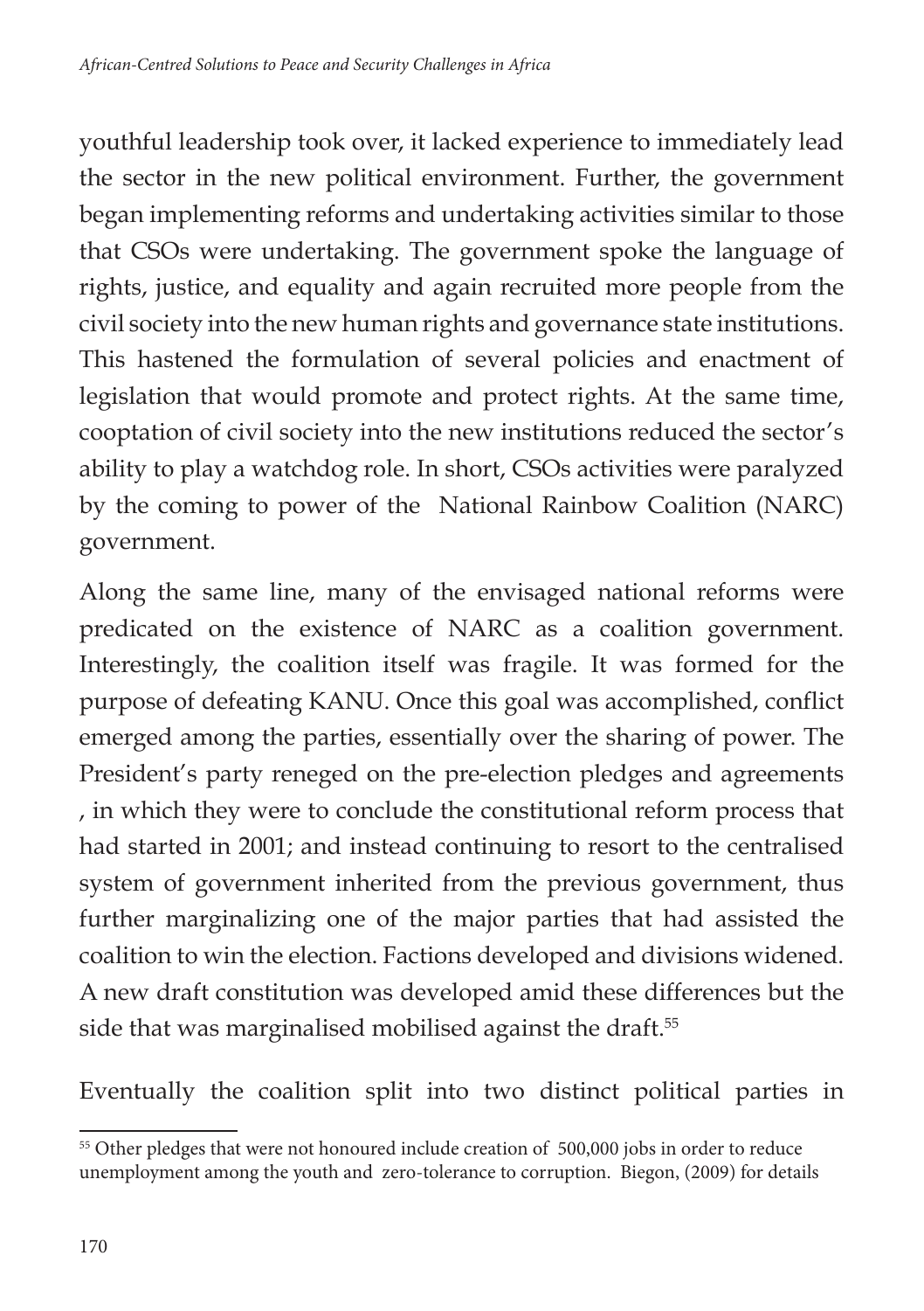youthful leadership took over, it lacked experience to immediately lead the sector in the new political environment. Further, the government began implementing reforms and undertaking activities similar to those that CSOs were undertaking. The government spoke the language of rights, justice, and equality and again recruited more people from the civil society into the new human rights and governance state institutions. This hastened the formulation of several policies and enactment of legislation that would promote and protect rights. At the same time, cooptation of civil society into the new institutions reduced the sector's ability to play a watchdog role. In short, CSOs activities were paralyzed by the coming to power of the National Rainbow Coalition (NARC) government.

Along the same line, many of the envisaged national reforms were predicated on the existence of NARC as a coalition government. Interestingly, the coalition itself was fragile. It was formed for the purpose of defeating KANU. Once this goal was accomplished, conflict emerged among the parties, essentially over the sharing of power. The President's party reneged on the pre-election pledges and agreements , in which they were to conclude the constitutional reform process that had started in 2001; and instead continuing to resort to the centralised system of government inherited from the previous government, thus further marginalizing one of the major parties that had assisted the coalition to win the election. Factions developed and divisions widened. A new draft constitution was developed amid these differences but the side that was marginalised mobilised against the draft.[55]

Eventually the coalition split into two distinct political parties in

[55] Other pledges that were not honoured include creation of 500,000 jobs in order to reduce unemployment among the youth and zero-tolerance to corruption. Biegon, (2009) for details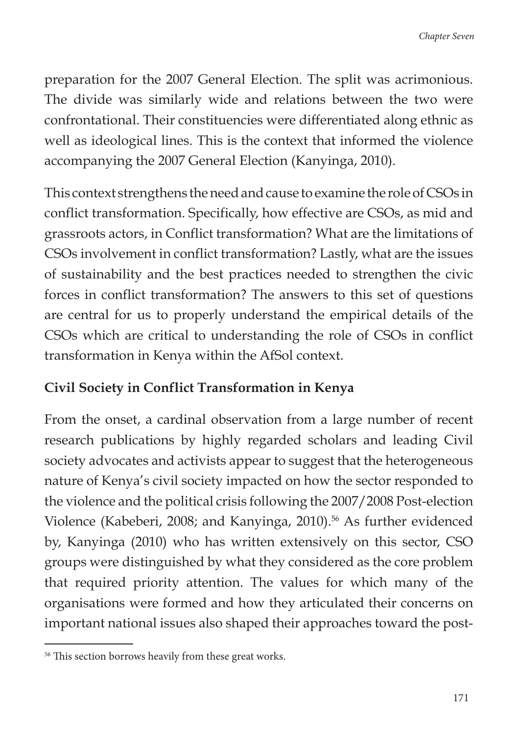preparation for the 2007 General Election. The split was acrimonious. The divide was similarly wide and relations between the two were confrontational. Their constituencies were differentiated along ethnic as well as ideological lines. This is the context that informed the violence accompanying the 2007 General Election (Kanyinga, 2010).

This context strengthens the need and cause to examine the role of CSOs in conflict transformation. Specifically, how effective are CSOs, as mid and grassroots actors, in Conflict transformation? What are the limitations of CSOs involvement in conflict transformation? Lastly, what are the issues of sustainability and the best practices needed to strengthen the civic forces in conflict transformation? The answers to this set of questions are central for us to properly understand the empirical details of the CSOs which are critical to understanding the role of CSOs in conflict transformation in Kenya within the AfSol context.

## Civil Society in Conflict Transformation in Kenya

From the onset, a cardinal observation from a large number of recent research publications by highly regarded scholars and leading Civil society advocates and activists appear to suggest that the heterogeneous nature of Kenya's civil society impacted on how the sector responded to the violence and the political crisis following the 2007/2008 Post-election Violence (Kabeberi, 2008; and Kanyinga, 2010).[56] As further evidenced by, Kanyinga (2010) who has written extensively on this sector, CSO groups were distinguished by what they considered as the core problem that required priority attention. The values for which many of the organisations were formed and how they articulated their concerns on important national issues also shaped their approaches toward the post-

[56] This section borrows heavily from these great works.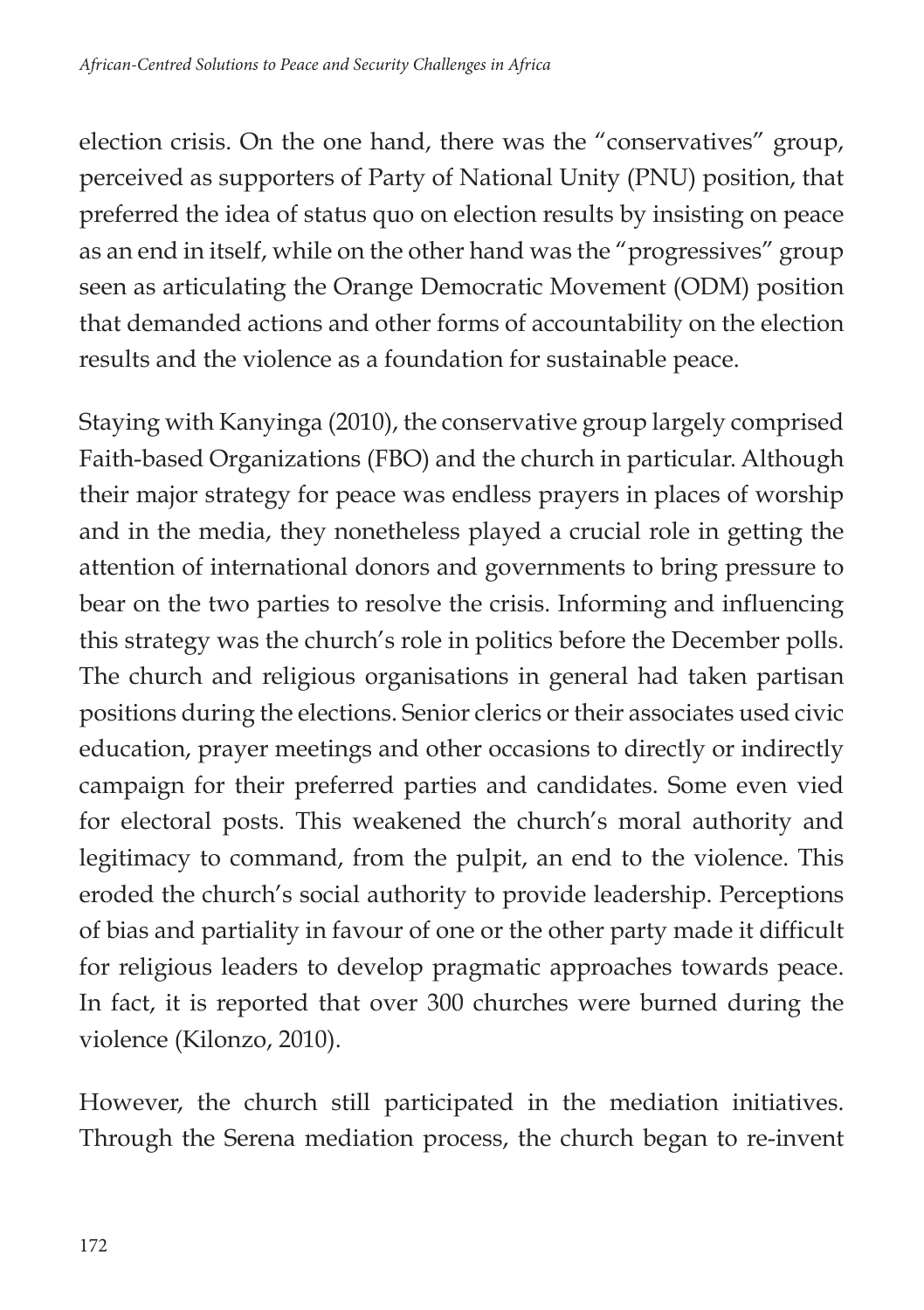election crisis. On the one hand, there was the "conservatives" group, perceived as supporters of Party of National Unity (PNU) position, that preferred the idea of status quo on election results by insisting on peace as an end in itself, while on the other hand was the "progressives" group seen as articulating the Orange Democratic Movement (ODM) position that demanded actions and other forms of accountability on the election results and the violence as a foundation for sustainable peace.

Staying with Kanyinga (2010), the conservative group largely comprised Faith-based Organizations (FBO) and the church in particular. Although their major strategy for peace was endless prayers in places of worship and in the media, they nonetheless played a crucial role in getting the attention of international donors and governments to bring pressure to bear on the two parties to resolve the crisis. Informing and influencing this strategy was the church's role in politics before the December polls. The church and religious organisations in general had taken partisan positions during the elections. Senior clerics or their associates used civic education, prayer meetings and other occasions to directly or indirectly campaign for their preferred parties and candidates. Some even vied for electoral posts. This weakened the church's moral authority and legitimacy to command, from the pulpit, an end to the violence. This eroded the church's social authority to provide leadership. Perceptions of bias and partiality in favour of one or the other party made it difficult for religious leaders to develop pragmatic approaches towards peace. In fact, it is reported that over 300 churches were burned during the violence (Kilonzo, 2010).

However, the church still participated in the mediation initiatives. Through the Serena mediation process, the church began to re-invent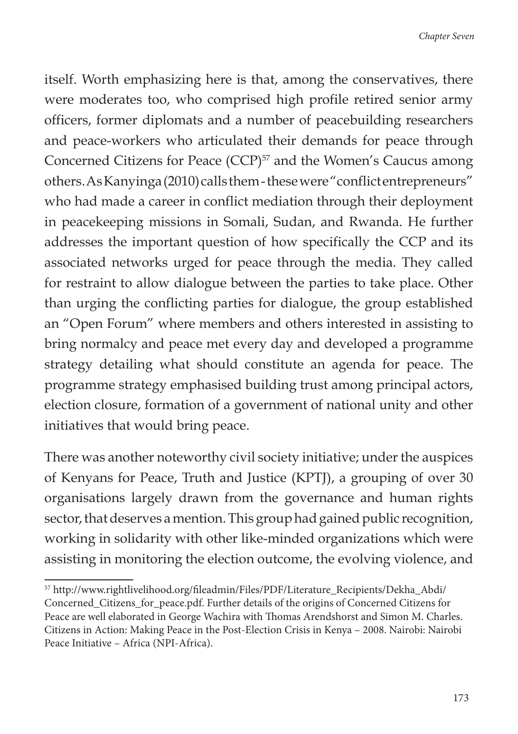itself. Worth emphasizing here is that, among the conservatives, there were moderates too, who comprised high profile retired senior army officers, former diplomats and a number of peacebuilding researchers and peace-workers who articulated their demands for peace through Concerned Citizens for Peace (CCP)[57] and the Women's Caucus among others. As Kanyinga (2010) calls them - these were "conflict entrepreneurs" who had made a career in conflict mediation through their deployment in peacekeeping missions in Somali, Sudan, and Rwanda. He further addresses the important question of how specifically the CCP and its associated networks urged for peace through the media. They called for restraint to allow dialogue between the parties to take place. Other than urging the conflicting parties for dialogue, the group established an "Open Forum" where members and others interested in assisting to bring normalcy and peace met every day and developed a programme strategy detailing what should constitute an agenda for peace. The programme strategy emphasised building trust among principal actors, election closure, formation of a government of national unity and other initiatives that would bring peace.

There was another noteworthy civil society initiative; under the auspices of Kenyans for Peace, Truth and Justice (KPTJ), a grouping of over 30 organisations largely drawn from the governance and human rights sector, that deserves a mention. This group had gained public recognition, working in solidarity with other like-minded organizations which were assisting in monitoring the election outcome, the evolving violence, and

[57] http://www.rightlivelihood.org/fileadmin/Files/PDF/Literature_Recipients/Dekha_Abdi/Concerned_Citizens_for_peace.pdf. Further details of the origins of Concerned Citizens for Peace are well elaborated in George Wachira with Thomas Arendshorst and Simon M. Charles. Citizens in Action: Making Peace in the Post-Election Crisis in Kenya – 2008. Nairobi: Nairobi Peace Initiative – Africa (NPI-Africa).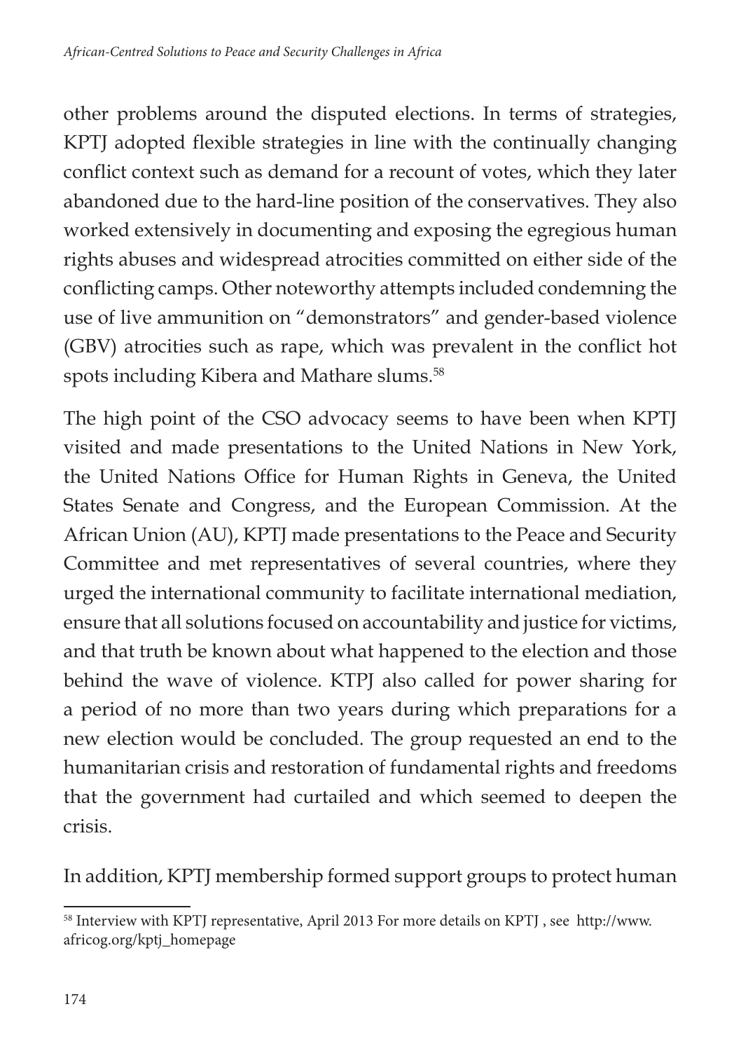other problems around the disputed elections. In terms of strategies, KPTJ adopted flexible strategies in line with the continually changing conflict context such as demand for a recount of votes, which they later abandoned due to the hard-line position of the conservatives. They also worked extensively in documenting and exposing the egregious human rights abuses and widespread atrocities committed on either side of the conflicting camps. Other noteworthy attempts included condemning the use of live ammunition on "demonstrators" and gender-based violence (GBV) atrocities such as rape, which was prevalent in the conflict hot spots including Kibera and Mathare slums.[58]

The high point of the CSO advocacy seems to have been when KPTJ visited and made presentations to the United Nations in New York, the United Nations Office for Human Rights in Geneva, the United States Senate and Congress, and the European Commission. At the African Union (AU), KPTJ made presentations to the Peace and Security Committee and met representatives of several countries, where they urged the international community to facilitate international mediation, ensure that all solutions focused on accountability and justice for victims, and that truth be known about what happened to the election and those behind the wave of violence. KTPJ also called for power sharing for a period of no more than two years during which preparations for a new election would be concluded. The group requested an end to the humanitarian crisis and restoration of fundamental rights and freedoms that the government had curtailed and which seemed to deepen the crisis.

In addition, KPTJ membership formed support groups to protect human

[58] Interview with KPTJ representative, April 2013 For more details on KPTJ , see http://www.africog.org/kptj_homepage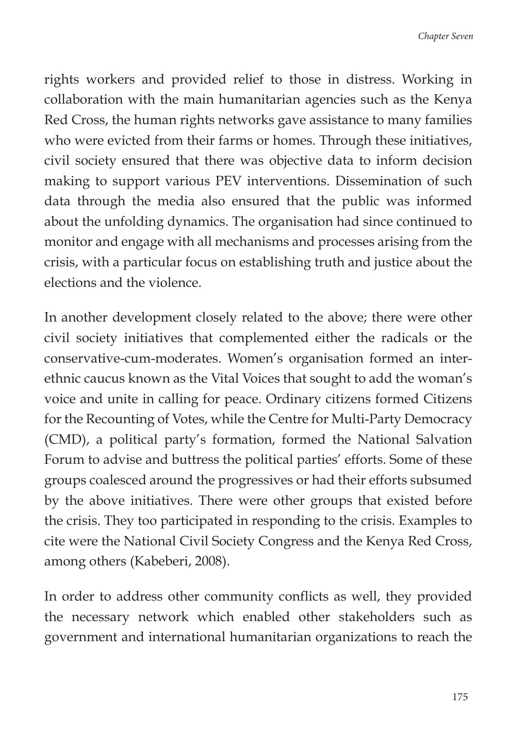rights workers and provided relief to those in distress. Working in collaboration with the main humanitarian agencies such as the Kenya Red Cross, the human rights networks gave assistance to many families who were evicted from their farms or homes. Through these initiatives, civil society ensured that there was objective data to inform decision making to support various PEV interventions. Dissemination of such data through the media also ensured that the public was informed about the unfolding dynamics. The organisation had since continued to monitor and engage with all mechanisms and processes arising from the crisis, with a particular focus on establishing truth and justice about the elections and the violence.

In another development closely related to the above; there were other civil society initiatives that complemented either the radicals or the conservative-cum-moderates. Women's organisation formed an inter-ethnic caucus known as the Vital Voices that sought to add the woman's voice and unite in calling for peace. Ordinary citizens formed Citizens for the Recounting of Votes, while the Centre for Multi-Party Democracy (CMD), a political party's formation, formed the National Salvation Forum to advise and buttress the political parties' efforts. Some of these groups coalesced around the progressives or had their efforts subsumed by the above initiatives. There were other groups that existed before the crisis. They too participated in responding to the crisis. Examples to cite were the National Civil Society Congress and the Kenya Red Cross, among others (Kabeberi, 2008).

In order to address other community conflicts as well, they provided the necessary network which enabled other stakeholders such as government and international humanitarian organizations to reach the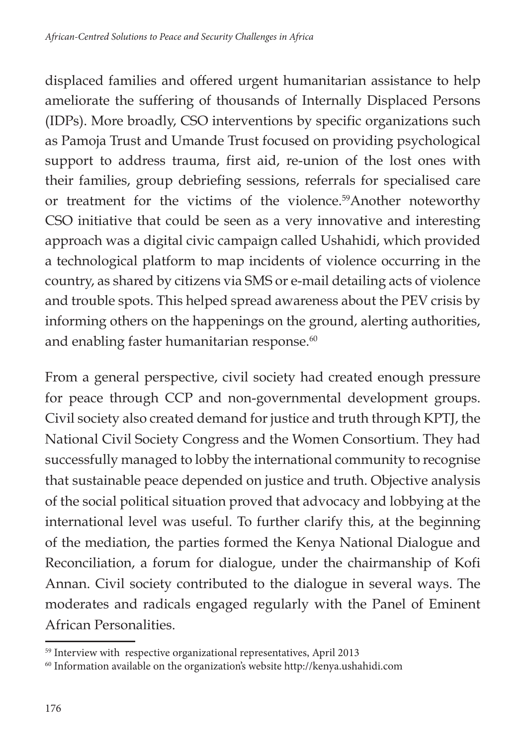displaced families and offered urgent humanitarian assistance to help ameliorate the suffering of thousands of Internally Displaced Persons (IDPs). More broadly, CSO interventions by specific organizations such as Pamoja Trust and Umande Trust focused on providing psychological support to address trauma, first aid, re-union of the lost ones with their families, group debriefing sessions, referrals for specialised care or treatment for the victims of the violence.[59]Another noteworthy CSO initiative that could be seen as a very innovative and interesting approach was a digital civic campaign called Ushahidi, which provided a technological platform to map incidents of violence occurring in the country, as shared by citizens via SMS or e-mail detailing acts of violence and trouble spots. This helped spread awareness about the PEV crisis by informing others on the happenings on the ground, alerting authorities, and enabling faster humanitarian response.[60]

From a general perspective, civil society had created enough pressure for peace through CCP and non-governmental development groups. Civil society also created demand for justice and truth through KPTJ, the National Civil Society Congress and the Women Consortium. They had successfully managed to lobby the international community to recognise that sustainable peace depended on justice and truth. Objective analysis of the social political situation proved that advocacy and lobbying at the international level was useful. To further clarify this, at the beginning of the mediation, the parties formed the Kenya National Dialogue and Reconciliation, a forum for dialogue, under the chairmanship of Kofi Annan. Civil society contributed to the dialogue in several ways. The moderates and radicals engaged regularly with the Panel of Eminent African Personalities.

[59] Interview with respective organizational representatives, April 2013

[60] Information available on the organization's website http://kenya.ushahidi.com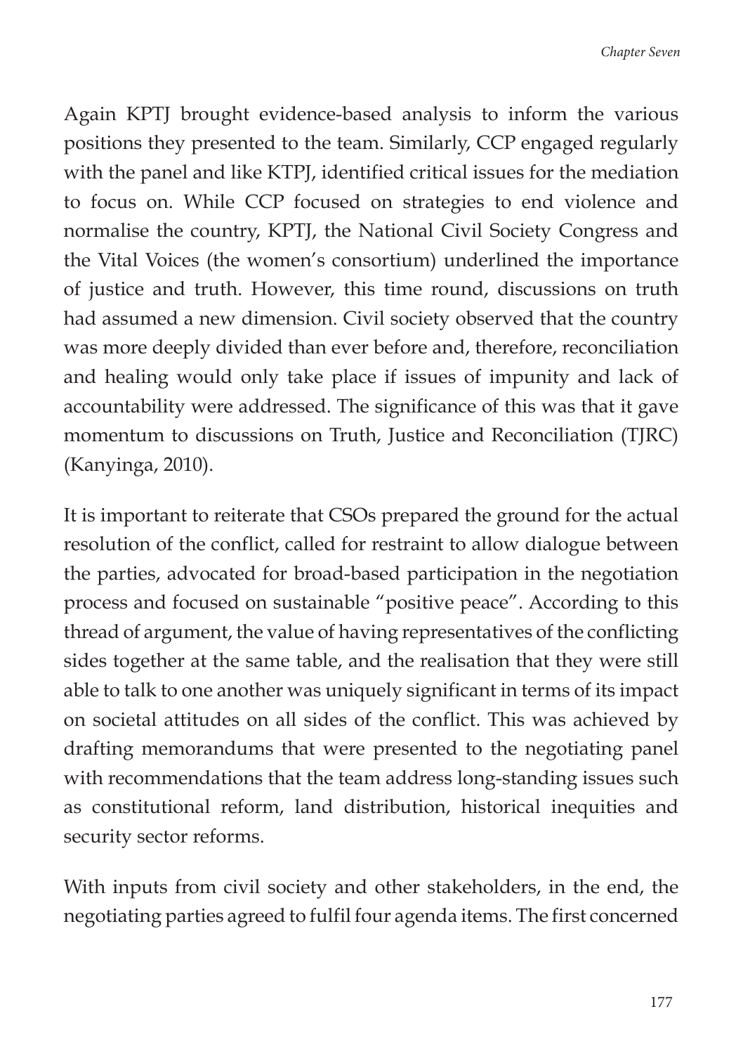Again KPTJ brought evidence-based analysis to inform the various positions they presented to the team. Similarly, CCP engaged regularly with the panel and like KTPJ, identified critical issues for the mediation to focus on. While CCP focused on strategies to end violence and normalise the country, KPTJ, the National Civil Society Congress and the Vital Voices (the women's consortium) underlined the importance of justice and truth. However, this time round, discussions on truth had assumed a new dimension. Civil society observed that the country was more deeply divided than ever before and, therefore, reconciliation and healing would only take place if issues of impunity and lack of accountability were addressed. The significance of this was that it gave momentum to discussions on Truth, Justice and Reconciliation (TJRC) (Kanyinga, 2010).

It is important to reiterate that CSOs prepared the ground for the actual resolution of the conflict, called for restraint to allow dialogue between the parties, advocated for broad-based participation in the negotiation process and focused on sustainable "positive peace". According to this thread of argument, the value of having representatives of the conflicting sides together at the same table, and the realisation that they were still able to talk to one another was uniquely significant in terms of its impact on societal attitudes on all sides of the conflict. This was achieved by drafting memorandums that were presented to the negotiating panel with recommendations that the team address long-standing issues such as constitutional reform, land distribution, historical inequities and security sector reforms.

With inputs from civil society and other stakeholders, in the end, the negotiating parties agreed to fulfil four agenda items. The first concerned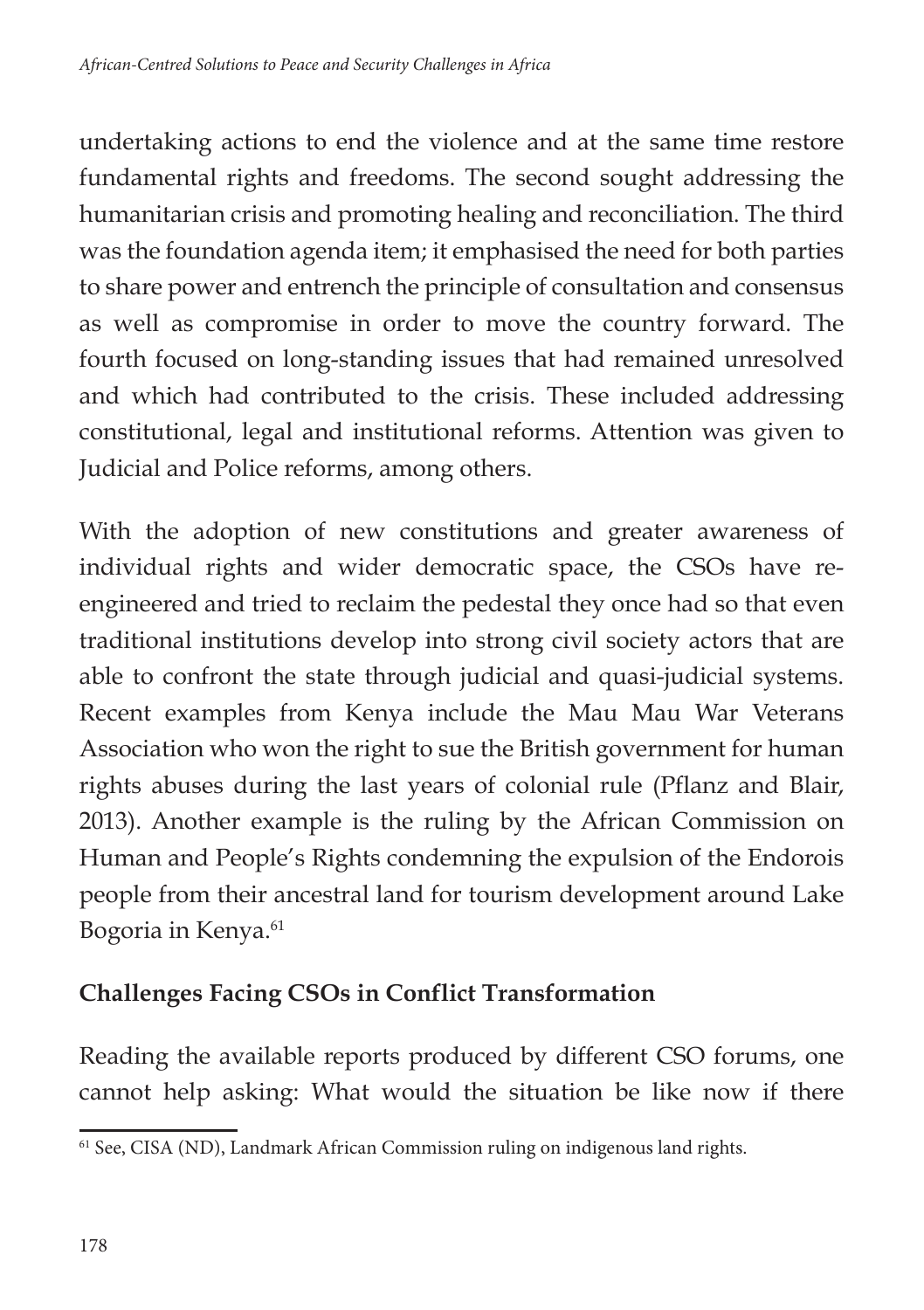undertaking actions to end the violence and at the same time restore fundamental rights and freedoms. The second sought addressing the humanitarian crisis and promoting healing and reconciliation. The third was the foundation agenda item; it emphasised the need for both parties to share power and entrench the principle of consultation and consensus as well as compromise in order to move the country forward. The fourth focused on long-standing issues that had remained unresolved and which had contributed to the crisis. These included addressing constitutional, legal and institutional reforms. Attention was given to Judicial and Police reforms, among others.

With the adoption of new constitutions and greater awareness of individual rights and wider democratic space, the CSOs have re-engineered and tried to reclaim the pedestal they once had so that even traditional institutions develop into strong civil society actors that are able to confront the state through judicial and quasi-judicial systems. Recent examples from Kenya include the Mau Mau War Veterans Association who won the right to sue the British government for human rights abuses during the last years of colonial rule (Pflanz and Blair, 2013). Another example is the ruling by the African Commission on Human and People's Rights condemning the expulsion of the Endorois people from their ancestral land for tourism development around Lake Bogoria in Kenya.[61]

## Challenges Facing CSOs in Conflict Transformation

Reading the available reports produced by different CSO forums, one cannot help asking: What would the situation be like now if there

[61] See, CISA (ND), Landmark African Commission ruling on indigenous land rights.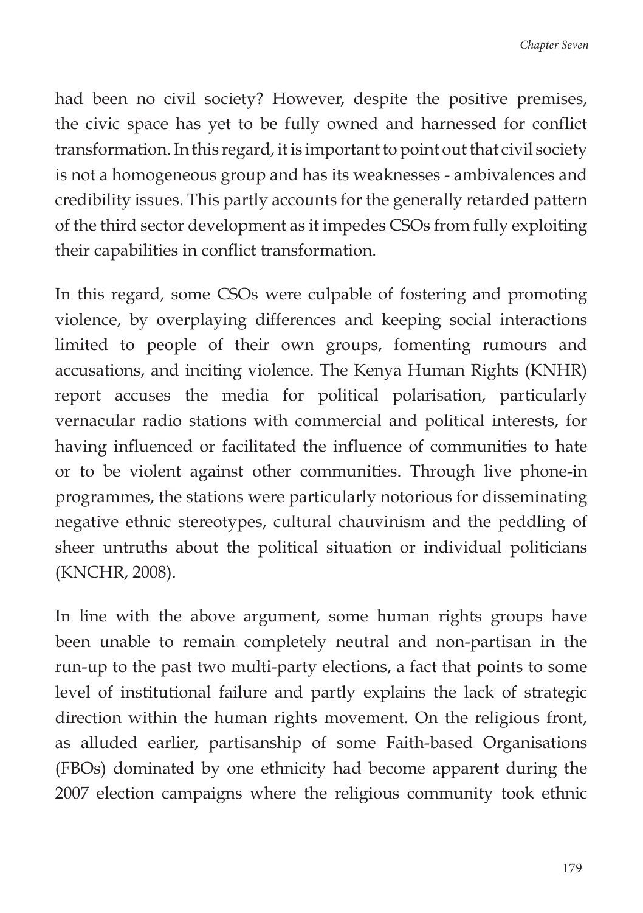had been no civil society? However, despite the positive premises, the civic space has yet to be fully owned and harnessed for conflict transformation. In this regard, it is important to point out that civil society is not a homogeneous group and has its weaknesses - ambivalences and credibility issues. This partly accounts for the generally retarded pattern of the third sector development as it impedes CSOs from fully exploiting their capabilities in conflict transformation.

In this regard, some CSOs were culpable of fostering and promoting violence, by overplaying differences and keeping social interactions limited to people of their own groups, fomenting rumours and accusations, and inciting violence. The Kenya Human Rights (KNHR) report accuses the media for political polarisation, particularly vernacular radio stations with commercial and political interests, for having influenced or facilitated the influence of communities to hate or to be violent against other communities. Through live phone-in programmes, the stations were particularly notorious for disseminating negative ethnic stereotypes, cultural chauvinism and the peddling of sheer untruths about the political situation or individual politicians (KNCHR, 2008).

In line with the above argument, some human rights groups have been unable to remain completely neutral and non-partisan in the run-up to the past two multi-party elections, a fact that points to some level of institutional failure and partly explains the lack of strategic direction within the human rights movement. On the religious front, as alluded earlier, partisanship of some Faith-based Organisations (FBOs) dominated by one ethnicity had become apparent during the 2007 election campaigns where the religious community took ethnic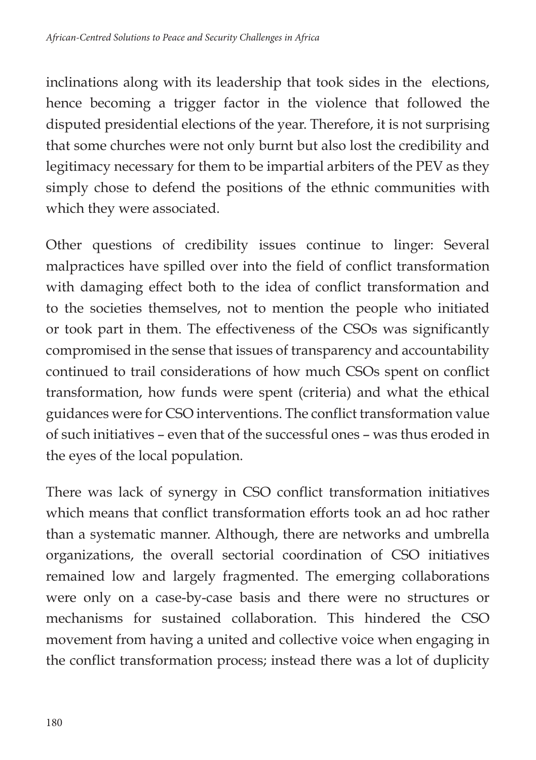inclinations along with its leadership that took sides in the elections, hence becoming a trigger factor in the violence that followed the disputed presidential elections of the year. Therefore, it is not surprising that some churches were not only burnt but also lost the credibility and legitimacy necessary for them to be impartial arbiters of the PEV as they simply chose to defend the positions of the ethnic communities with which they were associated.

Other questions of credibility issues continue to linger: Several malpractices have spilled over into the field of conflict transformation with damaging effect both to the idea of conflict transformation and to the societies themselves, not to mention the people who initiated or took part in them. The effectiveness of the CSOs was significantly compromised in the sense that issues of transparency and accountability continued to trail considerations of how much CSOs spent on conflict transformation, how funds were spent (criteria) and what the ethical guidances were for CSO interventions. The conflict transformation value of such initiatives – even that of the successful ones – was thus eroded in the eyes of the local population.

There was lack of synergy in CSO conflict transformation initiatives which means that conflict transformation efforts took an ad hoc rather than a systematic manner. Although, there are networks and umbrella organizations, the overall sectorial coordination of CSO initiatives remained low and largely fragmented. The emerging collaborations were only on a case-by-case basis and there were no structures or mechanisms for sustained collaboration. This hindered the CSO movement from having a united and collective voice when engaging in the conflict transformation process; instead there was a lot of duplicity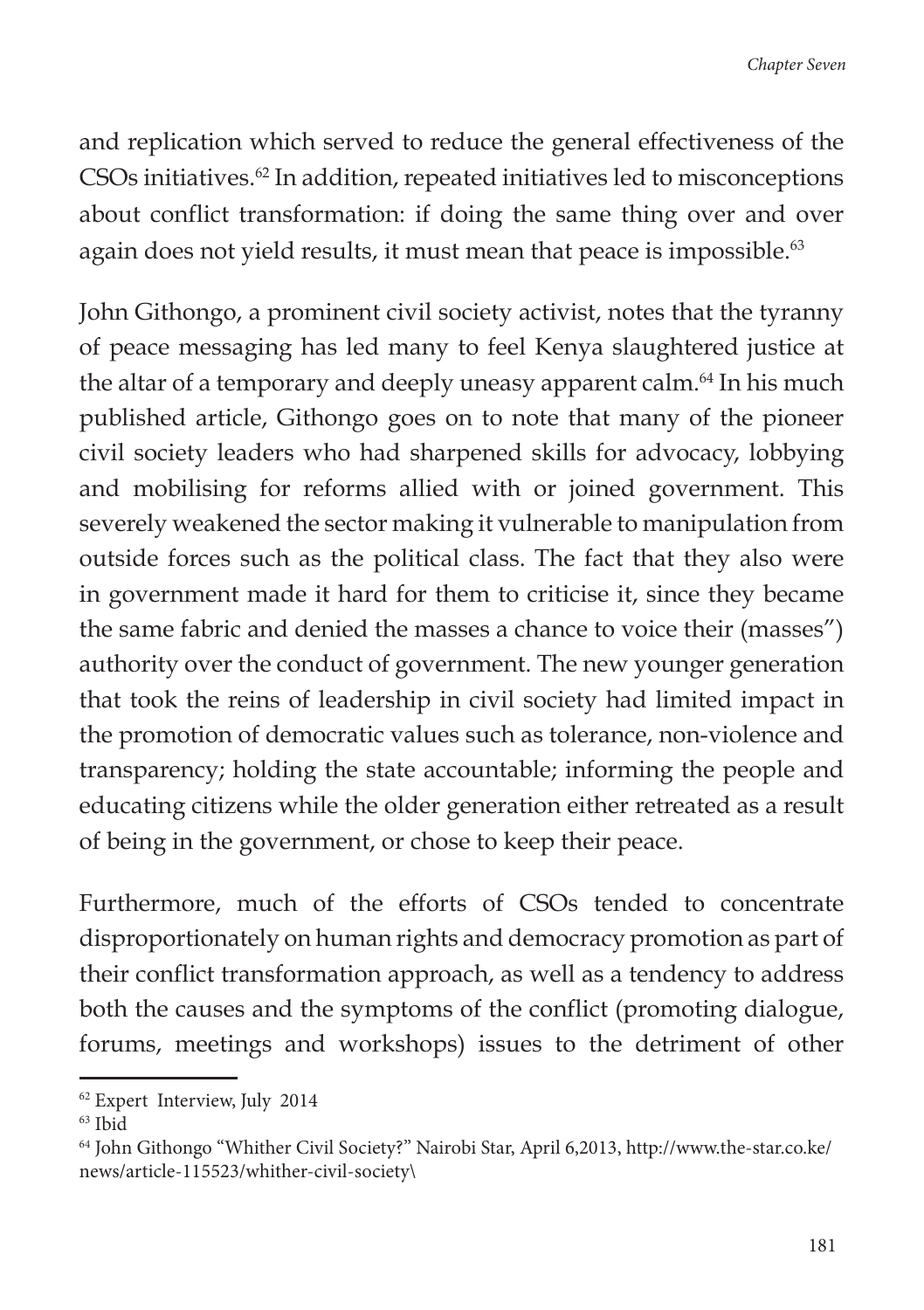and replication which served to reduce the general effectiveness of the CSOs initiatives.[62] In addition, repeated initiatives led to misconceptions about conflict transformation: if doing the same thing over and over again does not yield results, it must mean that peace is impossible.[63]

John Githongo, a prominent civil society activist, notes that the tyranny of peace messaging has led many to feel Kenya slaughtered justice at the altar of a temporary and deeply uneasy apparent calm.[64] In his much published article, Githongo goes on to note that many of the pioneer civil society leaders who had sharpened skills for advocacy, lobbying and mobilising for reforms allied with or joined government. This severely weakened the sector making it vulnerable to manipulation from outside forces such as the political class. The fact that they also were in government made it hard for them to criticise it, since they became the same fabric and denied the masses a chance to voice their (masses") authority over the conduct of government. The new younger generation that took the reins of leadership in civil society had limited impact in the promotion of democratic values such as tolerance, non-violence and transparency; holding the state accountable; informing the people and educating citizens while the older generation either retreated as a result of being in the government, or chose to keep their peace.

Furthermore, much of the efforts of CSOs tended to concentrate disproportionately on human rights and democracy promotion as part of their conflict transformation approach, as well as a tendency to address both the causes and the symptoms of the conflict (promoting dialogue, forums, meetings and workshops) issues to the detriment of other

---

[62] Expert Interview, July 2014

[63] Ibid

[64] John Githongo "Whither Civil Society?" Nairobi Star, April 6,2013, http://www.the-star.co.ke/news/article-115523/whither-civil-society\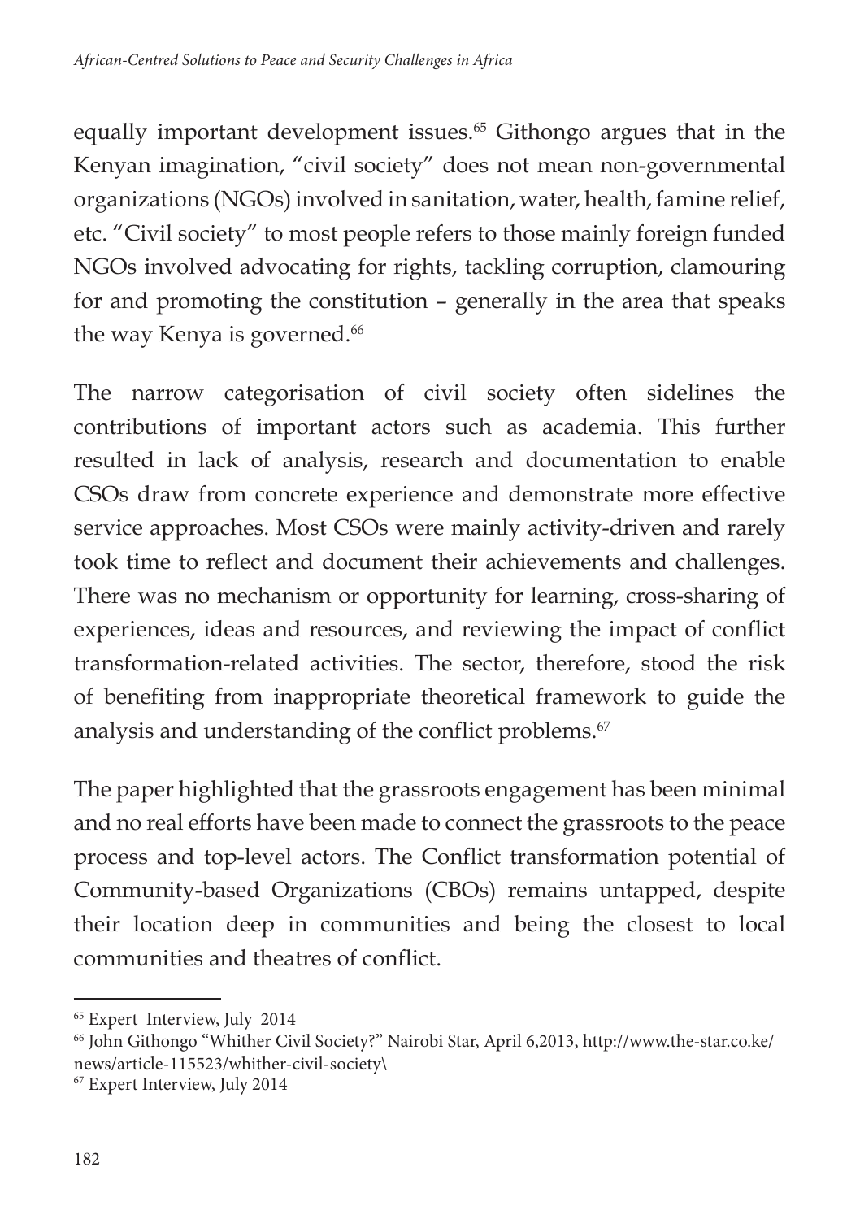equally important development issues.[65] Githongo argues that in the Kenyan imagination, "civil society" does not mean non-governmental organizations (NGOs) involved in sanitation, water, health, famine relief, etc. "Civil society" to most people refers to those mainly foreign funded NGOs involved advocating for rights, tackling corruption, clamouring for and promoting the constitution – generally in the area that speaks the way Kenya is governed.[66]

The narrow categorisation of civil society often sidelines the contributions of important actors such as academia. This further resulted in lack of analysis, research and documentation to enable CSOs draw from concrete experience and demonstrate more effective service approaches. Most CSOs were mainly activity-driven and rarely took time to reflect and document their achievements and challenges. There was no mechanism or opportunity for learning, cross-sharing of experiences, ideas and resources, and reviewing the impact of conflict transformation-related activities. The sector, therefore, stood the risk of benefiting from inappropriate theoretical framework to guide the analysis and understanding of the conflict problems.[67]

The paper highlighted that the grassroots engagement has been minimal and no real efforts have been made to connect the grassroots to the peace process and top-level actors. The Conflict transformation potential of Community-based Organizations (CBOs) remains untapped, despite their location deep in communities and being the closest to local communities and theatres of conflict.

---

[65] Expert Interview, July 2014

[66] John Githongo "Whither Civil Society?" Nairobi Star, April 6,2013, http://www.the-star.co.ke/news/article-115523/whither-civil-society\

[67] Expert Interview, July 2014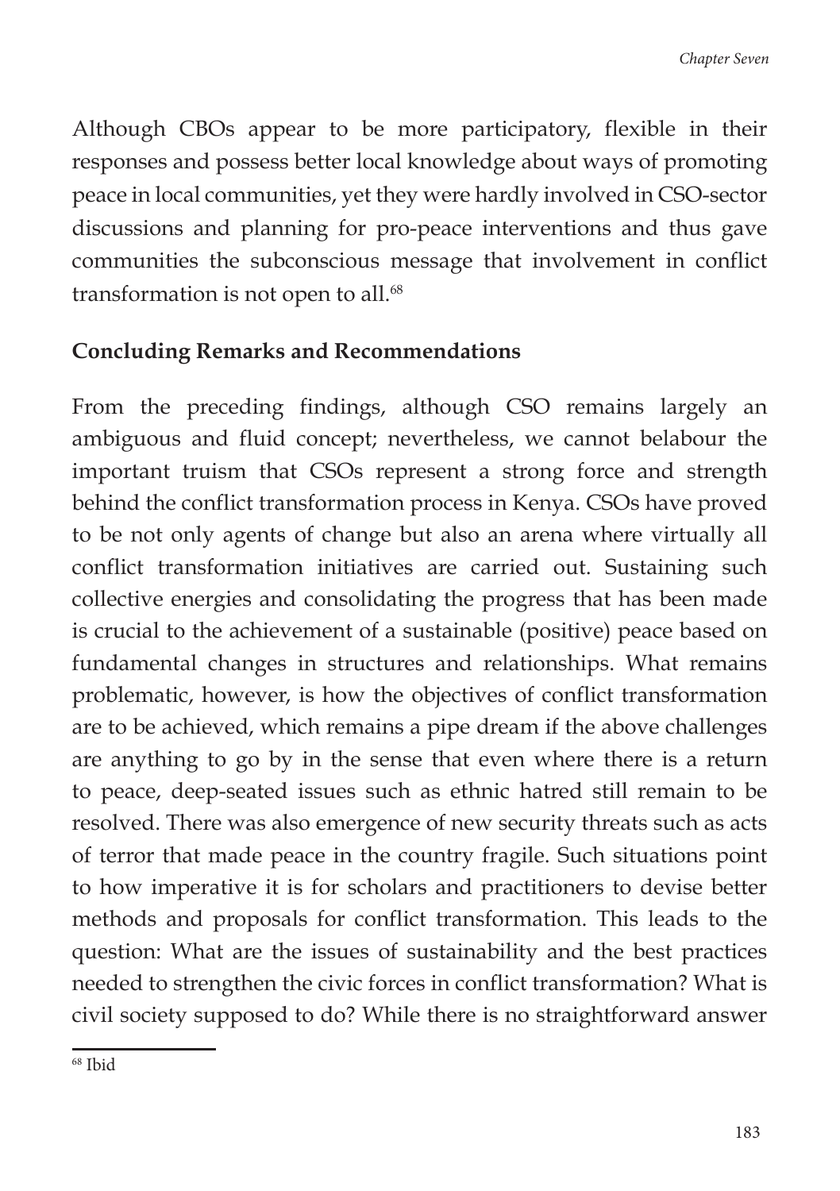Although CBOs appear to be more participatory, flexible in their responses and possess better local knowledge about ways of promoting peace in local communities, yet they were hardly involved in CSO-sector discussions and planning for pro-peace interventions and thus gave communities the subconscious message that involvement in conflict transformation is not open to all.[68]

## Concluding Remarks and Recommendations

From the preceding findings, although CSO remains largely an ambiguous and fluid concept; nevertheless, we cannot belabour the important truism that CSOs represent a strong force and strength behind the conflict transformation process in Kenya. CSOs have proved to be not only agents of change but also an arena where virtually all conflict transformation initiatives are carried out. Sustaining such collective energies and consolidating the progress that has been made is crucial to the achievement of a sustainable (positive) peace based on fundamental changes in structures and relationships. What remains problematic, however, is how the objectives of conflict transformation are to be achieved, which remains a pipe dream if the above challenges are anything to go by in the sense that even where there is a return to peace, deep-seated issues such as ethnic hatred still remain to be resolved. There was also emergence of new security threats such as acts of terror that made peace in the country fragile. Such situations point to how imperative it is for scholars and practitioners to devise better methods and proposals for conflict transformation. This leads to the question: What are the issues of sustainability and the best practices needed to strengthen the civic forces in conflict transformation? What is civil society supposed to do? While there is no straightforward answer

[68] Ibid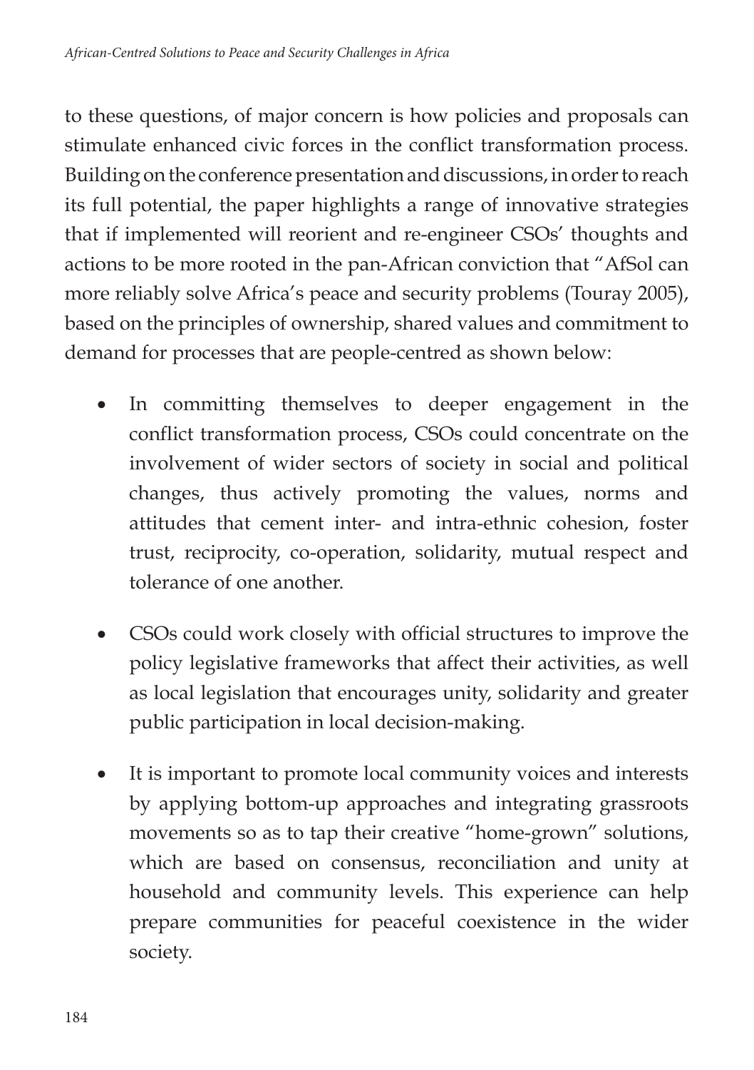to these questions, of major concern is how policies and proposals can stimulate enhanced civic forces in the conflict transformation process. Building on the conference presentation and discussions, in order to reach its full potential, the paper highlights a range of innovative strategies that if implemented will reorient and re-engineer CSOs' thoughts and actions to be more rooted in the pan-African conviction that "AfSol can more reliably solve Africa's peace and security problems (Touray 2005), based on the principles of ownership, shared values and commitment to demand for processes that are people-centred as shown below:

- In committing themselves to deeper engagement in the conflict transformation process, CSOs could concentrate on the involvement of wider sectors of society in social and political changes, thus actively promoting the values, norms and attitudes that cement inter- and intra-ethnic cohesion, foster trust, reciprocity, co-operation, solidarity, mutual respect and tolerance of one another.

- CSOs could work closely with official structures to improve the policy legislative frameworks that affect their activities, as well as local legislation that encourages unity, solidarity and greater public participation in local decision-making.

- It is important to promote local community voices and interests by applying bottom-up approaches and integrating grassroots movements so as to tap their creative "home-grown" solutions, which are based on consensus, reconciliation and unity at household and community levels. This experience can help prepare communities for peaceful coexistence in the wider society.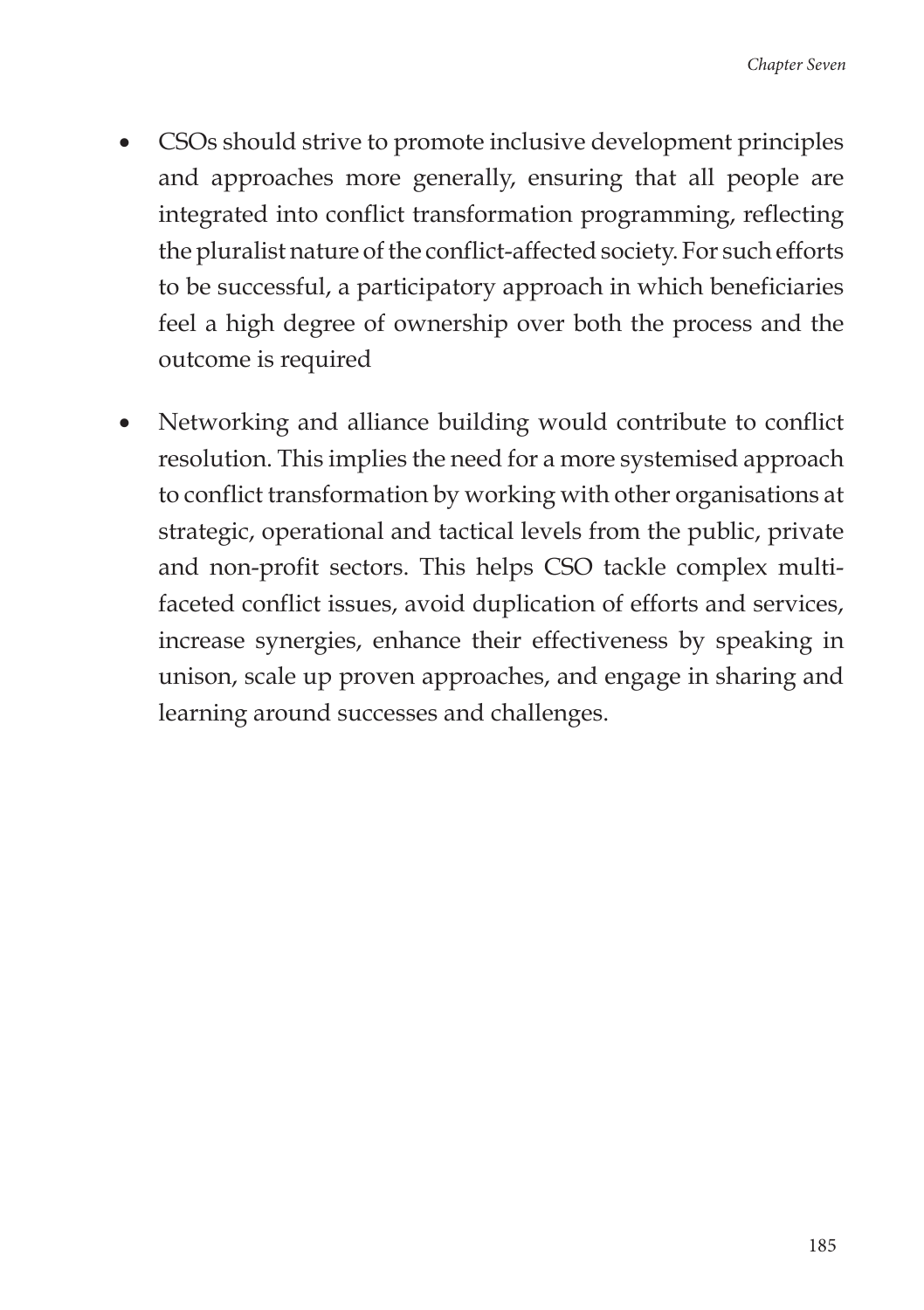- CSOs should strive to promote inclusive development principles and approaches more generally, ensuring that all people are integrated into conflict transformation programming, reflecting the pluralist nature of the conflict-affected society. For such efforts to be successful, a participatory approach in which beneficiaries feel a high degree of ownership over both the process and the outcome is required

- Networking and alliance building would contribute to conflict resolution. This implies the need for a more systemised approach to conflict transformation by working with other organisations at strategic, operational and tactical levels from the public, private and non-profit sectors. This helps CSO tackle complex multi-faceted conflict issues, avoid duplication of efforts and services, increase synergies, enhance their effectiveness by speaking in unison, scale up proven approaches, and engage in sharing and learning around successes and challenges.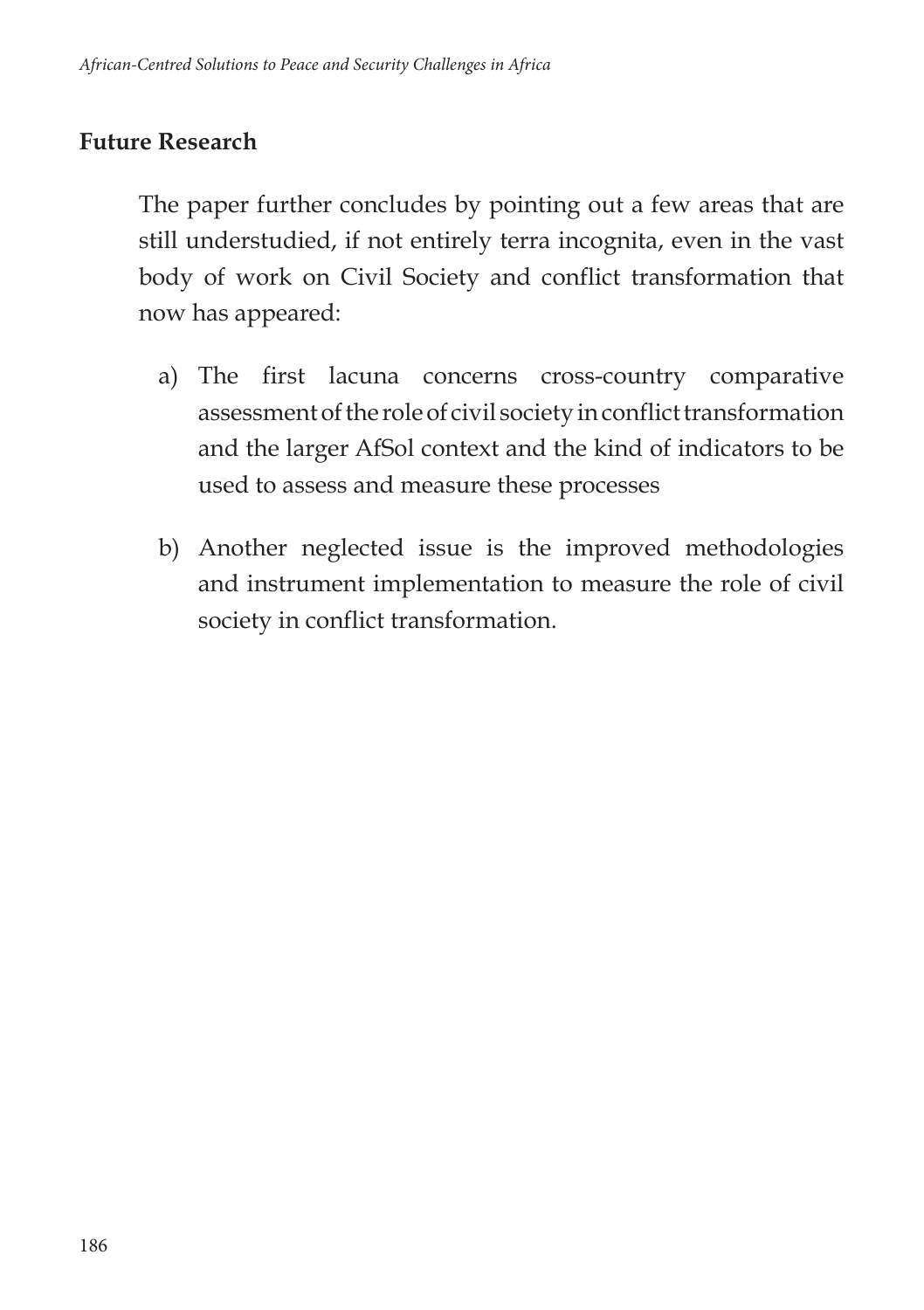## Future Research

The paper further concludes by pointing out a few areas that are still understudied, if not entirely terra incognita, even in the vast body of work on Civil Society and conflict transformation that now has appeared:

a) The first lacuna concerns cross-country comparative assessment of the role of civil society in conflict transformation and the larger AfSol context and the kind of indicators to be used to assess and measure these processes

b) Another neglected issue is the improved methodologies and instrument implementation to measure the role of civil society in conflict transformation.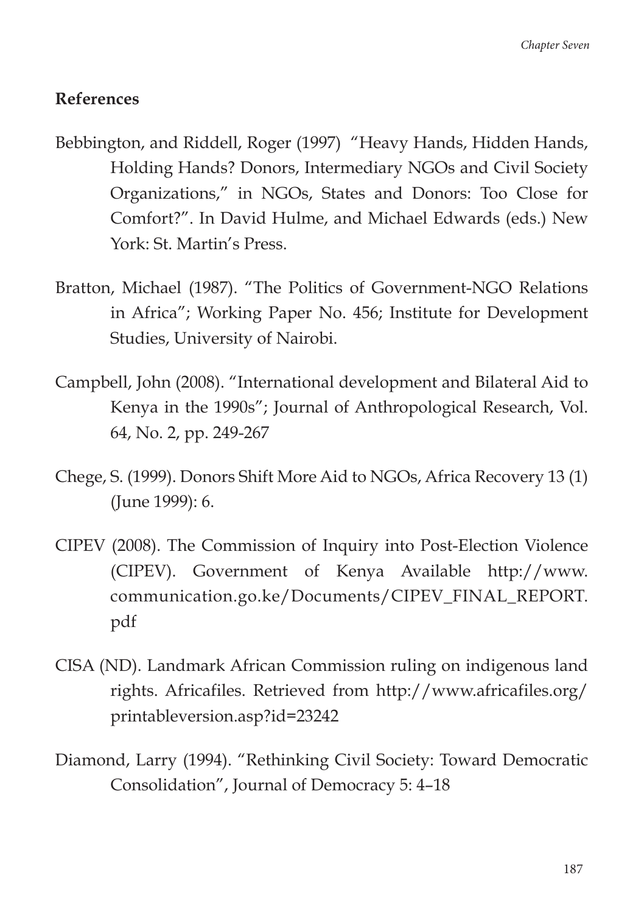## References

Bebbington, and Riddell, Roger (1997) "Heavy Hands, Hidden Hands, Holding Hands? Donors, Intermediary NGOs and Civil Society Organizations," in NGOs, States and Donors: Too Close for Comfort?". In David Hulme, and Michael Edwards (eds.) New York: St. Martin's Press.

Bratton, Michael (1987). "The Politics of Government-NGO Relations in Africa"; Working Paper No. 456; Institute for Development Studies, University of Nairobi.

Campbell, John (2008). "International development and Bilateral Aid to Kenya in the 1990s"; Journal of Anthropological Research, Vol. 64, No. 2, pp. 249-267

Chege, S. (1999). Donors Shift More Aid to NGOs, Africa Recovery 13 (1) (June 1999): 6.

CIPEV (2008). The Commission of Inquiry into Post-Election Violence (CIPEV). Government of Kenya Available http://www.communication.go.ke/Documents/CIPEV_FINAL_REPORT.pdf

CISA (ND). Landmark African Commission ruling on indigenous land rights. Africafiles. Retrieved from http://www.africafiles.org/printableversion.asp?id=23242

Diamond, Larry (1994). "Rethinking Civil Society: Toward Democratic Consolidation", Journal of Democracy 5: 4–18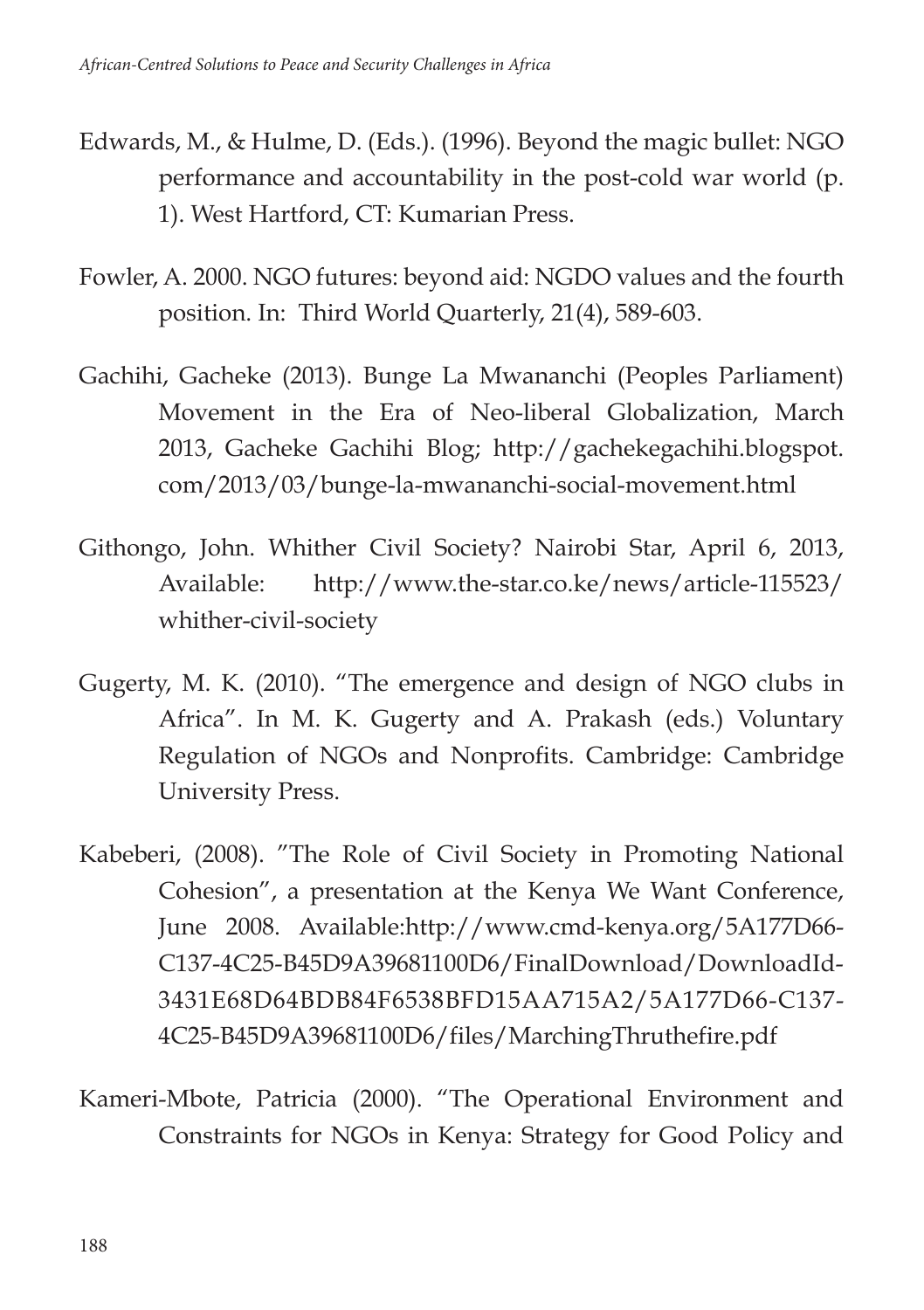Edwards, M., & Hulme, D. (Eds.). (1996). Beyond the magic bullet: NGO performance and accountability in the post-cold war world (p. 1). West Hartford, CT: Kumarian Press.

Fowler, A. 2000. NGO futures: beyond aid: NGDO values and the fourth position. In: Third World Quarterly, 21(4), 589-603.

Gachihi, Gacheke (2013). Bunge La Mwananchi (Peoples Parliament) Movement in the Era of Neo-liberal Globalization, March 2013, Gacheke Gachihi Blog; http://gachekegachihi.blogspot.com/2013/03/bunge-la-mwananchi-social-movement.html

Githongo, John. Whither Civil Society? Nairobi Star, April 6, 2013, Available: http://www.the-star.co.ke/news/article-115523/whither-civil-society

Gugerty, M. K. (2010). "The emergence and design of NGO clubs in Africa". In M. K. Gugerty and A. Prakash (eds.) Voluntary Regulation of NGOs and Nonprofits. Cambridge: Cambridge University Press.

Kabeberi, (2008). "The Role of Civil Society in Promoting National Cohesion", a presentation at the Kenya We Want Conference, June 2008. Available:http://www.cmd-kenya.org/5A177D66-C137-4C25-B45D9A39681100D6/FinalDownload/DownloadId-3431E68D64BDB84F6538BFD15AA715A2/5A177D66-C137-4C25-B45D9A39681100D6/files/MarchingThruthefire.pdf

Kameri-Mbote, Patricia (2000). "The Operational Environment and Constraints for NGOs in Kenya: Strategy for Good Policy and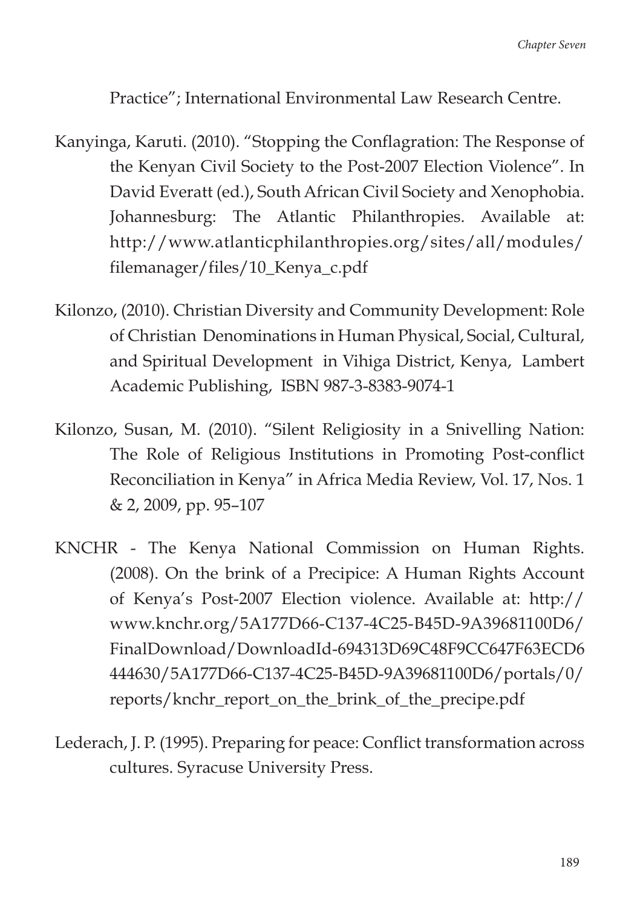Practice"; International Environmental Law Research Centre.

Kanyinga, Karuti. (2010). "Stopping the Conflagration: The Response of the Kenyan Civil Society to the Post-2007 Election Violence". In David Everatt (ed.), South African Civil Society and Xenophobia. Johannesburg: The Atlantic Philanthropies. Available at: http://www.atlanticphilanthropies.org/sites/all/modules/filemanager/files/10_Kenya_c.pdf

Kilonzo, (2010). Christian Diversity and Community Development: Role of Christian Denominations in Human Physical, Social, Cultural, and Spiritual Development in Vihiga District, Kenya, Lambert Academic Publishing, ISBN 987-3-8383-9074-1

Kilonzo, Susan, M. (2010). "Silent Religiosity in a Snivelling Nation: The Role of Religious Institutions in Promoting Post-conflict Reconciliation in Kenya" in Africa Media Review, Vol. 17, Nos. 1 & 2, 2009, pp. 95–107

KNCHR - The Kenya National Commission on Human Rights. (2008). On the brink of a Precipice: A Human Rights Account of Kenya's Post-2007 Election violence. Available at: http://www.knchr.org/5A177D66-C137-4C25-B45D-9A39681100D6/FinalDownload/DownloadId-694313D69C48F9CC647F63ECD6444630/5A177D66-C137-4C25-B45D-9A39681100D6/portals/0/reports/knchr_report_on_the_brink_of_the_precipe.pdf

Lederach, J. P. (1995). Preparing for peace: Conflict transformation across cultures. Syracuse University Press.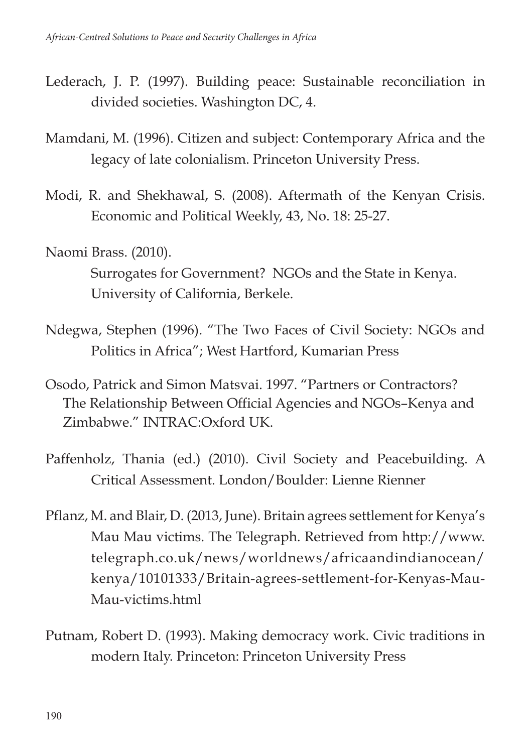Lederach, J. P. (1997). Building peace: Sustainable reconciliation in divided societies. Washington DC, 4.

Mamdani, M. (1996). Citizen and subject: Contemporary Africa and the legacy of late colonialism. Princeton University Press.

Modi, R. and Shekhawal, S. (2008). Aftermath of the Kenyan Crisis. Economic and Political Weekly, 43, No. 18: 25-27.

Naomi Brass. (2010). Surrogates for Government? NGOs and the State in Kenya. University of California, Berkele.

Ndegwa, Stephen (1996). "The Two Faces of Civil Society: NGOs and Politics in Africa"; West Hartford, Kumarian Press

Osodo, Patrick and Simon Matsvai. 1997. "Partners or Contractors? The Relationship Between Official Agencies and NGOs–Kenya and Zimbabwe." INTRAC:Oxford UK.

Paffenholz, Thania (ed.) (2010). Civil Society and Peacebuilding. A Critical Assessment. London/Boulder: Lienne Rienner

Pflanz, M. and Blair, D. (2013, June). Britain agrees settlement for Kenya's Mau Mau victims. The Telegraph. Retrieved from http://www.telegraph.co.uk/news/worldnews/africaandindianocean/kenya/10101333/Britain-agrees-settlement-for-Kenyas-Mau-Mau-victims.html

Putnam, Robert D. (1993). Making democracy work. Civic traditions in modern Italy. Princeton: Princeton University Press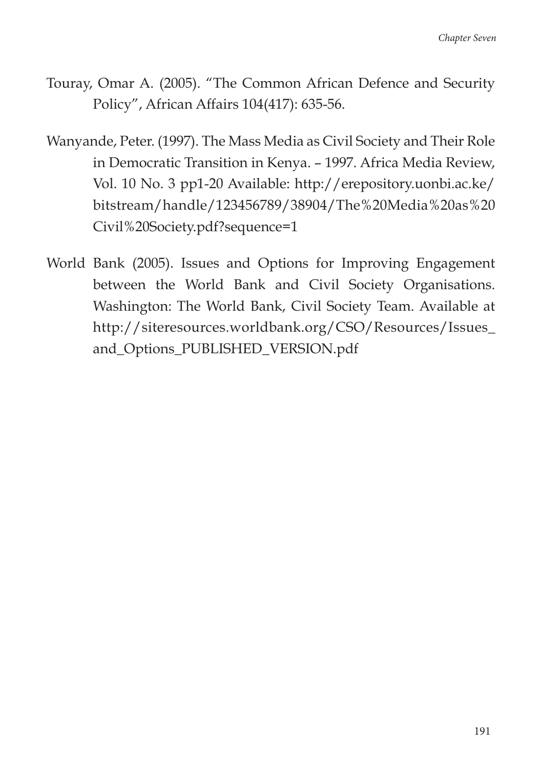Touray, Omar A. (2005). "The Common African Defence and Security Policy", African Affairs 104(417): 635-56.

Wanyande, Peter. (1997). The Mass Media as Civil Society and Their Role in Democratic Transition in Kenya. – 1997. Africa Media Review, Vol. 10 No. 3 pp1-20 Available: http://erepository.uonbi.ac.ke/bitstream/handle/123456789/38904/The%20Media%20as%20Civil%20Society.pdf?sequence=1

World Bank (2005). Issues and Options for Improving Engagement between the World Bank and Civil Society Organisations. Washington: The World Bank, Civil Society Team. Available at http://siteresources.worldbank.org/CSO/Resources/Issues_and_Options_PUBLISHED_VERSION.pdf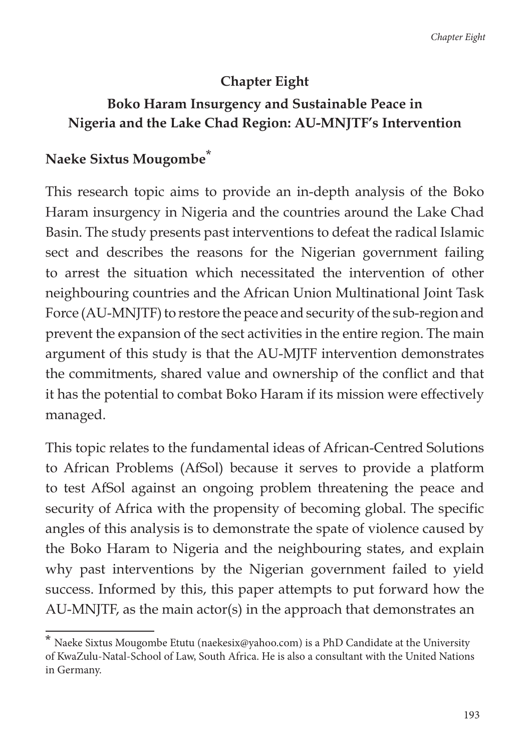# Chapter Eight

## Boko Haram Insurgency and Sustainable Peace in Nigeria and the Lake Chad Region: AU-MNJTF's Intervention

**Naeke Sixtus Mougombe***

This research topic aims to provide an in-depth analysis of the Boko Haram insurgency in Nigeria and the countries around the Lake Chad Basin. The study presents past interventions to defeat the radical Islamic sect and describes the reasons for the Nigerian government failing to arrest the situation which necessitated the intervention of other neighbouring countries and the African Union Multinational Joint Task Force (AU-MNJTF) to restore the peace and security of the sub-region and prevent the expansion of the sect activities in the entire region. The main argument of this study is that the AU-MJTF intervention demonstrates the commitments, shared value and ownership of the conflict and that it has the potential to combat Boko Haram if its mission were effectively managed.

This topic relates to the fundamental ideas of African-Centred Solutions to African Problems (AfSol) because it serves to provide a platform to test AfSol against an ongoing problem threatening the peace and security of Africa with the propensity of becoming global. The specific angles of this analysis is to demonstrate the spate of violence caused by the Boko Haram to Nigeria and the neighbouring states, and explain why past interventions by the Nigerian government failed to yield success. Informed by this, this paper attempts to put forward how the AU-MNJTF, as the main actor(s) in the approach that demonstrates an

---

* Naeke Sixtus Mougombe Etutu (naekesix@yahoo.com) is a PhD Candidate at the University of KwaZulu-Natal-School of Law, South Africa. He is also a consultant with the United Nations in Germany.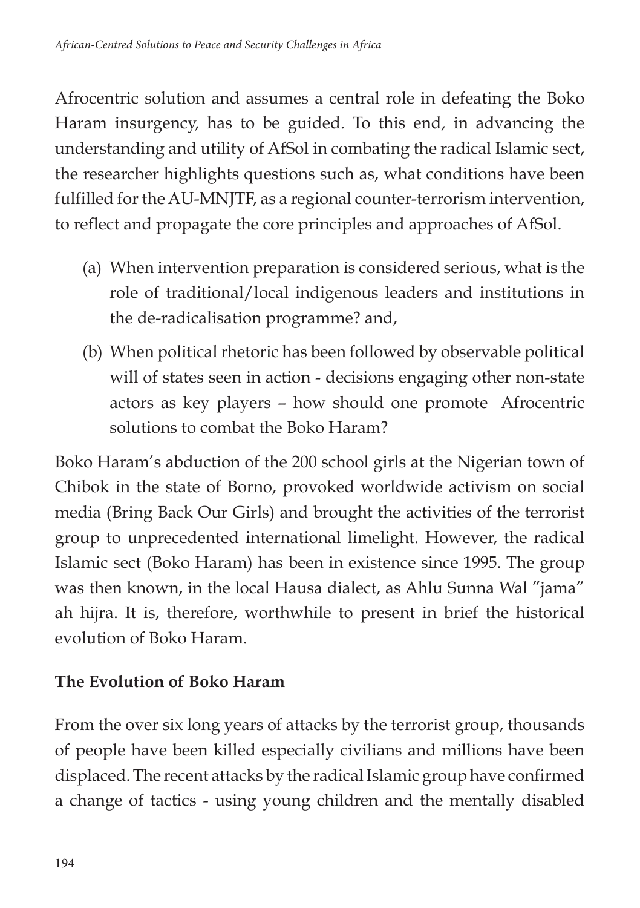Afrocentric solution and assumes a central role in defeating the Boko Haram insurgency, has to be guided. To this end, in advancing the understanding and utility of AfSol in combating the radical Islamic sect, the researcher highlights questions such as, what conditions have been fulfilled for the AU-MNJTF, as a regional counter-terrorism intervention, to reflect and propagate the core principles and approaches of AfSol.

(a) When intervention preparation is considered serious, what is the role of traditional/local indigenous leaders and institutions in the de-radicalisation programme? and,

(b) When political rhetoric has been followed by observable political will of states seen in action - decisions engaging other non-state actors as key players – how should one promote Afrocentric solutions to combat the Boko Haram?

Boko Haram's abduction of the 200 school girls at the Nigerian town of Chibok in the state of Borno, provoked worldwide activism on social media (Bring Back Our Girls) and brought the activities of the terrorist group to unprecedented international limelight. However, the radical Islamic sect (Boko Haram) has been in existence since 1995. The group was then known, in the local Hausa dialect, as Ahlu Sunna Wal "jama" ah hijra. It is, therefore, worthwhile to present in brief the historical evolution of Boko Haram.

## The Evolution of Boko Haram

From the over six long years of attacks by the terrorist group, thousands of people have been killed especially civilians and millions have been displaced. The recent attacks by the radical Islamic group have confirmed a change of tactics - using young children and the mentally disabled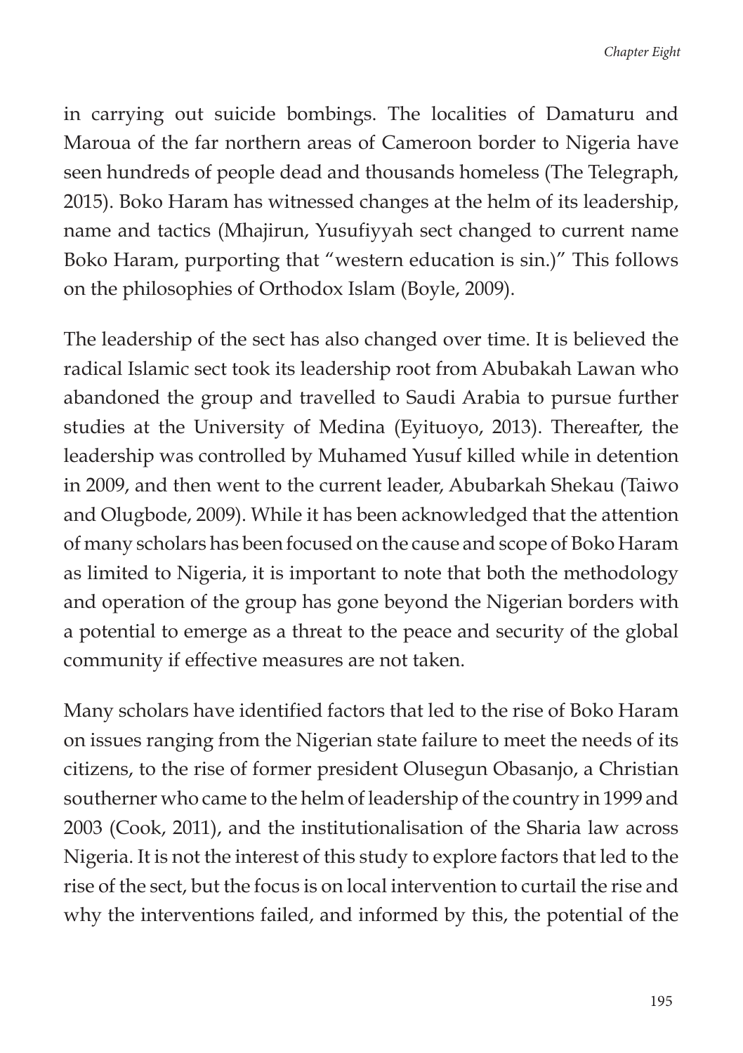in carrying out suicide bombings. The localities of Damaturu and Maroua of the far northern areas of Cameroon border to Nigeria have seen hundreds of people dead and thousands homeless (The Telegraph, 2015). Boko Haram has witnessed changes at the helm of its leadership, name and tactics (Mhajirun, Yusufiyyah sect changed to current name Boko Haram, purporting that "western education is sin.)" This follows on the philosophies of Orthodox Islam (Boyle, 2009).

The leadership of the sect has also changed over time. It is believed the radical Islamic sect took its leadership root from Abubakah Lawan who abandoned the group and travelled to Saudi Arabia to pursue further studies at the University of Medina (Eyituoyo, 2013). Thereafter, the leadership was controlled by Muhamed Yusuf killed while in detention in 2009, and then went to the current leader, Abubarkah Shekau (Taiwo and Olugbode, 2009). While it has been acknowledged that the attention of many scholars has been focused on the cause and scope of Boko Haram as limited to Nigeria, it is important to note that both the methodology and operation of the group has gone beyond the Nigerian borders with a potential to emerge as a threat to the peace and security of the global community if effective measures are not taken.

Many scholars have identified factors that led to the rise of Boko Haram on issues ranging from the Nigerian state failure to meet the needs of its citizens, to the rise of former president Olusegun Obasanjo, a Christian southerner who came to the helm of leadership of the country in 1999 and 2003 (Cook, 2011), and the institutionalisation of the Sharia law across Nigeria. It is not the interest of this study to explore factors that led to the rise of the sect, but the focus is on local intervention to curtail the rise and why the interventions failed, and informed by this, the potential of the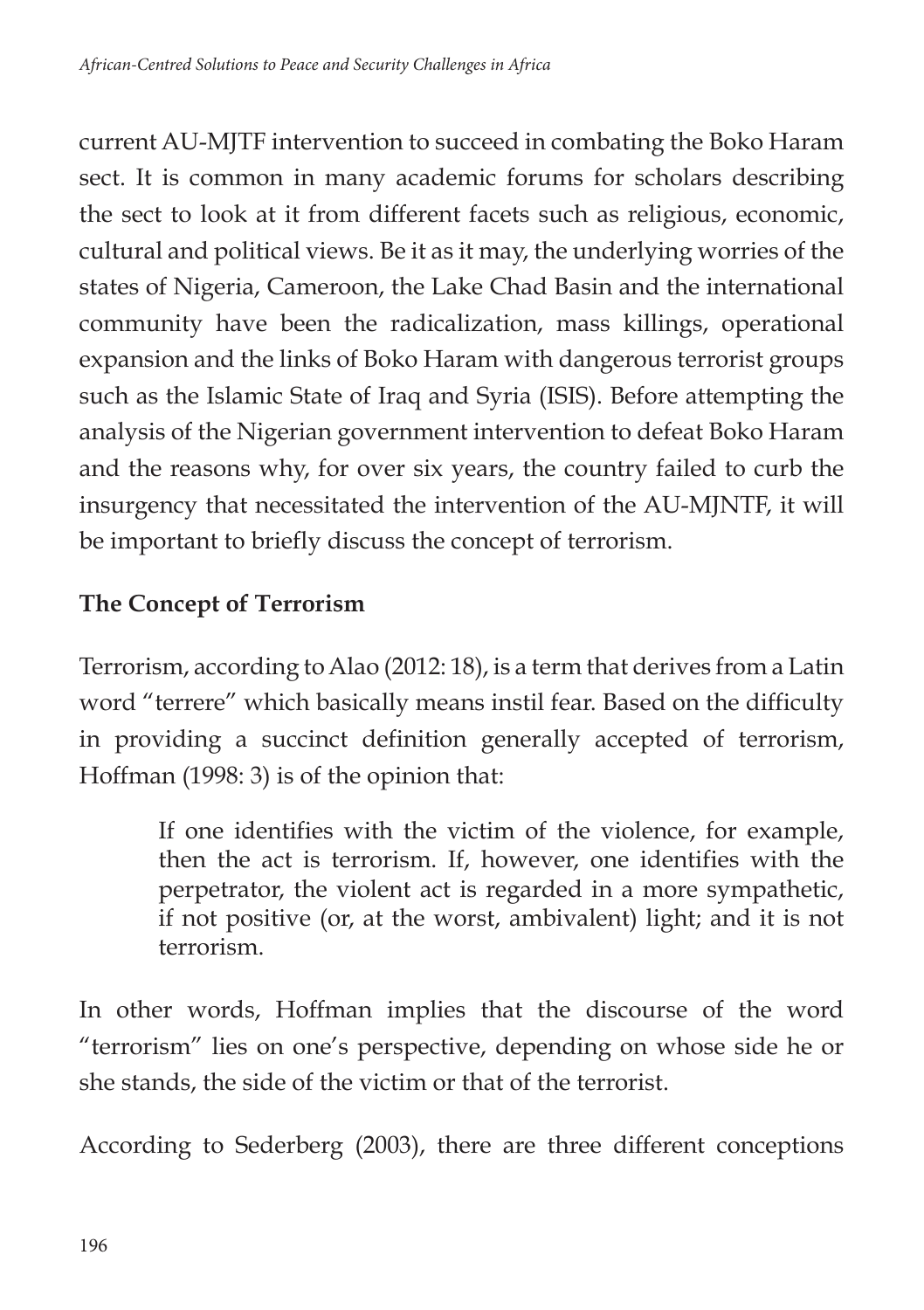current AU-MJTF intervention to succeed in combating the Boko Haram sect. It is common in many academic forums for scholars describing the sect to look at it from different facets such as religious, economic, cultural and political views. Be it as it may, the underlying worries of the states of Nigeria, Cameroon, the Lake Chad Basin and the international community have been the radicalization, mass killings, operational expansion and the links of Boko Haram with dangerous terrorist groups such as the Islamic State of Iraq and Syria (ISIS). Before attempting the analysis of the Nigerian government intervention to defeat Boko Haram and the reasons why, for over six years, the country failed to curb the insurgency that necessitated the intervention of the AU-MJNTF, it will be important to briefly discuss the concept of terrorism.

## The Concept of Terrorism

Terrorism, according to Alao (2012: 18), is a term that derives from a Latin word "terrere" which basically means instil fear. Based on the difficulty in providing a succinct definition generally accepted of terrorism, Hoffman (1998: 3) is of the opinion that:

> If one identifies with the victim of the violence, for example, then the act is terrorism. If, however, one identifies with the perpetrator, the violent act is regarded in a more sympathetic, if not positive (or, at the worst, ambivalent) light; and it is not terrorism.

In other words, Hoffman implies that the discourse of the word "terrorism" lies on one's perspective, depending on whose side he or she stands, the side of the victim or that of the terrorist.

According to Sederberg (2003), there are three different conceptions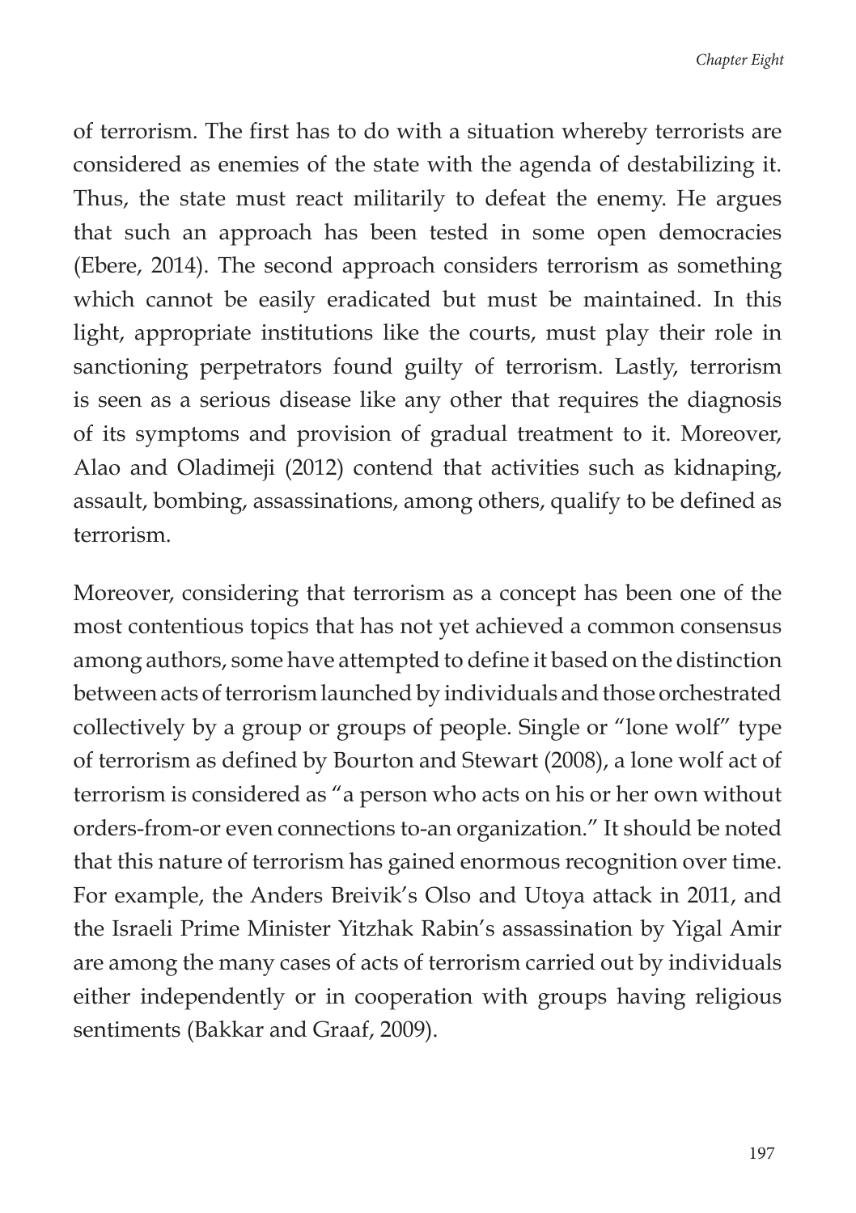of terrorism. The first has to do with a situation whereby terrorists are considered as enemies of the state with the agenda of destabilizing it. Thus, the state must react militarily to defeat the enemy. He argues that such an approach has been tested in some open democracies (Ebere, 2014). The second approach considers terrorism as something which cannot be easily eradicated but must be maintained. In this light, appropriate institutions like the courts, must play their role in sanctioning perpetrators found guilty of terrorism. Lastly, terrorism is seen as a serious disease like any other that requires the diagnosis of its symptoms and provision of gradual treatment to it. Moreover, Alao and Oladimeji (2012) contend that activities such as kidnaping, assault, bombing, assassinations, among others, qualify to be defined as terrorism.

Moreover, considering that terrorism as a concept has been one of the most contentious topics that has not yet achieved a common consensus among authors, some have attempted to define it based on the distinction between acts of terrorism launched by individuals and those orchestrated collectively by a group or groups of people. Single or "lone wolf" type of terrorism as defined by Bourton and Stewart (2008), a lone wolf act of terrorism is considered as "a person who acts on his or her own without orders-from-or even connections to-an organization." It should be noted that this nature of terrorism has gained enormous recognition over time. For example, the Anders Breivik's Olso and Utoya attack in 2011, and the Israeli Prime Minister Yitzhak Rabin's assassination by Yigal Amir are among the many cases of acts of terrorism carried out by individuals either independently or in cooperation with groups having religious sentiments (Bakkar and Graaf, 2009).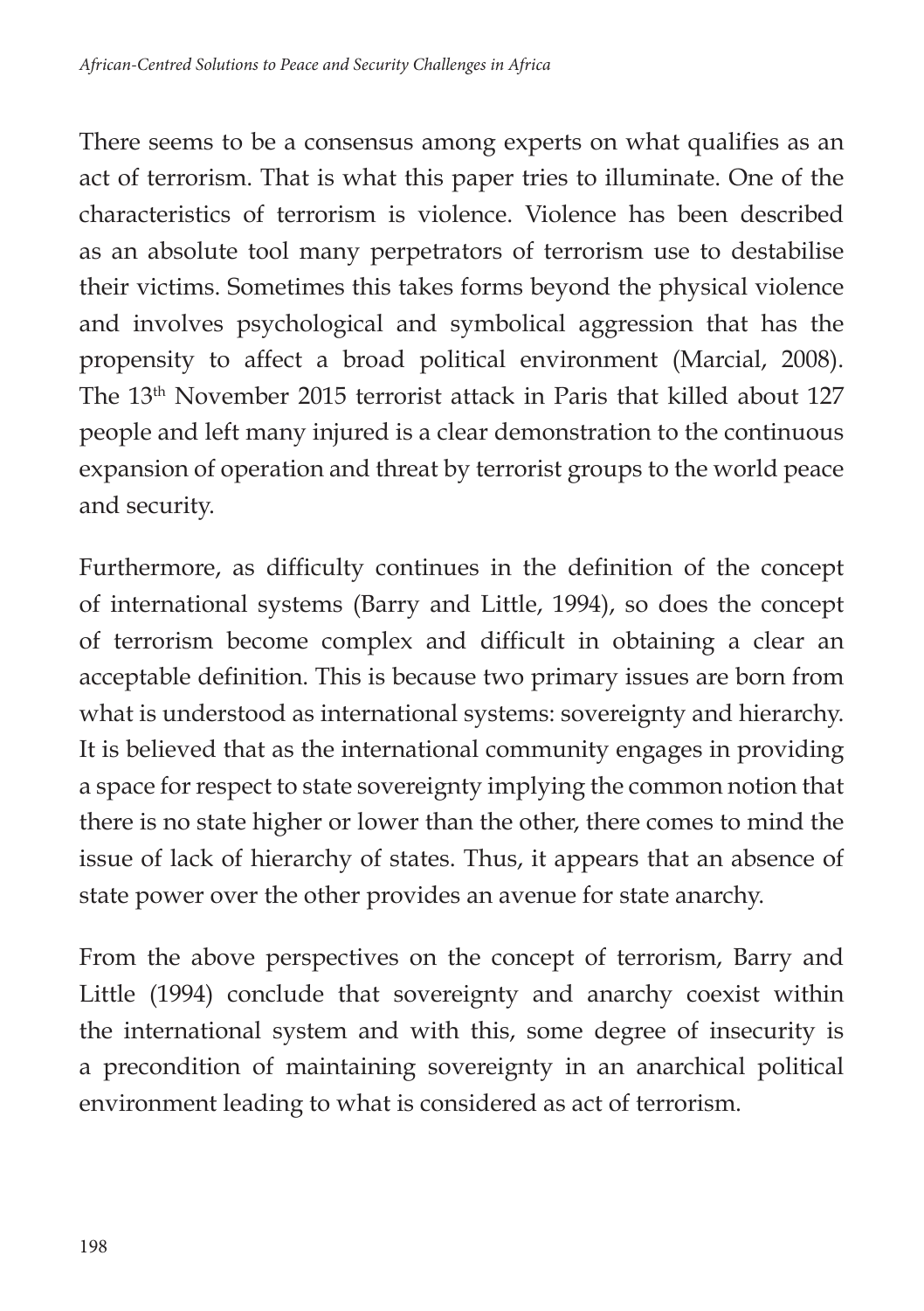There seems to be a consensus among experts on what qualifies as an act of terrorism. That is what this paper tries to illuminate. One of the characteristics of terrorism is violence. Violence has been described as an absolute tool many perpetrators of terrorism use to destabilise their victims. Sometimes this takes forms beyond the physical violence and involves psychological and symbolical aggression that has the propensity to affect a broad political environment (Marcial, 2008). The 13th November 2015 terrorist attack in Paris that killed about 127 people and left many injured is a clear demonstration to the continuous expansion of operation and threat by terrorist groups to the world peace and security.

Furthermore, as difficulty continues in the definition of the concept of international systems (Barry and Little, 1994), so does the concept of terrorism become complex and difficult in obtaining a clear an acceptable definition. This is because two primary issues are born from what is understood as international systems: sovereignty and hierarchy. It is believed that as the international community engages in providing a space for respect to state sovereignty implying the common notion that there is no state higher or lower than the other, there comes to mind the issue of lack of hierarchy of states. Thus, it appears that an absence of state power over the other provides an avenue for state anarchy.

From the above perspectives on the concept of terrorism, Barry and Little (1994) conclude that sovereignty and anarchy coexist within the international system and with this, some degree of insecurity is a precondition of maintaining sovereignty in an anarchical political environment leading to what is considered as act of terrorism.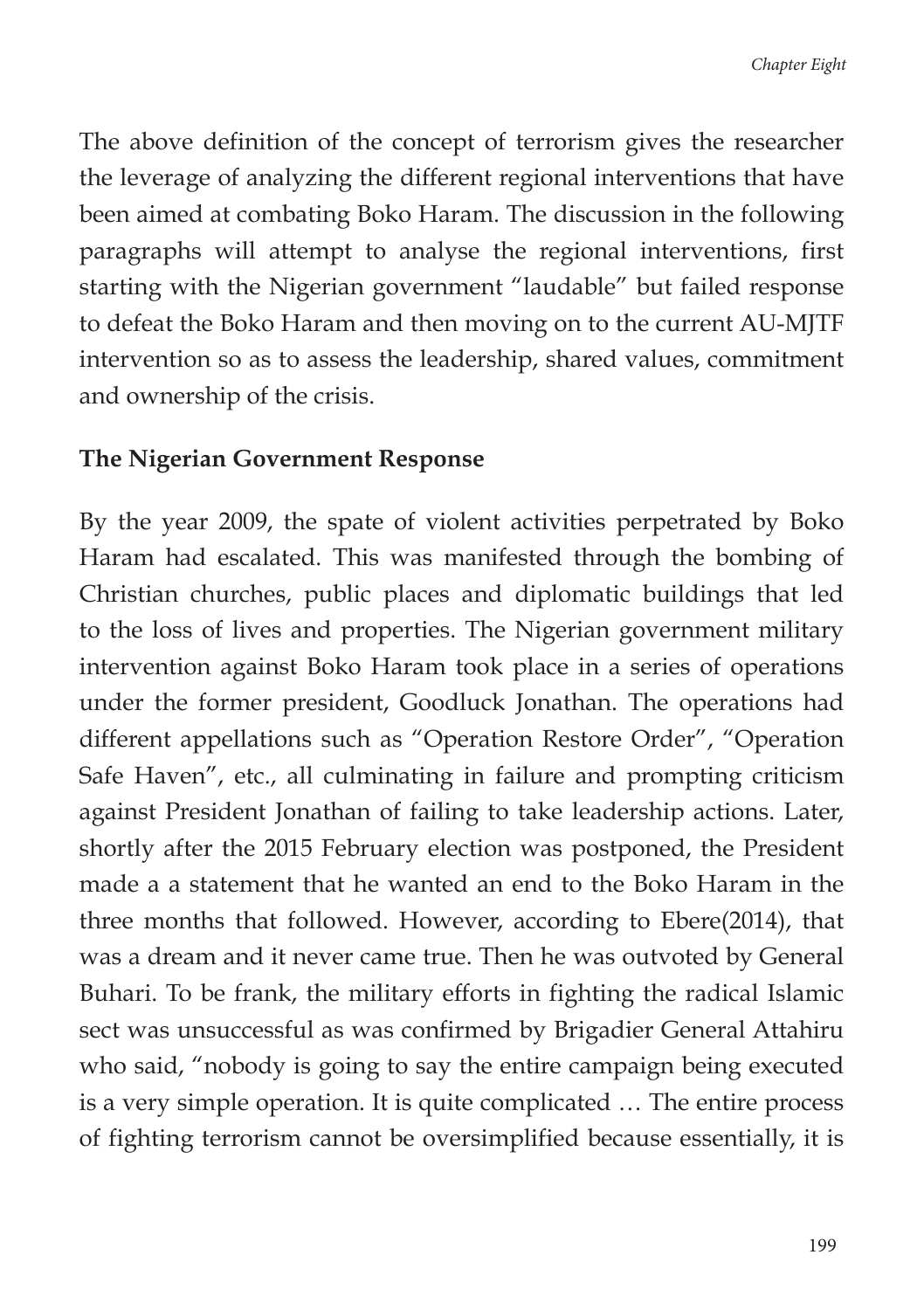The above definition of the concept of terrorism gives the researcher the leverage of analyzing the different regional interventions that have been aimed at combating Boko Haram. The discussion in the following paragraphs will attempt to analyse the regional interventions, first starting with the Nigerian government "laudable" but failed response to defeat the Boko Haram and then moving on to the current AU-MJTF intervention so as to assess the leadership, shared values, commitment and ownership of the crisis.

**The Nigerian Government Response**

By the year 2009, the spate of violent activities perpetrated by Boko Haram had escalated. This was manifested through the bombing of Christian churches, public places and diplomatic buildings that led to the loss of lives and properties. The Nigerian government military intervention against Boko Haram took place in a series of operations under the former president, Goodluck Jonathan. The operations had different appellations such as "Operation Restore Order", "Operation Safe Haven", etc., all culminating in failure and prompting criticism against President Jonathan of failing to take leadership actions. Later, shortly after the 2015 February election was postponed, the President made a a statement that he wanted an end to the Boko Haram in the three months that followed. However, according to Ebere(2014), that was a dream and it never came true. Then he was outvoted by General Buhari. To be frank, the military efforts in fighting the radical Islamic sect was unsuccessful as was confirmed by Brigadier General Attahiru who said, "nobody is going to say the entire campaign being executed is a very simple operation. It is quite complicated … The entire process of fighting terrorism cannot be oversimplified because essentially, it is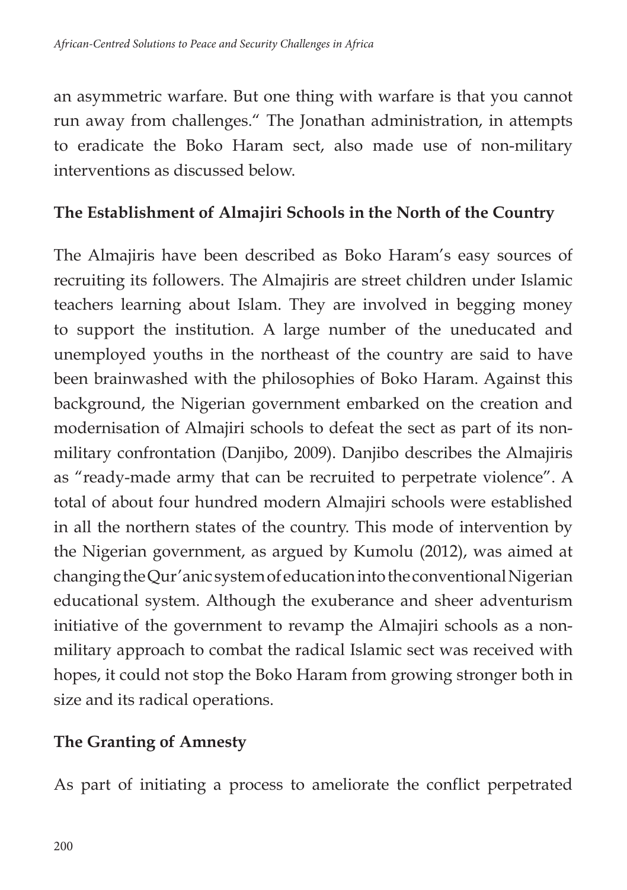an asymmetric warfare. But one thing with warfare is that you cannot run away from challenges." The Jonathan administration, in attempts to eradicate the Boko Haram sect, also made use of non-military interventions as discussed below.

### The Establishment of Almajiri Schools in the North of the Country

The Almajiris have been described as Boko Haram's easy sources of recruiting its followers. The Almajiris are street children under Islamic teachers learning about Islam. They are involved in begging money to support the institution. A large number of the uneducated and unemployed youths in the northeast of the country are said to have been brainwashed with the philosophies of Boko Haram. Against this background, the Nigerian government embarked on the creation and modernisation of Almajiri schools to defeat the sect as part of its non-military confrontation (Danjibo, 2009). Danjibo describes the Almajiris as "ready-made army that can be recruited to perpetrate violence". A total of about four hundred modern Almajiri schools were established in all the northern states of the country. This mode of intervention by the Nigerian government, as argued by Kumolu (2012), was aimed at changing the Qur'anic system of education into the conventional Nigerian educational system. Although the exuberance and sheer adventurism initiative of the government to revamp the Almajiri schools as a non-military approach to combat the radical Islamic sect was received with hopes, it could not stop the Boko Haram from growing stronger both in size and its radical operations.

### The Granting of Amnesty

As part of initiating a process to ameliorate the conflict perpetrated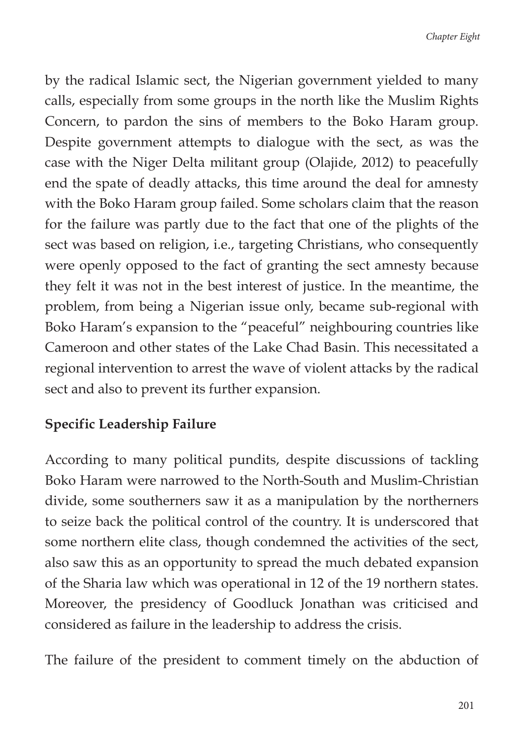by the radical Islamic sect, the Nigerian government yielded to many calls, especially from some groups in the north like the Muslim Rights Concern, to pardon the sins of members to the Boko Haram group. Despite government attempts to dialogue with the sect, as was the case with the Niger Delta militant group (Olajide, 2012) to peacefully end the spate of deadly attacks, this time around the deal for amnesty with the Boko Haram group failed. Some scholars claim that the reason for the failure was partly due to the fact that one of the plights of the sect was based on religion, i.e., targeting Christians, who consequently were openly opposed to the fact of granting the sect amnesty because they felt it was not in the best interest of justice. In the meantime, the problem, from being a Nigerian issue only, became sub-regional with Boko Haram's expansion to the "peaceful" neighbouring countries like Cameroon and other states of the Lake Chad Basin. This necessitated a regional intervention to arrest the wave of violent attacks by the radical sect and also to prevent its further expansion.

### Specific Leadership Failure

According to many political pundits, despite discussions of tackling Boko Haram were narrowed to the North-South and Muslim-Christian divide, some southerners saw it as a manipulation by the northerners to seize back the political control of the country. It is underscored that some northern elite class, though condemned the activities of the sect, also saw this as an opportunity to spread the much debated expansion of the Sharia law which was operational in 12 of the 19 northern states. Moreover, the presidency of Goodluck Jonathan was criticised and considered as failure in the leadership to address the crisis.

The failure of the president to comment timely on the abduction of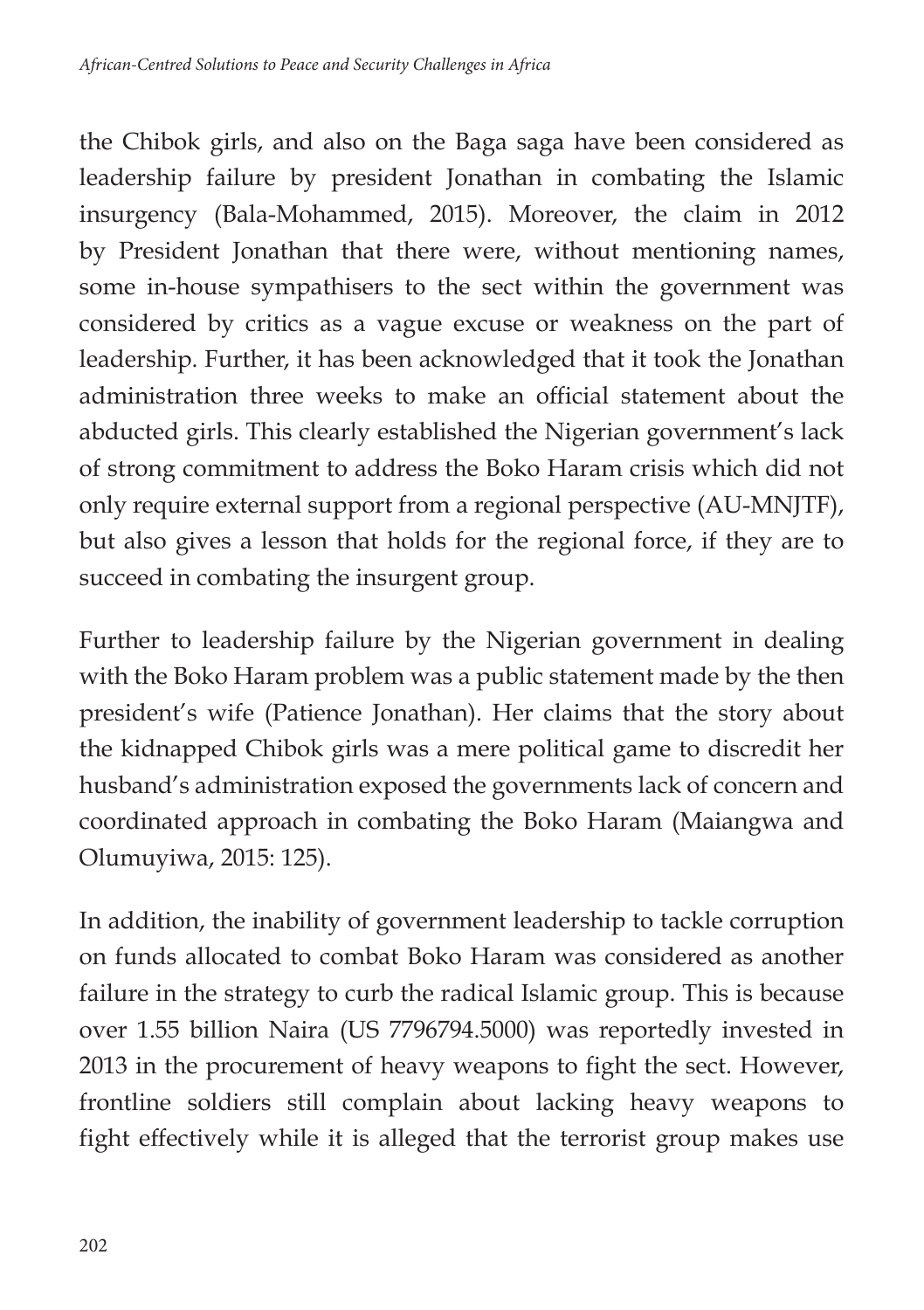the Chibok girls, and also on the Baga saga have been considered as leadership failure by president Jonathan in combating the Islamic insurgency (Bala-Mohammed, 2015). Moreover, the claim in 2012 by President Jonathan that there were, without mentioning names, some in-house sympathisers to the sect within the government was considered by critics as a vague excuse or weakness on the part of leadership. Further, it has been acknowledged that it took the Jonathan administration three weeks to make an official statement about the abducted girls. This clearly established the Nigerian government's lack of strong commitment to address the Boko Haram crisis which did not only require external support from a regional perspective (AU-MNJTF), but also gives a lesson that holds for the regional force, if they are to succeed in combating the insurgent group.

Further to leadership failure by the Nigerian government in dealing with the Boko Haram problem was a public statement made by the then president's wife (Patience Jonathan). Her claims that the story about the kidnapped Chibok girls was a mere political game to discredit her husband's administration exposed the governments lack of concern and coordinated approach in combating the Boko Haram (Maiangwa and Olumuyiwa, 2015: 125).

In addition, the inability of government leadership to tackle corruption on funds allocated to combat Boko Haram was considered as another failure in the strategy to curb the radical Islamic group. This is because over 1.55 billion Naira (US 7796794.5000) was reportedly invested in 2013 in the procurement of heavy weapons to fight the sect. However, frontline soldiers still complain about lacking heavy weapons to fight effectively while it is alleged that the terrorist group makes use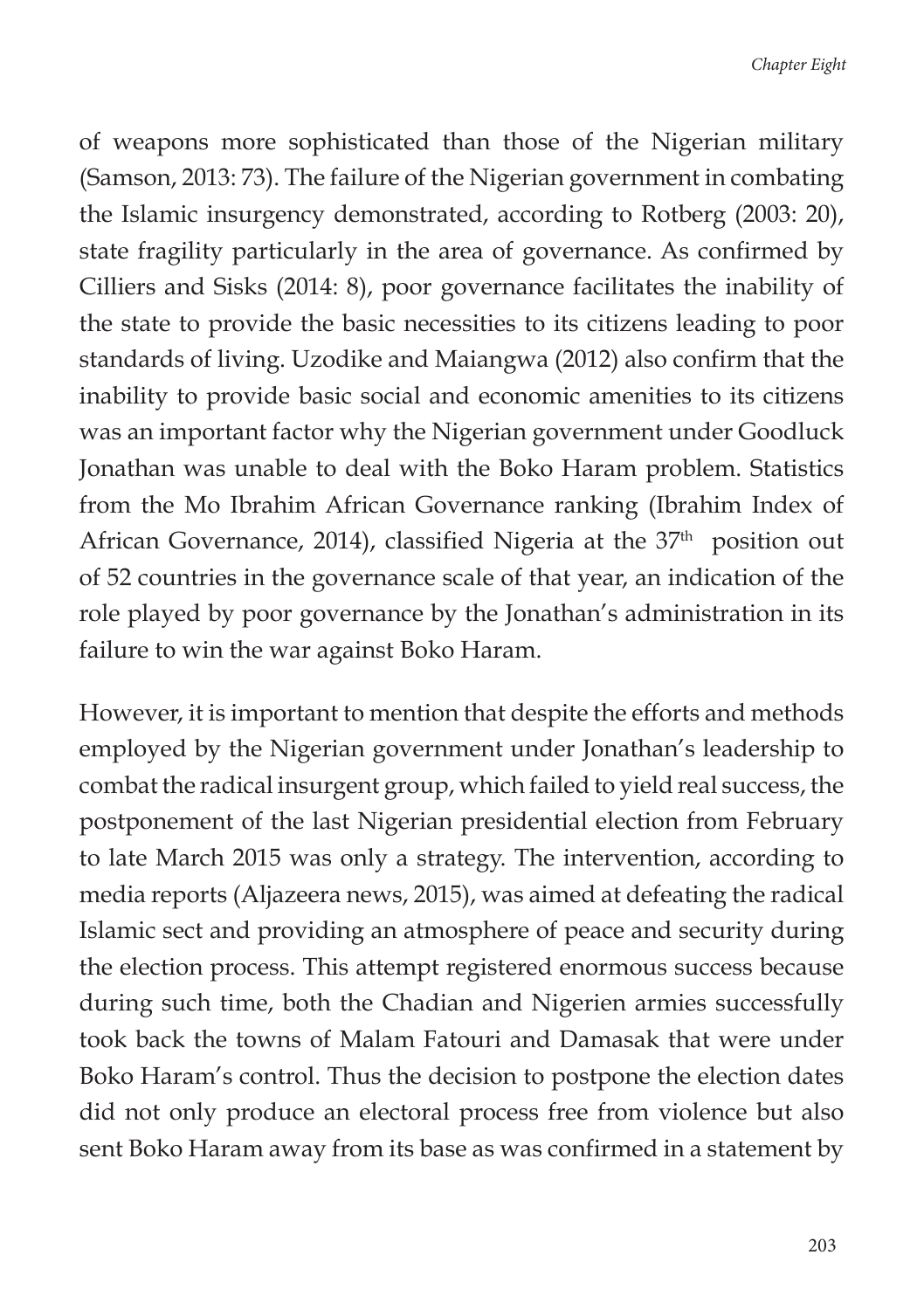of weapons more sophisticated than those of the Nigerian military (Samson, 2013: 73). The failure of the Nigerian government in combating the Islamic insurgency demonstrated, according to Rotberg (2003: 20), state fragility particularly in the area of governance. As confirmed by Cilliers and Sisks (2014: 8), poor governance facilitates the inability of the state to provide the basic necessities to its citizens leading to poor standards of living. Uzodike and Maiangwa (2012) also confirm that the inability to provide basic social and economic amenities to its citizens was an important factor why the Nigerian government under Goodluck Jonathan was unable to deal with the Boko Haram problem. Statistics from the Mo Ibrahim African Governance ranking (Ibrahim Index of African Governance, 2014), classified Nigeria at the 37th position out of 52 countries in the governance scale of that year, an indication of the role played by poor governance by the Jonathan's administration in its failure to win the war against Boko Haram.

However, it is important to mention that despite the efforts and methods employed by the Nigerian government under Jonathan's leadership to combat the radical insurgent group, which failed to yield real success, the postponement of the last Nigerian presidential election from February to late March 2015 was only a strategy. The intervention, according to media reports (Aljazeera news, 2015), was aimed at defeating the radical Islamic sect and providing an atmosphere of peace and security during the election process. This attempt registered enormous success because during such time, both the Chadian and Nigerien armies successfully took back the towns of Malam Fatouri and Damasak that were under Boko Haram's control. Thus the decision to postpone the election dates did not only produce an electoral process free from violence but also sent Boko Haram away from its base as was confirmed in a statement by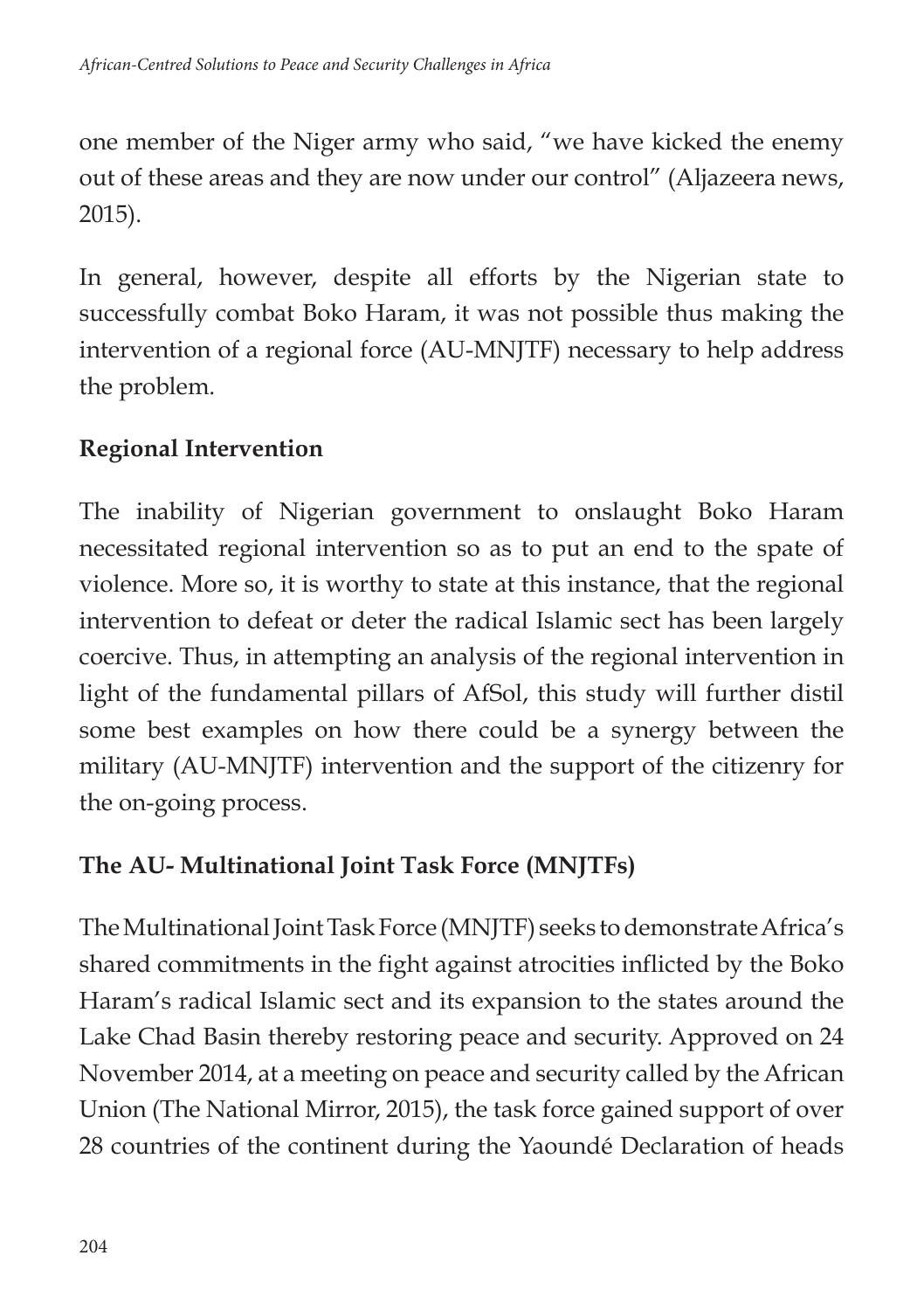one member of the Niger army who said, "we have kicked the enemy out of these areas and they are now under our control" (Aljazeera news, 2015).

In general, however, despite all efforts by the Nigerian state to successfully combat Boko Haram, it was not possible thus making the intervention of a regional force (AU-MNJTF) necessary to help address the problem.

## Regional Intervention

The inability of Nigerian government to onslaught Boko Haram necessitated regional intervention so as to put an end to the spate of violence. More so, it is worthy to state at this instance, that the regional intervention to defeat or deter the radical Islamic sect has been largely coercive. Thus, in attempting an analysis of the regional intervention in light of the fundamental pillars of AfSol, this study will further distil some best examples on how there could be a synergy between the military (AU-MNJTF) intervention and the support of the citizenry for the on-going process.

## The AU- Multinational Joint Task Force (MNJTFs)

The Multinational Joint Task Force (MNJTF) seeks to demonstrate Africa's shared commitments in the fight against atrocities inflicted by the Boko Haram's radical Islamic sect and its expansion to the states around the Lake Chad Basin thereby restoring peace and security. Approved on 24 November 2014, at a meeting on peace and security called by the African Union (The National Mirror, 2015), the task force gained support of over 28 countries of the continent during the Yaoundé Declaration of heads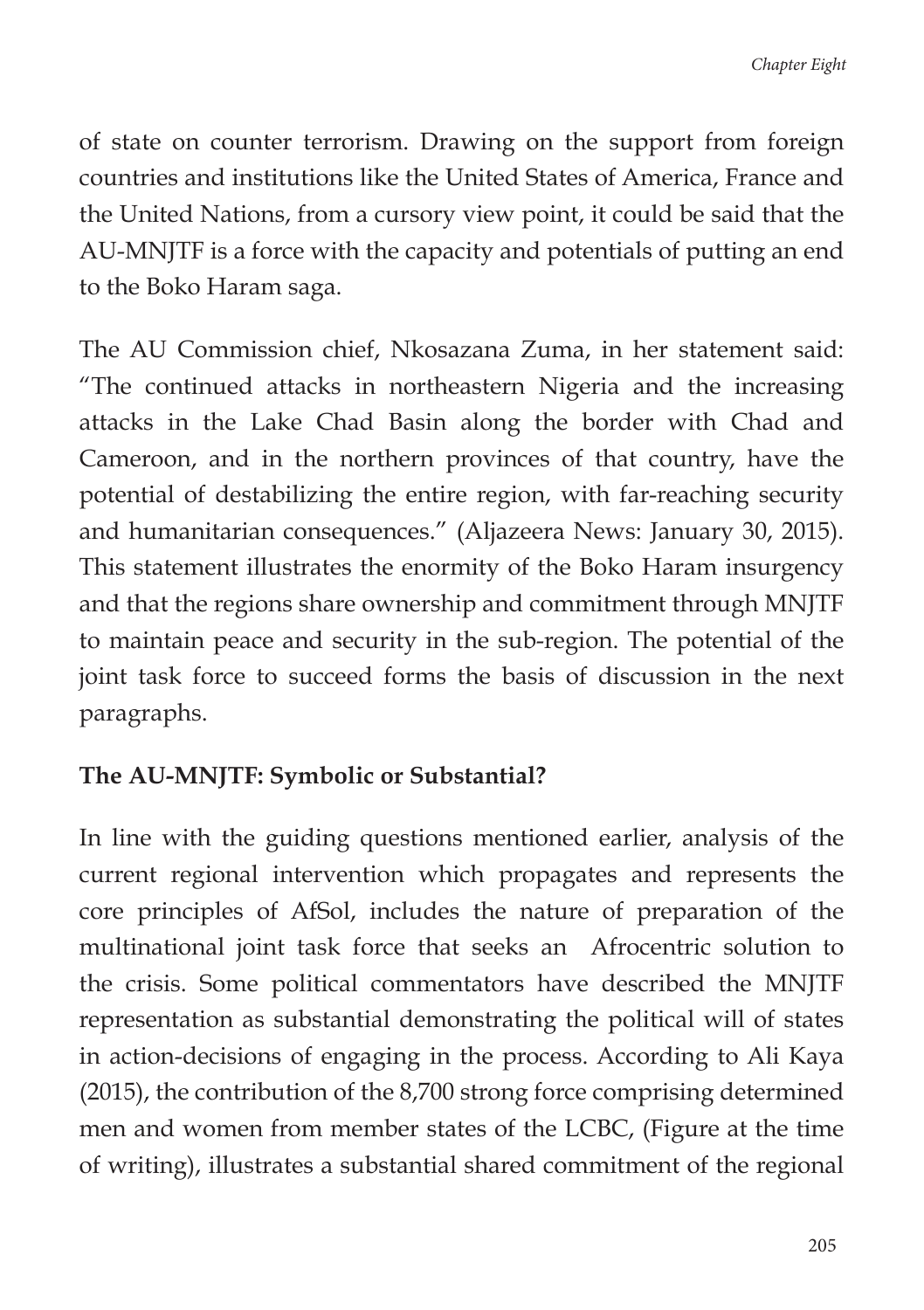of state on counter terrorism. Drawing on the support from foreign countries and institutions like the United States of America, France and the United Nations, from a cursory view point, it could be said that the AU-MNJTF is a force with the capacity and potentials of putting an end to the Boko Haram saga.

The AU Commission chief, Nkosazana Zuma, in her statement said: "The continued attacks in northeastern Nigeria and the increasing attacks in the Lake Chad Basin along the border with Chad and Cameroon, and in the northern provinces of that country, have the potential of destabilizing the entire region, with far-reaching security and humanitarian consequences." (Aljazeera News: January 30, 2015). This statement illustrates the enormity of the Boko Haram insurgency and that the regions share ownership and commitment through MNJTF to maintain peace and security in the sub-region. The potential of the joint task force to succeed forms the basis of discussion in the next paragraphs.

**The AU-MNJTF: Symbolic or Substantial?**

In line with the guiding questions mentioned earlier, analysis of the current regional intervention which propagates and represents the core principles of AfSol, includes the nature of preparation of the multinational joint task force that seeks an Afrocentric solution to the crisis. Some political commentators have described the MNJTF representation as substantial demonstrating the political will of states in action-decisions of engaging in the process. According to Ali Kaya (2015), the contribution of the 8,700 strong force comprising determined men and women from member states of the LCBC, (Figure at the time of writing), illustrates a substantial shared commitment of the regional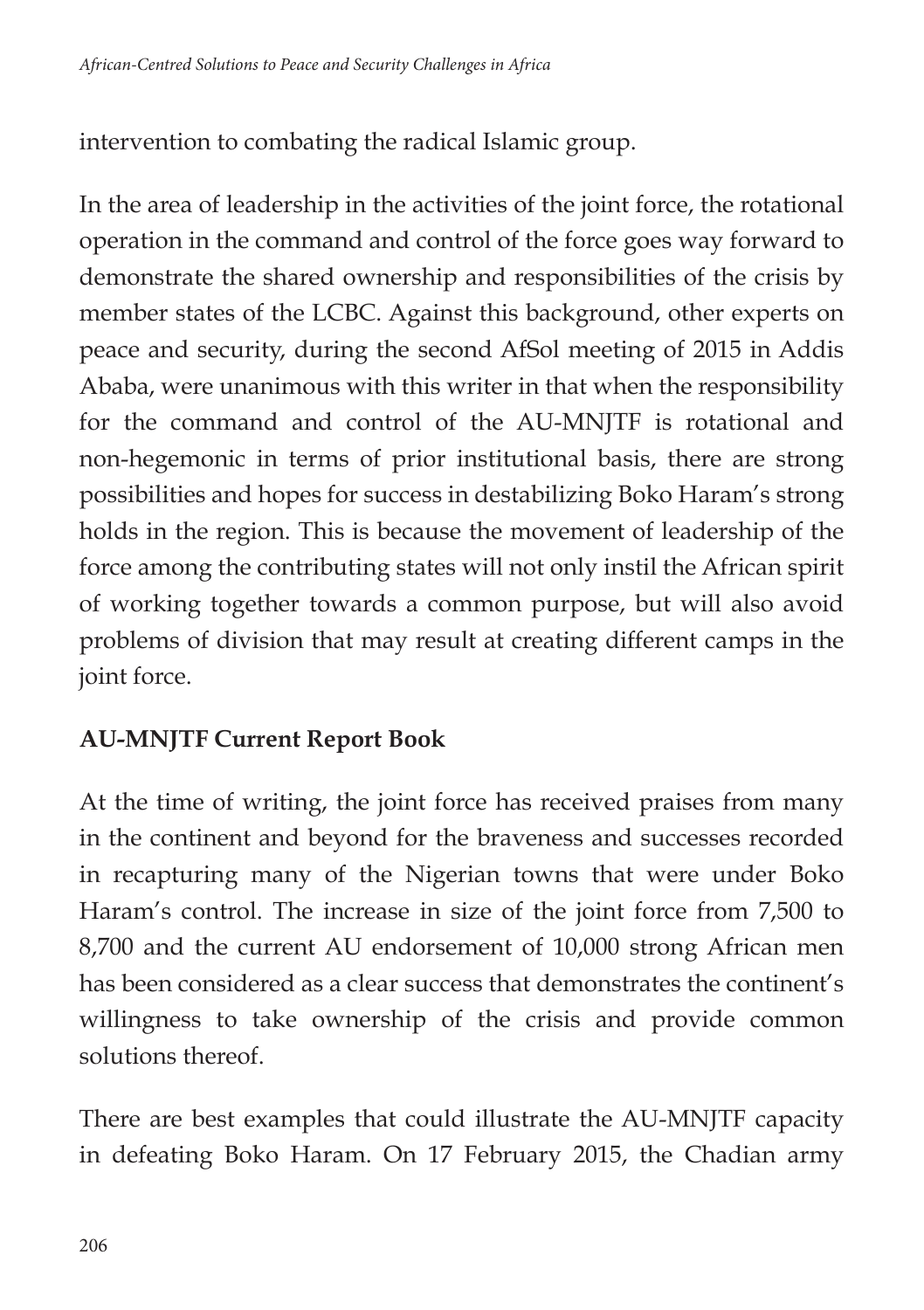intervention to combating the radical Islamic group.

In the area of leadership in the activities of the joint force, the rotational operation in the command and control of the force goes way forward to demonstrate the shared ownership and responsibilities of the crisis by member states of the LCBC. Against this background, other experts on peace and security, during the second AfSol meeting of 2015 in Addis Ababa, were unanimous with this writer in that when the responsibility for the command and control of the AU-MNJTF is rotational and non-hegemonic in terms of prior institutional basis, there are strong possibilities and hopes for success in destabilizing Boko Haram's strong holds in the region. This is because the movement of leadership of the force among the contributing states will not only instil the African spirit of working together towards a common purpose, but will also avoid problems of division that may result at creating different camps in the joint force.

**AU-MNJTF Current Report Book**

At the time of writing, the joint force has received praises from many in the continent and beyond for the braveness and successes recorded in recapturing many of the Nigerian towns that were under Boko Haram's control. The increase in size of the joint force from 7,500 to 8,700 and the current AU endorsement of 10,000 strong African men has been considered as a clear success that demonstrates the continent's willingness to take ownership of the crisis and provide common solutions thereof.

There are best examples that could illustrate the AU-MNJTF capacity in defeating Boko Haram. On 17 February 2015, the Chadian army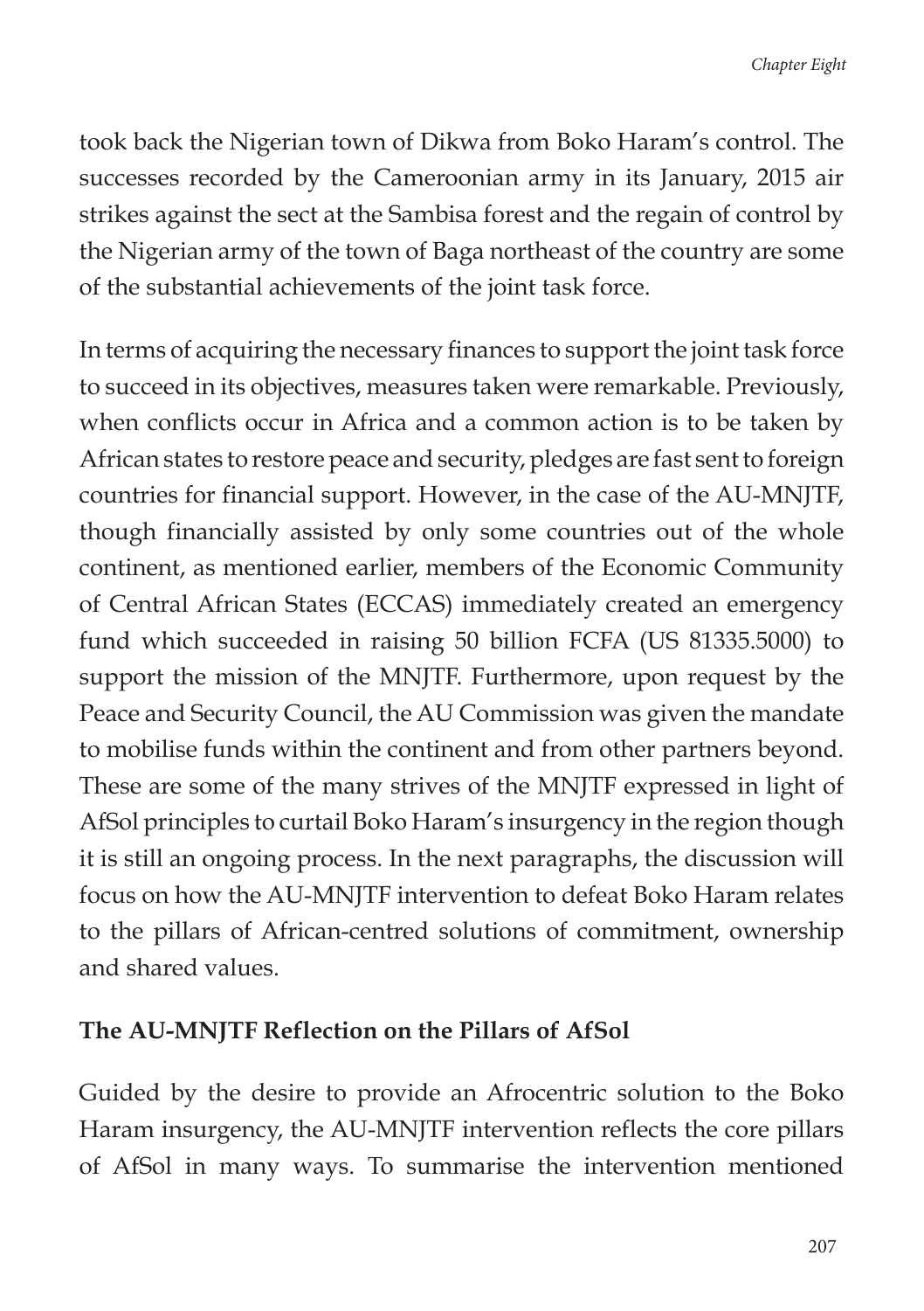took back the Nigerian town of Dikwa from Boko Haram's control. The successes recorded by the Cameroonian army in its January, 2015 air strikes against the sect at the Sambisa forest and the regain of control by the Nigerian army of the town of Baga northeast of the country are some of the substantial achievements of the joint task force.

In terms of acquiring the necessary finances to support the joint task force to succeed in its objectives, measures taken were remarkable. Previously, when conflicts occur in Africa and a common action is to be taken by African states to restore peace and security, pledges are fast sent to foreign countries for financial support. However, in the case of the AU-MNJTF, though financially assisted by only some countries out of the whole continent, as mentioned earlier, members of the Economic Community of Central African States (ECCAS) immediately created an emergency fund which succeeded in raising 50 billion FCFA (US 81335.5000) to support the mission of the MNJTF. Furthermore, upon request by the Peace and Security Council, the AU Commission was given the mandate to mobilise funds within the continent and from other partners beyond. These are some of the many strives of the MNJTF expressed in light of AfSol principles to curtail Boko Haram's insurgency in the region though it is still an ongoing process. In the next paragraphs, the discussion will focus on how the AU-MNJTF intervention to defeat Boko Haram relates to the pillars of African-centred solutions of commitment, ownership and shared values.

**The AU-MNJTF Reflection on the Pillars of AfSol**

Guided by the desire to provide an Afrocentric solution to the Boko Haram insurgency, the AU-MNJTF intervention reflects the core pillars of AfSol in many ways. To summarise the intervention mentioned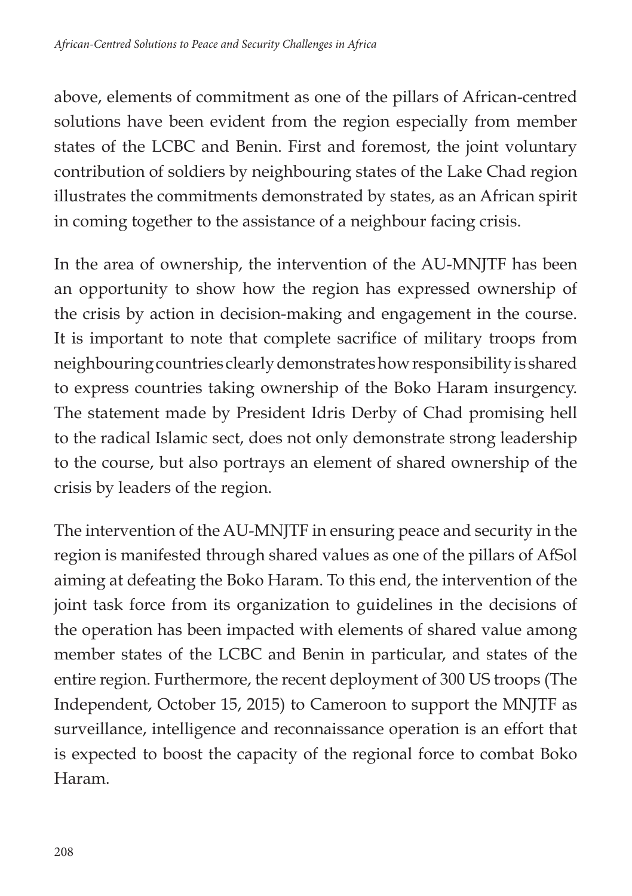above, elements of commitment as one of the pillars of African-centred solutions have been evident from the region especially from member states of the LCBC and Benin. First and foremost, the joint voluntary contribution of soldiers by neighbouring states of the Lake Chad region illustrates the commitments demonstrated by states, as an African spirit in coming together to the assistance of a neighbour facing crisis.

In the area of ownership, the intervention of the AU-MNJTF has been an opportunity to show how the region has expressed ownership of the crisis by action in decision-making and engagement in the course. It is important to note that complete sacrifice of military troops from neighbouring countries clearly demonstrates how responsibility is shared to express countries taking ownership of the Boko Haram insurgency. The statement made by President Idris Derby of Chad promising hell to the radical Islamic sect, does not only demonstrate strong leadership to the course, but also portrays an element of shared ownership of the crisis by leaders of the region.

The intervention of the AU-MNJTF in ensuring peace and security in the region is manifested through shared values as one of the pillars of AfSol aiming at defeating the Boko Haram. To this end, the intervention of the joint task force from its organization to guidelines in the decisions of the operation has been impacted with elements of shared value among member states of the LCBC and Benin in particular, and states of the entire region. Furthermore, the recent deployment of 300 US troops (The Independent, October 15, 2015) to Cameroon to support the MNJTF as surveillance, intelligence and reconnaissance operation is an effort that is expected to boost the capacity of the regional force to combat Boko Haram.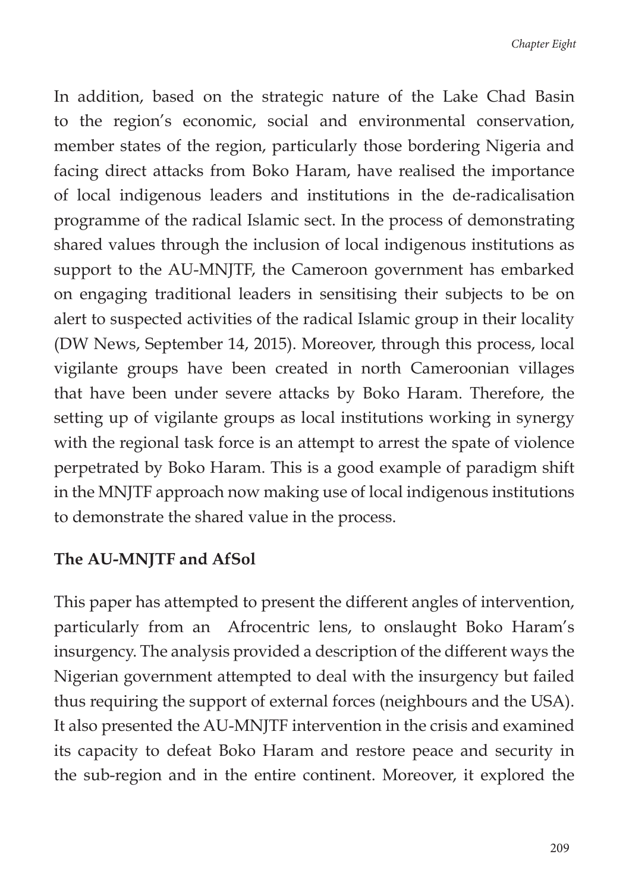In addition, based on the strategic nature of the Lake Chad Basin to the region's economic, social and environmental conservation, member states of the region, particularly those bordering Nigeria and facing direct attacks from Boko Haram, have realised the importance of local indigenous leaders and institutions in the de-radicalisation programme of the radical Islamic sect. In the process of demonstrating shared values through the inclusion of local indigenous institutions as support to the AU-MNJTF, the Cameroon government has embarked on engaging traditional leaders in sensitising their subjects to be on alert to suspected activities of the radical Islamic group in their locality (DW News, September 14, 2015). Moreover, through this process, local vigilante groups have been created in north Cameroonian villages that have been under severe attacks by Boko Haram. Therefore, the setting up of vigilante groups as local institutions working in synergy with the regional task force is an attempt to arrest the spate of violence perpetrated by Boko Haram. This is a good example of paradigm shift in the MNJTF approach now making use of local indigenous institutions to demonstrate the shared value in the process.

**The AU-MNJTF and AfSol**

This paper has attempted to present the different angles of intervention, particularly from an Afrocentric lens, to onslaught Boko Haram's insurgency. The analysis provided a description of the different ways the Nigerian government attempted to deal with the insurgency but failed thus requiring the support of external forces (neighbours and the USA). It also presented the AU-MNJTF intervention in the crisis and examined its capacity to defeat Boko Haram and restore peace and security in the sub-region and in the entire continent. Moreover, it explored the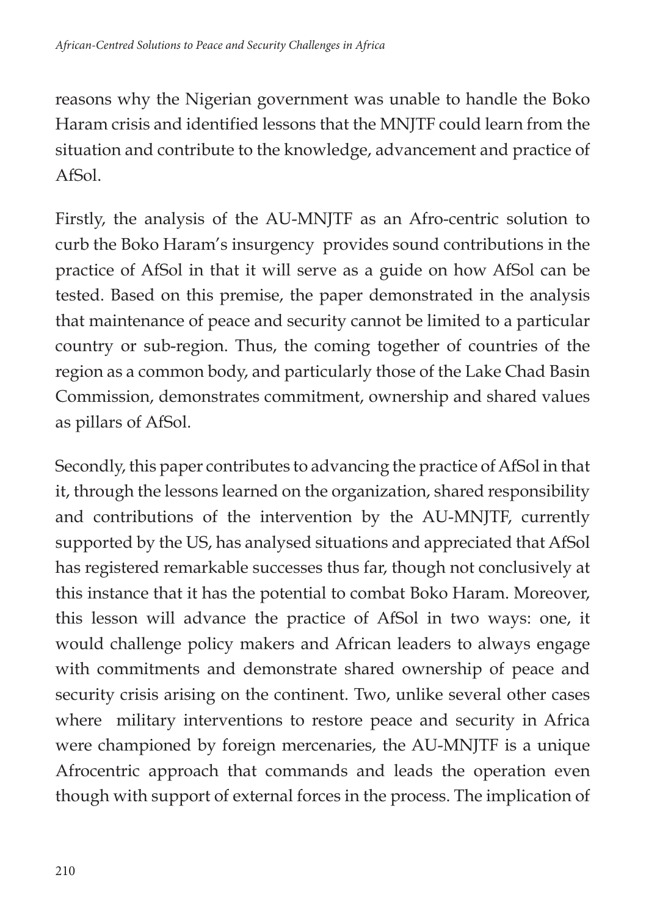reasons why the Nigerian government was unable to handle the Boko Haram crisis and identified lessons that the MNJTF could learn from the situation and contribute to the knowledge, advancement and practice of AfSol.

Firstly, the analysis of the AU-MNJTF as an Afro-centric solution to curb the Boko Haram's insurgency provides sound contributions in the practice of AfSol in that it will serve as a guide on how AfSol can be tested. Based on this premise, the paper demonstrated in the analysis that maintenance of peace and security cannot be limited to a particular country or sub-region. Thus, the coming together of countries of the region as a common body, and particularly those of the Lake Chad Basin Commission, demonstrates commitment, ownership and shared values as pillars of AfSol.

Secondly, this paper contributes to advancing the practice of AfSol in that it, through the lessons learned on the organization, shared responsibility and contributions of the intervention by the AU-MNJTF, currently supported by the US, has analysed situations and appreciated that AfSol has registered remarkable successes thus far, though not conclusively at this instance that it has the potential to combat Boko Haram. Moreover, this lesson will advance the practice of AfSol in two ways: one, it would challenge policy makers and African leaders to always engage with commitments and demonstrate shared ownership of peace and security crisis arising on the continent. Two, unlike several other cases where military interventions to restore peace and security in Africa were championed by foreign mercenaries, the AU-MNJTF is a unique Afrocentric approach that commands and leads the operation even though with support of external forces in the process. The implication of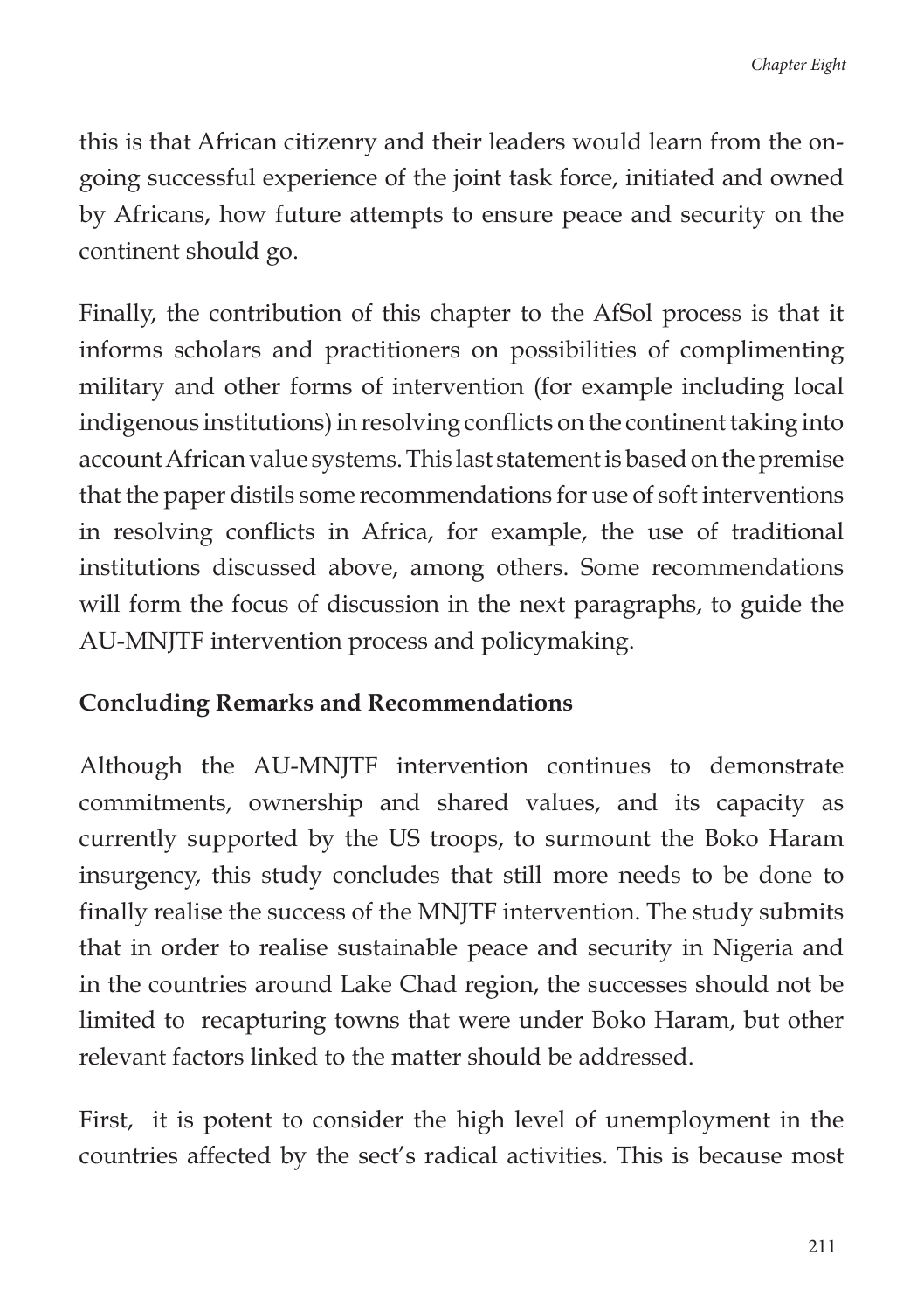this is that African citizenry and their leaders would learn from the on-going successful experience of the joint task force, initiated and owned by Africans, how future attempts to ensure peace and security on the continent should go.

Finally, the contribution of this chapter to the AfSol process is that it informs scholars and practitioners on possibilities of complimenting military and other forms of intervention (for example including local indigenous institutions) in resolving conflicts on the continent taking into account African value systems. This last statement is based on the premise that the paper distils some recommendations for use of soft interventions in resolving conflicts in Africa, for example, the use of traditional institutions discussed above, among others. Some recommendations will form the focus of discussion in the next paragraphs, to guide the AU-MNJTF intervention process and policymaking.

## Concluding Remarks and Recommendations

Although the AU-MNJTF intervention continues to demonstrate commitments, ownership and shared values, and its capacity as currently supported by the US troops, to surmount the Boko Haram insurgency, this study concludes that still more needs to be done to finally realise the success of the MNJTF intervention. The study submits that in order to realise sustainable peace and security in Nigeria and in the countries around Lake Chad region, the successes should not be limited to recapturing towns that were under Boko Haram, but other relevant factors linked to the matter should be addressed.

First, it is potent to consider the high level of unemployment in the countries affected by the sect's radical activities. This is because most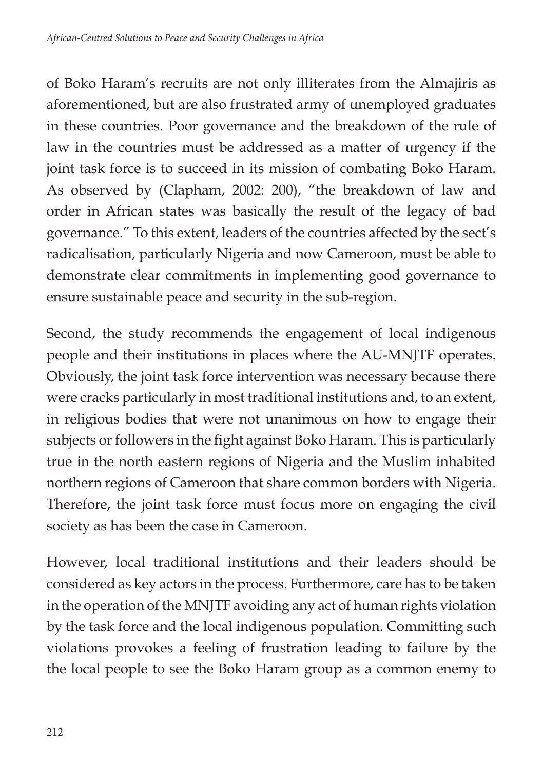of Boko Haram's recruits are not only illiterates from the Almajiris as aforementioned, but are also frustrated army of unemployed graduates in these countries. Poor governance and the breakdown of the rule of law in the countries must be addressed as a matter of urgency if the joint task force is to succeed in its mission of combating Boko Haram. As observed by (Clapham, 2002: 200), "the breakdown of law and order in African states was basically the result of the legacy of bad governance." To this extent, leaders of the countries affected by the sect's radicalisation, particularly Nigeria and now Cameroon, must be able to demonstrate clear commitments in implementing good governance to ensure sustainable peace and security in the sub-region.

Second, the study recommends the engagement of local indigenous people and their institutions in places where the AU-MNJTF operates. Obviously, the joint task force intervention was necessary because there were cracks particularly in most traditional institutions and, to an extent, in religious bodies that were not unanimous on how to engage their subjects or followers in the fight against Boko Haram. This is particularly true in the north eastern regions of Nigeria and the Muslim inhabited northern regions of Cameroon that share common borders with Nigeria. Therefore, the joint task force must focus more on engaging the civil society as has been the case in Cameroon.

However, local traditional institutions and their leaders should be considered as key actors in the process. Furthermore, care has to be taken in the operation of the MNJTF avoiding any act of human rights violation by the task force and the local indigenous population. Committing such violations provokes a feeling of frustration leading to failure by the the local people to see the Boko Haram group as a common enemy to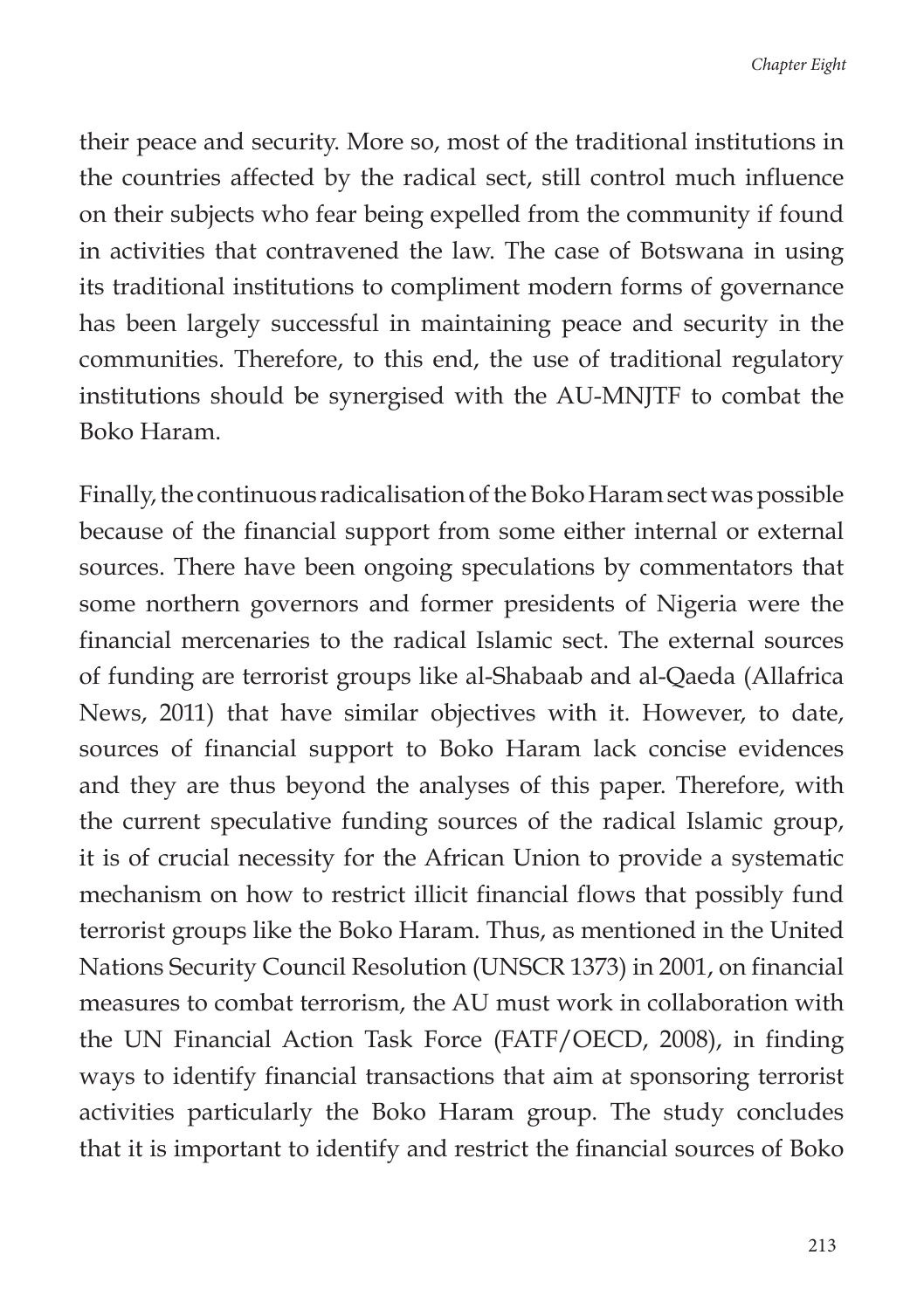their peace and security. More so, most of the traditional institutions in the countries affected by the radical sect, still control much influence on their subjects who fear being expelled from the community if found in activities that contravened the law. The case of Botswana in using its traditional institutions to compliment modern forms of governance has been largely successful in maintaining peace and security in the communities. Therefore, to this end, the use of traditional regulatory institutions should be synergised with the AU-MNJTF to combat the Boko Haram.

Finally, the continuous radicalisation of the Boko Haram sect was possible because of the financial support from some either internal or external sources. There have been ongoing speculations by commentators that some northern governors and former presidents of Nigeria were the financial mercenaries to the radical Islamic sect. The external sources of funding are terrorist groups like al-Shabaab and al-Qaeda (Allafrica News, 2011) that have similar objectives with it. However, to date, sources of financial support to Boko Haram lack concise evidences and they are thus beyond the analyses of this paper. Therefore, with the current speculative funding sources of the radical Islamic group, it is of crucial necessity for the African Union to provide a systematic mechanism on how to restrict illicit financial flows that possibly fund terrorist groups like the Boko Haram. Thus, as mentioned in the United Nations Security Council Resolution (UNSCR 1373) in 2001, on financial measures to combat terrorism, the AU must work in collaboration with the UN Financial Action Task Force (FATF/OECD, 2008), in finding ways to identify financial transactions that aim at sponsoring terrorist activities particularly the Boko Haram group. The study concludes that it is important to identify and restrict the financial sources of Boko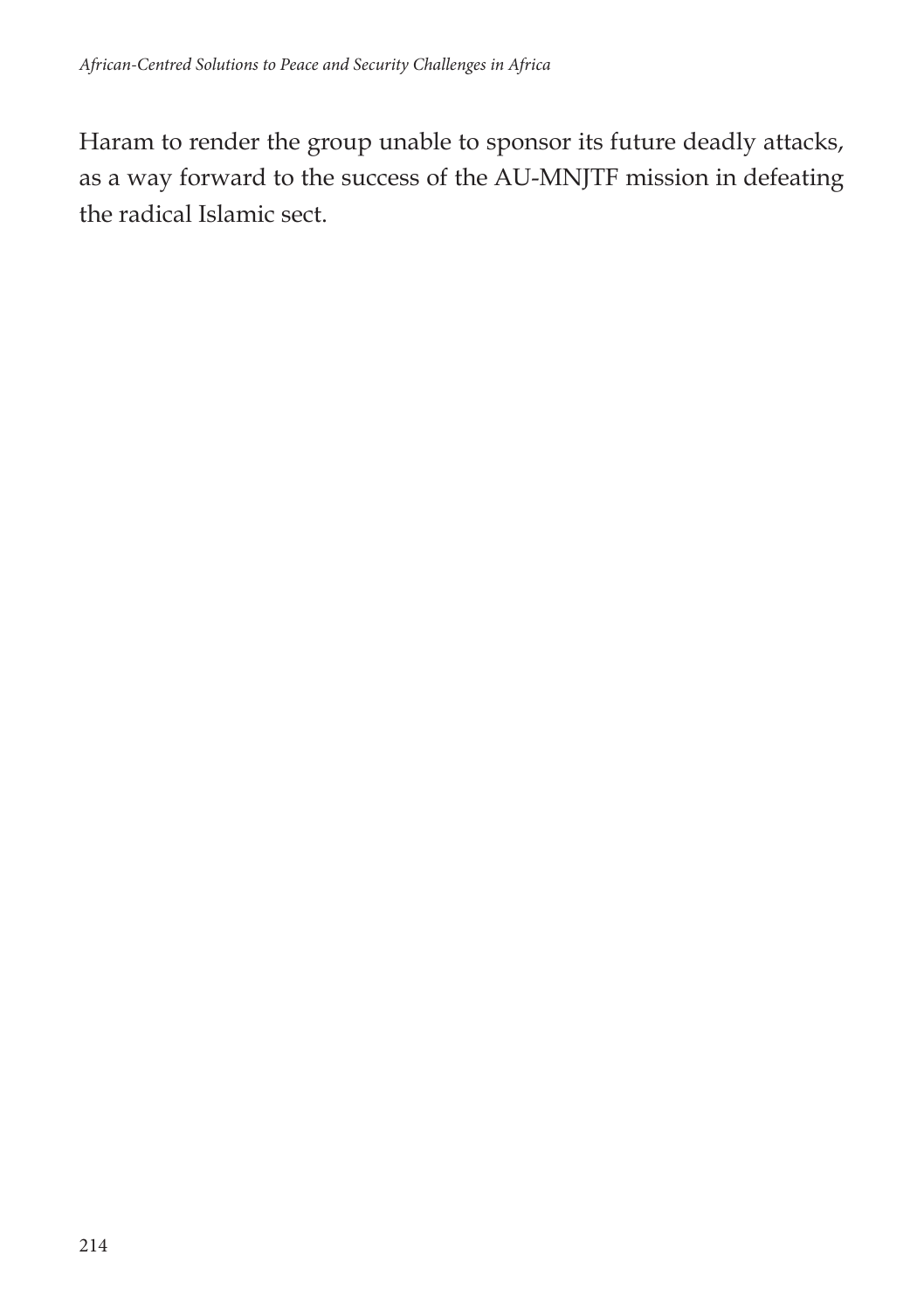Haram to render the group unable to sponsor its future deadly attacks, as a way forward to the success of the AU-MNJTF mission in defeating the radical Islamic sect.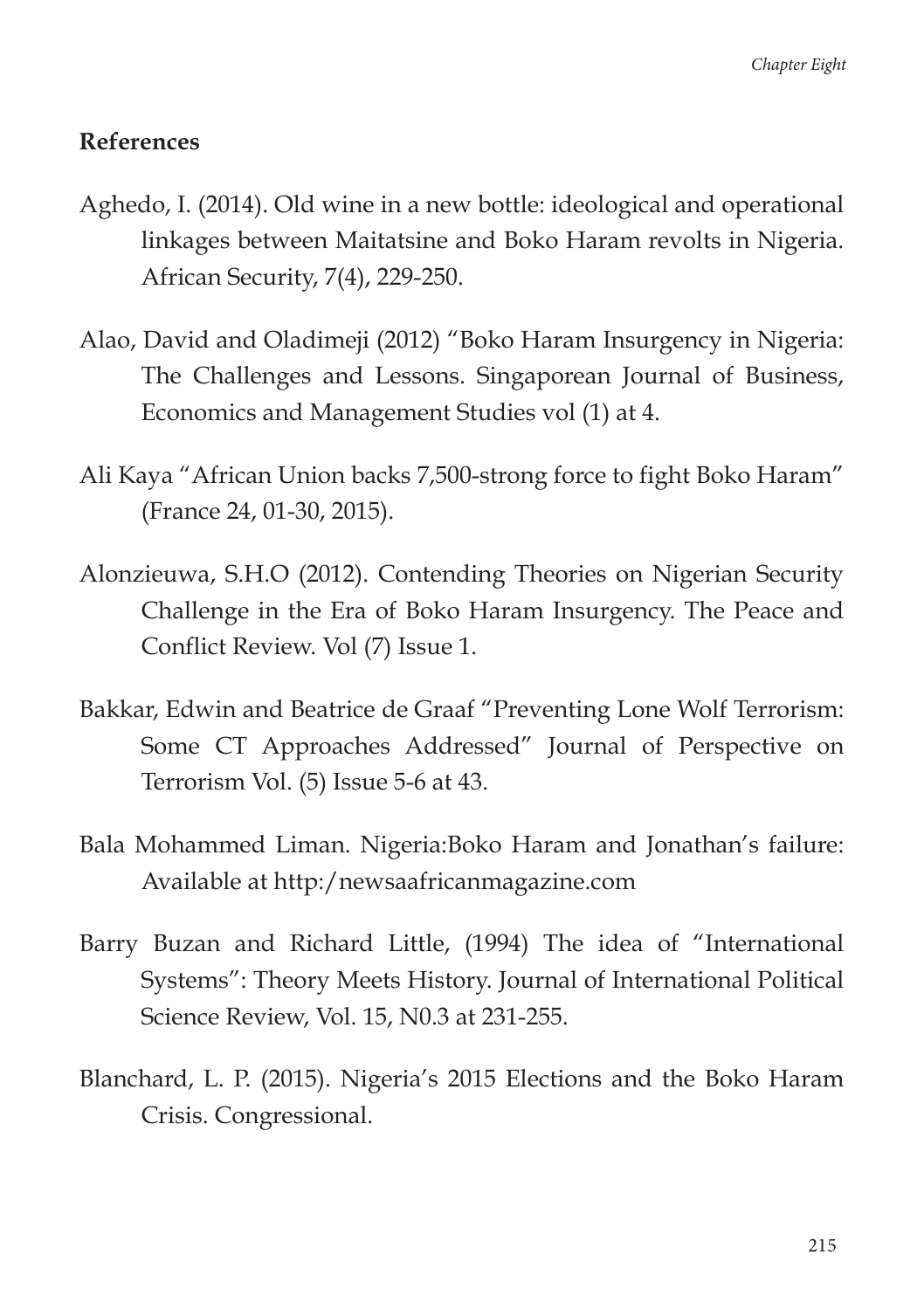## References

Aghedo, I. (2014). Old wine in a new bottle: ideological and operational linkages between Maitatsine and Boko Haram revolts in Nigeria. African Security, 7(4), 229-250.

Alao, David and Oladimeji (2012) "Boko Haram Insurgency in Nigeria: The Challenges and Lessons. Singaporean Journal of Business, Economics and Management Studies vol (1) at 4.

Ali Kaya "African Union backs 7,500-strong force to fight Boko Haram" (France 24, 01-30, 2015).

Alonzieuwa, S.H.O (2012). Contending Theories on Nigerian Security Challenge in the Era of Boko Haram Insurgency. The Peace and Conflict Review. Vol (7) Issue 1.

Bakkar, Edwin and Beatrice de Graaf "Preventing Lone Wolf Terrorism: Some CT Approaches Addressed" Journal of Perspective on Terrorism Vol. (5) Issue 5-6 at 43.

Bala Mohammed Liman. Nigeria:Boko Haram and Jonathan's failure: Available at http:/newsaafricanmagazine.com

Barry Buzan and Richard Little, (1994) The idea of "International Systems": Theory Meets History. Journal of International Political Science Review, Vol. 15, N0.3 at 231-255.

Blanchard, L. P. (2015). Nigeria's 2015 Elections and the Boko Haram Crisis. Congressional.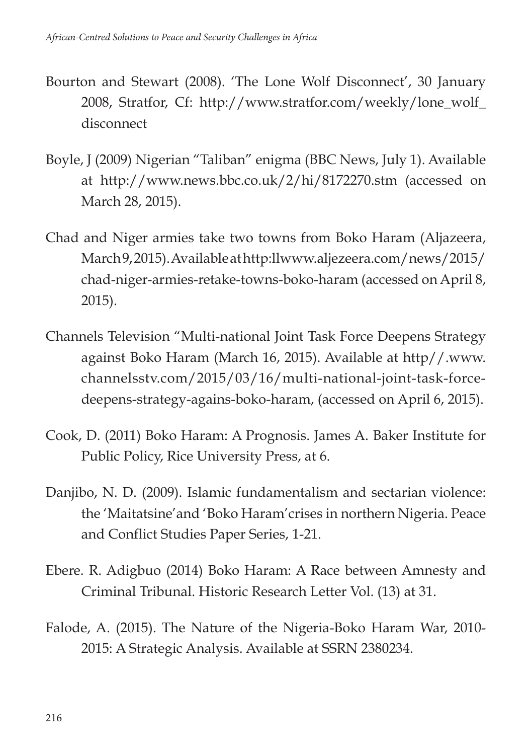Bourton and Stewart (2008). 'The Lone Wolf Disconnect', 30 January 2008, Stratfor, Cf: http://www.stratfor.com/weekly/lone_wolf_disconnect

Boyle, J (2009) Nigerian "Taliban" enigma (BBC News, July 1). Available at http://www.news.bbc.co.uk/2/hi/8172270.stm (accessed on March 28, 2015).

Chad and Niger armies take two towns from Boko Haram (Aljazeera, March 9, 2015). Available at http:llwww.aljezeera.com/news/2015/chad-niger-armies-retake-towns-boko-haram (accessed on April 8, 2015).

Channels Television "Multi-national Joint Task Force Deepens Strategy against Boko Haram (March 16, 2015). Available at http//.www.channelsstv.com/2015/03/16/multi-national-joint-task-force-deepens-strategy-agains-boko-haram, (accessed on April 6, 2015).

Cook, D. (2011) Boko Haram: A Prognosis. James A. Baker Institute for Public Policy, Rice University Press, at 6.

Danjibo, N. D. (2009). Islamic fundamentalism and sectarian violence: the 'Maitatsine' and 'Boko Haram' crises in northern Nigeria. Peace and Conflict Studies Paper Series, 1-21.

Ebere. R. Adigbuo (2014) Boko Haram: A Race between Amnesty and Criminal Tribunal. Historic Research Letter Vol. (13) at 31.

Falode, A. (2015). The Nature of the Nigeria-Boko Haram War, 2010-2015: A Strategic Analysis. Available at SSRN 2380234.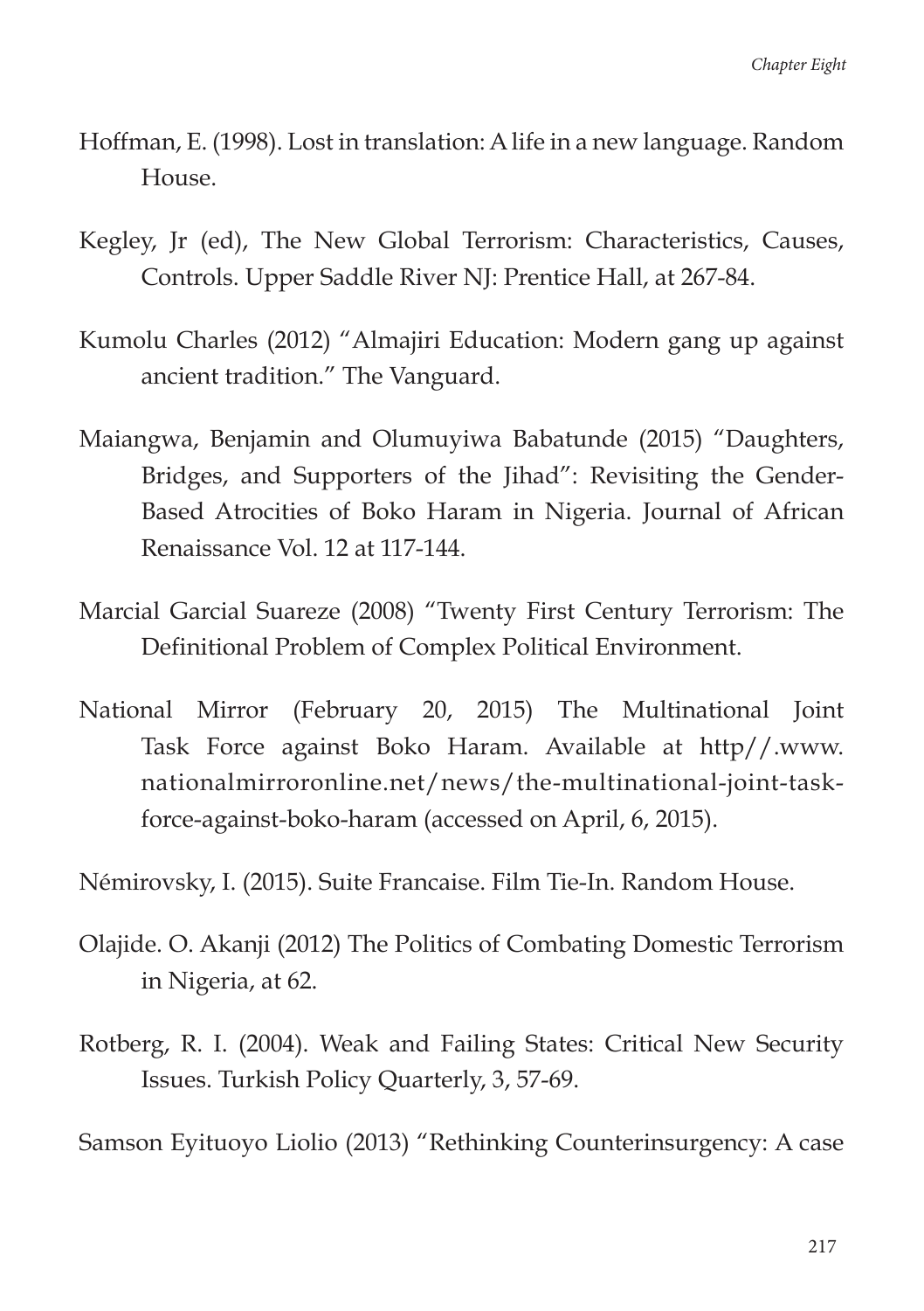Hoffman, E. (1998). Lost in translation: A life in a new language. Random House.

Kegley, Jr (ed), The New Global Terrorism: Characteristics, Causes, Controls. Upper Saddle River NJ: Prentice Hall, at 267-84.

Kumolu Charles (2012) "Almajiri Education: Modern gang up against ancient tradition." The Vanguard.

Maiangwa, Benjamin and Olumuyiwa Babatunde (2015) "Daughters, Bridges, and Supporters of the Jihad": Revisiting the Gender-Based Atrocities of Boko Haram in Nigeria. Journal of African Renaissance Vol. 12 at 117-144.

Marcial Garcial Suareze (2008) "Twenty First Century Terrorism: The Definitional Problem of Complex Political Environment.

National Mirror (February 20, 2015) The Multinational Joint Task Force against Boko Haram. Available at http//.www.nationalmirroronline.net/news/the-multinational-joint-task-force-against-boko-haram (accessed on April, 6, 2015).

Némirovsky, I. (2015). Suite Francaise. Film Tie-In. Random House.

Olajide. O. Akanji (2012) The Politics of Combating Domestic Terrorism in Nigeria, at 62.

Rotberg, R. I. (2004). Weak and Failing States: Critical New Security Issues. Turkish Policy Quarterly, 3, 57-69.

Samson Eyituoyo Liolio (2013) "Rethinking Counterinsurgency: A case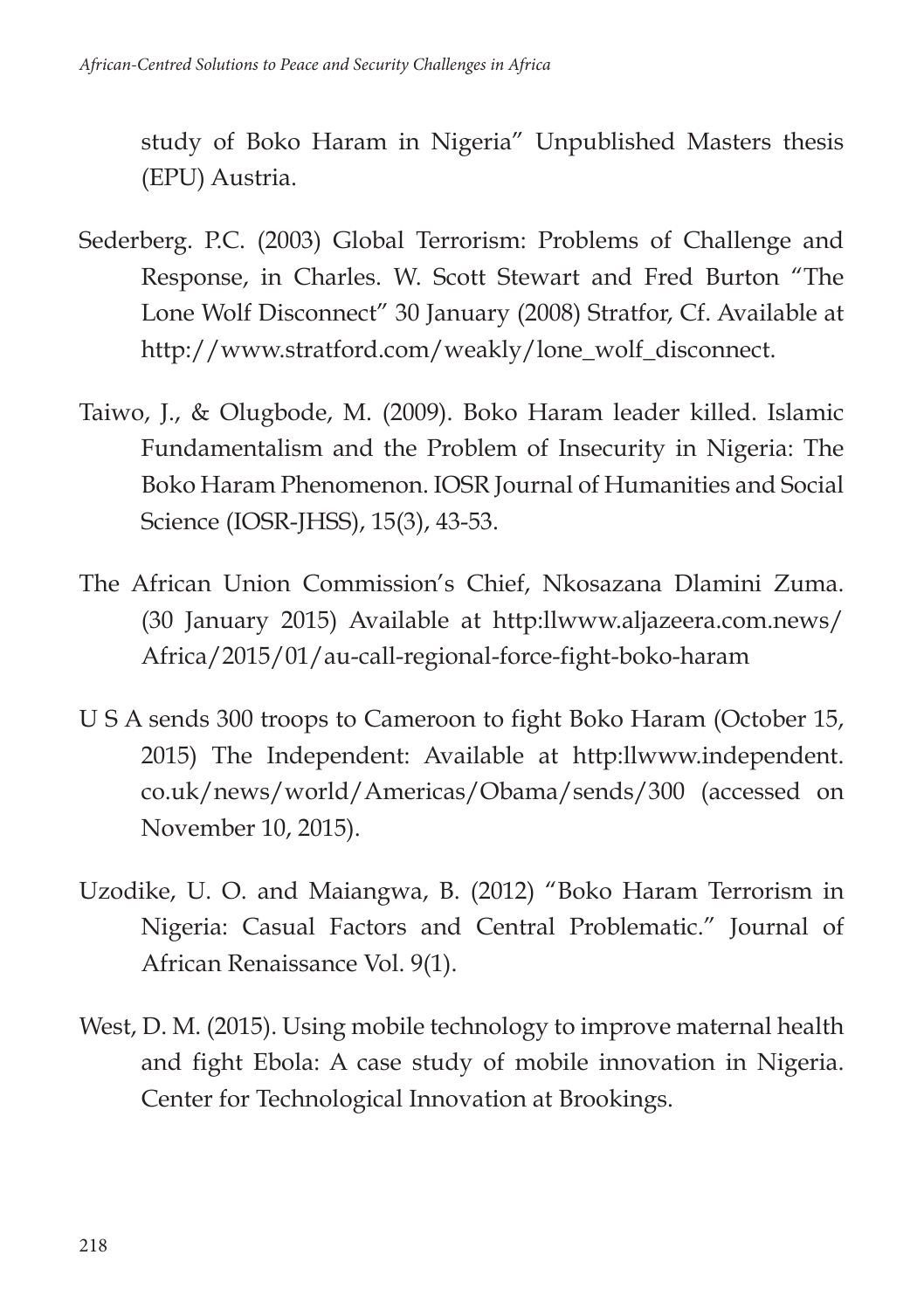study of Boko Haram in Nigeria" Unpublished Masters thesis (EPU) Austria.

Sederberg. P.C. (2003) Global Terrorism: Problems of Challenge and Response, in Charles. W. Scott Stewart and Fred Burton "The Lone Wolf Disconnect" 30 January (2008) Stratfor, Cf. Available at http://www.stratford.com/weakly/lone_wolf_disconnect.

Taiwo, J., & Olugbode, M. (2009). Boko Haram leader killed. Islamic Fundamentalism and the Problem of Insecurity in Nigeria: The Boko Haram Phenomenon. IOSR Journal of Humanities and Social Science (IOSR-JHSS), 15(3), 43-53.

The African Union Commission's Chief, Nkosazana Dlamini Zuma. (30 January 2015) Available at http:llwww.aljazeera.com.news/Africa/2015/01/au-call-regional-force-fight-boko-haram

U S A sends 300 troops to Cameroon to fight Boko Haram (October 15, 2015) The Independent: Available at http:llwww.independent.co.uk/news/world/Americas/Obama/sends/300 (accessed on November 10, 2015).

Uzodike, U. O. and Maiangwa, B. (2012) "Boko Haram Terrorism in Nigeria: Casual Factors and Central Problematic." Journal of African Renaissance Vol. 9(1).

West, D. M. (2015). Using mobile technology to improve maternal health and fight Ebola: A case study of mobile innovation in Nigeria. Center for Technological Innovation at Brookings.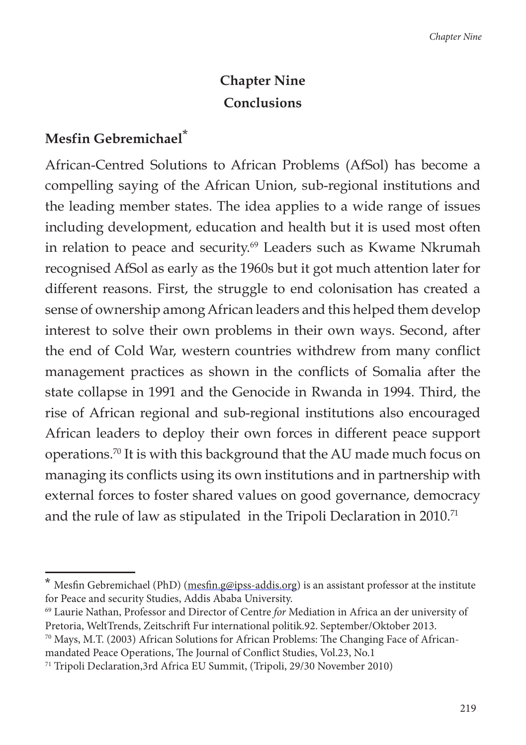# Chapter Nine
## Conclusions

### Mesfin Gebremichael*

African-Centred Solutions to African Problems (AfSol) has become a compelling saying of the African Union, sub-regional institutions and the leading member states. The idea applies to a wide range of issues including development, education and health but it is used most often in relation to peace and security.[69] Leaders such as Kwame Nkrumah recognised AfSol as early as the 1960s but it got much attention later for different reasons. First, the struggle to end colonisation has created a sense of ownership among African leaders and this helped them develop interest to solve their own problems in their own ways. Second, after the end of Cold War, western countries withdrew from many conflict management practices as shown in the conflicts of Somalia after the state collapse in 1991 and the Genocide in Rwanda in 1994. Third, the rise of African regional and sub-regional institutions also encouraged African leaders to deploy their own forces in different peace support operations.[70] It is with this background that the AU made much focus on managing its conflicts using its own institutions and in partnership with external forces to foster shared values on good governance, democracy and the rule of law as stipulated in the Tripoli Declaration in 2010.[71]

---

* Mesfin Gebremichael (PhD) (mesfin.g@ipss-addis.org) is an assistant professor at the institute for Peace and security Studies, Addis Ababa University.

[69] Laurie Nathan, Professor and Director of Centre *for* Mediation in Africa an der university of Pretoria, WeltTrends, Zeitschrift Fur international politik.92. September/Oktober 2013.

[70] Mays, M.T. (2003) African Solutions for African Problems: The Changing Face of African-mandated Peace Operations, The Journal of Conflict Studies, Vol.23, No.1

[71] Tripoli Declaration,3rd Africa EU Summit, (Tripoli, 29/30 November 2010)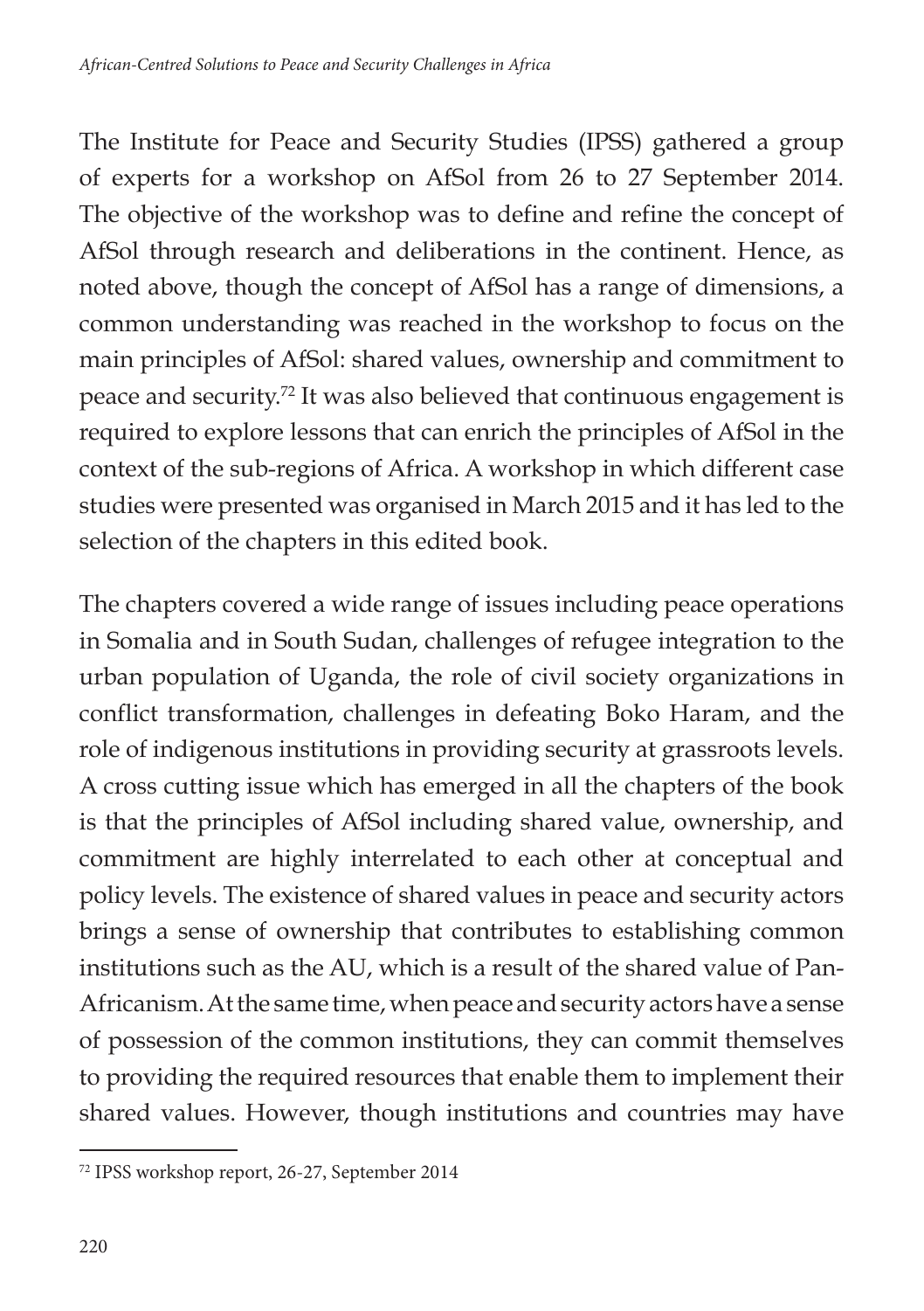The Institute for Peace and Security Studies (IPSS) gathered a group of experts for a workshop on AfSol from 26 to 27 September 2014. The objective of the workshop was to define and refine the concept of AfSol through research and deliberations in the continent. Hence, as noted above, though the concept of AfSol has a range of dimensions, a common understanding was reached in the workshop to focus on the main principles of AfSol: shared values, ownership and commitment to peace and security.[72] It was also believed that continuous engagement is required to explore lessons that can enrich the principles of AfSol in the context of the sub-regions of Africa. A workshop in which different case studies were presented was organised in March 2015 and it has led to the selection of the chapters in this edited book.

The chapters covered a wide range of issues including peace operations in Somalia and in South Sudan, challenges of refugee integration to the urban population of Uganda, the role of civil society organizations in conflict transformation, challenges in defeating Boko Haram, and the role of indigenous institutions in providing security at grassroots levels. A cross cutting issue which has emerged in all the chapters of the book is that the principles of AfSol including shared value, ownership, and commitment are highly interrelated to each other at conceptual and policy levels. The existence of shared values in peace and security actors brings a sense of ownership that contributes to establishing common institutions such as the AU, which is a result of the shared value of Pan-Africanism. At the same time, when peace and security actors have a sense of possession of the common institutions, they can commit themselves to providing the required resources that enable them to implement their shared values. However, though institutions and countries may have

[72] IPSS workshop report, 26-27, September 2014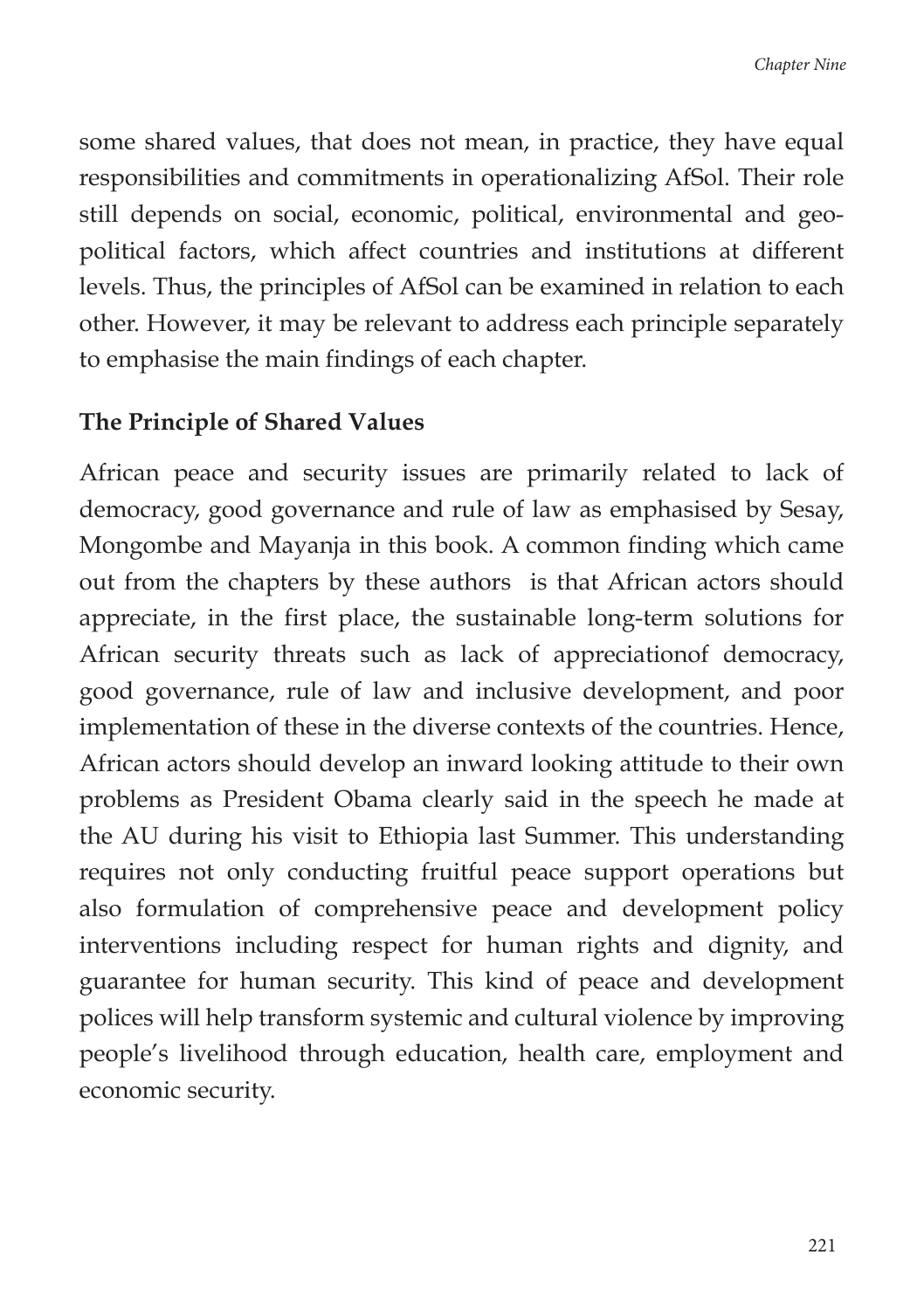some shared values, that does not mean, in practice, they have equal responsibilities and commitments in operationalizing AfSol. Their role still depends on social, economic, political, environmental and geo-political factors, which affect countries and institutions at different levels. Thus, the principles of AfSol can be examined in relation to each other. However, it may be relevant to address each principle separately to emphasise the main findings of each chapter.

**The Principle of Shared Values**

African peace and security issues are primarily related to lack of democracy, good governance and rule of law as emphasised by Sesay, Mongombe and Mayanja in this book. A common finding which came out from the chapters by these authors is that African actors should appreciate, in the first place, the sustainable long-term solutions for African security threats such as lack of appreciationof democracy, good governance, rule of law and inclusive development, and poor implementation of these in the diverse contexts of the countries. Hence, African actors should develop an inward looking attitude to their own problems as President Obama clearly said in the speech he made at the AU during his visit to Ethiopia last Summer. This understanding requires not only conducting fruitful peace support operations but also formulation of comprehensive peace and development policy interventions including respect for human rights and dignity, and guarantee for human security. This kind of peace and development polices will help transform systemic and cultural violence by improving people's livelihood through education, health care, employment and economic security.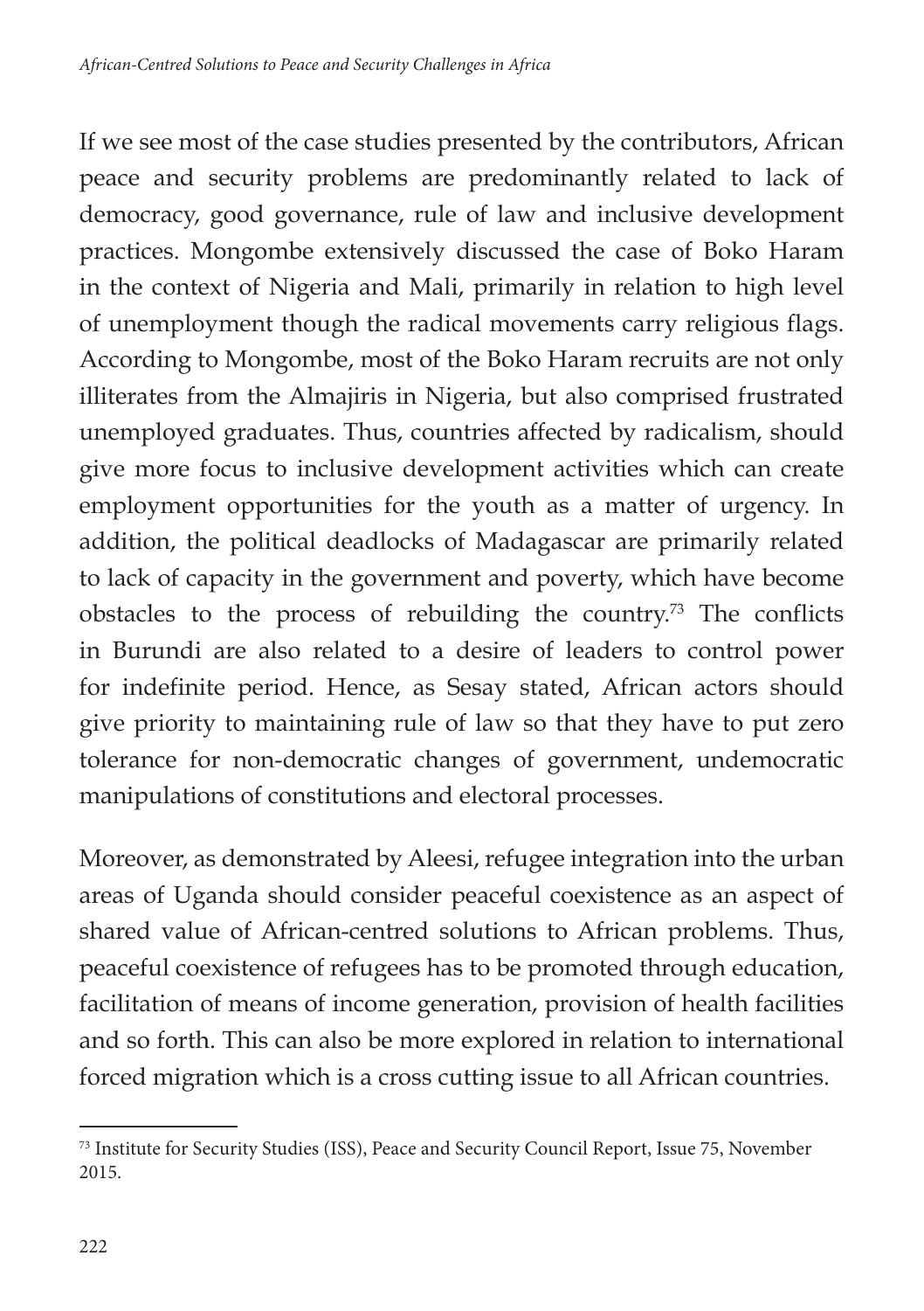If we see most of the case studies presented by the contributors, African peace and security problems are predominantly related to lack of democracy, good governance, rule of law and inclusive development practices. Mongombe extensively discussed the case of Boko Haram in the context of Nigeria and Mali, primarily in relation to high level of unemployment though the radical movements carry religious flags. According to Mongombe, most of the Boko Haram recruits are not only illiterates from the Almajiris in Nigeria, but also comprised frustrated unemployed graduates. Thus, countries affected by radicalism, should give more focus to inclusive development activities which can create employment opportunities for the youth as a matter of urgency. In addition, the political deadlocks of Madagascar are primarily related to lack of capacity in the government and poverty, which have become obstacles to the process of rebuilding the country.[73] The conflicts in Burundi are also related to a desire of leaders to control power for indefinite period. Hence, as Sesay stated, African actors should give priority to maintaining rule of law so that they have to put zero tolerance for non-democratic changes of government, undemocratic manipulations of constitutions and electoral processes.

Moreover, as demonstrated by Aleesi, refugee integration into the urban areas of Uganda should consider peaceful coexistence as an aspect of shared value of African-centred solutions to African problems. Thus, peaceful coexistence of refugees has to be promoted through education, facilitation of means of income generation, provision of health facilities and so forth. This can also be more explored in relation to international forced migration which is a cross cutting issue to all African countries.

---

[73] Institute for Security Studies (ISS), Peace and Security Council Report, Issue 75, November 2015.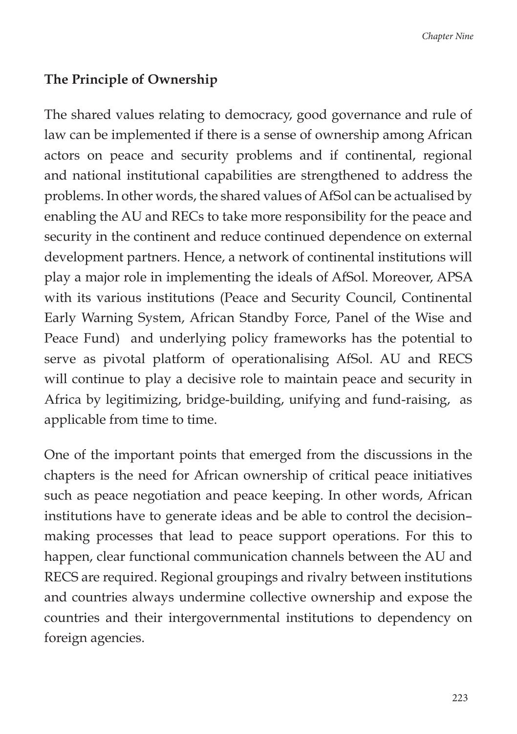## The Principle of Ownership

The shared values relating to democracy, good governance and rule of law can be implemented if there is a sense of ownership among African actors on peace and security problems and if continental, regional and national institutional capabilities are strengthened to address the problems. In other words, the shared values of AfSol can be actualised by enabling the AU and RECs to take more responsibility for the peace and security in the continent and reduce continued dependence on external development partners. Hence, a network of continental institutions will play a major role in implementing the ideals of AfSol. Moreover, APSA with its various institutions (Peace and Security Council, Continental Early Warning System, African Standby Force, Panel of the Wise and Peace Fund) and underlying policy frameworks has the potential to serve as pivotal platform of operationalising AfSol. AU and RECS will continue to play a decisive role to maintain peace and security in Africa by legitimizing, bridge-building, unifying and fund-raising, as applicable from time to time.

One of the important points that emerged from the discussions in the chapters is the need for African ownership of critical peace initiatives such as peace negotiation and peace keeping. In other words, African institutions have to generate ideas and be able to control the decision–making processes that lead to peace support operations. For this to happen, clear functional communication channels between the AU and RECS are required. Regional groupings and rivalry between institutions and countries always undermine collective ownership and expose the countries and their intergovernmental institutions to dependency on foreign agencies.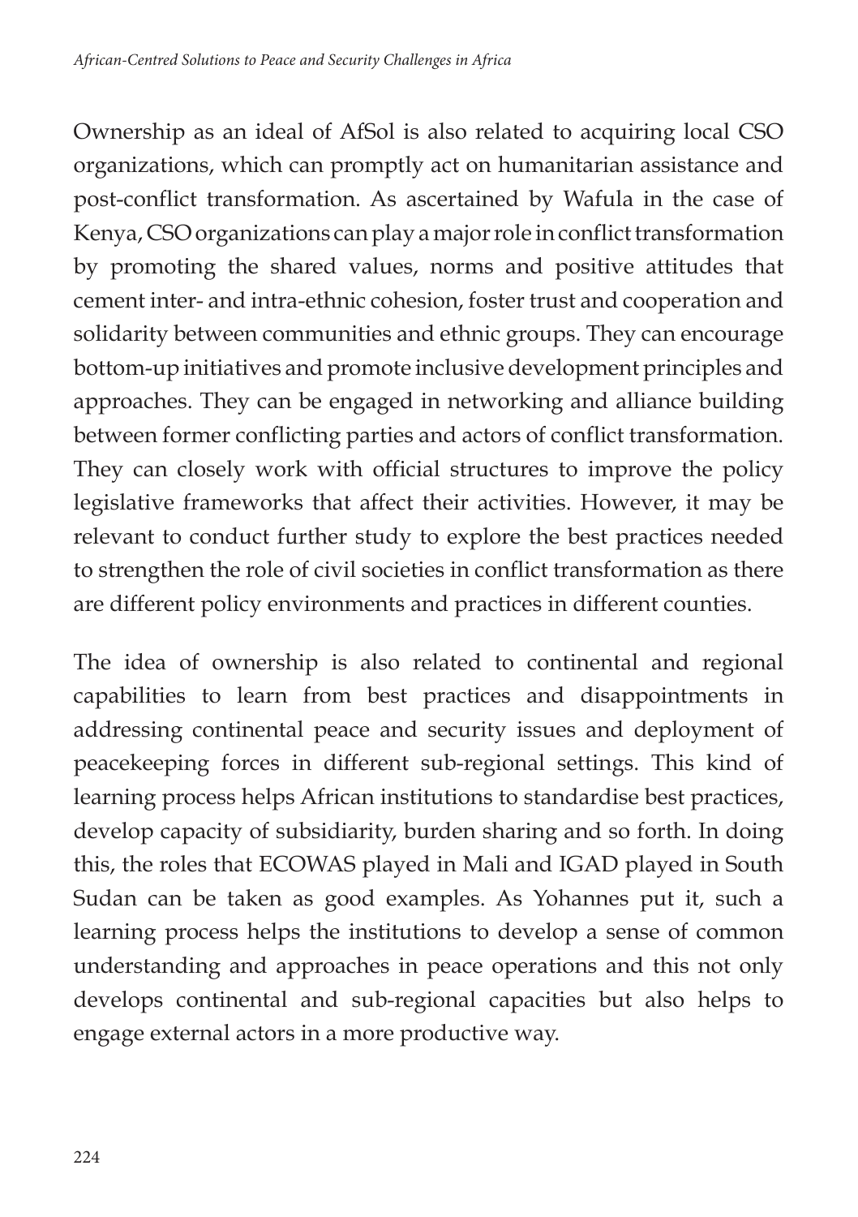Ownership as an ideal of AfSol is also related to acquiring local CSO organizations, which can promptly act on humanitarian assistance and post-conflict transformation. As ascertained by Wafula in the case of Kenya, CSO organizations can play a major role in conflict transformation by promoting the shared values, norms and positive attitudes that cement inter- and intra-ethnic cohesion, foster trust and cooperation and solidarity between communities and ethnic groups. They can encourage bottom-up initiatives and promote inclusive development principles and approaches. They can be engaged in networking and alliance building between former conflicting parties and actors of conflict transformation. They can closely work with official structures to improve the policy legislative frameworks that affect their activities. However, it may be relevant to conduct further study to explore the best practices needed to strengthen the role of civil societies in conflict transformation as there are different policy environments and practices in different counties.

The idea of ownership is also related to continental and regional capabilities to learn from best practices and disappointments in addressing continental peace and security issues and deployment of peacekeeping forces in different sub-regional settings. This kind of learning process helps African institutions to standardise best practices, develop capacity of subsidiarity, burden sharing and so forth. In doing this, the roles that ECOWAS played in Mali and IGAD played in South Sudan can be taken as good examples. As Yohannes put it, such a learning process helps the institutions to develop a sense of common understanding and approaches in peace operations and this not only develops continental and sub-regional capacities but also helps to engage external actors in a more productive way.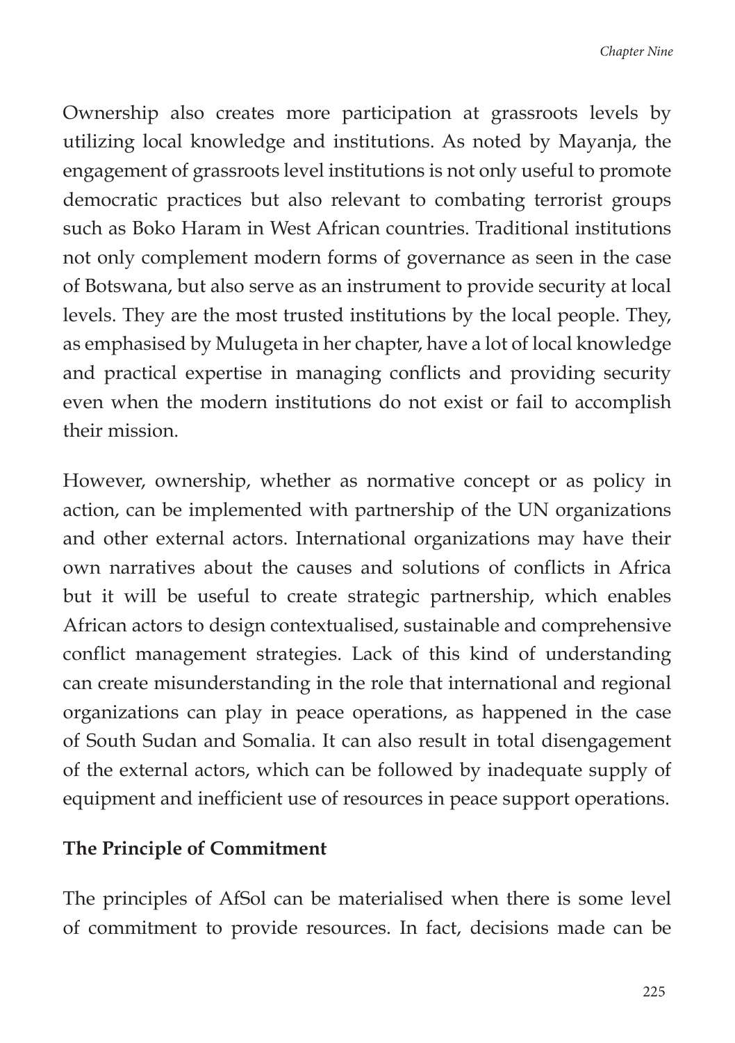Ownership also creates more participation at grassroots levels by utilizing local knowledge and institutions. As noted by Mayanja, the engagement of grassroots level institutions is not only useful to promote democratic practices but also relevant to combating terrorist groups such as Boko Haram in West African countries. Traditional institutions not only complement modern forms of governance as seen in the case of Botswana, but also serve as an instrument to provide security at local levels. They are the most trusted institutions by the local people. They, as emphasised by Mulugeta in her chapter, have a lot of local knowledge and practical expertise in managing conflicts and providing security even when the modern institutions do not exist or fail to accomplish their mission.

However, ownership, whether as normative concept or as policy in action, can be implemented with partnership of the UN organizations and other external actors. International organizations may have their own narratives about the causes and solutions of conflicts in Africa but it will be useful to create strategic partnership, which enables African actors to design contextualised, sustainable and comprehensive conflict management strategies. Lack of this kind of understanding can create misunderstanding in the role that international and regional organizations can play in peace operations, as happened in the case of South Sudan and Somalia. It can also result in total disengagement of the external actors, which can be followed by inadequate supply of equipment and inefficient use of resources in peace support operations.

### The Principle of Commitment

The principles of AfSol can be materialised when there is some level of commitment to provide resources. In fact, decisions made can be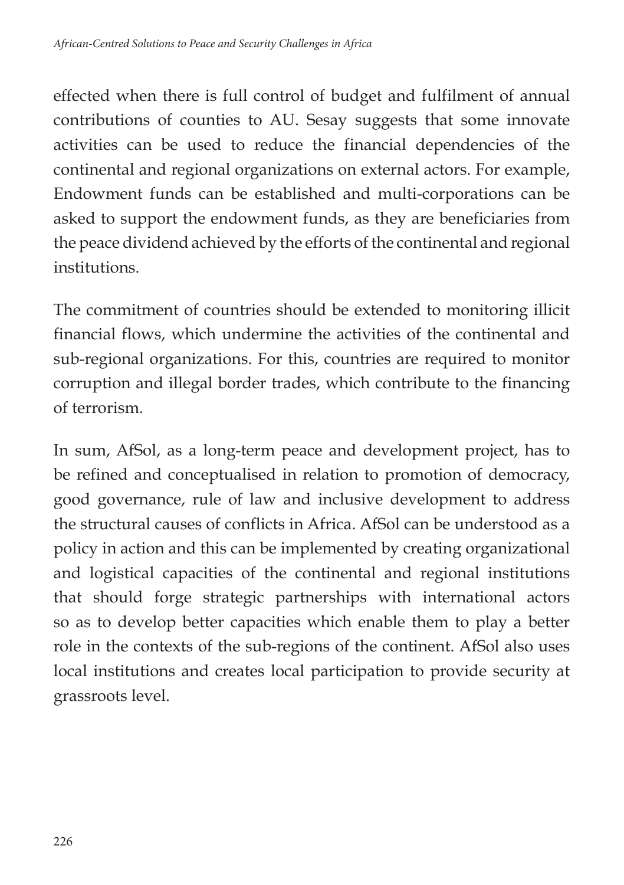effected when there is full control of budget and fulfilment of annual contributions of counties to AU. Sesay suggests that some innovate activities can be used to reduce the financial dependencies of the continental and regional organizations on external actors. For example, Endowment funds can be established and multi-corporations can be asked to support the endowment funds, as they are beneficiaries from the peace dividend achieved by the efforts of the continental and regional institutions.

The commitment of countries should be extended to monitoring illicit financial flows, which undermine the activities of the continental and sub-regional organizations. For this, countries are required to monitor corruption and illegal border trades, which contribute to the financing of terrorism.

In sum, AfSol, as a long-term peace and development project, has to be refined and conceptualised in relation to promotion of democracy, good governance, rule of law and inclusive development to address the structural causes of conflicts in Africa. AfSol can be understood as a policy in action and this can be implemented by creating organizational and logistical capacities of the continental and regional institutions that should forge strategic partnerships with international actors so as to develop better capacities which enable them to play a better role in the contexts of the sub-regions of the continent. AfSol also uses local institutions and creates local participation to provide security at grassroots level.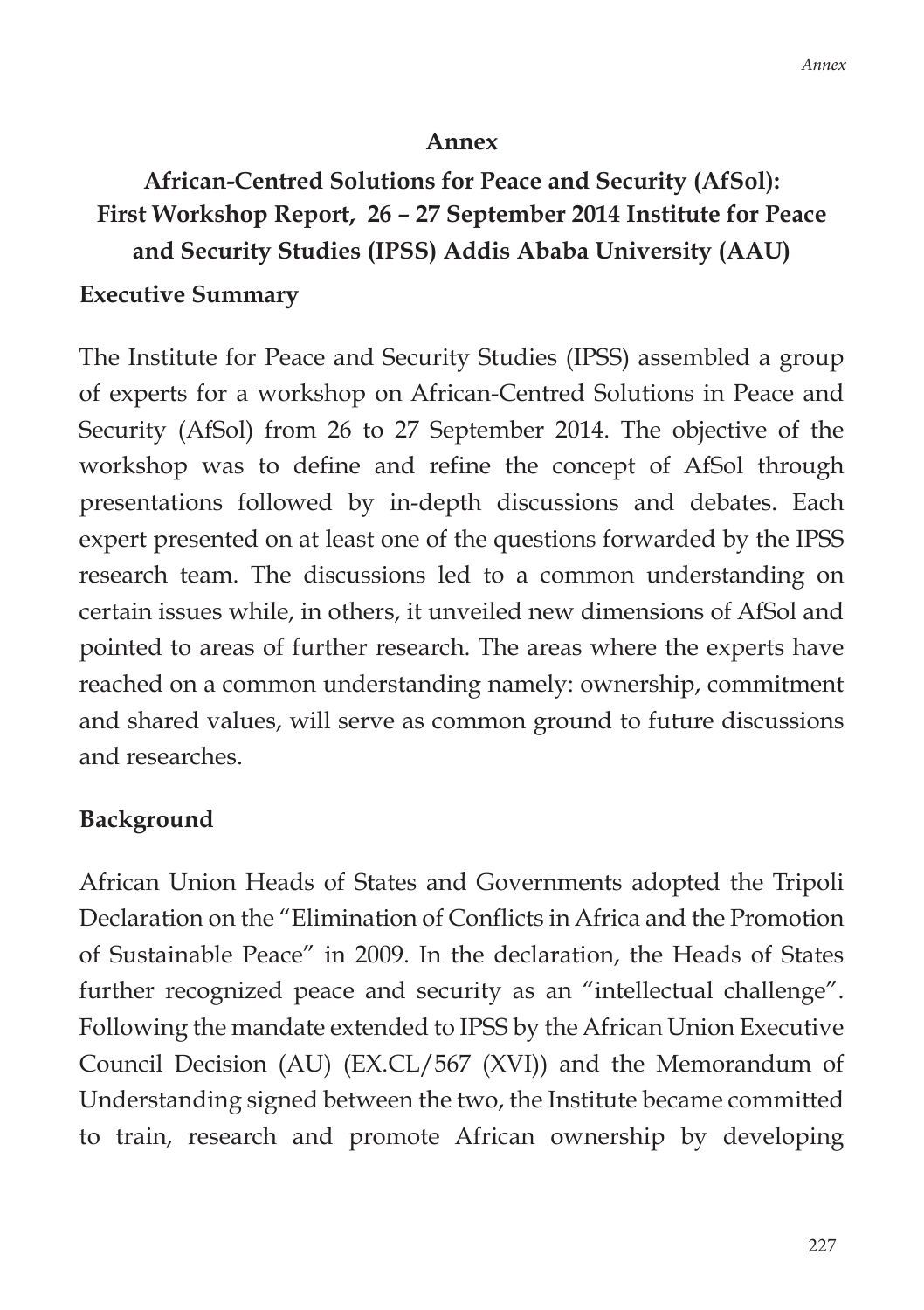# Annex

## African-Centred Solutions for Peace and Security (AfSol): First Workshop Report, 26 – 27 September 2014 Institute for Peace and Security Studies (IPSS) Addis Ababa University (AAU)

### Executive Summary

The Institute for Peace and Security Studies (IPSS) assembled a group of experts for a workshop on African-Centred Solutions in Peace and Security (AfSol) from 26 to 27 September 2014. The objective of the workshop was to define and refine the concept of AfSol through presentations followed by in-depth discussions and debates. Each expert presented on at least one of the questions forwarded by the IPSS research team. The discussions led to a common understanding on certain issues while, in others, it unveiled new dimensions of AfSol and pointed to areas of further research. The areas where the experts have reached on a common understanding namely: ownership, commitment and shared values, will serve as common ground to future discussions and researches.

### Background

African Union Heads of States and Governments adopted the Tripoli Declaration on the "Elimination of Conflicts in Africa and the Promotion of Sustainable Peace" in 2009. In the declaration, the Heads of States further recognized peace and security as an "intellectual challenge". Following the mandate extended to IPSS by the African Union Executive Council Decision (AU) (EX.CL/567 (XVI)) and the Memorandum of Understanding signed between the two, the Institute became committed to train, research and promote African ownership by developing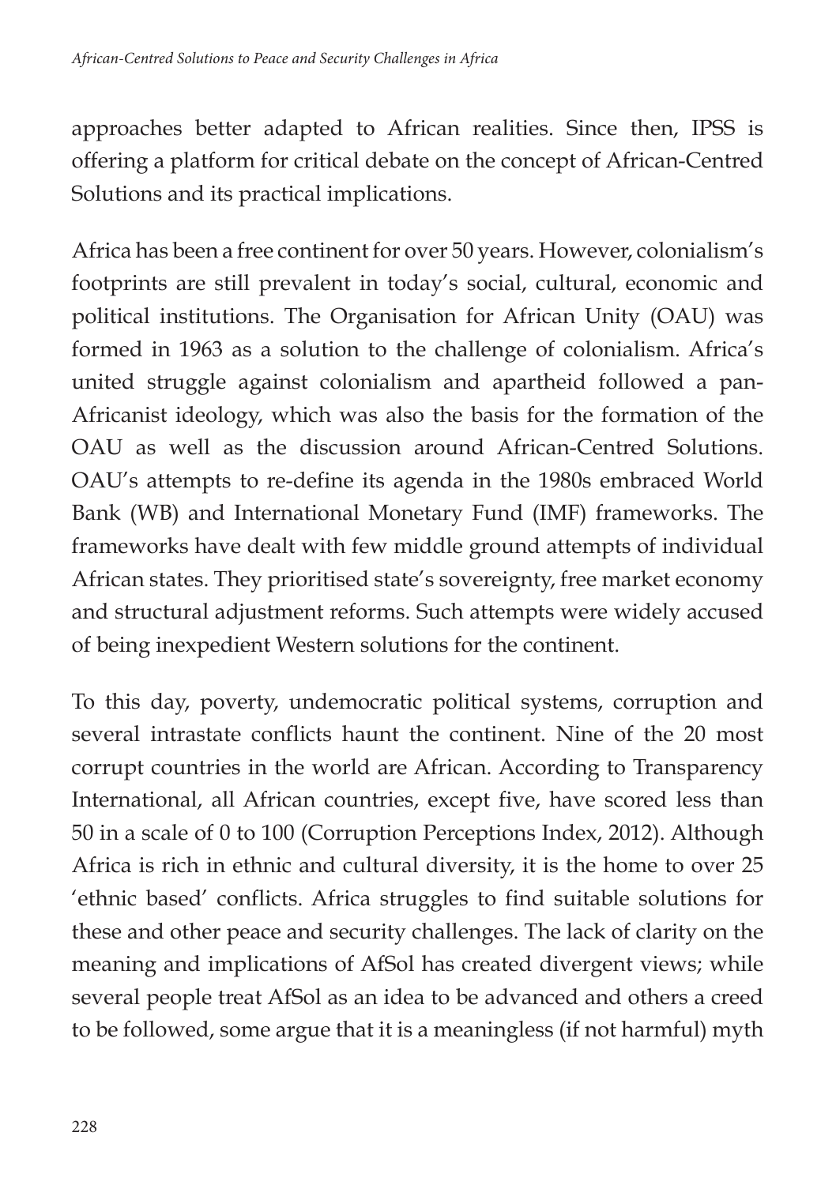approaches better adapted to African realities. Since then, IPSS is offering a platform for critical debate on the concept of African-Centred Solutions and its practical implications.

Africa has been a free continent for over 50 years. However, colonialism's footprints are still prevalent in today's social, cultural, economic and political institutions. The Organisation for African Unity (OAU) was formed in 1963 as a solution to the challenge of colonialism. Africa's united struggle against colonialism and apartheid followed a pan-Africanist ideology, which was also the basis for the formation of the OAU as well as the discussion around African-Centred Solutions. OAU's attempts to re-define its agenda in the 1980s embraced World Bank (WB) and International Monetary Fund (IMF) frameworks. The frameworks have dealt with few middle ground attempts of individual African states. They prioritised state's sovereignty, free market economy and structural adjustment reforms. Such attempts were widely accused of being inexpedient Western solutions for the continent.

To this day, poverty, undemocratic political systems, corruption and several intrastate conflicts haunt the continent. Nine of the 20 most corrupt countries in the world are African. According to Transparency International, all African countries, except five, have scored less than 50 in a scale of 0 to 100 (Corruption Perceptions Index, 2012). Although Africa is rich in ethnic and cultural diversity, it is the home to over 25 'ethnic based' conflicts. Africa struggles to find suitable solutions for these and other peace and security challenges. The lack of clarity on the meaning and implications of AfSol has created divergent views; while several people treat AfSol as an idea to be advanced and others a creed to be followed, some argue that it is a meaningless (if not harmful) myth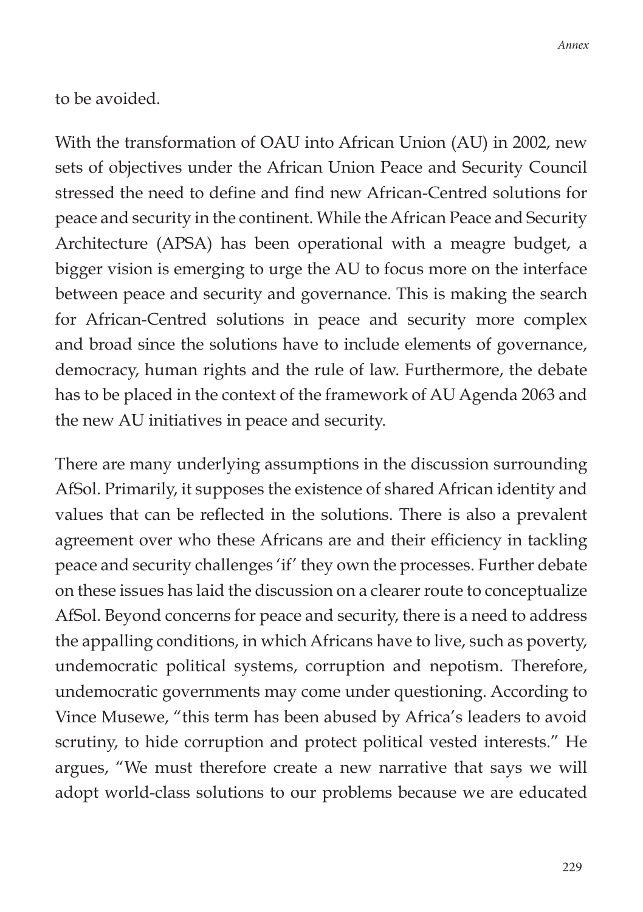to be avoided.

With the transformation of OAU into African Union (AU) in 2002, new sets of objectives under the African Union Peace and Security Council stressed the need to define and find new African-Centred solutions for peace and security in the continent. While the African Peace and Security Architecture (APSA) has been operational with a meagre budget, a bigger vision is emerging to urge the AU to focus more on the interface between peace and security and governance. This is making the search for African-Centred solutions in peace and security more complex and broad since the solutions have to include elements of governance, democracy, human rights and the rule of law. Furthermore, the debate has to be placed in the context of the framework of AU Agenda 2063 and the new AU initiatives in peace and security.

There are many underlying assumptions in the discussion surrounding AfSol. Primarily, it supposes the existence of shared African identity and values that can be reflected in the solutions. There is also a prevalent agreement over who these Africans are and their efficiency in tackling peace and security challenges 'if' they own the processes. Further debate on these issues has laid the discussion on a clearer route to conceptualize AfSol. Beyond concerns for peace and security, there is a need to address the appalling conditions, in which Africans have to live, such as poverty, undemocratic political systems, corruption and nepotism. Therefore, undemocratic governments may come under questioning. According to Vince Musewe, "this term has been abused by Africa's leaders to avoid scrutiny, to hide corruption and protect political vested interests." He argues, "We must therefore create a new narrative that says we will adopt world-class solutions to our problems because we are educated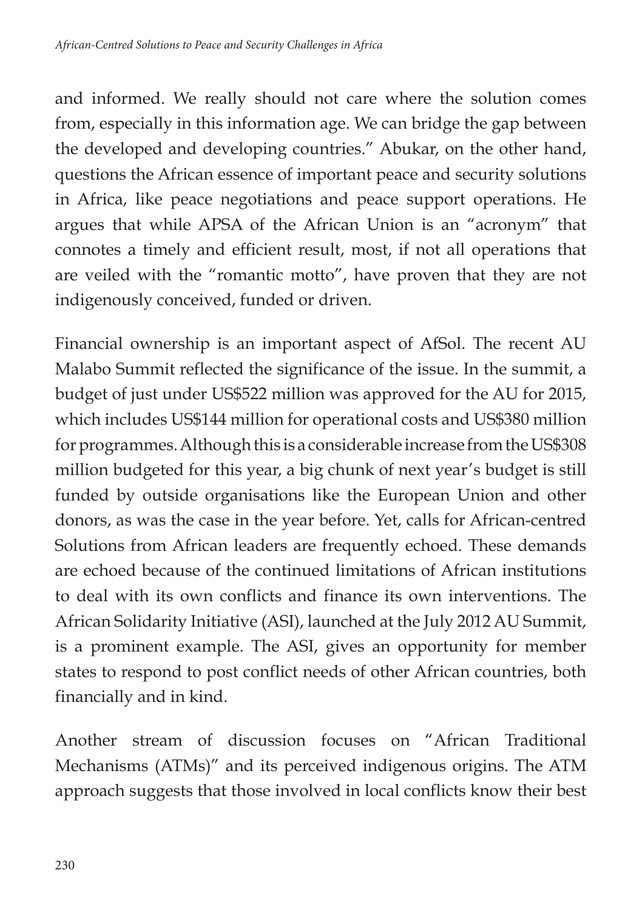and informed. We really should not care where the solution comes from, especially in this information age. We can bridge the gap between the developed and developing countries." Abukar, on the other hand, questions the African essence of important peace and security solutions in Africa, like peace negotiations and peace support operations. He argues that while APSA of the African Union is an "acronym" that connotes a timely and efficient result, most, if not all operations that are veiled with the "romantic motto", have proven that they are not indigenously conceived, funded or driven.

Financial ownership is an important aspect of AfSol. The recent AU Malabo Summit reflected the significance of the issue. In the summit, a budget of just under US$522 million was approved for the AU for 2015, which includes US$144 million for operational costs and US$380 million for programmes. Although this is a considerable increase from the US$308 million budgeted for this year, a big chunk of next year's budget is still funded by outside organisations like the European Union and other donors, as was the case in the year before. Yet, calls for African-centred Solutions from African leaders are frequently echoed. These demands are echoed because of the continued limitations of African institutions to deal with its own conflicts and finance its own interventions. The African Solidarity Initiative (ASI), launched at the July 2012 AU Summit, is a prominent example. The ASI, gives an opportunity for member states to respond to post conflict needs of other African countries, both financially and in kind.

Another stream of discussion focuses on "African Traditional Mechanisms (ATMs)" and its perceived indigenous origins. The ATM approach suggests that those involved in local conflicts know their best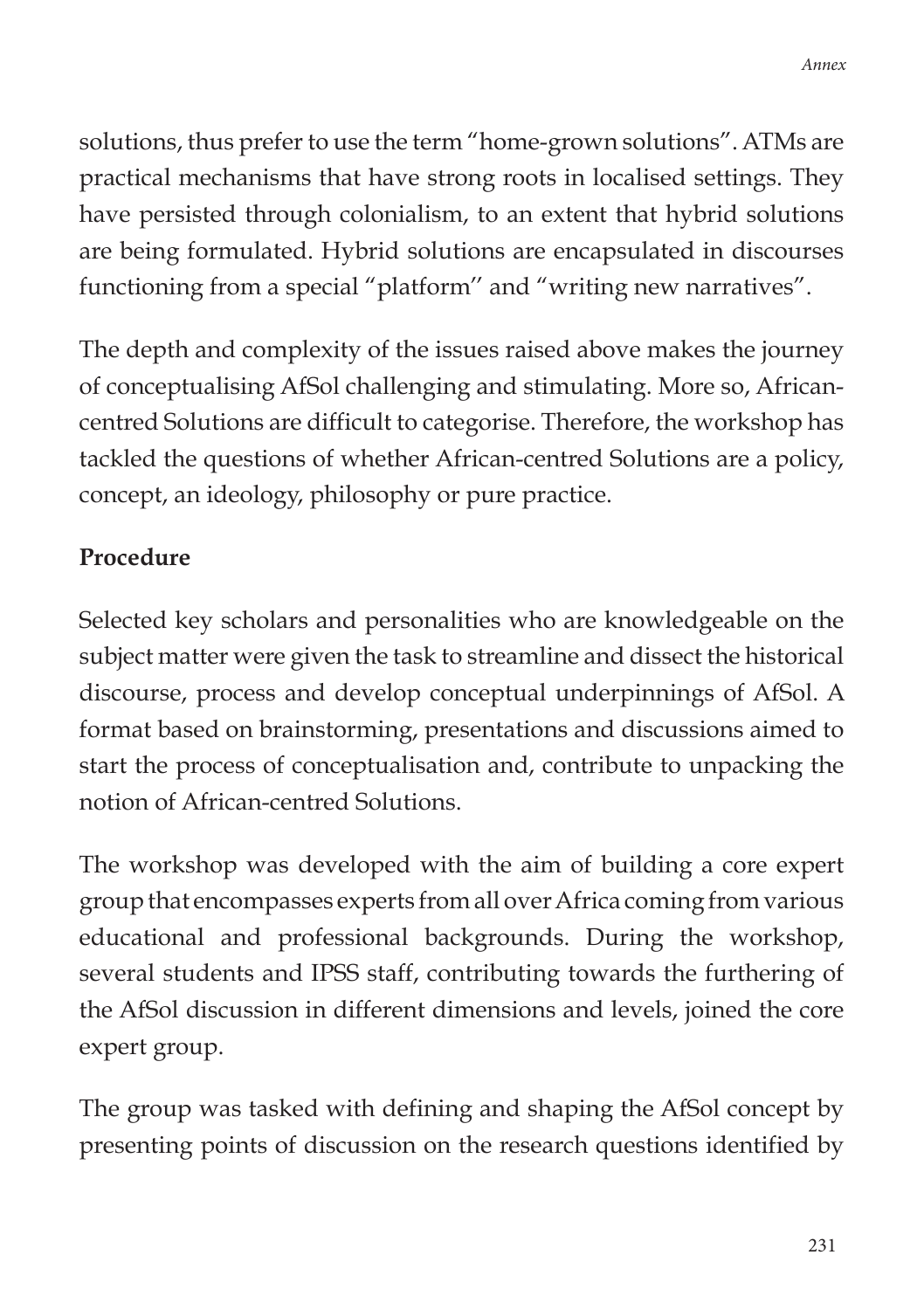solutions, thus prefer to use the term "home-grown solutions". ATMs are practical mechanisms that have strong roots in localised settings. They have persisted through colonialism, to an extent that hybrid solutions are being formulated. Hybrid solutions are encapsulated in discourses functioning from a special "platform" and "writing new narratives".

The depth and complexity of the issues raised above makes the journey of conceptualising AfSol challenging and stimulating. More so, African-centred Solutions are difficult to categorise. Therefore, the workshop has tackled the questions of whether African-centred Solutions are a policy, concept, an ideology, philosophy or pure practice.

**Procedure**

Selected key scholars and personalities who are knowledgeable on the subject matter were given the task to streamline and dissect the historical discourse, process and develop conceptual underpinnings of AfSol. A format based on brainstorming, presentations and discussions aimed to start the process of conceptualisation and, contribute to unpacking the notion of African-centred Solutions.

The workshop was developed with the aim of building a core expert group that encompasses experts from all over Africa coming from various educational and professional backgrounds. During the workshop, several students and IPSS staff, contributing towards the furthering of the AfSol discussion in different dimensions and levels, joined the core expert group.

The group was tasked with defining and shaping the AfSol concept by presenting points of discussion on the research questions identified by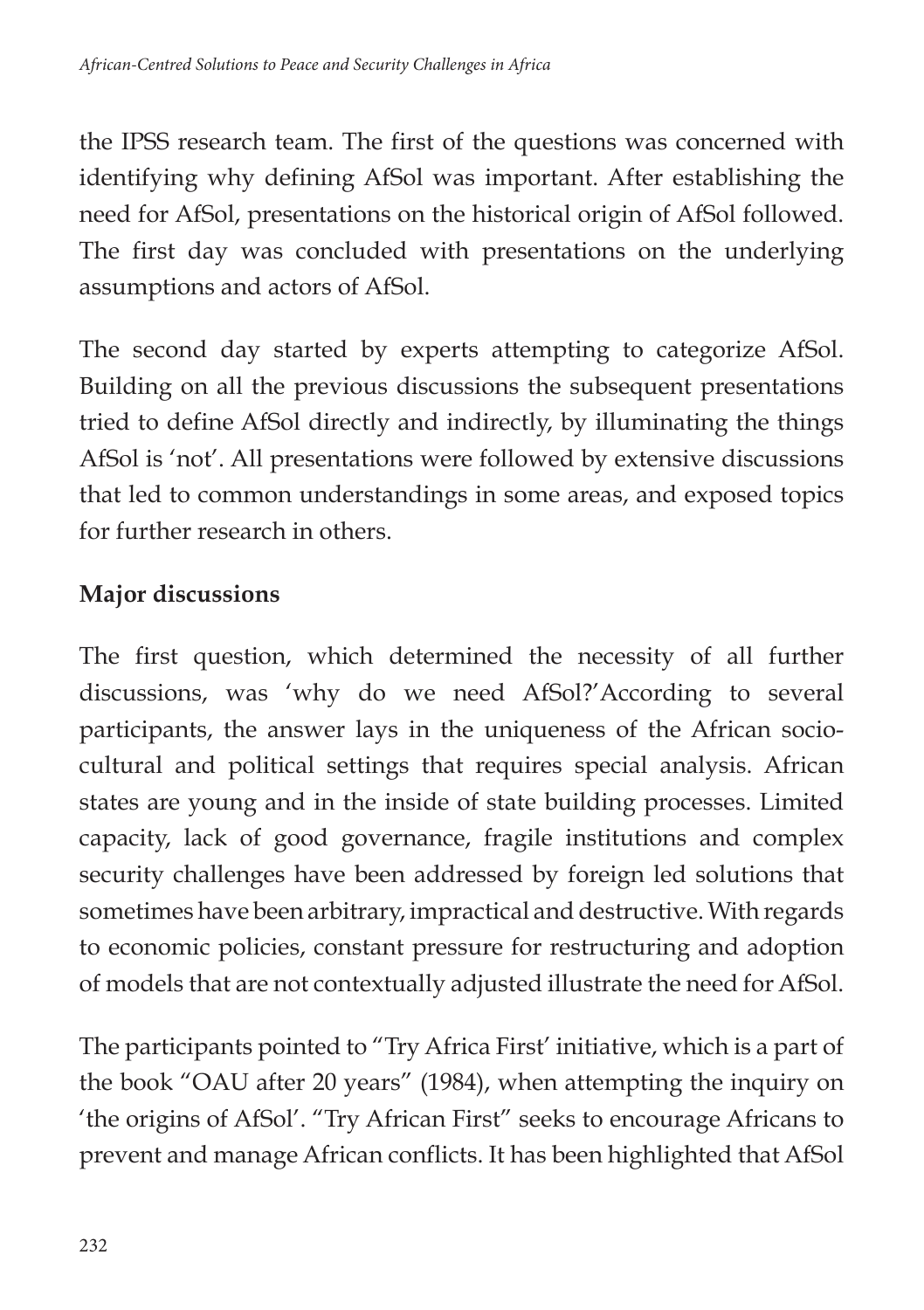the IPSS research team. The first of the questions was concerned with identifying why defining AfSol was important. After establishing the need for AfSol, presentations on the historical origin of AfSol followed. The first day was concluded with presentations on the underlying assumptions and actors of AfSol.

The second day started by experts attempting to categorize AfSol. Building on all the previous discussions the subsequent presentations tried to define AfSol directly and indirectly, by illuminating the things AfSol is 'not'. All presentations were followed by extensive discussions that led to common understandings in some areas, and exposed topics for further research in others.

**Major discussions**

The first question, which determined the necessity of all further discussions, was 'why do we need AfSol?'According to several participants, the answer lays in the uniqueness of the African socio-cultural and political settings that requires special analysis. African states are young and in the inside of state building processes. Limited capacity, lack of good governance, fragile institutions and complex security challenges have been addressed by foreign led solutions that sometimes have been arbitrary, impractical and destructive. With regards to economic policies, constant pressure for restructuring and adoption of models that are not contextually adjusted illustrate the need for AfSol.

The participants pointed to "Try Africa First' initiative, which is a part of the book "OAU after 20 years" (1984), when attempting the inquiry on 'the origins of AfSol'. "Try African First" seeks to encourage Africans to prevent and manage African conflicts. It has been highlighted that AfSol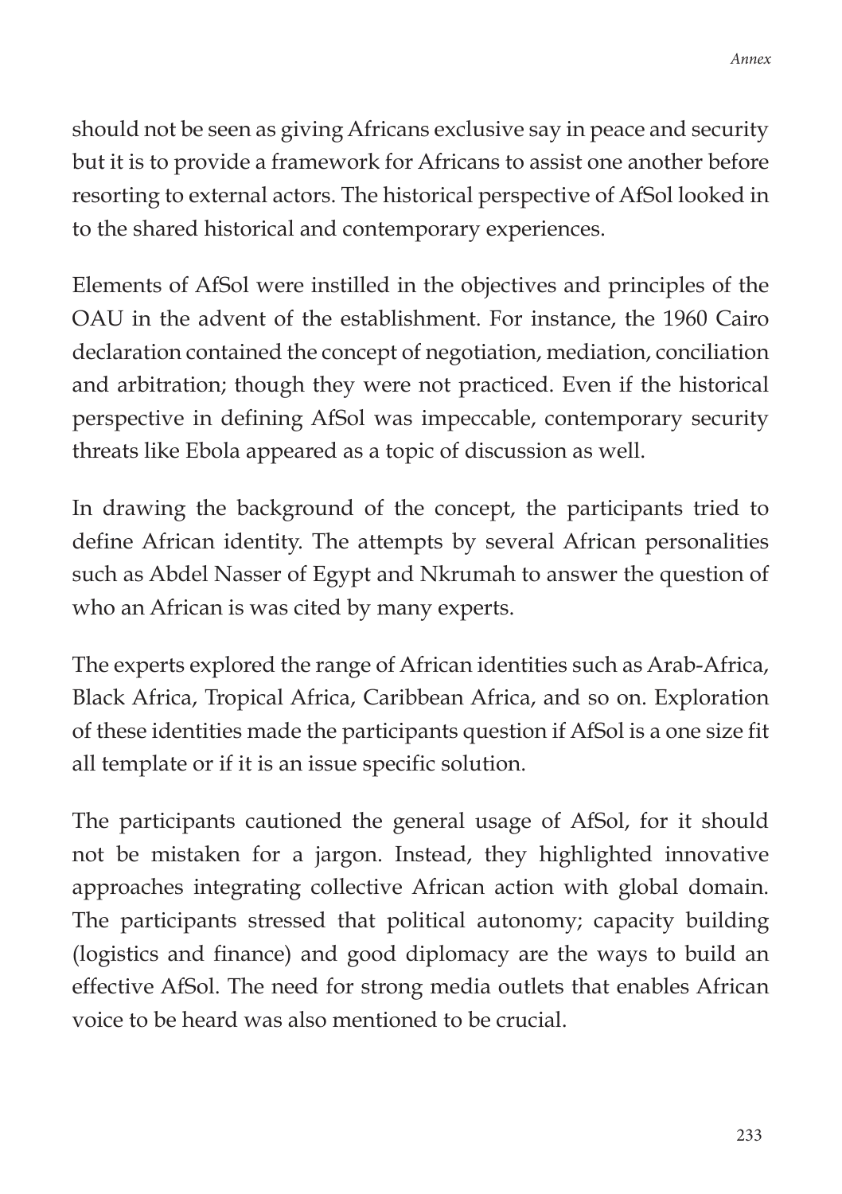should not be seen as giving Africans exclusive say in peace and security but it is to provide a framework for Africans to assist one another before resorting to external actors. The historical perspective of AfSol looked in to the shared historical and contemporary experiences.

Elements of AfSol were instilled in the objectives and principles of the OAU in the advent of the establishment. For instance, the 1960 Cairo declaration contained the concept of negotiation, mediation, conciliation and arbitration; though they were not practiced. Even if the historical perspective in defining AfSol was impeccable, contemporary security threats like Ebola appeared as a topic of discussion as well.

In drawing the background of the concept, the participants tried to define African identity. The attempts by several African personalities such as Abdel Nasser of Egypt and Nkrumah to answer the question of who an African is was cited by many experts.

The experts explored the range of African identities such as Arab-Africa, Black Africa, Tropical Africa, Caribbean Africa, and so on. Exploration of these identities made the participants question if AfSol is a one size fit all template or if it is an issue specific solution.

The participants cautioned the general usage of AfSol, for it should not be mistaken for a jargon. Instead, they highlighted innovative approaches integrating collective African action with global domain. The participants stressed that political autonomy; capacity building (logistics and finance) and good diplomacy are the ways to build an effective AfSol. The need for strong media outlets that enables African voice to be heard was also mentioned to be crucial.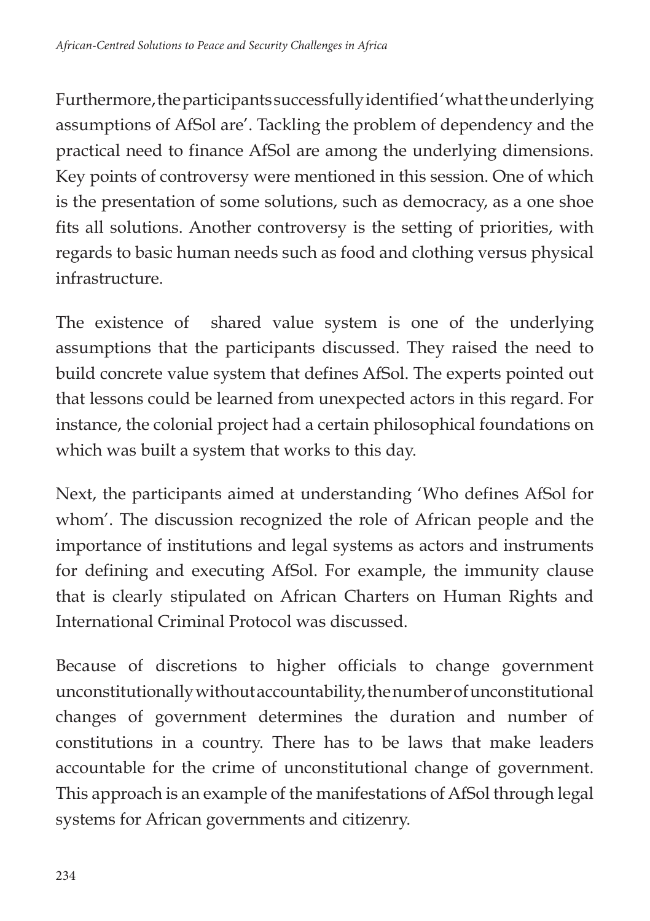Furthermore, the participants successfully identified 'what the underlying assumptions of AfSol are'. Tackling the problem of dependency and the practical need to finance AfSol are among the underlying dimensions. Key points of controversy were mentioned in this session. One of which is the presentation of some solutions, such as democracy, as a one shoe fits all solutions. Another controversy is the setting of priorities, with regards to basic human needs such as food and clothing versus physical infrastructure.

The existence of shared value system is one of the underlying assumptions that the participants discussed. They raised the need to build concrete value system that defines AfSol. The experts pointed out that lessons could be learned from unexpected actors in this regard. For instance, the colonial project had a certain philosophical foundations on which was built a system that works to this day.

Next, the participants aimed at understanding 'Who defines AfSol for whom'. The discussion recognized the role of African people and the importance of institutions and legal systems as actors and instruments for defining and executing AfSol. For example, the immunity clause that is clearly stipulated on African Charters on Human Rights and International Criminal Protocol was discussed.

Because of discretions to higher officials to change government unconstitutionally without accountability, the number of unconstitutional changes of government determines the duration and number of constitutions in a country. There has to be laws that make leaders accountable for the crime of unconstitutional change of government. This approach is an example of the manifestations of AfSol through legal systems for African governments and citizenry.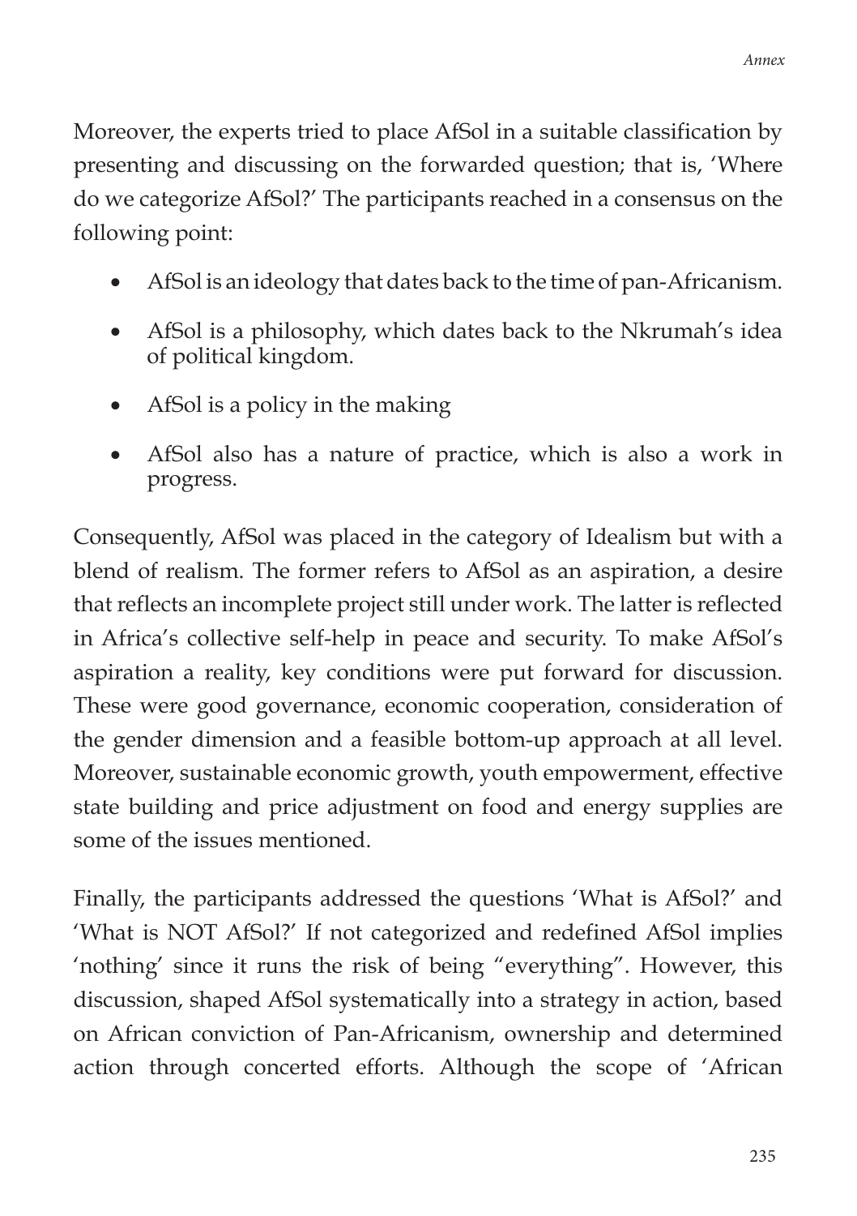Moreover, the experts tried to place AfSol in a suitable classification by presenting and discussing on the forwarded question; that is, 'Where do we categorize AfSol?' The participants reached in a consensus on the following point:

- AfSol is an ideology that dates back to the time of pan-Africanism.
- AfSol is a philosophy, which dates back to the Nkrumah's idea of political kingdom.
- AfSol is a policy in the making
- AfSol also has a nature of practice, which is also a work in progress.

Consequently, AfSol was placed in the category of Idealism but with a blend of realism. The former refers to AfSol as an aspiration, a desire that reflects an incomplete project still under work. The latter is reflected in Africa's collective self-help in peace and security. To make AfSol's aspiration a reality, key conditions were put forward for discussion. These were good governance, economic cooperation, consideration of the gender dimension and a feasible bottom-up approach at all level. Moreover, sustainable economic growth, youth empowerment, effective state building and price adjustment on food and energy supplies are some of the issues mentioned.

Finally, the participants addressed the questions 'What is AfSol?' and 'What is NOT AfSol?' If not categorized and redefined AfSol implies 'nothing' since it runs the risk of being "everything". However, this discussion, shaped AfSol systematically into a strategy in action, based on African conviction of Pan-Africanism, ownership and determined action through concerted efforts. Although the scope of 'African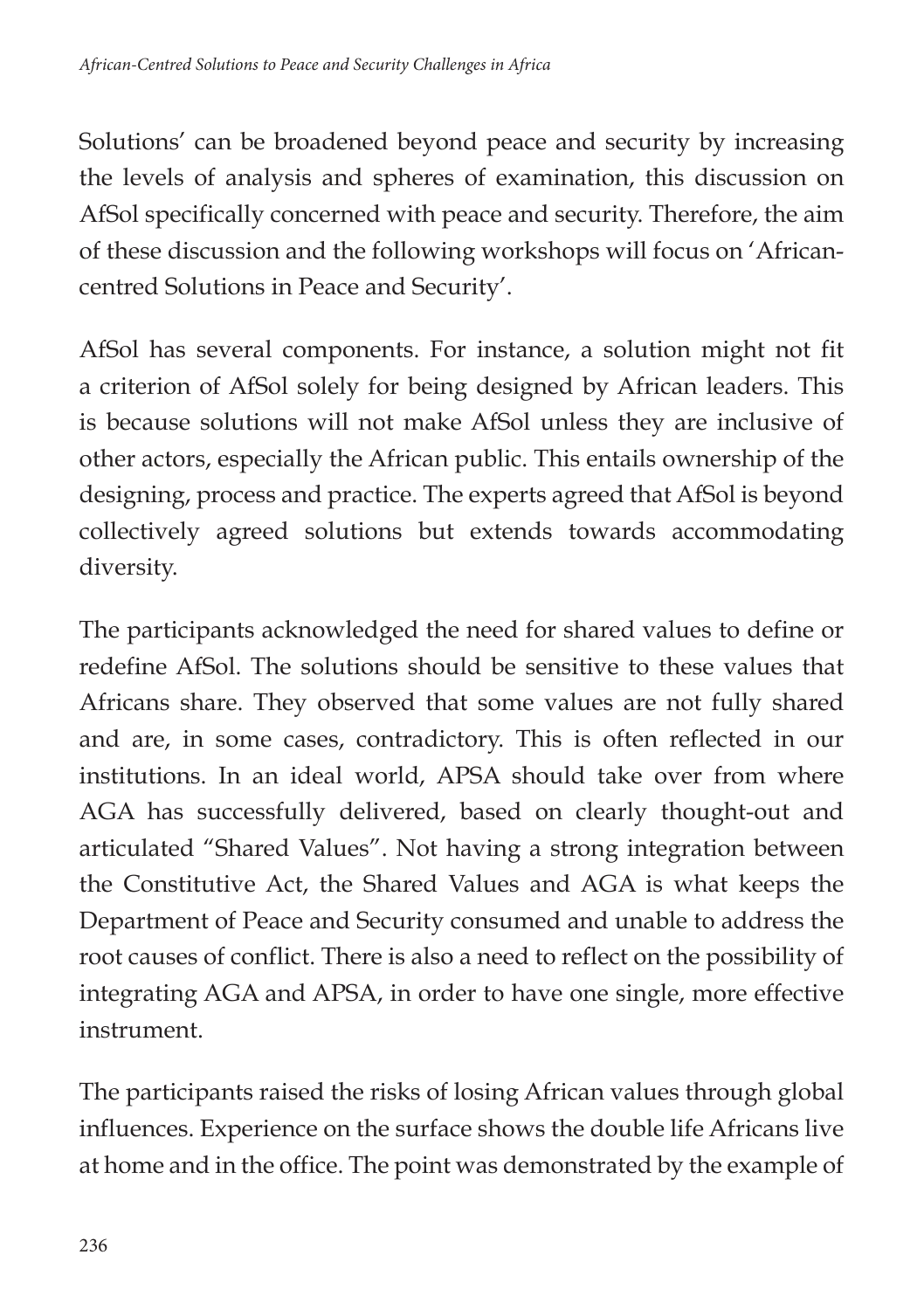Solutions' can be broadened beyond peace and security by increasing the levels of analysis and spheres of examination, this discussion on AfSol specifically concerned with peace and security. Therefore, the aim of these discussion and the following workshops will focus on 'African-centred Solutions in Peace and Security'.

AfSol has several components. For instance, a solution might not fit a criterion of AfSol solely for being designed by African leaders. This is because solutions will not make AfSol unless they are inclusive of other actors, especially the African public. This entails ownership of the designing, process and practice. The experts agreed that AfSol is beyond collectively agreed solutions but extends towards accommodating diversity.

The participants acknowledged the need for shared values to define or redefine AfSol. The solutions should be sensitive to these values that Africans share. They observed that some values are not fully shared and are, in some cases, contradictory. This is often reflected in our institutions. In an ideal world, APSA should take over from where AGA has successfully delivered, based on clearly thought-out and articulated "Shared Values". Not having a strong integration between the Constitutive Act, the Shared Values and AGA is what keeps the Department of Peace and Security consumed and unable to address the root causes of conflict. There is also a need to reflect on the possibility of integrating AGA and APSA, in order to have one single, more effective instrument.

The participants raised the risks of losing African values through global influences. Experience on the surface shows the double life Africans live at home and in the office. The point was demonstrated by the example of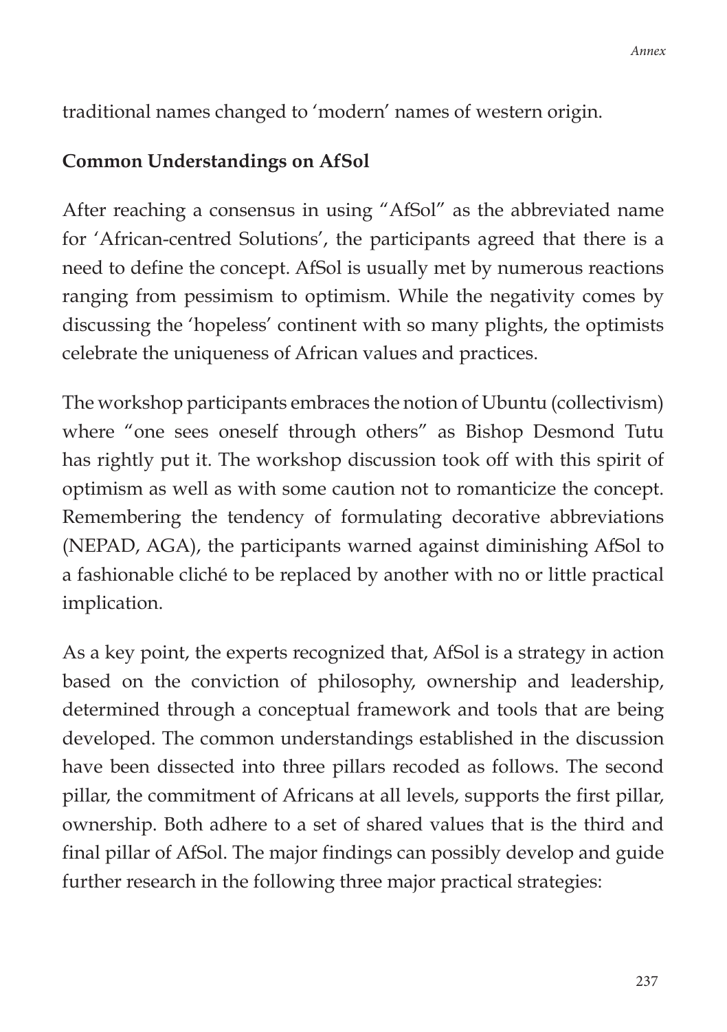traditional names changed to 'modern' names of western origin.

**Common Understandings on AfSol**

After reaching a consensus in using "AfSol" as the abbreviated name for 'African-centred Solutions', the participants agreed that there is a need to define the concept. AfSol is usually met by numerous reactions ranging from pessimism to optimism. While the negativity comes by discussing the 'hopeless' continent with so many plights, the optimists celebrate the uniqueness of African values and practices.

The workshop participants embraces the notion of Ubuntu (collectivism) where "one sees oneself through others" as Bishop Desmond Tutu has rightly put it. The workshop discussion took off with this spirit of optimism as well as with some caution not to romanticize the concept. Remembering the tendency of formulating decorative abbreviations (NEPAD, AGA), the participants warned against diminishing AfSol to a fashionable cliché to be replaced by another with no or little practical implication.

As a key point, the experts recognized that, AfSol is a strategy in action based on the conviction of philosophy, ownership and leadership, determined through a conceptual framework and tools that are being developed. The common understandings established in the discussion have been dissected into three pillars recoded as follows. The second pillar, the commitment of Africans at all levels, supports the first pillar, ownership. Both adhere to a set of shared values that is the third and final pillar of AfSol. The major findings can possibly develop and guide further research in the following three major practical strategies: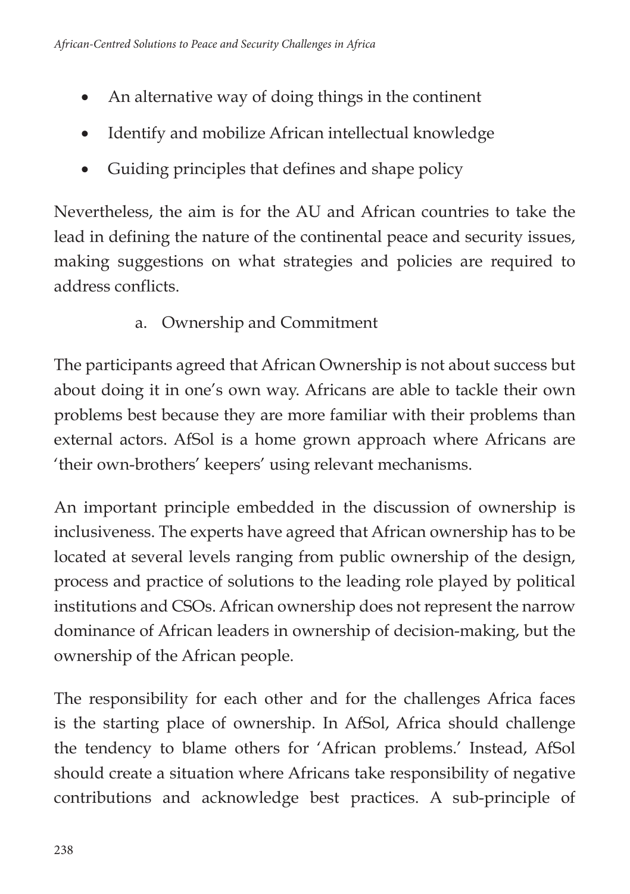- An alternative way of doing things in the continent
- Identify and mobilize African intellectual knowledge
- Guiding principles that defines and shape policy

Nevertheless, the aim is for the AU and African countries to take the lead in defining the nature of the continental peace and security issues, making suggestions on what strategies and policies are required to address conflicts.

a. Ownership and Commitment

The participants agreed that African Ownership is not about success but about doing it in one's own way. Africans are able to tackle their own problems best because they are more familiar with their problems than external actors. AfSol is a home grown approach where Africans are 'their own-brothers' keepers' using relevant mechanisms.

An important principle embedded in the discussion of ownership is inclusiveness. The experts have agreed that African ownership has to be located at several levels ranging from public ownership of the design, process and practice of solutions to the leading role played by political institutions and CSOs. African ownership does not represent the narrow dominance of African leaders in ownership of decision-making, but the ownership of the African people.

The responsibility for each other and for the challenges Africa faces is the starting place of ownership. In AfSol, Africa should challenge the tendency to blame others for 'African problems.' Instead, AfSol should create a situation where Africans take responsibility of negative contributions and acknowledge best practices. A sub-principle of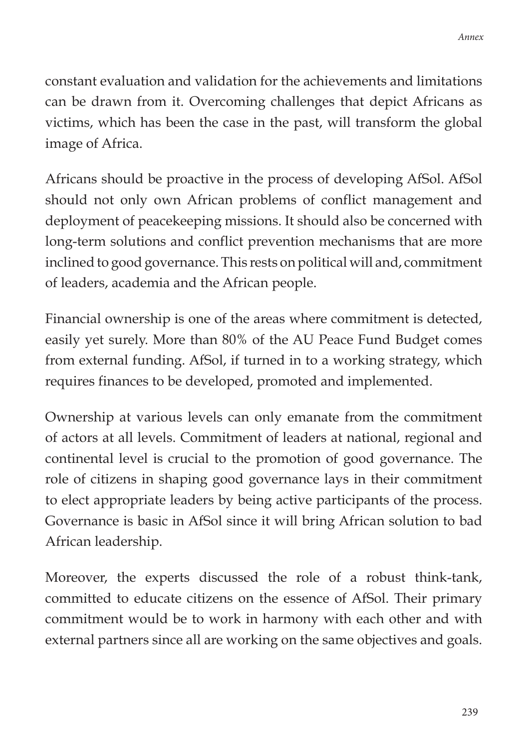constant evaluation and validation for the achievements and limitations can be drawn from it. Overcoming challenges that depict Africans as victims, which has been the case in the past, will transform the global image of Africa.

Africans should be proactive in the process of developing AfSol. AfSol should not only own African problems of conflict management and deployment of peacekeeping missions. It should also be concerned with long-term solutions and conflict prevention mechanisms that are more inclined to good governance. This rests on political will and, commitment of leaders, academia and the African people.

Financial ownership is one of the areas where commitment is detected, easily yet surely. More than 80% of the AU Peace Fund Budget comes from external funding. AfSol, if turned in to a working strategy, which requires finances to be developed, promoted and implemented.

Ownership at various levels can only emanate from the commitment of actors at all levels. Commitment of leaders at national, regional and continental level is crucial to the promotion of good governance. The role of citizens in shaping good governance lays in their commitment to elect appropriate leaders by being active participants of the process. Governance is basic in AfSol since it will bring African solution to bad African leadership.

Moreover, the experts discussed the role of a robust think-tank, committed to educate citizens on the essence of AfSol. Their primary commitment would be to work in harmony with each other and with external partners since all are working on the same objectives and goals.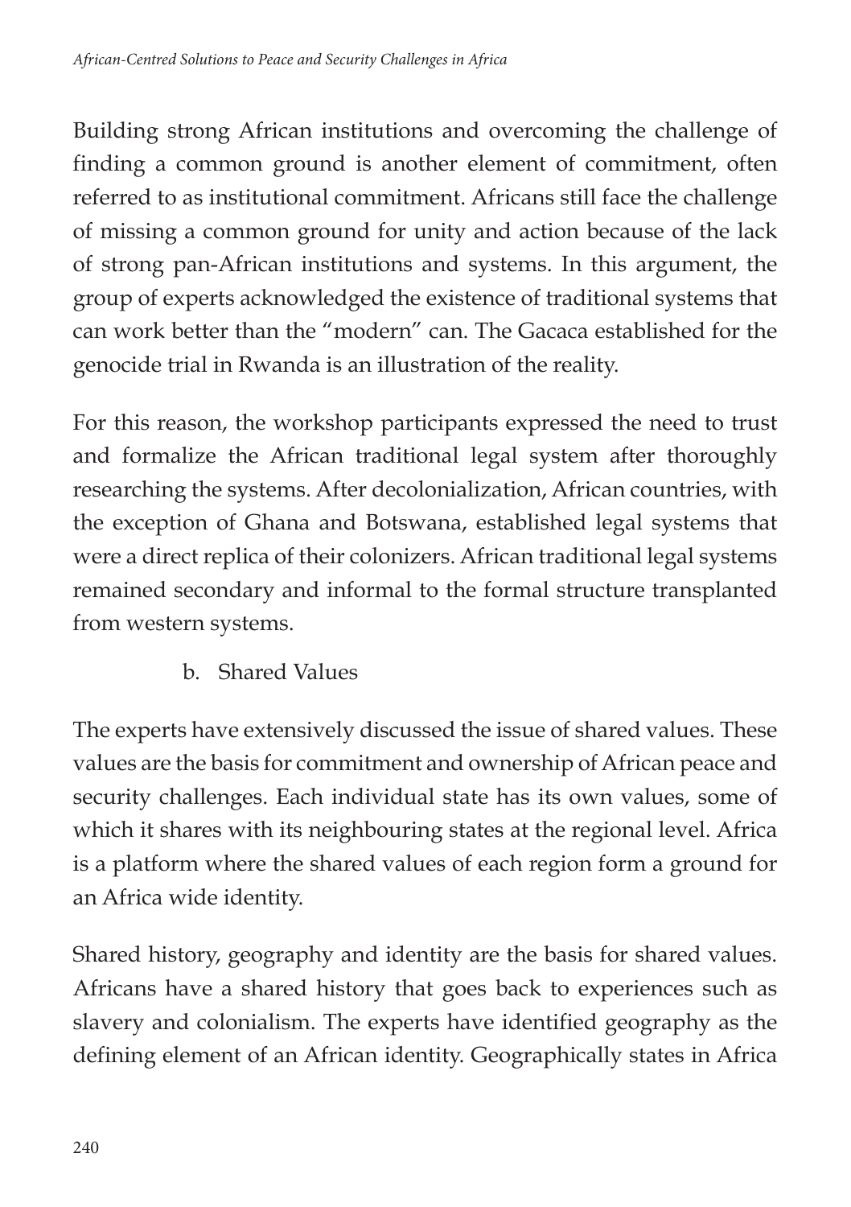Building strong African institutions and overcoming the challenge of finding a common ground is another element of commitment, often referred to as institutional commitment. Africans still face the challenge of missing a common ground for unity and action because of the lack of strong pan-African institutions and systems. In this argument, the group of experts acknowledged the existence of traditional systems that can work better than the "modern" can. The Gacaca established for the genocide trial in Rwanda is an illustration of the reality.

For this reason, the workshop participants expressed the need to trust and formalize the African traditional legal system after thoroughly researching the systems. After decolonialization, African countries, with the exception of Ghana and Botswana, established legal systems that were a direct replica of their colonizers. African traditional legal systems remained secondary and informal to the formal structure transplanted from western systems.

b. Shared Values

The experts have extensively discussed the issue of shared values. These values are the basis for commitment and ownership of African peace and security challenges. Each individual state has its own values, some of which it shares with its neighbouring states at the regional level. Africa is a platform where the shared values of each region form a ground for an Africa wide identity.

Shared history, geography and identity are the basis for shared values. Africans have a shared history that goes back to experiences such as slavery and colonialism. The experts have identified geography as the defining element of an African identity. Geographically states in Africa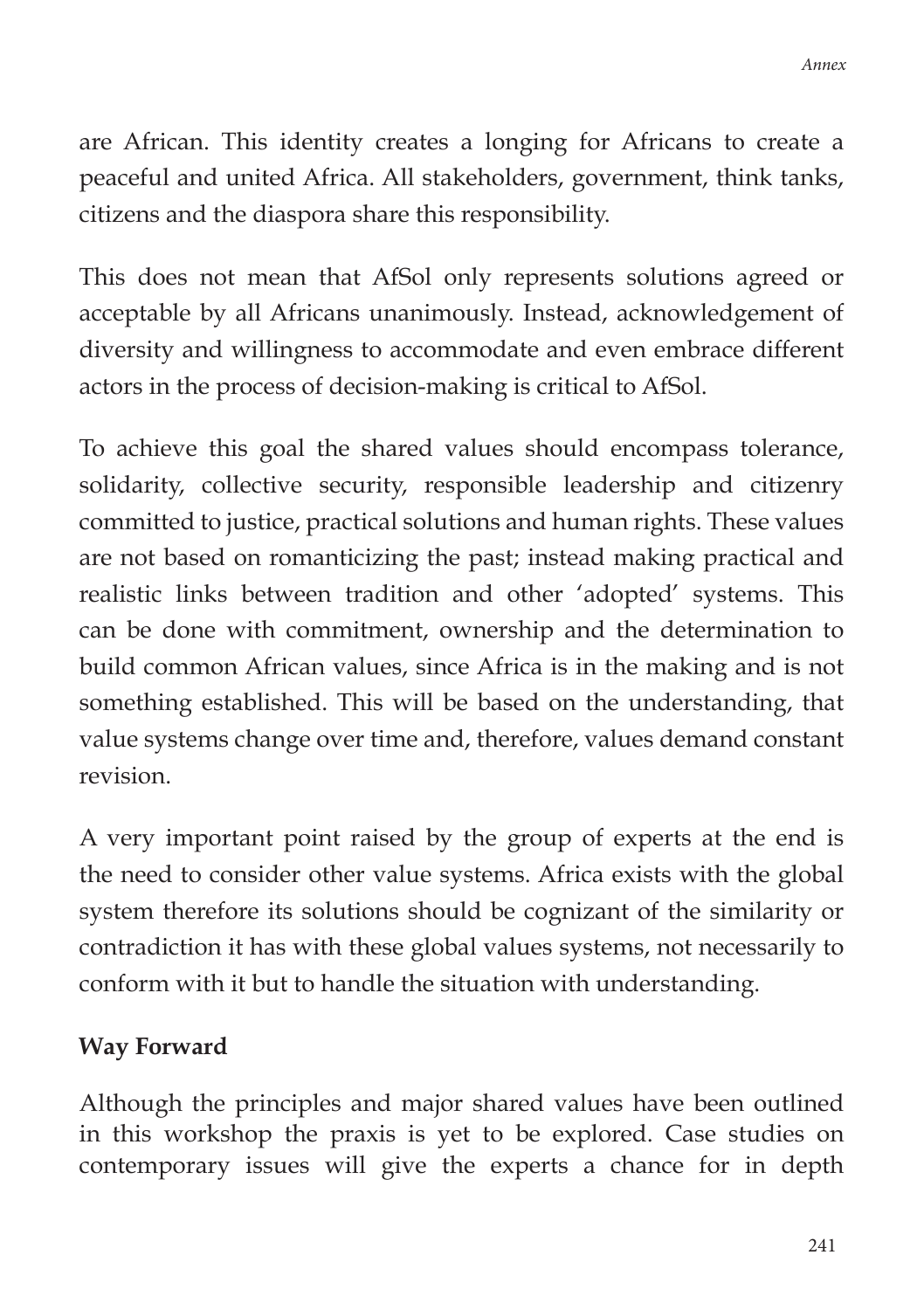are African. This identity creates a longing for Africans to create a peaceful and united Africa. All stakeholders, government, think tanks, citizens and the diaspora share this responsibility.

This does not mean that AfSol only represents solutions agreed or acceptable by all Africans unanimously. Instead, acknowledgement of diversity and willingness to accommodate and even embrace different actors in the process of decision-making is critical to AfSol.

To achieve this goal the shared values should encompass tolerance, solidarity, collective security, responsible leadership and citizenry committed to justice, practical solutions and human rights. These values are not based on romanticizing the past; instead making practical and realistic links between tradition and other 'adopted' systems. This can be done with commitment, ownership and the determination to build common African values, since Africa is in the making and is not something established. This will be based on the understanding, that value systems change over time and, therefore, values demand constant revision.

A very important point raised by the group of experts at the end is the need to consider other value systems. Africa exists with the global system therefore its solutions should be cognizant of the similarity or contradiction it has with these global values systems, not necessarily to conform with it but to handle the situation with understanding.

**Way Forward**

Although the principles and major shared values have been outlined in this workshop the praxis is yet to be explored. Case studies on contemporary issues will give the experts a chance for in depth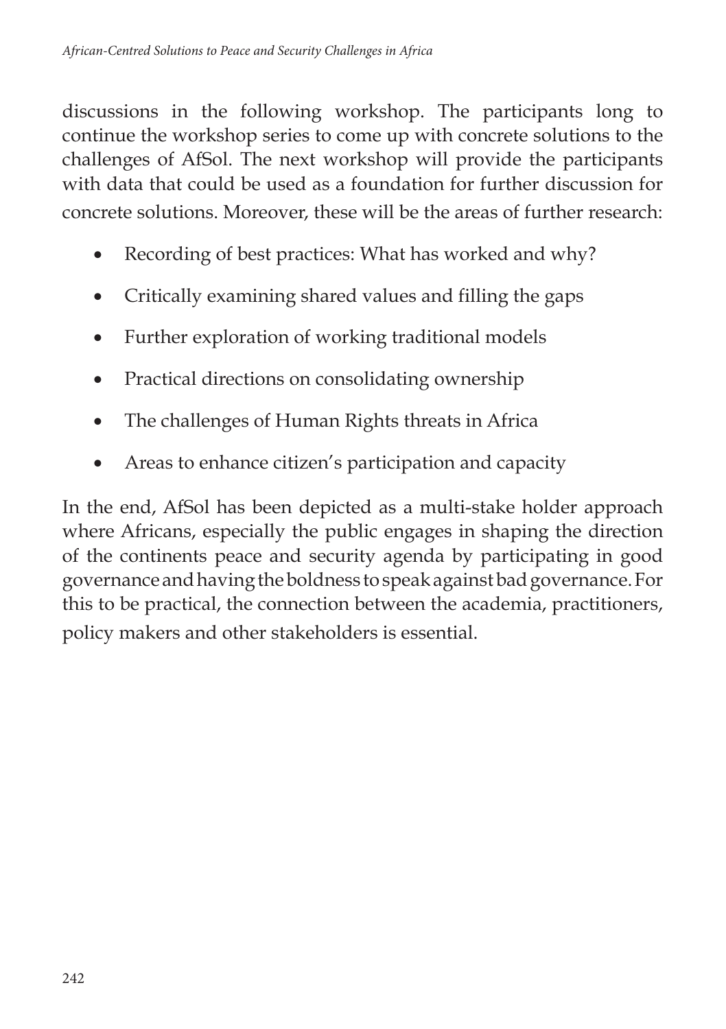discussions in the following workshop. The participants long to continue the workshop series to come up with concrete solutions to the challenges of AfSol. The next workshop will provide the participants with data that could be used as a foundation for further discussion for concrete solutions. Moreover, these will be the areas of further research:

- Recording of best practices: What has worked and why?
- Critically examining shared values and filling the gaps
- Further exploration of working traditional models
- Practical directions on consolidating ownership
- The challenges of Human Rights threats in Africa
- Areas to enhance citizen's participation and capacity

In the end, AfSol has been depicted as a multi-stake holder approach where Africans, especially the public engages in shaping the direction of the continents peace and security agenda by participating in good governance and having the boldness to speak against bad governance. For this to be practical, the connection between the academia, practitioners, policy makers and other stakeholders is essential.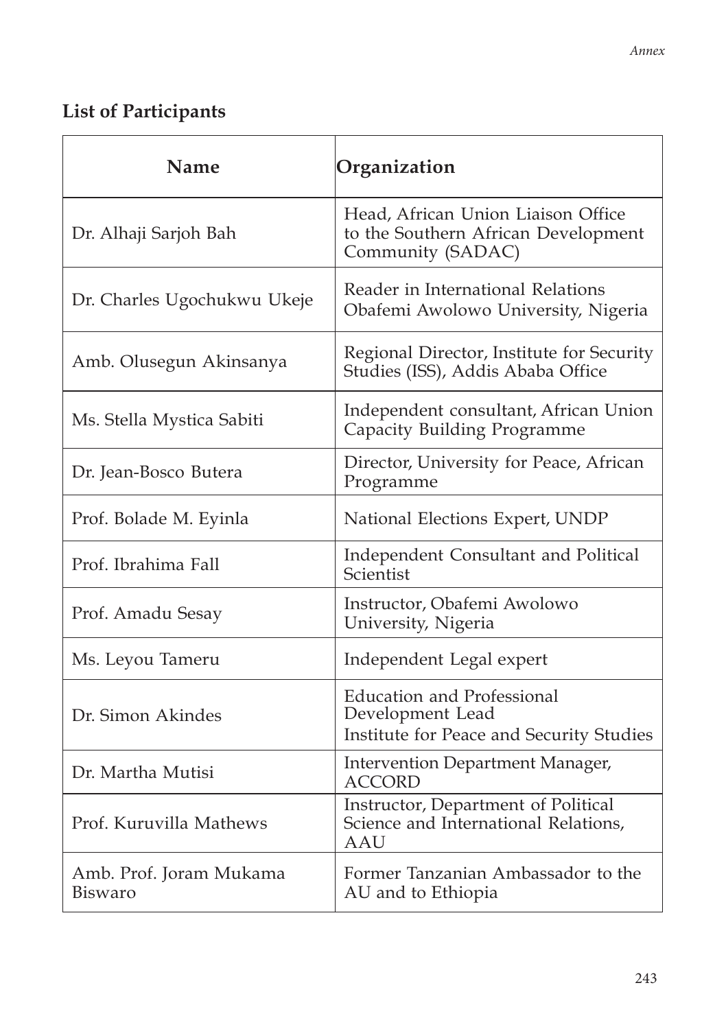## List of Participants

| Name | Organization |
|---|---|
| Dr. Alhaji Sarjoh Bah | Head, African Union Liaison Office to the Southern African Development Community (SADAC) |
| Dr. Charles Ugochukwu Ukeje | Reader in International Relations Obafemi Awolowo University, Nigeria |
| Amb. Olusegun Akinsanya | Regional Director, Institute for Security Studies (ISS), Addis Ababa Office |
| Ms. Stella Mystica Sabiti | Independent consultant, African Union Capacity Building Programme |
| Dr. Jean-Bosco Butera | Director, University for Peace, African Programme |
| Prof. Bolade M. Eyinla | National Elections Expert, UNDP |
| Prof. Ibrahima Fall | Independent Consultant and Political Scientist |
| Prof. Amadu Sesay | Instructor, Obafemi Awolowo University, Nigeria |
| Ms. Leyou Tameru | Independent Legal expert |
| Dr. Simon Akindes | Education and Professional Development Lead Institute for Peace and Security Studies |
| Dr. Martha Mutisi | Intervention Department Manager, ACCORD |
| Prof. Kuruvilla Mathews | Instructor, Department of Political Science and International Relations, AAU |
| Amb. Prof. Joram Mukama Biswaro | Former Tanzanian Ambassador to the AU and to Ethiopia |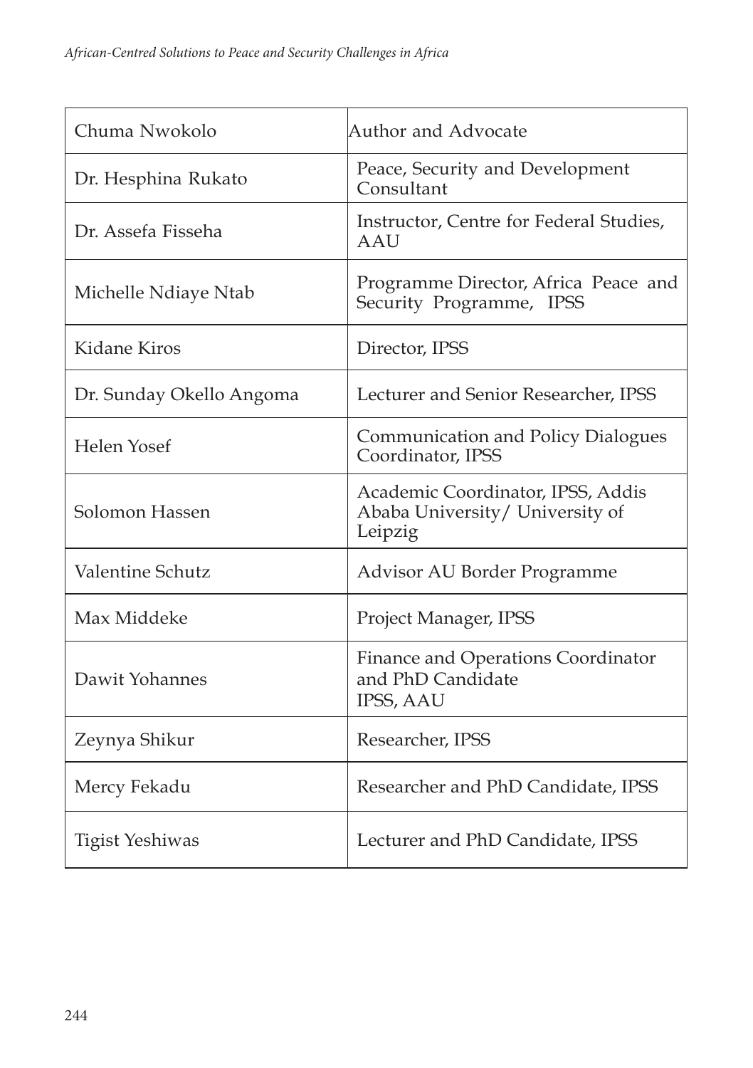| | |
|---|---|
| Chuma Nwokolo | Author and Advocate |
| Dr. Hesphina Rukato | Peace, Security and Development Consultant |
| Dr. Assefa Fisseha | Instructor, Centre for Federal Studies, AAU |
| Michelle Ndiaye Ntab | Programme Director, Africa Peace and Security Programme, IPSS |
| Kidane Kiros | Director, IPSS |
| Dr. Sunday Okello Angoma | Lecturer and Senior Researcher, IPSS |
| Helen Yosef | Communication and Policy Dialogues Coordinator, IPSS |
| Solomon Hassen | Academic Coordinator, IPSS, Addis Ababa University/ University of Leipzig |
| Valentine Schutz | Advisor AU Border Programme |
| Max Middeke | Project Manager, IPSS |
| Dawit Yohannes | Finance and Operations Coordinator and PhD Candidate IPSS, AAU |
| Zeynya Shikur | Researcher, IPSS |
| Mercy Fekadu | Researcher and PhD Candidate, IPSS |
| Tigist Yeshiwas | Lecturer and PhD Candidate, IPSS |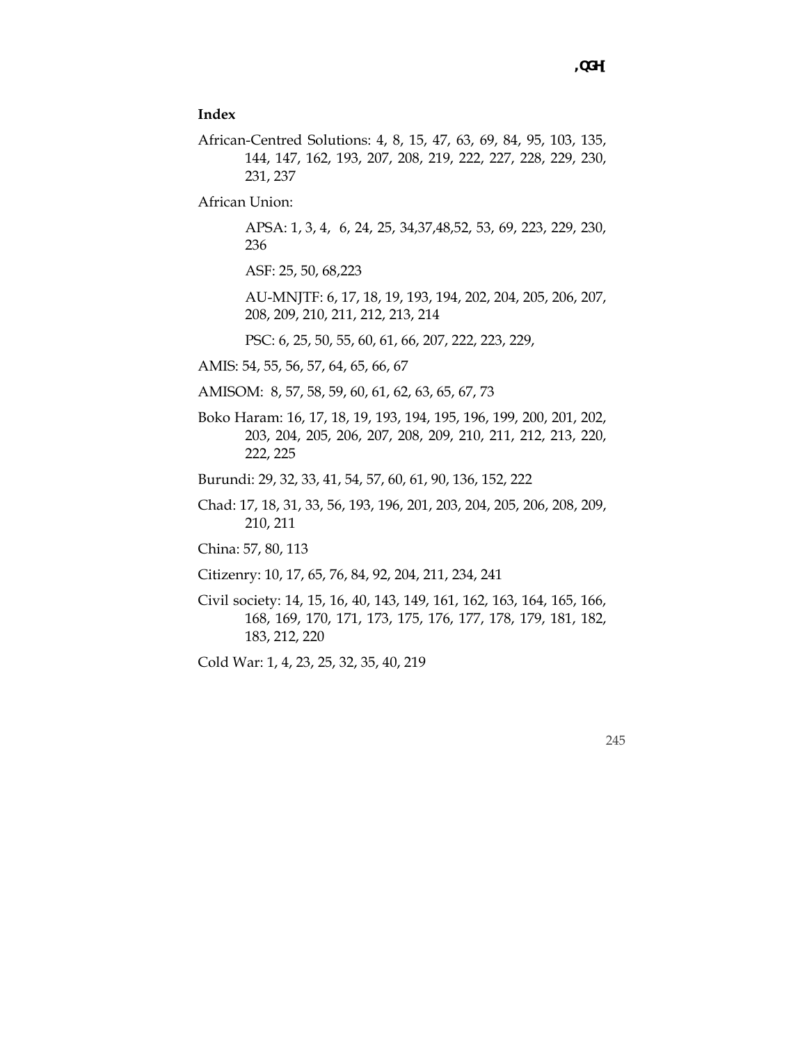## Index

African-Centred Solutions: 4, 8, 15, 47, 63, 69, 84, 95, 103, 135, 144, 147, 162, 193, 207, 208, 219, 222, 227, 228, 229, 230, 231, 237

African Union:

- APSA: 1, 3, 4, 6, 24, 25, 34,37,48,52, 53, 69, 223, 229, 230, 236
- ASF: 25, 50, 68,223
- AU-MNJTF: 6, 17, 18, 19, 193, 194, 202, 204, 205, 206, 207, 208, 209, 210, 211, 212, 213, 214
- PSC: 6, 25, 50, 55, 60, 61, 66, 207, 222, 223, 229,

AMIS: 54, 55, 56, 57, 64, 65, 66, 67

AMISOM: 8, 57, 58, 59, 60, 61, 62, 63, 65, 67, 73

Boko Haram: 16, 17, 18, 19, 193, 194, 195, 196, 199, 200, 201, 202, 203, 204, 205, 206, 207, 208, 209, 210, 211, 212, 213, 220, 222, 225

Burundi: 29, 32, 33, 41, 54, 57, 60, 61, 90, 136, 152, 222

Chad: 17, 18, 31, 33, 56, 193, 196, 201, 203, 204, 205, 206, 208, 209, 210, 211

China: 57, 80, 113

Citizenry: 10, 17, 65, 76, 84, 92, 204, 211, 234, 241

Civil society: 14, 15, 16, 40, 143, 149, 161, 162, 163, 164, 165, 166, 168, 169, 170, 171, 173, 175, 176, 177, 178, 179, 181, 182, 183, 212, 220

Cold War: 1, 4, 23, 25, 32, 35, 40, 219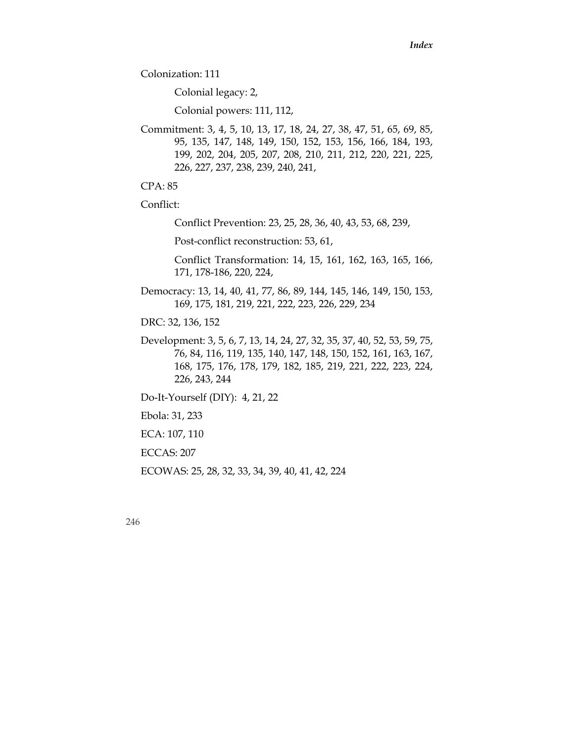Colonization: 111

Colonial legacy: 2,

Colonial powers: 111, 112,

Commitment: 3, 4, 5, 10, 13, 17, 18, 24, 27, 38, 47, 51, 65, 69, 85, 95, 135, 147, 148, 149, 150, 152, 153, 156, 166, 184, 193, 199, 202, 204, 205, 207, 208, 210, 211, 212, 220, 221, 225, 226, 227, 237, 238, 239, 240, 241,

CPA: 85

Conflict:

Conflict Prevention: 23, 25, 28, 36, 40, 43, 53, 68, 239,

Post-conflict reconstruction: 53, 61,

Conflict Transformation: 14, 15, 161, 162, 163, 165, 166, 171, 178-186, 220, 224,

Democracy: 13, 14, 40, 41, 77, 86, 89, 144, 145, 146, 149, 150, 153, 169, 175, 181, 219, 221, 222, 223, 226, 229, 234

DRC: 32, 136, 152

Development: 3, 5, 6, 7, 13, 14, 24, 27, 32, 35, 37, 40, 52, 53, 59, 75, 76, 84, 116, 119, 135, 140, 147, 148, 150, 152, 161, 163, 167, 168, 175, 176, 178, 179, 182, 185, 219, 221, 222, 223, 224, 226, 243, 244

Do-It-Yourself (DIY): 4, 21, 22

Ebola: 31, 233

ECA: 107, 110

ECCAS: 207

ECOWAS: 25, 28, 32, 33, 34, 39, 40, 41, 42, 224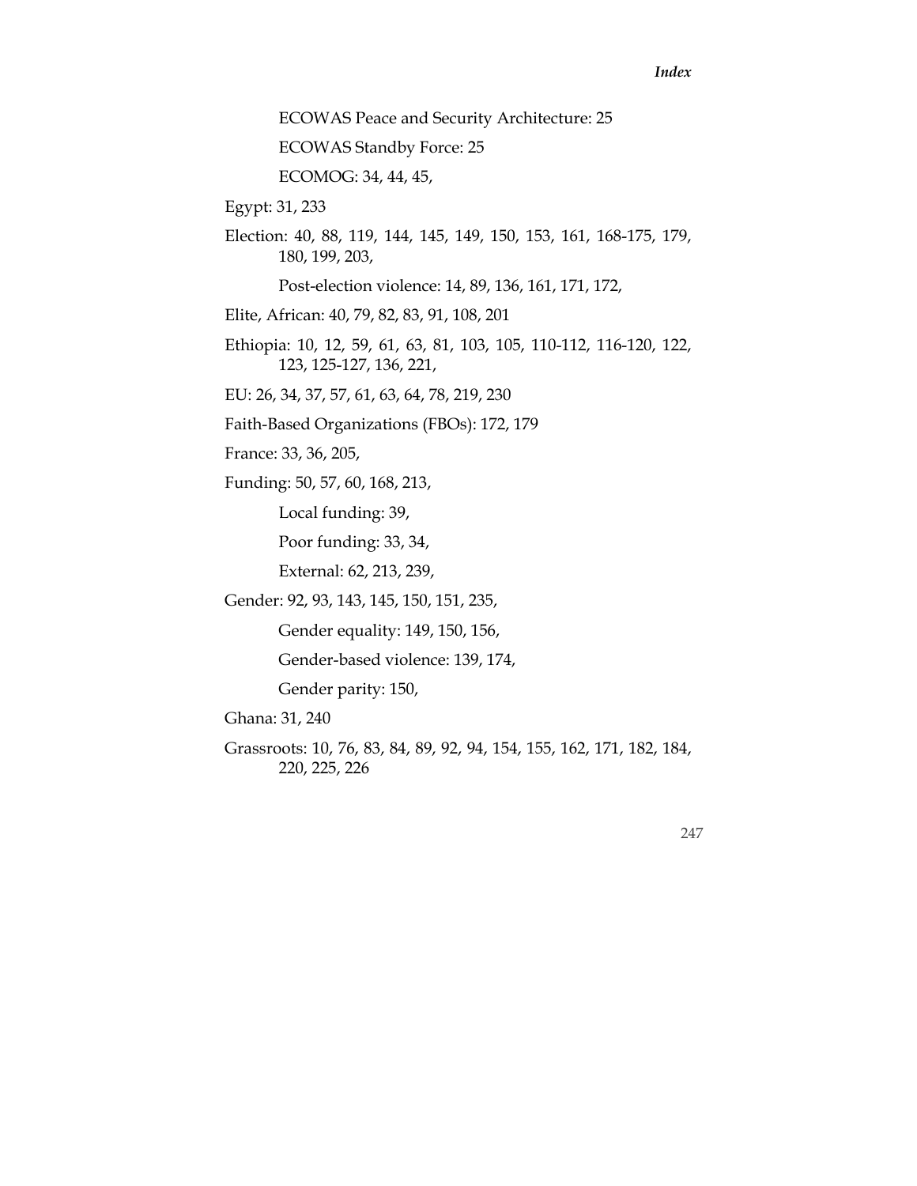ECOWAS Peace and Security Architecture: 25

ECOWAS Standby Force: 25

ECOMOG: 34, 44, 45,

Egypt: 31, 233

Election: 40, 88, 119, 144, 145, 149, 150, 153, 161, 168-175, 179, 180, 199, 203,

Post-election violence: 14, 89, 136, 161, 171, 172,

Elite, African: 40, 79, 82, 83, 91, 108, 201

Ethiopia: 10, 12, 59, 61, 63, 81, 103, 105, 110-112, 116-120, 122, 123, 125-127, 136, 221,

EU: 26, 34, 37, 57, 61, 63, 64, 78, 219, 230

Faith-Based Organizations (FBOs): 172, 179

France: 33, 36, 205,

Funding: 50, 57, 60, 168, 213,

Local funding: 39,

Poor funding: 33, 34,

External: 62, 213, 239,

Gender: 92, 93, 143, 145, 150, 151, 235,

Gender equality: 149, 150, 156,

Gender-based violence: 139, 174,

Gender parity: 150,

Ghana: 31, 240

Grassroots: 10, 76, 83, 84, 89, 92, 94, 154, 155, 162, 171, 182, 184, 220, 225, 226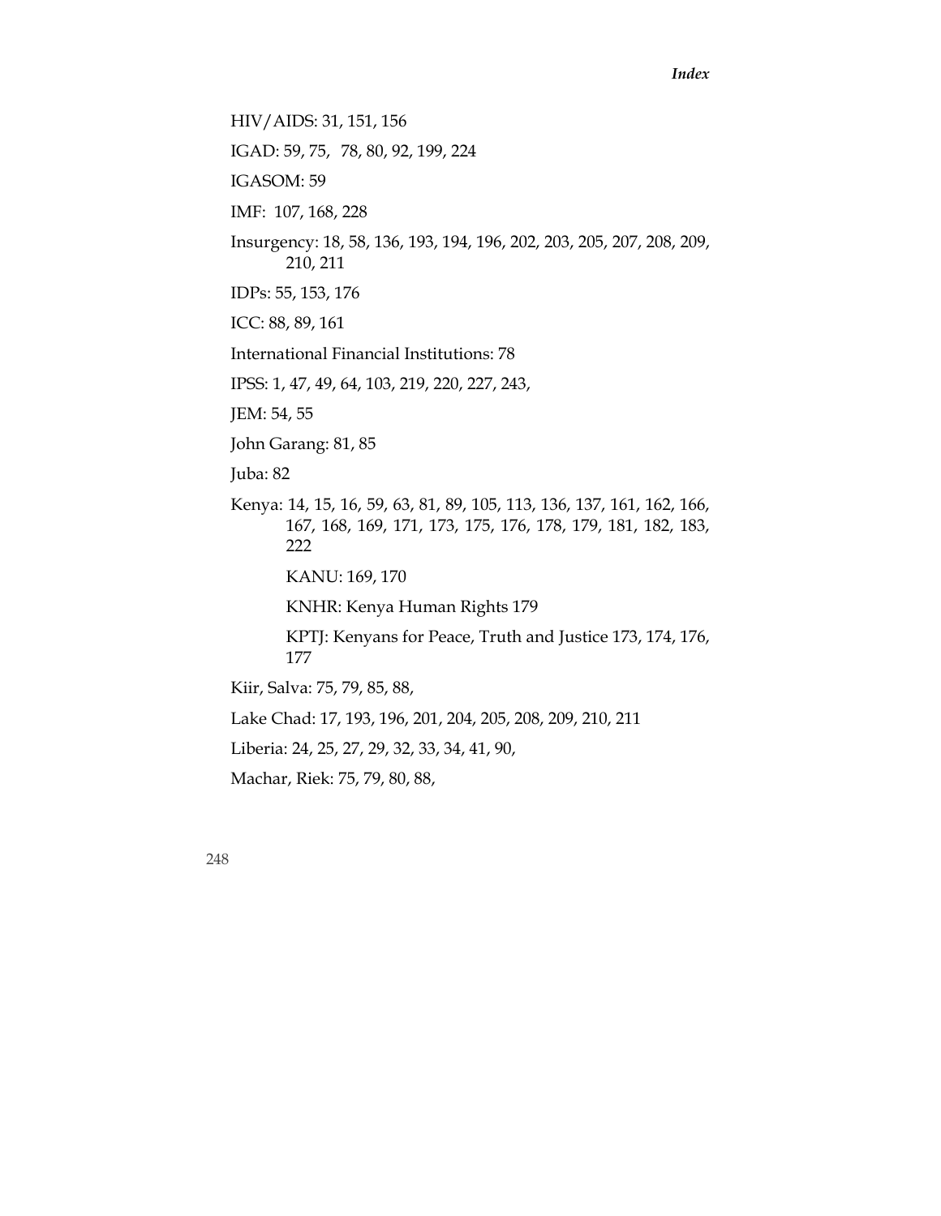HIV/AIDS: 31, 151, 156

IGAD: 59, 75, 78, 80, 92, 199, 224

IGASOM: 59

IMF: 107, 168, 228

Insurgency: 18, 58, 136, 193, 194, 196, 202, 203, 205, 207, 208, 209, 210, 211

IDPs: 55, 153, 176

ICC: 88, 89, 161

International Financial Institutions: 78

IPSS: 1, 47, 49, 64, 103, 219, 220, 227, 243,

JEM: 54, 55

John Garang: 81, 85

Juba: 82

Kenya: 14, 15, 16, 59, 63, 81, 89, 105, 113, 136, 137, 161, 162, 166, 167, 168, 169, 171, 173, 175, 176, 178, 179, 181, 182, 183, 222

    KANU: 169, 170

    KNHR: Kenya Human Rights 179

    KPTJ: Kenyans for Peace, Truth and Justice 173, 174, 176, 177

Kiir, Salva: 75, 79, 85, 88,

Lake Chad: 17, 193, 196, 201, 204, 205, 208, 209, 210, 211

Liberia: 24, 25, 27, 29, 32, 33, 34, 41, 90,

Machar, Riek: 75, 79, 80, 88,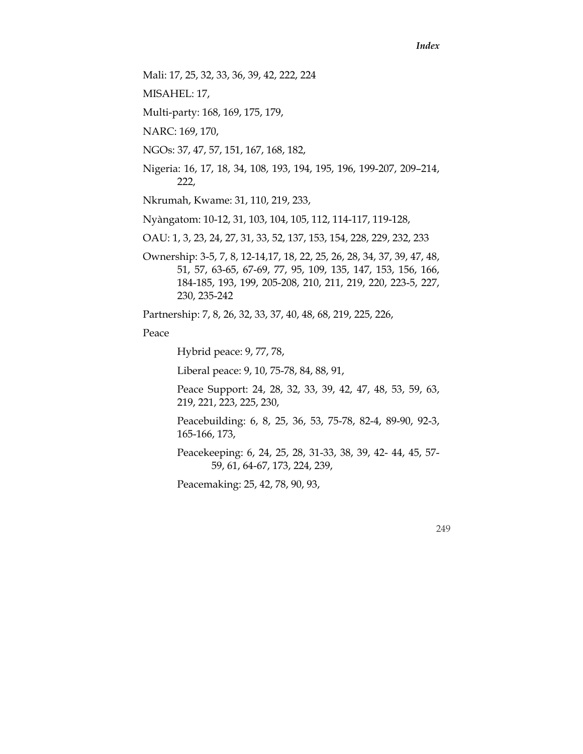Mali: 17, 25, 32, 33, 36, 39, 42, 222, 224

MISAHEL: 17,

Multi-party: 168, 169, 175, 179,

NARC: 169, 170,

NGOs: 37, 47, 57, 151, 167, 168, 182,

Nigeria: 16, 17, 18, 34, 108, 193, 194, 195, 196, 199-207, 209–214, 222,

Nkrumah, Kwame: 31, 110, 219, 233,

Nyàngatom: 10-12, 31, 103, 104, 105, 112, 114-117, 119-128,

OAU: 1, 3, 23, 24, 27, 31, 33, 52, 137, 153, 154, 228, 229, 232, 233

Ownership: 3-5, 7, 8, 12-14,17, 18, 22, 25, 26, 28, 34, 37, 39, 47, 48, 51, 57, 63-65, 67-69, 77, 95, 109, 135, 147, 153, 156, 166, 184-185, 193, 199, 205-208, 210, 211, 219, 220, 223-5, 227, 230, 235-242

Partnership: 7, 8, 26, 32, 33, 37, 40, 48, 68, 219, 225, 226,

Peace

- Hybrid peace: 9, 77, 78,
- Liberal peace: 9, 10, 75-78, 84, 88, 91,
- Peace Support: 24, 28, 32, 33, 39, 42, 47, 48, 53, 59, 63, 219, 221, 223, 225, 230,
- Peacebuilding: 6, 8, 25, 36, 53, 75-78, 82-4, 89-90, 92-3, 165-166, 173,
- Peacekeeping: 6, 24, 25, 28, 31-33, 38, 39, 42- 44, 45, 57-59, 61, 64-67, 173, 224, 239,
- Peacemaking: 25, 42, 78, 90, 93,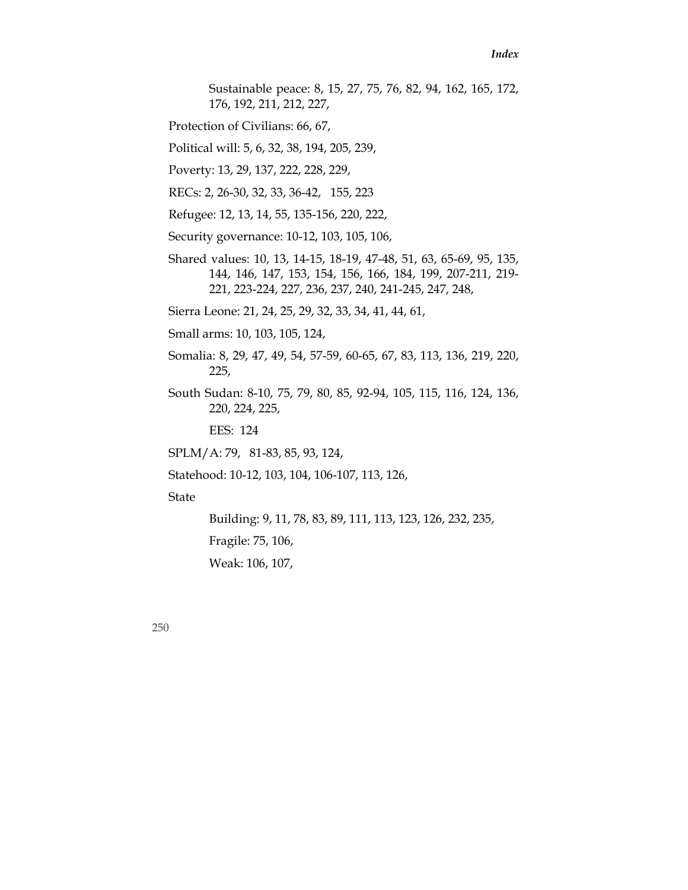Sustainable peace: 8, 15, 27, 75, 76, 82, 94, 162, 165, 172, 176, 192, 211, 212, 227,

Protection of Civilians: 66, 67,

Political will: 5, 6, 32, 38, 194, 205, 239,

Poverty: 13, 29, 137, 222, 228, 229,

RECs: 2, 26-30, 32, 33, 36-42, 155, 223

Refugee: 12, 13, 14, 55, 135-156, 220, 222,

Security governance: 10-12, 103, 105, 106,

Shared values: 10, 13, 14-15, 18-19, 47-48, 51, 63, 65-69, 95, 135, 144, 146, 147, 153, 154, 156, 166, 184, 199, 207-211, 219-221, 223-224, 227, 236, 237, 240, 241-245, 247, 248,

Sierra Leone: 21, 24, 25, 29, 32, 33, 34, 41, 44, 61,

Small arms: 10, 103, 105, 124,

Somalia: 8, 29, 47, 49, 54, 57-59, 60-65, 67, 83, 113, 136, 219, 220, 225,

South Sudan: 8-10, 75, 79, 80, 85, 92-94, 105, 115, 116, 124, 136, 220, 224, 225,

EES: 124

SPLM/A: 79, 81-83, 85, 93, 124,

Statehood: 10-12, 103, 104, 106-107, 113, 126,

State

Building: 9, 11, 78, 83, 89, 111, 113, 123, 126, 232, 235,

Fragile: 75, 106,

Weak: 106, 107,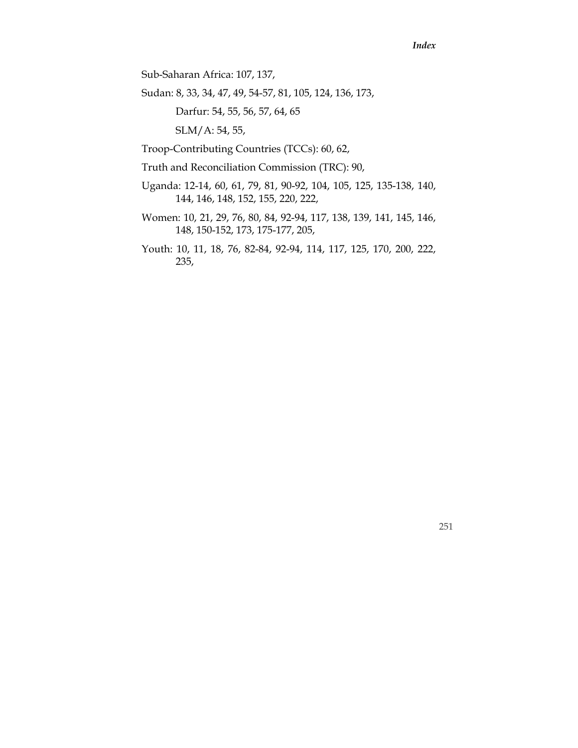Sub-Saharan Africa: 107, 137,

Sudan: 8, 33, 34, 47, 49, 54-57, 81, 105, 124, 136, 173,

    Darfur: 54, 55, 56, 57, 64, 65

    SLM/A: 54, 55,

Troop-Contributing Countries (TCCs): 60, 62,

Truth and Reconciliation Commission (TRC): 90,

Uganda: 12-14, 60, 61, 79, 81, 90-92, 104, 105, 125, 135-138, 140, 144, 146, 148, 152, 155, 220, 222,

Women: 10, 21, 29, 76, 80, 84, 92-94, 117, 138, 139, 141, 145, 146, 148, 150-152, 173, 175-177, 205,

Youth: 10, 11, 18, 76, 82-84, 92-94, 114, 117, 125, 170, 200, 222, 235,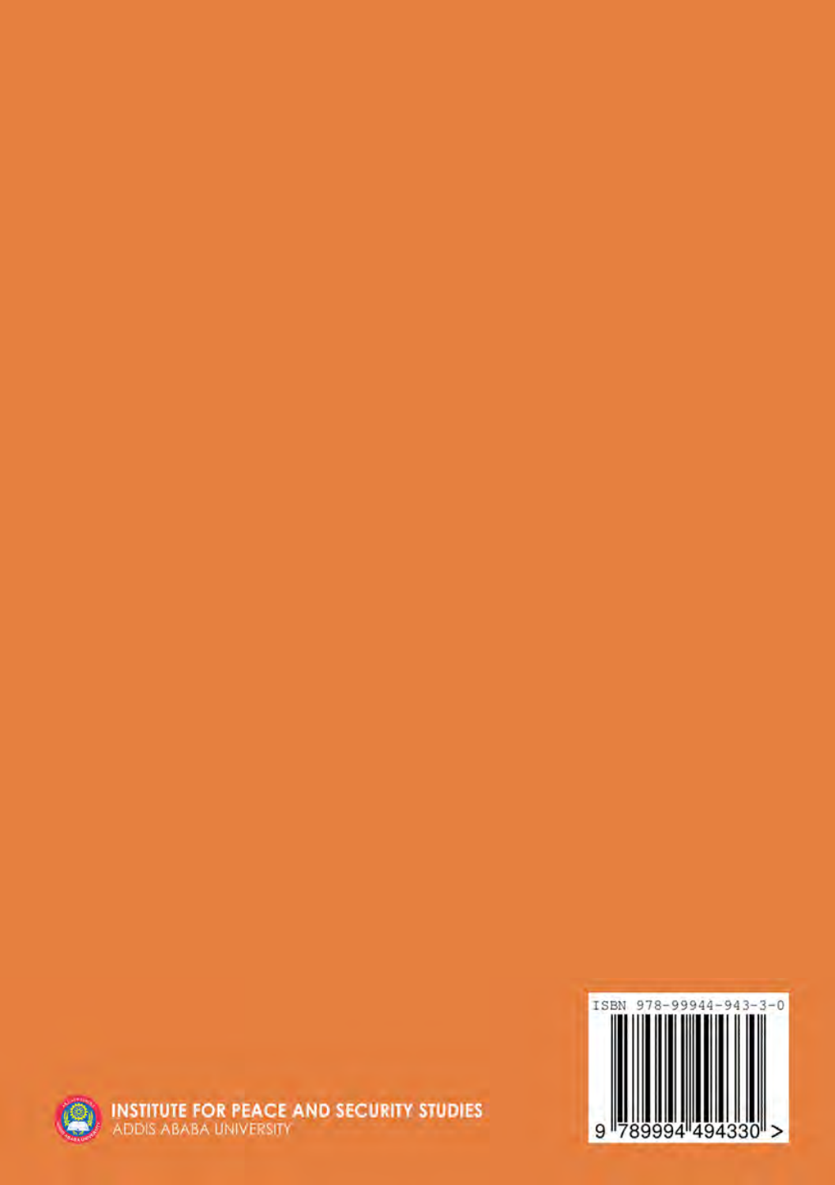ISBN 978-99944-943-3-0

9 789994 494330 >

**INSTITUTE FOR PEACE AND SECURITY STUDIES**
ADDIS ABABA UNIVERSITY